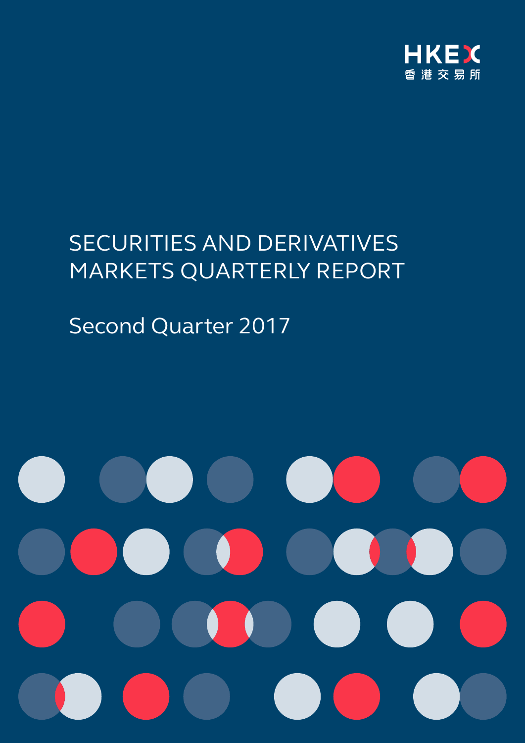HKEX
香港交易所

# SECURITIES AND DERIVATIVES MARKETS QUARTERLY REPORT

## Second Quarter 2017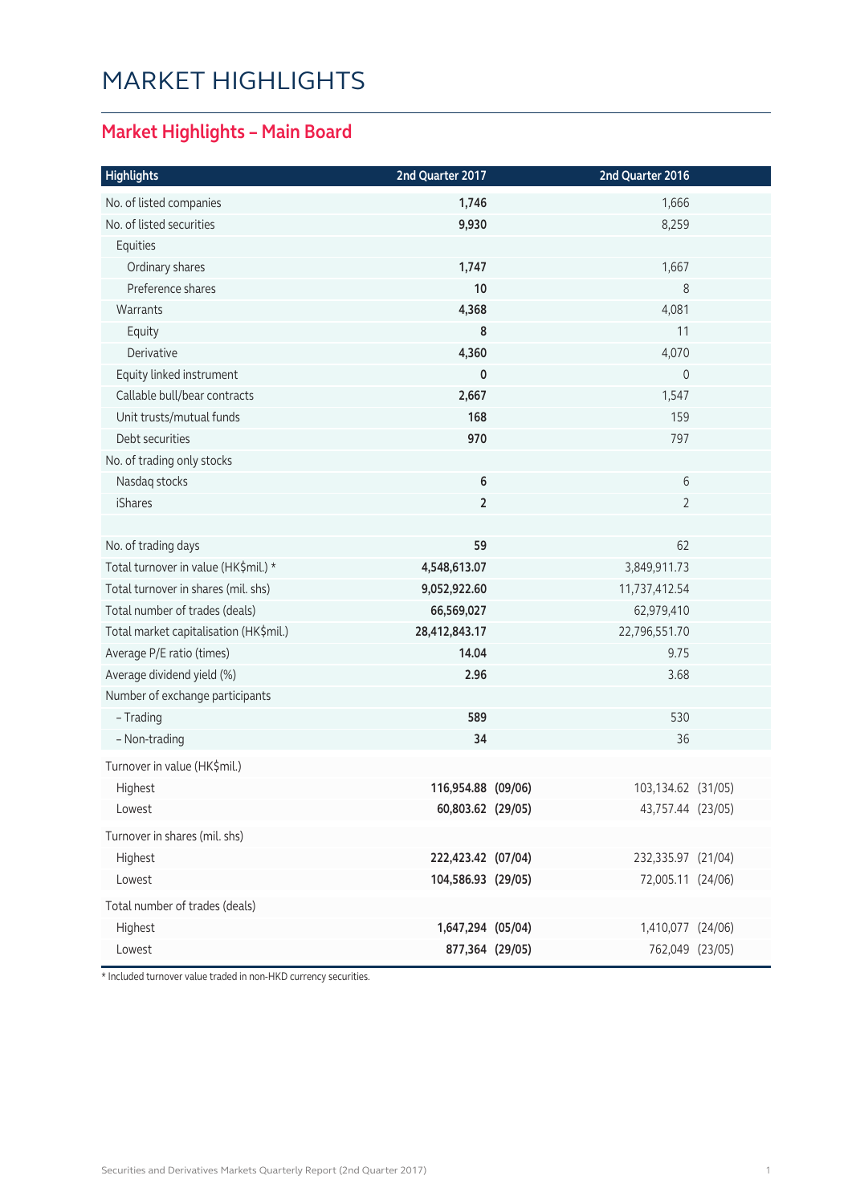# MARKET HIGHLIGHTS

## Market Highlights – Main Board

| Highlights | 2nd Quarter 2017 | | 2nd Quarter 2016 | |
|---|---|---|---|---|
| No. of listed companies | **1,746** | | 1,666 | |
| No. of listed securities | **9,930** | | 8,259 | |
| Equities | | | | |
| Ordinary shares | **1,747** | | 1,667 | |
| Preference shares | **10** | | 8 | |
| Warrants | **4,368** | | 4,081 | |
| Equity | **8** | | 11 | |
| Derivative | **4,360** | | 4,070 | |
| Equity linked instrument | **0** | | 0 | |
| Callable bull/bear contracts | **2,667** | | 1,547 | |
| Unit trusts/mutual funds | **168** | | 159 | |
| Debt securities | **970** | | 797 | |
| No. of trading only stocks | | | | |
| Nasdaq stocks | **6** | | 6 | |
| iShares | **2** | | 2 | |
| | | | | |
| No. of trading days | **59** | | 62 | |
| Total turnover in value (HK$mil.) * | **4,548,613.07** | | 3,849,911.73 | |
| Total turnover in shares (mil. shs) | **9,052,922.60** | | 11,737,412.54 | |
| Total number of trades (deals) | **66,569,027** | | 62,979,410 | |
| Total market capitalisation (HK$mil.) | **28,412,843.17** | | 22,796,551.70 | |
| Average P/E ratio (times) | **14.04** | | 9.75 | |
| Average dividend yield (%) | **2.96** | | 3.68 | |
| Number of exchange participants | | | | |
| – Trading | **589** | | 530 | |
| – Non-trading | **34** | | 36 | |
| Turnover in value (HK$mil.) | | | | |
| Highest | **116,954.88** | **(09/06)** | 103,134.62 | (31/05) |
| Lowest | **60,803.62** | **(29/05)** | 43,757.44 | (23/05) |
| Turnover in shares (mil. shs) | | | | |
| Highest | **222,423.42** | **(07/04)** | 232,335.97 | (21/04) |
| Lowest | **104,586.93** | **(29/05)** | 72,005.11 | (24/06) |
| Total number of trades (deals) | | | | |
| Highest | **1,647,294** | **(05/04)** | 1,410,077 | (24/06) |
| Lowest | **877,364** | **(29/05)** | 762,049 | (23/05) |

* Included turnover value traded in non-HKD currency securities.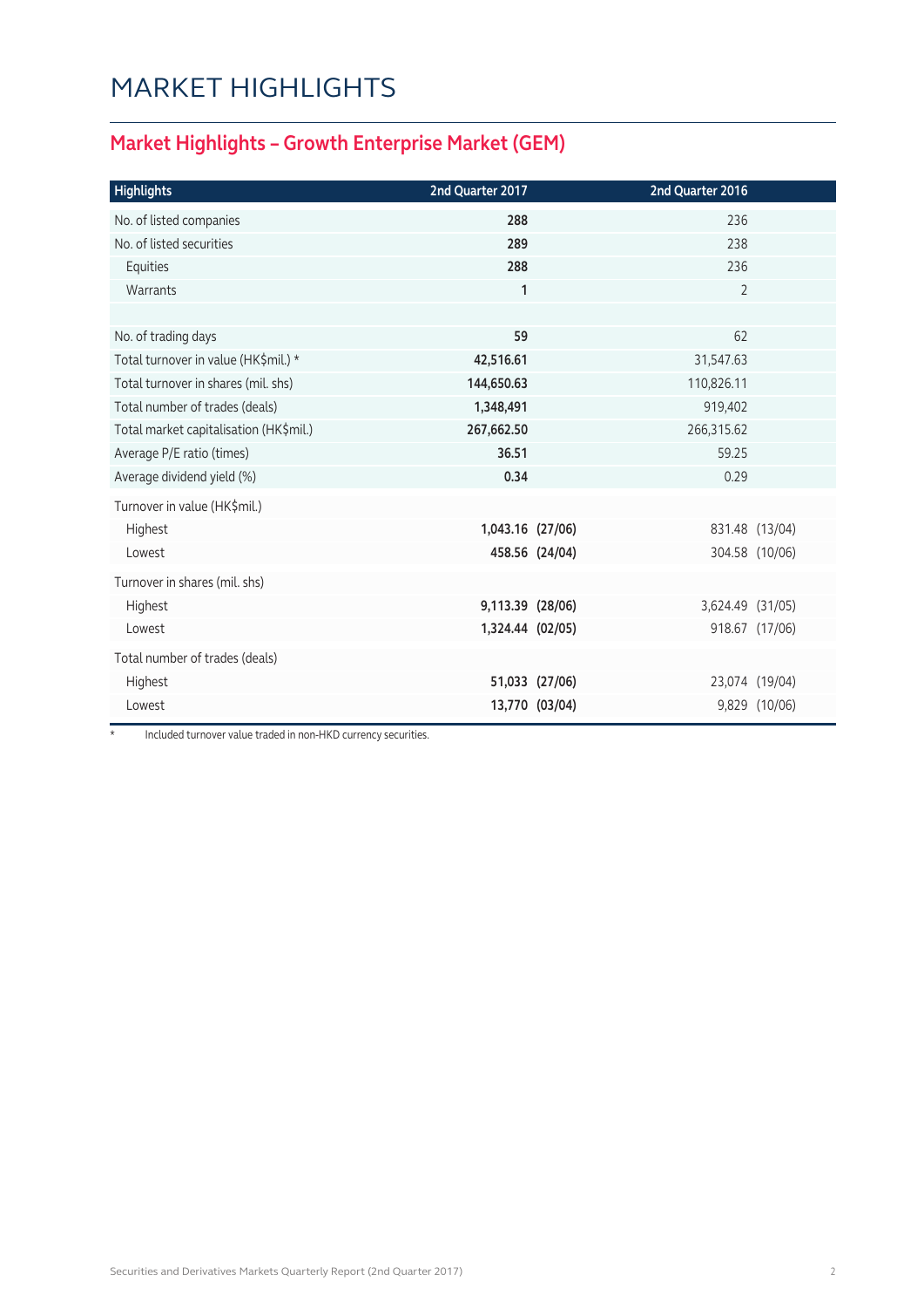# MARKET HIGHLIGHTS

## Market Highlights – Growth Enterprise Market (GEM)

| Highlights | 2nd Quarter 2017 | | 2nd Quarter 2016 | |
|---|---|---|---|---|
| No. of listed companies | **288** | | 236 | |
| No. of listed securities | **289** | | 238 | |
| Equities | **288** | | 236 | |
| Warrants | **1** | | 2 | |
| | | | | |
| No. of trading days | **59** | | 62 | |
| Total turnover in value (HK$mil.) * | **42,516.61** | | 31,547.63 | |
| Total turnover in shares (mil. shs) | **144,650.63** | | 110,826.11 | |
| Total number of trades (deals) | **1,348,491** | | 919,402 | |
| Total market capitalisation (HK$mil.) | **267,662.50** | | 266,315.62 | |
| Average P/E ratio (times) | **36.51** | | 59.25 | |
| Average dividend yield (%) | **0.34** | | 0.29 | |
| Turnover in value (HK$mil.) | | | | |
| Highest | **1,043.16** | **(27/06)** | 831.48 | (13/04) |
| Lowest | **458.56** | **(24/04)** | 304.58 | (10/06) |
| Turnover in shares (mil. shs) | | | | |
| Highest | **9,113.39** | **(28/06)** | 3,624.49 | (31/05) |
| Lowest | **1,324.44** | **(02/05)** | 918.67 | (17/06) |
| Total number of trades (deals) | | | | |
| Highest | **51,033** | **(27/06)** | 23,074 | (19/04) |
| Lowest | **13,770** | **(03/04)** | 9,829 | (10/06) |

\* Included turnover value traded in non-HKD currency securities.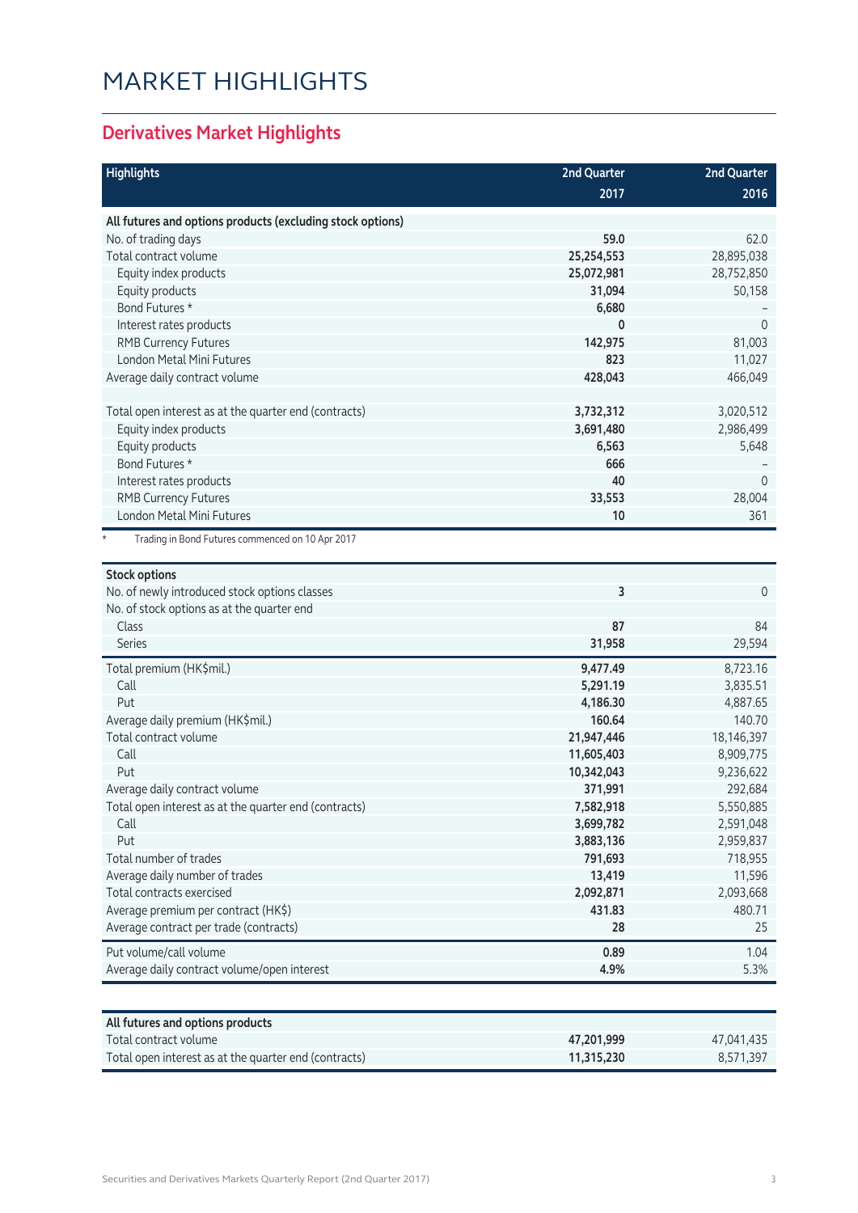# MARKET HIGHLIGHTS

## Derivatives Market Highlights

| Highlights | 2nd Quarter 2017 | 2nd Quarter 2016 |
|---|---|---|
| **All futures and options products (excluding stock options)** | | |
| No. of trading days | **59.0** | 62.0 |
| Total contract volume | **25,254,553** | 28,895,038 |
| Equity index products | **25,072,981** | 28,752,850 |
| Equity products | **31,094** | 50,158 |
| Bond Futures * | **6,680** | – |
| Interest rates products | **0** | 0 |
| RMB Currency Futures | **142,975** | 81,003 |
| London Metal Mini Futures | **823** | 11,027 |
| Average daily contract volume | **428,043** | 466,049 |
| | | |
| Total open interest as at the quarter end (contracts) | **3,732,312** | 3,020,512 |
| Equity index products | **3,691,480** | 2,986,499 |
| Equity products | **6,563** | 5,648 |
| Bond Futures * | **666** | – |
| Interest rates products | **40** | 0 |
| RMB Currency Futures | **33,553** | 28,004 |
| London Metal Mini Futures | **10** | 361 |

\* Trading in Bond Futures commenced on 10 Apr 2017

| Stock options | 2nd Quarter 2017 | 2nd Quarter 2016 |
|---|---|---|
| No. of newly introduced stock options classes | **3** | 0 |
| No. of stock options as at the quarter end | | |
| Class | **87** | 84 |
| Series | **31,958** | 29,594 |
| Total premium (HK$mil.) | **9,477.49** | 8,723.16 |
| Call | **5,291.19** | 3,835.51 |
| Put | **4,186.30** | 4,887.65 |
| Average daily premium (HK$mil.) | **160.64** | 140.70 |
| Total contract volume | **21,947,446** | 18,146,397 |
| Call | **11,605,403** | 8,909,775 |
| Put | **10,342,043** | 9,236,622 |
| Average daily contract volume | **371,991** | 292,684 |
| Total open interest as at the quarter end (contracts) | **7,582,918** | 5,550,885 |
| Call | **3,699,782** | 2,591,048 |
| Put | **3,883,136** | 2,959,837 |
| Total number of trades | **791,693** | 718,955 |
| Average daily number of trades | **13,419** | 11,596 |
| Total contracts exercised | **2,092,871** | 2,093,668 |
| Average premium per contract (HK$) | **431.83** | 480.71 |
| Average contract per trade (contracts) | **28** | 25 |
| Put volume/call volume | **0.89** | 1.04 |
| Average daily contract volume/open interest | **4.9%** | 5.3% |

| All futures and options products | 2nd Quarter 2017 | 2nd Quarter 2016 |
|---|---|---|
| Total contract volume | **47,201,999** | 47,041,435 |
| Total open interest as at the quarter end (contracts) | **11,315,230** | 8,571,397 |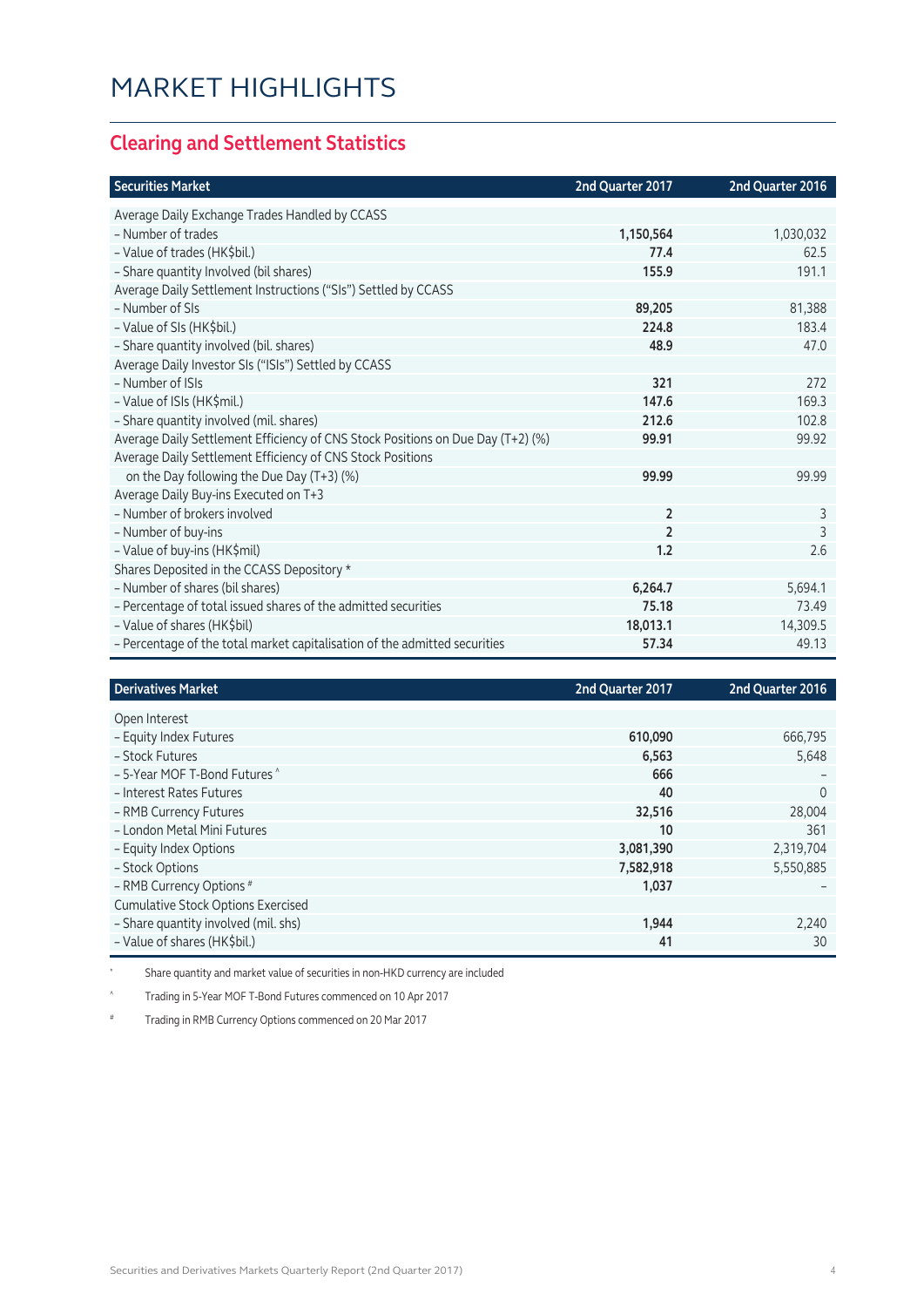# MARKET HIGHLIGHTS

## Clearing and Settlement Statistics

| Securities Market | 2nd Quarter 2017 | 2nd Quarter 2016 |
|---|---|---|
| Average Daily Exchange Trades Handled by CCASS | | |
| – Number of trades | **1,150,564** | 1,030,032 |
| – Value of trades (HK$bil.) | **77.4** | 62.5 |
| – Share quantity Involved (bil shares) | **155.9** | 191.1 |
| Average Daily Settlement Instructions ("SIs") Settled by CCASS | | |
| – Number of SIs | **89,205** | 81,388 |
| – Value of SIs (HK$bil.) | **224.8** | 183.4 |
| – Share quantity involved (bil. shares) | **48.9** | 47.0 |
| Average Daily Investor SIs ("ISIs") Settled by CCASS | | |
| – Number of ISIs | **321** | 272 |
| – Value of ISIs (HK$mil.) | **147.6** | 169.3 |
| – Share quantity involved (mil. shares) | **212.6** | 102.8 |
| Average Daily Settlement Efficiency of CNS Stock Positions on Due Day (T+2) (%) | **99.91** | 99.92 |
| Average Daily Settlement Efficiency of CNS Stock Positions on the Day following the Due Day (T+3) (%) | **99.99** | 99.99 |
| Average Daily Buy-ins Executed on T+3 | | |
| – Number of brokers involved | **2** | 3 |
| – Number of buy-ins | **2** | 3 |
| – Value of buy-ins (HK$mil) | **1.2** | 2.6 |
| Shares Deposited in the CCASS Depository * | | |
| – Number of shares (bil shares) | **6,264.7** | 5,694.1 |
| – Percentage of total issued shares of the admitted securities | **75.18** | 73.49 |
| – Value of shares (HK$bil) | **18,013.1** | 14,309.5 |
| – Percentage of the total market capitalisation of the admitted securities | **57.34** | 49.13 |

| Derivatives Market | 2nd Quarter 2017 | 2nd Quarter 2016 |
|---|---|---|
| Open Interest | | |
| – Equity Index Futures | **610,090** | 666,795 |
| – Stock Futures | **6,563** | 5,648 |
| – 5-Year MOF T-Bond Futures ^ | **666** | – |
| – Interest Rates Futures | **40** | 0 |
| – RMB Currency Futures | **32,516** | 28,004 |
| – London Metal Mini Futures | **10** | 361 |
| – Equity Index Options | **3,081,390** | 2,319,704 |
| – Stock Options | **7,582,918** | 5,550,885 |
| – RMB Currency Options # | **1,037** | – |
| Cumulative Stock Options Exercised | | |
| – Share quantity involved (mil. shs) | **1,944** | 2,240 |
| – Value of shares (HK$bil.) | **41** | 30 |

\* Share quantity and market value of securities in non-HKD currency are included

^ Trading in 5-Year MOF T-Bond Futures commenced on 10 Apr 2017

# Trading in RMB Currency Options commenced on 20 Mar 2017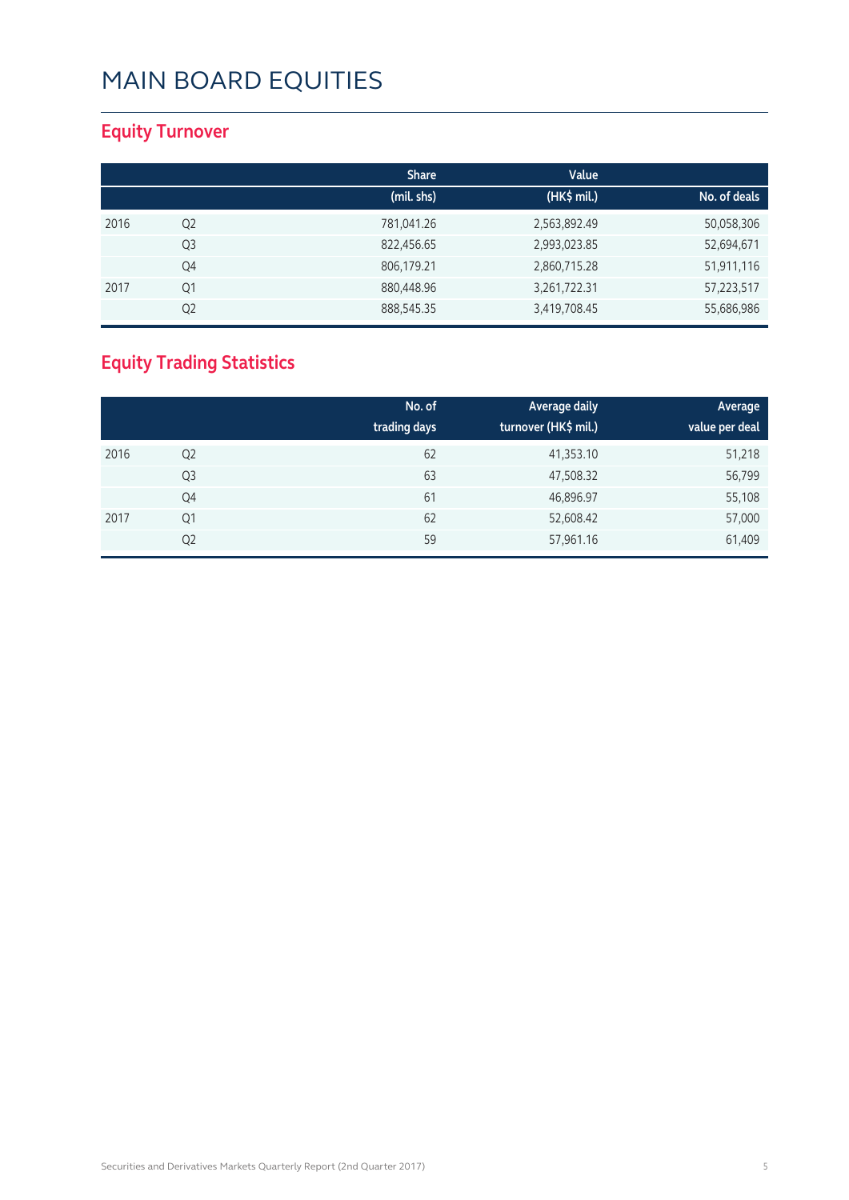# MAIN BOARD EQUITIES

## Equity Turnover

| | | Share (mil. shs) | Value (HK$ mil.) | No. of deals |
|---|---|---|---|---|
| 2016 | Q2 | 781,041.26 | 2,563,892.49 | 50,058,306 |
| | Q3 | 822,456.65 | 2,993,023.85 | 52,694,671 |
| | Q4 | 806,179.21 | 2,860,715.28 | 51,911,116 |
| 2017 | Q1 | 880,448.96 | 3,261,722.31 | 57,223,517 |
| | Q2 | 888,545.35 | 3,419,708.45 | 55,686,986 |

## Equity Trading Statistics

| | | No. of trading days | Average daily turnover (HK$ mil.) | Average value per deal |
|---|---|---|---|---|
| 2016 | Q2 | 62 | 41,353.10 | 51,218 |
| | Q3 | 63 | 47,508.32 | 56,799 |
| | Q4 | 61 | 46,896.97 | 55,108 |
| 2017 | Q1 | 62 | 52,608.42 | 57,000 |
| | Q2 | 59 | 57,961.16 | 61,409 |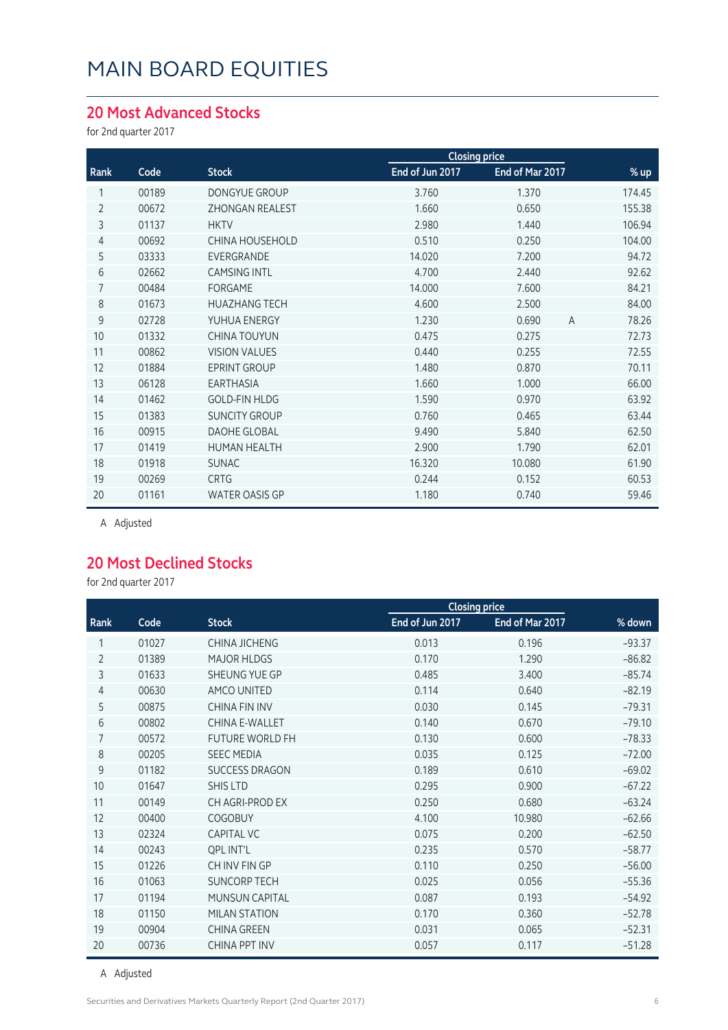# MAIN BOARD EQUITIES

## 20 Most Advanced Stocks

for 2nd quarter 2017

| Rank | Code | Stock | Closing price | | | % up |
|---|---|---|---|---|---|---|
| | | | End of Jun 2017 | End of Mar 2017 | | |
| 1 | 00189 | DONGYUE GROUP | 3.760 | 1.370 | | 174.45 |
| 2 | 00672 | ZHONGAN REALEST | 1.660 | 0.650 | | 155.38 |
| 3 | 01137 | HKTV | 2.980 | 1.440 | | 106.94 |
| 4 | 00692 | CHINA HOUSEHOLD | 0.510 | 0.250 | | 104.00 |
| 5 | 03333 | EVERGRANDE | 14.020 | 7.200 | | 94.72 |
| 6 | 02662 | CAMSING INTL | 4.700 | 2.440 | | 92.62 |
| 7 | 00484 | FORGAME | 14.000 | 7.600 | | 84.21 |
| 8 | 01673 | HUAZHANG TECH | 4.600 | 2.500 | | 84.00 |
| 9 | 02728 | YUHUA ENERGY | 1.230 | 0.690 | A | 78.26 |
| 10 | 01332 | CHINA TOUYUN | 0.475 | 0.275 | | 72.73 |
| 11 | 00862 | VISION VALUES | 0.440 | 0.255 | | 72.55 |
| 12 | 01884 | EPRINT GROUP | 1.480 | 0.870 | | 70.11 |
| 13 | 06128 | EARTHASIA | 1.660 | 1.000 | | 66.00 |
| 14 | 01462 | GOLD-FIN HLDG | 1.590 | 0.970 | | 63.92 |
| 15 | 01383 | SUNCITY GROUP | 0.760 | 0.465 | | 63.44 |
| 16 | 00915 | DAOHE GLOBAL | 9.490 | 5.840 | | 62.50 |
| 17 | 01419 | HUMAN HEALTH | 2.900 | 1.790 | | 62.01 |
| 18 | 01918 | SUNAC | 16.320 | 10.080 | | 61.90 |
| 19 | 00269 | CRTG | 0.244 | 0.152 | | 60.53 |
| 20 | 01161 | WATER OASIS GP | 1.180 | 0.740 | | 59.46 |

A Adjusted

## 20 Most Declined Stocks

for 2nd quarter 2017

| Rank | Code | Stock | Closing price | | % down |
|---|---|---|---|---|---|
| | | | End of Jun 2017 | End of Mar 2017 | |
| 1 | 01027 | CHINA JICHENG | 0.013 | 0.196 | −93.37 |
| 2 | 01389 | MAJOR HLDGS | 0.170 | 1.290 | −86.82 |
| 3 | 01633 | SHEUNG YUE GP | 0.485 | 3.400 | −85.74 |
| 4 | 00630 | AMCO UNITED | 0.114 | 0.640 | −82.19 |
| 5 | 00875 | CHINA FIN INV | 0.030 | 0.145 | −79.31 |
| 6 | 00802 | CHINA E-WALLET | 0.140 | 0.670 | −79.10 |
| 7 | 00572 | FUTURE WORLD FH | 0.130 | 0.600 | −78.33 |
| 8 | 00205 | SEEC MEDIA | 0.035 | 0.125 | −72.00 |
| 9 | 01182 | SUCCESS DRAGON | 0.189 | 0.610 | −69.02 |
| 10 | 01647 | SHIS LTD | 0.295 | 0.900 | −67.22 |
| 11 | 00149 | CH AGRI-PROD EX | 0.250 | 0.680 | −63.24 |
| 12 | 00400 | COGOBUY | 4.100 | 10.980 | −62.66 |
| 13 | 02324 | CAPITAL VC | 0.075 | 0.200 | −62.50 |
| 14 | 00243 | QPL INT'L | 0.235 | 0.570 | −58.77 |
| 15 | 01226 | CH INV FIN GP | 0.110 | 0.250 | −56.00 |
| 16 | 01063 | SUNCORP TECH | 0.025 | 0.056 | −55.36 |
| 17 | 01194 | MUNSUN CAPITAL | 0.087 | 0.193 | −54.92 |
| 18 | 01150 | MILAN STATION | 0.170 | 0.360 | −52.78 |
| 19 | 00904 | CHINA GREEN | 0.031 | 0.065 | −52.31 |
| 20 | 00736 | CHINA PPT INV | 0.057 | 0.117 | −51.28 |

A Adjusted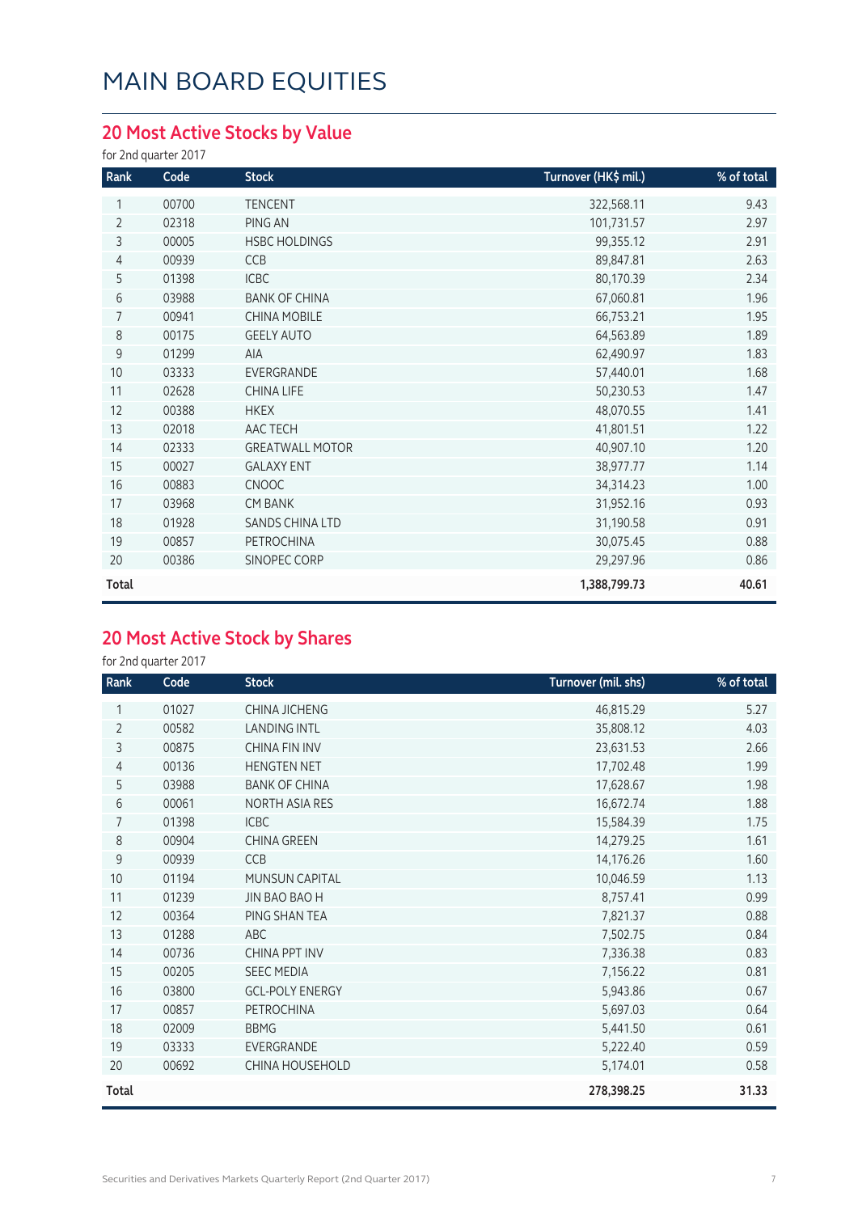# MAIN BOARD EQUITIES

## 20 Most Active Stocks by Value

for 2nd quarter 2017

| Rank | Code | Stock | Turnover (HK$ mil.) | % of total |
|---|---|---|---|---|
| 1 | 00700 | TENCENT | 322,568.11 | 9.43 |
| 2 | 02318 | PING AN | 101,731.57 | 2.97 |
| 3 | 00005 | HSBC HOLDINGS | 99,355.12 | 2.91 |
| 4 | 00939 | CCB | 89,847.81 | 2.63 |
| 5 | 01398 | ICBC | 80,170.39 | 2.34 |
| 6 | 03988 | BANK OF CHINA | 67,060.81 | 1.96 |
| 7 | 00941 | CHINA MOBILE | 66,753.21 | 1.95 |
| 8 | 00175 | GEELY AUTO | 64,563.89 | 1.89 |
| 9 | 01299 | AIA | 62,490.97 | 1.83 |
| 10 | 03333 | EVERGRANDE | 57,440.01 | 1.68 |
| 11 | 02628 | CHINA LIFE | 50,230.53 | 1.47 |
| 12 | 00388 | HKEX | 48,070.55 | 1.41 |
| 13 | 02018 | AAC TECH | 41,801.51 | 1.22 |
| 14 | 02333 | GREATWALL MOTOR | 40,907.10 | 1.20 |
| 15 | 00027 | GALAXY ENT | 38,977.77 | 1.14 |
| 16 | 00883 | CNOOC | 34,314.23 | 1.00 |
| 17 | 03968 | CM BANK | 31,952.16 | 0.93 |
| 18 | 01928 | SANDS CHINA LTD | 31,190.58 | 0.91 |
| 19 | 00857 | PETROCHINA | 30,075.45 | 0.88 |
| 20 | 00386 | SINOPEC CORP | 29,297.96 | 0.86 |
| **Total** | | | **1,388,799.73** | **40.61** |

## 20 Most Active Stock by Shares

for 2nd quarter 2017

| Rank | Code | Stock | Turnover (mil. shs) | % of total |
|---|---|---|---|---|
| 1 | 01027 | CHINA JICHENG | 46,815.29 | 5.27 |
| 2 | 00582 | LANDING INTL | 35,808.12 | 4.03 |
| 3 | 00875 | CHINA FIN INV | 23,631.53 | 2.66 |
| 4 | 00136 | HENGTEN NET | 17,702.48 | 1.99 |
| 5 | 03988 | BANK OF CHINA | 17,628.67 | 1.98 |
| 6 | 00061 | NORTH ASIA RES | 16,672.74 | 1.88 |
| 7 | 01398 | ICBC | 15,584.39 | 1.75 |
| 8 | 00904 | CHINA GREEN | 14,279.25 | 1.61 |
| 9 | 00939 | CCB | 14,176.26 | 1.60 |
| 10 | 01194 | MUNSUN CAPITAL | 10,046.59 | 1.13 |
| 11 | 01239 | JIN BAO BAO H | 8,757.41 | 0.99 |
| 12 | 00364 | PING SHAN TEA | 7,821.37 | 0.88 |
| 13 | 01288 | ABC | 7,502.75 | 0.84 |
| 14 | 00736 | CHINA PPT INV | 7,336.38 | 0.83 |
| 15 | 00205 | SEEC MEDIA | 7,156.22 | 0.81 |
| 16 | 03800 | GCL-POLY ENERGY | 5,943.86 | 0.67 |
| 17 | 00857 | PETROCHINA | 5,697.03 | 0.64 |
| 18 | 02009 | BBMG | 5,441.50 | 0.61 |
| 19 | 03333 | EVERGRANDE | 5,222.40 | 0.59 |
| 20 | 00692 | CHINA HOUSEHOLD | 5,174.01 | 0.58 |
| **Total** | | | **278,398.25** | **31.33** |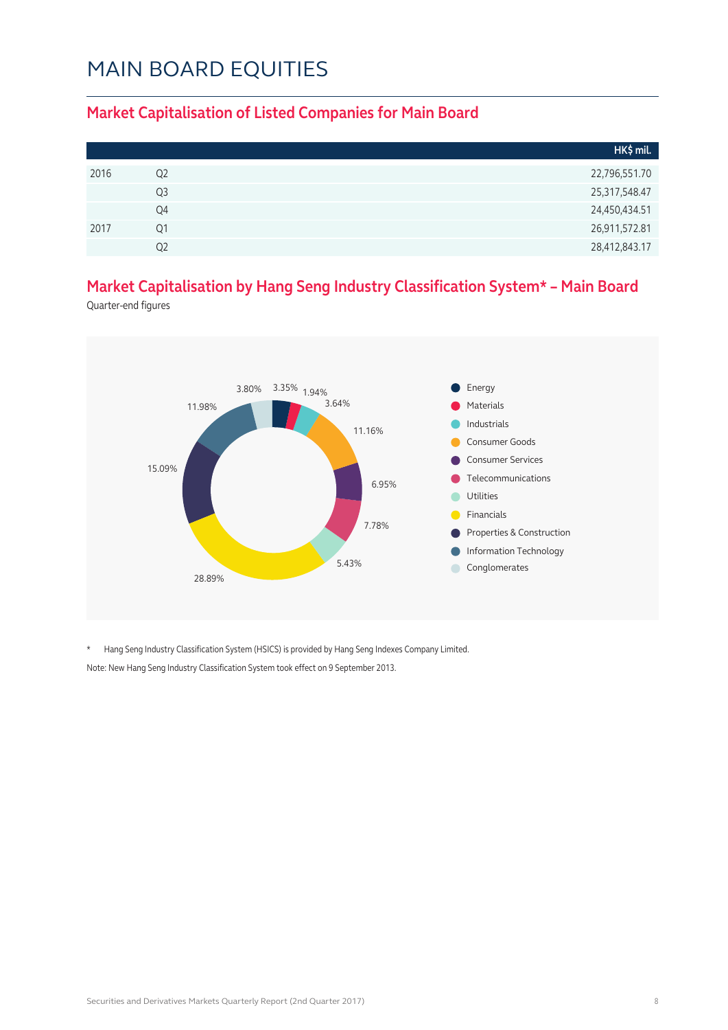# MAIN BOARD EQUITIES

## Market Capitalisation of Listed Companies for Main Board

| | | HK$ mil. |
|---|---|---|
| 2016 | Q2 | 22,796,551.70 |
| | Q3 | 25,317,548.47 |
| | Q4 | 24,450,434.51 |
| 2017 | Q1 | 26,911,572.81 |
| | Q2 | 28,412,843.17 |

## Market Capitalisation by Hang Seng Industry Classification System* – Main Board

Quarter-end figures

| Industry | % |
|---|---|
| Energy | 3.35% |
| Materials | 1.94% |
| Industrials | 3.64% |
| Consumer Goods | 11.16% |
| Consumer Services | 6.95% |
| Telecommunications | 7.78% |
| Utilities | 5.43% |
| Financials | 28.89% |
| Properties & Construction | 15.09% |
| Information Technology | 11.98% |
| Conglomerates | 3.80% |

\* Hang Seng Industry Classification System (HSICS) is provided by Hang Seng Indexes Company Limited.

Note: New Hang Seng Industry Classification System took effect on 9 September 2013.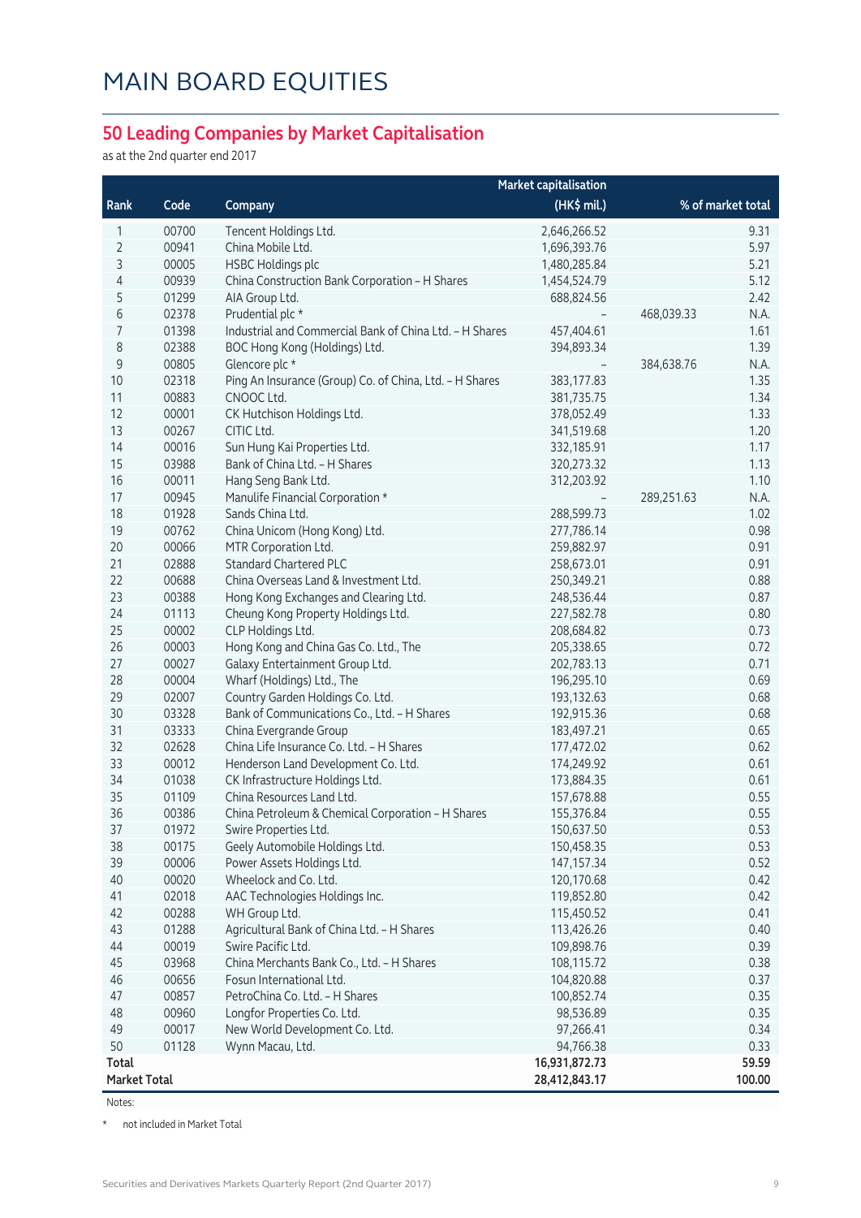# MAIN BOARD EQUITIES

## 50 Leading Companies by Market Capitalisation

as at the 2nd quarter end 2017

| Rank | Code | Company | Market capitalisation (HK$ mil.) | | % of market total |
|---|---|---|---|---|---|
| 1 | 00700 | Tencent Holdings Ltd. | 2,646,266.52 | | 9.31 |
| 2 | 00941 | China Mobile Ltd. | 1,696,393.76 | | 5.97 |
| 3 | 00005 | HSBC Holdings plc | 1,480,285.84 | | 5.21 |
| 4 | 00939 | China Construction Bank Corporation – H Shares | 1,454,524.79 | | 5.12 |
| 5 | 01299 | AIA Group Ltd. | 688,824.56 | | 2.42 |
| 6 | 02378 | Prudential plc * | – | 468,039.33 | N.A. |
| 7 | 01398 | Industrial and Commercial Bank of China Ltd. – H Shares | 457,404.61 | | 1.61 |
| 8 | 02388 | BOC Hong Kong (Holdings) Ltd. | 394,893.34 | | 1.39 |
| 9 | 00805 | Glencore plc * | – | 384,638.76 | N.A. |
| 10 | 02318 | Ping An Insurance (Group) Co. of China, Ltd. – H Shares | 383,177.83 | | 1.35 |
| 11 | 00883 | CNOOC Ltd. | 381,735.75 | | 1.34 |
| 12 | 00001 | CK Hutchison Holdings Ltd. | 378,052.49 | | 1.33 |
| 13 | 00267 | CITIC Ltd. | 341,519.68 | | 1.20 |
| 14 | 00016 | Sun Hung Kai Properties Ltd. | 332,185.91 | | 1.17 |
| 15 | 03988 | Bank of China Ltd. – H Shares | 320,273.32 | | 1.13 |
| 16 | 00011 | Hang Seng Bank Ltd. | 312,203.92 | | 1.10 |
| 17 | 00945 | Manulife Financial Corporation * | – | 289,251.63 | N.A. |
| 18 | 01928 | Sands China Ltd. | 288,599.73 | | 1.02 |
| 19 | 00762 | China Unicom (Hong Kong) Ltd. | 277,786.14 | | 0.98 |
| 20 | 00066 | MTR Corporation Ltd. | 259,882.97 | | 0.91 |
| 21 | 02888 | Standard Chartered PLC | 258,673.01 | | 0.91 |
| 22 | 00688 | China Overseas Land & Investment Ltd. | 250,349.21 | | 0.88 |
| 23 | 00388 | Hong Kong Exchanges and Clearing Ltd. | 248,536.44 | | 0.87 |
| 24 | 01113 | Cheung Kong Property Holdings Ltd. | 227,582.78 | | 0.80 |
| 25 | 00002 | CLP Holdings Ltd. | 208,684.82 | | 0.73 |
| 26 | 00003 | Hong Kong and China Gas Co. Ltd., The | 205,338.65 | | 0.72 |
| 27 | 00027 | Galaxy Entertainment Group Ltd. | 202,783.13 | | 0.71 |
| 28 | 00004 | Wharf (Holdings) Ltd., The | 196,295.10 | | 0.69 |
| 29 | 02007 | Country Garden Holdings Co. Ltd. | 193,132.63 | | 0.68 |
| 30 | 03328 | Bank of Communications Co., Ltd. – H Shares | 192,915.36 | | 0.68 |
| 31 | 03333 | China Evergrande Group | 183,497.21 | | 0.65 |
| 32 | 02628 | China Life Insurance Co. Ltd. – H Shares | 177,472.02 | | 0.62 |
| 33 | 00012 | Henderson Land Development Co. Ltd. | 174,249.92 | | 0.61 |
| 34 | 01038 | CK Infrastructure Holdings Ltd. | 173,884.35 | | 0.61 |
| 35 | 01109 | China Resources Land Ltd. | 157,678.88 | | 0.55 |
| 36 | 00386 | China Petroleum & Chemical Corporation – H Shares | 155,376.84 | | 0.55 |
| 37 | 01972 | Swire Properties Ltd. | 150,637.50 | | 0.53 |
| 38 | 00175 | Geely Automobile Holdings Ltd. | 150,458.35 | | 0.53 |
| 39 | 00006 | Power Assets Holdings Ltd. | 147,157.34 | | 0.52 |
| 40 | 00020 | Wheelock and Co. Ltd. | 120,170.68 | | 0.42 |
| 41 | 02018 | AAC Technologies Holdings Inc. | 119,852.80 | | 0.42 |
| 42 | 00288 | WH Group Ltd. | 115,450.52 | | 0.41 |
| 43 | 01288 | Agricultural Bank of China Ltd. – H Shares | 113,426.26 | | 0.40 |
| 44 | 00019 | Swire Pacific Ltd. | 109,898.76 | | 0.39 |
| 45 | 03968 | China Merchants Bank Co., Ltd. – H Shares | 108,115.72 | | 0.38 |
| 46 | 00656 | Fosun International Ltd. | 104,820.88 | | 0.37 |
| 47 | 00857 | PetroChina Co. Ltd. – H Shares | 100,852.74 | | 0.35 |
| 48 | 00960 | Longfor Properties Co. Ltd. | 98,536.89 | | 0.35 |
| 49 | 00017 | New World Development Co. Ltd. | 97,266.41 | | 0.34 |
| 50 | 01128 | Wynn Macau, Ltd. | 94,766.38 | | 0.33 |
| **Total** | | | **16,931,872.73** | | **59.59** |
| **Market Total** | | | **28,412,843.17** | | **100.00** |

Notes:

\* not included in Market Total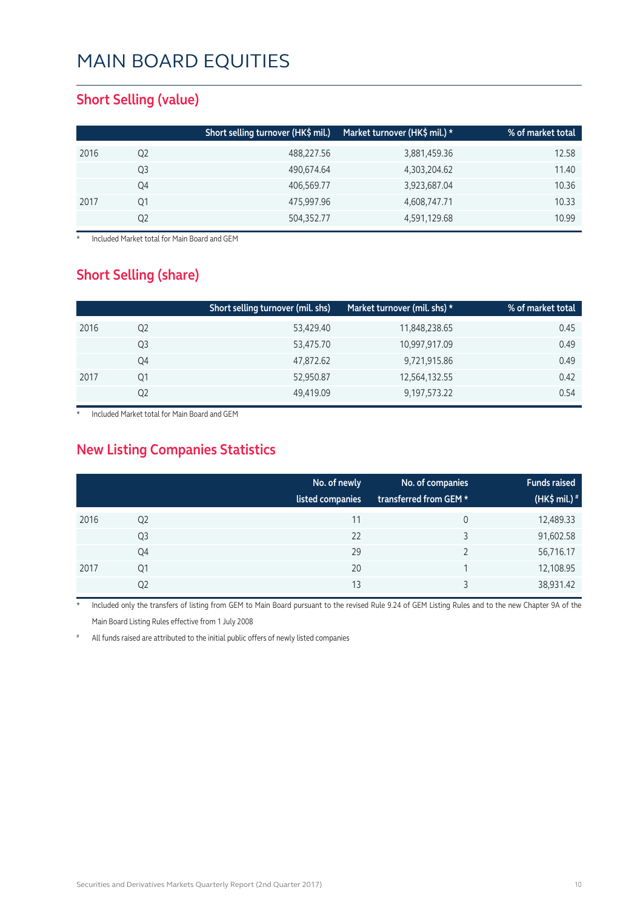# MAIN BOARD EQUITIES

## Short Selling (value)

| | | Short selling turnover (HK$ mil.) | Market turnover (HK$ mil.) * | % of market total |
|---|---|---|---|---|
| 2016 | Q2 | 488,227.56 | 3,881,459.36 | 12.58 |
| | Q3 | 490,674.64 | 4,303,204.62 | 11.40 |
| | Q4 | 406,569.77 | 3,923,687.04 | 10.36 |
| 2017 | Q1 | 475,997.96 | 4,608,747.71 | 10.33 |
| | Q2 | 504,352.77 | 4,591,129.68 | 10.99 |

\* Included Market total for Main Board and GEM

## Short Selling (share)

| | | Short selling turnover (mil. shs) | Market turnover (mil. shs) * | % of market total |
|---|---|---|---|---|
| 2016 | Q2 | 53,429.40 | 11,848,238.65 | 0.45 |
| | Q3 | 53,475.70 | 10,997,917.09 | 0.49 |
| | Q4 | 47,872.62 | 9,721,915.86 | 0.49 |
| 2017 | Q1 | 52,950.87 | 12,564,132.55 | 0.42 |
| | Q2 | 49,419.09 | 9,197,573.22 | 0.54 |

\* Included Market total for Main Board and GEM

## New Listing Companies Statistics

| | | No. of newly listed companies | No. of companies transferred from GEM * | Funds raised (HK$ mil.) # |
|---|---|---|---|---|
| 2016 | Q2 | 11 | 0 | 12,489.33 |
| | Q3 | 22 | 3 | 91,602.58 |
| | Q4 | 29 | 2 | 56,716.17 |
| 2017 | Q1 | 20 | 1 | 12,108.95 |
| | Q2 | 13 | 3 | 38,931.42 |

\* Included only the transfers of listing from GEM to Main Board pursuant to the revised Rule 9.24 of GEM Listing Rules and to the new Chapter 9A of the Main Board Listing Rules effective from 1 July 2008

\# All funds raised are attributed to the initial public offers of newly listed companies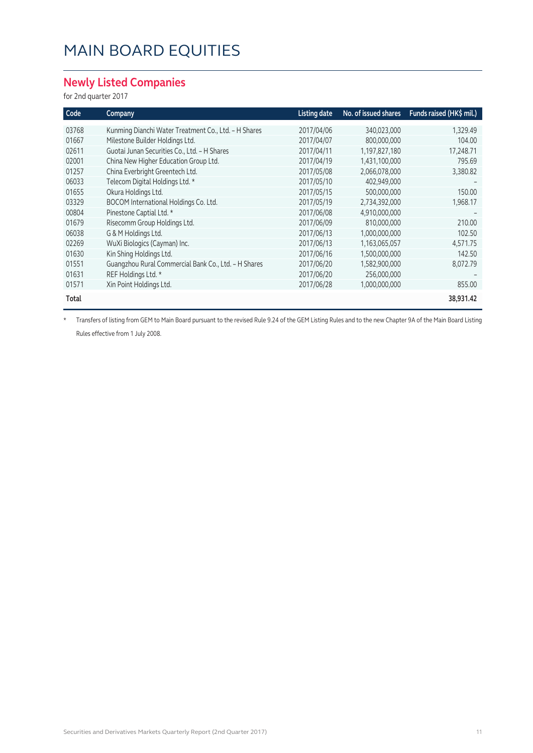# MAIN BOARD EQUITIES

## Newly Listed Companies

for 2nd quarter 2017

| Code | Company | Listing date | No. of issued shares | Funds raised (HK$ mil.) |
|---|---|---|---|---|
| 03768 | Kunming Dianchi Water Treatment Co., Ltd. – H Shares | 2017/04/06 | 340,023,000 | 1,329.49 |
| 01667 | Milestone Builder Holdings Ltd. | 2017/04/07 | 800,000,000 | 104.00 |
| 02611 | Guotai Junan Securities Co., Ltd. – H Shares | 2017/04/11 | 1,197,827,180 | 17,248.71 |
| 02001 | China New Higher Education Group Ltd. | 2017/04/19 | 1,431,100,000 | 795.69 |
| 01257 | China Everbright Greentech Ltd. | 2017/05/08 | 2,066,078,000 | 3,380.82 |
| 06033 | Telecom Digital Holdings Ltd. * | 2017/05/10 | 402,949,000 | – |
| 01655 | Okura Holdings Ltd. | 2017/05/15 | 500,000,000 | 150.00 |
| 03329 | BOCOM International Holdings Co. Ltd. | 2017/05/19 | 2,734,392,000 | 1,968.17 |
| 00804 | Pinestone Captial Ltd. * | 2017/06/08 | 4,910,000,000 | – |
| 01679 | Risecomm Group Holdings Ltd. | 2017/06/09 | 810,000,000 | 210.00 |
| 06038 | G & M Holdings Ltd. | 2017/06/13 | 1,000,000,000 | 102.50 |
| 02269 | WuXi Biologics (Cayman) Inc. | 2017/06/13 | 1,163,065,057 | 4,571.75 |
| 01630 | Kin Shing Holdings Ltd. | 2017/06/16 | 1,500,000,000 | 142.50 |
| 01551 | Guangzhou Rural Commercial Bank Co., Ltd. – H Shares | 2017/06/20 | 1,582,900,000 | 8,072.79 |
| 01631 | REF Holdings Ltd. * | 2017/06/20 | 256,000,000 | – |
| 01571 | Xin Point Holdings Ltd. | 2017/06/28 | 1,000,000,000 | 855.00 |
| **Total** | | | | **38,931.42** |

* Transfers of listing from GEM to Main Board pursuant to the revised Rule 9.24 of the GEM Listing Rules and to the new Chapter 9A of the Main Board Listing Rules effective from 1 July 2008.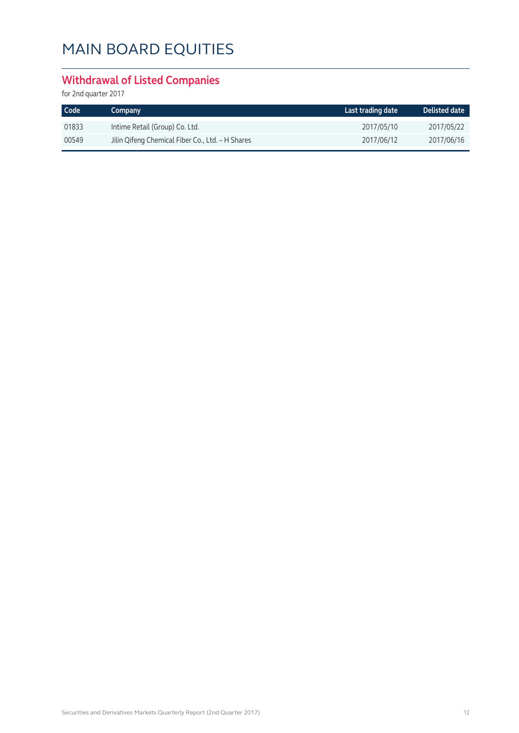# MAIN BOARD EQUITIES

## Withdrawal of Listed Companies

for 2nd quarter 2017

| Code | Company | Last trading date | Delisted date |
|---|---|---|---|
| 01833 | Intime Retail (Group) Co. Ltd. | 2017/05/10 | 2017/05/22 |
| 00549 | Jilin Qifeng Chemical Fiber Co., Ltd. – H Shares | 2017/06/12 | 2017/06/16 |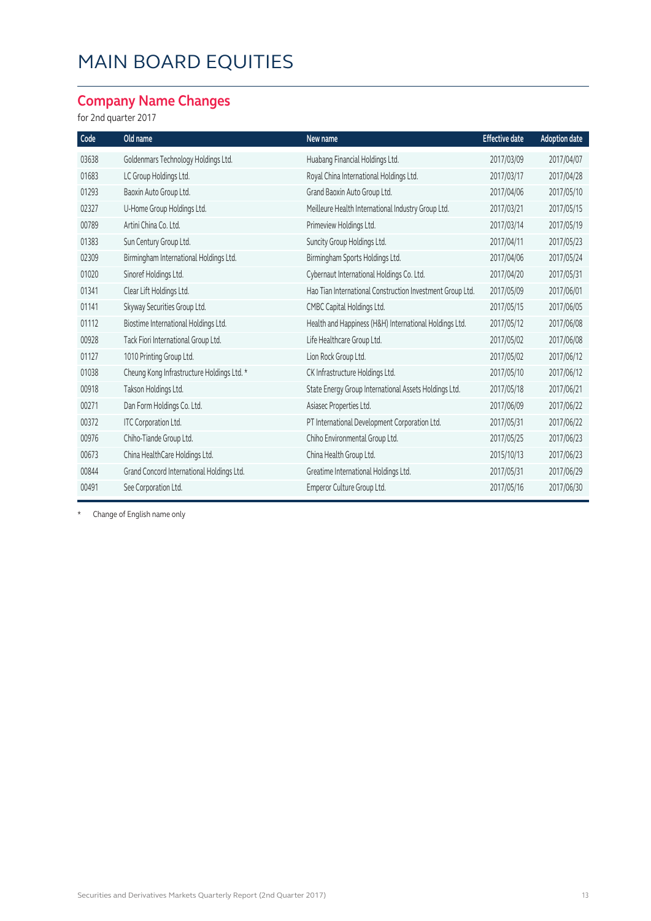# MAIN BOARD EQUITIES

## Company Name Changes

for 2nd quarter 2017

| Code | Old name | New name | Effective date | Adoption date |
|---|---|---|---|---|
| 03638 | Goldenmars Technology Holdings Ltd. | Huabang Financial Holdings Ltd. | 2017/03/09 | 2017/04/07 |
| 01683 | LC Group Holdings Ltd. | Royal China International Holdings Ltd. | 2017/03/17 | 2017/04/28 |
| 01293 | Baoxin Auto Group Ltd. | Grand Baoxin Auto Group Ltd. | 2017/04/06 | 2017/05/10 |
| 02327 | U-Home Group Holdings Ltd. | Meilleure Health International Industry Group Ltd. | 2017/03/21 | 2017/05/15 |
| 00789 | Artini China Co. Ltd. | Primeview Holdings Ltd. | 2017/03/14 | 2017/05/19 |
| 01383 | Sun Century Group Ltd. | Suncity Group Holdings Ltd. | 2017/04/11 | 2017/05/23 |
| 02309 | Birmingham International Holdings Ltd. | Birmingham Sports Holdings Ltd. | 2017/04/06 | 2017/05/24 |
| 01020 | Sinoref Holdings Ltd. | Cybernaut International Holdings Co. Ltd. | 2017/04/20 | 2017/05/31 |
| 01341 | Clear Lift Holdings Ltd. | Hao Tian International Construction Investment Group Ltd. | 2017/05/09 | 2017/06/01 |
| 01141 | Skyway Securities Group Ltd. | CMBC Capital Holdings Ltd. | 2017/05/15 | 2017/06/05 |
| 01112 | Biostime International Holdings Ltd. | Health and Happiness (H&H) International Holdings Ltd. | 2017/05/12 | 2017/06/08 |
| 00928 | Tack Fiori International Group Ltd. | Life Healthcare Group Ltd. | 2017/05/02 | 2017/06/08 |
| 01127 | 1010 Printing Group Ltd. | Lion Rock Group Ltd. | 2017/05/02 | 2017/06/12 |
| 01038 | Cheung Kong Infrastructure Holdings Ltd. * | CK Infrastructure Holdings Ltd. | 2017/05/10 | 2017/06/12 |
| 00918 | Takson Holdings Ltd. | State Energy Group International Assets Holdings Ltd. | 2017/05/18 | 2017/06/21 |
| 00271 | Dan Form Holdings Co. Ltd. | Asiasec Properties Ltd. | 2017/06/09 | 2017/06/22 |
| 00372 | ITC Corporation Ltd. | PT International Development Corporation Ltd. | 2017/05/31 | 2017/06/22 |
| 00976 | Chiho-Tiande Group Ltd. | Chiho Environmental Group Ltd. | 2017/05/25 | 2017/06/23 |
| 00673 | China HealthCare Holdings Ltd. | China Health Group Ltd. | 2015/10/13 | 2017/06/23 |
| 00844 | Grand Concord International Holdings Ltd. | Greatime International Holdings Ltd. | 2017/05/31 | 2017/06/29 |
| 00491 | See Corporation Ltd. | Emperor Culture Group Ltd. | 2017/05/16 | 2017/06/30 |

\* Change of English name only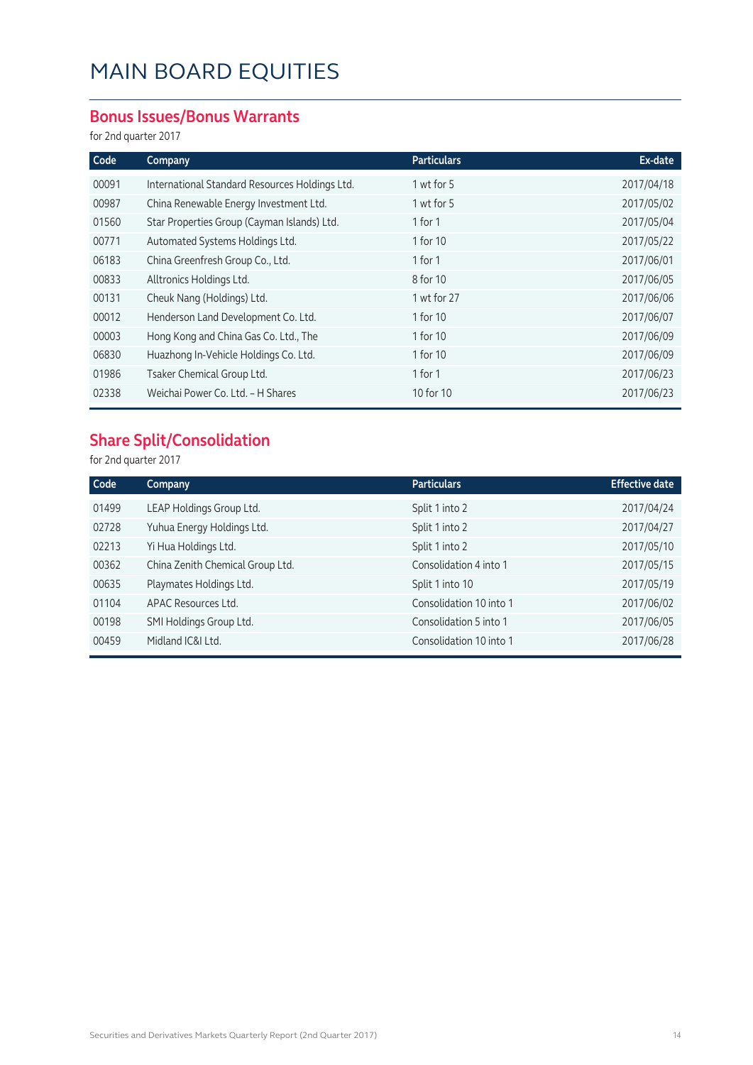# MAIN BOARD EQUITIES

## Bonus Issues/Bonus Warrants

for 2nd quarter 2017

| Code | Company | Particulars | Ex-date |
|---|---|---|---|
| 00091 | International Standard Resources Holdings Ltd. | 1 wt for 5 | 2017/04/18 |
| 00987 | China Renewable Energy Investment Ltd. | 1 wt for 5 | 2017/05/02 |
| 01560 | Star Properties Group (Cayman Islands) Ltd. | 1 for 1 | 2017/05/04 |
| 00771 | Automated Systems Holdings Ltd. | 1 for 10 | 2017/05/22 |
| 06183 | China Greenfresh Group Co., Ltd. | 1 for 1 | 2017/06/01 |
| 00833 | Alltronics Holdings Ltd. | 8 for 10 | 2017/06/05 |
| 00131 | Cheuk Nang (Holdings) Ltd. | 1 wt for 27 | 2017/06/06 |
| 00012 | Henderson Land Development Co. Ltd. | 1 for 10 | 2017/06/07 |
| 00003 | Hong Kong and China Gas Co. Ltd., The | 1 for 10 | 2017/06/09 |
| 06830 | Huazhong In-Vehicle Holdings Co. Ltd. | 1 for 10 | 2017/06/09 |
| 01986 | Tsaker Chemical Group Ltd. | 1 for 1 | 2017/06/23 |
| 02338 | Weichai Power Co. Ltd. – H Shares | 10 for 10 | 2017/06/23 |

## Share Split/Consolidation

for 2nd quarter 2017

| Code | Company | Particulars | Effective date |
|---|---|---|---|
| 01499 | LEAP Holdings Group Ltd. | Split 1 into 2 | 2017/04/24 |
| 02728 | Yuhua Energy Holdings Ltd. | Split 1 into 2 | 2017/04/27 |
| 02213 | Yi Hua Holdings Ltd. | Split 1 into 2 | 2017/05/10 |
| 00362 | China Zenith Chemical Group Ltd. | Consolidation 4 into 1 | 2017/05/15 |
| 00635 | Playmates Holdings Ltd. | Split 1 into 10 | 2017/05/19 |
| 01104 | APAC Resources Ltd. | Consolidation 10 into 1 | 2017/06/02 |
| 00198 | SMI Holdings Group Ltd. | Consolidation 5 into 1 | 2017/06/05 |
| 00459 | Midland IC&I Ltd. | Consolidation 10 into 1 | 2017/06/28 |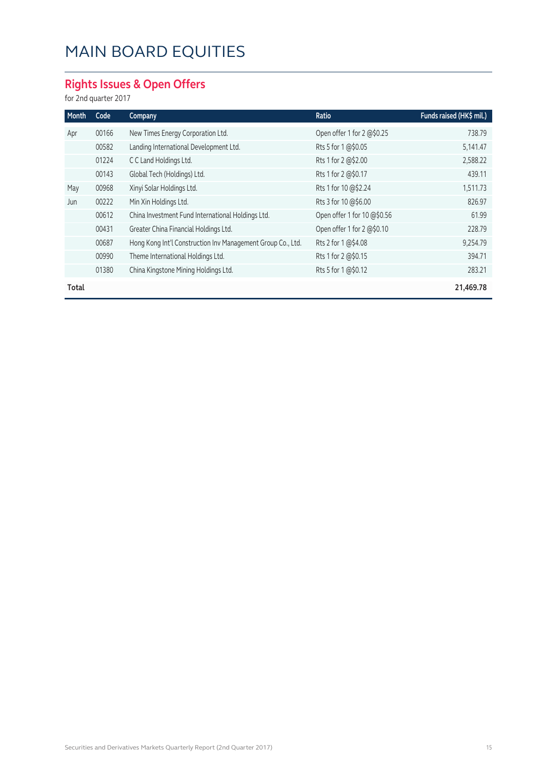# MAIN BOARD EQUITIES

## Rights Issues & Open Offers

for 2nd quarter 2017

| Month | Code | Company | Ratio | Funds raised (HK$ mil.) |
|---|---|---|---|---|
| Apr | 00166 | New Times Energy Corporation Ltd. | Open offer 1 for 2 @$0.25 | 738.79 |
| | 00582 | Landing International Development Ltd. | Rts 5 for 1 @$0.05 | 5,141.47 |
| | 01224 | C C Land Holdings Ltd. | Rts 1 for 2 @$2.00 | 2,588.22 |
| | 00143 | Global Tech (Holdings) Ltd. | Rts 1 for 2 @$0.17 | 439.11 |
| May | 00968 | Xinyi Solar Holdings Ltd. | Rts 1 for 10 @$2.24 | 1,511.73 |
| Jun | 00222 | Min Xin Holdings Ltd. | Rts 3 for 10 @$6.00 | 826.97 |
| | 00612 | China Investment Fund International Holdings Ltd. | Open offer 1 for 10 @$0.56 | 61.99 |
| | 00431 | Greater China Financial Holdings Ltd. | Open offer 1 for 2 @$0.10 | 228.79 |
| | 00687 | Hong Kong Int'l Construction Inv Management Group Co., Ltd. | Rts 2 for 1 @$4.08 | 9,254.79 |
| | 00990 | Theme International Holdings Ltd. | Rts 1 for 2 @$0.15 | 394.71 |
| | 01380 | China Kingstone Mining Holdings Ltd. | Rts 5 for 1 @$0.12 | 283.21 |
| **Total** | | | | **21,469.78** |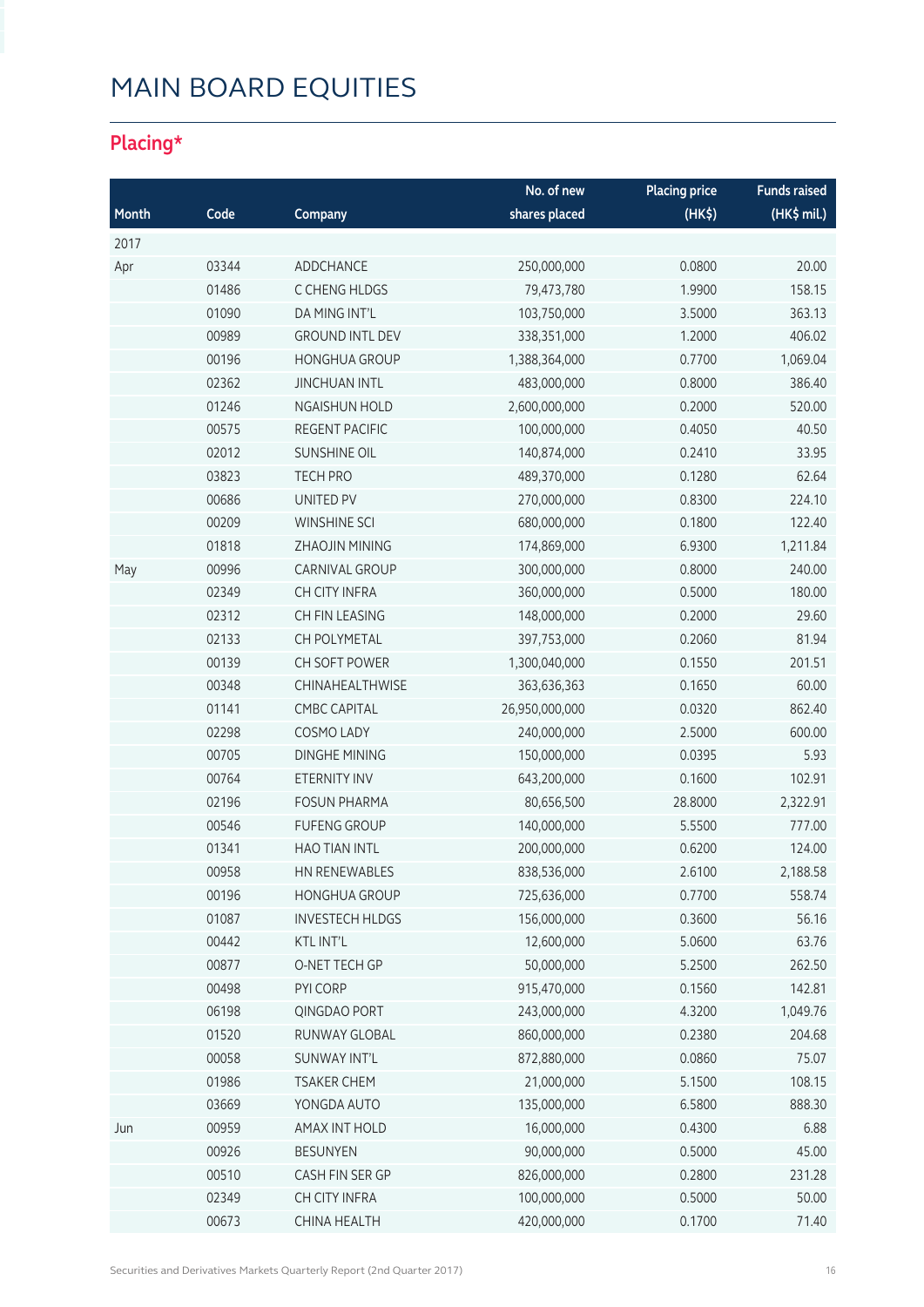# MAIN BOARD EQUITIES

## Placing*

| Month | Code | Company | No. of new shares placed | Placing price (HK$) | Funds raised (HK$ mil.) |
|---|---|---|---|---|---|
| 2017 | | | | | |
| Apr | 03344 | ADDCHANCE | 250,000,000 | 0.0800 | 20.00 |
| | 01486 | C CHENG HLDGS | 79,473,780 | 1.9900 | 158.15 |
| | 01090 | DA MING INT'L | 103,750,000 | 3.5000 | 363.13 |
| | 00989 | GROUND INTL DEV | 338,351,000 | 1.2000 | 406.02 |
| | 00196 | HONGHUA GROUP | 1,388,364,000 | 0.7700 | 1,069.04 |
| | 02362 | JINCHUAN INTL | 483,000,000 | 0.8000 | 386.40 |
| | 01246 | NGAISHUN HOLD | 2,600,000,000 | 0.2000 | 520.00 |
| | 00575 | REGENT PACIFIC | 100,000,000 | 0.4050 | 40.50 |
| | 02012 | SUNSHINE OIL | 140,874,000 | 0.2410 | 33.95 |
| | 03823 | TECH PRO | 489,370,000 | 0.1280 | 62.64 |
| | 00686 | UNITED PV | 270,000,000 | 0.8300 | 224.10 |
| | 00209 | WINSHINE SCI | 680,000,000 | 0.1800 | 122.40 |
| | 01818 | ZHAOJIN MINING | 174,869,000 | 6.9300 | 1,211.84 |
| May | 00996 | CARNIVAL GROUP | 300,000,000 | 0.8000 | 240.00 |
| | 02349 | CH CITY INFRA | 360,000,000 | 0.5000 | 180.00 |
| | 02312 | CH FIN LEASING | 148,000,000 | 0.2000 | 29.60 |
| | 02133 | CH POLYMETAL | 397,753,000 | 0.2060 | 81.94 |
| | 00139 | CH SOFT POWER | 1,300,040,000 | 0.1550 | 201.51 |
| | 00348 | CHINAHEALTHWISE | 363,636,363 | 0.1650 | 60.00 |
| | 01141 | CMBC CAPITAL | 26,950,000,000 | 0.0320 | 862.40 |
| | 02298 | COSMO LADY | 240,000,000 | 2.5000 | 600.00 |
| | 00705 | DINGHE MINING | 150,000,000 | 0.0395 | 5.93 |
| | 00764 | ETERNITY INV | 643,200,000 | 0.1600 | 102.91 |
| | 02196 | FOSUN PHARMA | 80,656,500 | 28.8000 | 2,322.91 |
| | 00546 | FUFENG GROUP | 140,000,000 | 5.5500 | 777.00 |
| | 01341 | HAO TIAN INTL | 200,000,000 | 0.6200 | 124.00 |
| | 00958 | HN RENEWABLES | 838,536,000 | 2.6100 | 2,188.58 |
| | 00196 | HONGHUA GROUP | 725,636,000 | 0.7700 | 558.74 |
| | 01087 | INVESTECH HLDGS | 156,000,000 | 0.3600 | 56.16 |
| | 00442 | KTL INT'L | 12,600,000 | 5.0600 | 63.76 |
| | 00877 | O-NET TECH GP | 50,000,000 | 5.2500 | 262.50 |
| | 00498 | PYI CORP | 915,470,000 | 0.1560 | 142.81 |
| | 06198 | QINGDAO PORT | 243,000,000 | 4.3200 | 1,049.76 |
| | 01520 | RUNWAY GLOBAL | 860,000,000 | 0.2380 | 204.68 |
| | 00058 | SUNWAY INT'L | 872,880,000 | 0.0860 | 75.07 |
| | 01986 | TSAKER CHEM | 21,000,000 | 5.1500 | 108.15 |
| | 03669 | YONGDA AUTO | 135,000,000 | 6.5800 | 888.30 |
| Jun | 00959 | AMAX INT HOLD | 16,000,000 | 0.4300 | 6.88 |
| | 00926 | BESUNYEN | 90,000,000 | 0.5000 | 45.00 |
| | 00510 | CASH FIN SER GP | 826,000,000 | 0.2800 | 231.28 |
| | 02349 | CH CITY INFRA | 100,000,000 | 0.5000 | 50.00 |
| | 00673 | CHINA HEALTH | 420,000,000 | 0.1700 | 71.40 |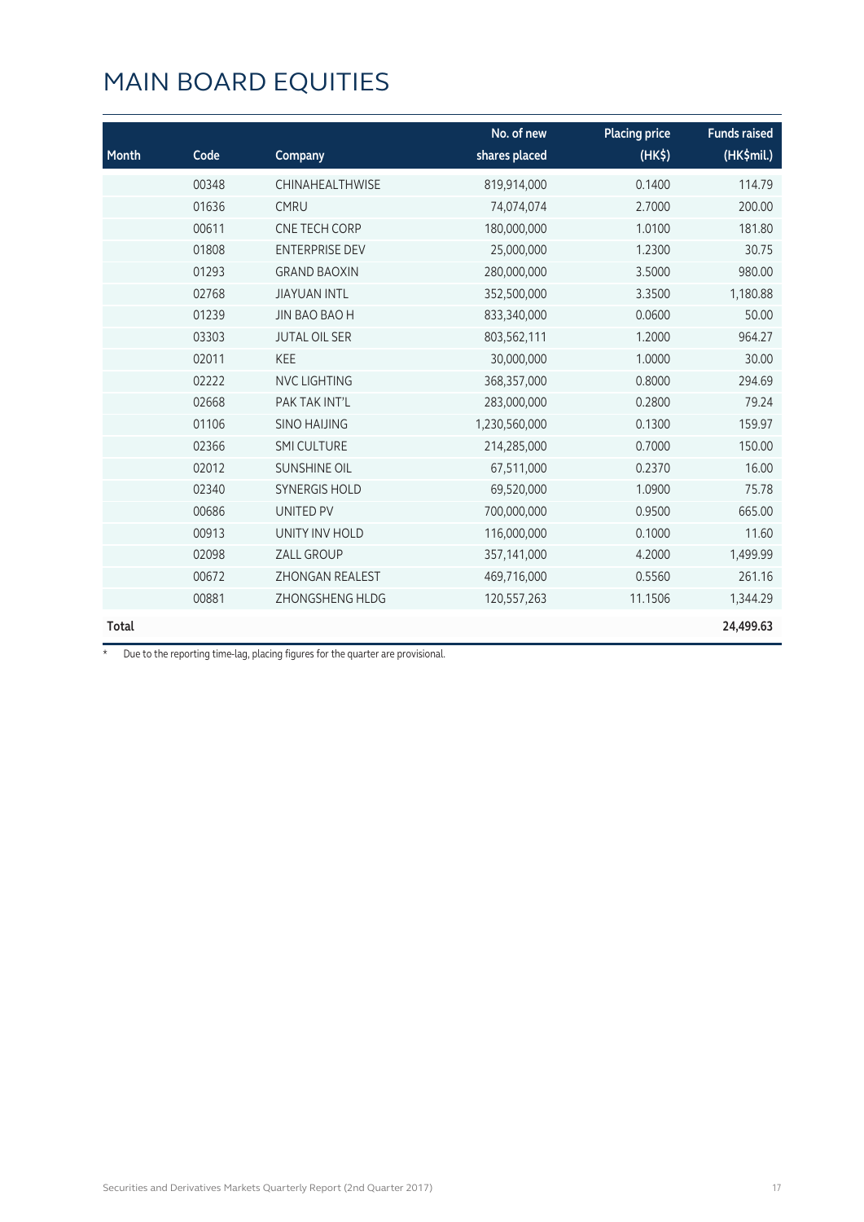# MAIN BOARD EQUITIES

| Month | Code | Company | No. of new shares placed | Placing price (HK$) | Funds raised (HK$mil.) |
|---|---|---|---|---|---|
| | 00348 | CHINAHEALTHWISE | 819,914,000 | 0.1400 | 114.79 |
| | 01636 | CMRU | 74,074,074 | 2.7000 | 200.00 |
| | 00611 | CNE TECH CORP | 180,000,000 | 1.0100 | 181.80 |
| | 01808 | ENTERPRISE DEV | 25,000,000 | 1.2300 | 30.75 |
| | 01293 | GRAND BAOXIN | 280,000,000 | 3.5000 | 980.00 |
| | 02768 | JIAYUAN INTL | 352,500,000 | 3.3500 | 1,180.88 |
| | 01239 | JIN BAO BAO H | 833,340,000 | 0.0600 | 50.00 |
| | 03303 | JUTAL OIL SER | 803,562,111 | 1.2000 | 964.27 |
| | 02011 | KEE | 30,000,000 | 1.0000 | 30.00 |
| | 02222 | NVC LIGHTING | 368,357,000 | 0.8000 | 294.69 |
| | 02668 | PAK TAK INT'L | 283,000,000 | 0.2800 | 79.24 |
| | 01106 | SINO HAIJING | 1,230,560,000 | 0.1300 | 159.97 |
| | 02366 | SMI CULTURE | 214,285,000 | 0.7000 | 150.00 |
| | 02012 | SUNSHINE OIL | 67,511,000 | 0.2370 | 16.00 |
| | 02340 | SYNERGIS HOLD | 69,520,000 | 1.0900 | 75.78 |
| | 00686 | UNITED PV | 700,000,000 | 0.9500 | 665.00 |
| | 00913 | UNITY INV HOLD | 116,000,000 | 0.1000 | 11.60 |
| | 02098 | ZALL GROUP | 357,141,000 | 4.2000 | 1,499.99 |
| | 00672 | ZHONGAN REALEST | 469,716,000 | 0.5560 | 261.16 |
| | 00881 | ZHONGSHENG HLDG | 120,557,263 | 11.1506 | 1,344.29 |
| **Total** | | | | | **24,499.63** |

\* Due to the reporting time-lag, placing figures for the quarter are provisional.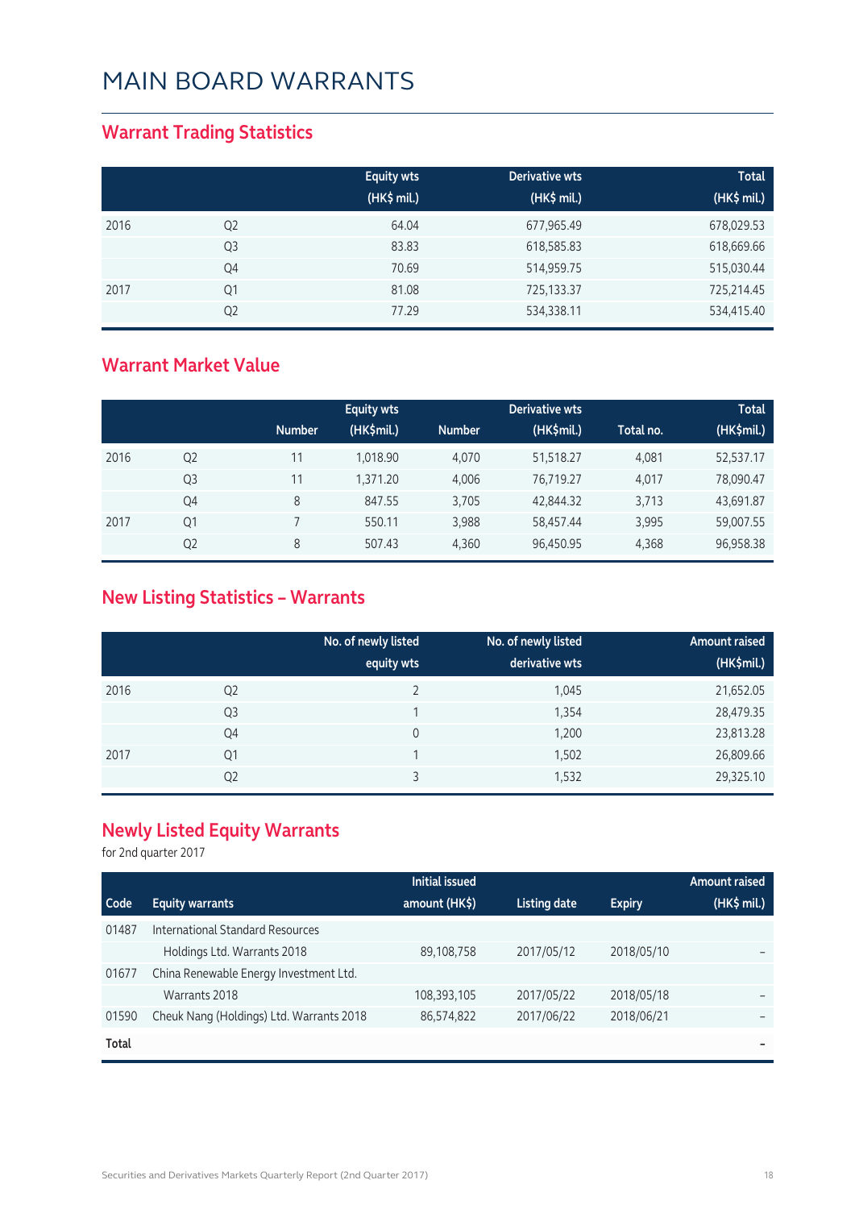# MAIN BOARD WARRANTS

## Warrant Trading Statistics

| | | Equity wts (HK$ mil.) | Derivative wts (HK$ mil.) | Total (HK$ mil.) |
|---|---|---|---|---|
| 2016 | Q2 | 64.04 | 677,965.49 | 678,029.53 |
| | Q3 | 83.83 | 618,585.83 | 618,669.66 |
| | Q4 | 70.69 | 514,959.75 | 515,030.44 |
| 2017 | Q1 | 81.08 | 725,133.37 | 725,214.45 |
| | Q2 | 77.29 | 534,338.11 | 534,415.40 |

## Warrant Market Value

| | | Equity wts | | Derivative wts | | | Total |
|---|---|---|---|---|---|---|---|
| | | Number | (HK$mil.) | Number | (HK$mil.) | Total no. | (HK$mil.) |
| 2016 | Q2 | 11 | 1,018.90 | 4,070 | 51,518.27 | 4,081 | 52,537.17 |
| | Q3 | 11 | 1,371.20 | 4,006 | 76,719.27 | 4,017 | 78,090.47 |
| | Q4 | 8 | 847.55 | 3,705 | 42,844.32 | 3,713 | 43,691.87 |
| 2017 | Q1 | 7 | 550.11 | 3,988 | 58,457.44 | 3,995 | 59,007.55 |
| | Q2 | 8 | 507.43 | 4,360 | 96,450.95 | 4,368 | 96,958.38 |

## New Listing Statistics – Warrants

| | | No. of newly listed equity wts | No. of newly listed derivative wts | Amount raised (HK$mil.) |
|---|---|---|---|---|
| 2016 | Q2 | 2 | 1,045 | 21,652.05 |
| | Q3 | 1 | 1,354 | 28,479.35 |
| | Q4 | 0 | 1,200 | 23,813.28 |
| 2017 | Q1 | 1 | 1,502 | 26,809.66 |
| | Q2 | 3 | 1,532 | 29,325.10 |

## Newly Listed Equity Warrants

for 2nd quarter 2017

| Code | Equity warrants | Initial issued amount (HK$) | Listing date | Expiry | Amount raised (HK$ mil.) |
|---|---|---|---|---|---|
| 01487 | International Standard Resources Holdings Ltd. Warrants 2018 | 89,108,758 | 2017/05/12 | 2018/05/10 | – |
| 01677 | China Renewable Energy Investment Ltd. Warrants 2018 | 108,393,105 | 2017/05/22 | 2018/05/18 | – |
| 01590 | Cheuk Nang (Holdings) Ltd. Warrants 2018 | 86,574,822 | 2017/06/22 | 2018/06/21 | – |
| **Total** | | | | | **–** |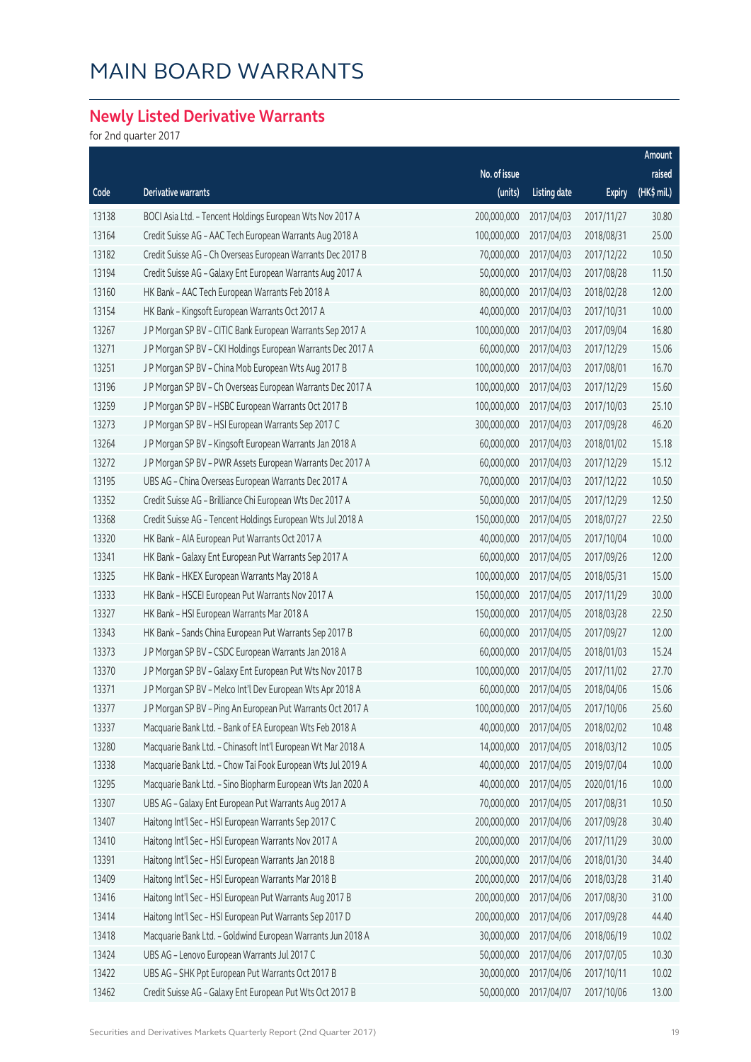# MAIN BOARD WARRANTS

## Newly Listed Derivative Warrants

for 2nd quarter 2017

| Code | Derivative warrants | No. of issue (units) | Listing date | Expiry | Amount raised (HK$ mil.) |
|---|---|---|---|---|---|
| 13138 | BOCI Asia Ltd. - Tencent Holdings European Wts Nov 2017 A | 200,000,000 | 2017/04/03 | 2017/11/27 | 30.80 |
| 13164 | Credit Suisse AG - AAC Tech European Warrants Aug 2018 A | 100,000,000 | 2017/04/03 | 2018/08/31 | 25.00 |
| 13182 | Credit Suisse AG - Ch Overseas European Warrants Dec 2017 B | 70,000,000 | 2017/04/03 | 2017/12/22 | 10.50 |
| 13194 | Credit Suisse AG - Galaxy Ent European Warrants Aug 2017 A | 50,000,000 | 2017/04/03 | 2017/08/28 | 11.50 |
| 13160 | HK Bank - AAC Tech European Warrants Feb 2018 A | 80,000,000 | 2017/04/03 | 2018/02/28 | 12.00 |
| 13154 | HK Bank - Kingsoft European Warrants Oct 2017 A | 40,000,000 | 2017/04/03 | 2017/10/31 | 10.00 |
| 13267 | J P Morgan SP BV - CITIC Bank European Warrants Sep 2017 A | 100,000,000 | 2017/04/03 | 2017/09/04 | 16.80 |
| 13271 | J P Morgan SP BV - CKI Holdings European Warrants Dec 2017 A | 60,000,000 | 2017/04/03 | 2017/12/29 | 15.06 |
| 13251 | J P Morgan SP BV - China Mob European Wts Aug 2017 B | 100,000,000 | 2017/04/03 | 2017/08/01 | 16.70 |
| 13196 | J P Morgan SP BV - Ch Overseas European Warrants Dec 2017 A | 100,000,000 | 2017/04/03 | 2017/12/29 | 15.60 |
| 13259 | J P Morgan SP BV - HSBC European Warrants Oct 2017 B | 100,000,000 | 2017/04/03 | 2017/10/03 | 25.10 |
| 13273 | J P Morgan SP BV - HSI European Warrants Sep 2017 C | 300,000,000 | 2017/04/03 | 2017/09/28 | 46.20 |
| 13264 | J P Morgan SP BV - Kingsoft European Warrants Jan 2018 A | 60,000,000 | 2017/04/03 | 2018/01/02 | 15.18 |
| 13272 | J P Morgan SP BV - PWR Assets European Warrants Dec 2017 A | 60,000,000 | 2017/04/03 | 2017/12/29 | 15.12 |
| 13195 | UBS AG - China Overseas European Warrants Dec 2017 A | 70,000,000 | 2017/04/03 | 2017/12/22 | 10.50 |
| 13352 | Credit Suisse AG - Brilliance Chi European Wts Dec 2017 A | 50,000,000 | 2017/04/05 | 2017/12/29 | 12.50 |
| 13368 | Credit Suisse AG - Tencent Holdings European Wts Jul 2018 A | 150,000,000 | 2017/04/05 | 2018/07/27 | 22.50 |
| 13320 | HK Bank - AIA European Put Warrants Oct 2017 A | 40,000,000 | 2017/04/05 | 2017/10/04 | 10.00 |
| 13341 | HK Bank - Galaxy Ent European Put Warrants Sep 2017 A | 60,000,000 | 2017/04/05 | 2017/09/26 | 12.00 |
| 13325 | HK Bank - HKEX European Warrants May 2018 A | 100,000,000 | 2017/04/05 | 2018/05/31 | 15.00 |
| 13333 | HK Bank - HSCEI European Put Warrants Nov 2017 A | 150,000,000 | 2017/04/05 | 2017/11/29 | 30.00 |
| 13327 | HK Bank - HSI European Warrants Mar 2018 A | 150,000,000 | 2017/04/05 | 2018/03/28 | 22.50 |
| 13343 | HK Bank - Sands China European Put Warrants Sep 2017 B | 60,000,000 | 2017/04/05 | 2017/09/27 | 12.00 |
| 13373 | J P Morgan SP BV - CSDC European Warrants Jan 2018 A | 60,000,000 | 2017/04/05 | 2018/01/03 | 15.24 |
| 13370 | J P Morgan SP BV - Galaxy Ent European Put Wts Nov 2017 B | 100,000,000 | 2017/04/05 | 2017/11/02 | 27.70 |
| 13371 | J P Morgan SP BV - Melco Int'l Dev European Wts Apr 2018 A | 60,000,000 | 2017/04/05 | 2018/04/06 | 15.06 |
| 13377 | J P Morgan SP BV - Ping An European Put Warrants Oct 2017 A | 100,000,000 | 2017/04/05 | 2017/10/06 | 25.60 |
| 13337 | Macquarie Bank Ltd. - Bank of EA European Wts Feb 2018 A | 40,000,000 | 2017/04/05 | 2018/02/02 | 10.48 |
| 13280 | Macquarie Bank Ltd. - Chinasoft Int'l European Wt Mar 2018 A | 14,000,000 | 2017/04/05 | 2018/03/12 | 10.05 |
| 13338 | Macquarie Bank Ltd. - Chow Tai Fook European Wts Jul 2019 A | 40,000,000 | 2017/04/05 | 2019/07/04 | 10.00 |
| 13295 | Macquarie Bank Ltd. - Sino Biopharm European Wts Jan 2020 A | 40,000,000 | 2017/04/05 | 2020/01/16 | 10.00 |
| 13307 | UBS AG - Galaxy Ent European Put Warrants Aug 2017 A | 70,000,000 | 2017/04/05 | 2017/08/31 | 10.50 |
| 13407 | Haitong Int'l Sec - HSI European Warrants Sep 2017 C | 200,000,000 | 2017/04/06 | 2017/09/28 | 30.40 |
| 13410 | Haitong Int'l Sec - HSI European Warrants Nov 2017 A | 200,000,000 | 2017/04/06 | 2017/11/29 | 30.00 |
| 13391 | Haitong Int'l Sec - HSI European Warrants Jan 2018 B | 200,000,000 | 2017/04/06 | 2018/01/30 | 34.40 |
| 13409 | Haitong Int'l Sec - HSI European Warrants Mar 2018 B | 200,000,000 | 2017/04/06 | 2018/03/28 | 31.40 |
| 13416 | Haitong Int'l Sec - HSI European Put Warrants Aug 2017 B | 200,000,000 | 2017/04/06 | 2017/08/30 | 31.00 |
| 13414 | Haitong Int'l Sec - HSI European Put Warrants Sep 2017 D | 200,000,000 | 2017/04/06 | 2017/09/28 | 44.40 |
| 13418 | Macquarie Bank Ltd. - Goldwind European Warrants Jun 2018 A | 30,000,000 | 2017/04/06 | 2018/06/19 | 10.02 |
| 13424 | UBS AG - Lenovo European Warrants Jul 2017 C | 50,000,000 | 2017/04/06 | 2017/07/05 | 10.30 |
| 13422 | UBS AG - SHK Ppt European Put Warrants Oct 2017 B | 30,000,000 | 2017/04/06 | 2017/10/11 | 10.02 |
| 13462 | Credit Suisse AG - Galaxy Ent European Put Wts Oct 2017 B | 50,000,000 | 2017/04/07 | 2017/10/06 | 13.00 |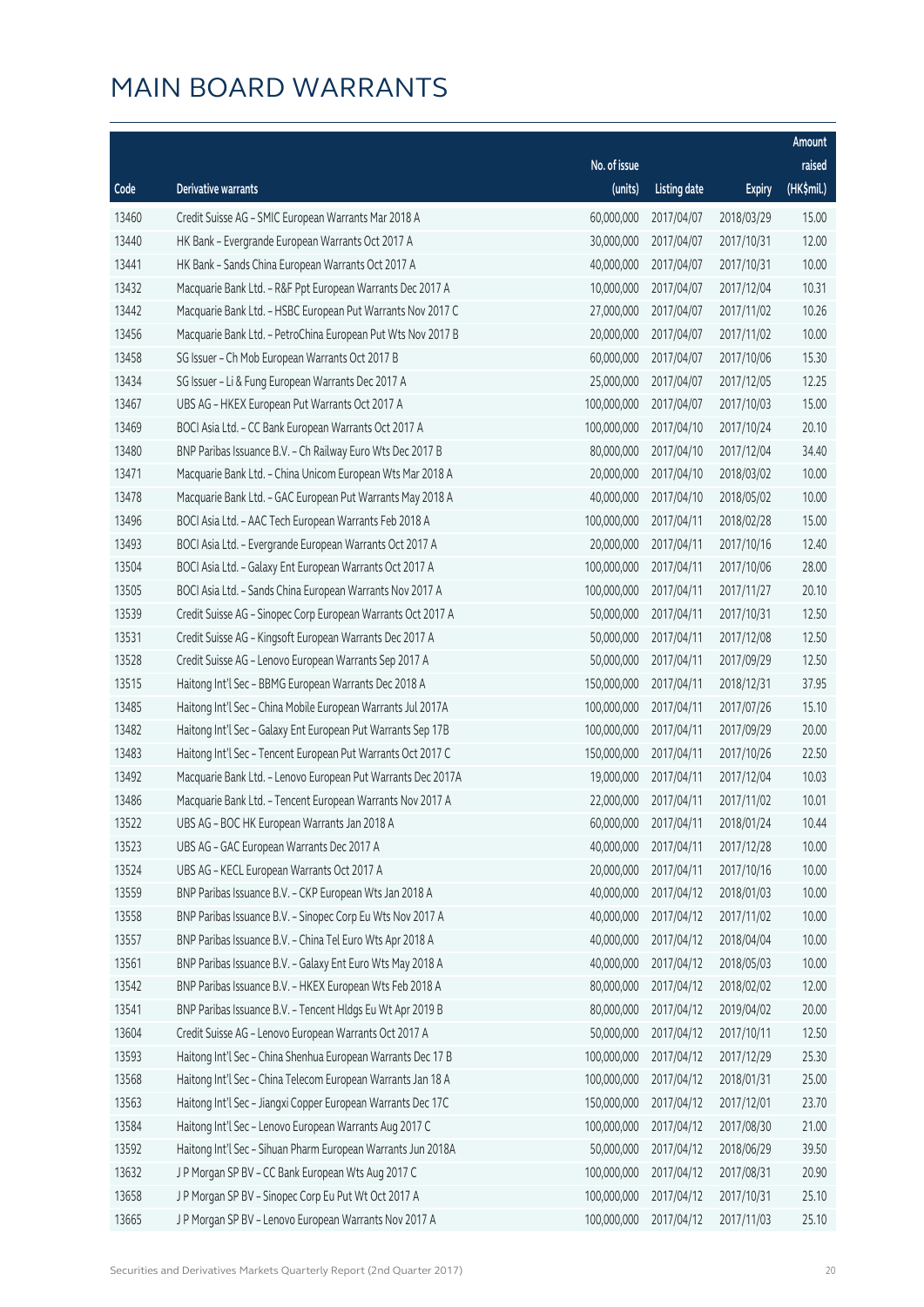# MAIN BOARD WARRANTS

| Code | Derivative warrants | No. of issue (units) | Listing date | Expiry | Amount raised (HK$mil.) |
|---|---|---|---|---|---|
| 13460 | Credit Suisse AG – SMIC European Warrants Mar 2018 A | 60,000,000 | 2017/04/07 | 2018/03/29 | 15.00 |
| 13440 | HK Bank – Evergrande European Warrants Oct 2017 A | 30,000,000 | 2017/04/07 | 2017/10/31 | 12.00 |
| 13441 | HK Bank – Sands China European Warrants Oct 2017 A | 40,000,000 | 2017/04/07 | 2017/10/31 | 10.00 |
| 13432 | Macquarie Bank Ltd. – R&F Ppt European Warrants Dec 2017 A | 10,000,000 | 2017/04/07 | 2017/12/04 | 10.31 |
| 13442 | Macquarie Bank Ltd. – HSBC European Put Warrants Nov 2017 C | 27,000,000 | 2017/04/07 | 2017/11/02 | 10.26 |
| 13456 | Macquarie Bank Ltd. – PetroChina European Put Wts Nov 2017 B | 20,000,000 | 2017/04/07 | 2017/11/02 | 10.00 |
| 13458 | SG Issuer – Ch Mob European Warrants Oct 2017 B | 60,000,000 | 2017/04/07 | 2017/10/06 | 15.30 |
| 13434 | SG Issuer – Li & Fung European Warrants Dec 2017 A | 25,000,000 | 2017/04/07 | 2017/12/05 | 12.25 |
| 13467 | UBS AG – HKEX European Put Warrants Oct 2017 A | 100,000,000 | 2017/04/07 | 2017/10/03 | 15.00 |
| 13469 | BOCI Asia Ltd. – CC Bank European Warrants Oct 2017 A | 100,000,000 | 2017/04/10 | 2017/10/24 | 20.10 |
| 13480 | BNP Paribas Issuance B.V. – Ch Railway Euro Wts Dec 2017 B | 80,000,000 | 2017/04/10 | 2017/12/04 | 34.40 |
| 13471 | Macquarie Bank Ltd. – China Unicom European Wts Mar 2018 A | 20,000,000 | 2017/04/10 | 2018/03/02 | 10.00 |
| 13478 | Macquarie Bank Ltd. – GAC European Put Warrants May 2018 A | 40,000,000 | 2017/04/10 | 2018/05/02 | 10.00 |
| 13496 | BOCI Asia Ltd. – AAC Tech European Warrants Feb 2018 A | 100,000,000 | 2017/04/11 | 2018/02/28 | 15.00 |
| 13493 | BOCI Asia Ltd. – Evergrande European Warrants Oct 2017 A | 20,000,000 | 2017/04/11 | 2017/10/16 | 12.40 |
| 13504 | BOCI Asia Ltd. – Galaxy Ent European Warrants Oct 2017 A | 100,000,000 | 2017/04/11 | 2017/10/06 | 28.00 |
| 13505 | BOCI Asia Ltd. – Sands China European Warrants Nov 2017 A | 100,000,000 | 2017/04/11 | 2017/11/27 | 20.10 |
| 13539 | Credit Suisse AG – Sinopec Corp European Warrants Oct 2017 A | 50,000,000 | 2017/04/11 | 2017/10/31 | 12.50 |
| 13531 | Credit Suisse AG – Kingsoft European Warrants Dec 2017 A | 50,000,000 | 2017/04/11 | 2017/12/08 | 12.50 |
| 13528 | Credit Suisse AG – Lenovo European Warrants Sep 2017 A | 50,000,000 | 2017/04/11 | 2017/09/29 | 12.50 |
| 13515 | Haitong Int'l Sec – BBMG European Warrants Dec 2018 A | 150,000,000 | 2017/04/11 | 2018/12/31 | 37.95 |
| 13485 | Haitong Int'l Sec – China Mobile European Warrants Jul 2017A | 100,000,000 | 2017/04/11 | 2017/07/26 | 15.10 |
| 13482 | Haitong Int'l Sec – Galaxy Ent European Put Warrants Sep 17B | 100,000,000 | 2017/04/11 | 2017/09/29 | 20.00 |
| 13483 | Haitong Int'l Sec – Tencent European Put Warrants Oct 2017 C | 150,000,000 | 2017/04/11 | 2017/10/26 | 22.50 |
| 13492 | Macquarie Bank Ltd. – Lenovo European Put Warrants Dec 2017A | 19,000,000 | 2017/04/11 | 2017/12/04 | 10.03 |
| 13486 | Macquarie Bank Ltd. – Tencent European Warrants Nov 2017 A | 22,000,000 | 2017/04/11 | 2017/11/02 | 10.01 |
| 13522 | UBS AG – BOC HK European Warrants Jan 2018 A | 60,000,000 | 2017/04/11 | 2018/01/24 | 10.44 |
| 13523 | UBS AG – GAC European Warrants Dec 2017 A | 40,000,000 | 2017/04/11 | 2017/12/28 | 10.00 |
| 13524 | UBS AG – KECL European Warrants Oct 2017 A | 20,000,000 | 2017/04/11 | 2017/10/16 | 10.00 |
| 13559 | BNP Paribas Issuance B.V. – CKP European Wts Jan 2018 A | 40,000,000 | 2017/04/12 | 2018/01/03 | 10.00 |
| 13558 | BNP Paribas Issuance B.V. – Sinopec Corp Eu Wts Nov 2017 A | 40,000,000 | 2017/04/12 | 2017/11/02 | 10.00 |
| 13557 | BNP Paribas Issuance B.V. – China Tel Euro Wts Apr 2018 A | 40,000,000 | 2017/04/12 | 2018/04/04 | 10.00 |
| 13561 | BNP Paribas Issuance B.V. – Galaxy Ent Euro Wts May 2018 A | 40,000,000 | 2017/04/12 | 2018/05/03 | 10.00 |
| 13542 | BNP Paribas Issuance B.V. – HKEX European Wts Feb 2018 A | 80,000,000 | 2017/04/12 | 2018/02/02 | 12.00 |
| 13541 | BNP Paribas Issuance B.V. – Tencent Hldgs Eu Wt Apr 2019 B | 80,000,000 | 2017/04/12 | 2019/04/02 | 20.00 |
| 13604 | Credit Suisse AG – Lenovo European Warrants Oct 2017 A | 50,000,000 | 2017/04/12 | 2017/10/11 | 12.50 |
| 13593 | Haitong Int'l Sec – China Shenhua European Warrants Dec 17 B | 100,000,000 | 2017/04/12 | 2017/12/29 | 25.30 |
| 13568 | Haitong Int'l Sec – China Telecom European Warrants Jan 18 A | 100,000,000 | 2017/04/12 | 2018/01/31 | 25.00 |
| 13563 | Haitong Int'l Sec – Jiangxi Copper European Warrants Dec 17C | 150,000,000 | 2017/04/12 | 2017/12/01 | 23.70 |
| 13584 | Haitong Int'l Sec – Lenovo European Warrants Aug 2017 C | 100,000,000 | 2017/04/12 | 2017/08/30 | 21.00 |
| 13592 | Haitong Int'l Sec – Sihuan Pharm European Warrants Jun 2018A | 50,000,000 | 2017/04/12 | 2018/06/29 | 39.50 |
| 13632 | J P Morgan SP BV – CC Bank European Wts Aug 2017 C | 100,000,000 | 2017/04/12 | 2017/08/31 | 20.90 |
| 13658 | J P Morgan SP BV – Sinopec Corp Eu Put Wt Oct 2017 A | 100,000,000 | 2017/04/12 | 2017/10/31 | 25.10 |
| 13665 | J P Morgan SP BV – Lenovo European Warrants Nov 2017 A | 100,000,000 | 2017/04/12 | 2017/11/03 | 25.10 |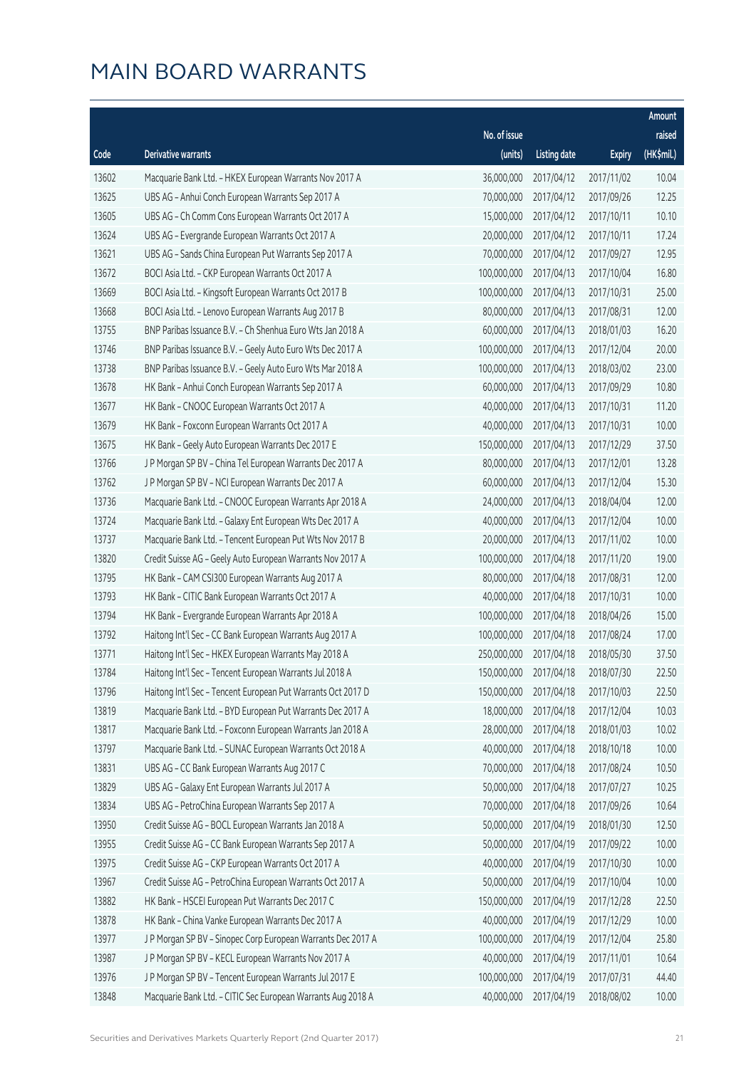# MAIN BOARD WARRANTS

| Code | Derivative warrants | No. of issue (units) | Listing date | Expiry | Amount raised (HK$mil.) |
|---|---|---|---|---|---|
| 13602 | Macquarie Bank Ltd. - HKEX European Warrants Nov 2017 A | 36,000,000 | 2017/04/12 | 2017/11/02 | 10.04 |
| 13625 | UBS AG - Anhui Conch European Warrants Sep 2017 A | 70,000,000 | 2017/04/12 | 2017/09/26 | 12.25 |
| 13605 | UBS AG - Ch Comm Cons European Warrants Oct 2017 A | 15,000,000 | 2017/04/12 | 2017/10/11 | 10.10 |
| 13624 | UBS AG - Evergrande European Warrants Oct 2017 A | 20,000,000 | 2017/04/12 | 2017/10/11 | 17.24 |
| 13621 | UBS AG - Sands China European Put Warrants Sep 2017 A | 70,000,000 | 2017/04/12 | 2017/09/27 | 12.95 |
| 13672 | BOCI Asia Ltd. - CKP European Warrants Oct 2017 A | 100,000,000 | 2017/04/13 | 2017/10/04 | 16.80 |
| 13669 | BOCI Asia Ltd. - Kingsoft European Warrants Oct 2017 B | 100,000,000 | 2017/04/13 | 2017/10/31 | 25.00 |
| 13668 | BOCI Asia Ltd. - Lenovo European Warrants Aug 2017 B | 80,000,000 | 2017/04/13 | 2017/08/31 | 12.00 |
| 13755 | BNP Paribas Issuance B.V. - Ch Shenhua Euro Wts Jan 2018 A | 60,000,000 | 2017/04/13 | 2018/01/03 | 16.20 |
| 13746 | BNP Paribas Issuance B.V. - Geely Auto Euro Wts Dec 2017 A | 100,000,000 | 2017/04/13 | 2017/12/04 | 20.00 |
| 13738 | BNP Paribas Issuance B.V. - Geely Auto Euro Wts Mar 2018 A | 100,000,000 | 2017/04/13 | 2018/03/02 | 23.00 |
| 13678 | HK Bank - Anhui Conch European Warrants Sep 2017 A | 60,000,000 | 2017/04/13 | 2017/09/29 | 10.80 |
| 13677 | HK Bank - CNOOC European Warrants Oct 2017 A | 40,000,000 | 2017/04/13 | 2017/10/31 | 11.20 |
| 13679 | HK Bank - Foxconn European Warrants Oct 2017 A | 40,000,000 | 2017/04/13 | 2017/10/31 | 10.00 |
| 13675 | HK Bank - Geely Auto European Warrants Dec 2017 E | 150,000,000 | 2017/04/13 | 2017/12/29 | 37.50 |
| 13766 | J P Morgan SP BV - China Tel European Warrants Dec 2017 A | 80,000,000 | 2017/04/13 | 2017/12/01 | 13.28 |
| 13762 | J P Morgan SP BV - NCI European Warrants Dec 2017 A | 60,000,000 | 2017/04/13 | 2017/12/04 | 15.30 |
| 13736 | Macquarie Bank Ltd. - CNOOC European Warrants Apr 2018 A | 24,000,000 | 2017/04/13 | 2018/04/04 | 12.00 |
| 13724 | Macquarie Bank Ltd. - Galaxy Ent European Wts Dec 2017 A | 40,000,000 | 2017/04/13 | 2017/12/04 | 10.00 |
| 13737 | Macquarie Bank Ltd. - Tencent European Put Wts Nov 2017 B | 20,000,000 | 2017/04/13 | 2017/11/02 | 10.00 |
| 13820 | Credit Suisse AG - Geely Auto European Warrants Nov 2017 A | 100,000,000 | 2017/04/18 | 2017/11/20 | 19.00 |
| 13795 | HK Bank - CAM CSI300 European Warrants Aug 2017 A | 80,000,000 | 2017/04/18 | 2017/08/31 | 12.00 |
| 13793 | HK Bank - CITIC Bank European Warrants Oct 2017 A | 40,000,000 | 2017/04/18 | 2017/10/31 | 10.00 |
| 13794 | HK Bank - Evergrande European Warrants Apr 2018 A | 100,000,000 | 2017/04/18 | 2018/04/26 | 15.00 |
| 13792 | Haitong Int'l Sec - CC Bank European Warrants Aug 2017 A | 100,000,000 | 2017/04/18 | 2017/08/24 | 17.00 |
| 13771 | Haitong Int'l Sec - HKEX European Warrants May 2018 A | 250,000,000 | 2017/04/18 | 2018/05/30 | 37.50 |
| 13784 | Haitong Int'l Sec - Tencent European Warrants Jul 2018 A | 150,000,000 | 2017/04/18 | 2018/07/30 | 22.50 |
| 13796 | Haitong Int'l Sec - Tencent European Put Warrants Oct 2017 D | 150,000,000 | 2017/04/18 | 2017/10/03 | 22.50 |
| 13819 | Macquarie Bank Ltd. - BYD European Put Warrants Dec 2017 A | 18,000,000 | 2017/04/18 | 2017/12/04 | 10.03 |
| 13817 | Macquarie Bank Ltd. - Foxconn European Warrants Jan 2018 A | 28,000,000 | 2017/04/18 | 2018/01/03 | 10.02 |
| 13797 | Macquarie Bank Ltd. - SUNAC European Warrants Oct 2018 A | 40,000,000 | 2017/04/18 | 2018/10/18 | 10.00 |
| 13831 | UBS AG - CC Bank European Warrants Aug 2017 C | 70,000,000 | 2017/04/18 | 2017/08/24 | 10.50 |
| 13829 | UBS AG - Galaxy Ent European Warrants Jul 2017 A | 50,000,000 | 2017/04/18 | 2017/07/27 | 10.25 |
| 13834 | UBS AG - PetroChina European Warrants Sep 2017 A | 70,000,000 | 2017/04/18 | 2017/09/26 | 10.64 |
| 13950 | Credit Suisse AG - BOCL European Warrants Jan 2018 A | 50,000,000 | 2017/04/19 | 2018/01/30 | 12.50 |
| 13955 | Credit Suisse AG - CC Bank European Warrants Sep 2017 A | 50,000,000 | 2017/04/19 | 2017/09/22 | 10.00 |
| 13975 | Credit Suisse AG - CKP European Warrants Oct 2017 A | 40,000,000 | 2017/04/19 | 2017/10/30 | 10.00 |
| 13967 | Credit Suisse AG - PetroChina European Warrants Oct 2017 A | 50,000,000 | 2017/04/19 | 2017/10/04 | 10.00 |
| 13882 | HK Bank - HSCEI European Put Warrants Dec 2017 C | 150,000,000 | 2017/04/19 | 2017/12/28 | 22.50 |
| 13878 | HK Bank - China Vanke European Warrants Dec 2017 A | 40,000,000 | 2017/04/19 | 2017/12/29 | 10.00 |
| 13977 | J P Morgan SP BV - Sinopec Corp European Warrants Dec 2017 A | 100,000,000 | 2017/04/19 | 2017/12/04 | 25.80 |
| 13987 | J P Morgan SP BV - KECL European Warrants Nov 2017 A | 40,000,000 | 2017/04/19 | 2017/11/01 | 10.64 |
| 13976 | J P Morgan SP BV - Tencent European Warrants Jul 2017 E | 100,000,000 | 2017/04/19 | 2017/07/31 | 44.40 |
| 13848 | Macquarie Bank Ltd. - CITIC Sec European Warrants Aug 2018 A | 40,000,000 | 2017/04/19 | 2018/08/02 | 10.00 |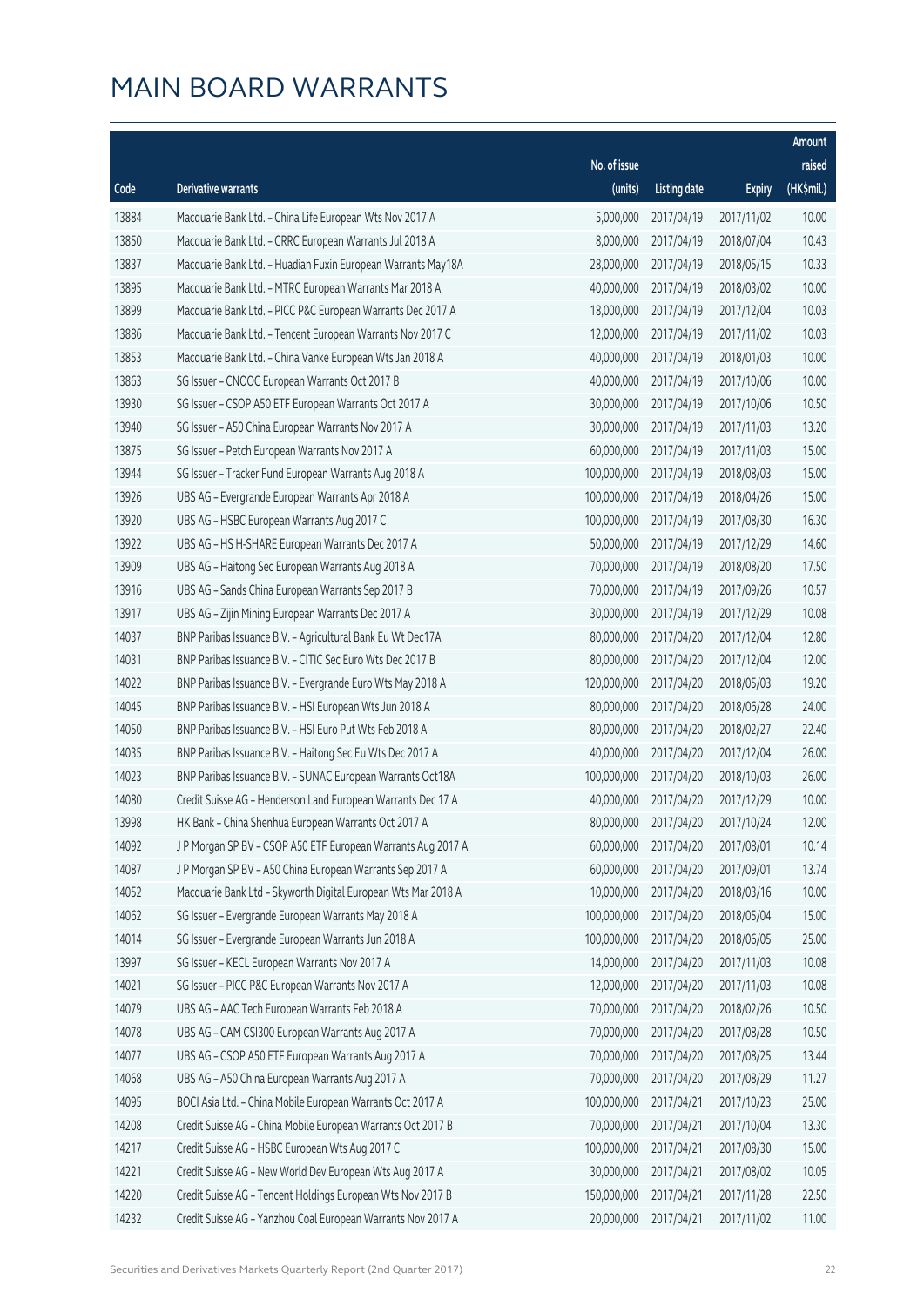# MAIN BOARD WARRANTS

| Code | Derivative warrants | No. of issue (units) | Listing date | Expiry | Amount raised (HK$mil.) |
|---|---|---|---|---|---|
| 13884 | Macquarie Bank Ltd. - China Life European Wts Nov 2017 A | 5,000,000 | 2017/04/19 | 2017/11/02 | 10.00 |
| 13850 | Macquarie Bank Ltd. - CRRC European Warrants Jul 2018 A | 8,000,000 | 2017/04/19 | 2018/07/04 | 10.43 |
| 13837 | Macquarie Bank Ltd. - Huadian Fuxin European Warrants May18A | 28,000,000 | 2017/04/19 | 2018/05/15 | 10.33 |
| 13895 | Macquarie Bank Ltd. - MTRC European Warrants Mar 2018 A | 40,000,000 | 2017/04/19 | 2018/03/02 | 10.00 |
| 13899 | Macquarie Bank Ltd. - PICC P&C European Warrants Dec 2017 A | 18,000,000 | 2017/04/19 | 2017/12/04 | 10.03 |
| 13886 | Macquarie Bank Ltd. - Tencent European Warrants Nov 2017 C | 12,000,000 | 2017/04/19 | 2017/11/02 | 10.03 |
| 13853 | Macquarie Bank Ltd. - China Vanke European Wts Jan 2018 A | 40,000,000 | 2017/04/19 | 2018/01/03 | 10.00 |
| 13863 | SG Issuer - CNOOC European Warrants Oct 2017 B | 40,000,000 | 2017/04/19 | 2017/10/06 | 10.00 |
| 13930 | SG Issuer - CSOP A50 ETF European Warrants Oct 2017 A | 30,000,000 | 2017/04/19 | 2017/10/06 | 10.50 |
| 13940 | SG Issuer - A50 China European Warrants Nov 2017 A | 30,000,000 | 2017/04/19 | 2017/11/03 | 13.20 |
| 13875 | SG Issuer - Petch European Warrants Nov 2017 A | 60,000,000 | 2017/04/19 | 2017/11/03 | 15.00 |
| 13944 | SG Issuer - Tracker Fund European Warrants Aug 2018 A | 100,000,000 | 2017/04/19 | 2018/08/03 | 15.00 |
| 13926 | UBS AG - Evergrande European Warrants Apr 2018 A | 100,000,000 | 2017/04/19 | 2018/04/26 | 15.00 |
| 13920 | UBS AG - HSBC European Warrants Aug 2017 C | 100,000,000 | 2017/04/19 | 2017/08/30 | 16.30 |
| 13922 | UBS AG - HS H-SHARE European Warrants Dec 2017 A | 50,000,000 | 2017/04/19 | 2017/12/29 | 14.60 |
| 13909 | UBS AG - Haitong Sec European Warrants Aug 2018 A | 70,000,000 | 2017/04/19 | 2018/08/20 | 17.50 |
| 13916 | UBS AG - Sands China European Warrants Sep 2017 B | 70,000,000 | 2017/04/19 | 2017/09/26 | 10.57 |
| 13917 | UBS AG - Zijin Mining European Warrants Dec 2017 A | 30,000,000 | 2017/04/19 | 2017/12/29 | 10.08 |
| 14037 | BNP Paribas Issuance B.V. - Agricultural Bank Eu Wt Dec17A | 80,000,000 | 2017/04/20 | 2017/12/04 | 12.80 |
| 14031 | BNP Paribas Issuance B.V. - CITIC Sec Euro Wts Dec 2017 B | 80,000,000 | 2017/04/20 | 2017/12/04 | 12.00 |
| 14022 | BNP Paribas Issuance B.V. - Evergrande Euro Wts May 2018 A | 120,000,000 | 2017/04/20 | 2018/05/03 | 19.20 |
| 14045 | BNP Paribas Issuance B.V. - HSI European Wts Jun 2018 A | 80,000,000 | 2017/04/20 | 2018/06/28 | 24.00 |
| 14050 | BNP Paribas Issuance B.V. - HSI Euro Put Wts Feb 2018 A | 80,000,000 | 2017/04/20 | 2018/02/27 | 22.40 |
| 14035 | BNP Paribas Issuance B.V. - Haitong Sec Eu Wts Dec 2017 A | 40,000,000 | 2017/04/20 | 2017/12/04 | 26.00 |
| 14023 | BNP Paribas Issuance B.V. - SUNAC European Warrants Oct18A | 100,000,000 | 2017/04/20 | 2018/10/03 | 26.00 |
| 14080 | Credit Suisse AG - Henderson Land European Warrants Dec 17 A | 40,000,000 | 2017/04/20 | 2017/12/29 | 10.00 |
| 13998 | HK Bank - China Shenhua European Warrants Oct 2017 A | 80,000,000 | 2017/04/20 | 2017/10/24 | 12.00 |
| 14092 | J P Morgan SP BV - CSOP A50 ETF European Warrants Aug 2017 A | 60,000,000 | 2017/04/20 | 2017/08/01 | 10.14 |
| 14087 | J P Morgan SP BV - A50 China European Warrants Sep 2017 A | 60,000,000 | 2017/04/20 | 2017/09/01 | 13.74 |
| 14052 | Macquarie Bank Ltd - Skyworth Digital European Wts Mar 2018 A | 10,000,000 | 2017/04/20 | 2018/03/16 | 10.00 |
| 14062 | SG Issuer - Evergrande European Warrants May 2018 A | 100,000,000 | 2017/04/20 | 2018/05/04 | 15.00 |
| 14014 | SG Issuer - Evergrande European Warrants Jun 2018 A | 100,000,000 | 2017/04/20 | 2018/06/05 | 25.00 |
| 13997 | SG Issuer - KECL European Warrants Nov 2017 A | 14,000,000 | 2017/04/20 | 2017/11/03 | 10.08 |
| 14021 | SG Issuer - PICC P&C European Warrants Nov 2017 A | 12,000,000 | 2017/04/20 | 2017/11/03 | 10.08 |
| 14079 | UBS AG - AAC Tech European Warrants Feb 2018 A | 70,000,000 | 2017/04/20 | 2018/02/26 | 10.50 |
| 14078 | UBS AG - CAM CSI300 European Warrants Aug 2017 A | 70,000,000 | 2017/04/20 | 2017/08/28 | 10.50 |
| 14077 | UBS AG - CSOP A50 ETF European Warrants Aug 2017 A | 70,000,000 | 2017/04/20 | 2017/08/25 | 13.44 |
| 14068 | UBS AG - A50 China European Warrants Aug 2017 A | 70,000,000 | 2017/04/20 | 2017/08/29 | 11.27 |
| 14095 | BOCI Asia Ltd. - China Mobile European Warrants Oct 2017 A | 100,000,000 | 2017/04/21 | 2017/10/23 | 25.00 |
| 14208 | Credit Suisse AG - China Mobile European Warrants Oct 2017 B | 70,000,000 | 2017/04/21 | 2017/10/04 | 13.30 |
| 14217 | Credit Suisse AG - HSBC European Wts Aug 2017 C | 100,000,000 | 2017/04/21 | 2017/08/30 | 15.00 |
| 14221 | Credit Suisse AG - New World Dev European Wts Aug 2017 A | 30,000,000 | 2017/04/21 | 2017/08/02 | 10.05 |
| 14220 | Credit Suisse AG - Tencent Holdings European Wts Nov 2017 B | 150,000,000 | 2017/04/21 | 2017/11/28 | 22.50 |
| 14232 | Credit Suisse AG - Yanzhou Coal European Warrants Nov 2017 A | 20,000,000 | 2017/04/21 | 2017/11/02 | 11.00 |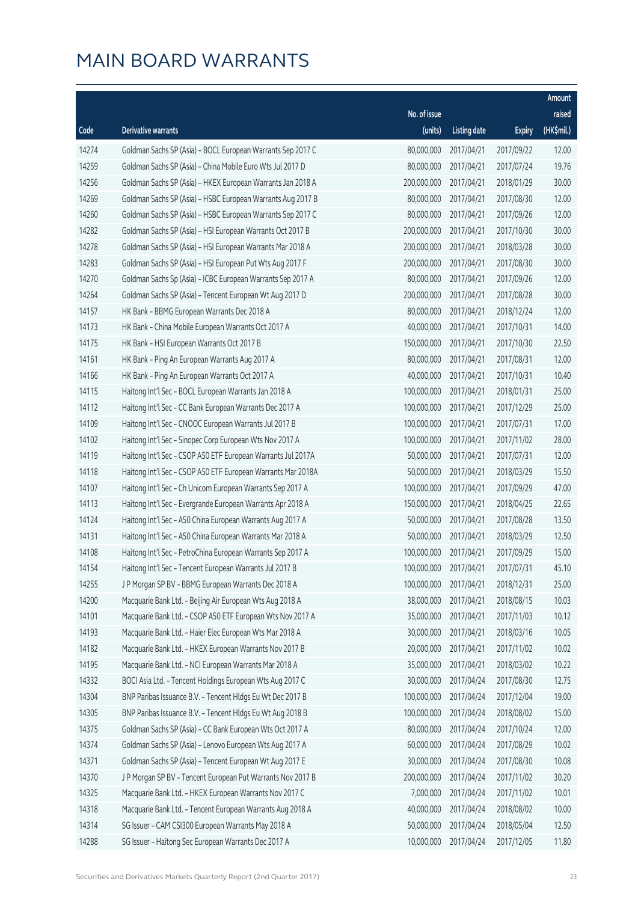# MAIN BOARD WARRANTS

| Code | Derivative warrants | No. of issue (units) | Listing date | Expiry | Amount raised (HK$mil.) |
|---|---|---|---|---|---|
| 14274 | Goldman Sachs SP (Asia) – BOCL European Warrants Sep 2017 C | 80,000,000 | 2017/04/21 | 2017/09/22 | 12.00 |
| 14259 | Goldman Sachs SP (Asia) – China Mobile Euro Wts Jul 2017 D | 80,000,000 | 2017/04/21 | 2017/07/24 | 19.76 |
| 14256 | Goldman Sachs SP (Asia) – HKEX European Warrants Jan 2018 A | 200,000,000 | 2017/04/21 | 2018/01/29 | 30.00 |
| 14269 | Goldman Sachs SP (Asia) – HSBC European Warrants Aug 2017 B | 80,000,000 | 2017/04/21 | 2017/08/30 | 12.00 |
| 14260 | Goldman Sachs SP (Asia) – HSBC European Warrants Sep 2017 C | 80,000,000 | 2017/04/21 | 2017/09/26 | 12.00 |
| 14282 | Goldman Sachs SP (Asia) – HSI European Warrants Oct 2017 B | 200,000,000 | 2017/04/21 | 2017/10/30 | 30.00 |
| 14278 | Goldman Sachs SP (Asia) – HSI European Warrants Mar 2018 A | 200,000,000 | 2017/04/21 | 2018/03/28 | 30.00 |
| 14283 | Goldman Sachs SP (Asia) – HSI European Put Wts Aug 2017 F | 200,000,000 | 2017/04/21 | 2017/08/30 | 30.00 |
| 14270 | Goldman Sachs Sp (Asia) – ICBC European Warrants Sep 2017 A | 80,000,000 | 2017/04/21 | 2017/09/26 | 12.00 |
| 14264 | Goldman Sachs SP (Asia) – Tencent European Wt Aug 2017 D | 200,000,000 | 2017/04/21 | 2017/08/28 | 30.00 |
| 14157 | HK Bank – BBMG European Warrants Dec 2018 A | 80,000,000 | 2017/04/21 | 2018/12/24 | 12.00 |
| 14173 | HK Bank – China Mobile European Warrants Oct 2017 A | 40,000,000 | 2017/04/21 | 2017/10/31 | 14.00 |
| 14175 | HK Bank – HSI European Warrants Oct 2017 B | 150,000,000 | 2017/04/21 | 2017/10/30 | 22.50 |
| 14161 | HK Bank – Ping An European Warrants Aug 2017 A | 80,000,000 | 2017/04/21 | 2017/08/31 | 12.00 |
| 14166 | HK Bank – Ping An European Warrants Oct 2017 A | 40,000,000 | 2017/04/21 | 2017/10/31 | 10.40 |
| 14115 | Haitong Int'l Sec – BOCL European Warrants Jan 2018 A | 100,000,000 | 2017/04/21 | 2018/01/31 | 25.00 |
| 14112 | Haitong Int'l Sec – CC Bank European Warrants Dec 2017 A | 100,000,000 | 2017/04/21 | 2017/12/29 | 25.00 |
| 14109 | Haitong Int'l Sec – CNOOC European Warrants Jul 2017 B | 100,000,000 | 2017/04/21 | 2017/07/31 | 17.00 |
| 14102 | Haitong Int'l Sec – Sinopec Corp European Wts Nov 2017 A | 100,000,000 | 2017/04/21 | 2017/11/02 | 28.00 |
| 14119 | Haitong Int'l Sec – CSOP A50 ETF European Warrants Jul 2017A | 50,000,000 | 2017/04/21 | 2017/07/31 | 12.00 |
| 14118 | Haitong Int'l Sec – CSOP A50 ETF European Warrants Mar 2018A | 50,000,000 | 2017/04/21 | 2018/03/29 | 15.50 |
| 14107 | Haitong Int'l Sec – Ch Unicom European Warrants Sep 2017 A | 100,000,000 | 2017/04/21 | 2017/09/29 | 47.00 |
| 14113 | Haitong Int'l Sec – Evergrande European Warrants Apr 2018 A | 150,000,000 | 2017/04/21 | 2018/04/25 | 22.65 |
| 14124 | Haitong Int'l Sec – A50 China European Warrants Aug 2017 A | 50,000,000 | 2017/04/21 | 2017/08/28 | 13.50 |
| 14131 | Haitong Int'l Sec – A50 China European Warrants Mar 2018 A | 50,000,000 | 2017/04/21 | 2018/03/29 | 12.50 |
| 14108 | Haitong Int'l Sec – PetroChina European Warrants Sep 2017 A | 100,000,000 | 2017/04/21 | 2017/09/29 | 15.00 |
| 14154 | Haitong Int'l Sec – Tencent European Warrants Jul 2017 B | 100,000,000 | 2017/04/21 | 2017/07/31 | 45.10 |
| 14255 | J P Morgan SP BV – BBMG European Warrants Dec 2018 A | 100,000,000 | 2017/04/21 | 2018/12/31 | 25.00 |
| 14200 | Macquarie Bank Ltd. – Beijing Air European Wts Aug 2018 A | 38,000,000 | 2017/04/21 | 2018/08/15 | 10.03 |
| 14101 | Macquarie Bank Ltd. – CSOP A50 ETF European Wts Nov 2017 A | 35,000,000 | 2017/04/21 | 2017/11/03 | 10.12 |
| 14193 | Macquarie Bank Ltd. – Haier Elec European Wts Mar 2018 A | 30,000,000 | 2017/04/21 | 2018/03/16 | 10.05 |
| 14182 | Macquarie Bank Ltd. – HKEX European Warrants Nov 2017 B | 20,000,000 | 2017/04/21 | 2017/11/02 | 10.02 |
| 14195 | Macquarie Bank Ltd. – NCI European Warrants Mar 2018 A | 35,000,000 | 2017/04/21 | 2018/03/02 | 10.22 |
| 14332 | BOCI Asia Ltd. – Tencent Holdings European Wts Aug 2017 C | 30,000,000 | 2017/04/24 | 2017/08/30 | 12.75 |
| 14304 | BNP Paribas Issuance B.V. – Tencent Hldgs Eu Wt Dec 2017 B | 100,000,000 | 2017/04/24 | 2017/12/04 | 19.00 |
| 14305 | BNP Paribas Issuance B.V. – Tencent Hldgs Eu Wt Aug 2018 B | 100,000,000 | 2017/04/24 | 2018/08/02 | 15.00 |
| 14375 | Goldman Sachs SP (Asia) – CC Bank European Wts Oct 2017 A | 80,000,000 | 2017/04/24 | 2017/10/24 | 12.00 |
| 14374 | Goldman Sachs SP (Asia) – Lenovo European Wts Aug 2017 A | 60,000,000 | 2017/04/24 | 2017/08/29 | 10.02 |
| 14371 | Goldman Sachs SP (Asia) – Tencent European Wt Aug 2017 E | 30,000,000 | 2017/04/24 | 2017/08/30 | 10.08 |
| 14370 | J P Morgan SP BV – Tencent European Put Warrants Nov 2017 B | 200,000,000 | 2017/04/24 | 2017/11/02 | 30.20 |
| 14325 | Macquarie Bank Ltd. – HKEX European Warrants Nov 2017 C | 7,000,000 | 2017/04/24 | 2017/11/02 | 10.01 |
| 14318 | Macquarie Bank Ltd. – Tencent European Warrants Aug 2018 A | 40,000,000 | 2017/04/24 | 2018/08/02 | 10.00 |
| 14314 | SG Issuer – CAM CSI300 European Warrants May 2018 A | 50,000,000 | 2017/04/24 | 2018/05/04 | 12.50 |
| 14288 | SG Issuer – Haitong Sec European Warrants Dec 2017 A | 10,000,000 | 2017/04/24 | 2017/12/05 | 11.80 |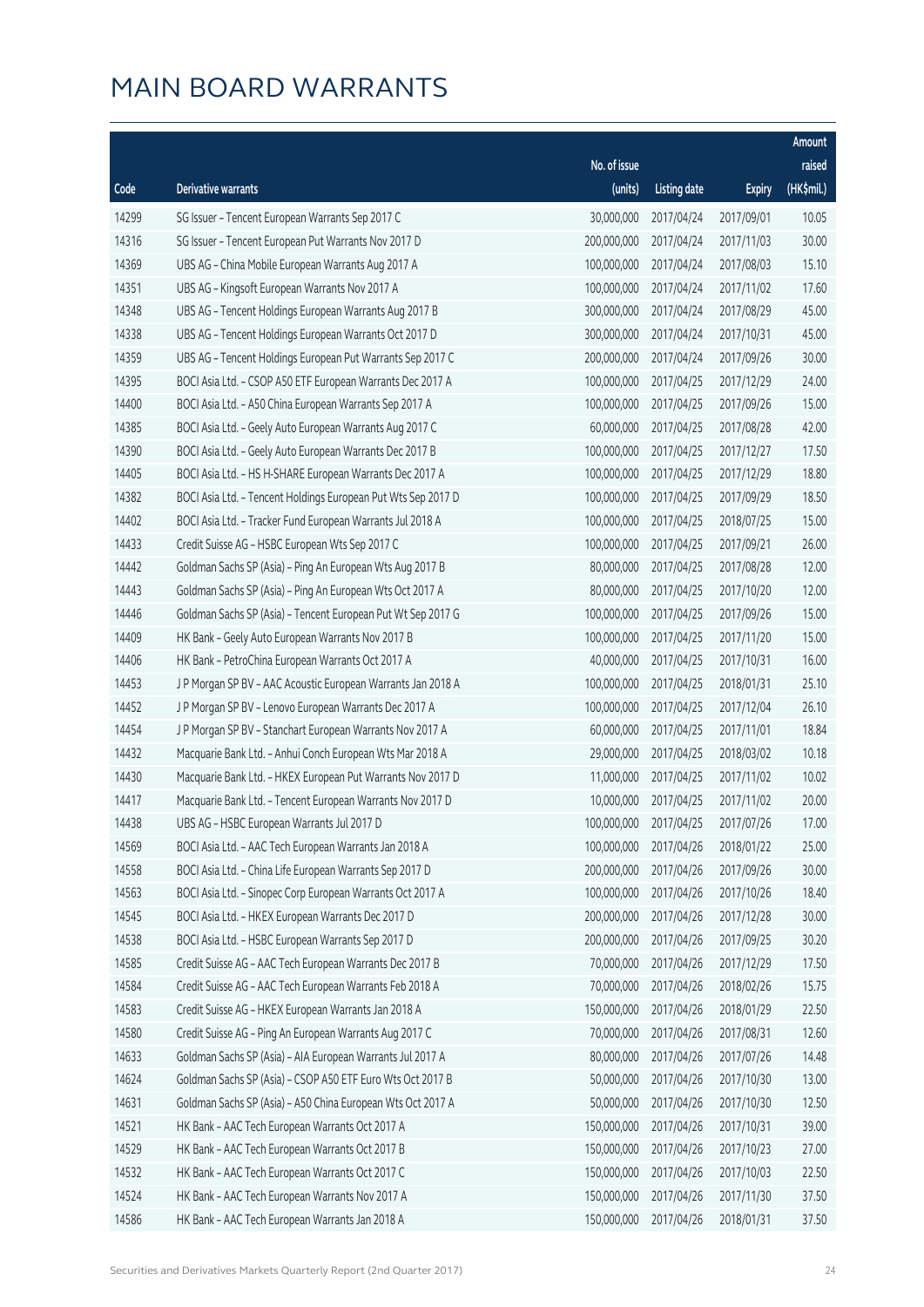# MAIN BOARD WARRANTS

| Code | Derivative warrants | No. of issue (units) | Listing date | Expiry | Amount raised (HK$mil.) |
|---|---|---|---|---|---|
| 14299 | SG Issuer - Tencent European Warrants Sep 2017 C | 30,000,000 | 2017/04/24 | 2017/09/01 | 10.05 |
| 14316 | SG Issuer - Tencent European Put Warrants Nov 2017 D | 200,000,000 | 2017/04/24 | 2017/11/03 | 30.00 |
| 14369 | UBS AG - China Mobile European Warrants Aug 2017 A | 100,000,000 | 2017/04/24 | 2017/08/03 | 15.10 |
| 14351 | UBS AG - Kingsoft European Warrants Nov 2017 A | 100,000,000 | 2017/04/24 | 2017/11/02 | 17.60 |
| 14348 | UBS AG - Tencent Holdings European Warrants Aug 2017 B | 300,000,000 | 2017/04/24 | 2017/08/29 | 45.00 |
| 14338 | UBS AG - Tencent Holdings European Warrants Oct 2017 D | 300,000,000 | 2017/04/24 | 2017/10/31 | 45.00 |
| 14359 | UBS AG - Tencent Holdings European Put Warrants Sep 2017 C | 200,000,000 | 2017/04/24 | 2017/09/26 | 30.00 |
| 14395 | BOCI Asia Ltd. - CSOP A50 ETF European Warrants Dec 2017 A | 100,000,000 | 2017/04/25 | 2017/12/29 | 24.00 |
| 14400 | BOCI Asia Ltd. - A50 China European Warrants Sep 2017 A | 100,000,000 | 2017/04/25 | 2017/09/26 | 15.00 |
| 14385 | BOCI Asia Ltd. - Geely Auto European Warrants Aug 2017 C | 60,000,000 | 2017/04/25 | 2017/08/28 | 42.00 |
| 14390 | BOCI Asia Ltd. - Geely Auto European Warrants Dec 2017 B | 100,000,000 | 2017/04/25 | 2017/12/27 | 17.50 |
| 14405 | BOCI Asia Ltd. - HS H-SHARE European Warrants Dec 2017 A | 100,000,000 | 2017/04/25 | 2017/12/29 | 18.80 |
| 14382 | BOCI Asia Ltd. - Tencent Holdings European Put Wts Sep 2017 D | 100,000,000 | 2017/04/25 | 2017/09/29 | 18.50 |
| 14402 | BOCI Asia Ltd. - Tracker Fund European Warrants Jul 2018 A | 100,000,000 | 2017/04/25 | 2018/07/25 | 15.00 |
| 14433 | Credit Suisse AG - HSBC European Wts Sep 2017 C | 100,000,000 | 2017/04/25 | 2017/09/21 | 26.00 |
| 14442 | Goldman Sachs SP (Asia) - Ping An European Wts Aug 2017 B | 80,000,000 | 2017/04/25 | 2017/08/28 | 12.00 |
| 14443 | Goldman Sachs SP (Asia) - Ping An European Wts Oct 2017 A | 80,000,000 | 2017/04/25 | 2017/10/20 | 12.00 |
| 14446 | Goldman Sachs SP (Asia) - Tencent European Put Wt Sep 2017 G | 100,000,000 | 2017/04/25 | 2017/09/26 | 15.00 |
| 14409 | HK Bank - Geely Auto European Warrants Nov 2017 B | 100,000,000 | 2017/04/25 | 2017/11/20 | 15.00 |
| 14406 | HK Bank - PetroChina European Warrants Oct 2017 A | 40,000,000 | 2017/04/25 | 2017/10/31 | 16.00 |
| 14453 | J P Morgan SP BV - AAC Acoustic European Warrants Jan 2018 A | 100,000,000 | 2017/04/25 | 2018/01/31 | 25.10 |
| 14452 | J P Morgan SP BV - Lenovo European Warrants Dec 2017 A | 100,000,000 | 2017/04/25 | 2017/12/04 | 26.10 |
| 14454 | J P Morgan SP BV - Stanchart European Warrants Nov 2017 A | 60,000,000 | 2017/04/25 | 2017/11/01 | 18.84 |
| 14432 | Macquarie Bank Ltd. - Anhui Conch European Wts Mar 2018 A | 29,000,000 | 2017/04/25 | 2018/03/02 | 10.18 |
| 14430 | Macquarie Bank Ltd. - HKEX European Put Warrants Nov 2017 D | 11,000,000 | 2017/04/25 | 2017/11/02 | 10.02 |
| 14417 | Macquarie Bank Ltd. - Tencent European Warrants Nov 2017 D | 10,000,000 | 2017/04/25 | 2017/11/02 | 20.00 |
| 14438 | UBS AG - HSBC European Warrants Jul 2017 D | 100,000,000 | 2017/04/25 | 2017/07/26 | 17.00 |
| 14569 | BOCI Asia Ltd. - AAC Tech European Warrants Jan 2018 A | 100,000,000 | 2017/04/26 | 2018/01/22 | 25.00 |
| 14558 | BOCI Asia Ltd. - China Life European Warrants Sep 2017 D | 200,000,000 | 2017/04/26 | 2017/09/26 | 30.00 |
| 14563 | BOCI Asia Ltd. - Sinopec Corp European Warrants Oct 2017 A | 100,000,000 | 2017/04/26 | 2017/10/26 | 18.40 |
| 14545 | BOCI Asia Ltd. - HKEX European Warrants Dec 2017 D | 200,000,000 | 2017/04/26 | 2017/12/28 | 30.00 |
| 14538 | BOCI Asia Ltd. - HSBC European Warrants Sep 2017 D | 200,000,000 | 2017/04/26 | 2017/09/25 | 30.20 |
| 14585 | Credit Suisse AG - AAC Tech European Warrants Dec 2017 B | 70,000,000 | 2017/04/26 | 2017/12/29 | 17.50 |
| 14584 | Credit Suisse AG - AAC Tech European Warrants Feb 2018 A | 70,000,000 | 2017/04/26 | 2018/02/26 | 15.75 |
| 14583 | Credit Suisse AG - HKEX European Warrants Jan 2018 A | 150,000,000 | 2017/04/26 | 2018/01/29 | 22.50 |
| 14580 | Credit Suisse AG - Ping An European Warrants Aug 2017 C | 70,000,000 | 2017/04/26 | 2017/08/31 | 12.60 |
| 14633 | Goldman Sachs SP (Asia) - AIA European Warrants Jul 2017 A | 80,000,000 | 2017/04/26 | 2017/07/26 | 14.48 |
| 14624 | Goldman Sachs SP (Asia) - CSOP A50 ETF Euro Wts Oct 2017 B | 50,000,000 | 2017/04/26 | 2017/10/30 | 13.00 |
| 14631 | Goldman Sachs SP (Asia) - A50 China European Wts Oct 2017 A | 50,000,000 | 2017/04/26 | 2017/10/30 | 12.50 |
| 14521 | HK Bank - AAC Tech European Warrants Oct 2017 A | 150,000,000 | 2017/04/26 | 2017/10/31 | 39.00 |
| 14529 | HK Bank - AAC Tech European Warrants Oct 2017 B | 150,000,000 | 2017/04/26 | 2017/10/23 | 27.00 |
| 14532 | HK Bank - AAC Tech European Warrants Oct 2017 C | 150,000,000 | 2017/04/26 | 2017/10/03 | 22.50 |
| 14524 | HK Bank - AAC Tech European Warrants Nov 2017 A | 150,000,000 | 2017/04/26 | 2017/11/30 | 37.50 |
| 14586 | HK Bank - AAC Tech European Warrants Jan 2018 A | 150,000,000 | 2017/04/26 | 2018/01/31 | 37.50 |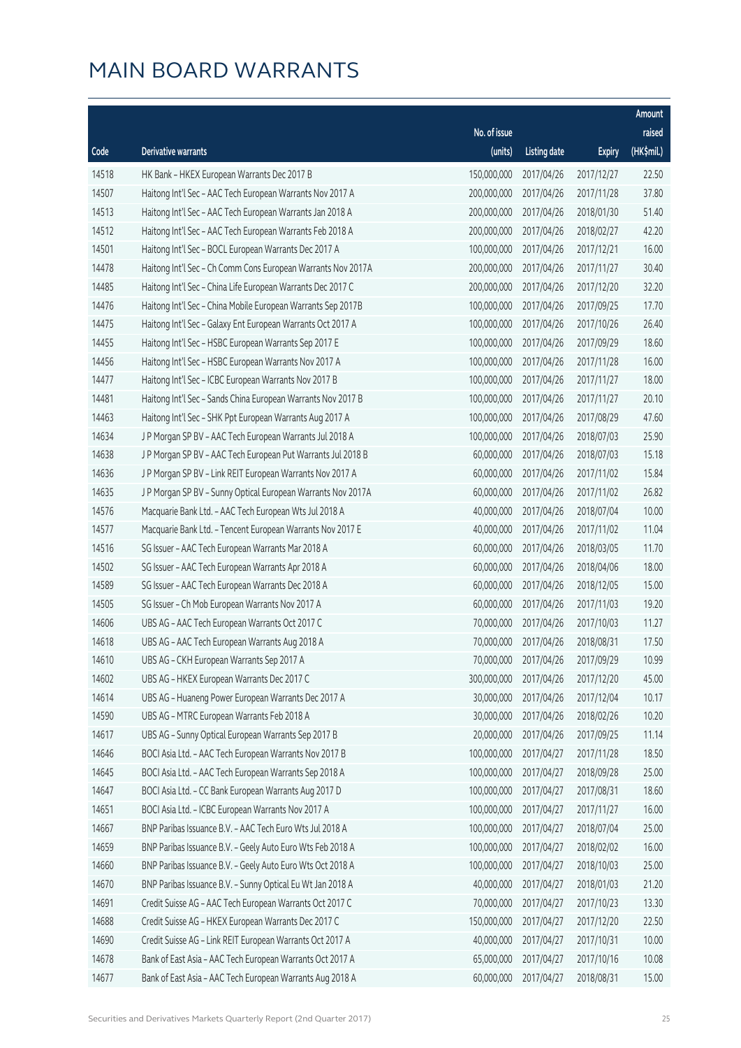# MAIN BOARD WARRANTS

| Code | Derivative warrants | No. of issue (units) | Listing date | Expiry | Amount raised (HK$mil.) |
|---|---|---|---|---|---|
| 14518 | HK Bank - HKEX European Warrants Dec 2017 B | 150,000,000 | 2017/04/26 | 2017/12/27 | 22.50 |
| 14507 | Haitong Int'l Sec - AAC Tech European Warrants Nov 2017 A | 200,000,000 | 2017/04/26 | 2017/11/28 | 37.80 |
| 14513 | Haitong Int'l Sec - AAC Tech European Warrants Jan 2018 A | 200,000,000 | 2017/04/26 | 2018/01/30 | 51.40 |
| 14512 | Haitong Int'l Sec - AAC Tech European Warrants Feb 2018 A | 200,000,000 | 2017/04/26 | 2018/02/27 | 42.20 |
| 14501 | Haitong Int'l Sec - BOCL European Warrants Dec 2017 A | 100,000,000 | 2017/04/26 | 2017/12/21 | 16.00 |
| 14478 | Haitong Int'l Sec - Ch Comm Cons European Warrants Nov 2017A | 200,000,000 | 2017/04/26 | 2017/11/27 | 30.40 |
| 14485 | Haitong Int'l Sec - China Life European Warrants Dec 2017 C | 200,000,000 | 2017/04/26 | 2017/12/20 | 32.20 |
| 14476 | Haitong Int'l Sec - China Mobile European Warrants Sep 2017B | 100,000,000 | 2017/04/26 | 2017/09/25 | 17.70 |
| 14475 | Haitong Int'l Sec - Galaxy Ent European Warrants Oct 2017 A | 100,000,000 | 2017/04/26 | 2017/10/26 | 26.40 |
| 14455 | Haitong Int'l Sec - HSBC European Warrants Sep 2017 E | 100,000,000 | 2017/04/26 | 2017/09/29 | 18.60 |
| 14456 | Haitong Int'l Sec - HSBC European Warrants Nov 2017 A | 100,000,000 | 2017/04/26 | 2017/11/28 | 16.00 |
| 14477 | Haitong Int'l Sec - ICBC European Warrants Nov 2017 B | 100,000,000 | 2017/04/26 | 2017/11/27 | 18.00 |
| 14481 | Haitong Int'l Sec - Sands China European Warrants Nov 2017 B | 100,000,000 | 2017/04/26 | 2017/11/27 | 20.10 |
| 14463 | Haitong Int'l Sec - SHK Ppt European Warrants Aug 2017 A | 100,000,000 | 2017/04/26 | 2017/08/29 | 47.60 |
| 14634 | J P Morgan SP BV - AAC Tech European Warrants Jul 2018 A | 100,000,000 | 2017/04/26 | 2018/07/03 | 25.90 |
| 14638 | J P Morgan SP BV - AAC Tech European Put Warrants Jul 2018 B | 60,000,000 | 2017/04/26 | 2018/07/03 | 15.18 |
| 14636 | J P Morgan SP BV - Link REIT European Warrants Nov 2017 A | 60,000,000 | 2017/04/26 | 2017/11/02 | 15.84 |
| 14635 | J P Morgan SP BV - Sunny Optical European Warrants Nov 2017A | 60,000,000 | 2017/04/26 | 2017/11/02 | 26.82 |
| 14576 | Macquarie Bank Ltd. - AAC Tech European Wts Jul 2018 A | 40,000,000 | 2017/04/26 | 2018/07/04 | 10.00 |
| 14577 | Macquarie Bank Ltd. - Tencent European Warrants Nov 2017 E | 40,000,000 | 2017/04/26 | 2017/11/02 | 11.04 |
| 14516 | SG Issuer - AAC Tech European Warrants Mar 2018 A | 60,000,000 | 2017/04/26 | 2018/03/05 | 11.70 |
| 14502 | SG Issuer - AAC Tech European Warrants Apr 2018 A | 60,000,000 | 2017/04/26 | 2018/04/06 | 18.00 |
| 14589 | SG Issuer - AAC Tech European Warrants Dec 2018 A | 60,000,000 | 2017/04/26 | 2018/12/05 | 15.00 |
| 14505 | SG Issuer - Ch Mob European Warrants Nov 2017 A | 60,000,000 | 2017/04/26 | 2017/11/03 | 19.20 |
| 14606 | UBS AG - AAC Tech European Warrants Oct 2017 C | 70,000,000 | 2017/04/26 | 2017/10/03 | 11.27 |
| 14618 | UBS AG - AAC Tech European Warrants Aug 2018 A | 70,000,000 | 2017/04/26 | 2018/08/31 | 17.50 |
| 14610 | UBS AG - CKH European Warrants Sep 2017 A | 70,000,000 | 2017/04/26 | 2017/09/29 | 10.99 |
| 14602 | UBS AG - HKEX European Warrants Dec 2017 C | 300,000,000 | 2017/04/26 | 2017/12/20 | 45.00 |
| 14614 | UBS AG - Huaneng Power European Warrants Dec 2017 A | 30,000,000 | 2017/04/26 | 2017/12/04 | 10.17 |
| 14590 | UBS AG - MTRC European Warrants Feb 2018 A | 30,000,000 | 2017/04/26 | 2018/02/26 | 10.20 |
| 14617 | UBS AG - Sunny Optical European Warrants Sep 2017 B | 20,000,000 | 2017/04/26 | 2017/09/25 | 11.14 |
| 14646 | BOCI Asia Ltd. - AAC Tech European Warrants Nov 2017 B | 100,000,000 | 2017/04/27 | 2017/11/28 | 18.50 |
| 14645 | BOCI Asia Ltd. - AAC Tech European Warrants Sep 2018 A | 100,000,000 | 2017/04/27 | 2018/09/28 | 25.00 |
| 14647 | BOCI Asia Ltd. - CC Bank European Warrants Aug 2017 D | 100,000,000 | 2017/04/27 | 2017/08/31 | 18.60 |
| 14651 | BOCI Asia Ltd. - ICBC European Warrants Nov 2017 A | 100,000,000 | 2017/04/27 | 2017/11/27 | 16.00 |
| 14667 | BNP Paribas Issuance B.V. - AAC Tech Euro Wts Jul 2018 A | 100,000,000 | 2017/04/27 | 2018/07/04 | 25.00 |
| 14659 | BNP Paribas Issuance B.V. - Geely Auto Euro Wts Feb 2018 A | 100,000,000 | 2017/04/27 | 2018/02/02 | 16.00 |
| 14660 | BNP Paribas Issuance B.V. - Geely Auto Euro Wts Oct 2018 A | 100,000,000 | 2017/04/27 | 2018/10/03 | 25.00 |
| 14670 | BNP Paribas Issuance B.V. - Sunny Optical Eu Wt Jan 2018 A | 40,000,000 | 2017/04/27 | 2018/01/03 | 21.20 |
| 14691 | Credit Suisse AG - AAC Tech European Warrants Oct 2017 C | 70,000,000 | 2017/04/27 | 2017/10/23 | 13.30 |
| 14688 | Credit Suisse AG - HKEX European Warrants Dec 2017 C | 150,000,000 | 2017/04/27 | 2017/12/20 | 22.50 |
| 14690 | Credit Suisse AG - Link REIT European Warrants Oct 2017 A | 40,000,000 | 2017/04/27 | 2017/10/31 | 10.00 |
| 14678 | Bank of East Asia - AAC Tech European Warrants Oct 2017 A | 65,000,000 | 2017/04/27 | 2017/10/16 | 10.08 |
| 14677 | Bank of East Asia - AAC Tech European Warrants Aug 2018 A | 60,000,000 | 2017/04/27 | 2018/08/31 | 15.00 |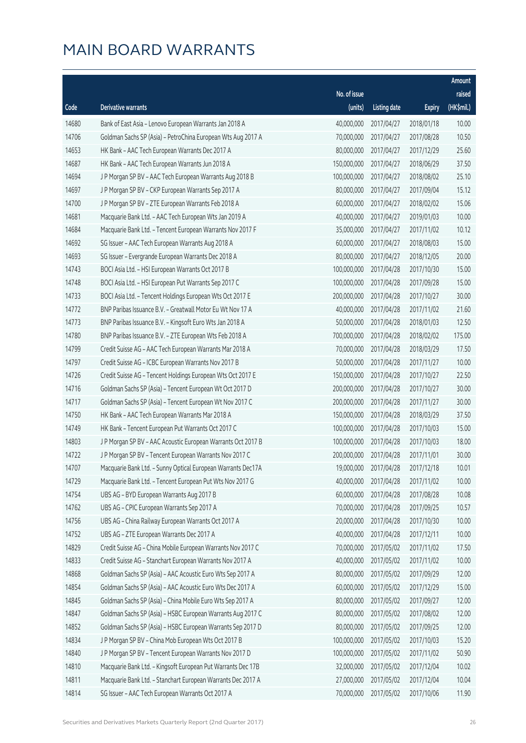# MAIN BOARD WARRANTS

| Code | Derivative warrants | No. of issue (units) | Listing date | Expiry | Amount raised (HK$mil.) |
|---|---|---|---|---|---|
| 14680 | Bank of East Asia – Lenovo European Warrants Jan 2018 A | 40,000,000 | 2017/04/27 | 2018/01/18 | 10.00 |
| 14706 | Goldman Sachs SP (Asia) – PetroChina European Wts Aug 2017 A | 70,000,000 | 2017/04/27 | 2017/08/28 | 10.50 |
| 14653 | HK Bank – AAC Tech European Warrants Dec 2017 A | 80,000,000 | 2017/04/27 | 2017/12/29 | 25.60 |
| 14687 | HK Bank – AAC Tech European Warrants Jun 2018 A | 150,000,000 | 2017/04/27 | 2018/06/29 | 37.50 |
| 14694 | J P Morgan SP BV – AAC Tech European Warrants Aug 2018 B | 100,000,000 | 2017/04/27 | 2018/08/02 | 25.10 |
| 14697 | J P Morgan SP BV – CKP European Warrants Sep 2017 A | 80,000,000 | 2017/04/27 | 2017/09/04 | 15.12 |
| 14700 | J P Morgan SP BV – ZTE European Warrants Feb 2018 A | 60,000,000 | 2017/04/27 | 2018/02/02 | 15.06 |
| 14681 | Macquarie Bank Ltd. – AAC Tech European Wts Jan 2019 A | 40,000,000 | 2017/04/27 | 2019/01/03 | 10.00 |
| 14684 | Macquarie Bank Ltd. – Tencent European Warrants Nov 2017 F | 35,000,000 | 2017/04/27 | 2017/11/02 | 10.12 |
| 14692 | SG Issuer – AAC Tech European Warrants Aug 2018 A | 60,000,000 | 2017/04/27 | 2018/08/03 | 15.00 |
| 14693 | SG Issuer – Evergrande European Warrants Dec 2018 A | 80,000,000 | 2017/04/27 | 2018/12/05 | 20.00 |
| 14743 | BOCI Asia Ltd. – HSI European Warrants Oct 2017 B | 100,000,000 | 2017/04/28 | 2017/10/30 | 15.00 |
| 14748 | BOCI Asia Ltd. – HSI European Put Warrants Sep 2017 C | 100,000,000 | 2017/04/28 | 2017/09/28 | 15.00 |
| 14733 | BOCI Asia Ltd. – Tencent Holdings European Wts Oct 2017 E | 200,000,000 | 2017/04/28 | 2017/10/27 | 30.00 |
| 14772 | BNP Paribas Issuance B.V. – Greatwall Motor Eu Wt Nov 17 A | 40,000,000 | 2017/04/28 | 2017/11/02 | 21.60 |
| 14773 | BNP Paribas Issuance B.V. – Kingsoft Euro Wts Jan 2018 A | 50,000,000 | 2017/04/28 | 2018/01/03 | 12.50 |
| 14780 | BNP Paribas Issuance B.V. – ZTE European Wts Feb 2018 A | 700,000,000 | 2017/04/28 | 2018/02/02 | 175.00 |
| 14799 | Credit Suisse AG – AAC Tech European Warrants Mar 2018 A | 70,000,000 | 2017/04/28 | 2018/03/29 | 17.50 |
| 14797 | Credit Suisse AG – ICBC European Warrants Nov 2017 B | 50,000,000 | 2017/04/28 | 2017/11/27 | 10.00 |
| 14726 | Credit Suisse AG – Tencent Holdings European Wts Oct 2017 E | 150,000,000 | 2017/04/28 | 2017/10/27 | 22.50 |
| 14716 | Goldman Sachs SP (Asia) – Tencent European Wt Oct 2017 D | 200,000,000 | 2017/04/28 | 2017/10/27 | 30.00 |
| 14717 | Goldman Sachs SP (Asia) – Tencent European Wt Nov 2017 C | 200,000,000 | 2017/04/28 | 2017/11/27 | 30.00 |
| 14750 | HK Bank – AAC Tech European Warrants Mar 2018 A | 150,000,000 | 2017/04/28 | 2018/03/29 | 37.50 |
| 14749 | HK Bank – Tencent European Put Warrants Oct 2017 C | 100,000,000 | 2017/04/28 | 2017/10/03 | 15.00 |
| 14803 | J P Morgan SP BV – AAC Acoustic European Warrants Oct 2017 B | 100,000,000 | 2017/04/28 | 2017/10/03 | 18.00 |
| 14722 | J P Morgan SP BV – Tencent European Warrants Nov 2017 C | 200,000,000 | 2017/04/28 | 2017/11/01 | 30.00 |
| 14707 | Macquarie Bank Ltd. – Sunny Optical European Warrants Dec17A | 19,000,000 | 2017/04/28 | 2017/12/18 | 10.01 |
| 14729 | Macquarie Bank Ltd. – Tencent European Put Wts Nov 2017 G | 40,000,000 | 2017/04/28 | 2017/11/02 | 10.00 |
| 14754 | UBS AG – BYD European Warrants Aug 2017 B | 60,000,000 | 2017/04/28 | 2017/08/28 | 10.08 |
| 14762 | UBS AG – CPIC European Warrants Sep 2017 A | 70,000,000 | 2017/04/28 | 2017/09/25 | 10.57 |
| 14756 | UBS AG – China Railway European Warrants Oct 2017 A | 20,000,000 | 2017/04/28 | 2017/10/30 | 10.00 |
| 14752 | UBS AG – ZTE European Warrants Dec 2017 A | 40,000,000 | 2017/04/28 | 2017/12/11 | 10.00 |
| 14829 | Credit Suisse AG – China Mobile European Warrants Nov 2017 C | 70,000,000 | 2017/05/02 | 2017/11/02 | 17.50 |
| 14833 | Credit Suisse AG – Stanchart European Warrants Nov 2017 A | 40,000,000 | 2017/05/02 | 2017/11/02 | 10.00 |
| 14868 | Goldman Sachs SP (Asia) – AAC Acoustic Euro Wts Sep 2017 A | 80,000,000 | 2017/05/02 | 2017/09/29 | 12.00 |
| 14854 | Goldman Sachs SP (Asia) – AAC Acoustic Euro Wts Dec 2017 A | 60,000,000 | 2017/05/02 | 2017/12/29 | 15.00 |
| 14845 | Goldman Sachs SP (Asia) – China Mobile Euro Wts Sep 2017 A | 80,000,000 | 2017/05/02 | 2017/09/27 | 12.00 |
| 14847 | Goldman Sachs SP (Asia) – HSBC European Warrants Aug 2017 C | 80,000,000 | 2017/05/02 | 2017/08/02 | 12.00 |
| 14852 | Goldman Sachs SP (Asia) – HSBC European Warrants Sep 2017 D | 80,000,000 | 2017/05/02 | 2017/09/25 | 12.00 |
| 14834 | J P Morgan SP BV – China Mob European Wts Oct 2017 B | 100,000,000 | 2017/05/02 | 2017/10/03 | 15.20 |
| 14840 | J P Morgan SP BV – Tencent European Warrants Nov 2017 D | 100,000,000 | 2017/05/02 | 2017/11/02 | 50.90 |
| 14810 | Macquarie Bank Ltd. – Kingsoft European Put Warrants Dec 17B | 32,000,000 | 2017/05/02 | 2017/12/04 | 10.02 |
| 14811 | Macquarie Bank Ltd. – Stanchart European Warrants Dec 2017 A | 27,000,000 | 2017/05/02 | 2017/12/04 | 10.04 |
| 14814 | SG Issuer – AAC Tech European Warrants Oct 2017 A | 70,000,000 | 2017/05/02 | 2017/10/06 | 11.90 |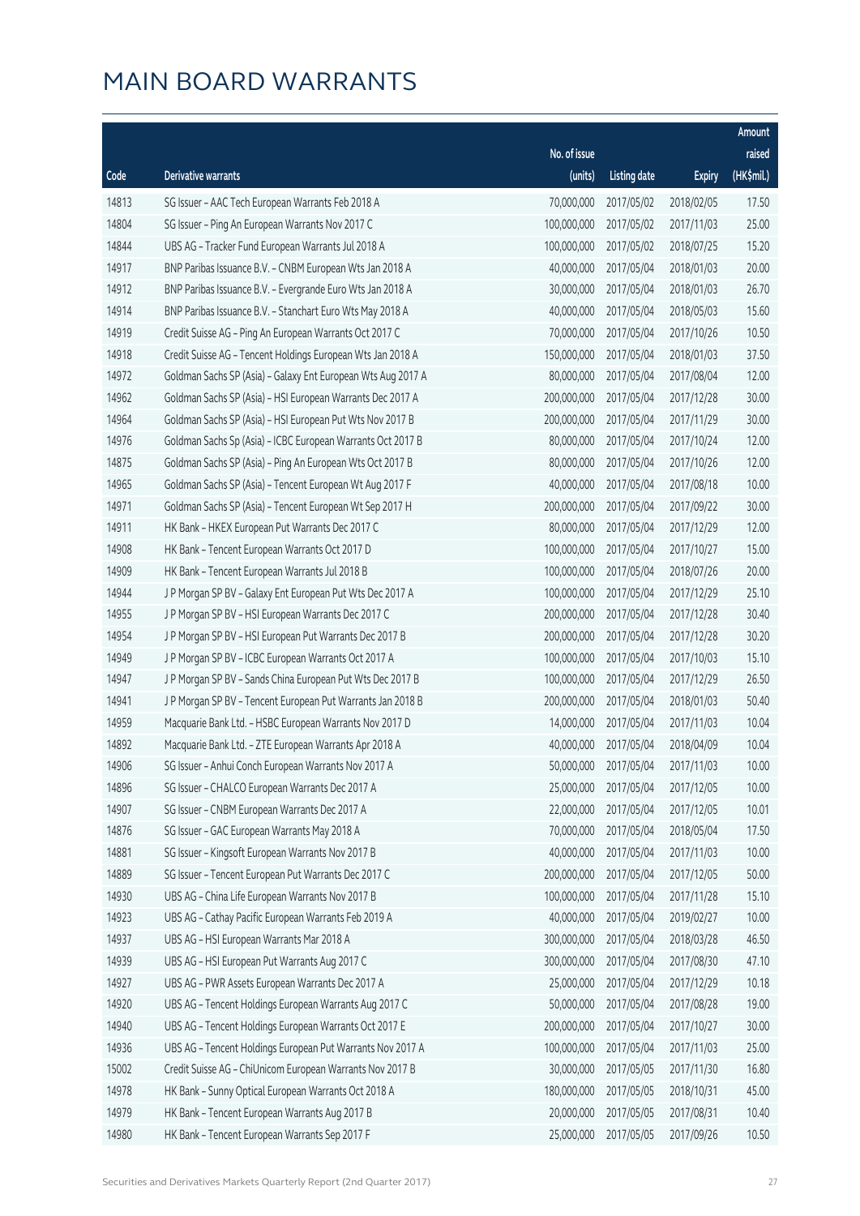# MAIN BOARD WARRANTS

| Code | Derivative warrants | No. of issue (units) | Listing date | Expiry | Amount raised (HK$mil.) |
|---|---|---|---|---|---|
| 14813 | SG Issuer – AAC Tech European Warrants Feb 2018 A | 70,000,000 | 2017/05/02 | 2018/02/05 | 17.50 |
| 14804 | SG Issuer – Ping An European Warrants Nov 2017 C | 100,000,000 | 2017/05/02 | 2017/11/03 | 25.00 |
| 14844 | UBS AG – Tracker Fund European Warrants Jul 2018 A | 100,000,000 | 2017/05/02 | 2018/07/25 | 15.20 |
| 14917 | BNP Paribas Issuance B.V. – CNBM European Wts Jan 2018 A | 40,000,000 | 2017/05/04 | 2018/01/03 | 20.00 |
| 14912 | BNP Paribas Issuance B.V. – Evergrande Euro Wts Jan 2018 A | 30,000,000 | 2017/05/04 | 2018/01/03 | 26.70 |
| 14914 | BNP Paribas Issuance B.V. – Stanchart Euro Wts May 2018 A | 40,000,000 | 2017/05/04 | 2018/05/03 | 15.60 |
| 14919 | Credit Suisse AG – Ping An European Warrants Oct 2017 C | 70,000,000 | 2017/05/04 | 2017/10/26 | 10.50 |
| 14918 | Credit Suisse AG – Tencent Holdings European Wts Jan 2018 A | 150,000,000 | 2017/05/04 | 2018/01/03 | 37.50 |
| 14972 | Goldman Sachs SP (Asia) – Galaxy Ent European Wts Aug 2017 A | 80,000,000 | 2017/05/04 | 2017/08/04 | 12.00 |
| 14962 | Goldman Sachs SP (Asia) – HSI European Warrants Dec 2017 A | 200,000,000 | 2017/05/04 | 2017/12/28 | 30.00 |
| 14964 | Goldman Sachs SP (Asia) – HSI European Put Wts Nov 2017 B | 200,000,000 | 2017/05/04 | 2017/11/29 | 30.00 |
| 14976 | Goldman Sachs Sp (Asia) – ICBC European Warrants Oct 2017 B | 80,000,000 | 2017/05/04 | 2017/10/24 | 12.00 |
| 14875 | Goldman Sachs SP (Asia) – Ping An European Wts Oct 2017 B | 80,000,000 | 2017/05/04 | 2017/10/26 | 12.00 |
| 14965 | Goldman Sachs SP (Asia) – Tencent European Wt Aug 2017 F | 40,000,000 | 2017/05/04 | 2017/08/18 | 10.00 |
| 14971 | Goldman Sachs SP (Asia) – Tencent European Wt Sep 2017 H | 200,000,000 | 2017/05/04 | 2017/09/22 | 30.00 |
| 14911 | HK Bank – HKEX European Put Warrants Dec 2017 C | 80,000,000 | 2017/05/04 | 2017/12/29 | 12.00 |
| 14908 | HK Bank – Tencent European Warrants Oct 2017 D | 100,000,000 | 2017/05/04 | 2017/10/27 | 15.00 |
| 14909 | HK Bank – Tencent European Warrants Jul 2018 B | 100,000,000 | 2017/05/04 | 2018/07/26 | 20.00 |
| 14944 | J P Morgan SP BV – Galaxy Ent European Put Wts Dec 2017 A | 100,000,000 | 2017/05/04 | 2017/12/29 | 25.10 |
| 14955 | J P Morgan SP BV – HSI European Warrants Dec 2017 C | 200,000,000 | 2017/05/04 | 2017/12/28 | 30.40 |
| 14954 | J P Morgan SP BV – HSI European Put Warrants Dec 2017 B | 200,000,000 | 2017/05/04 | 2017/12/28 | 30.20 |
| 14949 | J P Morgan SP BV – ICBC European Warrants Oct 2017 A | 100,000,000 | 2017/05/04 | 2017/10/03 | 15.10 |
| 14947 | J P Morgan SP BV – Sands China European Put Wts Dec 2017 B | 100,000,000 | 2017/05/04 | 2017/12/29 | 26.50 |
| 14941 | J P Morgan SP BV – Tencent European Put Warrants Jan 2018 B | 200,000,000 | 2017/05/04 | 2018/01/03 | 50.40 |
| 14959 | Macquarie Bank Ltd. – HSBC European Warrants Nov 2017 D | 14,000,000 | 2017/05/04 | 2017/11/03 | 10.04 |
| 14892 | Macquarie Bank Ltd. – ZTE European Warrants Apr 2018 A | 40,000,000 | 2017/05/04 | 2018/04/09 | 10.04 |
| 14906 | SG Issuer – Anhui Conch European Warrants Nov 2017 A | 50,000,000 | 2017/05/04 | 2017/11/03 | 10.00 |
| 14896 | SG Issuer – CHALCO European Warrants Dec 2017 A | 25,000,000 | 2017/05/04 | 2017/12/05 | 10.00 |
| 14907 | SG Issuer – CNBM European Warrants Dec 2017 A | 22,000,000 | 2017/05/04 | 2017/12/05 | 10.01 |
| 14876 | SG Issuer – GAC European Warrants May 2018 A | 70,000,000 | 2017/05/04 | 2018/05/04 | 17.50 |
| 14881 | SG Issuer – Kingsoft European Warrants Nov 2017 B | 40,000,000 | 2017/05/04 | 2017/11/03 | 10.00 |
| 14889 | SG Issuer – Tencent European Put Warrants Dec 2017 C | 200,000,000 | 2017/05/04 | 2017/12/05 | 50.00 |
| 14930 | UBS AG – China Life European Warrants Nov 2017 B | 100,000,000 | 2017/05/04 | 2017/11/28 | 15.10 |
| 14923 | UBS AG – Cathay Pacific European Warrants Feb 2019 A | 40,000,000 | 2017/05/04 | 2019/02/27 | 10.00 |
| 14937 | UBS AG – HSI European Warrants Mar 2018 A | 300,000,000 | 2017/05/04 | 2018/03/28 | 46.50 |
| 14939 | UBS AG – HSI European Put Warrants Aug 2017 C | 300,000,000 | 2017/05/04 | 2017/08/30 | 47.10 |
| 14927 | UBS AG – PWR Assets European Warrants Dec 2017 A | 25,000,000 | 2017/05/04 | 2017/12/29 | 10.18 |
| 14920 | UBS AG – Tencent Holdings European Warrants Aug 2017 C | 50,000,000 | 2017/05/04 | 2017/08/28 | 19.00 |
| 14940 | UBS AG – Tencent Holdings European Warrants Oct 2017 E | 200,000,000 | 2017/05/04 | 2017/10/27 | 30.00 |
| 14936 | UBS AG – Tencent Holdings European Put Warrants Nov 2017 A | 100,000,000 | 2017/05/04 | 2017/11/03 | 25.00 |
| 15002 | Credit Suisse AG – ChiUnicom European Warrants Nov 2017 B | 30,000,000 | 2017/05/05 | 2017/11/30 | 16.80 |
| 14978 | HK Bank – Sunny Optical European Warrants Oct 2018 A | 180,000,000 | 2017/05/05 | 2018/10/31 | 45.00 |
| 14979 | HK Bank – Tencent European Warrants Aug 2017 B | 20,000,000 | 2017/05/05 | 2017/08/31 | 10.40 |
| 14980 | HK Bank – Tencent European Warrants Sep 2017 F | 25,000,000 | 2017/05/05 | 2017/09/26 | 10.50 |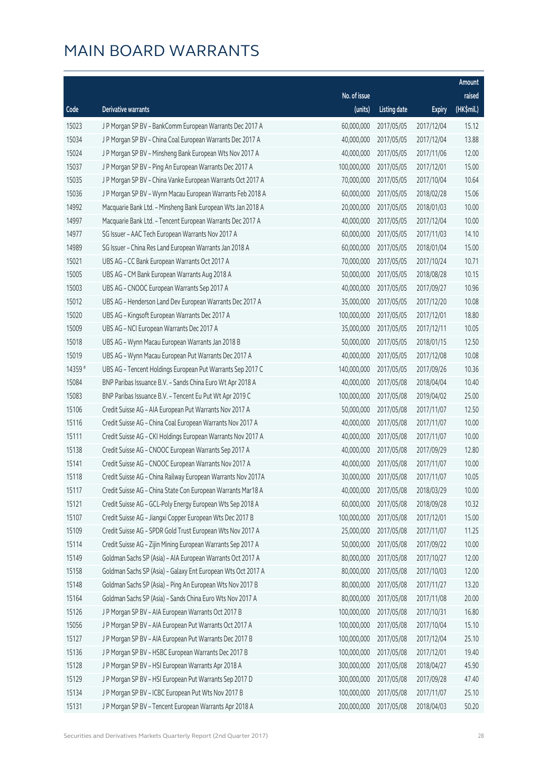# MAIN BOARD WARRANTS

| Code | Derivative warrants | No. of issue (units) | Listing date | Expiry | Amount raised (HK$mil.) |
|---|---|---|---|---|---|
| 15023 | J P Morgan SP BV – BankComm European Warrants Dec 2017 A | 60,000,000 | 2017/05/05 | 2017/12/04 | 15.12 |
| 15034 | J P Morgan SP BV – China Coal European Warrants Dec 2017 A | 40,000,000 | 2017/05/05 | 2017/12/04 | 13.88 |
| 15024 | J P Morgan SP BV – Minsheng Bank European Wts Nov 2017 A | 40,000,000 | 2017/05/05 | 2017/11/06 | 12.00 |
| 15037 | J P Morgan SP BV – Ping An European Warrants Dec 2017 A | 100,000,000 | 2017/05/05 | 2017/12/01 | 15.00 |
| 15035 | J P Morgan SP BV – China Vanke European Warrants Oct 2017 A | 70,000,000 | 2017/05/05 | 2017/10/04 | 10.64 |
| 15036 | J P Morgan SP BV – Wynn Macau European Warrants Feb 2018 A | 60,000,000 | 2017/05/05 | 2018/02/28 | 15.06 |
| 14992 | Macquarie Bank Ltd. – Minsheng Bank European Wts Jan 2018 A | 20,000,000 | 2017/05/05 | 2018/01/03 | 10.00 |
| 14997 | Macquarie Bank Ltd. – Tencent European Warrants Dec 2017 A | 40,000,000 | 2017/05/05 | 2017/12/04 | 10.00 |
| 14977 | SG Issuer – AAC Tech European Warrants Nov 2017 A | 60,000,000 | 2017/05/05 | 2017/11/03 | 14.10 |
| 14989 | SG Issuer – China Res Land European Warrants Jan 2018 A | 60,000,000 | 2017/05/05 | 2018/01/04 | 15.00 |
| 15021 | UBS AG – CC Bank European Warrants Oct 2017 A | 70,000,000 | 2017/05/05 | 2017/10/24 | 10.71 |
| 15005 | UBS AG – CM Bank European Warrants Aug 2018 A | 50,000,000 | 2017/05/05 | 2018/08/28 | 10.15 |
| 15003 | UBS AG – CNOOC European Warrants Sep 2017 A | 40,000,000 | 2017/05/05 | 2017/09/27 | 10.96 |
| 15012 | UBS AG – Henderson Land Dev European Warrants Dec 2017 A | 35,000,000 | 2017/05/05 | 2017/12/20 | 10.08 |
| 15020 | UBS AG – Kingsoft European Warrants Dec 2017 A | 100,000,000 | 2017/05/05 | 2017/12/01 | 18.80 |
| 15009 | UBS AG – NCI European Warrants Dec 2017 A | 35,000,000 | 2017/05/05 | 2017/12/11 | 10.05 |
| 15018 | UBS AG – Wynn Macau European Warrants Jan 2018 B | 50,000,000 | 2017/05/05 | 2018/01/15 | 12.50 |
| 15019 | UBS AG – Wynn Macau European Put Warrants Dec 2017 A | 40,000,000 | 2017/05/05 | 2017/12/08 | 10.08 |
| 14359 # | UBS AG – Tencent Holdings European Put Warrants Sep 2017 C | 140,000,000 | 2017/05/05 | 2017/09/26 | 10.36 |
| 15084 | BNP Paribas Issuance B.V. – Sands China Euro Wt Apr 2018 A | 40,000,000 | 2017/05/08 | 2018/04/04 | 10.40 |
| 15083 | BNP Paribas Issuance B.V. – Tencent Eu Put Wt Apr 2019 C | 100,000,000 | 2017/05/08 | 2019/04/02 | 25.00 |
| 15106 | Credit Suisse AG – AIA European Put Warrants Nov 2017 A | 50,000,000 | 2017/05/08 | 2017/11/07 | 12.50 |
| 15116 | Credit Suisse AG – China Coal European Warrants Nov 2017 A | 40,000,000 | 2017/05/08 | 2017/11/07 | 10.00 |
| 15111 | Credit Suisse AG – CKI Holdings European Warrants Nov 2017 A | 40,000,000 | 2017/05/08 | 2017/11/07 | 10.00 |
| 15138 | Credit Suisse AG – CNOOC European Warrants Sep 2017 A | 40,000,000 | 2017/05/08 | 2017/09/29 | 12.80 |
| 15141 | Credit Suisse AG – CNOOC European Warrants Nov 2017 A | 40,000,000 | 2017/05/08 | 2017/11/07 | 10.00 |
| 15118 | Credit Suisse AG – China Railway European Warrants Nov 2017A | 30,000,000 | 2017/05/08 | 2017/11/07 | 10.05 |
| 15117 | Credit Suisse AG – China State Con European Warrants Mar18 A | 40,000,000 | 2017/05/08 | 2018/03/29 | 10.00 |
| 15121 | Credit Suisse AG – GCL-Poly Energy European Wts Sep 2018 A | 60,000,000 | 2017/05/08 | 2018/09/28 | 10.32 |
| 15107 | Credit Suisse AG – Jiangxi Copper European Wts Dec 2017 B | 100,000,000 | 2017/05/08 | 2017/12/01 | 15.00 |
| 15109 | Credit Suisse AG – SPDR Gold Trust European Wts Nov 2017 A | 25,000,000 | 2017/05/08 | 2017/11/07 | 11.25 |
| 15114 | Credit Suisse AG – Zijin Mining European Warrants Sep 2017 A | 50,000,000 | 2017/05/08 | 2017/09/22 | 10.00 |
| 15149 | Goldman Sachs SP (Asia) – AIA European Warrants Oct 2017 A | 80,000,000 | 2017/05/08 | 2017/10/27 | 12.00 |
| 15158 | Goldman Sachs SP (Asia) – Galaxy Ent European Wts Oct 2017 A | 80,000,000 | 2017/05/08 | 2017/10/03 | 12.00 |
| 15148 | Goldman Sachs SP (Asia) – Ping An European Wts Nov 2017 B | 80,000,000 | 2017/05/08 | 2017/11/27 | 13.20 |
| 15164 | Goldman Sachs SP (Asia) – Sands China Euro Wts Nov 2017 A | 80,000,000 | 2017/05/08 | 2017/11/08 | 20.00 |
| 15126 | J P Morgan SP BV – AIA European Warrants Oct 2017 B | 100,000,000 | 2017/05/08 | 2017/10/31 | 16.80 |
| 15056 | J P Morgan SP BV – AIA European Put Warrants Oct 2017 A | 100,000,000 | 2017/05/08 | 2017/10/04 | 15.10 |
| 15127 | J P Morgan SP BV – AIA European Put Warrants Dec 2017 B | 100,000,000 | 2017/05/08 | 2017/12/04 | 25.10 |
| 15136 | J P Morgan SP BV – HSBC European Warrants Dec 2017 B | 100,000,000 | 2017/05/08 | 2017/12/01 | 19.40 |
| 15128 | J P Morgan SP BV – HSI European Warrants Apr 2018 A | 300,000,000 | 2017/05/08 | 2018/04/27 | 45.90 |
| 15129 | J P Morgan SP BV – HSI European Put Warrants Sep 2017 D | 300,000,000 | 2017/05/08 | 2017/09/28 | 47.40 |
| 15134 | J P Morgan SP BV – ICBC European Put Wts Nov 2017 B | 100,000,000 | 2017/05/08 | 2017/11/07 | 25.10 |
| 15131 | J P Morgan SP BV – Tencent European Warrants Apr 2018 A | 200,000,000 | 2017/05/08 | 2018/04/03 | 50.20 |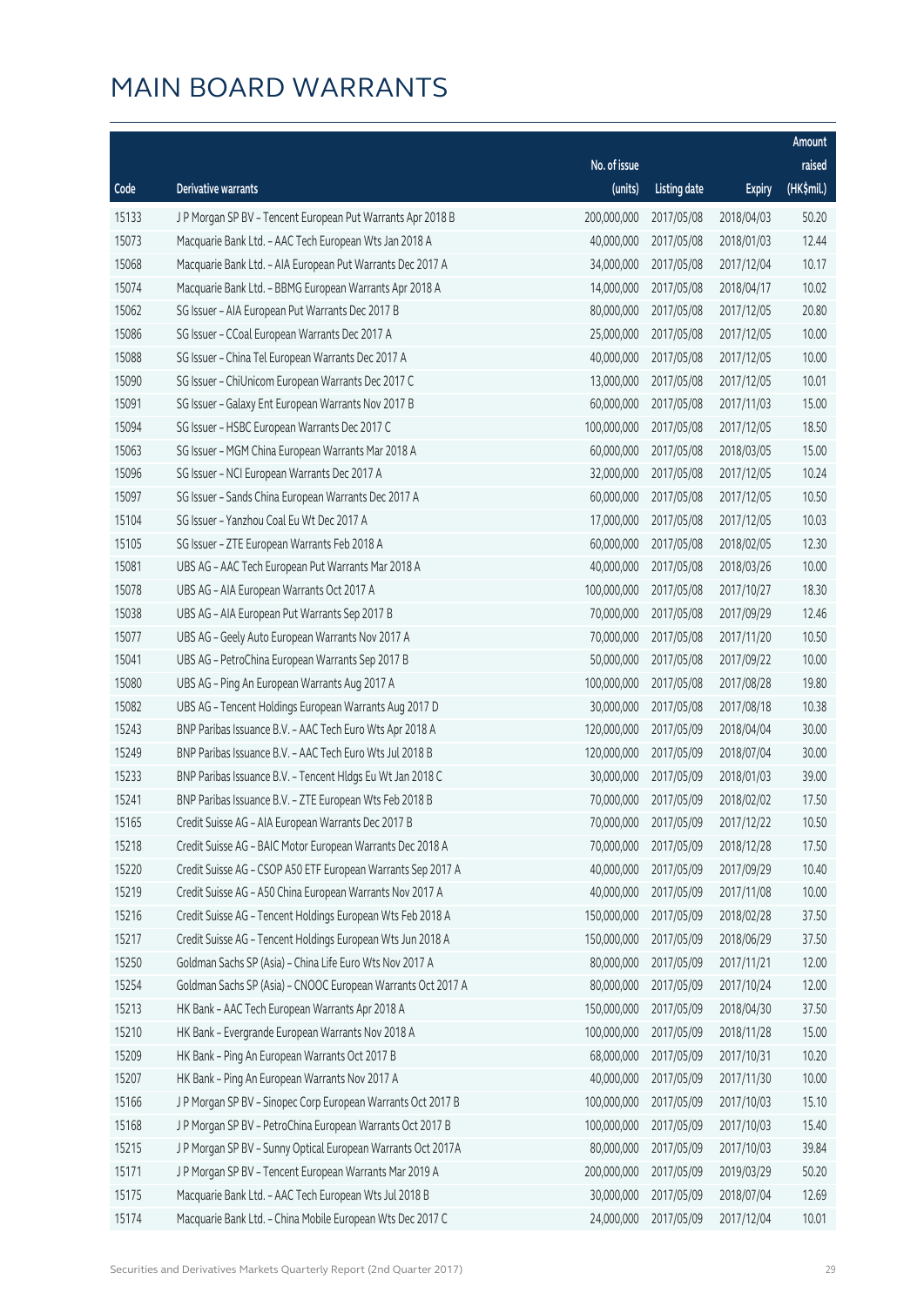# MAIN BOARD WARRANTS

| Code | Derivative warrants | No. of issue (units) | Listing date | Expiry | Amount raised (HK$mil.) |
|---|---|---|---|---|---|
| 15133 | J P Morgan SP BV - Tencent European Put Warrants Apr 2018 B | 200,000,000 | 2017/05/08 | 2018/04/03 | 50.20 |
| 15073 | Macquarie Bank Ltd. - AAC Tech European Wts Jan 2018 A | 40,000,000 | 2017/05/08 | 2018/01/03 | 12.44 |
| 15068 | Macquarie Bank Ltd. - AIA European Put Warrants Dec 2017 A | 34,000,000 | 2017/05/08 | 2017/12/04 | 10.17 |
| 15074 | Macquarie Bank Ltd. - BBMG European Warrants Apr 2018 A | 14,000,000 | 2017/05/08 | 2018/04/17 | 10.02 |
| 15062 | SG Issuer - AIA European Put Warrants Dec 2017 B | 80,000,000 | 2017/05/08 | 2017/12/05 | 20.80 |
| 15086 | SG Issuer - CCoal European Warrants Dec 2017 A | 25,000,000 | 2017/05/08 | 2017/12/05 | 10.00 |
| 15088 | SG Issuer - China Tel European Warrants Dec 2017 A | 40,000,000 | 2017/05/08 | 2017/12/05 | 10.00 |
| 15090 | SG Issuer - ChiUnicom European Warrants Dec 2017 C | 13,000,000 | 2017/05/08 | 2017/12/05 | 10.01 |
| 15091 | SG Issuer - Galaxy Ent European Warrants Nov 2017 B | 60,000,000 | 2017/05/08 | 2017/11/03 | 15.00 |
| 15094 | SG Issuer - HSBC European Warrants Dec 2017 C | 100,000,000 | 2017/05/08 | 2017/12/05 | 18.50 |
| 15063 | SG Issuer - MGM China European Warrants Mar 2018 A | 60,000,000 | 2017/05/08 | 2018/03/05 | 15.00 |
| 15096 | SG Issuer - NCI European Warrants Dec 2017 A | 32,000,000 | 2017/05/08 | 2017/12/05 | 10.24 |
| 15097 | SG Issuer - Sands China European Warrants Dec 2017 A | 60,000,000 | 2017/05/08 | 2017/12/05 | 10.50 |
| 15104 | SG Issuer - Yanzhou Coal Eu Wt Dec 2017 A | 17,000,000 | 2017/05/08 | 2017/12/05 | 10.03 |
| 15105 | SG Issuer - ZTE European Warrants Feb 2018 A | 60,000,000 | 2017/05/08 | 2018/02/05 | 12.30 |
| 15081 | UBS AG - AAC Tech European Put Warrants Mar 2018 A | 40,000,000 | 2017/05/08 | 2018/03/26 | 10.00 |
| 15078 | UBS AG - AIA European Warrants Oct 2017 A | 100,000,000 | 2017/05/08 | 2017/10/27 | 18.30 |
| 15038 | UBS AG - AIA European Put Warrants Sep 2017 B | 70,000,000 | 2017/05/08 | 2017/09/29 | 12.46 |
| 15077 | UBS AG - Geely Auto European Warrants Nov 2017 A | 70,000,000 | 2017/05/08 | 2017/11/20 | 10.50 |
| 15041 | UBS AG - PetroChina European Warrants Sep 2017 B | 50,000,000 | 2017/05/08 | 2017/09/22 | 10.00 |
| 15080 | UBS AG - Ping An European Warrants Aug 2017 A | 100,000,000 | 2017/05/08 | 2017/08/28 | 19.80 |
| 15082 | UBS AG - Tencent Holdings European Warrants Aug 2017 D | 30,000,000 | 2017/05/08 | 2017/08/18 | 10.38 |
| 15243 | BNP Paribas Issuance B.V. - AAC Tech Euro Wts Apr 2018 A | 120,000,000 | 2017/05/09 | 2018/04/04 | 30.00 |
| 15249 | BNP Paribas Issuance B.V. - AAC Tech Euro Wts Jul 2018 B | 120,000,000 | 2017/05/09 | 2018/07/04 | 30.00 |
| 15233 | BNP Paribas Issuance B.V. - Tencent Hldgs Eu Wt Jan 2018 C | 30,000,000 | 2017/05/09 | 2018/01/03 | 39.00 |
| 15241 | BNP Paribas Issuance B.V. - ZTE European Wts Feb 2018 B | 70,000,000 | 2017/05/09 | 2018/02/02 | 17.50 |
| 15165 | Credit Suisse AG - AIA European Warrants Dec 2017 B | 70,000,000 | 2017/05/09 | 2017/12/22 | 10.50 |
| 15218 | Credit Suisse AG - BAIC Motor European Warrants Dec 2018 A | 70,000,000 | 2017/05/09 | 2018/12/28 | 17.50 |
| 15220 | Credit Suisse AG - CSOP A50 ETF European Warrants Sep 2017 A | 40,000,000 | 2017/05/09 | 2017/09/29 | 10.40 |
| 15219 | Credit Suisse AG - A50 China European Warrants Nov 2017 A | 40,000,000 | 2017/05/09 | 2017/11/08 | 10.00 |
| 15216 | Credit Suisse AG - Tencent Holdings European Wts Feb 2018 A | 150,000,000 | 2017/05/09 | 2018/02/28 | 37.50 |
| 15217 | Credit Suisse AG - Tencent Holdings European Wts Jun 2018 A | 150,000,000 | 2017/05/09 | 2018/06/29 | 37.50 |
| 15250 | Goldman Sachs SP (Asia) - China Life Euro Wts Nov 2017 A | 80,000,000 | 2017/05/09 | 2017/11/21 | 12.00 |
| 15254 | Goldman Sachs SP (Asia) - CNOOC European Warrants Oct 2017 A | 80,000,000 | 2017/05/09 | 2017/10/24 | 12.00 |
| 15213 | HK Bank - AAC Tech European Warrants Apr 2018 A | 150,000,000 | 2017/05/09 | 2018/04/30 | 37.50 |
| 15210 | HK Bank - Evergrande European Warrants Nov 2018 A | 100,000,000 | 2017/05/09 | 2018/11/28 | 15.00 |
| 15209 | HK Bank - Ping An European Warrants Oct 2017 B | 68,000,000 | 2017/05/09 | 2017/10/31 | 10.20 |
| 15207 | HK Bank - Ping An European Warrants Nov 2017 A | 40,000,000 | 2017/05/09 | 2017/11/30 | 10.00 |
| 15166 | J P Morgan SP BV - Sinopec Corp European Warrants Oct 2017 B | 100,000,000 | 2017/05/09 | 2017/10/03 | 15.10 |
| 15168 | J P Morgan SP BV - PetroChina European Warrants Oct 2017 B | 100,000,000 | 2017/05/09 | 2017/10/03 | 15.40 |
| 15215 | J P Morgan SP BV - Sunny Optical European Warrants Oct 2017A | 80,000,000 | 2017/05/09 | 2017/10/03 | 39.84 |
| 15171 | J P Morgan SP BV - Tencent European Warrants Mar 2019 A | 200,000,000 | 2017/05/09 | 2019/03/29 | 50.20 |
| 15175 | Macquarie Bank Ltd. - AAC Tech European Wts Jul 2018 B | 30,000,000 | 2017/05/09 | 2018/07/04 | 12.69 |
| 15174 | Macquarie Bank Ltd. - China Mobile European Wts Dec 2017 C | 24,000,000 | 2017/05/09 | 2017/12/04 | 10.01 |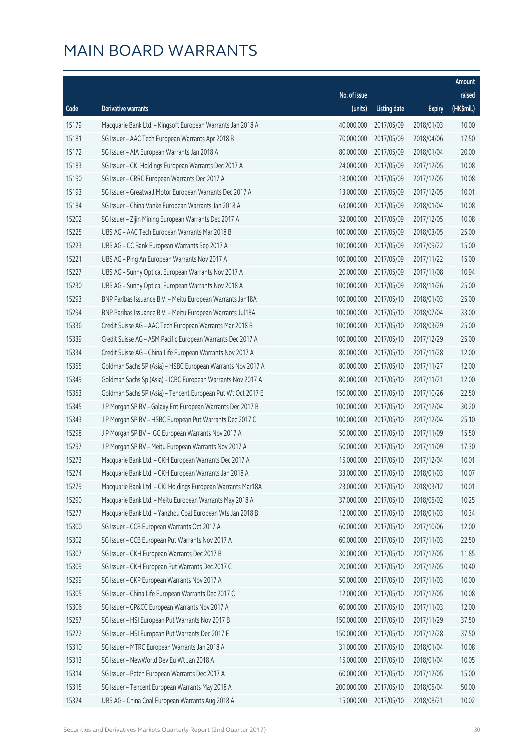# MAIN BOARD WARRANTS

| Code | Derivative warrants | No. of issue (units) | Listing date | Expiry | Amount raised (HK$mil.) |
|---|---|---|---|---|---|
| 15179 | Macquarie Bank Ltd. - Kingsoft European Warrants Jan 2018 A | 40,000,000 | 2017/05/09 | 2018/01/03 | 10.00 |
| 15181 | SG Issuer - AAC Tech European Warrants Apr 2018 B | 70,000,000 | 2017/05/09 | 2018/04/06 | 17.50 |
| 15172 | SG Issuer - AIA European Warrants Jan 2018 A | 80,000,000 | 2017/05/09 | 2018/01/04 | 20.00 |
| 15183 | SG Issuer - CKI Holdings European Warrants Dec 2017 A | 24,000,000 | 2017/05/09 | 2017/12/05 | 10.08 |
| 15190 | SG Issuer - CRRC European Warrants Dec 2017 A | 18,000,000 | 2017/05/09 | 2017/12/05 | 10.08 |
| 15193 | SG Issuer - Greatwall Motor European Warrants Dec 2017 A | 13,000,000 | 2017/05/09 | 2017/12/05 | 10.01 |
| 15184 | SG Issuer - China Vanke European Warrants Jan 2018 A | 63,000,000 | 2017/05/09 | 2018/01/04 | 10.08 |
| 15202 | SG Issuer - Zijin Mining European Warrants Dec 2017 A | 32,000,000 | 2017/05/09 | 2017/12/05 | 10.08 |
| 15225 | UBS AG - AAC Tech European Warrants Mar 2018 B | 100,000,000 | 2017/05/09 | 2018/03/05 | 25.00 |
| 15223 | UBS AG - CC Bank European Warrants Sep 2017 A | 100,000,000 | 2017/05/09 | 2017/09/22 | 15.00 |
| 15221 | UBS AG - Ping An European Warrants Nov 2017 A | 100,000,000 | 2017/05/09 | 2017/11/22 | 15.00 |
| 15227 | UBS AG - Sunny Optical European Warrants Nov 2017 A | 20,000,000 | 2017/05/09 | 2017/11/08 | 10.94 |
| 15230 | UBS AG - Sunny Optical European Warrants Nov 2018 A | 100,000,000 | 2017/05/09 | 2018/11/26 | 25.00 |
| 15293 | BNP Paribas Issuance B.V. - Meitu European Warrants Jan18A | 100,000,000 | 2017/05/10 | 2018/01/03 | 25.00 |
| 15294 | BNP Paribas Issuance B.V. - Meitu European Warrants Jul18A | 100,000,000 | 2017/05/10 | 2018/07/04 | 33.00 |
| 15336 | Credit Suisse AG - AAC Tech European Warrants Mar 2018 B | 100,000,000 | 2017/05/10 | 2018/03/29 | 25.00 |
| 15339 | Credit Suisse AG - ASM Pacific European Warrants Dec 2017 A | 100,000,000 | 2017/05/10 | 2017/12/29 | 25.00 |
| 15334 | Credit Suisse AG - China Life European Warrants Nov 2017 A | 80,000,000 | 2017/05/10 | 2017/11/28 | 12.00 |
| 15355 | Goldman Sachs SP (Asia) - HSBC European Warrants Nov 2017 A | 80,000,000 | 2017/05/10 | 2017/11/27 | 12.00 |
| 15349 | Goldman Sachs Sp (Asia) - ICBC European Warrants Nov 2017 A | 80,000,000 | 2017/05/10 | 2017/11/21 | 12.00 |
| 15353 | Goldman Sachs SP (Asia) - Tencent European Put Wt Oct 2017 E | 150,000,000 | 2017/05/10 | 2017/10/26 | 22.50 |
| 15345 | J P Morgan SP BV - Galaxy Ent European Warrants Dec 2017 B | 100,000,000 | 2017/05/10 | 2017/12/04 | 30.20 |
| 15343 | J P Morgan SP BV - HSBC European Put Warrants Dec 2017 C | 100,000,000 | 2017/05/10 | 2017/12/04 | 25.10 |
| 15298 | J P Morgan SP BV - IGG European Warrants Nov 2017 A | 50,000,000 | 2017/05/10 | 2017/11/09 | 15.50 |
| 15297 | J P Morgan SP BV - Meitu European Warrants Nov 2017 A | 50,000,000 | 2017/05/10 | 2017/11/09 | 17.30 |
| 15273 | Macquarie Bank Ltd. - CKH European Warrants Dec 2017 A | 15,000,000 | 2017/05/10 | 2017/12/04 | 10.01 |
| 15274 | Macquarie Bank Ltd. - CKH European Warrants Jan 2018 A | 33,000,000 | 2017/05/10 | 2018/01/03 | 10.07 |
| 15279 | Macquarie Bank Ltd. - CKI Holdings European Warrants Mar18A | 23,000,000 | 2017/05/10 | 2018/03/12 | 10.01 |
| 15290 | Macquarie Bank Ltd. - Meitu European Warrants May 2018 A | 37,000,000 | 2017/05/10 | 2018/05/02 | 10.25 |
| 15277 | Macquarie Bank Ltd. - Yanzhou Coal European Wts Jan 2018 B | 12,000,000 | 2017/05/10 | 2018/01/03 | 10.34 |
| 15300 | SG Issuer - CCB European Warrants Oct 2017 A | 60,000,000 | 2017/05/10 | 2017/10/06 | 12.00 |
| 15302 | SG Issuer - CCB European Put Warrants Nov 2017 A | 60,000,000 | 2017/05/10 | 2017/11/03 | 22.50 |
| 15307 | SG Issuer - CKH European Warrants Dec 2017 B | 30,000,000 | 2017/05/10 | 2017/12/05 | 11.85 |
| 15309 | SG Issuer - CKH European Put Warrants Dec 2017 C | 20,000,000 | 2017/05/10 | 2017/12/05 | 10.40 |
| 15299 | SG Issuer - CKP European Warrants Nov 2017 A | 50,000,000 | 2017/05/10 | 2017/11/03 | 10.00 |
| 15305 | SG Issuer - China Life European Warrants Dec 2017 C | 12,000,000 | 2017/05/10 | 2017/12/05 | 10.08 |
| 15306 | SG Issuer - CP&CC European Warrants Nov 2017 A | 60,000,000 | 2017/05/10 | 2017/11/03 | 12.00 |
| 15257 | SG Issuer - HSI European Put Warrants Nov 2017 B | 150,000,000 | 2017/05/10 | 2017/11/29 | 37.50 |
| 15272 | SG Issuer - HSI European Put Warrants Dec 2017 E | 150,000,000 | 2017/05/10 | 2017/12/28 | 37.50 |
| 15310 | SG Issuer - MTRC European Warrants Jan 2018 A | 31,000,000 | 2017/05/10 | 2018/01/04 | 10.08 |
| 15313 | SG Issuer - NewWorld Dev Eu Wt Jan 2018 A | 15,000,000 | 2017/05/10 | 2018/01/04 | 10.05 |
| 15314 | SG Issuer - Petch European Warrants Dec 2017 A | 60,000,000 | 2017/05/10 | 2017/12/05 | 15.00 |
| 15315 | SG Issuer - Tencent European Warrants May 2018 A | 200,000,000 | 2017/05/10 | 2018/05/04 | 50.00 |
| 15324 | UBS AG - China Coal European Warrants Aug 2018 A | 15,000,000 | 2017/05/10 | 2018/08/21 | 10.02 |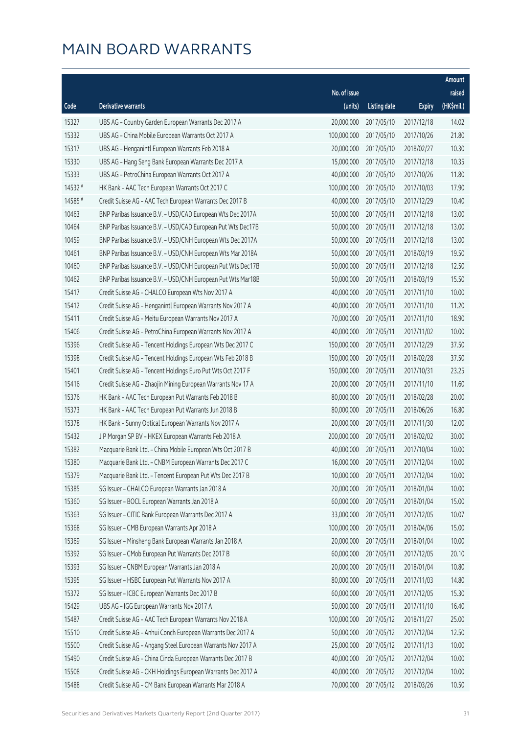# MAIN BOARD WARRANTS

| Code | Derivative warrants | No. of issue (units) | Listing date | Expiry | Amount raised (HK$mil.) |
|---|---|---|---|---|---|
| 15327 | UBS AG - Country Garden European Warrants Dec 2017 A | 20,000,000 | 2017/05/10 | 2017/12/18 | 14.02 |
| 15332 | UBS AG - China Mobile European Warrants Oct 2017 A | 100,000,000 | 2017/05/10 | 2017/10/26 | 21.80 |
| 15317 | UBS AG - Henganintl European Warrants Feb 2018 A | 20,000,000 | 2017/05/10 | 2018/02/27 | 10.30 |
| 15330 | UBS AG - Hang Seng Bank European Warrants Dec 2017 A | 15,000,000 | 2017/05/10 | 2017/12/18 | 10.35 |
| 15333 | UBS AG - PetroChina European Warrants Oct 2017 A | 40,000,000 | 2017/05/10 | 2017/10/26 | 11.80 |
| 14532 # | HK Bank - AAC Tech European Warrants Oct 2017 C | 100,000,000 | 2017/05/10 | 2017/10/03 | 17.90 |
| 14585 # | Credit Suisse AG - AAC Tech European Warrants Dec 2017 B | 40,000,000 | 2017/05/10 | 2017/12/29 | 10.40 |
| 10463 | BNP Paribas Issuance B.V. - USD/CAD European Wts Dec 2017A | 50,000,000 | 2017/05/11 | 2017/12/18 | 13.00 |
| 10464 | BNP Paribas Issuance B.V. - USD/CAD European Put Wts Dec17B | 50,000,000 | 2017/05/11 | 2017/12/18 | 13.00 |
| 10459 | BNP Paribas Issuance B.V. - USD/CNH European Wts Dec 2017A | 50,000,000 | 2017/05/11 | 2017/12/18 | 13.00 |
| 10461 | BNP Paribas Issuance B.V. - USD/CNH European Wts Mar 2018A | 50,000,000 | 2017/05/11 | 2018/03/19 | 19.50 |
| 10460 | BNP Paribas Issuance B.V. - USD/CNH European Put Wts Dec17B | 50,000,000 | 2017/05/11 | 2017/12/18 | 12.50 |
| 10462 | BNP Paribas Issuance B.V. - USD/CNH European Put Wts Mar18B | 50,000,000 | 2017/05/11 | 2018/03/19 | 15.50 |
| 15417 | Credit Suisse AG - CHALCO European Wts Nov 2017 A | 40,000,000 | 2017/05/11 | 2017/11/10 | 10.00 |
| 15412 | Credit Suisse AG - Henganintl European Warrants Nov 2017 A | 40,000,000 | 2017/05/11 | 2017/11/10 | 11.20 |
| 15411 | Credit Suisse AG - Meitu European Warrants Nov 2017 A | 70,000,000 | 2017/05/11 | 2017/11/10 | 18.90 |
| 15406 | Credit Suisse AG - PetroChina European Warrants Nov 2017 A | 40,000,000 | 2017/05/11 | 2017/11/02 | 10.00 |
| 15396 | Credit Suisse AG - Tencent Holdings European Wts Dec 2017 C | 150,000,000 | 2017/05/11 | 2017/12/29 | 37.50 |
| 15398 | Credit Suisse AG - Tencent Holdings European Wts Feb 2018 B | 150,000,000 | 2017/05/11 | 2018/02/28 | 37.50 |
| 15401 | Credit Suisse AG - Tencent Holdings Euro Put Wts Oct 2017 F | 150,000,000 | 2017/05/11 | 2017/10/31 | 23.25 |
| 15416 | Credit Suisse AG - Zhaojin Mining European Warrants Nov 17 A | 20,000,000 | 2017/05/11 | 2017/11/10 | 11.60 |
| 15376 | HK Bank - AAC Tech European Put Warrants Feb 2018 B | 80,000,000 | 2017/05/11 | 2018/02/28 | 20.00 |
| 15373 | HK Bank - AAC Tech European Put Warrants Jun 2018 B | 80,000,000 | 2017/05/11 | 2018/06/26 | 16.80 |
| 15378 | HK Bank - Sunny Optical European Warrants Nov 2017 A | 20,000,000 | 2017/05/11 | 2017/11/30 | 12.00 |
| 15432 | J P Morgan SP BV - HKEX European Warrants Feb 2018 A | 200,000,000 | 2017/05/11 | 2018/02/02 | 30.00 |
| 15382 | Macquarie Bank Ltd. - China Mobile European Wts Oct 2017 B | 40,000,000 | 2017/05/11 | 2017/10/04 | 10.00 |
| 15380 | Macquarie Bank Ltd. - CNBM European Warrants Dec 2017 C | 16,000,000 | 2017/05/11 | 2017/12/04 | 10.00 |
| 15379 | Macquarie Bank Ltd. - Tencent European Put Wts Dec 2017 B | 10,000,000 | 2017/05/11 | 2017/12/04 | 10.00 |
| 15385 | SG Issuer - CHALCO European Warrants Jan 2018 A | 20,000,000 | 2017/05/11 | 2018/01/04 | 10.00 |
| 15360 | SG Issuer - BOCL European Warrants Jan 2018 A | 60,000,000 | 2017/05/11 | 2018/01/04 | 15.00 |
| 15363 | SG Issuer - CITIC Bank European Warrants Dec 2017 A | 33,000,000 | 2017/05/11 | 2017/12/05 | 10.07 |
| 15368 | SG Issuer - CMB European Warrants Apr 2018 A | 100,000,000 | 2017/05/11 | 2018/04/06 | 15.00 |
| 15369 | SG Issuer - Minsheng Bank European Warrants Jan 2018 A | 20,000,000 | 2017/05/11 | 2018/01/04 | 10.00 |
| 15392 | SG Issuer - CMob European Put Warrants Dec 2017 B | 60,000,000 | 2017/05/11 | 2017/12/05 | 20.10 |
| 15393 | SG Issuer - CNBM European Warrants Jan 2018 A | 20,000,000 | 2017/05/11 | 2018/01/04 | 10.80 |
| 15395 | SG Issuer - HSBC European Put Warrants Nov 2017 A | 80,000,000 | 2017/05/11 | 2017/11/03 | 14.80 |
| 15372 | SG Issuer - ICBC European Warrants Dec 2017 B | 60,000,000 | 2017/05/11 | 2017/12/05 | 15.30 |
| 15429 | UBS AG - IGG European Warrants Nov 2017 A | 50,000,000 | 2017/05/11 | 2017/11/10 | 16.40 |
| 15487 | Credit Suisse AG - AAC Tech European Warrants Nov 2018 A | 100,000,000 | 2017/05/12 | 2018/11/27 | 25.00 |
| 15510 | Credit Suisse AG - Anhui Conch European Warrants Dec 2017 A | 50,000,000 | 2017/05/12 | 2017/12/04 | 12.50 |
| 15500 | Credit Suisse AG - Angang Steel European Warrants Nov 2017 A | 25,000,000 | 2017/05/12 | 2017/11/13 | 10.00 |
| 15490 | Credit Suisse AG - China Cinda European Warrants Dec 2017 B | 40,000,000 | 2017/05/12 | 2017/12/04 | 10.00 |
| 15508 | Credit Suisse AG - CKH Holdings European Warrants Dec 2017 A | 40,000,000 | 2017/05/12 | 2017/12/04 | 10.00 |
| 15488 | Credit Suisse AG - CM Bank European Warrants Mar 2018 A | 70,000,000 | 2017/05/12 | 2018/03/26 | 10.50 |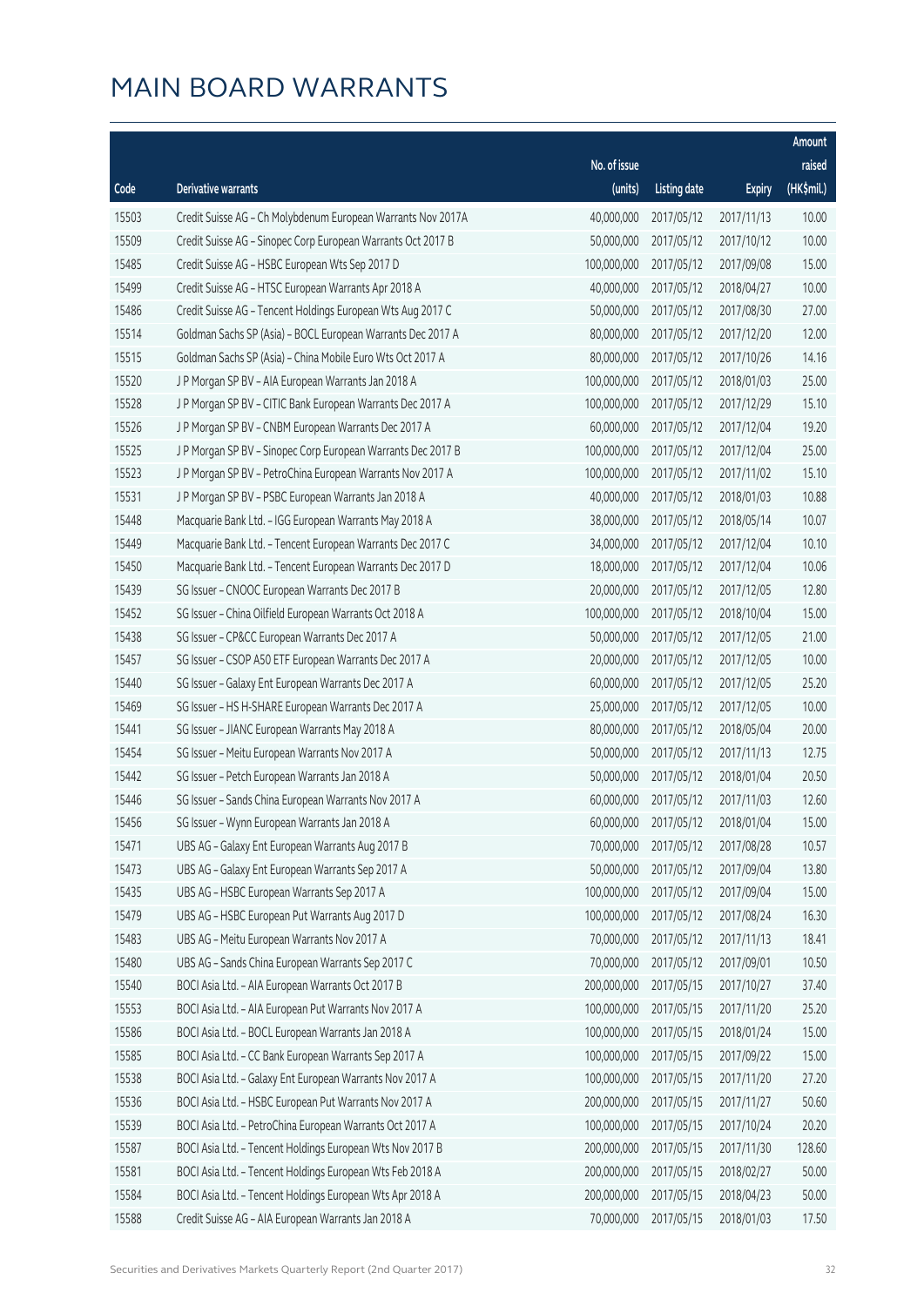# MAIN BOARD WARRANTS

| Code | Derivative warrants | No. of issue (units) | Listing date | Expiry | Amount raised (HK$mil.) |
|---|---|---|---|---|---|
| 15503 | Credit Suisse AG – Ch Molybdenum European Warrants Nov 2017A | 40,000,000 | 2017/05/12 | 2017/11/13 | 10.00 |
| 15509 | Credit Suisse AG – Sinopec Corp European Warrants Oct 2017 B | 50,000,000 | 2017/05/12 | 2017/10/12 | 10.00 |
| 15485 | Credit Suisse AG – HSBC European Wts Sep 2017 D | 100,000,000 | 2017/05/12 | 2017/09/08 | 15.00 |
| 15499 | Credit Suisse AG – HTSC European Warrants Apr 2018 A | 40,000,000 | 2017/05/12 | 2018/04/27 | 10.00 |
| 15486 | Credit Suisse AG – Tencent Holdings European Wts Aug 2017 C | 50,000,000 | 2017/05/12 | 2017/08/30 | 27.00 |
| 15514 | Goldman Sachs SP (Asia) – BOCL European Warrants Dec 2017 A | 80,000,000 | 2017/05/12 | 2017/12/20 | 12.00 |
| 15515 | Goldman Sachs SP (Asia) – China Mobile Euro Wts Oct 2017 A | 80,000,000 | 2017/05/12 | 2017/10/26 | 14.16 |
| 15520 | J P Morgan SP BV – AIA European Warrants Jan 2018 A | 100,000,000 | 2017/05/12 | 2018/01/03 | 25.00 |
| 15528 | J P Morgan SP BV – CITIC Bank European Warrants Dec 2017 A | 100,000,000 | 2017/05/12 | 2017/12/29 | 15.10 |
| 15526 | J P Morgan SP BV – CNBM European Warrants Dec 2017 A | 60,000,000 | 2017/05/12 | 2017/12/04 | 19.20 |
| 15525 | J P Morgan SP BV – Sinopec Corp European Warrants Dec 2017 B | 100,000,000 | 2017/05/12 | 2017/12/04 | 25.00 |
| 15523 | J P Morgan SP BV – PetroChina European Warrants Nov 2017 A | 100,000,000 | 2017/05/12 | 2017/11/02 | 15.10 |
| 15531 | J P Morgan SP BV – PSBC European Warrants Jan 2018 A | 40,000,000 | 2017/05/12 | 2018/01/03 | 10.88 |
| 15448 | Macquarie Bank Ltd. – IGG European Warrants May 2018 A | 38,000,000 | 2017/05/12 | 2018/05/14 | 10.07 |
| 15449 | Macquarie Bank Ltd. – Tencent European Warrants Dec 2017 C | 34,000,000 | 2017/05/12 | 2017/12/04 | 10.10 |
| 15450 | Macquarie Bank Ltd. – Tencent European Warrants Dec 2017 D | 18,000,000 | 2017/05/12 | 2017/12/04 | 10.06 |
| 15439 | SG Issuer – CNOOC European Warrants Dec 2017 B | 20,000,000 | 2017/05/12 | 2017/12/05 | 12.80 |
| 15452 | SG Issuer – China Oilfield European Warrants Oct 2018 A | 100,000,000 | 2017/05/12 | 2018/10/04 | 15.00 |
| 15438 | SG Issuer – CP&CC European Warrants Dec 2017 A | 50,000,000 | 2017/05/12 | 2017/12/05 | 21.00 |
| 15457 | SG Issuer – CSOP A50 ETF European Warrants Dec 2017 A | 20,000,000 | 2017/05/12 | 2017/12/05 | 10.00 |
| 15440 | SG Issuer – Galaxy Ent European Warrants Dec 2017 A | 60,000,000 | 2017/05/12 | 2017/12/05 | 25.20 |
| 15469 | SG Issuer – HS H-SHARE European Warrants Dec 2017 A | 25,000,000 | 2017/05/12 | 2017/12/05 | 10.00 |
| 15441 | SG Issuer – JIANC European Warrants May 2018 A | 80,000,000 | 2017/05/12 | 2018/05/04 | 20.00 |
| 15454 | SG Issuer – Meitu European Warrants Nov 2017 A | 50,000,000 | 2017/05/12 | 2017/11/13 | 12.75 |
| 15442 | SG Issuer – Petch European Warrants Jan 2018 A | 50,000,000 | 2017/05/12 | 2018/01/04 | 20.50 |
| 15446 | SG Issuer – Sands China European Warrants Nov 2017 A | 60,000,000 | 2017/05/12 | 2017/11/03 | 12.60 |
| 15456 | SG Issuer – Wynn European Warrants Jan 2018 A | 60,000,000 | 2017/05/12 | 2018/01/04 | 15.00 |
| 15471 | UBS AG – Galaxy Ent European Warrants Aug 2017 B | 70,000,000 | 2017/05/12 | 2017/08/28 | 10.57 |
| 15473 | UBS AG – Galaxy Ent European Warrants Sep 2017 A | 50,000,000 | 2017/05/12 | 2017/09/04 | 13.80 |
| 15435 | UBS AG – HSBC European Warrants Sep 2017 A | 100,000,000 | 2017/05/12 | 2017/09/04 | 15.00 |
| 15479 | UBS AG – HSBC European Put Warrants Aug 2017 D | 100,000,000 | 2017/05/12 | 2017/08/24 | 16.30 |
| 15483 | UBS AG – Meitu European Warrants Nov 2017 A | 70,000,000 | 2017/05/12 | 2017/11/13 | 18.41 |
| 15480 | UBS AG – Sands China European Warrants Sep 2017 C | 70,000,000 | 2017/05/12 | 2017/09/01 | 10.50 |
| 15540 | BOCI Asia Ltd. – AIA European Warrants Oct 2017 B | 200,000,000 | 2017/05/15 | 2017/10/27 | 37.40 |
| 15553 | BOCI Asia Ltd. – AIA European Put Warrants Nov 2017 A | 100,000,000 | 2017/05/15 | 2017/11/20 | 25.20 |
| 15586 | BOCI Asia Ltd. – BOCL European Warrants Jan 2018 A | 100,000,000 | 2017/05/15 | 2018/01/24 | 15.00 |
| 15585 | BOCI Asia Ltd. – CC Bank European Warrants Sep 2017 A | 100,000,000 | 2017/05/15 | 2017/09/22 | 15.00 |
| 15538 | BOCI Asia Ltd. – Galaxy Ent European Warrants Nov 2017 A | 100,000,000 | 2017/05/15 | 2017/11/20 | 27.20 |
| 15536 | BOCI Asia Ltd. – HSBC European Put Warrants Nov 2017 A | 200,000,000 | 2017/05/15 | 2017/11/27 | 50.60 |
| 15539 | BOCI Asia Ltd. – PetroChina European Warrants Oct 2017 A | 100,000,000 | 2017/05/15 | 2017/10/24 | 20.20 |
| 15587 | BOCI Asia Ltd. – Tencent Holdings European Wts Nov 2017 B | 200,000,000 | 2017/05/15 | 2017/11/30 | 128.60 |
| 15581 | BOCI Asia Ltd. – Tencent Holdings European Wts Feb 2018 A | 200,000,000 | 2017/05/15 | 2018/02/27 | 50.00 |
| 15584 | BOCI Asia Ltd. – Tencent Holdings European Wts Apr 2018 A | 200,000,000 | 2017/05/15 | 2018/04/23 | 50.00 |
| 15588 | Credit Suisse AG – AIA European Warrants Jan 2018 A | 70,000,000 | 2017/05/15 | 2018/01/03 | 17.50 |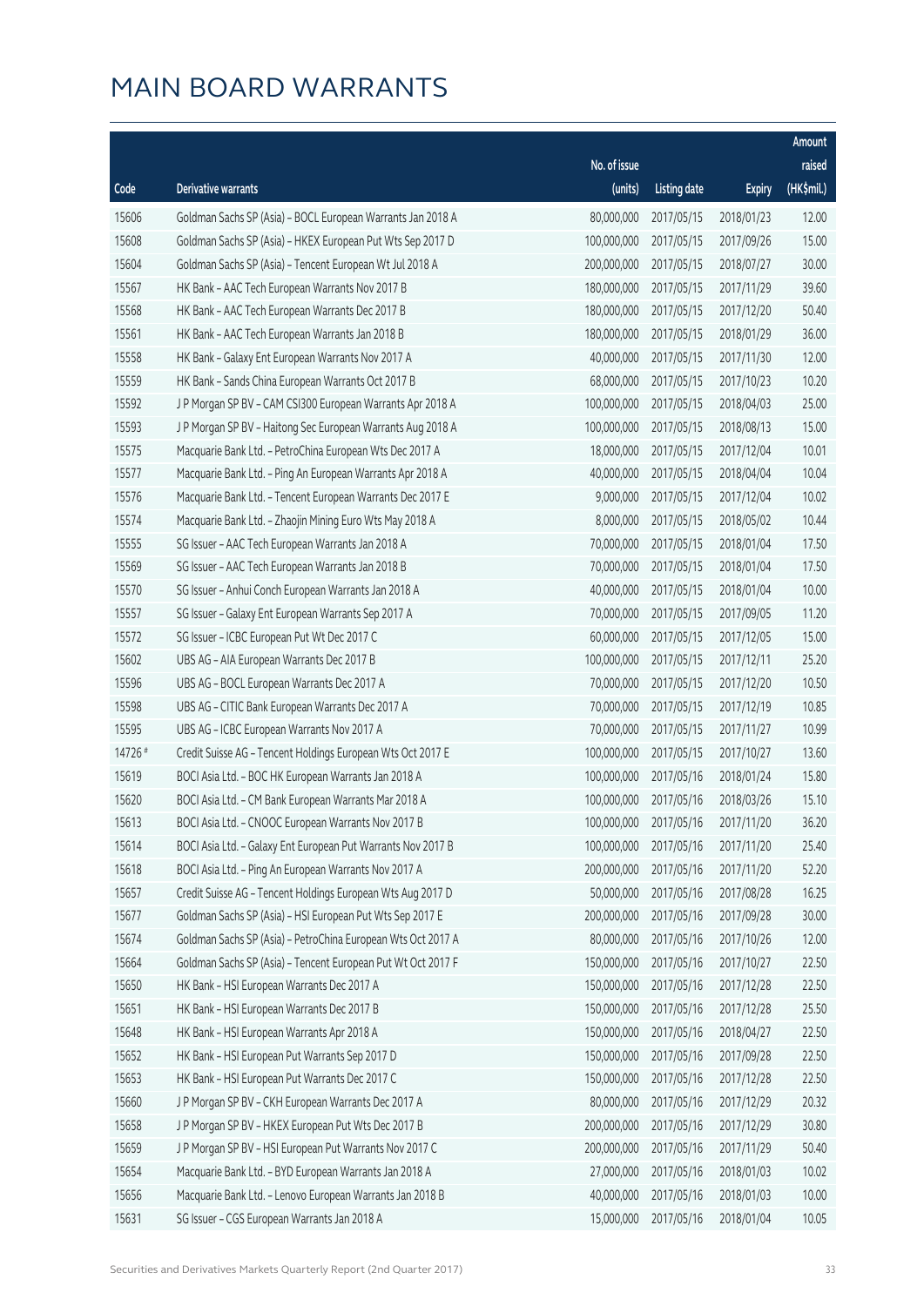# MAIN BOARD WARRANTS

| Code | Derivative warrants | No. of issue (units) | Listing date | Expiry | Amount raised (HK$mil.) |
|---|---|---|---|---|---|
| 15606 | Goldman Sachs SP (Asia) – BOCL European Warrants Jan 2018 A | 80,000,000 | 2017/05/15 | 2018/01/23 | 12.00 |
| 15608 | Goldman Sachs SP (Asia) – HKEX European Put Wts Sep 2017 D | 100,000,000 | 2017/05/15 | 2017/09/26 | 15.00 |
| 15604 | Goldman Sachs SP (Asia) – Tencent European Wt Jul 2018 A | 200,000,000 | 2017/05/15 | 2018/07/27 | 30.00 |
| 15567 | HK Bank – AAC Tech European Warrants Nov 2017 B | 180,000,000 | 2017/05/15 | 2017/11/29 | 39.60 |
| 15568 | HK Bank – AAC Tech European Warrants Dec 2017 B | 180,000,000 | 2017/05/15 | 2017/12/20 | 50.40 |
| 15561 | HK Bank – AAC Tech European Warrants Jan 2018 B | 180,000,000 | 2017/05/15 | 2018/01/29 | 36.00 |
| 15558 | HK Bank – Galaxy Ent European Warrants Nov 2017 A | 40,000,000 | 2017/05/15 | 2017/11/30 | 12.00 |
| 15559 | HK Bank – Sands China European Warrants Oct 2017 B | 68,000,000 | 2017/05/15 | 2017/10/23 | 10.20 |
| 15592 | J P Morgan SP BV – CAM CSI300 European Warrants Apr 2018 A | 100,000,000 | 2017/05/15 | 2018/04/03 | 25.00 |
| 15593 | J P Morgan SP BV – Haitong Sec European Warrants Aug 2018 A | 100,000,000 | 2017/05/15 | 2018/08/13 | 15.00 |
| 15575 | Macquarie Bank Ltd. – PetroChina European Wts Dec 2017 A | 18,000,000 | 2017/05/15 | 2017/12/04 | 10.01 |
| 15577 | Macquarie Bank Ltd. – Ping An European Warrants Apr 2018 A | 40,000,000 | 2017/05/15 | 2018/04/04 | 10.04 |
| 15576 | Macquarie Bank Ltd. – Tencent European Warrants Dec 2017 E | 9,000,000 | 2017/05/15 | 2017/12/04 | 10.02 |
| 15574 | Macquarie Bank Ltd. – Zhaojin Mining Euro Wts May 2018 A | 8,000,000 | 2017/05/15 | 2018/05/02 | 10.44 |
| 15555 | SG Issuer – AAC Tech European Warrants Jan 2018 A | 70,000,000 | 2017/05/15 | 2018/01/04 | 17.50 |
| 15569 | SG Issuer – AAC Tech European Warrants Jan 2018 B | 70,000,000 | 2017/05/15 | 2018/01/04 | 17.50 |
| 15570 | SG Issuer – Anhui Conch European Warrants Jan 2018 A | 40,000,000 | 2017/05/15 | 2018/01/04 | 10.00 |
| 15557 | SG Issuer – Galaxy Ent European Warrants Sep 2017 A | 70,000,000 | 2017/05/15 | 2017/09/05 | 11.20 |
| 15572 | SG Issuer – ICBC European Put Wt Dec 2017 C | 60,000,000 | 2017/05/15 | 2017/12/05 | 15.00 |
| 15602 | UBS AG – AIA European Warrants Dec 2017 B | 100,000,000 | 2017/05/15 | 2017/12/11 | 25.20 |
| 15596 | UBS AG – BOCL European Warrants Dec 2017 A | 70,000,000 | 2017/05/15 | 2017/12/20 | 10.50 |
| 15598 | UBS AG – CITIC Bank European Warrants Dec 2017 A | 70,000,000 | 2017/05/15 | 2017/12/19 | 10.85 |
| 15595 | UBS AG – ICBC European Warrants Nov 2017 A | 70,000,000 | 2017/05/15 | 2017/11/27 | 10.99 |
| 14726 # | Credit Suisse AG – Tencent Holdings European Wts Oct 2017 E | 100,000,000 | 2017/05/15 | 2017/10/27 | 13.60 |
| 15619 | BOCI Asia Ltd. – BOC HK European Warrants Jan 2018 A | 100,000,000 | 2017/05/16 | 2018/01/24 | 15.80 |
| 15620 | BOCI Asia Ltd. – CM Bank European Warrants Mar 2018 A | 100,000,000 | 2017/05/16 | 2018/03/26 | 15.10 |
| 15613 | BOCI Asia Ltd. – CNOOC European Warrants Nov 2017 B | 100,000,000 | 2017/05/16 | 2017/11/20 | 36.20 |
| 15614 | BOCI Asia Ltd. – Galaxy Ent European Put Warrants Nov 2017 B | 100,000,000 | 2017/05/16 | 2017/11/20 | 25.40 |
| 15618 | BOCI Asia Ltd. – Ping An European Warrants Nov 2017 A | 200,000,000 | 2017/05/16 | 2017/11/20 | 52.20 |
| 15657 | Credit Suisse AG – Tencent Holdings European Wts Aug 2017 D | 50,000,000 | 2017/05/16 | 2017/08/28 | 16.25 |
| 15677 | Goldman Sachs SP (Asia) – HSI European Put Wts Sep 2017 E | 200,000,000 | 2017/05/16 | 2017/09/28 | 30.00 |
| 15674 | Goldman Sachs SP (Asia) – PetroChina European Wts Oct 2017 A | 80,000,000 | 2017/05/16 | 2017/10/26 | 12.00 |
| 15664 | Goldman Sachs SP (Asia) – Tencent European Put Wt Oct 2017 F | 150,000,000 | 2017/05/16 | 2017/10/27 | 22.50 |
| 15650 | HK Bank – HSI European Warrants Dec 2017 A | 150,000,000 | 2017/05/16 | 2017/12/28 | 22.50 |
| 15651 | HK Bank – HSI European Warrants Dec 2017 B | 150,000,000 | 2017/05/16 | 2017/12/28 | 25.50 |
| 15648 | HK Bank – HSI European Warrants Apr 2018 A | 150,000,000 | 2017/05/16 | 2018/04/27 | 22.50 |
| 15652 | HK Bank – HSI European Put Warrants Sep 2017 D | 150,000,000 | 2017/05/16 | 2017/09/28 | 22.50 |
| 15653 | HK Bank – HSI European Put Warrants Dec 2017 C | 150,000,000 | 2017/05/16 | 2017/12/28 | 22.50 |
| 15660 | J P Morgan SP BV – CKH European Warrants Dec 2017 A | 80,000,000 | 2017/05/16 | 2017/12/29 | 20.32 |
| 15658 | J P Morgan SP BV – HKEX European Put Wts Dec 2017 B | 200,000,000 | 2017/05/16 | 2017/12/29 | 30.80 |
| 15659 | J P Morgan SP BV – HSI European Put Warrants Nov 2017 C | 200,000,000 | 2017/05/16 | 2017/11/29 | 50.40 |
| 15654 | Macquarie Bank Ltd. – BYD European Warrants Jan 2018 A | 27,000,000 | 2017/05/16 | 2018/01/03 | 10.02 |
| 15656 | Macquarie Bank Ltd. – Lenovo European Warrants Jan 2018 B | 40,000,000 | 2017/05/16 | 2018/01/03 | 10.00 |
| 15631 | SG Issuer – CGS European Warrants Jan 2018 A | 15,000,000 | 2017/05/16 | 2018/01/04 | 10.05 |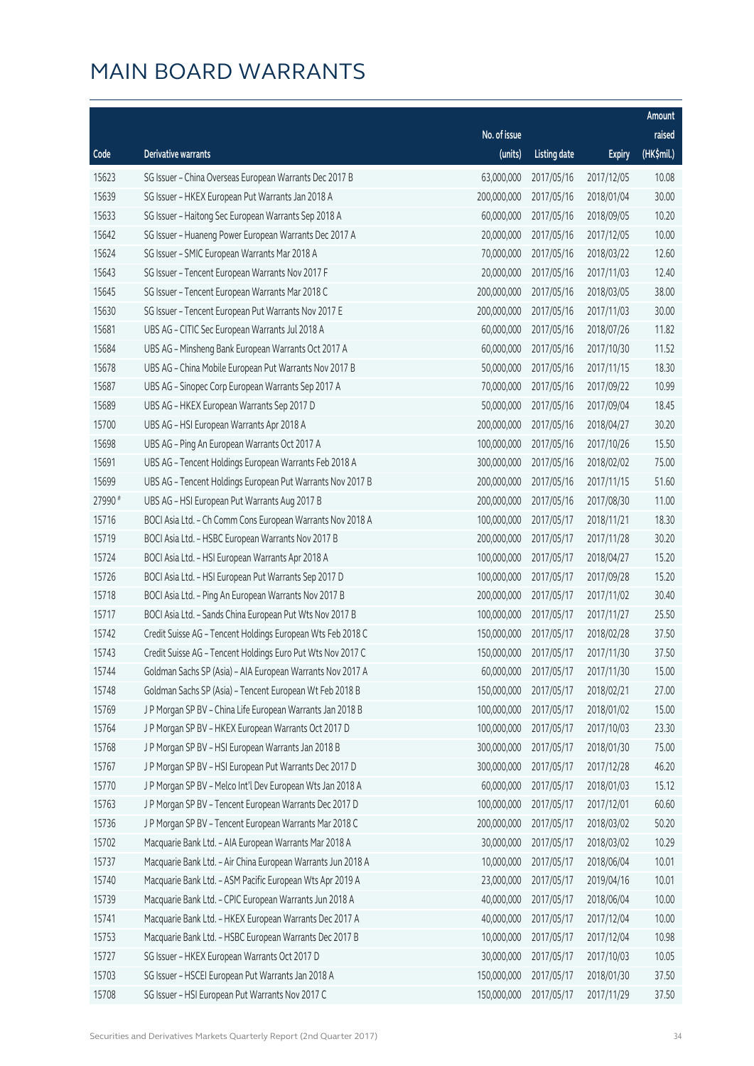# MAIN BOARD WARRANTS

| Code | Derivative warrants | No. of issue (units) | Listing date | Expiry | Amount raised (HK$mil.) |
|---|---|---|---|---|---|
| 15623 | SG Issuer – China Overseas European Warrants Dec 2017 B | 63,000,000 | 2017/05/16 | 2017/12/05 | 10.08 |
| 15639 | SG Issuer – HKEX European Put Warrants Jan 2018 A | 200,000,000 | 2017/05/16 | 2018/01/04 | 30.00 |
| 15633 | SG Issuer – Haitong Sec European Warrants Sep 2018 A | 60,000,000 | 2017/05/16 | 2018/09/05 | 10.20 |
| 15642 | SG Issuer – Huaneng Power European Warrants Dec 2017 A | 20,000,000 | 2017/05/16 | 2017/12/05 | 10.00 |
| 15624 | SG Issuer – SMIC European Warrants Mar 2018 A | 70,000,000 | 2017/05/16 | 2018/03/22 | 12.60 |
| 15643 | SG Issuer – Tencent European Warrants Nov 2017 F | 20,000,000 | 2017/05/16 | 2017/11/03 | 12.40 |
| 15645 | SG Issuer – Tencent European Warrants Mar 2018 C | 200,000,000 | 2017/05/16 | 2018/03/05 | 38.00 |
| 15630 | SG Issuer – Tencent European Put Warrants Nov 2017 E | 200,000,000 | 2017/05/16 | 2017/11/03 | 30.00 |
| 15681 | UBS AG – CITIC Sec European Warrants Jul 2018 A | 60,000,000 | 2017/05/16 | 2018/07/26 | 11.82 |
| 15684 | UBS AG – Minsheng Bank European Warrants Oct 2017 A | 60,000,000 | 2017/05/16 | 2017/10/30 | 11.52 |
| 15678 | UBS AG – China Mobile European Put Warrants Nov 2017 B | 50,000,000 | 2017/05/16 | 2017/11/15 | 18.30 |
| 15687 | UBS AG – Sinopec Corp European Warrants Sep 2017 A | 70,000,000 | 2017/05/16 | 2017/09/22 | 10.99 |
| 15689 | UBS AG – HKEX European Warrants Sep 2017 D | 50,000,000 | 2017/05/16 | 2017/09/04 | 18.45 |
| 15700 | UBS AG – HSI European Warrants Apr 2018 A | 200,000,000 | 2017/05/16 | 2018/04/27 | 30.20 |
| 15698 | UBS AG – Ping An European Warrants Oct 2017 A | 100,000,000 | 2017/05/16 | 2017/10/26 | 15.50 |
| 15691 | UBS AG – Tencent Holdings European Warrants Feb 2018 A | 300,000,000 | 2017/05/16 | 2018/02/02 | 75.00 |
| 15699 | UBS AG – Tencent Holdings European Put Warrants Nov 2017 B | 200,000,000 | 2017/05/16 | 2017/11/15 | 51.60 |
| 27990 # | UBS AG – HSI European Put Warrants Aug 2017 B | 200,000,000 | 2017/05/16 | 2017/08/30 | 11.00 |
| 15716 | BOCI Asia Ltd. – Ch Comm Cons European Warrants Nov 2018 A | 100,000,000 | 2017/05/17 | 2018/11/21 | 18.30 |
| 15719 | BOCI Asia Ltd. – HSBC European Warrants Nov 2017 B | 200,000,000 | 2017/05/17 | 2017/11/28 | 30.20 |
| 15724 | BOCI Asia Ltd. – HSI European Warrants Apr 2018 A | 100,000,000 | 2017/05/17 | 2018/04/27 | 15.20 |
| 15726 | BOCI Asia Ltd. – HSI European Put Warrants Sep 2017 D | 100,000,000 | 2017/05/17 | 2017/09/28 | 15.20 |
| 15718 | BOCI Asia Ltd. – Ping An European Warrants Nov 2017 B | 200,000,000 | 2017/05/17 | 2017/11/02 | 30.40 |
| 15717 | BOCI Asia Ltd. – Sands China European Put Wts Nov 2017 B | 100,000,000 | 2017/05/17 | 2017/11/27 | 25.50 |
| 15742 | Credit Suisse AG – Tencent Holdings European Wts Feb 2018 C | 150,000,000 | 2017/05/17 | 2018/02/28 | 37.50 |
| 15743 | Credit Suisse AG – Tencent Holdings Euro Put Wts Nov 2017 C | 150,000,000 | 2017/05/17 | 2017/11/30 | 37.50 |
| 15744 | Goldman Sachs SP (Asia) – AIA European Warrants Nov 2017 A | 60,000,000 | 2017/05/17 | 2017/11/30 | 15.00 |
| 15748 | Goldman Sachs SP (Asia) – Tencent European Wt Feb 2018 B | 150,000,000 | 2017/05/17 | 2018/02/21 | 27.00 |
| 15769 | J P Morgan SP BV – China Life European Warrants Jan 2018 B | 100,000,000 | 2017/05/17 | 2018/01/02 | 15.00 |
| 15764 | J P Morgan SP BV – HKEX European Warrants Oct 2017 D | 100,000,000 | 2017/05/17 | 2017/10/03 | 23.30 |
| 15768 | J P Morgan SP BV – HSI European Warrants Jan 2018 B | 300,000,000 | 2017/05/17 | 2018/01/30 | 75.00 |
| 15767 | J P Morgan SP BV – HSI European Put Warrants Dec 2017 D | 300,000,000 | 2017/05/17 | 2017/12/28 | 46.20 |
| 15770 | J P Morgan SP BV – Melco Int'l Dev European Wts Jan 2018 A | 60,000,000 | 2017/05/17 | 2018/01/03 | 15.12 |
| 15763 | J P Morgan SP BV – Tencent European Warrants Dec 2017 D | 100,000,000 | 2017/05/17 | 2017/12/01 | 60.60 |
| 15736 | J P Morgan SP BV – Tencent European Warrants Mar 2018 C | 200,000,000 | 2017/05/17 | 2018/03/02 | 50.20 |
| 15702 | Macquarie Bank Ltd. – AIA European Warrants Mar 2018 A | 30,000,000 | 2017/05/17 | 2018/03/02 | 10.29 |
| 15737 | Macquarie Bank Ltd. – Air China European Warrants Jun 2018 A | 10,000,000 | 2017/05/17 | 2018/06/04 | 10.01 |
| 15740 | Macquarie Bank Ltd. – ASM Pacific European Wts Apr 2019 A | 23,000,000 | 2017/05/17 | 2019/04/16 | 10.01 |
| 15739 | Macquarie Bank Ltd. – CPIC European Warrants Jun 2018 A | 40,000,000 | 2017/05/17 | 2018/06/04 | 10.00 |
| 15741 | Macquarie Bank Ltd. – HKEX European Warrants Dec 2017 A | 40,000,000 | 2017/05/17 | 2017/12/04 | 10.00 |
| 15753 | Macquarie Bank Ltd. – HSBC European Warrants Dec 2017 B | 10,000,000 | 2017/05/17 | 2017/12/04 | 10.98 |
| 15727 | SG Issuer – HKEX European Warrants Oct 2017 D | 30,000,000 | 2017/05/17 | 2017/10/03 | 10.05 |
| 15703 | SG Issuer – HSCEI European Put Warrants Jan 2018 A | 150,000,000 | 2017/05/17 | 2018/01/30 | 37.50 |
| 15708 | SG Issuer – HSI European Put Warrants Nov 2017 C | 150,000,000 | 2017/05/17 | 2017/11/29 | 37.50 |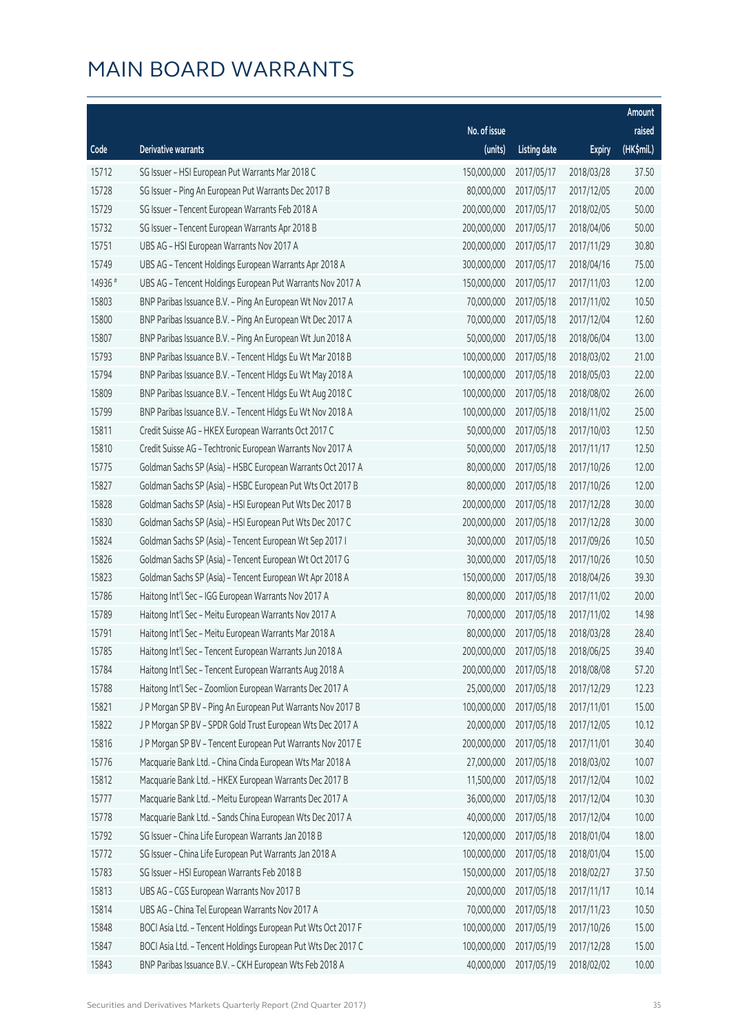# MAIN BOARD WARRANTS

| Code | Derivative warrants | No. of issue (units) | Listing date | Expiry | Amount raised (HK$mil.) |
|---|---|---|---|---|---|
| 15712 | SG Issuer - HSI European Put Warrants Mar 2018 C | 150,000,000 | 2017/05/17 | 2018/03/28 | 37.50 |
| 15728 | SG Issuer - Ping An European Put Warrants Dec 2017 B | 80,000,000 | 2017/05/17 | 2017/12/05 | 20.00 |
| 15729 | SG Issuer - Tencent European Warrants Feb 2018 A | 200,000,000 | 2017/05/17 | 2018/02/05 | 50.00 |
| 15732 | SG Issuer - Tencent European Warrants Apr 2018 B | 200,000,000 | 2017/05/17 | 2018/04/06 | 50.00 |
| 15751 | UBS AG - HSI European Warrants Nov 2017 A | 200,000,000 | 2017/05/17 | 2017/11/29 | 30.80 |
| 15749 | UBS AG - Tencent Holdings European Warrants Apr 2018 A | 300,000,000 | 2017/05/17 | 2018/04/16 | 75.00 |
| 14936 # | UBS AG - Tencent Holdings European Put Warrants Nov 2017 A | 150,000,000 | 2017/05/17 | 2017/11/03 | 12.00 |
| 15803 | BNP Paribas Issuance B.V. - Ping An European Wt Nov 2017 A | 70,000,000 | 2017/05/18 | 2017/11/02 | 10.50 |
| 15800 | BNP Paribas Issuance B.V. - Ping An European Wt Dec 2017 A | 70,000,000 | 2017/05/18 | 2017/12/04 | 12.60 |
| 15807 | BNP Paribas Issuance B.V. - Ping An European Wt Jun 2018 A | 50,000,000 | 2017/05/18 | 2018/06/04 | 13.00 |
| 15793 | BNP Paribas Issuance B.V. - Tencent Hldgs Eu Wt Mar 2018 B | 100,000,000 | 2017/05/18 | 2018/03/02 | 21.00 |
| 15794 | BNP Paribas Issuance B.V. - Tencent Hldgs Eu Wt May 2018 A | 100,000,000 | 2017/05/18 | 2018/05/03 | 22.00 |
| 15809 | BNP Paribas Issuance B.V. - Tencent Hldgs Eu Wt Aug 2018 C | 100,000,000 | 2017/05/18 | 2018/08/02 | 26.00 |
| 15799 | BNP Paribas Issuance B.V. - Tencent Hldgs Eu Wt Nov 2018 A | 100,000,000 | 2017/05/18 | 2018/11/02 | 25.00 |
| 15811 | Credit Suisse AG - HKEX European Warrants Oct 2017 C | 50,000,000 | 2017/05/18 | 2017/10/03 | 12.50 |
| 15810 | Credit Suisse AG - Techtronic European Warrants Nov 2017 A | 50,000,000 | 2017/05/18 | 2017/11/17 | 12.50 |
| 15775 | Goldman Sachs SP (Asia) - HSBC European Warrants Oct 2017 A | 80,000,000 | 2017/05/18 | 2017/10/26 | 12.00 |
| 15827 | Goldman Sachs SP (Asia) - HSBC European Put Wts Oct 2017 B | 80,000,000 | 2017/05/18 | 2017/10/26 | 12.00 |
| 15828 | Goldman Sachs SP (Asia) - HSI European Put Wts Dec 2017 B | 200,000,000 | 2017/05/18 | 2017/12/28 | 30.00 |
| 15830 | Goldman Sachs SP (Asia) - HSI European Put Wts Dec 2017 C | 200,000,000 | 2017/05/18 | 2017/12/28 | 30.00 |
| 15824 | Goldman Sachs SP (Asia) - Tencent European Wt Sep 2017 I | 30,000,000 | 2017/05/18 | 2017/09/26 | 10.50 |
| 15826 | Goldman Sachs SP (Asia) - Tencent European Wt Oct 2017 G | 30,000,000 | 2017/05/18 | 2017/10/26 | 10.50 |
| 15823 | Goldman Sachs SP (Asia) - Tencent European Wt Apr 2018 A | 150,000,000 | 2017/05/18 | 2018/04/26 | 39.30 |
| 15786 | Haitong Int'l Sec - IGG European Warrants Nov 2017 A | 80,000,000 | 2017/05/18 | 2017/11/02 | 20.00 |
| 15789 | Haitong Int'l Sec - Meitu European Warrants Nov 2017 A | 70,000,000 | 2017/05/18 | 2017/11/02 | 14.98 |
| 15791 | Haitong Int'l Sec - Meitu European Warrants Mar 2018 A | 80,000,000 | 2017/05/18 | 2018/03/28 | 28.40 |
| 15785 | Haitong Int'l Sec - Tencent European Warrants Jun 2018 A | 200,000,000 | 2017/05/18 | 2018/06/25 | 39.40 |
| 15784 | Haitong Int'l Sec - Tencent European Warrants Aug 2018 A | 200,000,000 | 2017/05/18 | 2018/08/08 | 57.20 |
| 15788 | Haitong Int'l Sec - Zoomlion European Warrants Dec 2017 A | 25,000,000 | 2017/05/18 | 2017/12/29 | 12.23 |
| 15821 | J P Morgan SP BV - Ping An European Put Warrants Nov 2017 B | 100,000,000 | 2017/05/18 | 2017/11/01 | 15.00 |
| 15822 | J P Morgan SP BV - SPDR Gold Trust European Wts Dec 2017 A | 20,000,000 | 2017/05/18 | 2017/12/05 | 10.12 |
| 15816 | J P Morgan SP BV - Tencent European Put Warrants Nov 2017 E | 200,000,000 | 2017/05/18 | 2017/11/01 | 30.40 |
| 15776 | Macquarie Bank Ltd. - China Cinda European Wts Mar 2018 A | 27,000,000 | 2017/05/18 | 2018/03/02 | 10.07 |
| 15812 | Macquarie Bank Ltd. - HKEX European Warrants Dec 2017 B | 11,500,000 | 2017/05/18 | 2017/12/04 | 10.02 |
| 15777 | Macquarie Bank Ltd. - Meitu European Warrants Dec 2017 A | 36,000,000 | 2017/05/18 | 2017/12/04 | 10.30 |
| 15778 | Macquarie Bank Ltd. - Sands China European Wts Dec 2017 A | 40,000,000 | 2017/05/18 | 2017/12/04 | 10.00 |
| 15792 | SG Issuer - China Life European Warrants Jan 2018 B | 120,000,000 | 2017/05/18 | 2018/01/04 | 18.00 |
| 15772 | SG Issuer - China Life European Put Warrants Jan 2018 A | 100,000,000 | 2017/05/18 | 2018/01/04 | 15.00 |
| 15783 | SG Issuer - HSI European Warrants Feb 2018 B | 150,000,000 | 2017/05/18 | 2018/02/27 | 37.50 |
| 15813 | UBS AG - CGS European Warrants Nov 2017 B | 20,000,000 | 2017/05/18 | 2017/11/17 | 10.14 |
| 15814 | UBS AG - China Tel European Warrants Nov 2017 A | 70,000,000 | 2017/05/18 | 2017/11/23 | 10.50 |
| 15848 | BOCI Asia Ltd. - Tencent Holdings European Put Wts Oct 2017 F | 100,000,000 | 2017/05/19 | 2017/10/26 | 15.00 |
| 15847 | BOCI Asia Ltd. - Tencent Holdings European Put Wts Dec 2017 C | 100,000,000 | 2017/05/19 | 2017/12/28 | 15.00 |
| 15843 | BNP Paribas Issuance B.V. - CKH European Wts Feb 2018 A | 40,000,000 | 2017/05/19 | 2018/02/02 | 10.00 |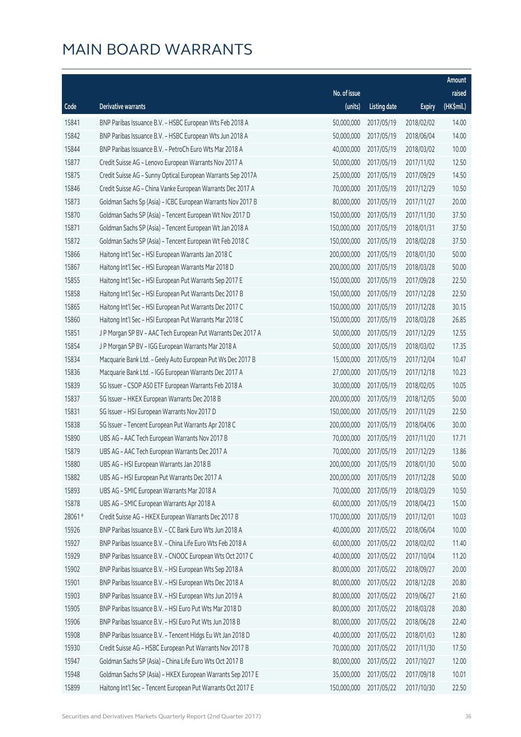# MAIN BOARD WARRANTS

| Code | Derivative warrants | No. of issue (units) | Listing date | Expiry | Amount raised (HK$mil.) |
|---|---|---|---|---|---|
| 15841 | BNP Paribas Issuance B.V. – HSBC European Wts Feb 2018 A | 50,000,000 | 2017/05/19 | 2018/02/02 | 14.00 |
| 15842 | BNP Paribas Issuance B.V. – HSBC European Wts Jun 2018 A | 50,000,000 | 2017/05/19 | 2018/06/04 | 14.00 |
| 15844 | BNP Paribas Issuance B.V. – PetroCh Euro Wts Mar 2018 A | 40,000,000 | 2017/05/19 | 2018/03/02 | 10.00 |
| 15877 | Credit Suisse AG – Lenovo European Warrants Nov 2017 A | 50,000,000 | 2017/05/19 | 2017/11/02 | 12.50 |
| 15875 | Credit Suisse AG – Sunny Optical European Warrants Sep 2017A | 25,000,000 | 2017/05/19 | 2017/09/29 | 14.50 |
| 15846 | Credit Suisse AG – China Vanke European Warrants Dec 2017 A | 70,000,000 | 2017/05/19 | 2017/12/29 | 10.50 |
| 15873 | Goldman Sachs Sp (Asia) – ICBC European Warrants Nov 2017 B | 80,000,000 | 2017/05/19 | 2017/11/27 | 20.00 |
| 15870 | Goldman Sachs SP (Asia) – Tencent European Wt Nov 2017 D | 150,000,000 | 2017/05/19 | 2017/11/30 | 37.50 |
| 15871 | Goldman Sachs SP (Asia) – Tencent European Wt Jan 2018 A | 150,000,000 | 2017/05/19 | 2018/01/31 | 37.50 |
| 15872 | Goldman Sachs SP (Asia) – Tencent European Wt Feb 2018 C | 150,000,000 | 2017/05/19 | 2018/02/28 | 37.50 |
| 15866 | Haitong Int'l Sec – HSI European Warrants Jan 2018 C | 200,000,000 | 2017/05/19 | 2018/01/30 | 50.00 |
| 15867 | Haitong Int'l Sec – HSI European Warrants Mar 2018 D | 200,000,000 | 2017/05/19 | 2018/03/28 | 50.00 |
| 15855 | Haitong Int'l Sec – HSI European Put Warrants Sep 2017 E | 150,000,000 | 2017/05/19 | 2017/09/28 | 22.50 |
| 15858 | Haitong Int'l Sec – HSI European Put Warrants Dec 2017 B | 150,000,000 | 2017/05/19 | 2017/12/28 | 22.50 |
| 15865 | Haitong Int'l Sec – HSI European Put Warrants Dec 2017 C | 150,000,000 | 2017/05/19 | 2017/12/28 | 30.15 |
| 15860 | Haitong Int'l Sec – HSI European Put Warrants Mar 2018 C | 150,000,000 | 2017/05/19 | 2018/03/28 | 26.85 |
| 15851 | J P Morgan SP BV – AAC Tech European Put Warrants Dec 2017 A | 50,000,000 | 2017/05/19 | 2017/12/29 | 12.55 |
| 15854 | J P Morgan SP BV – IGG European Warrants Mar 2018 A | 50,000,000 | 2017/05/19 | 2018/03/02 | 17.35 |
| 15834 | Macquarie Bank Ltd. – Geely Auto European Put Ws Dec 2017 B | 15,000,000 | 2017/05/19 | 2017/12/04 | 10.47 |
| 15836 | Macquarie Bank Ltd. – IGG European Warrants Dec 2017 A | 27,000,000 | 2017/05/19 | 2017/12/18 | 10.23 |
| 15839 | SG Issuer – CSOP A50 ETF European Warrants Feb 2018 A | 30,000,000 | 2017/05/19 | 2018/02/05 | 10.05 |
| 15837 | SG Issuer – HKEX European Warrants Dec 2018 B | 200,000,000 | 2017/05/19 | 2018/12/05 | 50.00 |
| 15831 | SG Issuer – HSI European Warrants Nov 2017 D | 150,000,000 | 2017/05/19 | 2017/11/29 | 22.50 |
| 15838 | SG Issuer – Tencent European Put Warrants Apr 2018 C | 200,000,000 | 2017/05/19 | 2018/04/06 | 30.00 |
| 15890 | UBS AG – AAC Tech European Warrants Nov 2017 B | 70,000,000 | 2017/05/19 | 2017/11/20 | 17.71 |
| 15879 | UBS AG – AAC Tech European Warrants Dec 2017 A | 70,000,000 | 2017/05/19 | 2017/12/29 | 13.86 |
| 15880 | UBS AG – HSI European Warrants Jan 2018 B | 200,000,000 | 2017/05/19 | 2018/01/30 | 50.00 |
| 15882 | UBS AG – HSI European Put Warrants Dec 2017 A | 200,000,000 | 2017/05/19 | 2017/12/28 | 50.00 |
| 15893 | UBS AG – SMIC European Warrants Mar 2018 A | 70,000,000 | 2017/05/19 | 2018/03/29 | 10.50 |
| 15878 | UBS AG – SMIC European Warrants Apr 2018 A | 60,000,000 | 2017/05/19 | 2018/04/23 | 15.00 |
| 28061 # | Credit Suisse AG – HKEX European Warrants Dec 2017 B | 170,000,000 | 2017/05/19 | 2017/12/01 | 10.03 |
| 15926 | BNP Paribas Issuance B.V. – CC Bank Euro Wts Jun 2018 A | 40,000,000 | 2017/05/22 | 2018/06/04 | 10.00 |
| 15927 | BNP Paribas Issuance B.V. – China Life Euro Wts Feb 2018 A | 60,000,000 | 2017/05/22 | 2018/02/02 | 11.40 |
| 15929 | BNP Paribas Issuance B.V. – CNOOC European Wts Oct 2017 C | 40,000,000 | 2017/05/22 | 2017/10/04 | 11.20 |
| 15902 | BNP Paribas Issuance B.V. – HSI European Wts Sep 2018 A | 80,000,000 | 2017/05/22 | 2018/09/27 | 20.00 |
| 15901 | BNP Paribas Issuance B.V. – HSI European Wts Dec 2018 A | 80,000,000 | 2017/05/22 | 2018/12/28 | 20.80 |
| 15903 | BNP Paribas Issuance B.V. – HSI European Wts Jun 2019 A | 80,000,000 | 2017/05/22 | 2019/06/27 | 21.60 |
| 15905 | BNP Paribas Issuance B.V. – HSI Euro Put Wts Mar 2018 D | 80,000,000 | 2017/05/22 | 2018/03/28 | 20.80 |
| 15906 | BNP Paribas Issuance B.V. – HSI Euro Put Wts Jun 2018 B | 80,000,000 | 2017/05/22 | 2018/06/28 | 22.40 |
| 15908 | BNP Paribas Issuance B.V. – Tencent Hldgs Eu Wt Jan 2018 D | 40,000,000 | 2017/05/22 | 2018/01/03 | 12.80 |
| 15930 | Credit Suisse AG – HSBC European Put Warrants Nov 2017 B | 70,000,000 | 2017/05/22 | 2017/11/30 | 17.50 |
| 15947 | Goldman Sachs SP (Asia) – China Life Euro Wts Oct 2017 B | 80,000,000 | 2017/05/22 | 2017/10/27 | 12.00 |
| 15948 | Goldman Sachs SP (Asia) – HKEX European Warrants Sep 2017 E | 35,000,000 | 2017/05/22 | 2017/09/18 | 10.01 |
| 15899 | Haitong Int'l Sec – Tencent European Put Warrants Oct 2017 E | 150,000,000 | 2017/05/22 | 2017/10/30 | 22.50 |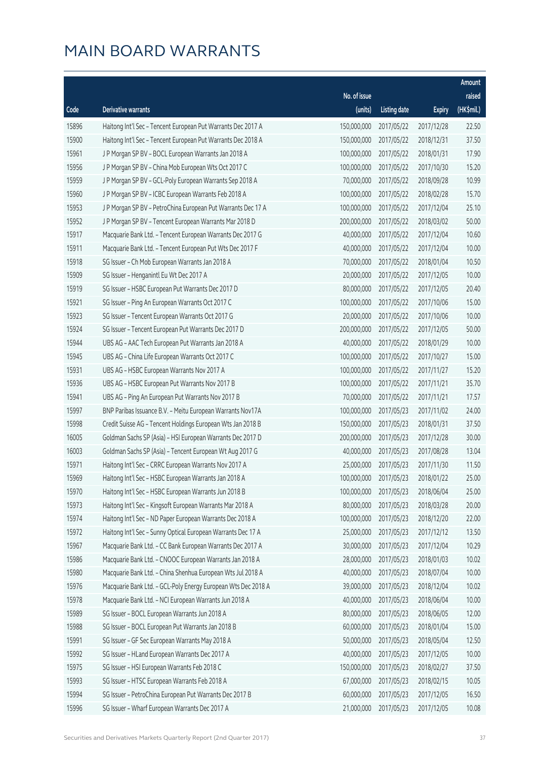# MAIN BOARD WARRANTS

| Code | Derivative warrants | No. of issue (units) | Listing date | Expiry | Amount raised (HK$mil.) |
|---|---|---|---|---|---|
| 15896 | Haitong Int'l Sec - Tencent European Put Warrants Dec 2017 A | 150,000,000 | 2017/05/22 | 2017/12/28 | 22.50 |
| 15900 | Haitong Int'l Sec - Tencent European Put Warrants Dec 2018 A | 150,000,000 | 2017/05/22 | 2018/12/31 | 37.50 |
| 15961 | J P Morgan SP BV - BOCL European Warrants Jan 2018 A | 100,000,000 | 2017/05/22 | 2018/01/31 | 17.90 |
| 15956 | J P Morgan SP BV - China Mob European Wts Oct 2017 C | 100,000,000 | 2017/05/22 | 2017/10/30 | 15.20 |
| 15959 | J P Morgan SP BV - GCL-Poly European Warrants Sep 2018 A | 70,000,000 | 2017/05/22 | 2018/09/28 | 10.99 |
| 15960 | J P Morgan SP BV - ICBC European Warrants Feb 2018 A | 100,000,000 | 2017/05/22 | 2018/02/28 | 15.70 |
| 15953 | J P Morgan SP BV - PetroChina European Put Warrants Dec 17 A | 100,000,000 | 2017/05/22 | 2017/12/04 | 25.10 |
| 15952 | J P Morgan SP BV - Tencent European Warrants Mar 2018 D | 200,000,000 | 2017/05/22 | 2018/03/02 | 50.00 |
| 15917 | Macquarie Bank Ltd. - Tencent European Warrants Dec 2017 G | 40,000,000 | 2017/05/22 | 2017/12/04 | 10.60 |
| 15911 | Macquarie Bank Ltd. - Tencent European Put Wts Dec 2017 F | 40,000,000 | 2017/05/22 | 2017/12/04 | 10.00 |
| 15918 | SG Issuer - Ch Mob European Warrants Jan 2018 A | 70,000,000 | 2017/05/22 | 2018/01/04 | 10.50 |
| 15909 | SG Issuer - Henganintl Eu Wt Dec 2017 A | 20,000,000 | 2017/05/22 | 2017/12/05 | 10.00 |
| 15919 | SG Issuer - HSBC European Put Warrants Dec 2017 D | 80,000,000 | 2017/05/22 | 2017/12/05 | 20.40 |
| 15921 | SG Issuer - Ping An European Warrants Oct 2017 C | 100,000,000 | 2017/05/22 | 2017/10/06 | 15.00 |
| 15923 | SG Issuer - Tencent European Warrants Oct 2017 G | 20,000,000 | 2017/05/22 | 2017/10/06 | 10.00 |
| 15924 | SG Issuer - Tencent European Put Warrants Dec 2017 D | 200,000,000 | 2017/05/22 | 2017/12/05 | 50.00 |
| 15944 | UBS AG - AAC Tech European Put Warrants Jan 2018 A | 40,000,000 | 2017/05/22 | 2018/01/29 | 10.00 |
| 15945 | UBS AG - China Life European Warrants Oct 2017 C | 100,000,000 | 2017/05/22 | 2017/10/27 | 15.00 |
| 15931 | UBS AG - HSBC European Warrants Nov 2017 A | 100,000,000 | 2017/05/22 | 2017/11/27 | 15.20 |
| 15936 | UBS AG - HSBC European Put Warrants Nov 2017 B | 100,000,000 | 2017/05/22 | 2017/11/21 | 35.70 |
| 15941 | UBS AG - Ping An European Put Warrants Nov 2017 B | 70,000,000 | 2017/05/22 | 2017/11/21 | 17.57 |
| 15997 | BNP Paribas Issuance B.V. - Meitu European Warrants Nov17A | 100,000,000 | 2017/05/23 | 2017/11/02 | 24.00 |
| 15998 | Credit Suisse AG - Tencent Holdings European Wts Jan 2018 B | 150,000,000 | 2017/05/23 | 2018/01/31 | 37.50 |
| 16005 | Goldman Sachs SP (Asia) - HSI European Warrants Dec 2017 D | 200,000,000 | 2017/05/23 | 2017/12/28 | 30.00 |
| 16003 | Goldman Sachs SP (Asia) - Tencent European Wt Aug 2017 G | 40,000,000 | 2017/05/23 | 2017/08/28 | 13.04 |
| 15971 | Haitong Int'l Sec - CRRC European Warrants Nov 2017 A | 25,000,000 | 2017/05/23 | 2017/11/30 | 11.50 |
| 15969 | Haitong Int'l Sec - HSBC European Warrants Jan 2018 A | 100,000,000 | 2017/05/23 | 2018/01/22 | 25.00 |
| 15970 | Haitong Int'l Sec - HSBC European Warrants Jun 2018 B | 100,000,000 | 2017/05/23 | 2018/06/04 | 25.00 |
| 15973 | Haitong Int'l Sec - Kingsoft European Warrants Mar 2018 A | 80,000,000 | 2017/05/23 | 2018/03/28 | 20.00 |
| 15974 | Haitong Int'l Sec - ND Paper European Warrants Dec 2018 A | 100,000,000 | 2017/05/23 | 2018/12/20 | 22.00 |
| 15972 | Haitong Int'l Sec - Sunny Optical European Warrants Dec 17 A | 25,000,000 | 2017/05/23 | 2017/12/12 | 13.50 |
| 15967 | Macquarie Bank Ltd. - CC Bank European Warrants Dec 2017 A | 30,000,000 | 2017/05/23 | 2017/12/04 | 10.29 |
| 15986 | Macquarie Bank Ltd. - CNOOC European Warrants Jan 2018 A | 28,000,000 | 2017/05/23 | 2018/01/03 | 10.02 |
| 15980 | Macquarie Bank Ltd. - China Shenhua European Wts Jul 2018 A | 40,000,000 | 2017/05/23 | 2018/07/04 | 10.00 |
| 15976 | Macquarie Bank Ltd. - GCL-Poly Energy European Wts Dec 2018 A | 39,000,000 | 2017/05/23 | 2018/12/04 | 10.02 |
| 15978 | Macquarie Bank Ltd. - NCI European Warrants Jun 2018 A | 40,000,000 | 2017/05/23 | 2018/06/04 | 10.00 |
| 15989 | SG Issuer - BOCL European Warrants Jun 2018 A | 80,000,000 | 2017/05/23 | 2018/06/05 | 12.00 |
| 15988 | SG Issuer - BOCL European Put Warrants Jan 2018 B | 60,000,000 | 2017/05/23 | 2018/01/04 | 15.00 |
| 15991 | SG Issuer - GF Sec European Warrants May 2018 A | 50,000,000 | 2017/05/23 | 2018/05/04 | 12.50 |
| 15992 | SG Issuer - HLand European Warrants Dec 2017 A | 40,000,000 | 2017/05/23 | 2017/12/05 | 10.00 |
| 15975 | SG Issuer - HSI European Warrants Feb 2018 C | 150,000,000 | 2017/05/23 | 2018/02/27 | 37.50 |
| 15993 | SG Issuer - HTSC European Warrants Feb 2018 A | 67,000,000 | 2017/05/23 | 2018/02/15 | 10.05 |
| 15994 | SG Issuer - PetroChina European Put Warrants Dec 2017 B | 60,000,000 | 2017/05/23 | 2017/12/05 | 16.50 |
| 15996 | SG Issuer - Wharf European Warrants Dec 2017 A | 21,000,000 | 2017/05/23 | 2017/12/05 | 10.08 |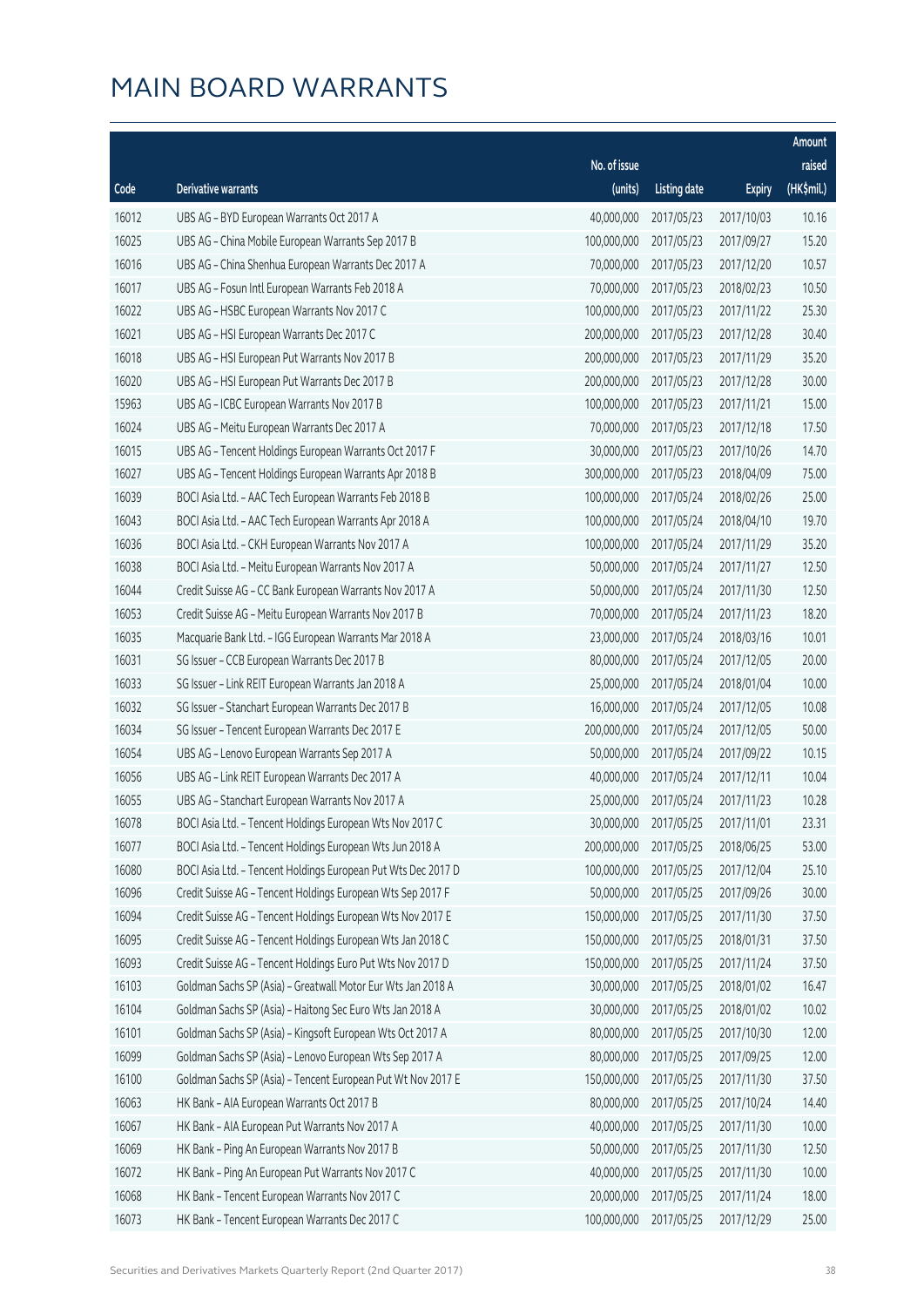# MAIN BOARD WARRANTS

| Code | Derivative warrants | No. of issue (units) | Listing date | Expiry | Amount raised (HK$mil.) |
|---|---|---|---|---|---|
| 16012 | UBS AG – BYD European Warrants Oct 2017 A | 40,000,000 | 2017/05/23 | 2017/10/03 | 10.16 |
| 16025 | UBS AG – China Mobile European Warrants Sep 2017 B | 100,000,000 | 2017/05/23 | 2017/09/27 | 15.20 |
| 16016 | UBS AG – China Shenhua European Warrants Dec 2017 A | 70,000,000 | 2017/05/23 | 2017/12/20 | 10.57 |
| 16017 | UBS AG – Fosun Intl European Warrants Feb 2018 A | 70,000,000 | 2017/05/23 | 2018/02/23 | 10.50 |
| 16022 | UBS AG – HSBC European Warrants Nov 2017 C | 100,000,000 | 2017/05/23 | 2017/11/22 | 25.30 |
| 16021 | UBS AG – HSI European Warrants Dec 2017 C | 200,000,000 | 2017/05/23 | 2017/12/28 | 30.40 |
| 16018 | UBS AG – HSI European Put Warrants Nov 2017 B | 200,000,000 | 2017/05/23 | 2017/11/29 | 35.20 |
| 16020 | UBS AG – HSI European Put Warrants Dec 2017 B | 200,000,000 | 2017/05/23 | 2017/12/28 | 30.00 |
| 15963 | UBS AG – ICBC European Warrants Nov 2017 B | 100,000,000 | 2017/05/23 | 2017/11/21 | 15.00 |
| 16024 | UBS AG – Meitu European Warrants Dec 2017 A | 70,000,000 | 2017/05/23 | 2017/12/18 | 17.50 |
| 16015 | UBS AG – Tencent Holdings European Warrants Oct 2017 F | 30,000,000 | 2017/05/23 | 2017/10/26 | 14.70 |
| 16027 | UBS AG – Tencent Holdings European Warrants Apr 2018 B | 300,000,000 | 2017/05/23 | 2018/04/09 | 75.00 |
| 16039 | BOCI Asia Ltd. – AAC Tech European Warrants Feb 2018 B | 100,000,000 | 2017/05/24 | 2018/02/26 | 25.00 |
| 16043 | BOCI Asia Ltd. – AAC Tech European Warrants Apr 2018 A | 100,000,000 | 2017/05/24 | 2018/04/10 | 19.70 |
| 16036 | BOCI Asia Ltd. – CKH European Warrants Nov 2017 A | 100,000,000 | 2017/05/24 | 2017/11/29 | 35.20 |
| 16038 | BOCI Asia Ltd. – Meitu European Warrants Nov 2017 A | 50,000,000 | 2017/05/24 | 2017/11/27 | 12.50 |
| 16044 | Credit Suisse AG – CC Bank European Warrants Nov 2017 A | 50,000,000 | 2017/05/24 | 2017/11/30 | 12.50 |
| 16053 | Credit Suisse AG – Meitu European Warrants Nov 2017 B | 70,000,000 | 2017/05/24 | 2017/11/23 | 18.20 |
| 16035 | Macquarie Bank Ltd. – IGG European Warrants Mar 2018 A | 23,000,000 | 2017/05/24 | 2018/03/16 | 10.01 |
| 16031 | SG Issuer – CCB European Warrants Dec 2017 B | 80,000,000 | 2017/05/24 | 2017/12/05 | 20.00 |
| 16033 | SG Issuer – Link REIT European Warrants Jan 2018 A | 25,000,000 | 2017/05/24 | 2018/01/04 | 10.00 |
| 16032 | SG Issuer – Stanchart European Warrants Dec 2017 B | 16,000,000 | 2017/05/24 | 2017/12/05 | 10.08 |
| 16034 | SG Issuer – Tencent European Warrants Dec 2017 E | 200,000,000 | 2017/05/24 | 2017/12/05 | 50.00 |
| 16054 | UBS AG – Lenovo European Warrants Sep 2017 A | 50,000,000 | 2017/05/24 | 2017/09/22 | 10.15 |
| 16056 | UBS AG – Link REIT European Warrants Dec 2017 A | 40,000,000 | 2017/05/24 | 2017/12/11 | 10.04 |
| 16055 | UBS AG – Stanchart European Warrants Nov 2017 A | 25,000,000 | 2017/05/24 | 2017/11/23 | 10.28 |
| 16078 | BOCI Asia Ltd. – Tencent Holdings European Wts Nov 2017 C | 30,000,000 | 2017/05/25 | 2017/11/01 | 23.31 |
| 16077 | BOCI Asia Ltd. – Tencent Holdings European Wts Jun 2018 A | 200,000,000 | 2017/05/25 | 2018/06/25 | 53.00 |
| 16080 | BOCI Asia Ltd. – Tencent Holdings European Put Wts Dec 2017 D | 100,000,000 | 2017/05/25 | 2017/12/04 | 25.10 |
| 16096 | Credit Suisse AG – Tencent Holdings European Wts Sep 2017 F | 50,000,000 | 2017/05/25 | 2017/09/26 | 30.00 |
| 16094 | Credit Suisse AG – Tencent Holdings European Wts Nov 2017 E | 150,000,000 | 2017/05/25 | 2017/11/30 | 37.50 |
| 16095 | Credit Suisse AG – Tencent Holdings European Wts Jan 2018 C | 150,000,000 | 2017/05/25 | 2018/01/31 | 37.50 |
| 16093 | Credit Suisse AG – Tencent Holdings Euro Put Wts Nov 2017 D | 150,000,000 | 2017/05/25 | 2017/11/24 | 37.50 |
| 16103 | Goldman Sachs SP (Asia) – Greatwall Motor Eur Wts Jan 2018 A | 30,000,000 | 2017/05/25 | 2018/01/02 | 16.47 |
| 16104 | Goldman Sachs SP (Asia) – Haitong Sec Euro Wts Jan 2018 A | 30,000,000 | 2017/05/25 | 2018/01/02 | 10.02 |
| 16101 | Goldman Sachs SP (Asia) – Kingsoft European Wts Oct 2017 A | 80,000,000 | 2017/05/25 | 2017/10/30 | 12.00 |
| 16099 | Goldman Sachs SP (Asia) – Lenovo European Wts Sep 2017 A | 80,000,000 | 2017/05/25 | 2017/09/25 | 12.00 |
| 16100 | Goldman Sachs SP (Asia) – Tencent European Put Wt Nov 2017 E | 150,000,000 | 2017/05/25 | 2017/11/30 | 37.50 |
| 16063 | HK Bank – AIA European Warrants Oct 2017 B | 80,000,000 | 2017/05/25 | 2017/10/24 | 14.40 |
| 16067 | HK Bank – AIA European Put Warrants Nov 2017 A | 40,000,000 | 2017/05/25 | 2017/11/30 | 10.00 |
| 16069 | HK Bank – Ping An European Warrants Nov 2017 B | 50,000,000 | 2017/05/25 | 2017/11/30 | 12.50 |
| 16072 | HK Bank – Ping An European Put Warrants Nov 2017 C | 40,000,000 | 2017/05/25 | 2017/11/30 | 10.00 |
| 16068 | HK Bank – Tencent European Warrants Nov 2017 C | 20,000,000 | 2017/05/25 | 2017/11/24 | 18.00 |
| 16073 | HK Bank – Tencent European Warrants Dec 2017 C | 100,000,000 | 2017/05/25 | 2017/12/29 | 25.00 |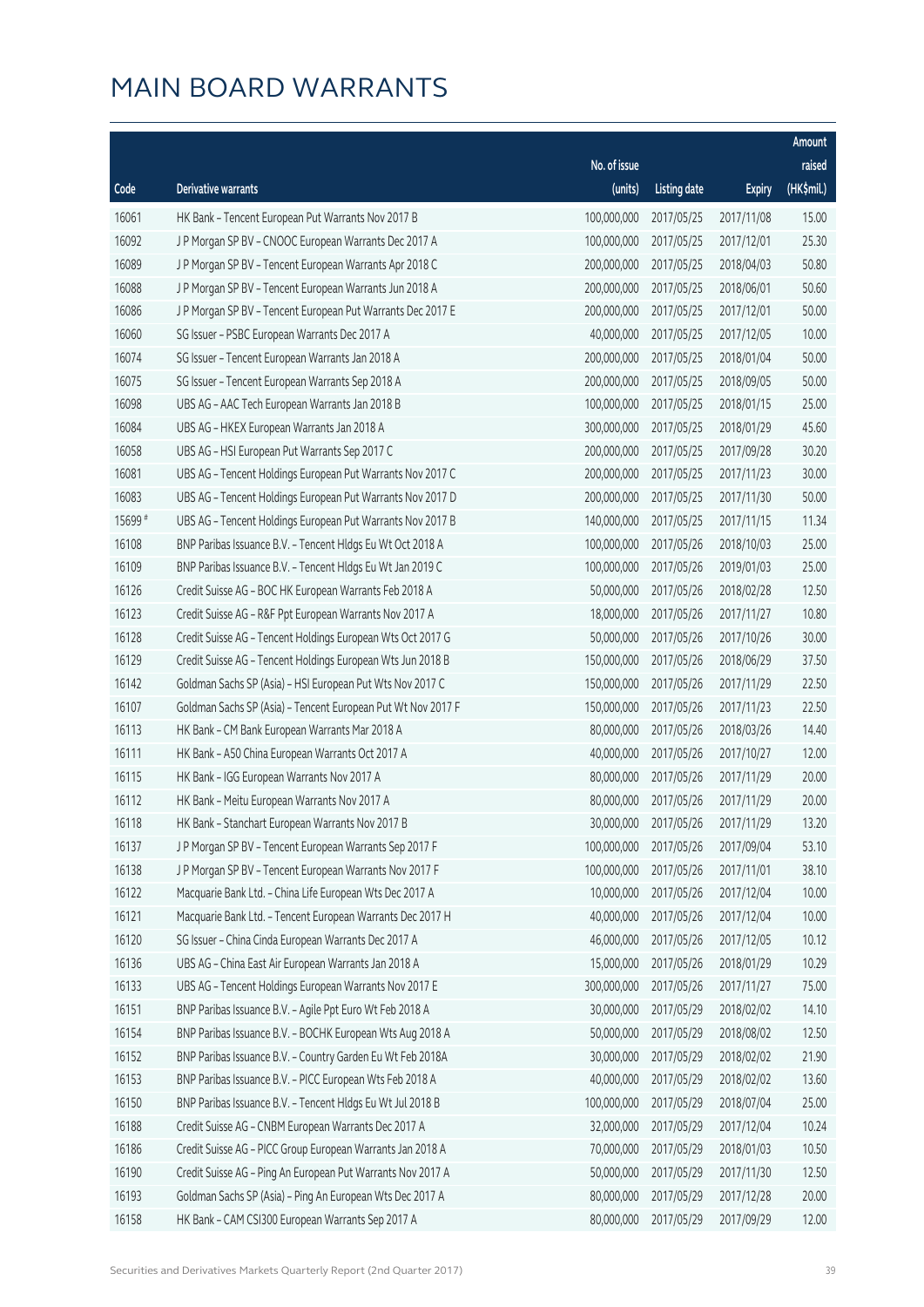# MAIN BOARD WARRANTS

| Code | Derivative warrants | No. of issue (units) | Listing date | Expiry | Amount raised (HK$mil.) |
|---|---|---|---|---|---|
| 16061 | HK Bank – Tencent European Put Warrants Nov 2017 B | 100,000,000 | 2017/05/25 | 2017/11/08 | 15.00 |
| 16092 | J P Morgan SP BV – CNOOC European Warrants Dec 2017 A | 100,000,000 | 2017/05/25 | 2017/12/01 | 25.30 |
| 16089 | J P Morgan SP BV – Tencent European Warrants Apr 2018 C | 200,000,000 | 2017/05/25 | 2018/04/03 | 50.80 |
| 16088 | J P Morgan SP BV – Tencent European Warrants Jun 2018 A | 200,000,000 | 2017/05/25 | 2018/06/01 | 50.60 |
| 16086 | J P Morgan SP BV – Tencent European Put Warrants Dec 2017 E | 200,000,000 | 2017/05/25 | 2017/12/01 | 50.00 |
| 16060 | SG Issuer – PSBC European Warrants Dec 2017 A | 40,000,000 | 2017/05/25 | 2017/12/05 | 10.00 |
| 16074 | SG Issuer – Tencent European Warrants Jan 2018 A | 200,000,000 | 2017/05/25 | 2018/01/04 | 50.00 |
| 16075 | SG Issuer – Tencent European Warrants Sep 2018 A | 200,000,000 | 2017/05/25 | 2018/09/05 | 50.00 |
| 16098 | UBS AG – AAC Tech European Warrants Jan 2018 B | 100,000,000 | 2017/05/25 | 2018/01/15 | 25.00 |
| 16084 | UBS AG – HKEX European Warrants Jan 2018 A | 300,000,000 | 2017/05/25 | 2018/01/29 | 45.60 |
| 16058 | UBS AG – HSI European Put Warrants Sep 2017 C | 200,000,000 | 2017/05/25 | 2017/09/28 | 30.20 |
| 16081 | UBS AG – Tencent Holdings European Put Warrants Nov 2017 C | 200,000,000 | 2017/05/25 | 2017/11/23 | 30.00 |
| 16083 | UBS AG – Tencent Holdings European Put Warrants Nov 2017 D | 200,000,000 | 2017/05/25 | 2017/11/30 | 50.00 |
| 15699 # | UBS AG – Tencent Holdings European Put Warrants Nov 2017 B | 140,000,000 | 2017/05/25 | 2017/11/15 | 11.34 |
| 16108 | BNP Paribas Issuance B.V. – Tencent Hldgs Eu Wt Oct 2018 A | 100,000,000 | 2017/05/26 | 2018/10/03 | 25.00 |
| 16109 | BNP Paribas Issuance B.V. – Tencent Hldgs Eu Wt Jan 2019 C | 100,000,000 | 2017/05/26 | 2019/01/03 | 25.00 |
| 16126 | Credit Suisse AG – BOC HK European Warrants Feb 2018 A | 50,000,000 | 2017/05/26 | 2018/02/28 | 12.50 |
| 16123 | Credit Suisse AG – R&F Ppt European Warrants Nov 2017 A | 18,000,000 | 2017/05/26 | 2017/11/27 | 10.80 |
| 16128 | Credit Suisse AG – Tencent Holdings European Wts Oct 2017 G | 50,000,000 | 2017/05/26 | 2017/10/26 | 30.00 |
| 16129 | Credit Suisse AG – Tencent Holdings European Wts Jun 2018 B | 150,000,000 | 2017/05/26 | 2018/06/29 | 37.50 |
| 16142 | Goldman Sachs SP (Asia) – HSI European Put Wts Nov 2017 C | 150,000,000 | 2017/05/26 | 2017/11/29 | 22.50 |
| 16107 | Goldman Sachs SP (Asia) – Tencent European Put Wt Nov 2017 F | 150,000,000 | 2017/05/26 | 2017/11/23 | 22.50 |
| 16113 | HK Bank – CM Bank European Warrants Mar 2018 A | 80,000,000 | 2017/05/26 | 2018/03/26 | 14.40 |
| 16111 | HK Bank – A50 China European Warrants Oct 2017 A | 40,000,000 | 2017/05/26 | 2017/10/27 | 12.00 |
| 16115 | HK Bank – IGG European Warrants Nov 2017 A | 80,000,000 | 2017/05/26 | 2017/11/29 | 20.00 |
| 16112 | HK Bank – Meitu European Warrants Nov 2017 A | 80,000,000 | 2017/05/26 | 2017/11/29 | 20.00 |
| 16118 | HK Bank – Stanchart European Warrants Nov 2017 B | 30,000,000 | 2017/05/26 | 2017/11/29 | 13.20 |
| 16137 | J P Morgan SP BV – Tencent European Warrants Sep 2017 F | 100,000,000 | 2017/05/26 | 2017/09/04 | 53.10 |
| 16138 | J P Morgan SP BV – Tencent European Warrants Nov 2017 F | 100,000,000 | 2017/05/26 | 2017/11/01 | 38.10 |
| 16122 | Macquarie Bank Ltd. – China Life European Wts Dec 2017 A | 10,000,000 | 2017/05/26 | 2017/12/04 | 10.00 |
| 16121 | Macquarie Bank Ltd. – Tencent European Warrants Dec 2017 H | 40,000,000 | 2017/05/26 | 2017/12/04 | 10.00 |
| 16120 | SG Issuer – China Cinda European Warrants Dec 2017 A | 46,000,000 | 2017/05/26 | 2017/12/05 | 10.12 |
| 16136 | UBS AG – China East Air European Warrants Jan 2018 A | 15,000,000 | 2017/05/26 | 2018/01/29 | 10.29 |
| 16133 | UBS AG – Tencent Holdings European Warrants Nov 2017 E | 300,000,000 | 2017/05/26 | 2017/11/27 | 75.00 |
| 16151 | BNP Paribas Issuance B.V. – Agile Ppt Euro Wt Feb 2018 A | 30,000,000 | 2017/05/29 | 2018/02/02 | 14.10 |
| 16154 | BNP Paribas Issuance B.V. – BOCHK European Wts Aug 2018 A | 50,000,000 | 2017/05/29 | 2018/08/02 | 12.50 |
| 16152 | BNP Paribas Issuance B.V. – Country Garden Eu Wt Feb 2018A | 30,000,000 | 2017/05/29 | 2018/02/02 | 21.90 |
| 16153 | BNP Paribas Issuance B.V. – PICC European Wts Feb 2018 A | 40,000,000 | 2017/05/29 | 2018/02/02 | 13.60 |
| 16150 | BNP Paribas Issuance B.V. – Tencent Hldgs Eu Wt Jul 2018 B | 100,000,000 | 2017/05/29 | 2018/07/04 | 25.00 |
| 16188 | Credit Suisse AG – CNBM European Warrants Dec 2017 A | 32,000,000 | 2017/05/29 | 2017/12/04 | 10.24 |
| 16186 | Credit Suisse AG – PICC Group European Warrants Jan 2018 A | 70,000,000 | 2017/05/29 | 2018/01/03 | 10.50 |
| 16190 | Credit Suisse AG – Ping An European Put Warrants Nov 2017 A | 50,000,000 | 2017/05/29 | 2017/11/30 | 12.50 |
| 16193 | Goldman Sachs SP (Asia) – Ping An European Wts Dec 2017 A | 80,000,000 | 2017/05/29 | 2017/12/28 | 20.00 |
| 16158 | HK Bank – CAM CSI300 European Warrants Sep 2017 A | 80,000,000 | 2017/05/29 | 2017/09/29 | 12.00 |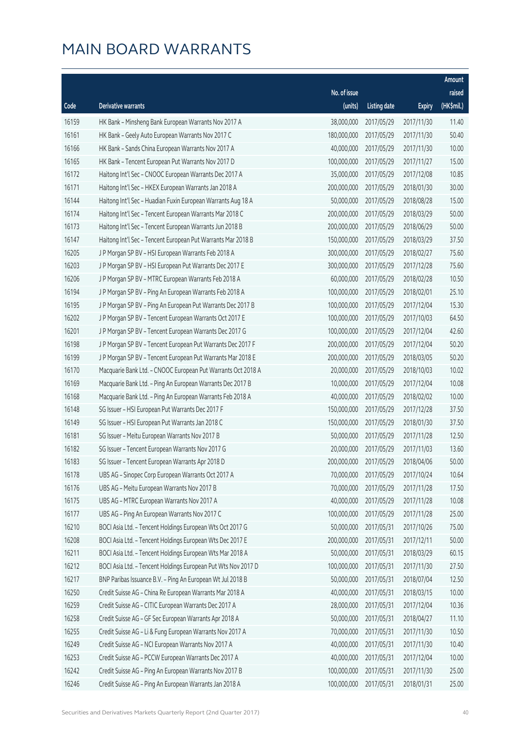# MAIN BOARD WARRANTS

| Code | Derivative warrants | No. of issue (units) | Listing date | Expiry | Amount raised (HK$mil.) |
|---|---|---|---|---|---|
| 16159 | HK Bank – Minsheng Bank European Warrants Nov 2017 A | 38,000,000 | 2017/05/29 | 2017/11/30 | 11.40 |
| 16161 | HK Bank – Geely Auto European Warrants Nov 2017 C | 180,000,000 | 2017/05/29 | 2017/11/30 | 50.40 |
| 16166 | HK Bank – Sands China European Warrants Nov 2017 A | 40,000,000 | 2017/05/29 | 2017/11/30 | 10.00 |
| 16165 | HK Bank – Tencent European Put Warrants Nov 2017 D | 100,000,000 | 2017/05/29 | 2017/11/27 | 15.00 |
| 16172 | Haitong Int'l Sec – CNOOC European Warrants Dec 2017 A | 35,000,000 | 2017/05/29 | 2017/12/08 | 10.85 |
| 16171 | Haitong Int'l Sec – HKEX European Warrants Jan 2018 A | 200,000,000 | 2017/05/29 | 2018/01/30 | 30.00 |
| 16144 | Haitong Int'l Sec – Huadian Fuxin European Warrants Aug 18 A | 50,000,000 | 2017/05/29 | 2018/08/28 | 15.00 |
| 16174 | Haitong Int'l Sec – Tencent European Warrants Mar 2018 C | 200,000,000 | 2017/05/29 | 2018/03/29 | 50.00 |
| 16173 | Haitong Int'l Sec – Tencent European Warrants Jun 2018 B | 200,000,000 | 2017/05/29 | 2018/06/29 | 50.00 |
| 16147 | Haitong Int'l Sec – Tencent European Put Warrants Mar 2018 B | 150,000,000 | 2017/05/29 | 2018/03/29 | 37.50 |
| 16205 | J P Morgan SP BV – HSI European Warrants Feb 2018 A | 300,000,000 | 2017/05/29 | 2018/02/27 | 75.60 |
| 16203 | J P Morgan SP BV – HSI European Put Warrants Dec 2017 E | 300,000,000 | 2017/05/29 | 2017/12/28 | 75.60 |
| 16206 | J P Morgan SP BV – MTRC European Warrants Feb 2018 A | 60,000,000 | 2017/05/29 | 2018/02/28 | 10.50 |
| 16194 | J P Morgan SP BV – Ping An European Warrants Feb 2018 A | 100,000,000 | 2017/05/29 | 2018/02/01 | 25.10 |
| 16195 | J P Morgan SP BV – Ping An European Put Warrants Dec 2017 B | 100,000,000 | 2017/05/29 | 2017/12/04 | 15.30 |
| 16202 | J P Morgan SP BV – Tencent European Warrants Oct 2017 E | 100,000,000 | 2017/05/29 | 2017/10/03 | 64.50 |
| 16201 | J P Morgan SP BV – Tencent European Warrants Dec 2017 G | 100,000,000 | 2017/05/29 | 2017/12/04 | 42.60 |
| 16198 | J P Morgan SP BV – Tencent European Put Warrants Dec 2017 F | 200,000,000 | 2017/05/29 | 2017/12/04 | 50.20 |
| 16199 | J P Morgan SP BV – Tencent European Put Warrants Mar 2018 E | 200,000,000 | 2017/05/29 | 2018/03/05 | 50.20 |
| 16170 | Macquarie Bank Ltd. – CNOOC European Put Warrants Oct 2018 A | 20,000,000 | 2017/05/29 | 2018/10/03 | 10.02 |
| 16169 | Macquarie Bank Ltd. – Ping An European Warrants Dec 2017 B | 10,000,000 | 2017/05/29 | 2017/12/04 | 10.08 |
| 16168 | Macquarie Bank Ltd. – Ping An European Warrants Feb 2018 A | 40,000,000 | 2017/05/29 | 2018/02/02 | 10.00 |
| 16148 | SG Issuer – HSI European Put Warrants Dec 2017 F | 150,000,000 | 2017/05/29 | 2017/12/28 | 37.50 |
| 16149 | SG Issuer – HSI European Put Warrants Jan 2018 C | 150,000,000 | 2017/05/29 | 2018/01/30 | 37.50 |
| 16181 | SG Issuer – Meitu European Warrants Nov 2017 B | 50,000,000 | 2017/05/29 | 2017/11/28 | 12.50 |
| 16182 | SG Issuer – Tencent European Warrants Nov 2017 G | 20,000,000 | 2017/05/29 | 2017/11/03 | 13.60 |
| 16183 | SG Issuer – Tencent European Warrants Apr 2018 D | 200,000,000 | 2017/05/29 | 2018/04/06 | 50.00 |
| 16178 | UBS AG – Sinopec Corp European Warrants Oct 2017 A | 70,000,000 | 2017/05/29 | 2017/10/24 | 10.64 |
| 16176 | UBS AG – Meitu European Warrants Nov 2017 B | 70,000,000 | 2017/05/29 | 2017/11/28 | 17.50 |
| 16175 | UBS AG – MTRC European Warrants Nov 2017 A | 40,000,000 | 2017/05/29 | 2017/11/28 | 10.08 |
| 16177 | UBS AG – Ping An European Warrants Nov 2017 C | 100,000,000 | 2017/05/29 | 2017/11/28 | 25.00 |
| 16210 | BOCI Asia Ltd. – Tencent Holdings European Wts Oct 2017 G | 50,000,000 | 2017/05/31 | 2017/10/26 | 75.00 |
| 16208 | BOCI Asia Ltd. – Tencent Holdings European Wts Dec 2017 E | 200,000,000 | 2017/05/31 | 2017/12/11 | 50.00 |
| 16211 | BOCI Asia Ltd. – Tencent Holdings European Wts Mar 2018 A | 50,000,000 | 2017/05/31 | 2018/03/29 | 60.15 |
| 16212 | BOCI Asia Ltd. – Tencent Holdings European Put Wts Nov 2017 D | 100,000,000 | 2017/05/31 | 2017/11/30 | 27.50 |
| 16217 | BNP Paribas Issuance B.V. – Ping An European Wt Jul 2018 B | 50,000,000 | 2017/05/31 | 2018/07/04 | 12.50 |
| 16250 | Credit Suisse AG – China Re European Warrants Mar 2018 A | 40,000,000 | 2017/05/31 | 2018/03/15 | 10.00 |
| 16259 | Credit Suisse AG – CITIC European Warrants Dec 2017 A | 28,000,000 | 2017/05/31 | 2017/12/04 | 10.36 |
| 16258 | Credit Suisse AG – GF Sec European Warrants Apr 2018 A | 50,000,000 | 2017/05/31 | 2018/04/27 | 11.10 |
| 16255 | Credit Suisse AG – Li & Fung European Warrants Nov 2017 A | 70,000,000 | 2017/05/31 | 2017/11/30 | 10.50 |
| 16249 | Credit Suisse AG – NCI European Warrants Nov 2017 A | 40,000,000 | 2017/05/31 | 2017/11/30 | 10.40 |
| 16253 | Credit Suisse AG – PCCW European Warrants Dec 2017 A | 40,000,000 | 2017/05/31 | 2017/12/04 | 10.00 |
| 16242 | Credit Suisse AG – Ping An European Warrants Nov 2017 B | 100,000,000 | 2017/05/31 | 2017/11/30 | 25.00 |
| 16246 | Credit Suisse AG – Ping An European Warrants Jan 2018 A | 100,000,000 | 2017/05/31 | 2018/01/31 | 25.00 |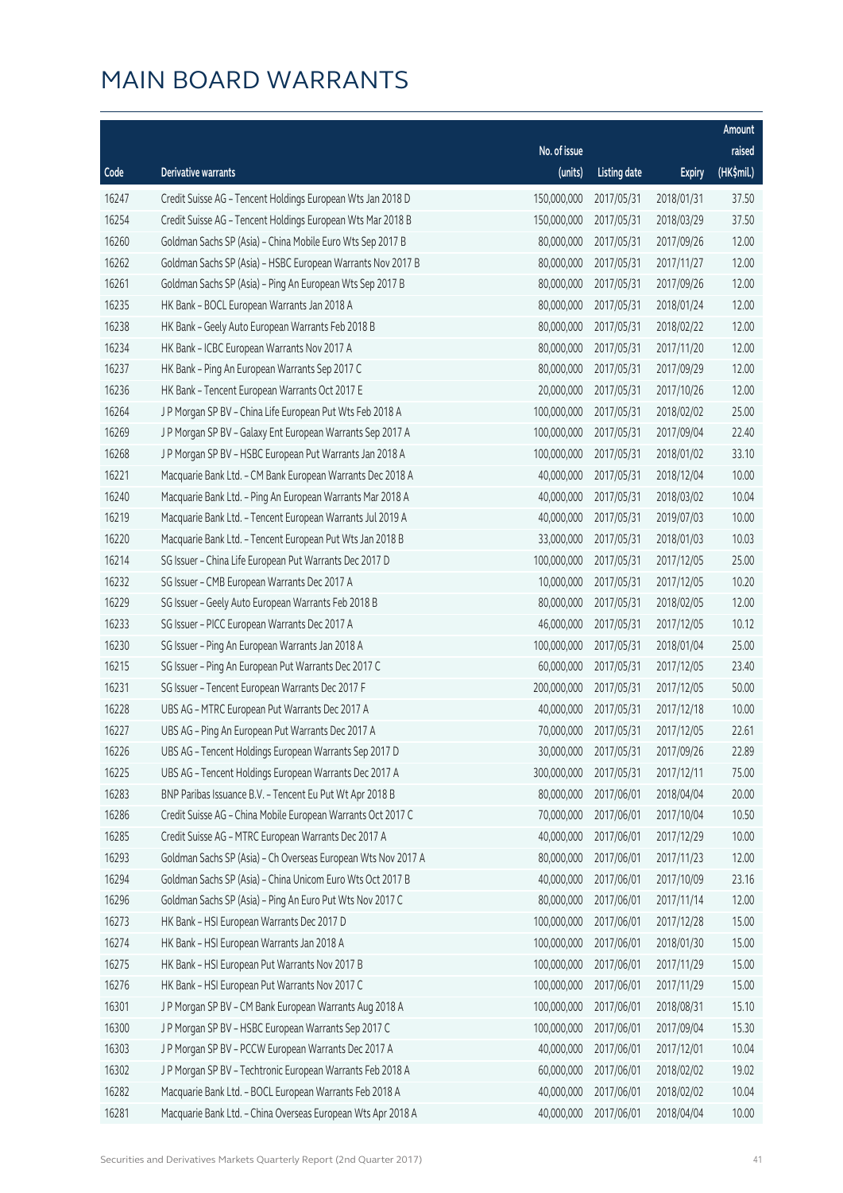# MAIN BOARD WARRANTS

| Code | Derivative warrants | No. of issue (units) | Listing date | Expiry | Amount raised (HK$mil.) |
|---|---|---|---|---|---|
| 16247 | Credit Suisse AG - Tencent Holdings European Wts Jan 2018 D | 150,000,000 | 2017/05/31 | 2018/01/31 | 37.50 |
| 16254 | Credit Suisse AG - Tencent Holdings European Wts Mar 2018 B | 150,000,000 | 2017/05/31 | 2018/03/29 | 37.50 |
| 16260 | Goldman Sachs SP (Asia) - China Mobile Euro Wts Sep 2017 B | 80,000,000 | 2017/05/31 | 2017/09/26 | 12.00 |
| 16262 | Goldman Sachs SP (Asia) - HSBC European Warrants Nov 2017 B | 80,000,000 | 2017/05/31 | 2017/11/27 | 12.00 |
| 16261 | Goldman Sachs SP (Asia) - Ping An European Wts Sep 2017 B | 80,000,000 | 2017/05/31 | 2017/09/26 | 12.00 |
| 16235 | HK Bank - BOCL European Warrants Jan 2018 A | 80,000,000 | 2017/05/31 | 2018/01/24 | 12.00 |
| 16238 | HK Bank - Geely Auto European Warrants Feb 2018 B | 80,000,000 | 2017/05/31 | 2018/02/22 | 12.00 |
| 16234 | HK Bank - ICBC European Warrants Nov 2017 A | 80,000,000 | 2017/05/31 | 2017/11/20 | 12.00 |
| 16237 | HK Bank - Ping An European Warrants Sep 2017 C | 80,000,000 | 2017/05/31 | 2017/09/29 | 12.00 |
| 16236 | HK Bank - Tencent European Warrants Oct 2017 E | 20,000,000 | 2017/05/31 | 2017/10/26 | 12.00 |
| 16264 | J P Morgan SP BV - China Life European Put Wts Feb 2018 A | 100,000,000 | 2017/05/31 | 2018/02/02 | 25.00 |
| 16269 | J P Morgan SP BV - Galaxy Ent European Warrants Sep 2017 A | 100,000,000 | 2017/05/31 | 2017/09/04 | 22.40 |
| 16268 | J P Morgan SP BV - HSBC European Put Warrants Jan 2018 A | 100,000,000 | 2017/05/31 | 2018/01/02 | 33.10 |
| 16221 | Macquarie Bank Ltd. - CM Bank European Warrants Dec 2018 A | 40,000,000 | 2017/05/31 | 2018/12/04 | 10.00 |
| 16240 | Macquarie Bank Ltd. - Ping An European Warrants Mar 2018 A | 40,000,000 | 2017/05/31 | 2018/03/02 | 10.04 |
| 16219 | Macquarie Bank Ltd. - Tencent European Warrants Jul 2019 A | 40,000,000 | 2017/05/31 | 2019/07/03 | 10.00 |
| 16220 | Macquarie Bank Ltd. - Tencent European Put Wts Jan 2018 B | 33,000,000 | 2017/05/31 | 2018/01/03 | 10.03 |
| 16214 | SG Issuer - China Life European Put Warrants Dec 2017 D | 100,000,000 | 2017/05/31 | 2017/12/05 | 25.00 |
| 16232 | SG Issuer - CMB European Warrants Dec 2017 A | 10,000,000 | 2017/05/31 | 2017/12/05 | 10.20 |
| 16229 | SG Issuer - Geely Auto European Warrants Feb 2018 B | 80,000,000 | 2017/05/31 | 2018/02/05 | 12.00 |
| 16233 | SG Issuer - PICC European Warrants Dec 2017 A | 46,000,000 | 2017/05/31 | 2017/12/05 | 10.12 |
| 16230 | SG Issuer - Ping An European Warrants Jan 2018 A | 100,000,000 | 2017/05/31 | 2018/01/04 | 25.00 |
| 16215 | SG Issuer - Ping An European Put Warrants Dec 2017 C | 60,000,000 | 2017/05/31 | 2017/12/05 | 23.40 |
| 16231 | SG Issuer - Tencent European Warrants Dec 2017 F | 200,000,000 | 2017/05/31 | 2017/12/05 | 50.00 |
| 16228 | UBS AG - MTRC European Put Warrants Dec 2017 A | 40,000,000 | 2017/05/31 | 2017/12/18 | 10.00 |
| 16227 | UBS AG - Ping An European Put Warrants Dec 2017 A | 70,000,000 | 2017/05/31 | 2017/12/05 | 22.61 |
| 16226 | UBS AG - Tencent Holdings European Warrants Sep 2017 D | 30,000,000 | 2017/05/31 | 2017/09/26 | 22.89 |
| 16225 | UBS AG - Tencent Holdings European Warrants Dec 2017 A | 300,000,000 | 2017/05/31 | 2017/12/11 | 75.00 |
| 16283 | BNP Paribas Issuance B.V. - Tencent Eu Put Wt Apr 2018 B | 80,000,000 | 2017/06/01 | 2018/04/04 | 20.00 |
| 16286 | Credit Suisse AG - China Mobile European Warrants Oct 2017 C | 70,000,000 | 2017/06/01 | 2017/10/04 | 10.50 |
| 16285 | Credit Suisse AG - MTRC European Warrants Dec 2017 A | 40,000,000 | 2017/06/01 | 2017/12/29 | 10.00 |
| 16293 | Goldman Sachs SP (Asia) - Ch Overseas European Wts Nov 2017 A | 80,000,000 | 2017/06/01 | 2017/11/23 | 12.00 |
| 16294 | Goldman Sachs SP (Asia) - China Unicom Euro Wts Oct 2017 B | 40,000,000 | 2017/06/01 | 2017/10/09 | 23.16 |
| 16296 | Goldman Sachs SP (Asia) - Ping An Euro Put Wts Nov 2017 C | 80,000,000 | 2017/06/01 | 2017/11/14 | 12.00 |
| 16273 | HK Bank - HSI European Warrants Dec 2017 D | 100,000,000 | 2017/06/01 | 2017/12/28 | 15.00 |
| 16274 | HK Bank - HSI European Warrants Jan 2018 A | 100,000,000 | 2017/06/01 | 2018/01/30 | 15.00 |
| 16275 | HK Bank - HSI European Put Warrants Nov 2017 B | 100,000,000 | 2017/06/01 | 2017/11/29 | 15.00 |
| 16276 | HK Bank - HSI European Put Warrants Nov 2017 C | 100,000,000 | 2017/06/01 | 2017/11/29 | 15.00 |
| 16301 | J P Morgan SP BV - CM Bank European Warrants Aug 2018 A | 100,000,000 | 2017/06/01 | 2018/08/31 | 15.10 |
| 16300 | J P Morgan SP BV - HSBC European Warrants Sep 2017 C | 100,000,000 | 2017/06/01 | 2017/09/04 | 15.30 |
| 16303 | J P Morgan SP BV - PCCW European Warrants Dec 2017 A | 40,000,000 | 2017/06/01 | 2017/12/01 | 10.04 |
| 16302 | J P Morgan SP BV - Techtronic European Warrants Feb 2018 A | 60,000,000 | 2017/06/01 | 2018/02/02 | 19.02 |
| 16282 | Macquarie Bank Ltd. - BOCL European Warrants Feb 2018 A | 40,000,000 | 2017/06/01 | 2018/02/02 | 10.04 |
| 16281 | Macquarie Bank Ltd. - China Overseas European Wts Apr 2018 A | 40,000,000 | 2017/06/01 | 2018/04/04 | 10.00 |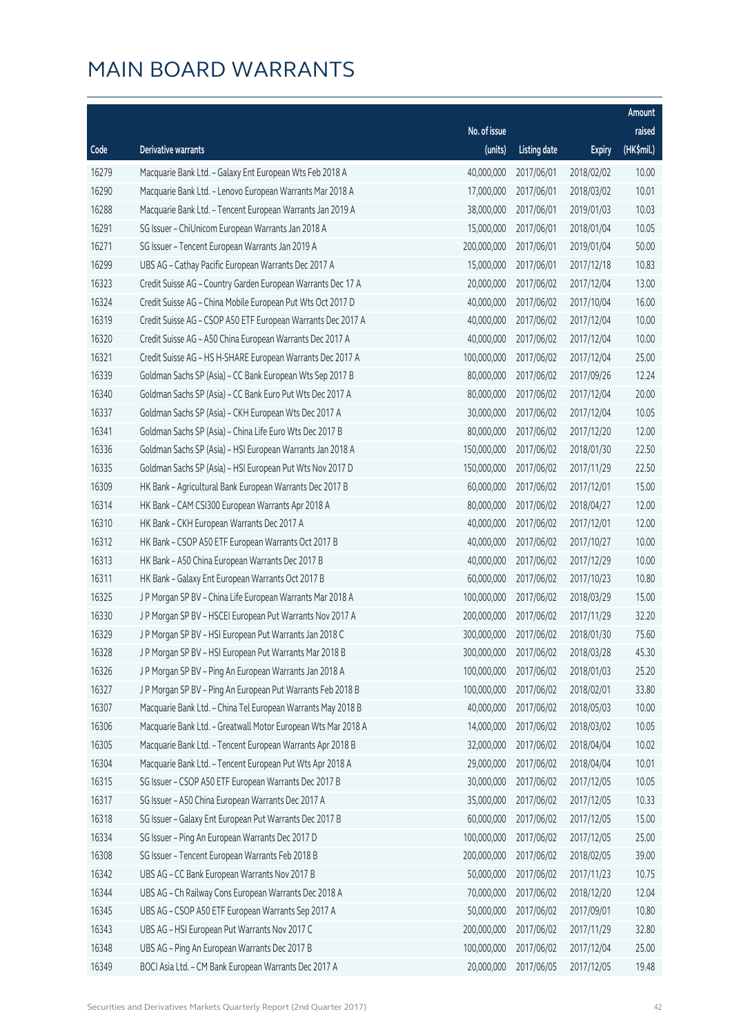# MAIN BOARD WARRANTS

| Code | Derivative warrants | No. of issue (units) | Listing date | Expiry | Amount raised (HK$mil.) |
|---|---|---|---|---|---|
| 16279 | Macquarie Bank Ltd. - Galaxy Ent European Wts Feb 2018 A | 40,000,000 | 2017/06/01 | 2018/02/02 | 10.00 |
| 16290 | Macquarie Bank Ltd. - Lenovo European Warrants Mar 2018 A | 17,000,000 | 2017/06/01 | 2018/03/02 | 10.01 |
| 16288 | Macquarie Bank Ltd. - Tencent European Warrants Jan 2019 A | 38,000,000 | 2017/06/01 | 2019/01/03 | 10.03 |
| 16291 | SG Issuer - ChiUnicom European Warrants Jan 2018 A | 15,000,000 | 2017/06/01 | 2018/01/04 | 10.05 |
| 16271 | SG Issuer - Tencent European Warrants Jan 2019 A | 200,000,000 | 2017/06/01 | 2019/01/04 | 50.00 |
| 16299 | UBS AG - Cathay Pacific European Warrants Dec 2017 A | 15,000,000 | 2017/06/01 | 2017/12/18 | 10.83 |
| 16323 | Credit Suisse AG - Country Garden European Warrants Dec 17 A | 20,000,000 | 2017/06/02 | 2017/12/04 | 13.00 |
| 16324 | Credit Suisse AG - China Mobile European Put Wts Oct 2017 D | 40,000,000 | 2017/06/02 | 2017/10/04 | 16.00 |
| 16319 | Credit Suisse AG - CSOP A50 ETF European Warrants Dec 2017 A | 40,000,000 | 2017/06/02 | 2017/12/04 | 10.00 |
| 16320 | Credit Suisse AG - A50 China European Warrants Dec 2017 A | 40,000,000 | 2017/06/02 | 2017/12/04 | 10.00 |
| 16321 | Credit Suisse AG - HS H-SHARE European Warrants Dec 2017 A | 100,000,000 | 2017/06/02 | 2017/12/04 | 25.00 |
| 16339 | Goldman Sachs SP (Asia) - CC Bank European Wts Sep 2017 B | 80,000,000 | 2017/06/02 | 2017/09/26 | 12.24 |
| 16340 | Goldman Sachs SP (Asia) - CC Bank Euro Put Wts Dec 2017 A | 80,000,000 | 2017/06/02 | 2017/12/04 | 20.00 |
| 16337 | Goldman Sachs SP (Asia) - CKH European Wts Dec 2017 A | 30,000,000 | 2017/06/02 | 2017/12/04 | 10.05 |
| 16341 | Goldman Sachs SP (Asia) - China Life Euro Wts Dec 2017 B | 80,000,000 | 2017/06/02 | 2017/12/20 | 12.00 |
| 16336 | Goldman Sachs SP (Asia) - HSI European Warrants Jan 2018 A | 150,000,000 | 2017/06/02 | 2018/01/30 | 22.50 |
| 16335 | Goldman Sachs SP (Asia) - HSI European Put Wts Nov 2017 D | 150,000,000 | 2017/06/02 | 2017/11/29 | 22.50 |
| 16309 | HK Bank - Agricultural Bank European Warrants Dec 2017 B | 60,000,000 | 2017/06/02 | 2017/12/01 | 15.00 |
| 16314 | HK Bank - CAM CSI300 European Warrants Apr 2018 A | 80,000,000 | 2017/06/02 | 2018/04/27 | 12.00 |
| 16310 | HK Bank - CKH European Warrants Dec 2017 A | 40,000,000 | 2017/06/02 | 2017/12/01 | 12.00 |
| 16312 | HK Bank - CSOP A50 ETF European Warrants Oct 2017 B | 40,000,000 | 2017/06/02 | 2017/10/27 | 10.00 |
| 16313 | HK Bank - A50 China European Warrants Dec 2017 B | 40,000,000 | 2017/06/02 | 2017/12/29 | 10.00 |
| 16311 | HK Bank - Galaxy Ent European Warrants Oct 2017 B | 60,000,000 | 2017/06/02 | 2017/10/23 | 10.80 |
| 16325 | J P Morgan SP BV - China Life European Warrants Mar 2018 A | 100,000,000 | 2017/06/02 | 2018/03/29 | 15.00 |
| 16330 | J P Morgan SP BV - HSCEI European Put Warrants Nov 2017 A | 200,000,000 | 2017/06/02 | 2017/11/29 | 32.20 |
| 16329 | J P Morgan SP BV - HSI European Put Warrants Jan 2018 C | 300,000,000 | 2017/06/02 | 2018/01/30 | 75.60 |
| 16328 | J P Morgan SP BV - HSI European Put Warrants Mar 2018 B | 300,000,000 | 2017/06/02 | 2018/03/28 | 45.30 |
| 16326 | J P Morgan SP BV - Ping An European Warrants Jan 2018 A | 100,000,000 | 2017/06/02 | 2018/01/03 | 25.20 |
| 16327 | J P Morgan SP BV - Ping An European Put Warrants Feb 2018 B | 100,000,000 | 2017/06/02 | 2018/02/01 | 33.80 |
| 16307 | Macquarie Bank Ltd. - China Tel European Warrants May 2018 B | 40,000,000 | 2017/06/02 | 2018/05/03 | 10.00 |
| 16306 | Macquarie Bank Ltd. - Greatwall Motor European Wts Mar 2018 A | 14,000,000 | 2017/06/02 | 2018/03/02 | 10.05 |
| 16305 | Macquarie Bank Ltd. - Tencent European Warrants Apr 2018 B | 32,000,000 | 2017/06/02 | 2018/04/04 | 10.02 |
| 16304 | Macquarie Bank Ltd. - Tencent European Put Wts Apr 2018 A | 29,000,000 | 2017/06/02 | 2018/04/04 | 10.01 |
| 16315 | SG Issuer - CSOP A50 ETF European Warrants Dec 2017 B | 30,000,000 | 2017/06/02 | 2017/12/05 | 10.05 |
| 16317 | SG Issuer - A50 China European Warrants Dec 2017 A | 35,000,000 | 2017/06/02 | 2017/12/05 | 10.33 |
| 16318 | SG Issuer - Galaxy Ent European Put Warrants Dec 2017 B | 60,000,000 | 2017/06/02 | 2017/12/05 | 15.00 |
| 16334 | SG Issuer - Ping An European Warrants Dec 2017 D | 100,000,000 | 2017/06/02 | 2017/12/05 | 25.00 |
| 16308 | SG Issuer - Tencent European Warrants Feb 2018 B | 200,000,000 | 2017/06/02 | 2018/02/05 | 39.00 |
| 16342 | UBS AG - CC Bank European Warrants Nov 2017 B | 50,000,000 | 2017/06/02 | 2017/11/23 | 10.75 |
| 16344 | UBS AG - Ch Railway Cons European Warrants Dec 2018 A | 70,000,000 | 2017/06/02 | 2018/12/20 | 12.04 |
| 16345 | UBS AG - CSOP A50 ETF European Warrants Sep 2017 A | 50,000,000 | 2017/06/02 | 2017/09/01 | 10.80 |
| 16343 | UBS AG - HSI European Put Warrants Nov 2017 C | 200,000,000 | 2017/06/02 | 2017/11/29 | 32.80 |
| 16348 | UBS AG - Ping An European Warrants Dec 2017 B | 100,000,000 | 2017/06/02 | 2017/12/04 | 25.00 |
| 16349 | BOCI Asia Ltd. - CM Bank European Warrants Dec 2017 A | 20,000,000 | 2017/06/05 | 2017/12/05 | 19.48 |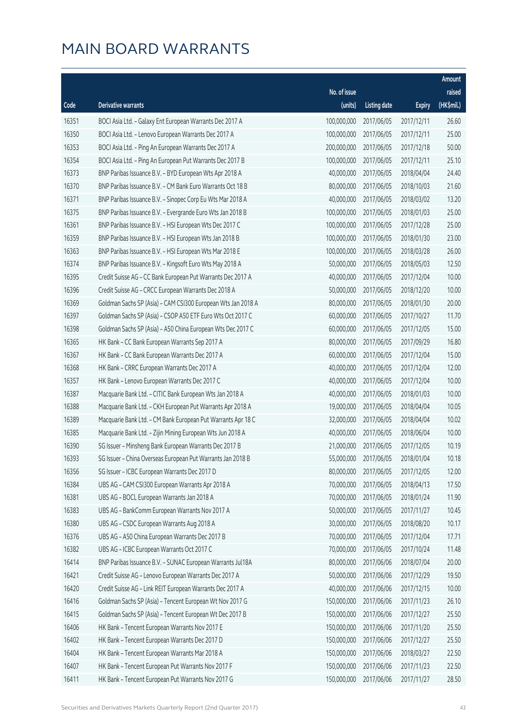# MAIN BOARD WARRANTS

| Code | Derivative warrants | No. of issue (units) | Listing date | Expiry | Amount raised (HK$mil.) |
|---|---|---|---|---|---|
| 16351 | BOCI Asia Ltd. - Galaxy Ent European Warrants Dec 2017 A | 100,000,000 | 2017/06/05 | 2017/12/11 | 26.60 |
| 16350 | BOCI Asia Ltd. - Lenovo European Warrants Dec 2017 A | 100,000,000 | 2017/06/05 | 2017/12/11 | 25.00 |
| 16353 | BOCI Asia Ltd. - Ping An European Warrants Dec 2017 A | 200,000,000 | 2017/06/05 | 2017/12/18 | 50.00 |
| 16354 | BOCI Asia Ltd. - Ping An European Put Warrants Dec 2017 B | 100,000,000 | 2017/06/05 | 2017/12/11 | 25.10 |
| 16373 | BNP Paribas Issuance B.V. - BYD European Wts Apr 2018 A | 40,000,000 | 2017/06/05 | 2018/04/04 | 24.40 |
| 16370 | BNP Paribas Issuance B.V. - CM Bank Euro Warrants Oct 18 B | 80,000,000 | 2017/06/05 | 2018/10/03 | 21.60 |
| 16371 | BNP Paribas Issuance B.V. - Sinopec Corp Eu Wts Mar 2018 A | 40,000,000 | 2017/06/05 | 2018/03/02 | 13.20 |
| 16375 | BNP Paribas Issuance B.V. - Evergrande Euro Wts Jan 2018 B | 100,000,000 | 2017/06/05 | 2018/01/03 | 25.00 |
| 16361 | BNP Paribas Issuance B.V. - HSI European Wts Dec 2017 C | 100,000,000 | 2017/06/05 | 2017/12/28 | 25.00 |
| 16359 | BNP Paribas Issuance B.V. - HSI European Wts Jan 2018 B | 100,000,000 | 2017/06/05 | 2018/01/30 | 23.00 |
| 16363 | BNP Paribas Issuance B.V. - HSI European Wts Mar 2018 E | 100,000,000 | 2017/06/05 | 2018/03/28 | 26.00 |
| 16374 | BNP Paribas Issuance B.V. - Kingsoft Euro Wts May 2018 A | 50,000,000 | 2017/06/05 | 2018/05/03 | 12.50 |
| 16395 | Credit Suisse AG - CC Bank European Put Warrants Dec 2017 A | 40,000,000 | 2017/06/05 | 2017/12/04 | 10.00 |
| 16396 | Credit Suisse AG - CRCC European Warrants Dec 2018 A | 50,000,000 | 2017/06/05 | 2018/12/20 | 10.00 |
| 16369 | Goldman Sachs SP (Asia) - CAM CSI300 European Wts Jan 2018 A | 80,000,000 | 2017/06/05 | 2018/01/30 | 20.00 |
| 16397 | Goldman Sachs SP (Asia) - CSOP A50 ETF Euro Wts Oct 2017 C | 60,000,000 | 2017/06/05 | 2017/10/27 | 11.70 |
| 16398 | Goldman Sachs SP (Asia) - A50 China European Wts Dec 2017 C | 60,000,000 | 2017/06/05 | 2017/12/05 | 15.00 |
| 16365 | HK Bank - CC Bank European Warrants Sep 2017 A | 80,000,000 | 2017/06/05 | 2017/09/29 | 16.80 |
| 16367 | HK Bank - CC Bank European Warrants Dec 2017 A | 60,000,000 | 2017/06/05 | 2017/12/04 | 15.00 |
| 16368 | HK Bank - CRRC European Warrants Dec 2017 A | 40,000,000 | 2017/06/05 | 2017/12/04 | 12.00 |
| 16357 | HK Bank - Lenovo European Warrants Dec 2017 C | 40,000,000 | 2017/06/05 | 2017/12/04 | 10.00 |
| 16387 | Macquarie Bank Ltd. - CITIC Bank European Wts Jan 2018 A | 40,000,000 | 2017/06/05 | 2018/01/03 | 10.00 |
| 16388 | Macquarie Bank Ltd. - CKH European Put Warrants Apr 2018 A | 19,000,000 | 2017/06/05 | 2018/04/04 | 10.05 |
| 16389 | Macquarie Bank Ltd. - CM Bank European Put Warrants Apr 18 C | 32,000,000 | 2017/06/05 | 2018/04/04 | 10.02 |
| 16385 | Macquarie Bank Ltd. - Zijin Mining European Wts Jun 2018 A | 40,000,000 | 2017/06/05 | 2018/06/04 | 10.00 |
| 16390 | SG Issuer - Minsheng Bank European Warrants Dec 2017 B | 21,000,000 | 2017/06/05 | 2017/12/05 | 10.19 |
| 16393 | SG Issuer - China Overseas European Put Warrants Jan 2018 B | 55,000,000 | 2017/06/05 | 2018/01/04 | 10.18 |
| 16356 | SG Issuer - ICBC European Warrants Dec 2017 D | 80,000,000 | 2017/06/05 | 2017/12/05 | 12.00 |
| 16384 | UBS AG - CAM CSI300 European Warrants Apr 2018 A | 70,000,000 | 2017/06/05 | 2018/04/13 | 17.50 |
| 16381 | UBS AG - BOCL European Warrants Jan 2018 A | 70,000,000 | 2017/06/05 | 2018/01/24 | 11.90 |
| 16383 | UBS AG - BankComm European Warrants Nov 2017 A | 50,000,000 | 2017/06/05 | 2017/11/27 | 10.45 |
| 16380 | UBS AG - CSDC European Warrants Aug 2018 A | 30,000,000 | 2017/06/05 | 2018/08/20 | 10.17 |
| 16376 | UBS AG - A50 China European Warrants Dec 2017 B | 70,000,000 | 2017/06/05 | 2017/12/04 | 17.71 |
| 16382 | UBS AG - ICBC European Warrants Oct 2017 C | 70,000,000 | 2017/06/05 | 2017/10/24 | 11.48 |
| 16414 | BNP Paribas Issuance B.V. - SUNAC European Warrants Jul18A | 80,000,000 | 2017/06/06 | 2018/07/04 | 20.00 |
| 16421 | Credit Suisse AG - Lenovo European Warrants Dec 2017 A | 50,000,000 | 2017/06/06 | 2017/12/29 | 19.50 |
| 16420 | Credit Suisse AG - Link REIT European Warrants Dec 2017 A | 40,000,000 | 2017/06/06 | 2017/12/15 | 10.00 |
| 16416 | Goldman Sachs SP (Asia) - Tencent European Wt Nov 2017 G | 150,000,000 | 2017/06/06 | 2017/11/23 | 26.10 |
| 16415 | Goldman Sachs SP (Asia) - Tencent European Wt Dec 2017 B | 150,000,000 | 2017/06/06 | 2017/12/27 | 25.50 |
| 16406 | HK Bank - Tencent European Warrants Nov 2017 E | 150,000,000 | 2017/06/06 | 2017/11/20 | 25.50 |
| 16402 | HK Bank - Tencent European Warrants Dec 2017 D | 150,000,000 | 2017/06/06 | 2017/12/27 | 25.50 |
| 16404 | HK Bank - Tencent European Warrants Mar 2018 A | 150,000,000 | 2017/06/06 | 2018/03/27 | 22.50 |
| 16407 | HK Bank - Tencent European Put Warrants Nov 2017 F | 150,000,000 | 2017/06/06 | 2017/11/23 | 22.50 |
| 16411 | HK Bank - Tencent European Put Warrants Nov 2017 G | 150,000,000 | 2017/06/06 | 2017/11/27 | 28.50 |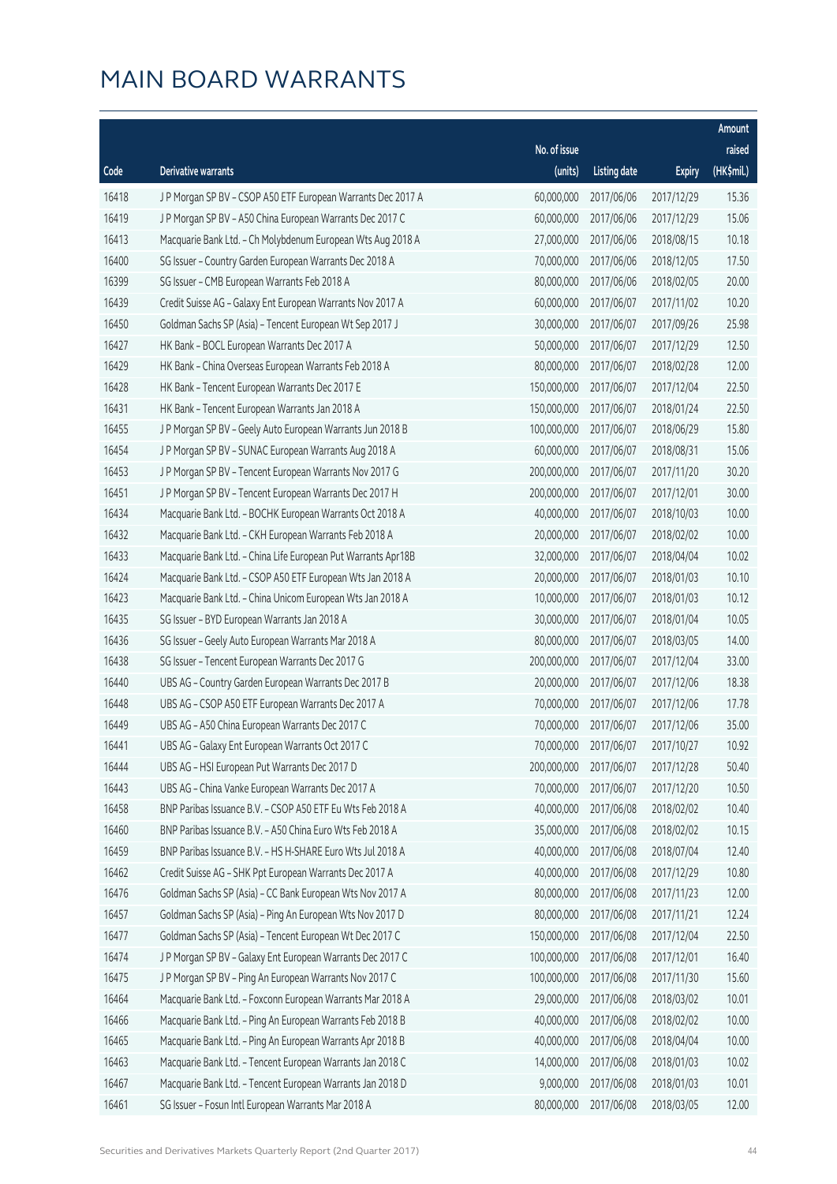# MAIN BOARD WARRANTS

| Code | Derivative warrants | No. of issue (units) | Listing date | Expiry | Amount raised (HK$mil.) |
|---|---|---|---|---|---|
| 16418 | J P Morgan SP BV - CSOP A50 ETF European Warrants Dec 2017 A | 60,000,000 | 2017/06/06 | 2017/12/29 | 15.36 |
| 16419 | J P Morgan SP BV - A50 China European Warrants Dec 2017 C | 60,000,000 | 2017/06/06 | 2017/12/29 | 15.06 |
| 16413 | Macquarie Bank Ltd. - Ch Molybdenum European Wts Aug 2018 A | 27,000,000 | 2017/06/06 | 2018/08/15 | 10.18 |
| 16400 | SG Issuer - Country Garden European Warrants Dec 2018 A | 70,000,000 | 2017/06/06 | 2018/12/05 | 17.50 |
| 16399 | SG Issuer - CMB European Warrants Feb 2018 A | 80,000,000 | 2017/06/06 | 2018/02/05 | 20.00 |
| 16439 | Credit Suisse AG - Galaxy Ent European Warrants Nov 2017 A | 60,000,000 | 2017/06/07 | 2017/11/02 | 10.20 |
| 16450 | Goldman Sachs SP (Asia) - Tencent European Wt Sep 2017 J | 30,000,000 | 2017/06/07 | 2017/09/26 | 25.98 |
| 16427 | HK Bank - BOCL European Warrants Dec 2017 A | 50,000,000 | 2017/06/07 | 2017/12/29 | 12.50 |
| 16429 | HK Bank - China Overseas European Warrants Feb 2018 A | 80,000,000 | 2017/06/07 | 2018/02/28 | 12.00 |
| 16428 | HK Bank - Tencent European Warrants Dec 2017 E | 150,000,000 | 2017/06/07 | 2017/12/04 | 22.50 |
| 16431 | HK Bank - Tencent European Warrants Jan 2018 A | 150,000,000 | 2017/06/07 | 2018/01/24 | 22.50 |
| 16455 | J P Morgan SP BV - Geely Auto European Warrants Jun 2018 B | 100,000,000 | 2017/06/07 | 2018/06/29 | 15.80 |
| 16454 | J P Morgan SP BV - SUNAC European Warrants Aug 2018 A | 60,000,000 | 2017/06/07 | 2018/08/31 | 15.06 |
| 16453 | J P Morgan SP BV - Tencent European Warrants Nov 2017 G | 200,000,000 | 2017/06/07 | 2017/11/20 | 30.20 |
| 16451 | J P Morgan SP BV - Tencent European Warrants Dec 2017 H | 200,000,000 | 2017/06/07 | 2017/12/01 | 30.00 |
| 16434 | Macquarie Bank Ltd. - BOCHK European Warrants Oct 2018 A | 40,000,000 | 2017/06/07 | 2018/10/03 | 10.00 |
| 16432 | Macquarie Bank Ltd. - CKH European Warrants Feb 2018 A | 20,000,000 | 2017/06/07 | 2018/02/02 | 10.00 |
| 16433 | Macquarie Bank Ltd. - China Life European Put Warrants Apr18B | 32,000,000 | 2017/06/07 | 2018/04/04 | 10.02 |
| 16424 | Macquarie Bank Ltd. - CSOP A50 ETF European Wts Jan 2018 A | 20,000,000 | 2017/06/07 | 2018/01/03 | 10.10 |
| 16423 | Macquarie Bank Ltd. - China Unicom European Wts Jan 2018 A | 10,000,000 | 2017/06/07 | 2018/01/03 | 10.12 |
| 16435 | SG Issuer - BYD European Warrants Jan 2018 A | 30,000,000 | 2017/06/07 | 2018/01/04 | 10.05 |
| 16436 | SG Issuer - Geely Auto European Warrants Mar 2018 A | 80,000,000 | 2017/06/07 | 2018/03/05 | 14.00 |
| 16438 | SG Issuer - Tencent European Warrants Dec 2017 G | 200,000,000 | 2017/06/07 | 2017/12/04 | 33.00 |
| 16440 | UBS AG - Country Garden European Warrants Dec 2017 B | 20,000,000 | 2017/06/07 | 2017/12/06 | 18.38 |
| 16448 | UBS AG - CSOP A50 ETF European Warrants Dec 2017 A | 70,000,000 | 2017/06/07 | 2017/12/06 | 17.78 |
| 16449 | UBS AG - A50 China European Warrants Dec 2017 C | 70,000,000 | 2017/06/07 | 2017/12/06 | 35.00 |
| 16441 | UBS AG - Galaxy Ent European Warrants Oct 2017 C | 70,000,000 | 2017/06/07 | 2017/10/27 | 10.92 |
| 16444 | UBS AG - HSI European Put Warrants Dec 2017 D | 200,000,000 | 2017/06/07 | 2017/12/28 | 50.40 |
| 16443 | UBS AG - China Vanke European Warrants Dec 2017 A | 70,000,000 | 2017/06/07 | 2017/12/20 | 10.50 |
| 16458 | BNP Paribas Issuance B.V. - CSOP A50 ETF Eu Wts Feb 2018 A | 40,000,000 | 2017/06/08 | 2018/02/02 | 10.40 |
| 16460 | BNP Paribas Issuance B.V. - A50 China Euro Wts Feb 2018 A | 35,000,000 | 2017/06/08 | 2018/02/02 | 10.15 |
| 16459 | BNP Paribas Issuance B.V. - HS H-SHARE Euro Wts Jul 2018 A | 40,000,000 | 2017/06/08 | 2018/07/04 | 12.40 |
| 16462 | Credit Suisse AG - SHK Ppt European Warrants Dec 2017 A | 40,000,000 | 2017/06/08 | 2017/12/29 | 10.80 |
| 16476 | Goldman Sachs SP (Asia) - CC Bank European Wts Nov 2017 A | 80,000,000 | 2017/06/08 | 2017/11/23 | 12.00 |
| 16457 | Goldman Sachs SP (Asia) - Ping An European Wts Nov 2017 D | 80,000,000 | 2017/06/08 | 2017/11/21 | 12.24 |
| 16477 | Goldman Sachs SP (Asia) - Tencent European Wt Dec 2017 C | 150,000,000 | 2017/06/08 | 2017/12/04 | 22.50 |
| 16474 | J P Morgan SP BV - Galaxy Ent European Warrants Dec 2017 C | 100,000,000 | 2017/06/08 | 2017/12/01 | 16.40 |
| 16475 | J P Morgan SP BV - Ping An European Warrants Nov 2017 C | 100,000,000 | 2017/06/08 | 2017/11/30 | 15.60 |
| 16464 | Macquarie Bank Ltd. - Foxconn European Warrants Mar 2018 A | 29,000,000 | 2017/06/08 | 2018/03/02 | 10.01 |
| 16466 | Macquarie Bank Ltd. - Ping An European Warrants Feb 2018 B | 40,000,000 | 2017/06/08 | 2018/02/02 | 10.00 |
| 16465 | Macquarie Bank Ltd. - Ping An European Warrants Apr 2018 B | 40,000,000 | 2017/06/08 | 2018/04/04 | 10.00 |
| 16463 | Macquarie Bank Ltd. - Tencent European Warrants Jan 2018 C | 14,000,000 | 2017/06/08 | 2018/01/03 | 10.02 |
| 16467 | Macquarie Bank Ltd. - Tencent European Warrants Jan 2018 D | 9,000,000 | 2017/06/08 | 2018/01/03 | 10.01 |
| 16461 | SG Issuer - Fosun Intl European Warrants Mar 2018 A | 80,000,000 | 2017/06/08 | 2018/03/05 | 12.00 |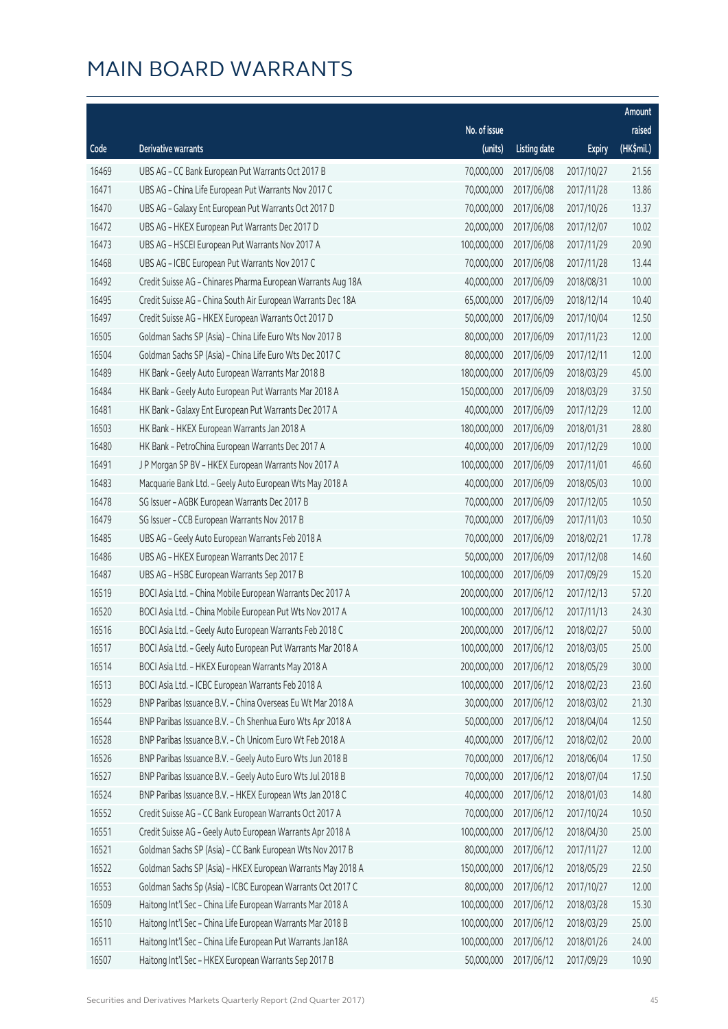# MAIN BOARD WARRANTS

| Code | Derivative warrants | No. of issue (units) | Listing date | Expiry | Amount raised (HK$mil.) |
|---|---|---|---|---|---|
| 16469 | UBS AG – CC Bank European Put Warrants Oct 2017 B | 70,000,000 | 2017/06/08 | 2017/10/27 | 21.56 |
| 16471 | UBS AG – China Life European Put Warrants Nov 2017 C | 70,000,000 | 2017/06/08 | 2017/11/28 | 13.86 |
| 16470 | UBS AG – Galaxy Ent European Put Warrants Oct 2017 D | 70,000,000 | 2017/06/08 | 2017/10/26 | 13.37 |
| 16472 | UBS AG – HKEX European Put Warrants Dec 2017 D | 20,000,000 | 2017/06/08 | 2017/12/07 | 10.02 |
| 16473 | UBS AG – HSCEI European Put Warrants Nov 2017 A | 100,000,000 | 2017/06/08 | 2017/11/29 | 20.90 |
| 16468 | UBS AG – ICBC European Put Warrants Nov 2017 C | 70,000,000 | 2017/06/08 | 2017/11/28 | 13.44 |
| 16492 | Credit Suisse AG – Chinares Pharma European Warrants Aug 18A | 40,000,000 | 2017/06/09 | 2018/08/31 | 10.00 |
| 16495 | Credit Suisse AG – China South Air European Warrants Dec 18A | 65,000,000 | 2017/06/09 | 2018/12/14 | 10.40 |
| 16497 | Credit Suisse AG – HKEX European Warrants Oct 2017 D | 50,000,000 | 2017/06/09 | 2017/10/04 | 12.50 |
| 16505 | Goldman Sachs SP (Asia) – China Life Euro Wts Nov 2017 B | 80,000,000 | 2017/06/09 | 2017/11/23 | 12.00 |
| 16504 | Goldman Sachs SP (Asia) – China Life Euro Wts Dec 2017 C | 80,000,000 | 2017/06/09 | 2017/12/11 | 12.00 |
| 16489 | HK Bank – Geely Auto European Warrants Mar 2018 B | 180,000,000 | 2017/06/09 | 2018/03/29 | 45.00 |
| 16484 | HK Bank – Geely Auto European Put Warrants Mar 2018 A | 150,000,000 | 2017/06/09 | 2018/03/29 | 37.50 |
| 16481 | HK Bank – Galaxy Ent European Put Warrants Dec 2017 A | 40,000,000 | 2017/06/09 | 2017/12/29 | 12.00 |
| 16503 | HK Bank – HKEX European Warrants Jan 2018 A | 180,000,000 | 2017/06/09 | 2018/01/31 | 28.80 |
| 16480 | HK Bank – PetroChina European Warrants Dec 2017 A | 40,000,000 | 2017/06/09 | 2017/12/29 | 10.00 |
| 16491 | J P Morgan SP BV – HKEX European Warrants Nov 2017 A | 100,000,000 | 2017/06/09 | 2017/11/01 | 46.60 |
| 16483 | Macquarie Bank Ltd. – Geely Auto European Wts May 2018 A | 40,000,000 | 2017/06/09 | 2018/05/03 | 10.00 |
| 16478 | SG Issuer – AGBK European Warrants Dec 2017 B | 70,000,000 | 2017/06/09 | 2017/12/05 | 10.50 |
| 16479 | SG Issuer – CCB European Warrants Nov 2017 B | 70,000,000 | 2017/06/09 | 2017/11/03 | 10.50 |
| 16485 | UBS AG – Geely Auto European Warrants Feb 2018 A | 70,000,000 | 2017/06/09 | 2018/02/21 | 17.78 |
| 16486 | UBS AG – HKEX European Warrants Dec 2017 E | 50,000,000 | 2017/06/09 | 2017/12/08 | 14.60 |
| 16487 | UBS AG – HSBC European Warrants Sep 2017 B | 100,000,000 | 2017/06/09 | 2017/09/29 | 15.20 |
| 16519 | BOCI Asia Ltd. – China Mobile European Warrants Dec 2017 A | 200,000,000 | 2017/06/12 | 2017/12/13 | 57.20 |
| 16520 | BOCI Asia Ltd. – China Mobile European Put Wts Nov 2017 A | 100,000,000 | 2017/06/12 | 2017/11/13 | 24.30 |
| 16516 | BOCI Asia Ltd. – Geely Auto European Warrants Feb 2018 C | 200,000,000 | 2017/06/12 | 2018/02/27 | 50.00 |
| 16517 | BOCI Asia Ltd. – Geely Auto European Put Warrants Mar 2018 A | 100,000,000 | 2017/06/12 | 2018/03/05 | 25.00 |
| 16514 | BOCI Asia Ltd. – HKEX European Warrants May 2018 A | 200,000,000 | 2017/06/12 | 2018/05/29 | 30.00 |
| 16513 | BOCI Asia Ltd. – ICBC European Warrants Feb 2018 A | 100,000,000 | 2017/06/12 | 2018/02/23 | 23.60 |
| 16529 | BNP Paribas Issuance B.V. – China Overseas Eu Wt Mar 2018 A | 30,000,000 | 2017/06/12 | 2018/03/02 | 21.30 |
| 16544 | BNP Paribas Issuance B.V. – Ch Shenhua Euro Wts Apr 2018 A | 50,000,000 | 2017/06/12 | 2018/04/04 | 12.50 |
| 16528 | BNP Paribas Issuance B.V. – Ch Unicom Euro Wt Feb 2018 A | 40,000,000 | 2017/06/12 | 2018/02/02 | 20.00 |
| 16526 | BNP Paribas Issuance B.V. – Geely Auto Euro Wts Jun 2018 B | 70,000,000 | 2017/06/12 | 2018/06/04 | 17.50 |
| 16527 | BNP Paribas Issuance B.V. – Geely Auto Euro Wts Jul 2018 B | 70,000,000 | 2017/06/12 | 2018/07/04 | 17.50 |
| 16524 | BNP Paribas Issuance B.V. – HKEX European Wts Jan 2018 C | 40,000,000 | 2017/06/12 | 2018/01/03 | 14.80 |
| 16552 | Credit Suisse AG – CC Bank European Warrants Oct 2017 A | 70,000,000 | 2017/06/12 | 2017/10/24 | 10.50 |
| 16551 | Credit Suisse AG – Geely Auto European Warrants Apr 2018 A | 100,000,000 | 2017/06/12 | 2018/04/30 | 25.00 |
| 16521 | Goldman Sachs SP (Asia) – CC Bank European Wts Nov 2017 B | 80,000,000 | 2017/06/12 | 2017/11/27 | 12.00 |
| 16522 | Goldman Sachs SP (Asia) – HKEX European Warrants May 2018 A | 150,000,000 | 2017/06/12 | 2018/05/29 | 22.50 |
| 16553 | Goldman Sachs Sp (Asia) – ICBC European Warrants Oct 2017 C | 80,000,000 | 2017/06/12 | 2017/10/27 | 12.00 |
| 16509 | Haitong Int'l Sec – China Life European Warrants Mar 2018 A | 100,000,000 | 2017/06/12 | 2018/03/28 | 15.30 |
| 16510 | Haitong Int'l Sec – China Life European Warrants Mar 2018 B | 100,000,000 | 2017/06/12 | 2018/03/29 | 25.00 |
| 16511 | Haitong Int'l Sec – China Life European Put Warrants Jan18A | 100,000,000 | 2017/06/12 | 2018/01/26 | 24.00 |
| 16507 | Haitong Int'l Sec – HKEX European Warrants Sep 2017 B | 50,000,000 | 2017/06/12 | 2017/09/29 | 10.90 |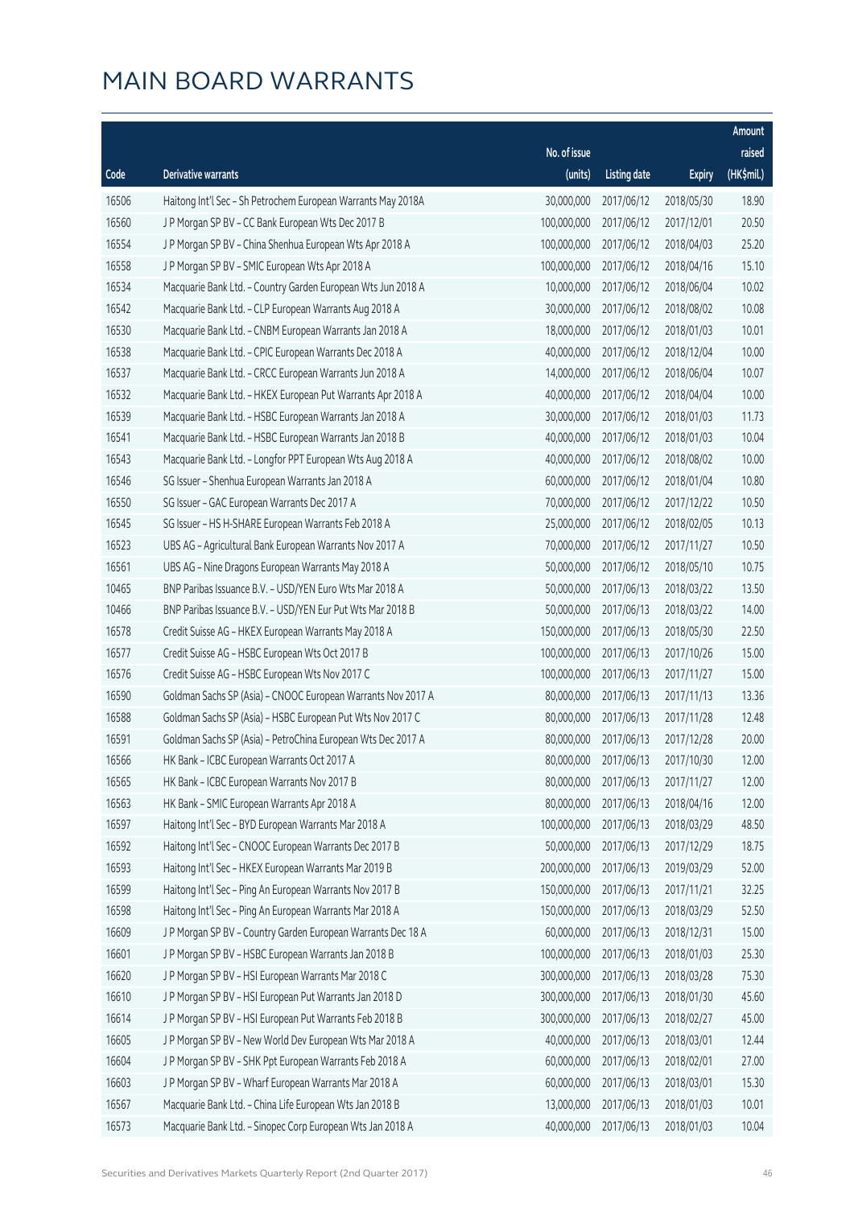# MAIN BOARD WARRANTS

| Code | Derivative warrants | No. of issue (units) | Listing date | Expiry | Amount raised (HK$mil.) |
|---|---|---|---|---|---|
| 16506 | Haitong Int'l Sec – Sh Petrochem European Warrants May 2018A | 30,000,000 | 2017/06/12 | 2018/05/30 | 18.90 |
| 16560 | J P Morgan SP BV – CC Bank European Wts Dec 2017 B | 100,000,000 | 2017/06/12 | 2017/12/01 | 20.50 |
| 16554 | J P Morgan SP BV – China Shenhua European Wts Apr 2018 A | 100,000,000 | 2017/06/12 | 2018/04/03 | 25.20 |
| 16558 | J P Morgan SP BV – SMIC European Wts Apr 2018 A | 100,000,000 | 2017/06/12 | 2018/04/16 | 15.10 |
| 16534 | Macquarie Bank Ltd. – Country Garden European Wts Jun 2018 A | 10,000,000 | 2017/06/12 | 2018/06/04 | 10.02 |
| 16542 | Macquarie Bank Ltd. – CLP European Warrants Aug 2018 A | 30,000,000 | 2017/06/12 | 2018/08/02 | 10.08 |
| 16530 | Macquarie Bank Ltd. – CNBM European Warrants Jan 2018 A | 18,000,000 | 2017/06/12 | 2018/01/03 | 10.01 |
| 16538 | Macquarie Bank Ltd. – CPIC European Warrants Dec 2018 A | 40,000,000 | 2017/06/12 | 2018/12/04 | 10.00 |
| 16537 | Macquarie Bank Ltd. – CRCC European Warrants Jun 2018 A | 14,000,000 | 2017/06/12 | 2018/06/04 | 10.07 |
| 16532 | Macquarie Bank Ltd. – HKEX European Put Warrants Apr 2018 A | 40,000,000 | 2017/06/12 | 2018/04/04 | 10.00 |
| 16539 | Macquarie Bank Ltd. – HSBC European Warrants Jan 2018 A | 30,000,000 | 2017/06/12 | 2018/01/03 | 11.73 |
| 16541 | Macquarie Bank Ltd. – HSBC European Warrants Jan 2018 B | 40,000,000 | 2017/06/12 | 2018/01/03 | 10.04 |
| 16543 | Macquarie Bank Ltd. – Longfor PPT European Wts Aug 2018 A | 40,000,000 | 2017/06/12 | 2018/08/02 | 10.00 |
| 16546 | SG Issuer – Shenhua European Warrants Jan 2018 A | 60,000,000 | 2017/06/12 | 2018/01/04 | 10.80 |
| 16550 | SG Issuer – GAC European Warrants Dec 2017 A | 70,000,000 | 2017/06/12 | 2017/12/22 | 10.50 |
| 16545 | SG Issuer – HS H-SHARE European Warrants Feb 2018 A | 25,000,000 | 2017/06/12 | 2018/02/05 | 10.13 |
| 16523 | UBS AG – Agricultural Bank European Warrants Nov 2017 A | 70,000,000 | 2017/06/12 | 2017/11/27 | 10.50 |
| 16561 | UBS AG – Nine Dragons European Warrants May 2018 A | 50,000,000 | 2017/06/12 | 2018/05/10 | 10.75 |
| 10465 | BNP Paribas Issuance B.V. – USD/YEN Euro Wts Mar 2018 A | 50,000,000 | 2017/06/13 | 2018/03/22 | 13.50 |
| 10466 | BNP Paribas Issuance B.V. – USD/YEN Eur Put Wts Mar 2018 B | 50,000,000 | 2017/06/13 | 2018/03/22 | 14.00 |
| 16578 | Credit Suisse AG – HKEX European Warrants May 2018 A | 150,000,000 | 2017/06/13 | 2018/05/30 | 22.50 |
| 16577 | Credit Suisse AG – HSBC European Wts Oct 2017 B | 100,000,000 | 2017/06/13 | 2017/10/26 | 15.00 |
| 16576 | Credit Suisse AG – HSBC European Wts Nov 2017 C | 100,000,000 | 2017/06/13 | 2017/11/27 | 15.00 |
| 16590 | Goldman Sachs SP (Asia) – CNOOC European Warrants Nov 2017 A | 80,000,000 | 2017/06/13 | 2017/11/13 | 13.36 |
| 16588 | Goldman Sachs SP (Asia) – HSBC European Put Wts Nov 2017 C | 80,000,000 | 2017/06/13 | 2017/11/28 | 12.48 |
| 16591 | Goldman Sachs SP (Asia) – PetroChina European Wts Dec 2017 A | 80,000,000 | 2017/06/13 | 2017/12/28 | 20.00 |
| 16566 | HK Bank – ICBC European Warrants Oct 2017 A | 80,000,000 | 2017/06/13 | 2017/10/30 | 12.00 |
| 16565 | HK Bank – ICBC European Warrants Nov 2017 B | 80,000,000 | 2017/06/13 | 2017/11/27 | 12.00 |
| 16563 | HK Bank – SMIC European Warrants Apr 2018 A | 80,000,000 | 2017/06/13 | 2018/04/16 | 12.00 |
| 16597 | Haitong Int'l Sec – BYD European Warrants Mar 2018 A | 100,000,000 | 2017/06/13 | 2018/03/29 | 48.50 |
| 16592 | Haitong Int'l Sec – CNOOC European Warrants Dec 2017 B | 50,000,000 | 2017/06/13 | 2017/12/29 | 18.75 |
| 16593 | Haitong Int'l Sec – HKEX European Warrants Mar 2019 B | 200,000,000 | 2017/06/13 | 2019/03/29 | 52.00 |
| 16599 | Haitong Int'l Sec – Ping An European Warrants Nov 2017 B | 150,000,000 | 2017/06/13 | 2017/11/21 | 32.25 |
| 16598 | Haitong Int'l Sec – Ping An European Warrants Mar 2018 A | 150,000,000 | 2017/06/13 | 2018/03/29 | 52.50 |
| 16609 | J P Morgan SP BV – Country Garden European Warrants Dec 18 A | 60,000,000 | 2017/06/13 | 2018/12/31 | 15.00 |
| 16601 | J P Morgan SP BV – HSBC European Warrants Jan 2018 B | 100,000,000 | 2017/06/13 | 2018/01/03 | 25.30 |
| 16620 | J P Morgan SP BV – HSI European Warrants Mar 2018 C | 300,000,000 | 2017/06/13 | 2018/03/28 | 75.30 |
| 16610 | J P Morgan SP BV – HSI European Put Warrants Jan 2018 D | 300,000,000 | 2017/06/13 | 2018/01/30 | 45.60 |
| 16614 | J P Morgan SP BV – HSI European Put Warrants Feb 2018 B | 300,000,000 | 2017/06/13 | 2018/02/27 | 45.00 |
| 16605 | J P Morgan SP BV – New World Dev European Wts Mar 2018 A | 40,000,000 | 2017/06/13 | 2018/03/01 | 12.44 |
| 16604 | J P Morgan SP BV – SHK Ppt European Warrants Feb 2018 A | 60,000,000 | 2017/06/13 | 2018/02/01 | 27.00 |
| 16603 | J P Morgan SP BV – Wharf European Warrants Mar 2018 A | 60,000,000 | 2017/06/13 | 2018/03/01 | 15.30 |
| 16567 | Macquarie Bank Ltd. – China Life European Wts Jan 2018 B | 13,000,000 | 2017/06/13 | 2018/01/03 | 10.01 |
| 16573 | Macquarie Bank Ltd. – Sinopec Corp European Wts Jan 2018 A | 40,000,000 | 2017/06/13 | 2018/01/03 | 10.04 |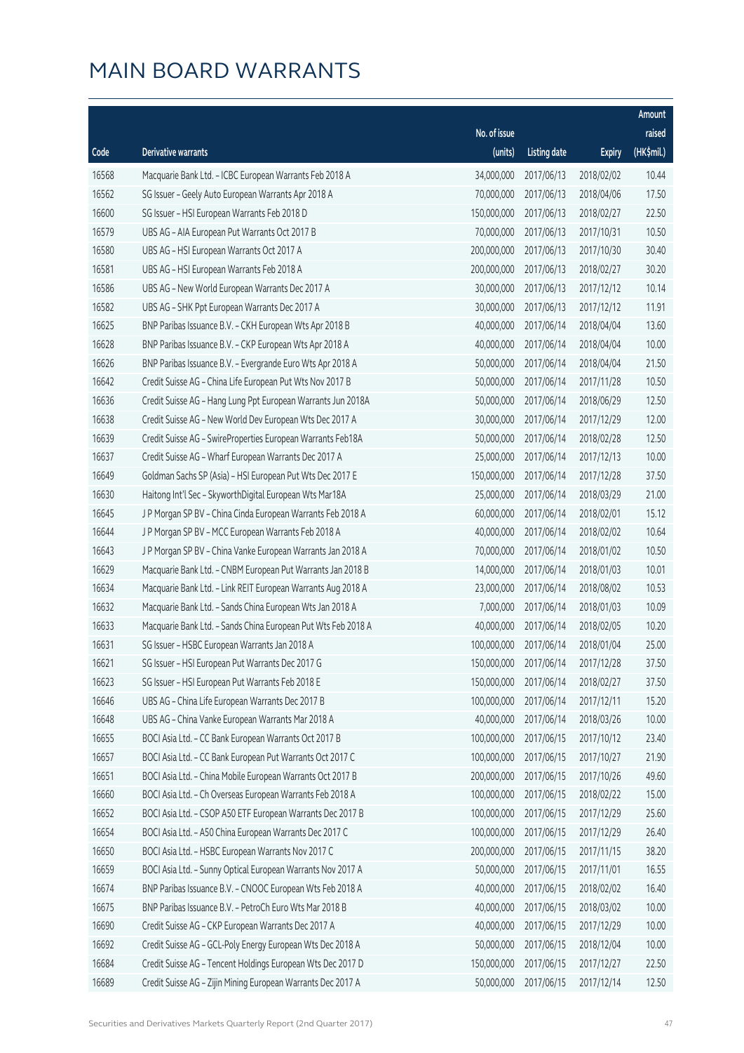# MAIN BOARD WARRANTS

| Code | Derivative warrants | No. of issue (units) | Listing date | Expiry | Amount raised (HK$mil.) |
|---|---|---|---|---|---|
| 16568 | Macquarie Bank Ltd. - ICBC European Warrants Feb 2018 A | 34,000,000 | 2017/06/13 | 2018/02/02 | 10.44 |
| 16562 | SG Issuer - Geely Auto European Warrants Apr 2018 A | 70,000,000 | 2017/06/13 | 2018/04/06 | 17.50 |
| 16600 | SG Issuer - HSI European Warrants Feb 2018 D | 150,000,000 | 2017/06/13 | 2018/02/27 | 22.50 |
| 16579 | UBS AG - AIA European Put Warrants Oct 2017 B | 70,000,000 | 2017/06/13 | 2017/10/31 | 10.50 |
| 16580 | UBS AG - HSI European Warrants Oct 2017 A | 200,000,000 | 2017/06/13 | 2017/10/30 | 30.40 |
| 16581 | UBS AG - HSI European Warrants Feb 2018 A | 200,000,000 | 2017/06/13 | 2018/02/27 | 30.20 |
| 16586 | UBS AG - New World European Warrants Dec 2017 A | 30,000,000 | 2017/06/13 | 2017/12/12 | 10.14 |
| 16582 | UBS AG - SHK Ppt European Warrants Dec 2017 A | 30,000,000 | 2017/06/13 | 2017/12/12 | 11.91 |
| 16625 | BNP Paribas Issuance B.V. - CKH European Wts Apr 2018 B | 40,000,000 | 2017/06/14 | 2018/04/04 | 13.60 |
| 16628 | BNP Paribas Issuance B.V. - CKP European Wts Apr 2018 A | 40,000,000 | 2017/06/14 | 2018/04/04 | 10.00 |
| 16626 | BNP Paribas Issuance B.V. - Evergrande Euro Wts Apr 2018 A | 50,000,000 | 2017/06/14 | 2018/04/04 | 21.50 |
| 16642 | Credit Suisse AG - China Life European Put Wts Nov 2017 B | 50,000,000 | 2017/06/14 | 2017/11/28 | 10.50 |
| 16636 | Credit Suisse AG - Hang Lung Ppt European Warrants Jun 2018A | 50,000,000 | 2017/06/14 | 2018/06/29 | 12.50 |
| 16638 | Credit Suisse AG - New World Dev European Wts Dec 2017 A | 30,000,000 | 2017/06/14 | 2017/12/29 | 12.00 |
| 16639 | Credit Suisse AG - SwireProperties European Warrants Feb18A | 50,000,000 | 2017/06/14 | 2018/02/28 | 12.50 |
| 16637 | Credit Suisse AG - Wharf European Warrants Dec 2017 A | 25,000,000 | 2017/06/14 | 2017/12/13 | 10.00 |
| 16649 | Goldman Sachs SP (Asia) - HSI European Put Wts Dec 2017 E | 150,000,000 | 2017/06/14 | 2017/12/28 | 37.50 |
| 16630 | Haitong Int'l Sec - SkyworthDigital European Wts Mar18A | 25,000,000 | 2017/06/14 | 2018/03/29 | 21.00 |
| 16645 | J P Morgan SP BV - China Cinda European Warrants Feb 2018 A | 60,000,000 | 2017/06/14 | 2018/02/01 | 15.12 |
| 16644 | J P Morgan SP BV - MCC European Warrants Feb 2018 A | 40,000,000 | 2017/06/14 | 2018/02/02 | 10.64 |
| 16643 | J P Morgan SP BV - China Vanke European Warrants Jan 2018 A | 70,000,000 | 2017/06/14 | 2018/01/02 | 10.50 |
| 16629 | Macquarie Bank Ltd. - CNBM European Put Warrants Jan 2018 B | 14,000,000 | 2017/06/14 | 2018/01/03 | 10.01 |
| 16634 | Macquarie Bank Ltd. - Link REIT European Warrants Aug 2018 A | 23,000,000 | 2017/06/14 | 2018/08/02 | 10.53 |
| 16632 | Macquarie Bank Ltd. - Sands China European Wts Jan 2018 A | 7,000,000 | 2017/06/14 | 2018/01/03 | 10.09 |
| 16633 | Macquarie Bank Ltd. - Sands China European Put Wts Feb 2018 A | 40,000,000 | 2017/06/14 | 2018/02/05 | 10.20 |
| 16631 | SG Issuer - HSBC European Warrants Jan 2018 A | 100,000,000 | 2017/06/14 | 2018/01/04 | 25.00 |
| 16621 | SG Issuer - HSI European Put Warrants Dec 2017 G | 150,000,000 | 2017/06/14 | 2017/12/28 | 37.50 |
| 16623 | SG Issuer - HSI European Put Warrants Feb 2018 E | 150,000,000 | 2017/06/14 | 2018/02/27 | 37.50 |
| 16646 | UBS AG - China Life European Warrants Dec 2017 B | 100,000,000 | 2017/06/14 | 2017/12/11 | 15.20 |
| 16648 | UBS AG - China Vanke European Warrants Mar 2018 A | 40,000,000 | 2017/06/14 | 2018/03/26 | 10.00 |
| 16655 | BOCI Asia Ltd. - CC Bank European Warrants Oct 2017 B | 100,000,000 | 2017/06/15 | 2017/10/12 | 23.40 |
| 16657 | BOCI Asia Ltd. - CC Bank European Put Warrants Oct 2017 C | 100,000,000 | 2017/06/15 | 2017/10/27 | 21.90 |
| 16651 | BOCI Asia Ltd. - China Mobile European Warrants Oct 2017 B | 200,000,000 | 2017/06/15 | 2017/10/26 | 49.60 |
| 16660 | BOCI Asia Ltd. - Ch Overseas European Warrants Feb 2018 A | 100,000,000 | 2017/06/15 | 2018/02/22 | 15.00 |
| 16652 | BOCI Asia Ltd. - CSOP A50 ETF European Warrants Dec 2017 B | 100,000,000 | 2017/06/15 | 2017/12/29 | 25.60 |
| 16654 | BOCI Asia Ltd. - A50 China European Warrants Dec 2017 C | 100,000,000 | 2017/06/15 | 2017/12/29 | 26.40 |
| 16650 | BOCI Asia Ltd. - HSBC European Warrants Nov 2017 C | 200,000,000 | 2017/06/15 | 2017/11/15 | 38.20 |
| 16659 | BOCI Asia Ltd. - Sunny Optical European Warrants Nov 2017 A | 50,000,000 | 2017/06/15 | 2017/11/01 | 16.55 |
| 16674 | BNP Paribas Issuance B.V. - CNOOC European Wts Feb 2018 A | 40,000,000 | 2017/06/15 | 2018/02/02 | 16.40 |
| 16675 | BNP Paribas Issuance B.V. - PetroCh Euro Wts Mar 2018 B | 40,000,000 | 2017/06/15 | 2018/03/02 | 10.00 |
| 16690 | Credit Suisse AG - CKP European Warrants Dec 2017 A | 40,000,000 | 2017/06/15 | 2017/12/29 | 10.00 |
| 16692 | Credit Suisse AG - GCL-Poly Energy European Wts Dec 2018 A | 50,000,000 | 2017/06/15 | 2018/12/04 | 10.00 |
| 16684 | Credit Suisse AG - Tencent Holdings European Wts Dec 2017 D | 150,000,000 | 2017/06/15 | 2017/12/27 | 22.50 |
| 16689 | Credit Suisse AG - Zijin Mining European Warrants Dec 2017 A | 50,000,000 | 2017/06/15 | 2017/12/14 | 12.50 |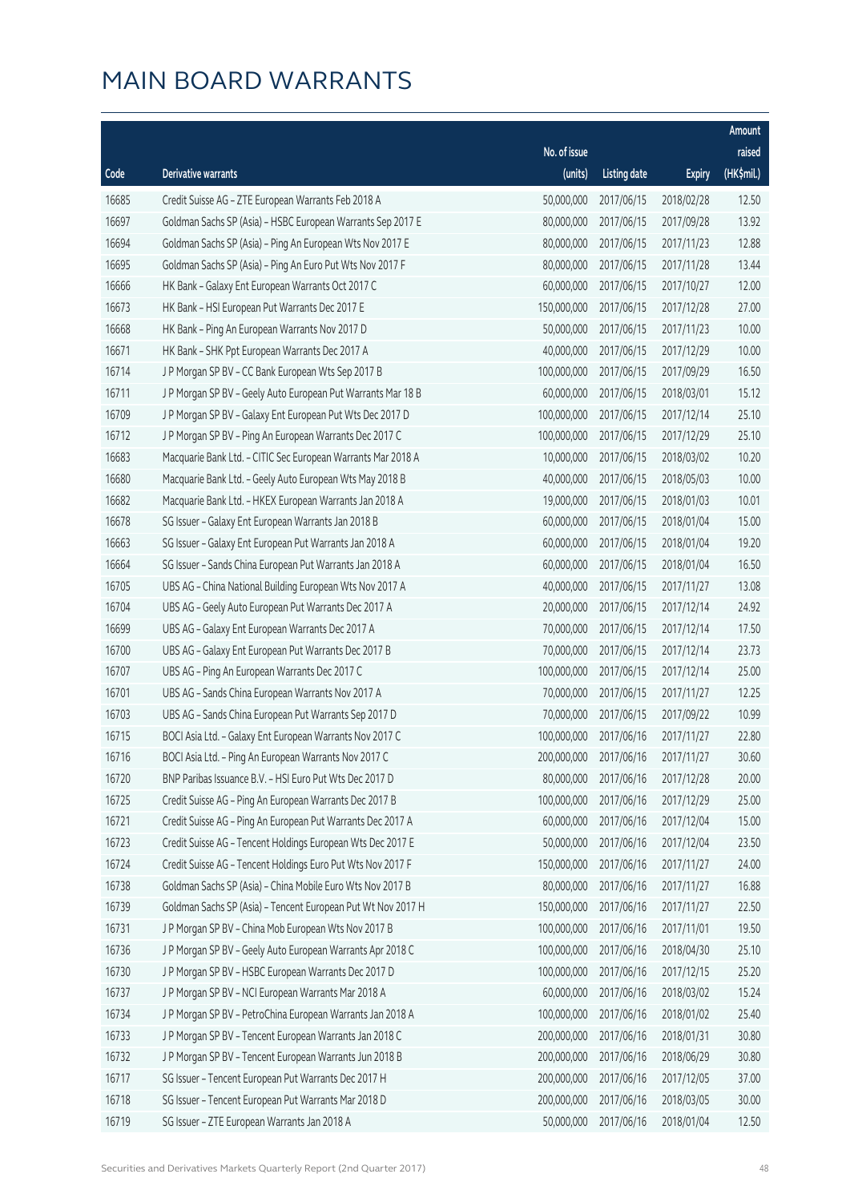# MAIN BOARD WARRANTS

| Code | Derivative warrants | No. of issue (units) | Listing date | Expiry | Amount raised (HK$mil.) |
|---|---|---|---|---|---|
| 16685 | Credit Suisse AG – ZTE European Warrants Feb 2018 A | 50,000,000 | 2017/06/15 | 2018/02/28 | 12.50 |
| 16697 | Goldman Sachs SP (Asia) – HSBC European Warrants Sep 2017 E | 80,000,000 | 2017/06/15 | 2017/09/28 | 13.92 |
| 16694 | Goldman Sachs SP (Asia) – Ping An European Wts Nov 2017 E | 80,000,000 | 2017/06/15 | 2017/11/23 | 12.88 |
| 16695 | Goldman Sachs SP (Asia) – Ping An Euro Put Wts Nov 2017 F | 80,000,000 | 2017/06/15 | 2017/11/28 | 13.44 |
| 16666 | HK Bank – Galaxy Ent European Warrants Oct 2017 C | 60,000,000 | 2017/06/15 | 2017/10/27 | 12.00 |
| 16673 | HK Bank – HSI European Put Warrants Dec 2017 E | 150,000,000 | 2017/06/15 | 2017/12/28 | 27.00 |
| 16668 | HK Bank – Ping An European Warrants Nov 2017 D | 50,000,000 | 2017/06/15 | 2017/11/23 | 10.00 |
| 16671 | HK Bank – SHK Ppt European Warrants Dec 2017 A | 40,000,000 | 2017/06/15 | 2017/12/29 | 10.00 |
| 16714 | J P Morgan SP BV – CC Bank European Wts Sep 2017 B | 100,000,000 | 2017/06/15 | 2017/09/29 | 16.50 |
| 16711 | J P Morgan SP BV – Geely Auto European Put Warrants Mar 18 B | 60,000,000 | 2017/06/15 | 2018/03/01 | 15.12 |
| 16709 | J P Morgan SP BV – Galaxy Ent European Put Wts Dec 2017 D | 100,000,000 | 2017/06/15 | 2017/12/14 | 25.10 |
| 16712 | J P Morgan SP BV – Ping An European Warrants Dec 2017 C | 100,000,000 | 2017/06/15 | 2017/12/29 | 25.10 |
| 16683 | Macquarie Bank Ltd. – CITIC Sec European Warrants Mar 2018 A | 10,000,000 | 2017/06/15 | 2018/03/02 | 10.20 |
| 16680 | Macquarie Bank Ltd. – Geely Auto European Wts May 2018 B | 40,000,000 | 2017/06/15 | 2018/05/03 | 10.00 |
| 16682 | Macquarie Bank Ltd. – HKEX European Warrants Jan 2018 A | 19,000,000 | 2017/06/15 | 2018/01/03 | 10.01 |
| 16678 | SG Issuer – Galaxy Ent European Warrants Jan 2018 B | 60,000,000 | 2017/06/15 | 2018/01/04 | 15.00 |
| 16663 | SG Issuer – Galaxy Ent European Put Warrants Jan 2018 A | 60,000,000 | 2017/06/15 | 2018/01/04 | 19.20 |
| 16664 | SG Issuer – Sands China European Put Warrants Jan 2018 A | 60,000,000 | 2017/06/15 | 2018/01/04 | 16.50 |
| 16705 | UBS AG – China National Building European Wts Nov 2017 A | 40,000,000 | 2017/06/15 | 2017/11/27 | 13.08 |
| 16704 | UBS AG – Geely Auto European Put Warrants Dec 2017 A | 20,000,000 | 2017/06/15 | 2017/12/14 | 24.92 |
| 16699 | UBS AG – Galaxy Ent European Warrants Dec 2017 A | 70,000,000 | 2017/06/15 | 2017/12/14 | 17.50 |
| 16700 | UBS AG – Galaxy Ent European Put Warrants Dec 2017 B | 70,000,000 | 2017/06/15 | 2017/12/14 | 23.73 |
| 16707 | UBS AG – Ping An European Warrants Dec 2017 C | 100,000,000 | 2017/06/15 | 2017/12/14 | 25.00 |
| 16701 | UBS AG – Sands China European Warrants Nov 2017 A | 70,000,000 | 2017/06/15 | 2017/11/27 | 12.25 |
| 16703 | UBS AG – Sands China European Put Warrants Sep 2017 D | 70,000,000 | 2017/06/15 | 2017/09/22 | 10.99 |
| 16715 | BOCI Asia Ltd. – Galaxy Ent European Warrants Nov 2017 C | 100,000,000 | 2017/06/16 | 2017/11/27 | 22.80 |
| 16716 | BOCI Asia Ltd. – Ping An European Warrants Nov 2017 C | 200,000,000 | 2017/06/16 | 2017/11/27 | 30.60 |
| 16720 | BNP Paribas Issuance B.V. – HSI Euro Put Wts Dec 2017 D | 80,000,000 | 2017/06/16 | 2017/12/28 | 20.00 |
| 16725 | Credit Suisse AG – Ping An European Warrants Dec 2017 B | 100,000,000 | 2017/06/16 | 2017/12/29 | 25.00 |
| 16721 | Credit Suisse AG – Ping An European Put Warrants Dec 2017 A | 60,000,000 | 2017/06/16 | 2017/12/04 | 15.00 |
| 16723 | Credit Suisse AG – Tencent Holdings European Wts Dec 2017 E | 50,000,000 | 2017/06/16 | 2017/12/04 | 23.50 |
| 16724 | Credit Suisse AG – Tencent Holdings Euro Put Wts Nov 2017 F | 150,000,000 | 2017/06/16 | 2017/11/27 | 24.00 |
| 16738 | Goldman Sachs SP (Asia) – China Mobile Euro Wts Nov 2017 B | 80,000,000 | 2017/06/16 | 2017/11/27 | 16.88 |
| 16739 | Goldman Sachs SP (Asia) – Tencent European Put Wt Nov 2017 H | 150,000,000 | 2017/06/16 | 2017/11/27 | 22.50 |
| 16731 | J P Morgan SP BV – China Mob European Wts Nov 2017 B | 100,000,000 | 2017/06/16 | 2017/11/01 | 19.50 |
| 16736 | J P Morgan SP BV – Geely Auto European Warrants Apr 2018 C | 100,000,000 | 2017/06/16 | 2018/04/30 | 25.10 |
| 16730 | J P Morgan SP BV – HSBC European Warrants Dec 2017 D | 100,000,000 | 2017/06/16 | 2017/12/15 | 25.20 |
| 16737 | J P Morgan SP BV – NCI European Warrants Mar 2018 A | 60,000,000 | 2017/06/16 | 2018/03/02 | 15.24 |
| 16734 | J P Morgan SP BV – PetroChina European Warrants Jan 2018 A | 100,000,000 | 2017/06/16 | 2018/01/02 | 25.40 |
| 16733 | J P Morgan SP BV – Tencent European Warrants Jan 2018 C | 200,000,000 | 2017/06/16 | 2018/01/31 | 30.80 |
| 16732 | J P Morgan SP BV – Tencent European Warrants Jun 2018 B | 200,000,000 | 2017/06/16 | 2018/06/29 | 30.80 |
| 16717 | SG Issuer – Tencent European Put Warrants Dec 2017 H | 200,000,000 | 2017/06/16 | 2017/12/05 | 37.00 |
| 16718 | SG Issuer – Tencent European Put Warrants Mar 2018 D | 200,000,000 | 2017/06/16 | 2018/03/05 | 30.00 |
| 16719 | SG Issuer – ZTE European Warrants Jan 2018 A | 50,000,000 | 2017/06/16 | 2018/01/04 | 12.50 |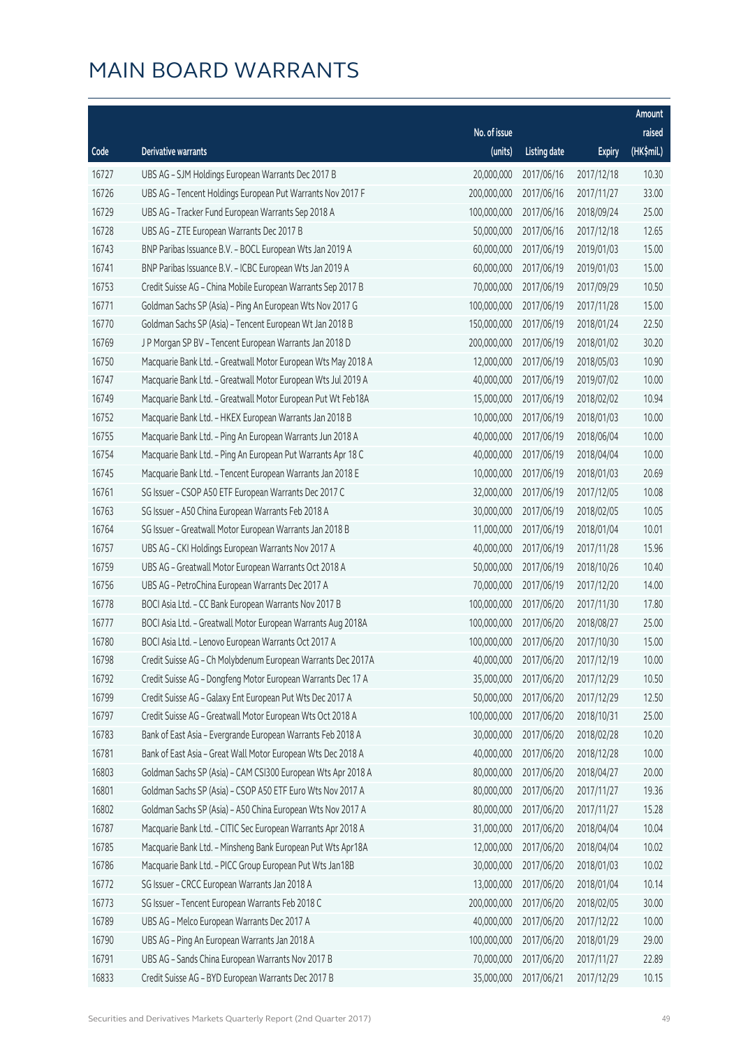# MAIN BOARD WARRANTS

| Code | Derivative warrants | No. of issue (units) | Listing date | Expiry | Amount raised (HK$mil.) |
|---|---|---|---|---|---|
| 16727 | UBS AG - SJM Holdings European Warrants Dec 2017 B | 20,000,000 | 2017/06/16 | 2017/12/18 | 10.30 |
| 16726 | UBS AG - Tencent Holdings European Put Warrants Nov 2017 F | 200,000,000 | 2017/06/16 | 2017/11/27 | 33.00 |
| 16729 | UBS AG - Tracker Fund European Warrants Sep 2018 A | 100,000,000 | 2017/06/16 | 2018/09/24 | 25.00 |
| 16728 | UBS AG - ZTE European Warrants Dec 2017 B | 50,000,000 | 2017/06/16 | 2017/12/18 | 12.65 |
| 16743 | BNP Paribas Issuance B.V. - BOCL European Wts Jan 2019 A | 60,000,000 | 2017/06/19 | 2019/01/03 | 15.00 |
| 16741 | BNP Paribas Issuance B.V. - ICBC European Wts Jan 2019 A | 60,000,000 | 2017/06/19 | 2019/01/03 | 15.00 |
| 16753 | Credit Suisse AG - China Mobile European Warrants Sep 2017 B | 70,000,000 | 2017/06/19 | 2017/09/29 | 10.50 |
| 16771 | Goldman Sachs SP (Asia) - Ping An European Wts Nov 2017 G | 100,000,000 | 2017/06/19 | 2017/11/28 | 15.00 |
| 16770 | Goldman Sachs SP (Asia) - Tencent European Wt Jan 2018 B | 150,000,000 | 2017/06/19 | 2018/01/24 | 22.50 |
| 16769 | J P Morgan SP BV - Tencent European Warrants Jan 2018 D | 200,000,000 | 2017/06/19 | 2018/01/02 | 30.20 |
| 16750 | Macquarie Bank Ltd. - Greatwall Motor European Wts May 2018 A | 12,000,000 | 2017/06/19 | 2018/05/03 | 10.90 |
| 16747 | Macquarie Bank Ltd. - Greatwall Motor European Wts Jul 2019 A | 40,000,000 | 2017/06/19 | 2019/07/02 | 10.00 |
| 16749 | Macquarie Bank Ltd. - Greatwall Motor European Put Wt Feb18A | 15,000,000 | 2017/06/19 | 2018/02/02 | 10.94 |
| 16752 | Macquarie Bank Ltd. - HKEX European Warrants Jan 2018 B | 10,000,000 | 2017/06/19 | 2018/01/03 | 10.00 |
| 16755 | Macquarie Bank Ltd. - Ping An European Warrants Jun 2018 A | 40,000,000 | 2017/06/19 | 2018/06/04 | 10.00 |
| 16754 | Macquarie Bank Ltd. - Ping An European Put Warrants Apr 18 C | 40,000,000 | 2017/06/19 | 2018/04/04 | 10.00 |
| 16745 | Macquarie Bank Ltd. - Tencent European Warrants Jan 2018 E | 10,000,000 | 2017/06/19 | 2018/01/03 | 20.69 |
| 16761 | SG Issuer - CSOP A50 ETF European Warrants Dec 2017 C | 32,000,000 | 2017/06/19 | 2017/12/05 | 10.08 |
| 16763 | SG Issuer - A50 China European Warrants Feb 2018 A | 30,000,000 | 2017/06/19 | 2018/02/05 | 10.05 |
| 16764 | SG Issuer - Greatwall Motor European Warrants Jan 2018 B | 11,000,000 | 2017/06/19 | 2018/01/04 | 10.01 |
| 16757 | UBS AG - CKI Holdings European Warrants Nov 2017 A | 40,000,000 | 2017/06/19 | 2017/11/28 | 15.96 |
| 16759 | UBS AG - Greatwall Motor European Warrants Oct 2018 A | 50,000,000 | 2017/06/19 | 2018/10/26 | 10.40 |
| 16756 | UBS AG - PetroChina European Warrants Dec 2017 A | 70,000,000 | 2017/06/19 | 2017/12/20 | 14.00 |
| 16778 | BOCI Asia Ltd. - CC Bank European Warrants Nov 2017 B | 100,000,000 | 2017/06/20 | 2017/11/30 | 17.80 |
| 16777 | BOCI Asia Ltd. - Greatwall Motor European Warrants Aug 2018A | 100,000,000 | 2017/06/20 | 2018/08/27 | 25.00 |
| 16780 | BOCI Asia Ltd. - Lenovo European Warrants Oct 2017 A | 100,000,000 | 2017/06/20 | 2017/10/30 | 15.00 |
| 16798 | Credit Suisse AG - Ch Molybdenum European Warrants Dec 2017A | 40,000,000 | 2017/06/20 | 2017/12/19 | 10.00 |
| 16792 | Credit Suisse AG - Dongfeng Motor European Warrants Dec 17 A | 35,000,000 | 2017/06/20 | 2017/12/29 | 10.50 |
| 16799 | Credit Suisse AG - Galaxy Ent European Put Wts Dec 2017 A | 50,000,000 | 2017/06/20 | 2017/12/29 | 12.50 |
| 16797 | Credit Suisse AG - Greatwall Motor European Wts Oct 2018 A | 100,000,000 | 2017/06/20 | 2018/10/31 | 25.00 |
| 16783 | Bank of East Asia - Evergrande European Warrants Feb 2018 A | 30,000,000 | 2017/06/20 | 2018/02/28 | 10.20 |
| 16781 | Bank of East Asia - Great Wall Motor European Wts Dec 2018 A | 40,000,000 | 2017/06/20 | 2018/12/28 | 10.00 |
| 16803 | Goldman Sachs SP (Asia) - CAM CSI300 European Wts Apr 2018 A | 80,000,000 | 2017/06/20 | 2018/04/27 | 20.00 |
| 16801 | Goldman Sachs SP (Asia) - CSOP A50 ETF Euro Wts Nov 2017 A | 80,000,000 | 2017/06/20 | 2017/11/27 | 19.36 |
| 16802 | Goldman Sachs SP (Asia) - A50 China European Wts Nov 2017 A | 80,000,000 | 2017/06/20 | 2017/11/27 | 15.28 |
| 16787 | Macquarie Bank Ltd. - CITIC Sec European Warrants Apr 2018 A | 31,000,000 | 2017/06/20 | 2018/04/04 | 10.04 |
| 16785 | Macquarie Bank Ltd. - Minsheng Bank European Put Wts Apr18A | 12,000,000 | 2017/06/20 | 2018/04/04 | 10.02 |
| 16786 | Macquarie Bank Ltd. - PICC Group European Put Wts Jan18B | 30,000,000 | 2017/06/20 | 2018/01/03 | 10.02 |
| 16772 | SG Issuer - CRCC European Warrants Jan 2018 A | 13,000,000 | 2017/06/20 | 2018/01/04 | 10.14 |
| 16773 | SG Issuer - Tencent European Warrants Feb 2018 C | 200,000,000 | 2017/06/20 | 2018/02/05 | 30.00 |
| 16789 | UBS AG - Melco European Warrants Dec 2017 A | 40,000,000 | 2017/06/20 | 2017/12/22 | 10.00 |
| 16790 | UBS AG - Ping An European Warrants Jan 2018 A | 100,000,000 | 2017/06/20 | 2018/01/29 | 29.00 |
| 16791 | UBS AG - Sands China European Warrants Nov 2017 B | 70,000,000 | 2017/06/20 | 2017/11/27 | 22.89 |
| 16833 | Credit Suisse AG - BYD European Warrants Dec 2017 B | 35,000,000 | 2017/06/21 | 2017/12/29 | 10.15 |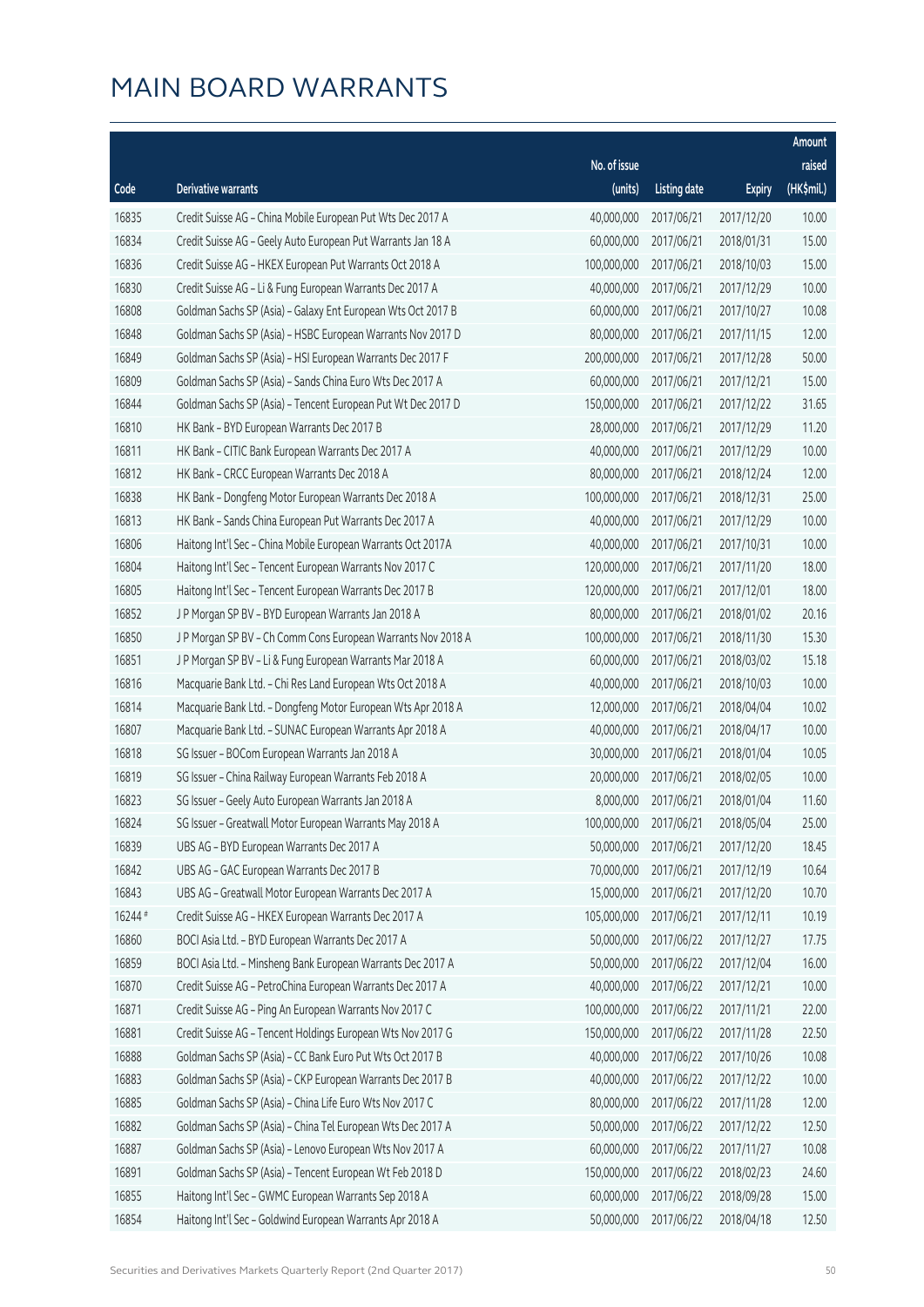# MAIN BOARD WARRANTS

| Code | Derivative warrants | No. of issue (units) | Listing date | Expiry | Amount raised (HK$mil.) |
|---|---|---|---|---|---|
| 16835 | Credit Suisse AG - China Mobile European Put Wts Dec 2017 A | 40,000,000 | 2017/06/21 | 2017/12/20 | 10.00 |
| 16834 | Credit Suisse AG - Geely Auto European Put Warrants Jan 18 A | 60,000,000 | 2017/06/21 | 2018/01/31 | 15.00 |
| 16836 | Credit Suisse AG - HKEX European Put Warrants Oct 2018 A | 100,000,000 | 2017/06/21 | 2018/10/03 | 15.00 |
| 16830 | Credit Suisse AG - Li & Fung European Warrants Dec 2017 A | 40,000,000 | 2017/06/21 | 2017/12/29 | 10.00 |
| 16808 | Goldman Sachs SP (Asia) - Galaxy Ent European Wts Oct 2017 B | 60,000,000 | 2017/06/21 | 2017/10/27 | 10.08 |
| 16848 | Goldman Sachs SP (Asia) - HSBC European Warrants Nov 2017 D | 80,000,000 | 2017/06/21 | 2017/11/15 | 12.00 |
| 16849 | Goldman Sachs SP (Asia) - HSI European Warrants Dec 2017 F | 200,000,000 | 2017/06/21 | 2017/12/28 | 50.00 |
| 16809 | Goldman Sachs SP (Asia) - Sands China Euro Wts Dec 2017 A | 60,000,000 | 2017/06/21 | 2017/12/21 | 15.00 |
| 16844 | Goldman Sachs SP (Asia) - Tencent European Put Wt Dec 2017 D | 150,000,000 | 2017/06/21 | 2017/12/22 | 31.65 |
| 16810 | HK Bank - BYD European Warrants Dec 2017 B | 28,000,000 | 2017/06/21 | 2017/12/29 | 11.20 |
| 16811 | HK Bank - CITIC Bank European Warrants Dec 2017 A | 40,000,000 | 2017/06/21 | 2017/12/29 | 10.00 |
| 16812 | HK Bank - CRCC European Warrants Dec 2018 A | 80,000,000 | 2017/06/21 | 2018/12/24 | 12.00 |
| 16838 | HK Bank - Dongfeng Motor European Warrants Dec 2018 A | 100,000,000 | 2017/06/21 | 2018/12/31 | 25.00 |
| 16813 | HK Bank - Sands China European Put Warrants Dec 2017 A | 40,000,000 | 2017/06/21 | 2017/12/29 | 10.00 |
| 16806 | Haitong Int'l Sec - China Mobile European Warrants Oct 2017A | 40,000,000 | 2017/06/21 | 2017/10/31 | 10.00 |
| 16804 | Haitong Int'l Sec - Tencent European Warrants Nov 2017 C | 120,000,000 | 2017/06/21 | 2017/11/20 | 18.00 |
| 16805 | Haitong Int'l Sec - Tencent European Warrants Dec 2017 B | 120,000,000 | 2017/06/21 | 2017/12/01 | 18.00 |
| 16852 | J P Morgan SP BV - BYD European Warrants Jan 2018 A | 80,000,000 | 2017/06/21 | 2018/01/02 | 20.16 |
| 16850 | J P Morgan SP BV - Ch Comm Cons European Warrants Nov 2018 A | 100,000,000 | 2017/06/21 | 2018/11/30 | 15.30 |
| 16851 | J P Morgan SP BV - Li & Fung European Warrants Mar 2018 A | 60,000,000 | 2017/06/21 | 2018/03/02 | 15.18 |
| 16816 | Macquarie Bank Ltd. - Chi Res Land European Wts Oct 2018 A | 40,000,000 | 2017/06/21 | 2018/10/03 | 10.00 |
| 16814 | Macquarie Bank Ltd. - Dongfeng Motor European Wts Apr 2018 A | 12,000,000 | 2017/06/21 | 2018/04/04 | 10.02 |
| 16807 | Macquarie Bank Ltd. - SUNAC European Warrants Apr 2018 A | 40,000,000 | 2017/06/21 | 2018/04/17 | 10.00 |
| 16818 | SG Issuer - BOCom European Warrants Jan 2018 A | 30,000,000 | 2017/06/21 | 2018/01/04 | 10.05 |
| 16819 | SG Issuer - China Railway European Warrants Feb 2018 A | 20,000,000 | 2017/06/21 | 2018/02/05 | 10.00 |
| 16823 | SG Issuer - Geely Auto European Warrants Jan 2018 A | 8,000,000 | 2017/06/21 | 2018/01/04 | 11.60 |
| 16824 | SG Issuer - Greatwall Motor European Warrants May 2018 A | 100,000,000 | 2017/06/21 | 2018/05/04 | 25.00 |
| 16839 | UBS AG - BYD European Warrants Dec 2017 A | 50,000,000 | 2017/06/21 | 2017/12/20 | 18.45 |
| 16842 | UBS AG - GAC European Warrants Dec 2017 B | 70,000,000 | 2017/06/21 | 2017/12/19 | 10.64 |
| 16843 | UBS AG - Greatwall Motor European Warrants Dec 2017 A | 15,000,000 | 2017/06/21 | 2017/12/20 | 10.70 |
| 16244 # | Credit Suisse AG - HKEX European Warrants Dec 2017 A | 105,000,000 | 2017/06/21 | 2017/12/11 | 10.19 |
| 16860 | BOCI Asia Ltd. - BYD European Warrants Dec 2017 A | 50,000,000 | 2017/06/22 | 2017/12/27 | 17.75 |
| 16859 | BOCI Asia Ltd. - Minsheng Bank European Warrants Dec 2017 A | 50,000,000 | 2017/06/22 | 2017/12/04 | 16.00 |
| 16870 | Credit Suisse AG - PetroChina European Warrants Dec 2017 A | 40,000,000 | 2017/06/22 | 2017/12/21 | 10.00 |
| 16871 | Credit Suisse AG - Ping An European Warrants Nov 2017 C | 100,000,000 | 2017/06/22 | 2017/11/21 | 22.00 |
| 16881 | Credit Suisse AG - Tencent Holdings European Wts Nov 2017 G | 150,000,000 | 2017/06/22 | 2017/11/28 | 22.50 |
| 16888 | Goldman Sachs SP (Asia) - CC Bank Euro Put Wts Oct 2017 B | 40,000,000 | 2017/06/22 | 2017/10/26 | 10.08 |
| 16883 | Goldman Sachs SP (Asia) - CKP European Warrants Dec 2017 B | 40,000,000 | 2017/06/22 | 2017/12/22 | 10.00 |
| 16885 | Goldman Sachs SP (Asia) - China Life Euro Wts Nov 2017 C | 80,000,000 | 2017/06/22 | 2017/11/28 | 12.00 |
| 16882 | Goldman Sachs SP (Asia) - China Tel European Wts Dec 2017 A | 50,000,000 | 2017/06/22 | 2017/12/22 | 12.50 |
| 16887 | Goldman Sachs SP (Asia) - Lenovo European Wts Nov 2017 A | 60,000,000 | 2017/06/22 | 2017/11/27 | 10.08 |
| 16891 | Goldman Sachs SP (Asia) - Tencent European Wt Feb 2018 D | 150,000,000 | 2017/06/22 | 2018/02/23 | 24.60 |
| 16855 | Haitong Int'l Sec - GWMC European Warrants Sep 2018 A | 60,000,000 | 2017/06/22 | 2018/09/28 | 15.00 |
| 16854 | Haitong Int'l Sec - Goldwind European Warrants Apr 2018 A | 50,000,000 | 2017/06/22 | 2018/04/18 | 12.50 |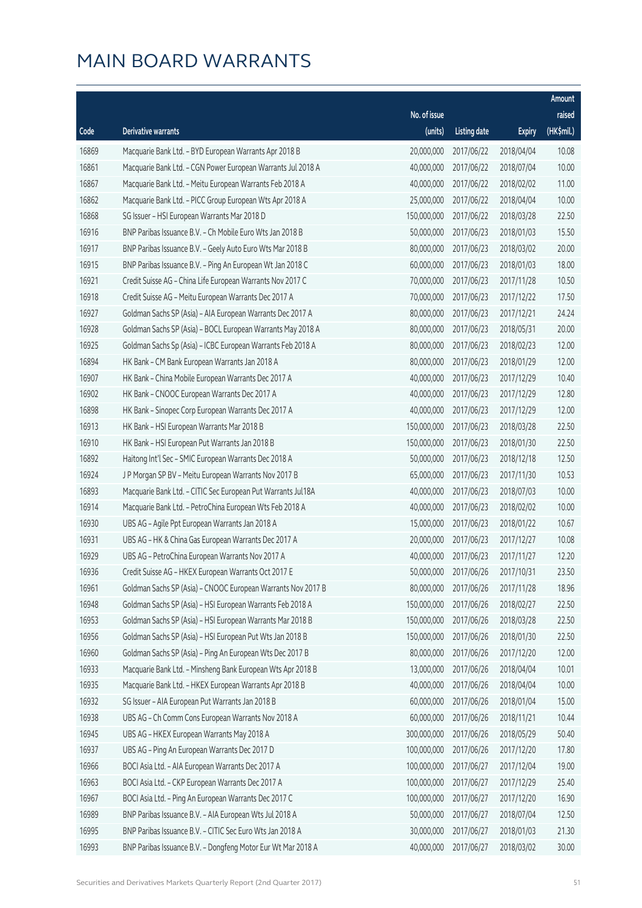# MAIN BOARD WARRANTS

| Code | Derivative warrants | No. of issue (units) | Listing date | Expiry | Amount raised (HK$mil.) |
|---|---|---|---|---|---|
| 16869 | Macquarie Bank Ltd. - BYD European Warrants Apr 2018 B | 20,000,000 | 2017/06/22 | 2018/04/04 | 10.08 |
| 16861 | Macquarie Bank Ltd. - CGN Power European Warrants Jul 2018 A | 40,000,000 | 2017/06/22 | 2018/07/04 | 10.00 |
| 16867 | Macquarie Bank Ltd. - Meitu European Warrants Feb 2018 A | 40,000,000 | 2017/06/22 | 2018/02/02 | 11.00 |
| 16862 | Macquarie Bank Ltd. - PICC Group European Wts Apr 2018 A | 25,000,000 | 2017/06/22 | 2018/04/04 | 10.00 |
| 16868 | SG Issuer - HSI European Warrants Mar 2018 D | 150,000,000 | 2017/06/22 | 2018/03/28 | 22.50 |
| 16916 | BNP Paribas Issuance B.V. - Ch Mobile Euro Wts Jan 2018 B | 50,000,000 | 2017/06/23 | 2018/01/03 | 15.50 |
| 16917 | BNP Paribas Issuance B.V. - Geely Auto Euro Wts Mar 2018 B | 80,000,000 | 2017/06/23 | 2018/03/02 | 20.00 |
| 16915 | BNP Paribas Issuance B.V. - Ping An European Wt Jan 2018 C | 60,000,000 | 2017/06/23 | 2018/01/03 | 18.00 |
| 16921 | Credit Suisse AG - China Life European Warrants Nov 2017 C | 70,000,000 | 2017/06/23 | 2017/11/28 | 10.50 |
| 16918 | Credit Suisse AG - Meitu European Warrants Dec 2017 A | 70,000,000 | 2017/06/23 | 2017/12/22 | 17.50 |
| 16927 | Goldman Sachs SP (Asia) - AIA European Warrants Dec 2017 A | 80,000,000 | 2017/06/23 | 2017/12/21 | 24.24 |
| 16928 | Goldman Sachs SP (Asia) - BOCL European Warrants May 2018 A | 80,000,000 | 2017/06/23 | 2018/05/31 | 20.00 |
| 16925 | Goldman Sachs Sp (Asia) - ICBC European Warrants Feb 2018 A | 80,000,000 | 2017/06/23 | 2018/02/23 | 12.00 |
| 16894 | HK Bank - CM Bank European Warrants Jan 2018 A | 80,000,000 | 2017/06/23 | 2018/01/29 | 12.00 |
| 16907 | HK Bank - China Mobile European Warrants Dec 2017 A | 40,000,000 | 2017/06/23 | 2017/12/29 | 10.40 |
| 16902 | HK Bank - CNOOC European Warrants Dec 2017 A | 40,000,000 | 2017/06/23 | 2017/12/29 | 12.80 |
| 16898 | HK Bank - Sinopec Corp European Warrants Dec 2017 A | 40,000,000 | 2017/06/23 | 2017/12/29 | 12.00 |
| 16913 | HK Bank - HSI European Warrants Mar 2018 B | 150,000,000 | 2017/06/23 | 2018/03/28 | 22.50 |
| 16910 | HK Bank - HSI European Put Warrants Jan 2018 B | 150,000,000 | 2017/06/23 | 2018/01/30 | 22.50 |
| 16892 | Haitong Int'l Sec - SMIC European Warrants Dec 2018 A | 50,000,000 | 2017/06/23 | 2018/12/18 | 12.50 |
| 16924 | J P Morgan SP BV - Meitu European Warrants Nov 2017 B | 65,000,000 | 2017/06/23 | 2017/11/30 | 10.53 |
| 16893 | Macquarie Bank Ltd. - CITIC Sec European Put Warrants Jul18A | 40,000,000 | 2017/06/23 | 2018/07/03 | 10.00 |
| 16914 | Macquarie Bank Ltd. - PetroChina European Wts Feb 2018 A | 40,000,000 | 2017/06/23 | 2018/02/02 | 10.00 |
| 16930 | UBS AG - Agile Ppt European Warrants Jan 2018 A | 15,000,000 | 2017/06/23 | 2018/01/22 | 10.67 |
| 16931 | UBS AG - HK & China Gas European Warrants Dec 2017 A | 20,000,000 | 2017/06/23 | 2017/12/27 | 10.08 |
| 16929 | UBS AG - PetroChina European Warrants Nov 2017 A | 40,000,000 | 2017/06/23 | 2017/11/27 | 12.20 |
| 16936 | Credit Suisse AG - HKEX European Warrants Oct 2017 E | 50,000,000 | 2017/06/26 | 2017/10/31 | 23.50 |
| 16961 | Goldman Sachs SP (Asia) - CNOOC European Warrants Nov 2017 B | 80,000,000 | 2017/06/26 | 2017/11/28 | 18.96 |
| 16948 | Goldman Sachs SP (Asia) - HSI European Warrants Feb 2018 A | 150,000,000 | 2017/06/26 | 2018/02/27 | 22.50 |
| 16953 | Goldman Sachs SP (Asia) - HSI European Warrants Mar 2018 B | 150,000,000 | 2017/06/26 | 2018/03/28 | 22.50 |
| 16956 | Goldman Sachs SP (Asia) - HSI European Put Wts Jan 2018 B | 150,000,000 | 2017/06/26 | 2018/01/30 | 22.50 |
| 16960 | Goldman Sachs SP (Asia) - Ping An European Wts Dec 2017 B | 80,000,000 | 2017/06/26 | 2017/12/20 | 12.00 |
| 16933 | Macquarie Bank Ltd. - Minsheng Bank European Wts Apr 2018 B | 13,000,000 | 2017/06/26 | 2018/04/04 | 10.01 |
| 16935 | Macquarie Bank Ltd. - HKEX European Warrants Apr 2018 B | 40,000,000 | 2017/06/26 | 2018/04/04 | 10.00 |
| 16932 | SG Issuer - AIA European Put Warrants Jan 2018 B | 60,000,000 | 2017/06/26 | 2018/01/04 | 15.00 |
| 16938 | UBS AG - Ch Comm Cons European Warrants Nov 2018 A | 60,000,000 | 2017/06/26 | 2018/11/21 | 10.44 |
| 16945 | UBS AG - HKEX European Warrants May 2018 A | 300,000,000 | 2017/06/26 | 2018/05/29 | 50.40 |
| 16937 | UBS AG - Ping An European Warrants Dec 2017 D | 100,000,000 | 2017/06/26 | 2017/12/20 | 17.80 |
| 16966 | BOCI Asia Ltd. - AIA European Warrants Dec 2017 A | 100,000,000 | 2017/06/27 | 2017/12/04 | 19.00 |
| 16963 | BOCI Asia Ltd. - CKP European Warrants Dec 2017 A | 100,000,000 | 2017/06/27 | 2017/12/29 | 25.40 |
| 16967 | BOCI Asia Ltd. - Ping An European Warrants Dec 2017 C | 100,000,000 | 2017/06/27 | 2017/12/20 | 16.90 |
| 16989 | BNP Paribas Issuance B.V. - AIA European Wts Jul 2018 A | 50,000,000 | 2017/06/27 | 2018/07/04 | 12.50 |
| 16995 | BNP Paribas Issuance B.V. - CITIC Sec Euro Wts Jan 2018 A | 30,000,000 | 2017/06/27 | 2018/01/03 | 21.30 |
| 16993 | BNP Paribas Issuance B.V. - Dongfeng Motor Eur Wt Mar 2018 A | 40,000,000 | 2017/06/27 | 2018/03/02 | 30.00 |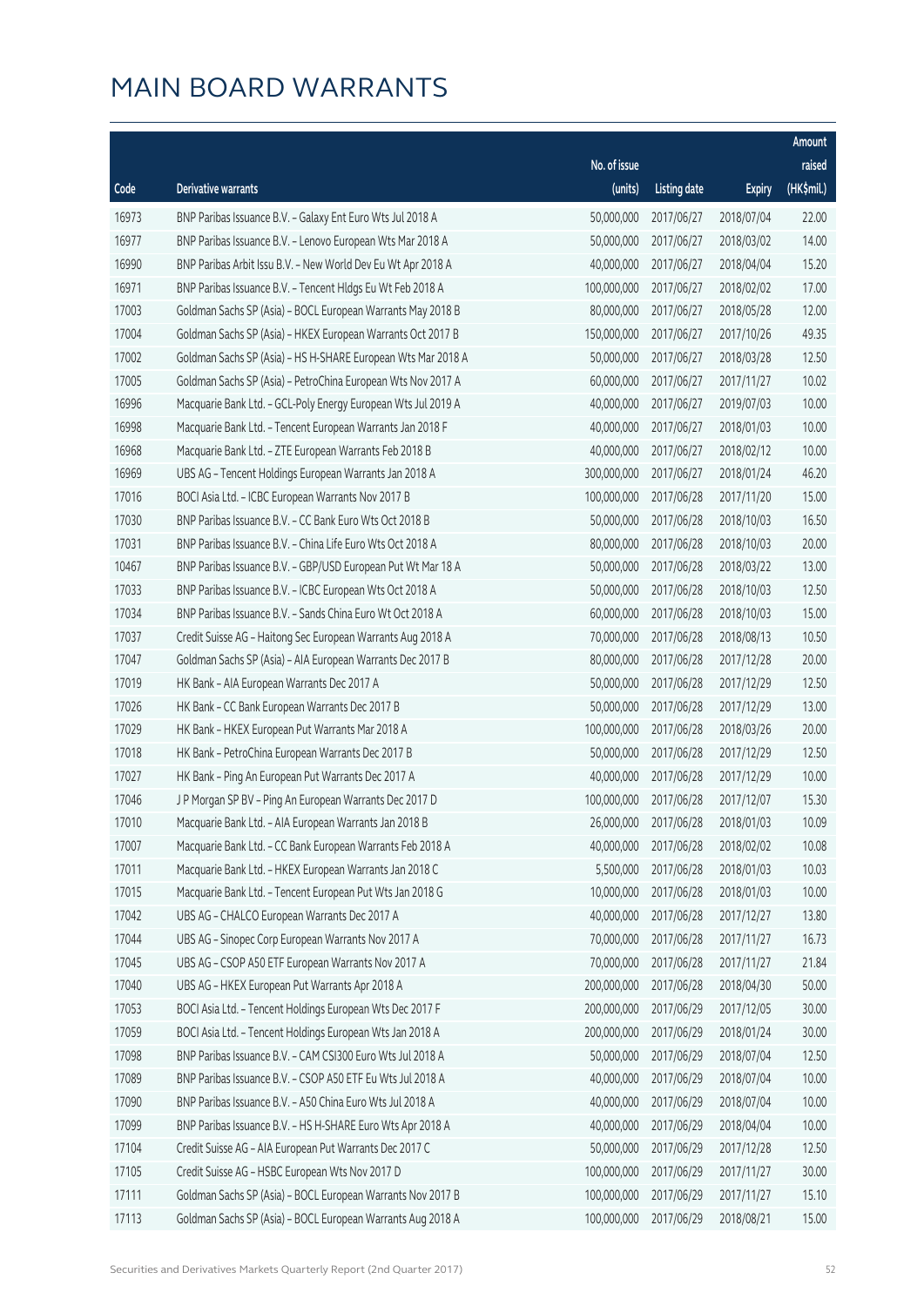# MAIN BOARD WARRANTS

| Code | Derivative warrants | No. of issue (units) | Listing date | Expiry | Amount raised (HK$mil.) |
|---|---|---|---|---|---|
| 16973 | BNP Paribas Issuance B.V. - Galaxy Ent Euro Wts Jul 2018 A | 50,000,000 | 2017/06/27 | 2018/07/04 | 22.00 |
| 16977 | BNP Paribas Issuance B.V. - Lenovo European Wts Mar 2018 A | 50,000,000 | 2017/06/27 | 2018/03/02 | 14.00 |
| 16990 | BNP Paribas Arbit Issu B.V. - New World Dev Eu Wt Apr 2018 A | 40,000,000 | 2017/06/27 | 2018/04/04 | 15.20 |
| 16971 | BNP Paribas Issuance B.V. - Tencent Hldgs Eu Wt Feb 2018 A | 100,000,000 | 2017/06/27 | 2018/02/02 | 17.00 |
| 17003 | Goldman Sachs SP (Asia) - BOCL European Warrants May 2018 B | 80,000,000 | 2017/06/27 | 2018/05/28 | 12.00 |
| 17004 | Goldman Sachs SP (Asia) - HKEX European Warrants Oct 2017 B | 150,000,000 | 2017/06/27 | 2017/10/26 | 49.35 |
| 17002 | Goldman Sachs SP (Asia) - HS H-SHARE European Wts Mar 2018 A | 50,000,000 | 2017/06/27 | 2018/03/28 | 12.50 |
| 17005 | Goldman Sachs SP (Asia) - PetroChina European Wts Nov 2017 A | 60,000,000 | 2017/06/27 | 2017/11/27 | 10.02 |
| 16996 | Macquarie Bank Ltd. - GCL-Poly Energy European Wts Jul 2019 A | 40,000,000 | 2017/06/27 | 2019/07/03 | 10.00 |
| 16998 | Macquarie Bank Ltd. - Tencent European Warrants Jan 2018 F | 40,000,000 | 2017/06/27 | 2018/01/03 | 10.00 |
| 16968 | Macquarie Bank Ltd. - ZTE European Warrants Feb 2018 B | 40,000,000 | 2017/06/27 | 2018/02/12 | 10.00 |
| 16969 | UBS AG - Tencent Holdings European Warrants Jan 2018 A | 300,000,000 | 2017/06/27 | 2018/01/24 | 46.20 |
| 17016 | BOCI Asia Ltd. - ICBC European Warrants Nov 2017 B | 100,000,000 | 2017/06/28 | 2017/11/20 | 15.00 |
| 17030 | BNP Paribas Issuance B.V. - CC Bank Euro Wts Oct 2018 B | 50,000,000 | 2017/06/28 | 2018/10/03 | 16.50 |
| 17031 | BNP Paribas Issuance B.V. - China Life Euro Wts Oct 2018 A | 80,000,000 | 2017/06/28 | 2018/10/03 | 20.00 |
| 10467 | BNP Paribas Issuance B.V. - GBP/USD European Put Wt Mar 18 A | 50,000,000 | 2017/06/28 | 2018/03/22 | 13.00 |
| 17033 | BNP Paribas Issuance B.V. - ICBC European Wts Oct 2018 A | 50,000,000 | 2017/06/28 | 2018/10/03 | 12.50 |
| 17034 | BNP Paribas Issuance B.V. - Sands China Euro Wt Oct 2018 A | 60,000,000 | 2017/06/28 | 2018/10/03 | 15.00 |
| 17037 | Credit Suisse AG - Haitong Sec European Warrants Aug 2018 A | 70,000,000 | 2017/06/28 | 2018/08/13 | 10.50 |
| 17047 | Goldman Sachs SP (Asia) - AIA European Warrants Dec 2017 B | 80,000,000 | 2017/06/28 | 2017/12/28 | 20.00 |
| 17019 | HK Bank - AIA European Warrants Dec 2017 A | 50,000,000 | 2017/06/28 | 2017/12/29 | 12.50 |
| 17026 | HK Bank - CC Bank European Warrants Dec 2017 B | 50,000,000 | 2017/06/28 | 2017/12/29 | 13.00 |
| 17029 | HK Bank - HKEX European Put Warrants Mar 2018 A | 100,000,000 | 2017/06/28 | 2018/03/26 | 20.00 |
| 17018 | HK Bank - PetroChina European Warrants Dec 2017 B | 50,000,000 | 2017/06/28 | 2017/12/29 | 12.50 |
| 17027 | HK Bank - Ping An European Put Warrants Dec 2017 A | 40,000,000 | 2017/06/28 | 2017/12/29 | 10.00 |
| 17046 | J P Morgan SP BV - Ping An European Warrants Dec 2017 D | 100,000,000 | 2017/06/28 | 2017/12/07 | 15.30 |
| 17010 | Macquarie Bank Ltd. - AIA European Warrants Jan 2018 B | 26,000,000 | 2017/06/28 | 2018/01/03 | 10.09 |
| 17007 | Macquarie Bank Ltd. - CC Bank European Warrants Feb 2018 A | 40,000,000 | 2017/06/28 | 2018/02/02 | 10.08 |
| 17011 | Macquarie Bank Ltd. - HKEX European Warrants Jan 2018 C | 5,500,000 | 2017/06/28 | 2018/01/03 | 10.03 |
| 17015 | Macquarie Bank Ltd. - Tencent European Put Wts Jan 2018 G | 10,000,000 | 2017/06/28 | 2018/01/03 | 10.00 |
| 17042 | UBS AG - CHALCO European Warrants Dec 2017 A | 40,000,000 | 2017/06/28 | 2017/12/27 | 13.80 |
| 17044 | UBS AG - Sinopec Corp European Warrants Nov 2017 A | 70,000,000 | 2017/06/28 | 2017/11/27 | 16.73 |
| 17045 | UBS AG - CSOP A50 ETF European Warrants Nov 2017 A | 70,000,000 | 2017/06/28 | 2017/11/27 | 21.84 |
| 17040 | UBS AG - HKEX European Put Warrants Apr 2018 A | 200,000,000 | 2017/06/28 | 2018/04/30 | 50.00 |
| 17053 | BOCI Asia Ltd. - Tencent Holdings European Wts Dec 2017 F | 200,000,000 | 2017/06/29 | 2017/12/05 | 30.00 |
| 17059 | BOCI Asia Ltd. - Tencent Holdings European Wts Jan 2018 A | 200,000,000 | 2017/06/29 | 2018/01/24 | 30.00 |
| 17098 | BNP Paribas Issuance B.V. - CAM CSI300 Euro Wts Jul 2018 A | 50,000,000 | 2017/06/29 | 2018/07/04 | 12.50 |
| 17089 | BNP Paribas Issuance B.V. - CSOP A50 ETF Eu Wts Jul 2018 A | 40,000,000 | 2017/06/29 | 2018/07/04 | 10.00 |
| 17090 | BNP Paribas Issuance B.V. - A50 China Euro Wts Jul 2018 A | 40,000,000 | 2017/06/29 | 2018/07/04 | 10.00 |
| 17099 | BNP Paribas Issuance B.V. - HS H-SHARE Euro Wts Apr 2018 A | 40,000,000 | 2017/06/29 | 2018/04/04 | 10.00 |
| 17104 | Credit Suisse AG - AIA European Put Warrants Dec 2017 C | 50,000,000 | 2017/06/29 | 2017/12/28 | 12.50 |
| 17105 | Credit Suisse AG - HSBC European Wts Nov 2017 D | 100,000,000 | 2017/06/29 | 2017/11/27 | 30.00 |
| 17111 | Goldman Sachs SP (Asia) - BOCL European Warrants Nov 2017 B | 100,000,000 | 2017/06/29 | 2017/11/27 | 15.10 |
| 17113 | Goldman Sachs SP (Asia) - BOCL European Warrants Aug 2018 A | 100,000,000 | 2017/06/29 | 2018/08/21 | 15.00 |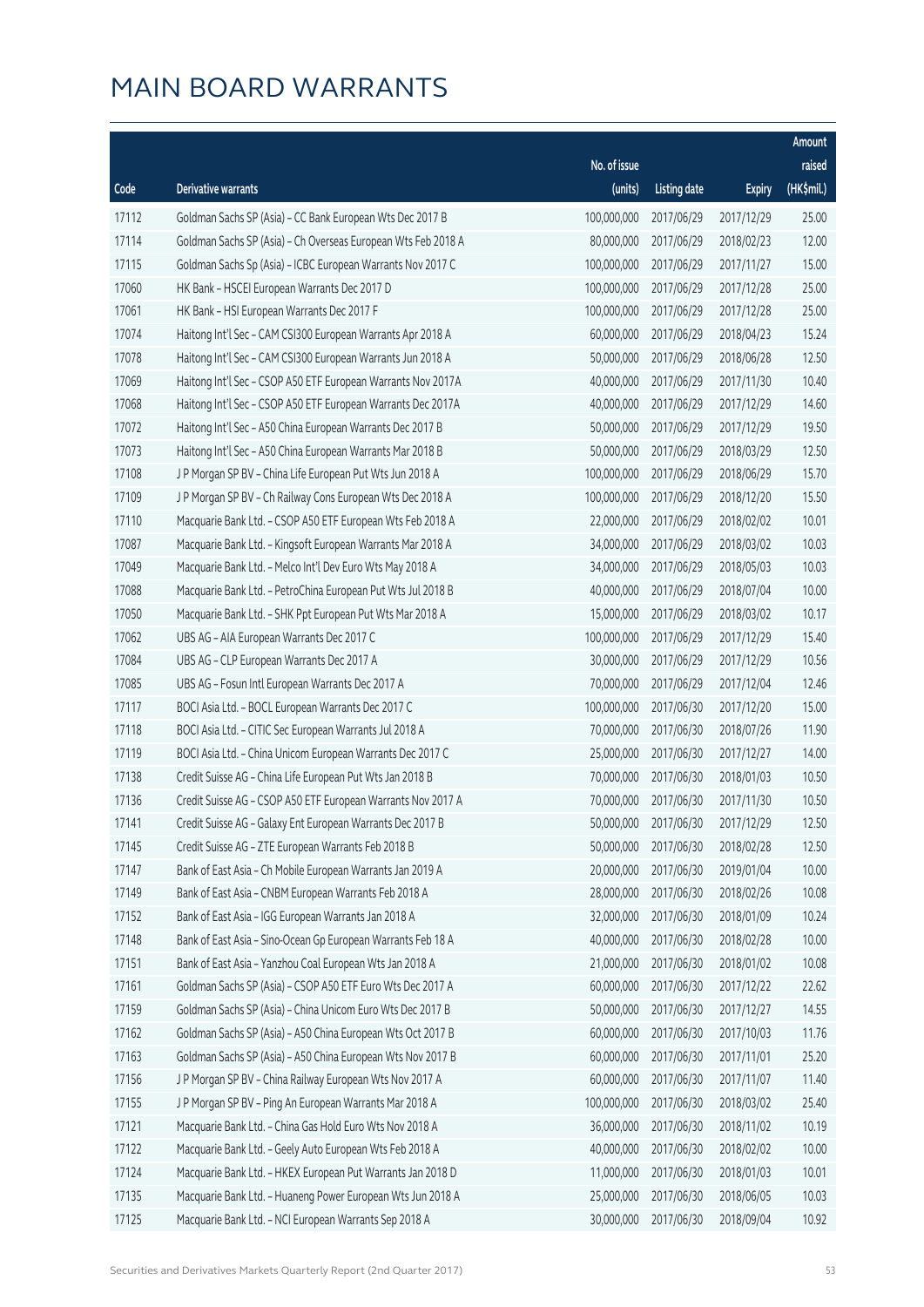# MAIN BOARD WARRANTS

| Code | Derivative warrants | No. of issue (units) | Listing date | Expiry | Amount raised (HK$mil.) |
|---|---|---|---|---|---|
| 17112 | Goldman Sachs SP (Asia) - CC Bank European Wts Dec 2017 B | 100,000,000 | 2017/06/29 | 2017/12/29 | 25.00 |
| 17114 | Goldman Sachs SP (Asia) - Ch Overseas European Wts Feb 2018 A | 80,000,000 | 2017/06/29 | 2018/02/23 | 12.00 |
| 17115 | Goldman Sachs Sp (Asia) - ICBC European Warrants Nov 2017 C | 100,000,000 | 2017/06/29 | 2017/11/27 | 15.00 |
| 17060 | HK Bank - HSCEI European Warrants Dec 2017 D | 100,000,000 | 2017/06/29 | 2017/12/28 | 25.00 |
| 17061 | HK Bank - HSI European Warrants Dec 2017 F | 100,000,000 | 2017/06/29 | 2017/12/28 | 25.00 |
| 17074 | Haitong Int'l Sec - CAM CSI300 European Warrants Apr 2018 A | 60,000,000 | 2017/06/29 | 2018/04/23 | 15.24 |
| 17078 | Haitong Int'l Sec - CAM CSI300 European Warrants Jun 2018 A | 50,000,000 | 2017/06/29 | 2018/06/28 | 12.50 |
| 17069 | Haitong Int'l Sec - CSOP A50 ETF European Warrants Nov 2017A | 40,000,000 | 2017/06/29 | 2017/11/30 | 10.40 |
| 17068 | Haitong Int'l Sec - CSOP A50 ETF European Warrants Dec 2017A | 40,000,000 | 2017/06/29 | 2017/12/29 | 14.60 |
| 17072 | Haitong Int'l Sec - A50 China European Warrants Dec 2017 B | 50,000,000 | 2017/06/29 | 2017/12/29 | 19.50 |
| 17073 | Haitong Int'l Sec - A50 China European Warrants Mar 2018 B | 50,000,000 | 2017/06/29 | 2018/03/29 | 12.50 |
| 17108 | J P Morgan SP BV - China Life European Put Wts Jun 2018 A | 100,000,000 | 2017/06/29 | 2018/06/29 | 15.70 |
| 17109 | J P Morgan SP BV - Ch Railway Cons European Wts Dec 2018 A | 100,000,000 | 2017/06/29 | 2018/12/20 | 15.50 |
| 17110 | Macquarie Bank Ltd. - CSOP A50 ETF European Wts Feb 2018 A | 22,000,000 | 2017/06/29 | 2018/02/02 | 10.01 |
| 17087 | Macquarie Bank Ltd. - Kingsoft European Warrants Mar 2018 A | 34,000,000 | 2017/06/29 | 2018/03/02 | 10.03 |
| 17049 | Macquarie Bank Ltd. - Melco Int'l Dev Euro Wts May 2018 A | 34,000,000 | 2017/06/29 | 2018/05/03 | 10.03 |
| 17088 | Macquarie Bank Ltd. - PetroChina European Put Wts Jul 2018 B | 40,000,000 | 2017/06/29 | 2018/07/04 | 10.00 |
| 17050 | Macquarie Bank Ltd. - SHK Ppt European Put Wts Mar 2018 A | 15,000,000 | 2017/06/29 | 2018/03/02 | 10.17 |
| 17062 | UBS AG - AIA European Warrants Dec 2017 C | 100,000,000 | 2017/06/29 | 2017/12/29 | 15.40 |
| 17084 | UBS AG - CLP European Warrants Dec 2017 A | 30,000,000 | 2017/06/29 | 2017/12/29 | 10.56 |
| 17085 | UBS AG - Fosun Intl European Warrants Dec 2017 A | 70,000,000 | 2017/06/29 | 2017/12/04 | 12.46 |
| 17117 | BOCI Asia Ltd. - BOCL European Warrants Dec 2017 C | 100,000,000 | 2017/06/30 | 2017/12/20 | 15.00 |
| 17118 | BOCI Asia Ltd. - CITIC Sec European Warrants Jul 2018 A | 70,000,000 | 2017/06/30 | 2018/07/26 | 11.90 |
| 17119 | BOCI Asia Ltd. - China Unicom European Warrants Dec 2017 C | 25,000,000 | 2017/06/30 | 2017/12/27 | 14.00 |
| 17138 | Credit Suisse AG - China Life European Put Wts Jan 2018 B | 70,000,000 | 2017/06/30 | 2018/01/03 | 10.50 |
| 17136 | Credit Suisse AG - CSOP A50 ETF European Warrants Nov 2017 A | 70,000,000 | 2017/06/30 | 2017/11/30 | 10.50 |
| 17141 | Credit Suisse AG - Galaxy Ent European Warrants Dec 2017 B | 50,000,000 | 2017/06/30 | 2017/12/29 | 12.50 |
| 17145 | Credit Suisse AG - ZTE European Warrants Feb 2018 B | 50,000,000 | 2017/06/30 | 2018/02/28 | 12.50 |
| 17147 | Bank of East Asia - Ch Mobile European Warrants Jan 2019 A | 20,000,000 | 2017/06/30 | 2019/01/04 | 10.00 |
| 17149 | Bank of East Asia - CNBM European Warrants Feb 2018 A | 28,000,000 | 2017/06/30 | 2018/02/26 | 10.08 |
| 17152 | Bank of East Asia - IGG European Warrants Jan 2018 A | 32,000,000 | 2017/06/30 | 2018/01/09 | 10.24 |
| 17148 | Bank of East Asia - Sino-Ocean Gp European Warrants Feb 18 A | 40,000,000 | 2017/06/30 | 2018/02/28 | 10.00 |
| 17151 | Bank of East Asia - Yanzhou Coal European Wts Jan 2018 A | 21,000,000 | 2017/06/30 | 2018/01/02 | 10.08 |
| 17161 | Goldman Sachs SP (Asia) - CSOP A50 ETF Euro Wts Dec 2017 A | 60,000,000 | 2017/06/30 | 2017/12/22 | 22.62 |
| 17159 | Goldman Sachs SP (Asia) - China Unicom Euro Wts Dec 2017 B | 50,000,000 | 2017/06/30 | 2017/12/27 | 14.55 |
| 17162 | Goldman Sachs SP (Asia) - A50 China European Wts Oct 2017 B | 60,000,000 | 2017/06/30 | 2017/10/03 | 11.76 |
| 17163 | Goldman Sachs SP (Asia) - A50 China European Wts Nov 2017 B | 60,000,000 | 2017/06/30 | 2017/11/01 | 25.20 |
| 17156 | J P Morgan SP BV - China Railway European Wts Nov 2017 A | 60,000,000 | 2017/06/30 | 2017/11/07 | 11.40 |
| 17155 | J P Morgan SP BV - Ping An European Warrants Mar 2018 A | 100,000,000 | 2017/06/30 | 2018/03/02 | 25.40 |
| 17121 | Macquarie Bank Ltd. - China Gas Hold Euro Wts Nov 2018 A | 36,000,000 | 2017/06/30 | 2018/11/02 | 10.19 |
| 17122 | Macquarie Bank Ltd. - Geely Auto European Wts Feb 2018 A | 40,000,000 | 2017/06/30 | 2018/02/02 | 10.00 |
| 17124 | Macquarie Bank Ltd. - HKEX European Put Warrants Jan 2018 D | 11,000,000 | 2017/06/30 | 2018/01/03 | 10.01 |
| 17135 | Macquarie Bank Ltd. - Huaneng Power European Wts Jun 2018 A | 25,000,000 | 2017/06/30 | 2018/06/05 | 10.03 |
| 17125 | Macquarie Bank Ltd. - NCI European Warrants Sep 2018 A | 30,000,000 | 2017/06/30 | 2018/09/04 | 10.92 |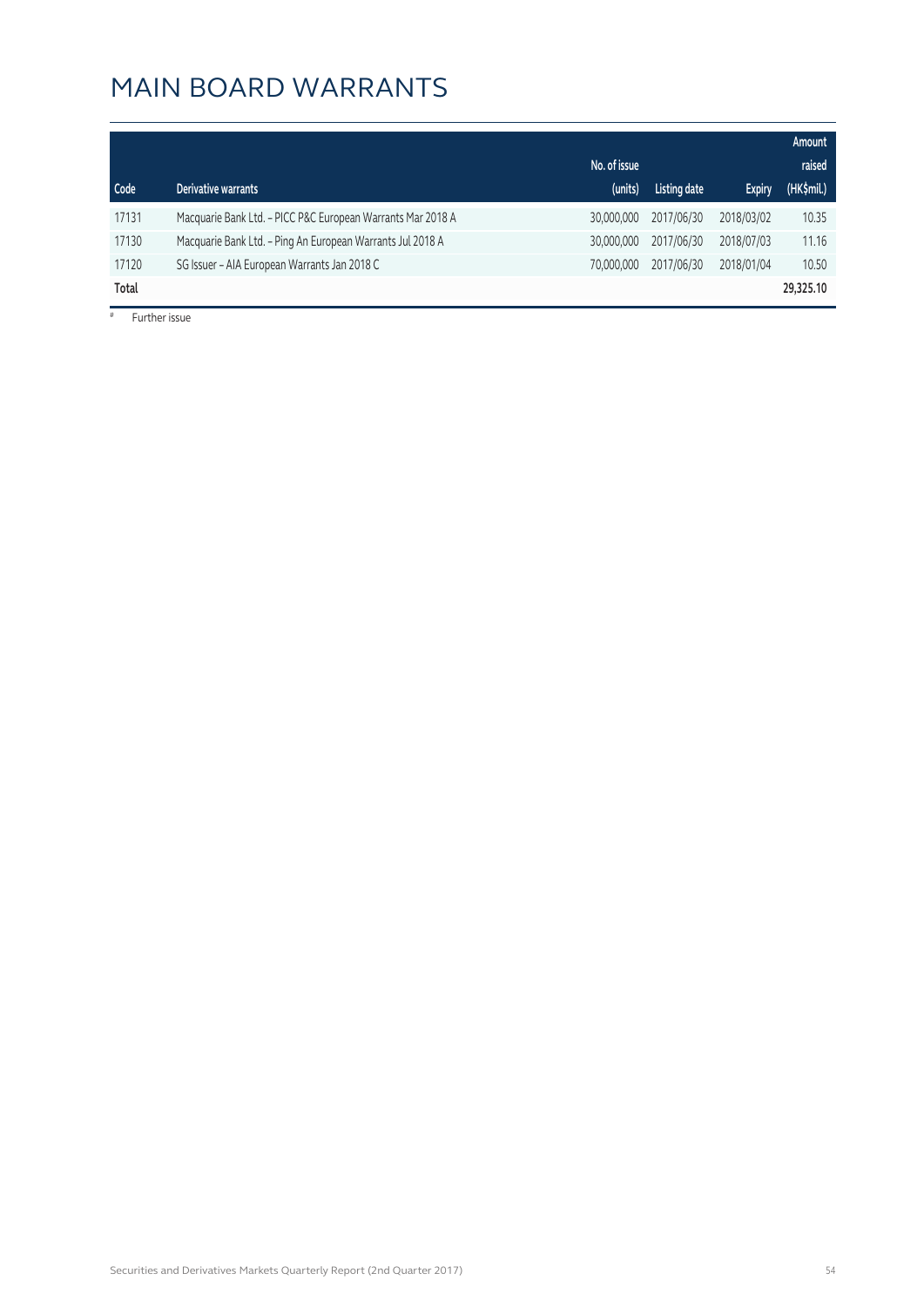# MAIN BOARD WARRANTS

| Code | Derivative warrants | No. of issue (units) | Listing date | Expiry | Amount raised (HK$mil.) |
|---|---|---|---|---|---|
| 17131 | Macquarie Bank Ltd. - PICC P&C European Warrants Mar 2018 A | 30,000,000 | 2017/06/30 | 2018/03/02 | 10.35 |
| 17130 | Macquarie Bank Ltd. - Ping An European Warrants Jul 2018 A | 30,000,000 | 2017/06/30 | 2018/07/03 | 11.16 |
| 17120 | SG Issuer - AIA European Warrants Jan 2018 C | 70,000,000 | 2017/06/30 | 2018/01/04 | 10.50 |
| **Total** | | | | | **29,325.10** |

# Further issue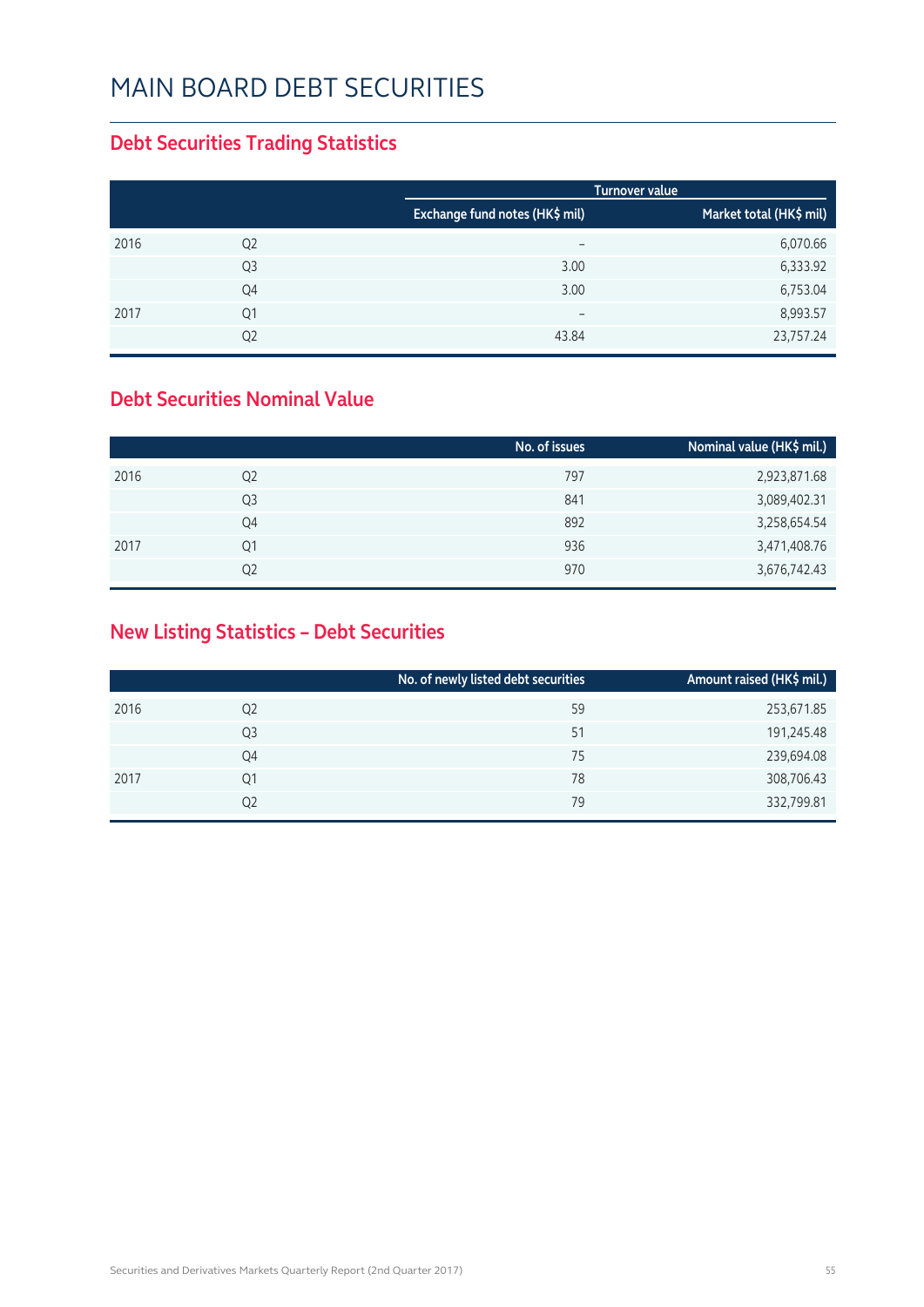# MAIN BOARD DEBT SECURITIES

## Debt Securities Trading Statistics

| | | Turnover value | |
|---|---|---|---|
| | | Exchange fund notes (HK$ mil) | Market total (HK$ mil) |
| 2016 | Q2 | – | 6,070.66 |
| | Q3 | 3.00 | 6,333.92 |
| | Q4 | 3.00 | 6,753.04 |
| 2017 | Q1 | – | 8,993.57 |
| | Q2 | 43.84 | 23,757.24 |

## Debt Securities Nominal Value

| | | No. of issues | Nominal value (HK$ mil.) |
|---|---|---|---|
| 2016 | Q2 | 797 | 2,923,871.68 |
| | Q3 | 841 | 3,089,402.31 |
| | Q4 | 892 | 3,258,654.54 |
| 2017 | Q1 | 936 | 3,471,408.76 |
| | Q2 | 970 | 3,676,742.43 |

## New Listing Statistics – Debt Securities

| | | No. of newly listed debt securities | Amount raised (HK$ mil.) |
|---|---|---|---|
| 2016 | Q2 | 59 | 253,671.85 |
| | Q3 | 51 | 191,245.48 |
| | Q4 | 75 | 239,694.08 |
| 2017 | Q1 | 78 | 308,706.43 |
| | Q2 | 79 | 332,799.81 |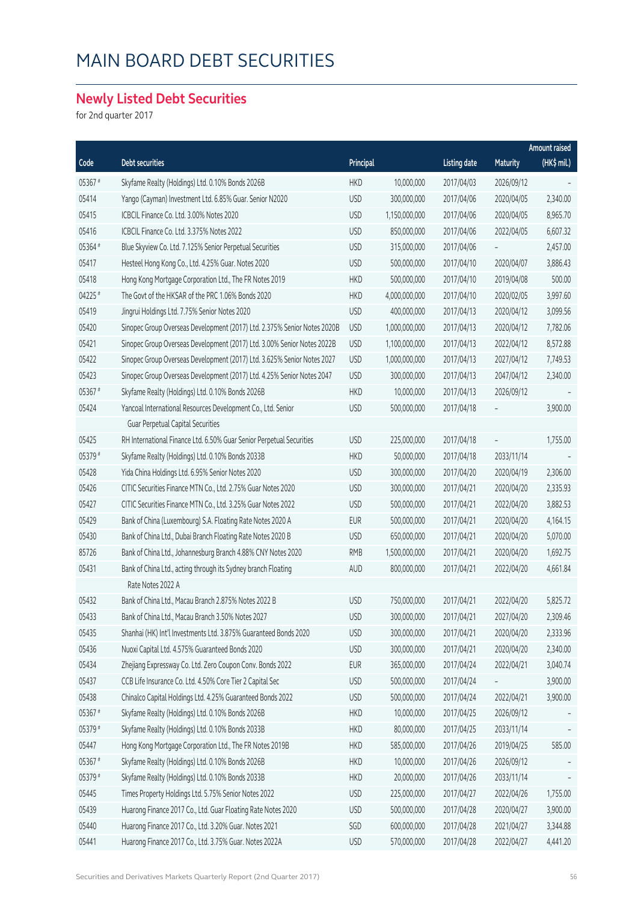# MAIN BOARD DEBT SECURITIES

## Newly Listed Debt Securities

for 2nd quarter 2017

| Code | Debt securities | Principal | | Listing date | Maturity | Amount raised (HK$ mil.) |
|---|---|---|---|---|---|---|
| 05367 # | Skyfame Realty (Holdings) Ltd. 0.10% Bonds 2026B | HKD | 10,000,000 | 2017/04/03 | 2026/09/12 | - |
| 05414 | Yango (Cayman) Investment Ltd. 6.85% Guar. Senior N2020 | USD | 300,000,000 | 2017/04/06 | 2020/04/05 | 2,340.00 |
| 05415 | ICBCIL Finance Co. Ltd. 3.00% Notes 2020 | USD | 1,150,000,000 | 2017/04/06 | 2020/04/05 | 8,965.70 |
| 05416 | ICBCIL Finance Co. Ltd. 3.375% Notes 2022 | USD | 850,000,000 | 2017/04/06 | 2022/04/05 | 6,607.32 |
| 05364 # | Blue Skyview Co. Ltd. 7.125% Senior Perpetual Securities | USD | 315,000,000 | 2017/04/06 | - | 2,457.00 |
| 05417 | Hesteel Hong Kong Co., Ltd. 4.25% Guar. Notes 2020 | USD | 500,000,000 | 2017/04/10 | 2020/04/07 | 3,886.43 |
| 05418 | Hong Kong Mortgage Corporation Ltd., The FR Notes 2019 | HKD | 500,000,000 | 2017/04/10 | 2019/04/08 | 500.00 |
| 04225 # | The Govt of the HKSAR of the PRC 1.06% Bonds 2020 | HKD | 4,000,000,000 | 2017/04/10 | 2020/02/05 | 3,997.60 |
| 05419 | Jingrui Holdings Ltd. 7.75% Senior Notes 2020 | USD | 400,000,000 | 2017/04/13 | 2020/04/12 | 3,099.56 |
| 05420 | Sinopec Group Overseas Development (2017) Ltd. 2.375% Senior Notes 2020B | USD | 1,000,000,000 | 2017/04/13 | 2020/04/12 | 7,782.06 |
| 05421 | Sinopec Group Overseas Development (2017) Ltd. 3.00% Senior Notes 2022B | USD | 1,100,000,000 | 2017/04/13 | 2022/04/12 | 8,572.88 |
| 05422 | Sinopec Group Overseas Development (2017) Ltd. 3.625% Senior Notes 2027 | USD | 1,000,000,000 | 2017/04/13 | 2027/04/12 | 7,749.53 |
| 05423 | Sinopec Group Overseas Development (2017) Ltd. 4.25% Senior Notes 2047 | USD | 300,000,000 | 2017/04/13 | 2047/04/12 | 2,340.00 |
| 05367 # | Skyfame Realty (Holdings) Ltd. 0.10% Bonds 2026B | HKD | 10,000,000 | 2017/04/13 | 2026/09/12 | - |
| 05424 | Yancoal International Resources Development Co., Ltd. Senior Guar Perpetual Capital Securities | USD | 500,000,000 | 2017/04/18 | - | 3,900.00 |
| 05425 | RH International Finance Ltd. 6.50% Guar Senior Perpetual Securities | USD | 225,000,000 | 2017/04/18 | - | 1,755.00 |
| 05379 # | Skyfame Realty (Holdings) Ltd. 0.10% Bonds 2033B | HKD | 50,000,000 | 2017/04/18 | 2033/11/14 | - |
| 05428 | Yida China Holdings Ltd. 6.95% Senior Notes 2020 | USD | 300,000,000 | 2017/04/20 | 2020/04/19 | 2,306.00 |
| 05426 | CITIC Securities Finance MTN Co., Ltd. 2.75% Guar Notes 2020 | USD | 300,000,000 | 2017/04/21 | 2020/04/20 | 2,335.93 |
| 05427 | CITIC Securities Finance MTN Co., Ltd. 3.25% Guar Notes 2022 | USD | 500,000,000 | 2017/04/21 | 2022/04/20 | 3,882.53 |
| 05429 | Bank of China (Luxembourg) S.A. Floating Rate Notes 2020 A | EUR | 500,000,000 | 2017/04/21 | 2020/04/20 | 4,164.15 |
| 05430 | Bank of China Ltd., Dubai Branch Floating Rate Notes 2020 B | USD | 650,000,000 | 2017/04/21 | 2020/04/20 | 5,070.00 |
| 85726 | Bank of China Ltd., Johannesburg Branch 4.88% CNY Notes 2020 | RMB | 1,500,000,000 | 2017/04/21 | 2020/04/20 | 1,692.75 |
| 05431 | Bank of China Ltd., acting through its Sydney branch Floating Rate Notes 2022 A | AUD | 800,000,000 | 2017/04/21 | 2022/04/20 | 4,661.84 |
| 05432 | Bank of China Ltd., Macau Branch 2.875% Notes 2022 B | USD | 750,000,000 | 2017/04/21 | 2022/04/20 | 5,825.72 |
| 05433 | Bank of China Ltd., Macau Branch 3.50% Notes 2027 | USD | 300,000,000 | 2017/04/21 | 2027/04/20 | 2,309.46 |
| 05435 | Shanhai (HK) Int'l Investments Ltd. 3.875% Guaranteed Bonds 2020 | USD | 300,000,000 | 2017/04/21 | 2020/04/20 | 2,333.96 |
| 05436 | Nuoxi Capital Ltd. 4.575% Guaranteed Bonds 2020 | USD | 300,000,000 | 2017/04/21 | 2020/04/20 | 2,340.00 |
| 05434 | Zhejiang Expressway Co. Ltd. Zero Coupon Conv. Bonds 2022 | EUR | 365,000,000 | 2017/04/24 | 2022/04/21 | 3,040.74 |
| 05437 | CCB Life Insurance Co. Ltd. 4.50% Core Tier 2 Capital Sec | USD | 500,000,000 | 2017/04/24 | - | 3,900.00 |
| 05438 | Chinalco Capital Holdings Ltd. 4.25% Guaranteed Bonds 2022 | USD | 500,000,000 | 2017/04/24 | 2022/04/21 | 3,900.00 |
| 05367 # | Skyfame Realty (Holdings) Ltd. 0.10% Bonds 2026B | HKD | 10,000,000 | 2017/04/25 | 2026/09/12 | - |
| 05379 # | Skyfame Realty (Holdings) Ltd. 0.10% Bonds 2033B | HKD | 80,000,000 | 2017/04/25 | 2033/11/14 | - |
| 05447 | Hong Kong Mortgage Corporation Ltd., The FR Notes 2019B | HKD | 585,000,000 | 2017/04/26 | 2019/04/25 | 585.00 |
| 05367 # | Skyfame Realty (Holdings) Ltd. 0.10% Bonds 2026B | HKD | 10,000,000 | 2017/04/26 | 2026/09/12 | - |
| 05379 # | Skyfame Realty (Holdings) Ltd. 0.10% Bonds 2033B | HKD | 20,000,000 | 2017/04/26 | 2033/11/14 | - |
| 05445 | Times Property Holdings Ltd. 5.75% Senior Notes 2022 | USD | 225,000,000 | 2017/04/27 | 2022/04/26 | 1,755.00 |
| 05439 | Huarong Finance 2017 Co., Ltd. Guar Floating Rate Notes 2020 | USD | 500,000,000 | 2017/04/28 | 2020/04/27 | 3,900.00 |
| 05440 | Huarong Finance 2017 Co., Ltd. 3.20% Guar. Notes 2021 | SGD | 600,000,000 | 2017/04/28 | 2021/04/27 | 3,344.88 |
| 05441 | Huarong Finance 2017 Co., Ltd. 3.75% Guar. Notes 2022A | USD | 570,000,000 | 2017/04/28 | 2022/04/27 | 4,441.20 |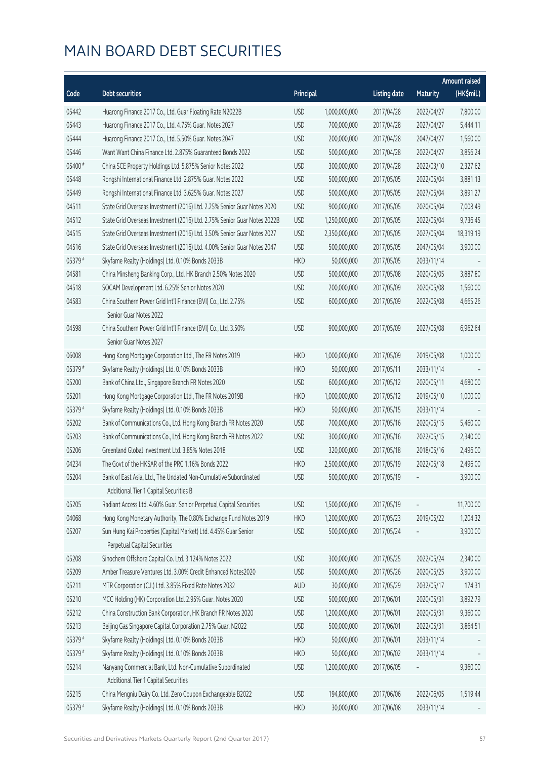# MAIN BOARD DEBT SECURITIES

| Code | Debt securities | Principal | | Listing date | Maturity | Amount raised (HK$mil.) |
|---|---|---|---|---|---|---|
| 05442 | Huarong Finance 2017 Co., Ltd. Guar Floating Rate N2022B | USD | 1,000,000,000 | 2017/04/28 | 2022/04/27 | 7,800.00 |
| 05443 | Huarong Finance 2017 Co., Ltd. 4.75% Guar. Notes 2027 | USD | 700,000,000 | 2017/04/28 | 2027/04/27 | 5,444.11 |
| 05444 | Huarong Finance 2017 Co., Ltd. 5.50% Guar. Notes 2047 | USD | 200,000,000 | 2017/04/28 | 2047/04/27 | 1,560.00 |
| 05446 | Want Want China Finance Ltd. 2.875% Guaranteed Bonds 2022 | USD | 500,000,000 | 2017/04/28 | 2022/04/27 | 3,856.24 |
| 05400 # | China SCE Property Holdings Ltd. 5.875% Senior Notes 2022 | USD | 300,000,000 | 2017/04/28 | 2022/03/10 | 2,327.62 |
| 05448 | Rongshi International Finance Ltd. 2.875% Guar. Notes 2022 | USD | 500,000,000 | 2017/05/05 | 2022/05/04 | 3,881.13 |
| 05449 | Rongshi International Finance Ltd. 3.625% Guar. Notes 2027 | USD | 500,000,000 | 2017/05/05 | 2027/05/04 | 3,891.27 |
| 04511 | State Grid Overseas Investment (2016) Ltd. 2.25% Senior Guar Notes 2020 | USD | 900,000,000 | 2017/05/05 | 2020/05/04 | 7,008.49 |
| 04512 | State Grid Overseas Investment (2016) Ltd. 2.75% Senior Guar Notes 2022B | USD | 1,250,000,000 | 2017/05/05 | 2022/05/04 | 9,736.45 |
| 04515 | State Grid Overseas Investment (2016) Ltd. 3.50% Senior Guar Notes 2027 | USD | 2,350,000,000 | 2017/05/05 | 2027/05/04 | 18,319.19 |
| 04516 | State Grid Overseas Investment (2016) Ltd. 4.00% Senior Guar Notes 2047 | USD | 500,000,000 | 2017/05/05 | 2047/05/04 | 3,900.00 |
| 05379 # | Skyfame Realty (Holdings) Ltd. 0.10% Bonds 2033B | HKD | 50,000,000 | 2017/05/05 | 2033/11/14 | - |
| 04581 | China Minsheng Banking Corp., Ltd. HK Branch 2.50% Notes 2020 | USD | 500,000,000 | 2017/05/08 | 2020/05/05 | 3,887.80 |
| 04518 | SOCAM Development Ltd. 6.25% Senior Notes 2020 | USD | 200,000,000 | 2017/05/09 | 2020/05/08 | 1,560.00 |
| 04583 | China Southern Power Grid Int'l Finance (BVI) Co., Ltd. 2.75% Senior Guar Notes 2022 | USD | 600,000,000 | 2017/05/09 | 2022/05/08 | 4,665.26 |
| 04598 | China Southern Power Grid Int'l Finance (BVI) Co., Ltd. 3.50% Senior Guar Notes 2027 | USD | 900,000,000 | 2017/05/09 | 2027/05/08 | 6,962.64 |
| 06008 | Hong Kong Mortgage Corporation Ltd., The FR Notes 2019 | HKD | 1,000,000,000 | 2017/05/09 | 2019/05/08 | 1,000.00 |
| 05379 # | Skyfame Realty (Holdings) Ltd. 0.10% Bonds 2033B | HKD | 50,000,000 | 2017/05/11 | 2033/11/14 | - |
| 05200 | Bank of China Ltd., Singapore Branch FR Notes 2020 | USD | 600,000,000 | 2017/05/12 | 2020/05/11 | 4,680.00 |
| 05201 | Hong Kong Mortgage Corporation Ltd., The FR Notes 2019B | HKD | 1,000,000,000 | 2017/05/12 | 2019/05/10 | 1,000.00 |
| 05379 # | Skyfame Realty (Holdings) Ltd. 0.10% Bonds 2033B | HKD | 50,000,000 | 2017/05/15 | 2033/11/14 | - |
| 05202 | Bank of Communications Co., Ltd. Hong Kong Branch FR Notes 2020 | USD | 700,000,000 | 2017/05/16 | 2020/05/15 | 5,460.00 |
| 05203 | Bank of Communications Co., Ltd. Hong Kong Branch FR Notes 2022 | USD | 300,000,000 | 2017/05/16 | 2022/05/15 | 2,340.00 |
| 05206 | Greenland Global Investment Ltd. 3.85% Notes 2018 | USD | 320,000,000 | 2017/05/18 | 2018/05/16 | 2,496.00 |
| 04234 | The Govt of the HKSAR of the PRC 1.16% Bonds 2022 | HKD | 2,500,000,000 | 2017/05/19 | 2022/05/18 | 2,496.00 |
| 05204 | Bank of East Asia, Ltd., The Undated Non-Cumulative Subordinated Additional Tier 1 Capital Securities B | USD | 500,000,000 | 2017/05/19 | - | 3,900.00 |
| 05205 | Radiant Access Ltd. 4.60% Guar. Senior Perpetual Capital Securities | USD | 1,500,000,000 | 2017/05/19 | - | 11,700.00 |
| 04068 | Hong Kong Monetary Authority, The 0.80% Exchange Fund Notes 2019 | HKD | 1,200,000,000 | 2017/05/23 | 2019/05/22 | 1,204.32 |
| 05207 | Sun Hung Kai Properties (Capital Market) Ltd. 4.45% Guar Senior Perpetual Capital Securities | USD | 500,000,000 | 2017/05/24 | - | 3,900.00 |
| 05208 | Sinochem Offshore Capital Co. Ltd. 3.124% Notes 2022 | USD | 300,000,000 | 2017/05/25 | 2022/05/24 | 2,340.00 |
| 05209 | Amber Treasure Ventures Ltd. 3.00% Credit Enhanced Notes2020 | USD | 500,000,000 | 2017/05/26 | 2020/05/25 | 3,900.00 |
| 05211 | MTR Corporation (C.I.) Ltd. 3.85% Fixed Rate Notes 2032 | AUD | 30,000,000 | 2017/05/29 | 2032/05/17 | 174.31 |
| 05210 | MCC Holding (HK) Corporation Ltd. 2.95% Guar. Notes 2020 | USD | 500,000,000 | 2017/06/01 | 2020/05/31 | 3,892.79 |
| 05212 | China Construction Bank Corporation, HK Branch FR Notes 2020 | USD | 1,200,000,000 | 2017/06/01 | 2020/05/31 | 9,360.00 |
| 05213 | Beijing Gas Singapore Capital Corporation 2.75% Guar. N2022 | USD | 500,000,000 | 2017/06/01 | 2022/05/31 | 3,864.51 |
| 05379 # | Skyfame Realty (Holdings) Ltd. 0.10% Bonds 2033B | HKD | 50,000,000 | 2017/06/01 | 2033/11/14 | - |
| 05379 # | Skyfame Realty (Holdings) Ltd. 0.10% Bonds 2033B | HKD | 50,000,000 | 2017/06/02 | 2033/11/14 | - |
| 05214 | Nanyang Commercial Bank, Ltd. Non-Cumulative Subordinated Additional Tier 1 Capital Securities | USD | 1,200,000,000 | 2017/06/05 | - | 9,360.00 |
| 05215 | China Mengniu Dairy Co. Ltd. Zero Coupon Exchangeable B2022 | USD | 194,800,000 | 2017/06/06 | 2022/06/05 | 1,519.44 |
| 05379 # | Skyfame Realty (Holdings) Ltd. 0.10% Bonds 2033B | HKD | 30,000,000 | 2017/06/08 | 2033/11/14 | - |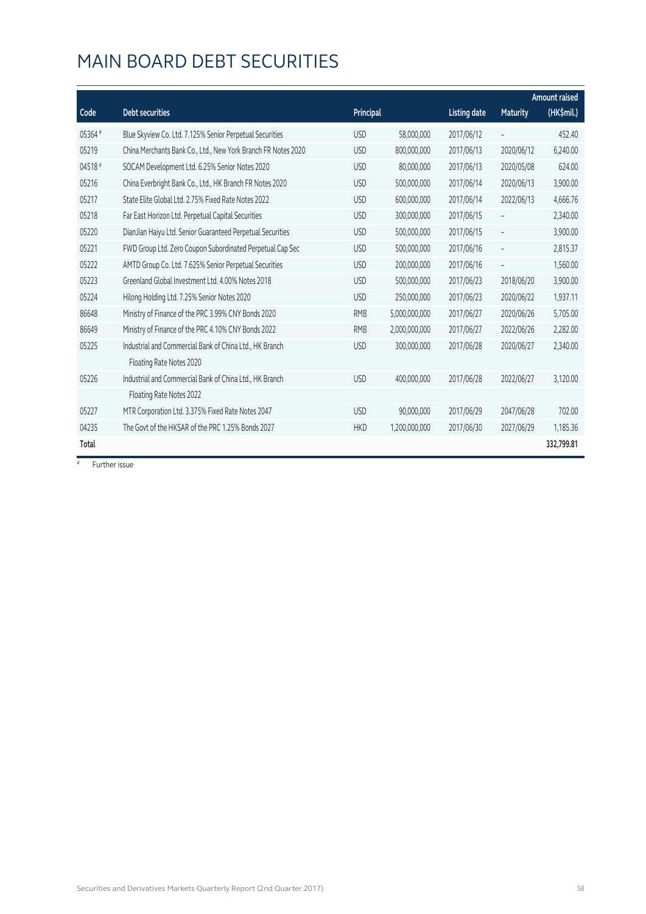# MAIN BOARD DEBT SECURITIES

| Code | Debt securities | Principal | | Listing date | Maturity | Amount raised (HK$mil.) |
|---|---|---|---|---|---|---|
| 05364 # | Blue Skyview Co. Ltd. 7.125% Senior Perpetual Securities | USD | 58,000,000 | 2017/06/12 | – | 452.40 |
| 05219 | China Merchants Bank Co., Ltd., New York Branch FR Notes 2020 | USD | 800,000,000 | 2017/06/13 | 2020/06/12 | 6,240.00 |
| 04518 # | SOCAM Development Ltd. 6.25% Senior Notes 2020 | USD | 80,000,000 | 2017/06/13 | 2020/05/08 | 624.00 |
| 05216 | China Everbright Bank Co., Ltd., HK Branch FR Notes 2020 | USD | 500,000,000 | 2017/06/14 | 2020/06/13 | 3,900.00 |
| 05217 | State Elite Global Ltd. 2.75% Fixed Rate Notes 2022 | USD | 600,000,000 | 2017/06/14 | 2022/06/13 | 4,666.76 |
| 05218 | Far East Horizon Ltd. Perpetual Capital Securities | USD | 300,000,000 | 2017/06/15 | – | 2,340.00 |
| 05220 | DianJian Haiyu Ltd. Senior Guaranteed Perpetual Securities | USD | 500,000,000 | 2017/06/15 | – | 3,900.00 |
| 05221 | FWD Group Ltd. Zero Coupon Subordinated Perpetual Cap Sec | USD | 500,000,000 | 2017/06/16 | – | 2,815.37 |
| 05222 | AMTD Group Co. Ltd. 7.625% Senior Perpetual Securities | USD | 200,000,000 | 2017/06/16 | – | 1,560.00 |
| 05223 | Greenland Global Investment Ltd. 4.00% Notes 2018 | USD | 500,000,000 | 2017/06/23 | 2018/06/20 | 3,900.00 |
| 05224 | Hilong Holding Ltd. 7.25% Senior Notes 2020 | USD | 250,000,000 | 2017/06/23 | 2020/06/22 | 1,937.11 |
| 86648 | Ministry of Finance of the PRC 3.99% CNY Bonds 2020 | RMB | 5,000,000,000 | 2017/06/27 | 2020/06/26 | 5,705.00 |
| 86649 | Ministry of Finance of the PRC 4.10% CNY Bonds 2022 | RMB | 2,000,000,000 | 2017/06/27 | 2022/06/26 | 2,282.00 |
| 05225 | Industrial and Commercial Bank of China Ltd., HK Branch Floating Rate Notes 2020 | USD | 300,000,000 | 2017/06/28 | 2020/06/27 | 2,340.00 |
| 05226 | Industrial and Commercial Bank of China Ltd., HK Branch Floating Rate Notes 2022 | USD | 400,000,000 | 2017/06/28 | 2022/06/27 | 3,120.00 |
| 05227 | MTR Corporation Ltd. 3.375% Fixed Rate Notes 2047 | USD | 90,000,000 | 2017/06/29 | 2047/06/28 | 702.00 |
| 04235 | The Govt of the HKSAR of the PRC 1.25% Bonds 2027 | HKD | 1,200,000,000 | 2017/06/30 | 2027/06/29 | 1,185.36 |
| **Total** | | | | | | **332,799.81** |

# Further issue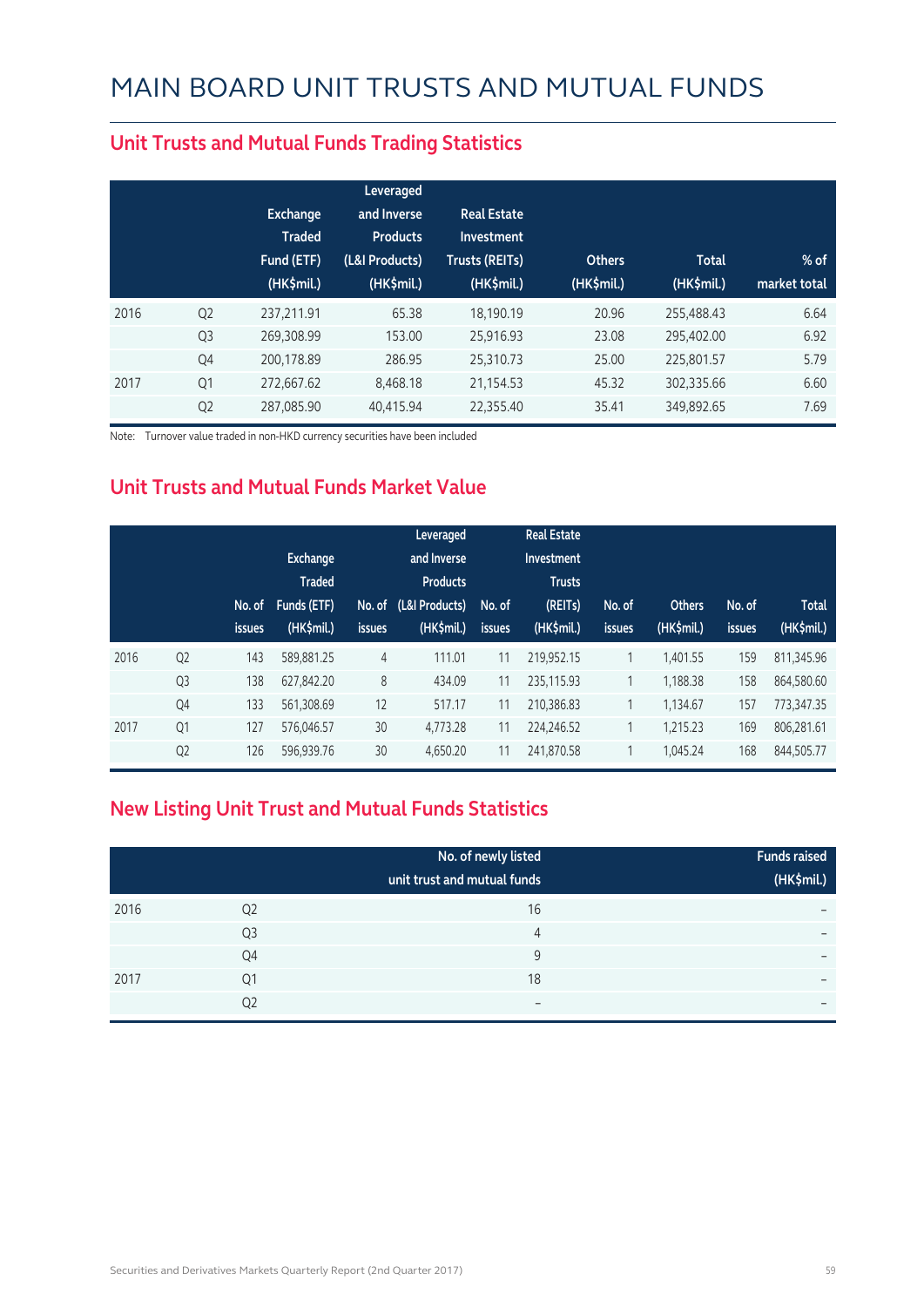# MAIN BOARD UNIT TRUSTS AND MUTUAL FUNDS

## Unit Trusts and Mutual Funds Trading Statistics

| | | Exchange Traded Fund (ETF) (HK$mil.) | Leveraged and Inverse Products (L&I Products) (HK$mil.) | Real Estate Investment Trusts (REITs) (HK$mil.) | Others (HK$mil.) | Total (HK$mil.) | % of market total |
|---|---|---|---|---|---|---|---|
| 2016 | Q2 | 237,211.91 | 65.38 | 18,190.19 | 20.96 | 255,488.43 | 6.64 |
| | Q3 | 269,308.99 | 153.00 | 25,916.93 | 23.08 | 295,402.00 | 6.92 |
| | Q4 | 200,178.89 | 286.95 | 25,310.73 | 25.00 | 225,801.57 | 5.79 |
| 2017 | Q1 | 272,667.62 | 8,468.18 | 21,154.53 | 45.32 | 302,335.66 | 6.60 |
| | Q2 | 287,085.90 | 40,415.94 | 22,355.40 | 35.41 | 349,892.65 | 7.69 |

Note: Turnover value traded in non-HKD currency securities have been included

## Unit Trusts and Mutual Funds Market Value

| | | No. of issues | Exchange Traded Funds (ETF) (HK$mil.) | No. of issues | Leveraged and Inverse Products (L&I Products) (HK$mil.) | No. of issues | Real Estate Investment Trusts (REITs) (HK$mil.) | No. of issues | Others (HK$mil.) | No. of issues | Total (HK$mil.) |
|---|---|---|---|---|---|---|---|---|---|---|---|
| 2016 | Q2 | 143 | 589,881.25 | 4 | 111.01 | 11 | 219,952.15 | 1 | 1,401.55 | 159 | 811,345.96 |
| | Q3 | 138 | 627,842.20 | 8 | 434.09 | 11 | 235,115.93 | 1 | 1,188.38 | 158 | 864,580.60 |
| | Q4 | 133 | 561,308.69 | 12 | 517.17 | 11 | 210,386.83 | 1 | 1,134.67 | 157 | 773,347.35 |
| 2017 | Q1 | 127 | 576,046.57 | 30 | 4,773.28 | 11 | 224,246.52 | 1 | 1,215.23 | 169 | 806,281.61 |
| | Q2 | 126 | 596,939.76 | 30 | 4,650.20 | 11 | 241,870.58 | 1 | 1,045.24 | 168 | 844,505.77 |

## New Listing Unit Trust and Mutual Funds Statistics

| | | No. of newly listed unit trust and mutual funds | Funds raised (HK$mil.) |
|---|---|---|---|
| 2016 | Q2 | 16 | – |
| | Q3 | 4 | – |
| | Q4 | 9 | – |
| 2017 | Q1 | 18 | – |
| | Q2 | – | – |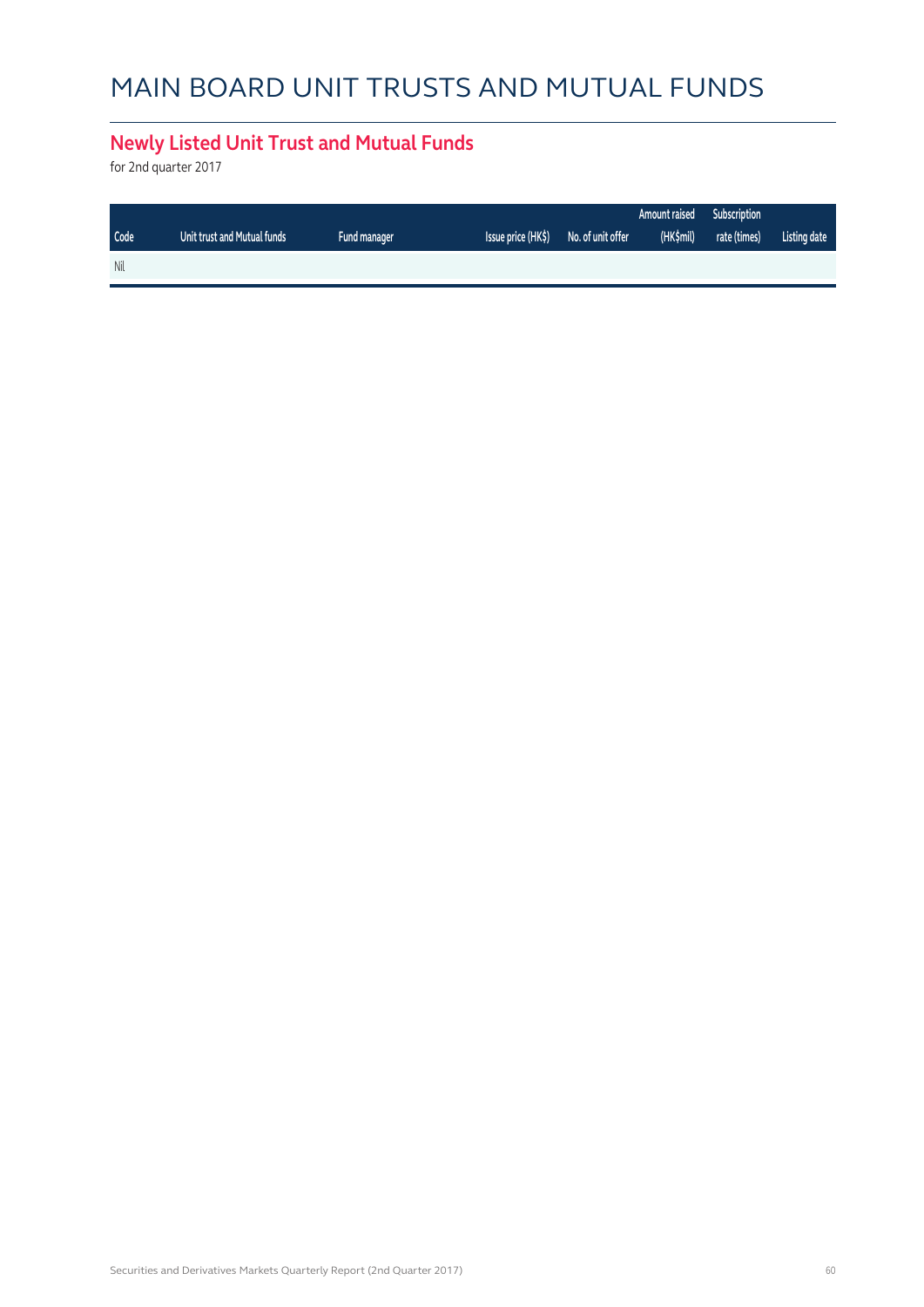# MAIN BOARD UNIT TRUSTS AND MUTUAL FUNDS

## Newly Listed Unit Trust and Mutual Funds

for 2nd quarter 2017

| Code | Unit trust and Mutual funds | Fund manager | Issue price (HK$) | No. of unit offer | Amount raised (HK$mil) | Subscription rate (times) | Listing date |
|---|---|---|---|---|---|---|---|
| Nil | | | | | | | |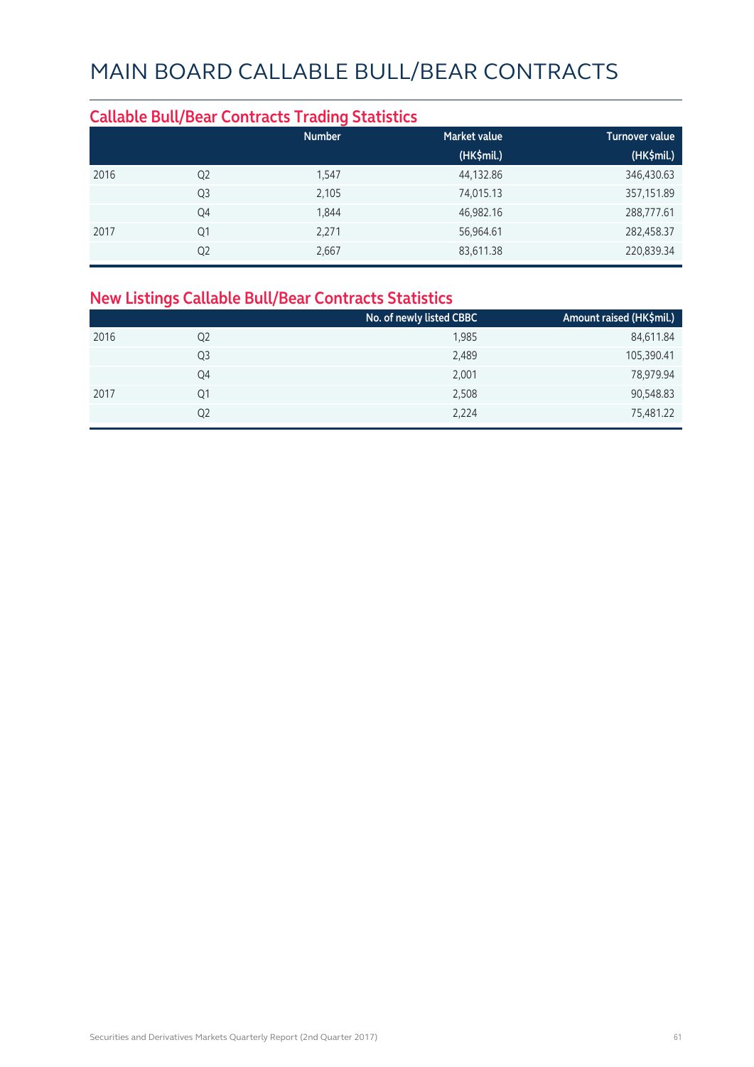# MAIN BOARD CALLABLE BULL/BEAR CONTRACTS

## Callable Bull/Bear Contracts Trading Statistics

| | | Number | Market value (HK$mil.) | Turnover value (HK$mil.) |
|---|---|---|---|---|
| 2016 | Q2 | 1,547 | 44,132.86 | 346,430.63 |
| | Q3 | 2,105 | 74,015.13 | 357,151.89 |
| | Q4 | 1,844 | 46,982.16 | 288,777.61 |
| 2017 | Q1 | 2,271 | 56,964.61 | 282,458.37 |
| | Q2 | 2,667 | 83,611.38 | 220,839.34 |

## New Listings Callable Bull/Bear Contracts Statistics

| | | No. of newly listed CBBC | Amount raised (HK$mil.) |
|---|---|---|---|
| 2016 | Q2 | 1,985 | 84,611.84 |
| | Q3 | 2,489 | 105,390.41 |
| | Q4 | 2,001 | 78,979.94 |
| 2017 | Q1 | 2,508 | 90,548.83 |
| | Q2 | 2,224 | 75,481.22 |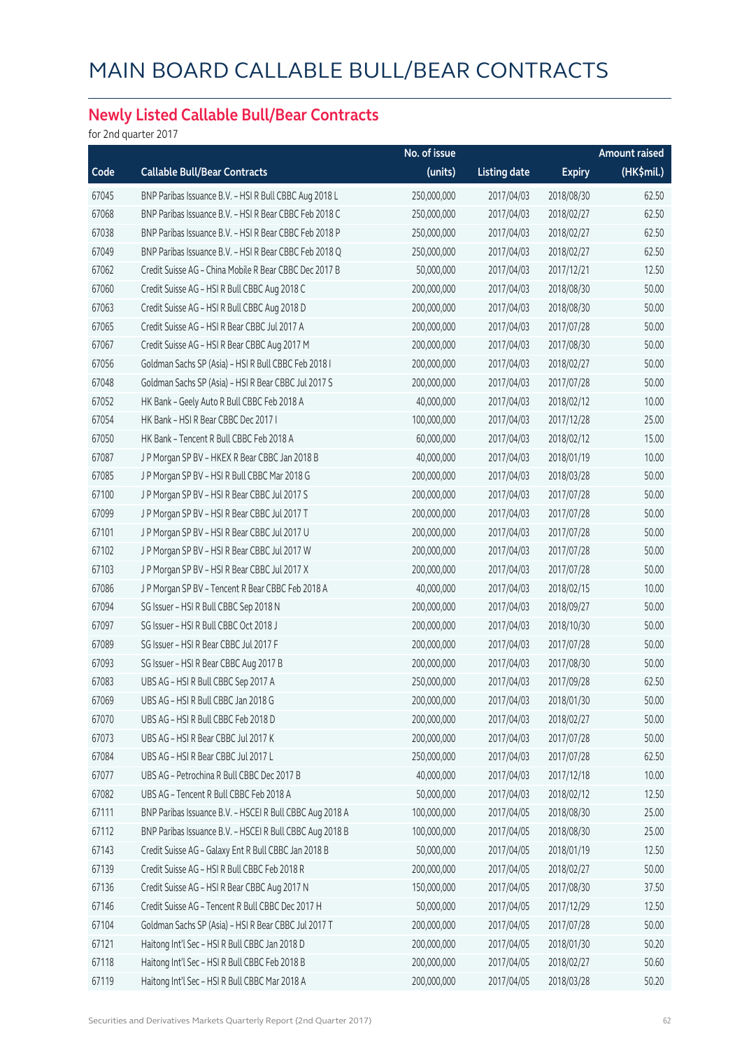# MAIN BOARD CALLABLE BULL/BEAR CONTRACTS

## Newly Listed Callable Bull/Bear Contracts

for 2nd quarter 2017

| Code | Callable Bull/Bear Contracts | No. of issue (units) | Listing date | Expiry | Amount raised (HK$mil.) |
|---|---|---|---|---|---|
| 67045 | BNP Paribas Issuance B.V. - HSI R Bull CBBC Aug 2018 L | 250,000,000 | 2017/04/03 | 2018/08/30 | 62.50 |
| 67068 | BNP Paribas Issuance B.V. - HSI R Bear CBBC Feb 2018 C | 250,000,000 | 2017/04/03 | 2018/02/27 | 62.50 |
| 67038 | BNP Paribas Issuance B.V. - HSI R Bear CBBC Feb 2018 P | 250,000,000 | 2017/04/03 | 2018/02/27 | 62.50 |
| 67049 | BNP Paribas Issuance B.V. - HSI R Bear CBBC Feb 2018 Q | 250,000,000 | 2017/04/03 | 2018/02/27 | 62.50 |
| 67062 | Credit Suisse AG - China Mobile R Bear CBBC Dec 2017 B | 50,000,000 | 2017/04/03 | 2017/12/21 | 12.50 |
| 67060 | Credit Suisse AG - HSI R Bull CBBC Aug 2018 C | 200,000,000 | 2017/04/03 | 2018/08/30 | 50.00 |
| 67063 | Credit Suisse AG - HSI R Bull CBBC Aug 2018 D | 200,000,000 | 2017/04/03 | 2018/08/30 | 50.00 |
| 67065 | Credit Suisse AG - HSI R Bear CBBC Jul 2017 A | 200,000,000 | 2017/04/03 | 2017/07/28 | 50.00 |
| 67067 | Credit Suisse AG - HSI R Bear CBBC Aug 2017 M | 200,000,000 | 2017/04/03 | 2017/08/30 | 50.00 |
| 67056 | Goldman Sachs SP (Asia) - HSI R Bull CBBC Feb 2018 I | 200,000,000 | 2017/04/03 | 2018/02/27 | 50.00 |
| 67048 | Goldman Sachs SP (Asia) - HSI R Bear CBBC Jul 2017 S | 200,000,000 | 2017/04/03 | 2017/07/28 | 50.00 |
| 67052 | HK Bank - Geely Auto R Bull CBBC Feb 2018 A | 40,000,000 | 2017/04/03 | 2018/02/12 | 10.00 |
| 67054 | HK Bank - HSI R Bear CBBC Dec 2017 I | 100,000,000 | 2017/04/03 | 2017/12/28 | 25.00 |
| 67050 | HK Bank - Tencent R Bull CBBC Feb 2018 A | 60,000,000 | 2017/04/03 | 2018/02/12 | 15.00 |
| 67087 | J P Morgan SP BV - HKEX R Bear CBBC Jan 2018 B | 40,000,000 | 2017/04/03 | 2018/01/19 | 10.00 |
| 67085 | J P Morgan SP BV - HSI R Bull CBBC Mar 2018 G | 200,000,000 | 2017/04/03 | 2018/03/28 | 50.00 |
| 67100 | J P Morgan SP BV - HSI R Bear CBBC Jul 2017 S | 200,000,000 | 2017/04/03 | 2017/07/28 | 50.00 |
| 67099 | J P Morgan SP BV - HSI R Bear CBBC Jul 2017 T | 200,000,000 | 2017/04/03 | 2017/07/28 | 50.00 |
| 67101 | J P Morgan SP BV - HSI R Bear CBBC Jul 2017 U | 200,000,000 | 2017/04/03 | 2017/07/28 | 50.00 |
| 67102 | J P Morgan SP BV - HSI R Bear CBBC Jul 2017 W | 200,000,000 | 2017/04/03 | 2017/07/28 | 50.00 |
| 67103 | J P Morgan SP BV - HSI R Bear CBBC Jul 2017 X | 200,000,000 | 2017/04/03 | 2017/07/28 | 50.00 |
| 67086 | J P Morgan SP BV - Tencent R Bear CBBC Feb 2018 A | 40,000,000 | 2017/04/03 | 2018/02/15 | 10.00 |
| 67094 | SG Issuer - HSI R Bull CBBC Sep 2018 N | 200,000,000 | 2017/04/03 | 2018/09/27 | 50.00 |
| 67097 | SG Issuer - HSI R Bull CBBC Oct 2018 J | 200,000,000 | 2017/04/03 | 2018/10/30 | 50.00 |
| 67089 | SG Issuer - HSI R Bear CBBC Jul 2017 F | 200,000,000 | 2017/04/03 | 2017/07/28 | 50.00 |
| 67093 | SG Issuer - HSI R Bear CBBC Aug 2017 B | 200,000,000 | 2017/04/03 | 2017/08/30 | 50.00 |
| 67083 | UBS AG - HSI R Bull CBBC Sep 2017 A | 250,000,000 | 2017/04/03 | 2017/09/28 | 62.50 |
| 67069 | UBS AG - HSI R Bull CBBC Jan 2018 G | 200,000,000 | 2017/04/03 | 2018/01/30 | 50.00 |
| 67070 | UBS AG - HSI R Bull CBBC Feb 2018 D | 200,000,000 | 2017/04/03 | 2018/02/27 | 50.00 |
| 67073 | UBS AG - HSI R Bear CBBC Jul 2017 K | 200,000,000 | 2017/04/03 | 2017/07/28 | 50.00 |
| 67084 | UBS AG - HSI R Bear CBBC Jul 2017 L | 250,000,000 | 2017/04/03 | 2017/07/28 | 62.50 |
| 67077 | UBS AG - Petrochina R Bull CBBC Dec 2017 B | 40,000,000 | 2017/04/03 | 2017/12/18 | 10.00 |
| 67082 | UBS AG - Tencent R Bull CBBC Feb 2018 A | 50,000,000 | 2017/04/03 | 2018/02/12 | 12.50 |
| 67111 | BNP Paribas Issuance B.V. - HSCEI R Bull CBBC Aug 2018 A | 100,000,000 | 2017/04/05 | 2018/08/30 | 25.00 |
| 67112 | BNP Paribas Issuance B.V. - HSCEI R Bull CBBC Aug 2018 B | 100,000,000 | 2017/04/05 | 2018/08/30 | 25.00 |
| 67143 | Credit Suisse AG - Galaxy Ent R Bull CBBC Jan 2018 B | 50,000,000 | 2017/04/05 | 2018/01/19 | 12.50 |
| 67139 | Credit Suisse AG - HSI R Bull CBBC Feb 2018 R | 200,000,000 | 2017/04/05 | 2018/02/27 | 50.00 |
| 67136 | Credit Suisse AG - HSI R Bear CBBC Aug 2017 N | 150,000,000 | 2017/04/05 | 2017/08/30 | 37.50 |
| 67146 | Credit Suisse AG - Tencent R Bull CBBC Dec 2017 H | 50,000,000 | 2017/04/05 | 2017/12/29 | 12.50 |
| 67104 | Goldman Sachs SP (Asia) - HSI R Bear CBBC Jul 2017 T | 200,000,000 | 2017/04/05 | 2017/07/28 | 50.00 |
| 67121 | Haitong Int'l Sec - HSI R Bull CBBC Jan 2018 D | 200,000,000 | 2017/04/05 | 2018/01/30 | 50.20 |
| 67118 | Haitong Int'l Sec - HSI R Bull CBBC Feb 2018 B | 200,000,000 | 2017/04/05 | 2018/02/27 | 50.60 |
| 67119 | Haitong Int'l Sec - HSI R Bull CBBC Mar 2018 A | 200,000,000 | 2017/04/05 | 2018/03/28 | 50.20 |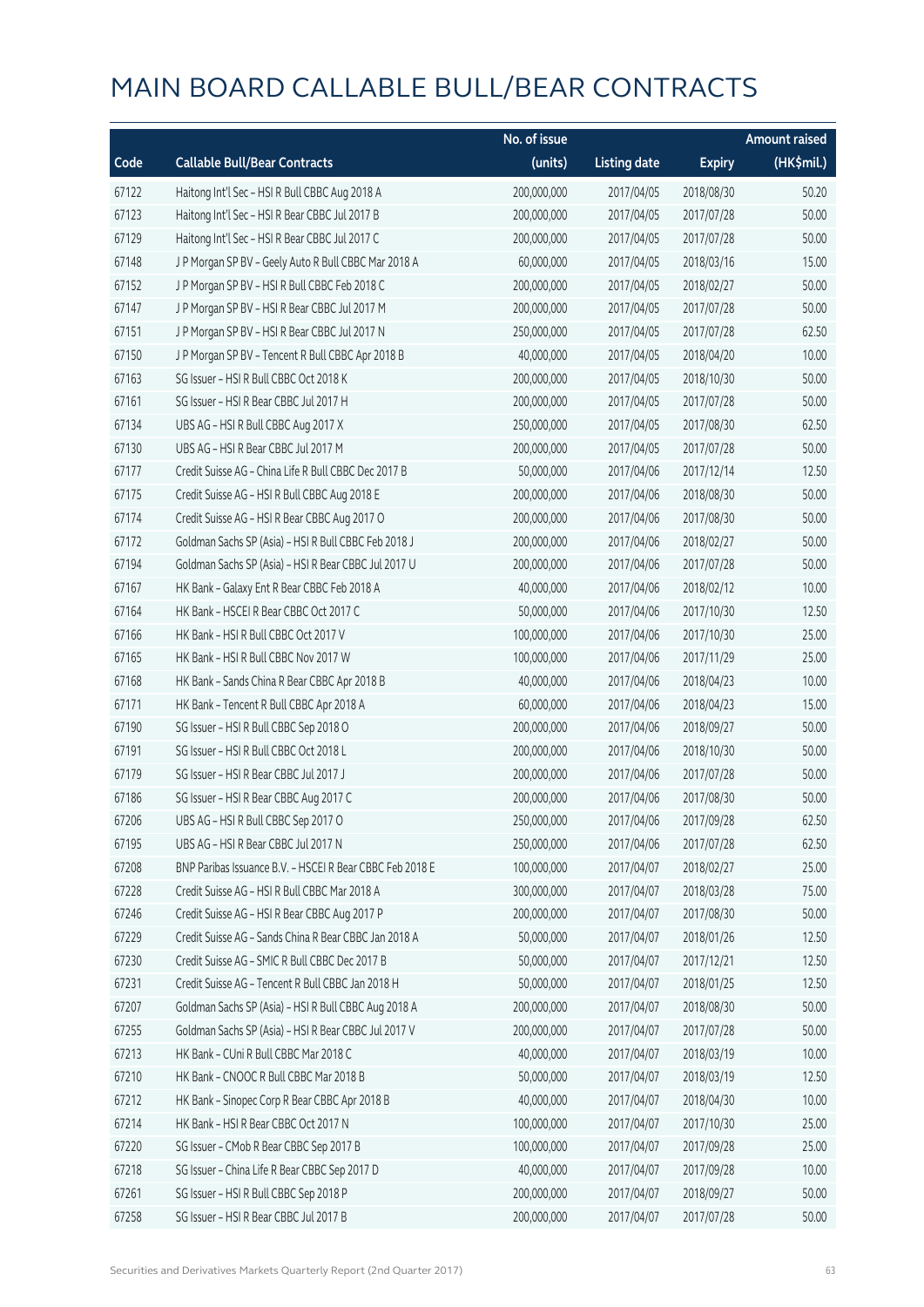# MAIN BOARD CALLABLE BULL/BEAR CONTRACTS

| Code | Callable Bull/Bear Contracts | No. of issue (units) | Listing date | Expiry | Amount raised (HK$mil.) |
|---|---|---|---|---|---|
| 67122 | Haitong Int'l Sec – HSI R Bull CBBC Aug 2018 A | 200,000,000 | 2017/04/05 | 2018/08/30 | 50.20 |
| 67123 | Haitong Int'l Sec – HSI R Bear CBBC Jul 2017 B | 200,000,000 | 2017/04/05 | 2017/07/28 | 50.00 |
| 67129 | Haitong Int'l Sec – HSI R Bear CBBC Jul 2017 C | 200,000,000 | 2017/04/05 | 2017/07/28 | 50.00 |
| 67148 | J P Morgan SP BV – Geely Auto R Bull CBBC Mar 2018 A | 60,000,000 | 2017/04/05 | 2018/03/16 | 15.00 |
| 67152 | J P Morgan SP BV – HSI R Bull CBBC Feb 2018 C | 200,000,000 | 2017/04/05 | 2018/02/27 | 50.00 |
| 67147 | J P Morgan SP BV – HSI R Bear CBBC Jul 2017 M | 200,000,000 | 2017/04/05 | 2017/07/28 | 50.00 |
| 67151 | J P Morgan SP BV – HSI R Bear CBBC Jul 2017 N | 250,000,000 | 2017/04/05 | 2017/07/28 | 62.50 |
| 67150 | J P Morgan SP BV – Tencent R Bull CBBC Apr 2018 B | 40,000,000 | 2017/04/05 | 2018/04/20 | 10.00 |
| 67163 | SG Issuer – HSI R Bull CBBC Oct 2018 K | 200,000,000 | 2017/04/05 | 2018/10/30 | 50.00 |
| 67161 | SG Issuer – HSI R Bear CBBC Jul 2017 H | 200,000,000 | 2017/04/05 | 2017/07/28 | 50.00 |
| 67134 | UBS AG – HSI R Bull CBBC Aug 2017 X | 250,000,000 | 2017/04/05 | 2017/08/30 | 62.50 |
| 67130 | UBS AG – HSI R Bear CBBC Jul 2017 M | 200,000,000 | 2017/04/05 | 2017/07/28 | 50.00 |
| 67177 | Credit Suisse AG – China Life R Bull CBBC Dec 2017 B | 50,000,000 | 2017/04/06 | 2017/12/14 | 12.50 |
| 67175 | Credit Suisse AG – HSI R Bull CBBC Aug 2018 E | 200,000,000 | 2017/04/06 | 2018/08/30 | 50.00 |
| 67174 | Credit Suisse AG – HSI R Bear CBBC Aug 2017 O | 200,000,000 | 2017/04/06 | 2017/08/30 | 50.00 |
| 67172 | Goldman Sachs SP (Asia) – HSI R Bull CBBC Feb 2018 J | 200,000,000 | 2017/04/06 | 2018/02/27 | 50.00 |
| 67194 | Goldman Sachs SP (Asia) – HSI R Bear CBBC Jul 2017 U | 200,000,000 | 2017/04/06 | 2017/07/28 | 50.00 |
| 67167 | HK Bank – Galaxy Ent R Bear CBBC Feb 2018 A | 40,000,000 | 2017/04/06 | 2018/02/12 | 10.00 |
| 67164 | HK Bank – HSCEI R Bear CBBC Oct 2017 C | 50,000,000 | 2017/04/06 | 2017/10/30 | 12.50 |
| 67166 | HK Bank – HSI R Bull CBBC Oct 2017 V | 100,000,000 | 2017/04/06 | 2017/10/30 | 25.00 |
| 67165 | HK Bank – HSI R Bull CBBC Nov 2017 W | 100,000,000 | 2017/04/06 | 2017/11/29 | 25.00 |
| 67168 | HK Bank – Sands China R Bear CBBC Apr 2018 B | 40,000,000 | 2017/04/06 | 2018/04/23 | 10.00 |
| 67171 | HK Bank – Tencent R Bull CBBC Apr 2018 A | 60,000,000 | 2017/04/06 | 2018/04/23 | 15.00 |
| 67190 | SG Issuer – HSI R Bull CBBC Sep 2018 O | 200,000,000 | 2017/04/06 | 2018/09/27 | 50.00 |
| 67191 | SG Issuer – HSI R Bull CBBC Oct 2018 L | 200,000,000 | 2017/04/06 | 2018/10/30 | 50.00 |
| 67179 | SG Issuer – HSI R Bear CBBC Jul 2017 J | 200,000,000 | 2017/04/06 | 2017/07/28 | 50.00 |
| 67186 | SG Issuer – HSI R Bear CBBC Aug 2017 C | 200,000,000 | 2017/04/06 | 2017/08/30 | 50.00 |
| 67206 | UBS AG – HSI R Bull CBBC Sep 2017 O | 250,000,000 | 2017/04/06 | 2017/09/28 | 62.50 |
| 67195 | UBS AG – HSI R Bear CBBC Jul 2017 N | 250,000,000 | 2017/04/06 | 2017/07/28 | 62.50 |
| 67208 | BNP Paribas Issuance B.V. – HSCEI R Bear CBBC Feb 2018 E | 100,000,000 | 2017/04/07 | 2018/02/27 | 25.00 |
| 67228 | Credit Suisse AG – HSI R Bull CBBC Mar 2018 A | 300,000,000 | 2017/04/07 | 2018/03/28 | 75.00 |
| 67246 | Credit Suisse AG – HSI R Bear CBBC Aug 2017 P | 200,000,000 | 2017/04/07 | 2017/08/30 | 50.00 |
| 67229 | Credit Suisse AG – Sands China R Bear CBBC Jan 2018 A | 50,000,000 | 2017/04/07 | 2018/01/26 | 12.50 |
| 67230 | Credit Suisse AG – SMIC R Bull CBBC Dec 2017 B | 50,000,000 | 2017/04/07 | 2017/12/21 | 12.50 |
| 67231 | Credit Suisse AG – Tencent R Bull CBBC Jan 2018 H | 50,000,000 | 2017/04/07 | 2018/01/25 | 12.50 |
| 67207 | Goldman Sachs SP (Asia) – HSI R Bull CBBC Aug 2018 A | 200,000,000 | 2017/04/07 | 2018/08/30 | 50.00 |
| 67255 | Goldman Sachs SP (Asia) – HSI R Bear CBBC Jul 2017 V | 200,000,000 | 2017/04/07 | 2017/07/28 | 50.00 |
| 67213 | HK Bank – CUni R Bull CBBC Mar 2018 C | 40,000,000 | 2017/04/07 | 2018/03/19 | 10.00 |
| 67210 | HK Bank – CNOOC R Bull CBBC Mar 2018 B | 50,000,000 | 2017/04/07 | 2018/03/19 | 12.50 |
| 67212 | HK Bank – Sinopec Corp R Bear CBBC Apr 2018 B | 40,000,000 | 2017/04/07 | 2018/04/30 | 10.00 |
| 67214 | HK Bank – HSI R Bear CBBC Oct 2017 N | 100,000,000 | 2017/04/07 | 2017/10/30 | 25.00 |
| 67220 | SG Issuer – CMob R Bear CBBC Sep 2017 B | 100,000,000 | 2017/04/07 | 2017/09/28 | 25.00 |
| 67218 | SG Issuer – China Life R Bear CBBC Sep 2017 D | 40,000,000 | 2017/04/07 | 2017/09/28 | 10.00 |
| 67261 | SG Issuer – HSI R Bull CBBC Sep 2018 P | 200,000,000 | 2017/04/07 | 2018/09/27 | 50.00 |
| 67258 | SG Issuer – HSI R Bear CBBC Jul 2017 B | 200,000,000 | 2017/04/07 | 2017/07/28 | 50.00 |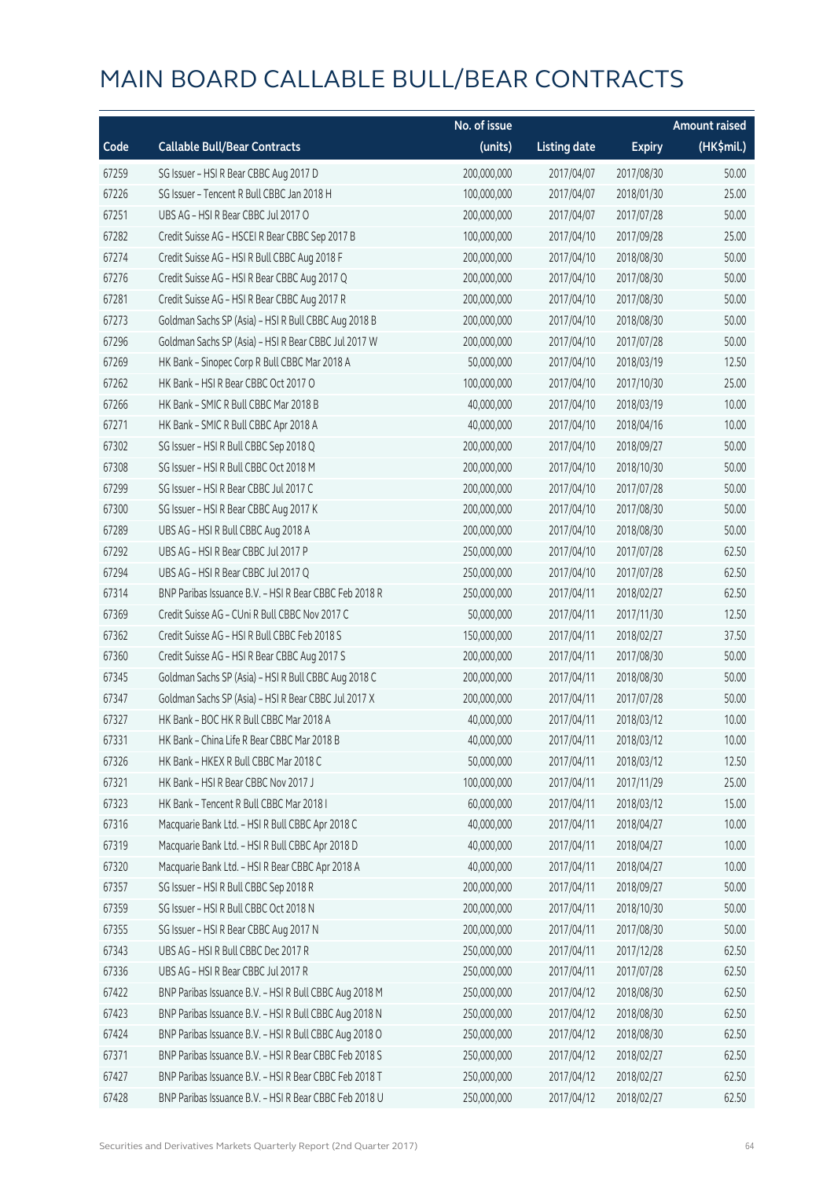# MAIN BOARD CALLABLE BULL/BEAR CONTRACTS

| Code | Callable Bull/Bear Contracts | No. of issue (units) | Listing date | Expiry | Amount raised (HK$mil.) |
|---|---|---|---|---|---|
| 67259 | SG Issuer – HSI R Bear CBBC Aug 2017 D | 200,000,000 | 2017/04/07 | 2017/08/30 | 50.00 |
| 67226 | SG Issuer – Tencent R Bull CBBC Jan 2018 H | 100,000,000 | 2017/04/07 | 2018/01/30 | 25.00 |
| 67251 | UBS AG – HSI R Bear CBBC Jul 2017 O | 200,000,000 | 2017/04/07 | 2017/07/28 | 50.00 |
| 67282 | Credit Suisse AG – HSCEI R Bear CBBC Sep 2017 B | 100,000,000 | 2017/04/10 | 2017/09/28 | 25.00 |
| 67274 | Credit Suisse AG – HSI R Bull CBBC Aug 2018 F | 200,000,000 | 2017/04/10 | 2018/08/30 | 50.00 |
| 67276 | Credit Suisse AG – HSI R Bear CBBC Aug 2017 Q | 200,000,000 | 2017/04/10 | 2017/08/30 | 50.00 |
| 67281 | Credit Suisse AG – HSI R Bear CBBC Aug 2017 R | 200,000,000 | 2017/04/10 | 2017/08/30 | 50.00 |
| 67273 | Goldman Sachs SP (Asia) – HSI R Bull CBBC Aug 2018 B | 200,000,000 | 2017/04/10 | 2018/08/30 | 50.00 |
| 67296 | Goldman Sachs SP (Asia) – HSI R Bear CBBC Jul 2017 W | 200,000,000 | 2017/04/10 | 2017/07/28 | 50.00 |
| 67269 | HK Bank – Sinopec Corp R Bull CBBC Mar 2018 A | 50,000,000 | 2017/04/10 | 2018/03/19 | 12.50 |
| 67262 | HK Bank – HSI R Bear CBBC Oct 2017 O | 100,000,000 | 2017/04/10 | 2017/10/30 | 25.00 |
| 67266 | HK Bank – SMIC R Bull CBBC Mar 2018 B | 40,000,000 | 2017/04/10 | 2018/03/19 | 10.00 |
| 67271 | HK Bank – SMIC R Bull CBBC Apr 2018 A | 40,000,000 | 2017/04/10 | 2018/04/16 | 10.00 |
| 67302 | SG Issuer – HSI R Bull CBBC Sep 2018 Q | 200,000,000 | 2017/04/10 | 2018/09/27 | 50.00 |
| 67308 | SG Issuer – HSI R Bull CBBC Oct 2018 M | 200,000,000 | 2017/04/10 | 2018/10/30 | 50.00 |
| 67299 | SG Issuer – HSI R Bear CBBC Jul 2017 C | 200,000,000 | 2017/04/10 | 2017/07/28 | 50.00 |
| 67300 | SG Issuer – HSI R Bear CBBC Aug 2017 K | 200,000,000 | 2017/04/10 | 2017/08/30 | 50.00 |
| 67289 | UBS AG – HSI R Bull CBBC Aug 2018 A | 200,000,000 | 2017/04/10 | 2018/08/30 | 50.00 |
| 67292 | UBS AG – HSI R Bear CBBC Jul 2017 P | 250,000,000 | 2017/04/10 | 2017/07/28 | 62.50 |
| 67294 | UBS AG – HSI R Bear CBBC Jul 2017 Q | 250,000,000 | 2017/04/10 | 2017/07/28 | 62.50 |
| 67314 | BNP Paribas Issuance B.V. – HSI R Bear CBBC Feb 2018 R | 250,000,000 | 2017/04/11 | 2018/02/27 | 62.50 |
| 67369 | Credit Suisse AG – CUni R Bull CBBC Nov 2017 C | 50,000,000 | 2017/04/11 | 2017/11/30 | 12.50 |
| 67362 | Credit Suisse AG – HSI R Bull CBBC Feb 2018 S | 150,000,000 | 2017/04/11 | 2018/02/27 | 37.50 |
| 67360 | Credit Suisse AG – HSI R Bear CBBC Aug 2017 S | 200,000,000 | 2017/04/11 | 2017/08/30 | 50.00 |
| 67345 | Goldman Sachs SP (Asia) – HSI R Bull CBBC Aug 2018 C | 200,000,000 | 2017/04/11 | 2018/08/30 | 50.00 |
| 67347 | Goldman Sachs SP (Asia) – HSI R Bear CBBC Jul 2017 X | 200,000,000 | 2017/04/11 | 2017/07/28 | 50.00 |
| 67327 | HK Bank – BOC HK R Bull CBBC Mar 2018 A | 40,000,000 | 2017/04/11 | 2018/03/12 | 10.00 |
| 67331 | HK Bank – China Life R Bear CBBC Mar 2018 B | 40,000,000 | 2017/04/11 | 2018/03/12 | 10.00 |
| 67326 | HK Bank – HKEX R Bull CBBC Mar 2018 C | 50,000,000 | 2017/04/11 | 2018/03/12 | 12.50 |
| 67321 | HK Bank – HSI R Bear CBBC Nov 2017 J | 100,000,000 | 2017/04/11 | 2017/11/29 | 25.00 |
| 67323 | HK Bank – Tencent R Bull CBBC Mar 2018 I | 60,000,000 | 2017/04/11 | 2018/03/12 | 15.00 |
| 67316 | Macquarie Bank Ltd. – HSI R Bull CBBC Apr 2018 C | 40,000,000 | 2017/04/11 | 2018/04/27 | 10.00 |
| 67319 | Macquarie Bank Ltd. – HSI R Bull CBBC Apr 2018 D | 40,000,000 | 2017/04/11 | 2018/04/27 | 10.00 |
| 67320 | Macquarie Bank Ltd. – HSI R Bear CBBC Apr 2018 A | 40,000,000 | 2017/04/11 | 2018/04/27 | 10.00 |
| 67357 | SG Issuer – HSI R Bull CBBC Sep 2018 R | 200,000,000 | 2017/04/11 | 2018/09/27 | 50.00 |
| 67359 | SG Issuer – HSI R Bull CBBC Oct 2018 N | 200,000,000 | 2017/04/11 | 2018/10/30 | 50.00 |
| 67355 | SG Issuer – HSI R Bear CBBC Aug 2017 N | 200,000,000 | 2017/04/11 | 2017/08/30 | 50.00 |
| 67343 | UBS AG – HSI R Bull CBBC Dec 2017 R | 250,000,000 | 2017/04/11 | 2017/12/28 | 62.50 |
| 67336 | UBS AG – HSI R Bear CBBC Jul 2017 R | 250,000,000 | 2017/04/11 | 2017/07/28 | 62.50 |
| 67422 | BNP Paribas Issuance B.V. – HSI R Bull CBBC Aug 2018 M | 250,000,000 | 2017/04/12 | 2018/08/30 | 62.50 |
| 67423 | BNP Paribas Issuance B.V. – HSI R Bull CBBC Aug 2018 N | 250,000,000 | 2017/04/12 | 2018/08/30 | 62.50 |
| 67424 | BNP Paribas Issuance B.V. – HSI R Bull CBBC Aug 2018 O | 250,000,000 | 2017/04/12 | 2018/08/30 | 62.50 |
| 67371 | BNP Paribas Issuance B.V. – HSI R Bear CBBC Feb 2018 S | 250,000,000 | 2017/04/12 | 2018/02/27 | 62.50 |
| 67427 | BNP Paribas Issuance B.V. – HSI R Bear CBBC Feb 2018 T | 250,000,000 | 2017/04/12 | 2018/02/27 | 62.50 |
| 67428 | BNP Paribas Issuance B.V. – HSI R Bear CBBC Feb 2018 U | 250,000,000 | 2017/04/12 | 2018/02/27 | 62.50 |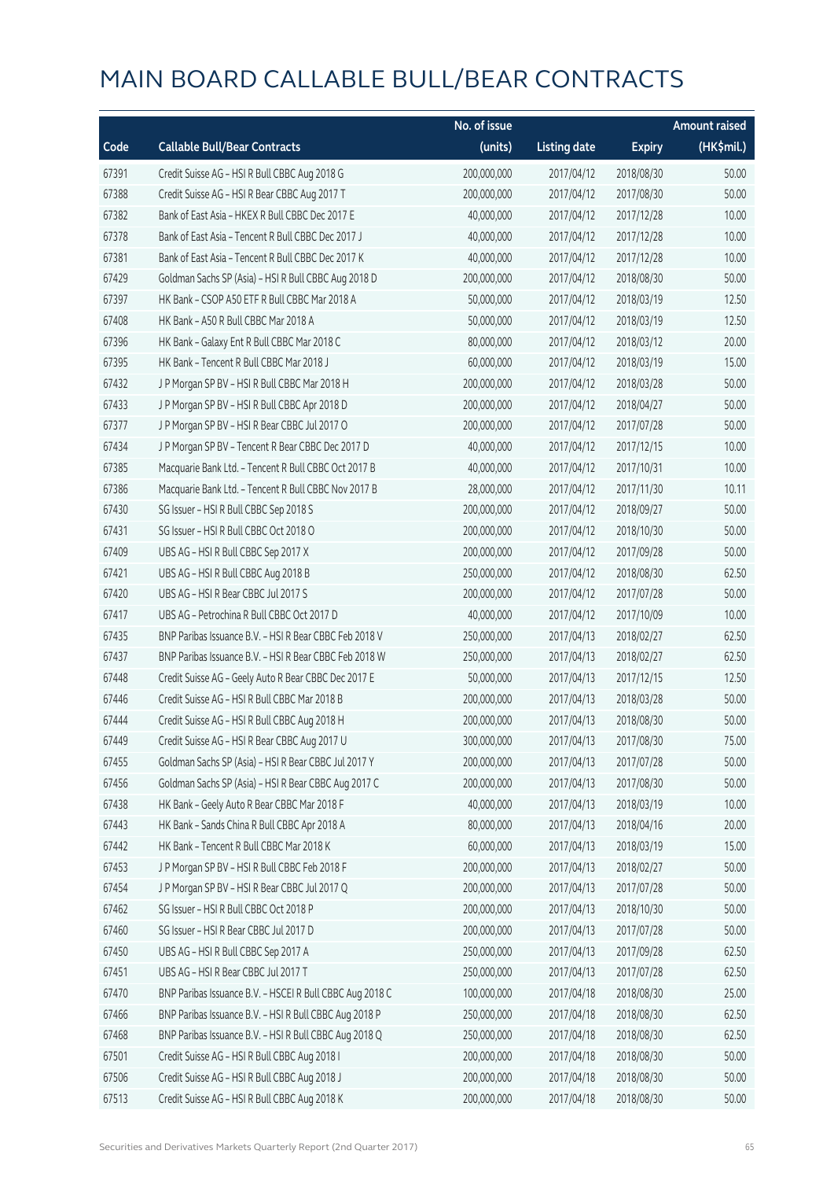# MAIN BOARD CALLABLE BULL/BEAR CONTRACTS

| Code | Callable Bull/Bear Contracts | No. of issue (units) | Listing date | Expiry | Amount raised (HK$mil.) |
|---|---|---|---|---|---|
| 67391 | Credit Suisse AG – HSI R Bull CBBC Aug 2018 G | 200,000,000 | 2017/04/12 | 2018/08/30 | 50.00 |
| 67388 | Credit Suisse AG – HSI R Bear CBBC Aug 2017 T | 200,000,000 | 2017/04/12 | 2017/08/30 | 50.00 |
| 67382 | Bank of East Asia – HKEX R Bull CBBC Dec 2017 E | 40,000,000 | 2017/04/12 | 2017/12/28 | 10.00 |
| 67378 | Bank of East Asia – Tencent R Bull CBBC Dec 2017 J | 40,000,000 | 2017/04/12 | 2017/12/28 | 10.00 |
| 67381 | Bank of East Asia – Tencent R Bull CBBC Dec 2017 K | 40,000,000 | 2017/04/12 | 2017/12/28 | 10.00 |
| 67429 | Goldman Sachs SP (Asia) – HSI R Bull CBBC Aug 2018 D | 200,000,000 | 2017/04/12 | 2018/08/30 | 50.00 |
| 67397 | HK Bank – CSOP A50 ETF R Bull CBBC Mar 2018 A | 50,000,000 | 2017/04/12 | 2018/03/19 | 12.50 |
| 67408 | HK Bank – A50 R Bull CBBC Mar 2018 A | 50,000,000 | 2017/04/12 | 2018/03/19 | 12.50 |
| 67396 | HK Bank – Galaxy Ent R Bull CBBC Mar 2018 C | 80,000,000 | 2017/04/12 | 2018/03/12 | 20.00 |
| 67395 | HK Bank – Tencent R Bull CBBC Mar 2018 J | 60,000,000 | 2017/04/12 | 2018/03/19 | 15.00 |
| 67432 | J P Morgan SP BV – HSI R Bull CBBC Mar 2018 H | 200,000,000 | 2017/04/12 | 2018/03/28 | 50.00 |
| 67433 | J P Morgan SP BV – HSI R Bull CBBC Apr 2018 D | 200,000,000 | 2017/04/12 | 2018/04/27 | 50.00 |
| 67377 | J P Morgan SP BV – HSI R Bear CBBC Jul 2017 O | 200,000,000 | 2017/04/12 | 2017/07/28 | 50.00 |
| 67434 | J P Morgan SP BV – Tencent R Bear CBBC Dec 2017 D | 40,000,000 | 2017/04/12 | 2017/12/15 | 10.00 |
| 67385 | Macquarie Bank Ltd. – Tencent R Bull CBBC Oct 2017 B | 40,000,000 | 2017/04/12 | 2017/10/31 | 10.00 |
| 67386 | Macquarie Bank Ltd. – Tencent R Bull CBBC Nov 2017 B | 28,000,000 | 2017/04/12 | 2017/11/30 | 10.11 |
| 67430 | SG Issuer – HSI R Bull CBBC Sep 2018 S | 200,000,000 | 2017/04/12 | 2018/09/27 | 50.00 |
| 67431 | SG Issuer – HSI R Bull CBBC Oct 2018 O | 200,000,000 | 2017/04/12 | 2018/10/30 | 50.00 |
| 67409 | UBS AG – HSI R Bull CBBC Sep 2017 X | 200,000,000 | 2017/04/12 | 2017/09/28 | 50.00 |
| 67421 | UBS AG – HSI R Bull CBBC Aug 2018 B | 250,000,000 | 2017/04/12 | 2018/08/30 | 62.50 |
| 67420 | UBS AG – HSI R Bear CBBC Jul 2017 S | 200,000,000 | 2017/04/12 | 2017/07/28 | 50.00 |
| 67417 | UBS AG – Petrochina R Bull CBBC Oct 2017 D | 40,000,000 | 2017/04/12 | 2017/10/09 | 10.00 |
| 67435 | BNP Paribas Issuance B.V. – HSI R Bear CBBC Feb 2018 V | 250,000,000 | 2017/04/13 | 2018/02/27 | 62.50 |
| 67437 | BNP Paribas Issuance B.V. – HSI R Bear CBBC Feb 2018 W | 250,000,000 | 2017/04/13 | 2018/02/27 | 62.50 |
| 67448 | Credit Suisse AG – Geely Auto R Bear CBBC Dec 2017 E | 50,000,000 | 2017/04/13 | 2017/12/15 | 12.50 |
| 67446 | Credit Suisse AG – HSI R Bull CBBC Mar 2018 B | 200,000,000 | 2017/04/13 | 2018/03/28 | 50.00 |
| 67444 | Credit Suisse AG – HSI R Bull CBBC Aug 2018 H | 200,000,000 | 2017/04/13 | 2018/08/30 | 50.00 |
| 67449 | Credit Suisse AG – HSI R Bear CBBC Aug 2017 U | 300,000,000 | 2017/04/13 | 2017/08/30 | 75.00 |
| 67455 | Goldman Sachs SP (Asia) – HSI R Bear CBBC Jul 2017 Y | 200,000,000 | 2017/04/13 | 2017/07/28 | 50.00 |
| 67456 | Goldman Sachs SP (Asia) – HSI R Bear CBBC Aug 2017 C | 200,000,000 | 2017/04/13 | 2017/08/30 | 50.00 |
| 67438 | HK Bank – Geely Auto R Bear CBBC Mar 2018 F | 40,000,000 | 2017/04/13 | 2018/03/19 | 10.00 |
| 67443 | HK Bank – Sands China R Bull CBBC Apr 2018 A | 80,000,000 | 2017/04/13 | 2018/04/16 | 20.00 |
| 67442 | HK Bank – Tencent R Bull CBBC Mar 2018 K | 60,000,000 | 2017/04/13 | 2018/03/19 | 15.00 |
| 67453 | J P Morgan SP BV – HSI R Bull CBBC Feb 2018 F | 200,000,000 | 2017/04/13 | 2018/02/27 | 50.00 |
| 67454 | J P Morgan SP BV – HSI R Bear CBBC Jul 2017 Q | 200,000,000 | 2017/04/13 | 2017/07/28 | 50.00 |
| 67462 | SG Issuer – HSI R Bull CBBC Oct 2018 P | 200,000,000 | 2017/04/13 | 2018/10/30 | 50.00 |
| 67460 | SG Issuer – HSI R Bear CBBC Jul 2017 D | 200,000,000 | 2017/04/13 | 2017/07/28 | 50.00 |
| 67450 | UBS AG – HSI R Bull CBBC Sep 2017 A | 250,000,000 | 2017/04/13 | 2017/09/28 | 62.50 |
| 67451 | UBS AG – HSI R Bear CBBC Jul 2017 T | 250,000,000 | 2017/04/13 | 2017/07/28 | 62.50 |
| 67470 | BNP Paribas Issuance B.V. – HSCEI R Bull CBBC Aug 2018 C | 100,000,000 | 2017/04/18 | 2018/08/30 | 25.00 |
| 67466 | BNP Paribas Issuance B.V. – HSI R Bull CBBC Aug 2018 P | 250,000,000 | 2017/04/18 | 2018/08/30 | 62.50 |
| 67468 | BNP Paribas Issuance B.V. – HSI R Bull CBBC Aug 2018 Q | 250,000,000 | 2017/04/18 | 2018/08/30 | 62.50 |
| 67501 | Credit Suisse AG – HSI R Bull CBBC Aug 2018 I | 200,000,000 | 2017/04/18 | 2018/08/30 | 50.00 |
| 67506 | Credit Suisse AG – HSI R Bull CBBC Aug 2018 J | 200,000,000 | 2017/04/18 | 2018/08/30 | 50.00 |
| 67513 | Credit Suisse AG – HSI R Bull CBBC Aug 2018 K | 200,000,000 | 2017/04/18 | 2018/08/30 | 50.00 |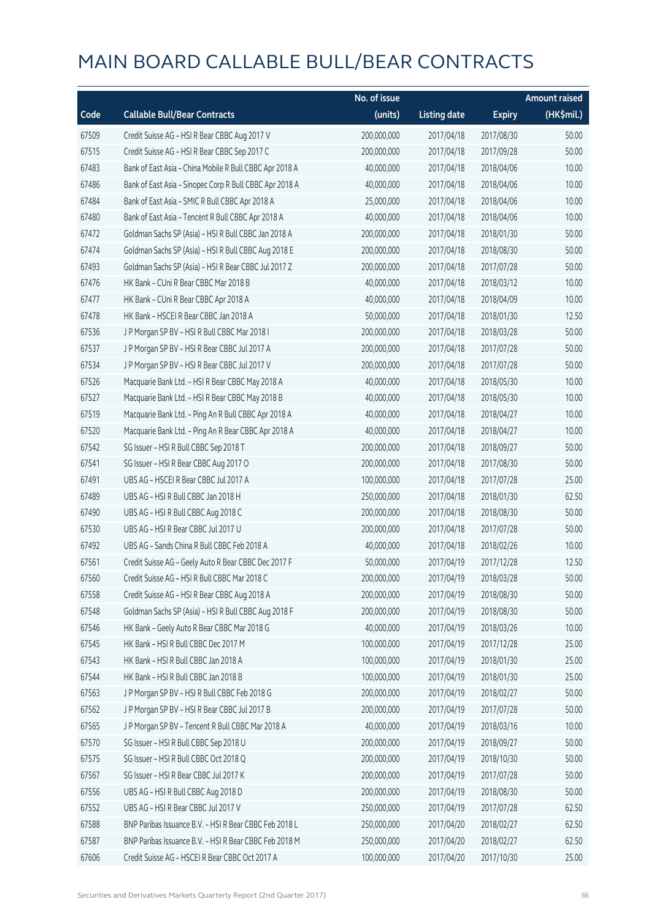# MAIN BOARD CALLABLE BULL/BEAR CONTRACTS

| Code | Callable Bull/Bear Contracts | No. of issue (units) | Listing date | Expiry | Amount raised (HK$mil.) |
|---|---|---|---|---|---|
| 67509 | Credit Suisse AG – HSI R Bear CBBC Aug 2017 V | 200,000,000 | 2017/04/18 | 2017/08/30 | 50.00 |
| 67515 | Credit Suisse AG – HSI R Bear CBBC Sep 2017 C | 200,000,000 | 2017/04/18 | 2017/09/28 | 50.00 |
| 67483 | Bank of East Asia – China Mobile R Bull CBBC Apr 2018 A | 40,000,000 | 2017/04/18 | 2018/04/06 | 10.00 |
| 67486 | Bank of East Asia – Sinopec Corp R Bull CBBC Apr 2018 A | 40,000,000 | 2017/04/18 | 2018/04/06 | 10.00 |
| 67484 | Bank of East Asia – SMIC R Bull CBBC Apr 2018 A | 25,000,000 | 2017/04/18 | 2018/04/06 | 10.00 |
| 67480 | Bank of East Asia – Tencent R Bull CBBC Apr 2018 A | 40,000,000 | 2017/04/18 | 2018/04/06 | 10.00 |
| 67472 | Goldman Sachs SP (Asia) – HSI R Bull CBBC Jan 2018 A | 200,000,000 | 2017/04/18 | 2018/01/30 | 50.00 |
| 67474 | Goldman Sachs SP (Asia) – HSI R Bull CBBC Aug 2018 E | 200,000,000 | 2017/04/18 | 2018/08/30 | 50.00 |
| 67493 | Goldman Sachs SP (Asia) – HSI R Bear CBBC Jul 2017 Z | 200,000,000 | 2017/04/18 | 2017/07/28 | 50.00 |
| 67476 | HK Bank – CUni R Bear CBBC Mar 2018 B | 40,000,000 | 2017/04/18 | 2018/03/12 | 10.00 |
| 67477 | HK Bank – CUni R Bear CBBC Apr 2018 A | 40,000,000 | 2017/04/18 | 2018/04/09 | 10.00 |
| 67478 | HK Bank – HSCEI R Bear CBBC Jan 2018 A | 50,000,000 | 2017/04/18 | 2018/01/30 | 12.50 |
| 67536 | J P Morgan SP BV – HSI R Bull CBBC Mar 2018 I | 200,000,000 | 2017/04/18 | 2018/03/28 | 50.00 |
| 67537 | J P Morgan SP BV – HSI R Bear CBBC Jul 2017 A | 200,000,000 | 2017/04/18 | 2017/07/28 | 50.00 |
| 67534 | J P Morgan SP BV – HSI R Bear CBBC Jul 2017 V | 200,000,000 | 2017/04/18 | 2017/07/28 | 50.00 |
| 67526 | Macquarie Bank Ltd. – HSI R Bear CBBC May 2018 A | 40,000,000 | 2017/04/18 | 2018/05/30 | 10.00 |
| 67527 | Macquarie Bank Ltd. – HSI R Bear CBBC May 2018 B | 40,000,000 | 2017/04/18 | 2018/05/30 | 10.00 |
| 67519 | Macquarie Bank Ltd. – Ping An R Bull CBBC Apr 2018 A | 40,000,000 | 2017/04/18 | 2018/04/27 | 10.00 |
| 67520 | Macquarie Bank Ltd. – Ping An R Bear CBBC Apr 2018 A | 40,000,000 | 2017/04/18 | 2018/04/27 | 10.00 |
| 67542 | SG Issuer – HSI R Bull CBBC Sep 2018 T | 200,000,000 | 2017/04/18 | 2018/09/27 | 50.00 |
| 67541 | SG Issuer – HSI R Bear CBBC Aug 2017 O | 200,000,000 | 2017/04/18 | 2017/08/30 | 50.00 |
| 67491 | UBS AG – HSCEI R Bear CBBC Jul 2017 A | 100,000,000 | 2017/04/18 | 2017/07/28 | 25.00 |
| 67489 | UBS AG – HSI R Bull CBBC Jan 2018 H | 250,000,000 | 2017/04/18 | 2018/01/30 | 62.50 |
| 67490 | UBS AG – HSI R Bull CBBC Aug 2018 C | 200,000,000 | 2017/04/18 | 2018/08/30 | 50.00 |
| 67530 | UBS AG – HSI R Bear CBBC Jul 2017 U | 200,000,000 | 2017/04/18 | 2017/07/28 | 50.00 |
| 67492 | UBS AG – Sands China R Bull CBBC Feb 2018 A | 40,000,000 | 2017/04/18 | 2018/02/26 | 10.00 |
| 67561 | Credit Suisse AG – Geely Auto R Bear CBBC Dec 2017 F | 50,000,000 | 2017/04/19 | 2017/12/28 | 12.50 |
| 67560 | Credit Suisse AG – HSI R Bull CBBC Mar 2018 C | 200,000,000 | 2017/04/19 | 2018/03/28 | 50.00 |
| 67558 | Credit Suisse AG – HSI R Bear CBBC Aug 2018 A | 200,000,000 | 2017/04/19 | 2018/08/30 | 50.00 |
| 67548 | Goldman Sachs SP (Asia) – HSI R Bull CBBC Aug 2018 F | 200,000,000 | 2017/04/19 | 2018/08/30 | 50.00 |
| 67546 | HK Bank – Geely Auto R Bear CBBC Mar 2018 G | 40,000,000 | 2017/04/19 | 2018/03/26 | 10.00 |
| 67545 | HK Bank – HSI R Bull CBBC Dec 2017 M | 100,000,000 | 2017/04/19 | 2017/12/28 | 25.00 |
| 67543 | HK Bank – HSI R Bull CBBC Jan 2018 A | 100,000,000 | 2017/04/19 | 2018/01/30 | 25.00 |
| 67544 | HK Bank – HSI R Bull CBBC Jan 2018 B | 100,000,000 | 2017/04/19 | 2018/01/30 | 25.00 |
| 67563 | J P Morgan SP BV – HSI R Bull CBBC Feb 2018 G | 200,000,000 | 2017/04/19 | 2018/02/27 | 50.00 |
| 67562 | J P Morgan SP BV – HSI R Bear CBBC Jul 2017 B | 200,000,000 | 2017/04/19 | 2017/07/28 | 50.00 |
| 67565 | J P Morgan SP BV – Tencent R Bull CBBC Mar 2018 A | 40,000,000 | 2017/04/19 | 2018/03/16 | 10.00 |
| 67570 | SG Issuer – HSI R Bull CBBC Sep 2018 U | 200,000,000 | 2017/04/19 | 2018/09/27 | 50.00 |
| 67575 | SG Issuer – HSI R Bull CBBC Oct 2018 Q | 200,000,000 | 2017/04/19 | 2018/10/30 | 50.00 |
| 67567 | SG Issuer – HSI R Bear CBBC Jul 2017 K | 200,000,000 | 2017/04/19 | 2017/07/28 | 50.00 |
| 67556 | UBS AG – HSI R Bull CBBC Aug 2018 D | 200,000,000 | 2017/04/19 | 2018/08/30 | 50.00 |
| 67552 | UBS AG – HSI R Bear CBBC Jul 2017 V | 250,000,000 | 2017/04/19 | 2017/07/28 | 62.50 |
| 67588 | BNP Paribas Issuance B.V. – HSI R Bear CBBC Feb 2018 L | 250,000,000 | 2017/04/20 | 2018/02/27 | 62.50 |
| 67587 | BNP Paribas Issuance B.V. – HSI R Bear CBBC Feb 2018 M | 250,000,000 | 2017/04/20 | 2018/02/27 | 62.50 |
| 67606 | Credit Suisse AG – HSCEI R Bear CBBC Oct 2017 A | 100,000,000 | 2017/04/20 | 2017/10/30 | 25.00 |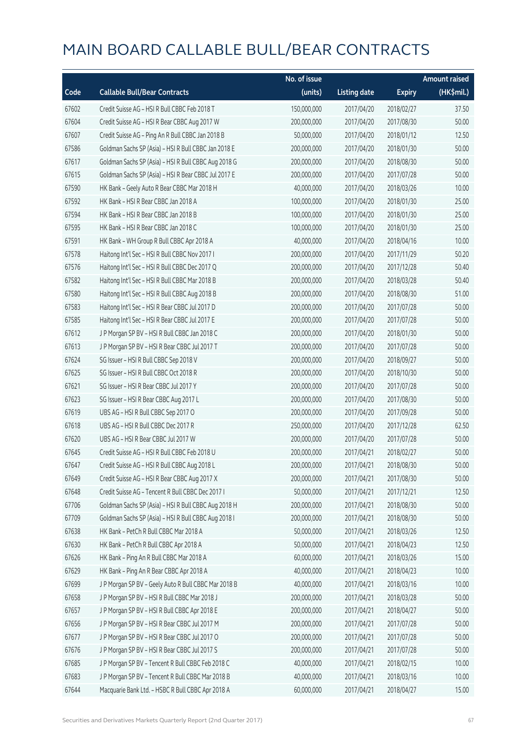# MAIN BOARD CALLABLE BULL/BEAR CONTRACTS

| Code | Callable Bull/Bear Contracts | No. of issue (units) | Listing date | Expiry | Amount raised (HK$mil.) |
|---|---|---|---|---|---|
| 67602 | Credit Suisse AG – HSI R Bull CBBC Feb 2018 T | 150,000,000 | 2017/04/20 | 2018/02/27 | 37.50 |
| 67604 | Credit Suisse AG – HSI R Bear CBBC Aug 2017 W | 200,000,000 | 2017/04/20 | 2017/08/30 | 50.00 |
| 67607 | Credit Suisse AG – Ping An R Bull CBBC Jan 2018 B | 50,000,000 | 2017/04/20 | 2018/01/12 | 12.50 |
| 67586 | Goldman Sachs SP (Asia) – HSI R Bull CBBC Jan 2018 E | 200,000,000 | 2017/04/20 | 2018/01/30 | 50.00 |
| 67617 | Goldman Sachs SP (Asia) – HSI R Bull CBBC Aug 2018 G | 200,000,000 | 2017/04/20 | 2018/08/30 | 50.00 |
| 67615 | Goldman Sachs SP (Asia) – HSI R Bear CBBC Jul 2017 E | 200,000,000 | 2017/04/20 | 2017/07/28 | 50.00 |
| 67590 | HK Bank – Geely Auto R Bear CBBC Mar 2018 H | 40,000,000 | 2017/04/20 | 2018/03/26 | 10.00 |
| 67592 | HK Bank – HSI R Bear CBBC Jan 2018 A | 100,000,000 | 2017/04/20 | 2018/01/30 | 25.00 |
| 67594 | HK Bank – HSI R Bear CBBC Jan 2018 B | 100,000,000 | 2017/04/20 | 2018/01/30 | 25.00 |
| 67595 | HK Bank – HSI R Bear CBBC Jan 2018 C | 100,000,000 | 2017/04/20 | 2018/01/30 | 25.00 |
| 67591 | HK Bank – WH Group R Bull CBBC Apr 2018 A | 40,000,000 | 2017/04/20 | 2018/04/16 | 10.00 |
| 67578 | Haitong Int'l Sec – HSI R Bull CBBC Nov 2017 I | 200,000,000 | 2017/04/20 | 2017/11/29 | 50.20 |
| 67576 | Haitong Int'l Sec – HSI R Bull CBBC Dec 2017 Q | 200,000,000 | 2017/04/20 | 2017/12/28 | 50.40 |
| 67582 | Haitong Int'l Sec – HSI R Bull CBBC Mar 2018 B | 200,000,000 | 2017/04/20 | 2018/03/28 | 50.40 |
| 67580 | Haitong Int'l Sec – HSI R Bull CBBC Aug 2018 B | 200,000,000 | 2017/04/20 | 2018/08/30 | 51.00 |
| 67583 | Haitong Int'l Sec – HSI R Bear CBBC Jul 2017 D | 200,000,000 | 2017/04/20 | 2017/07/28 | 50.00 |
| 67585 | Haitong Int'l Sec – HSI R Bear CBBC Jul 2017 E | 200,000,000 | 2017/04/20 | 2017/07/28 | 50.00 |
| 67612 | J P Morgan SP BV – HSI R Bull CBBC Jan 2018 C | 200,000,000 | 2017/04/20 | 2018/01/30 | 50.00 |
| 67613 | J P Morgan SP BV – HSI R Bear CBBC Jul 2017 T | 200,000,000 | 2017/04/20 | 2017/07/28 | 50.00 |
| 67624 | SG Issuer – HSI R Bull CBBC Sep 2018 V | 200,000,000 | 2017/04/20 | 2018/09/27 | 50.00 |
| 67625 | SG Issuer – HSI R Bull CBBC Oct 2018 R | 200,000,000 | 2017/04/20 | 2018/10/30 | 50.00 |
| 67621 | SG Issuer – HSI R Bear CBBC Jul 2017 Y | 200,000,000 | 2017/04/20 | 2017/07/28 | 50.00 |
| 67623 | SG Issuer – HSI R Bear CBBC Aug 2017 L | 200,000,000 | 2017/04/20 | 2017/08/30 | 50.00 |
| 67619 | UBS AG – HSI R Bull CBBC Sep 2017 O | 200,000,000 | 2017/04/20 | 2017/09/28 | 50.00 |
| 67618 | UBS AG – HSI R Bull CBBC Dec 2017 R | 250,000,000 | 2017/04/20 | 2017/12/28 | 62.50 |
| 67620 | UBS AG – HSI R Bear CBBC Jul 2017 W | 200,000,000 | 2017/04/20 | 2017/07/28 | 50.00 |
| 67645 | Credit Suisse AG – HSI R Bull CBBC Feb 2018 U | 200,000,000 | 2017/04/21 | 2018/02/27 | 50.00 |
| 67647 | Credit Suisse AG – HSI R Bull CBBC Aug 2018 L | 200,000,000 | 2017/04/21 | 2018/08/30 | 50.00 |
| 67649 | Credit Suisse AG – HSI R Bear CBBC Aug 2017 X | 200,000,000 | 2017/04/21 | 2017/08/30 | 50.00 |
| 67648 | Credit Suisse AG – Tencent R Bull CBBC Dec 2017 I | 50,000,000 | 2017/04/21 | 2017/12/21 | 12.50 |
| 67706 | Goldman Sachs SP (Asia) – HSI R Bull CBBC Aug 2018 H | 200,000,000 | 2017/04/21 | 2018/08/30 | 50.00 |
| 67709 | Goldman Sachs SP (Asia) – HSI R Bull CBBC Aug 2018 I | 200,000,000 | 2017/04/21 | 2018/08/30 | 50.00 |
| 67638 | HK Bank – PetCh R Bull CBBC Mar 2018 A | 50,000,000 | 2017/04/21 | 2018/03/26 | 12.50 |
| 67630 | HK Bank – PetCh R Bull CBBC Apr 2018 A | 50,000,000 | 2017/04/21 | 2018/04/23 | 12.50 |
| 67626 | HK Bank – Ping An R Bull CBBC Mar 2018 A | 60,000,000 | 2017/04/21 | 2018/03/26 | 15.00 |
| 67629 | HK Bank – Ping An R Bear CBBC Apr 2018 A | 40,000,000 | 2017/04/21 | 2018/04/23 | 10.00 |
| 67699 | J P Morgan SP BV – Geely Auto R Bull CBBC Mar 2018 B | 40,000,000 | 2017/04/21 | 2018/03/16 | 10.00 |
| 67658 | J P Morgan SP BV – HSI R Bull CBBC Mar 2018 J | 200,000,000 | 2017/04/21 | 2018/03/28 | 50.00 |
| 67657 | J P Morgan SP BV – HSI R Bull CBBC Apr 2018 E | 200,000,000 | 2017/04/21 | 2018/04/27 | 50.00 |
| 67656 | J P Morgan SP BV – HSI R Bear CBBC Jul 2017 M | 200,000,000 | 2017/04/21 | 2017/07/28 | 50.00 |
| 67677 | J P Morgan SP BV – HSI R Bear CBBC Jul 2017 O | 200,000,000 | 2017/04/21 | 2017/07/28 | 50.00 |
| 67676 | J P Morgan SP BV – HSI R Bear CBBC Jul 2017 S | 200,000,000 | 2017/04/21 | 2017/07/28 | 50.00 |
| 67685 | J P Morgan SP BV – Tencent R Bull CBBC Feb 2018 C | 40,000,000 | 2017/04/21 | 2018/02/15 | 10.00 |
| 67683 | J P Morgan SP BV – Tencent R Bull CBBC Mar 2018 B | 40,000,000 | 2017/04/21 | 2018/03/16 | 10.00 |
| 67644 | Macquarie Bank Ltd. – HSBC R Bull CBBC Apr 2018 A | 60,000,000 | 2017/04/21 | 2018/04/27 | 15.00 |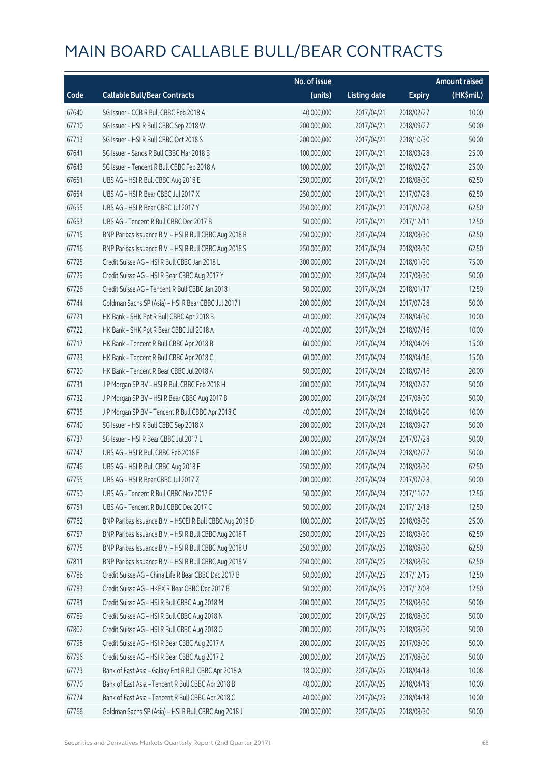# MAIN BOARD CALLABLE BULL/BEAR CONTRACTS

| Code | Callable Bull/Bear Contracts | No. of issue (units) | Listing date | Expiry | Amount raised (HK$mil.) |
|---|---|---|---|---|---|
| 67640 | SG Issuer – CCB R Bull CBBC Feb 2018 A | 40,000,000 | 2017/04/21 | 2018/02/27 | 10.00 |
| 67710 | SG Issuer – HSI R Bull CBBC Sep 2018 W | 200,000,000 | 2017/04/21 | 2018/09/27 | 50.00 |
| 67713 | SG Issuer – HSI R Bull CBBC Oct 2018 S | 200,000,000 | 2017/04/21 | 2018/10/30 | 50.00 |
| 67641 | SG Issuer – Sands R Bull CBBC Mar 2018 B | 100,000,000 | 2017/04/21 | 2018/03/28 | 25.00 |
| 67643 | SG Issuer – Tencent R Bull CBBC Feb 2018 A | 100,000,000 | 2017/04/21 | 2018/02/27 | 25.00 |
| 67651 | UBS AG – HSI R Bull CBBC Aug 2018 E | 250,000,000 | 2017/04/21 | 2018/08/30 | 62.50 |
| 67654 | UBS AG – HSI R Bear CBBC Jul 2017 X | 250,000,000 | 2017/04/21 | 2017/07/28 | 62.50 |
| 67655 | UBS AG – HSI R Bear CBBC Jul 2017 Y | 250,000,000 | 2017/04/21 | 2017/07/28 | 62.50 |
| 67653 | UBS AG – Tencent R Bull CBBC Dec 2017 B | 50,000,000 | 2017/04/21 | 2017/12/11 | 12.50 |
| 67715 | BNP Paribas Issuance B.V. – HSI R Bull CBBC Aug 2018 R | 250,000,000 | 2017/04/24 | 2018/08/30 | 62.50 |
| 67716 | BNP Paribas Issuance B.V. – HSI R Bull CBBC Aug 2018 S | 250,000,000 | 2017/04/24 | 2018/08/30 | 62.50 |
| 67725 | Credit Suisse AG – HSI R Bull CBBC Jan 2018 L | 300,000,000 | 2017/04/24 | 2018/01/30 | 75.00 |
| 67729 | Credit Suisse AG – HSI R Bear CBBC Aug 2017 Y | 200,000,000 | 2017/04/24 | 2017/08/30 | 50.00 |
| 67726 | Credit Suisse AG – Tencent R Bull CBBC Jan 2018 I | 50,000,000 | 2017/04/24 | 2018/01/17 | 12.50 |
| 67744 | Goldman Sachs SP (Asia) – HSI R Bear CBBC Jul 2017 I | 200,000,000 | 2017/04/24 | 2017/07/28 | 50.00 |
| 67721 | HK Bank – SHK Ppt R Bull CBBC Apr 2018 B | 40,000,000 | 2017/04/24 | 2018/04/30 | 10.00 |
| 67722 | HK Bank – SHK Ppt R Bear CBBC Jul 2018 A | 40,000,000 | 2017/04/24 | 2018/07/16 | 10.00 |
| 67717 | HK Bank – Tencent R Bull CBBC Apr 2018 B | 60,000,000 | 2017/04/24 | 2018/04/09 | 15.00 |
| 67723 | HK Bank – Tencent R Bull CBBC Apr 2018 C | 60,000,000 | 2017/04/24 | 2018/04/16 | 15.00 |
| 67720 | HK Bank – Tencent R Bear CBBC Jul 2018 A | 50,000,000 | 2017/04/24 | 2018/07/16 | 20.00 |
| 67731 | J P Morgan SP BV – HSI R Bull CBBC Feb 2018 H | 200,000,000 | 2017/04/24 | 2018/02/27 | 50.00 |
| 67732 | J P Morgan SP BV – HSI R Bear CBBC Aug 2017 B | 200,000,000 | 2017/04/24 | 2017/08/30 | 50.00 |
| 67735 | J P Morgan SP BV – Tencent R Bull CBBC Apr 2018 C | 40,000,000 | 2017/04/24 | 2018/04/20 | 10.00 |
| 67740 | SG Issuer – HSI R Bull CBBC Sep 2018 X | 200,000,000 | 2017/04/24 | 2018/09/27 | 50.00 |
| 67737 | SG Issuer – HSI R Bear CBBC Jul 2017 L | 200,000,000 | 2017/04/24 | 2017/07/28 | 50.00 |
| 67747 | UBS AG – HSI R Bull CBBC Feb 2018 E | 200,000,000 | 2017/04/24 | 2018/02/27 | 50.00 |
| 67746 | UBS AG – HSI R Bull CBBC Aug 2018 F | 250,000,000 | 2017/04/24 | 2018/08/30 | 62.50 |
| 67755 | UBS AG – HSI R Bear CBBC Jul 2017 Z | 200,000,000 | 2017/04/24 | 2017/07/28 | 50.00 |
| 67750 | UBS AG – Tencent R Bull CBBC Nov 2017 F | 50,000,000 | 2017/04/24 | 2017/11/27 | 12.50 |
| 67751 | UBS AG – Tencent R Bull CBBC Dec 2017 C | 50,000,000 | 2017/04/24 | 2017/12/18 | 12.50 |
| 67762 | BNP Paribas Issuance B.V. – HSCEI R Bull CBBC Aug 2018 D | 100,000,000 | 2017/04/25 | 2018/08/30 | 25.00 |
| 67757 | BNP Paribas Issuance B.V. – HSI R Bull CBBC Aug 2018 T | 250,000,000 | 2017/04/25 | 2018/08/30 | 62.50 |
| 67775 | BNP Paribas Issuance B.V. – HSI R Bull CBBC Aug 2018 U | 250,000,000 | 2017/04/25 | 2018/08/30 | 62.50 |
| 67811 | BNP Paribas Issuance B.V. – HSI R Bull CBBC Aug 2018 V | 250,000,000 | 2017/04/25 | 2018/08/30 | 62.50 |
| 67786 | Credit Suisse AG – China Life R Bear CBBC Dec 2017 B | 50,000,000 | 2017/04/25 | 2017/12/15 | 12.50 |
| 67783 | Credit Suisse AG – HKEX R Bear CBBC Dec 2017 B | 50,000,000 | 2017/04/25 | 2017/12/08 | 12.50 |
| 67781 | Credit Suisse AG – HSI R Bull CBBC Aug 2018 M | 200,000,000 | 2017/04/25 | 2018/08/30 | 50.00 |
| 67789 | Credit Suisse AG – HSI R Bull CBBC Aug 2018 N | 200,000,000 | 2017/04/25 | 2018/08/30 | 50.00 |
| 67802 | Credit Suisse AG – HSI R Bull CBBC Aug 2018 O | 200,000,000 | 2017/04/25 | 2018/08/30 | 50.00 |
| 67798 | Credit Suisse AG – HSI R Bear CBBC Aug 2017 A | 200,000,000 | 2017/04/25 | 2017/08/30 | 50.00 |
| 67796 | Credit Suisse AG – HSI R Bear CBBC Aug 2017 Z | 200,000,000 | 2017/04/25 | 2017/08/30 | 50.00 |
| 67773 | Bank of East Asia – Galaxy Ent R Bull CBBC Apr 2018 A | 18,000,000 | 2017/04/25 | 2018/04/18 | 10.08 |
| 67770 | Bank of East Asia – Tencent R Bull CBBC Apr 2018 B | 40,000,000 | 2017/04/25 | 2018/04/18 | 10.00 |
| 67774 | Bank of East Asia – Tencent R Bull CBBC Apr 2018 C | 40,000,000 | 2017/04/25 | 2018/04/18 | 10.00 |
| 67766 | Goldman Sachs SP (Asia) – HSI R Bull CBBC Aug 2018 J | 200,000,000 | 2017/04/25 | 2018/08/30 | 50.00 |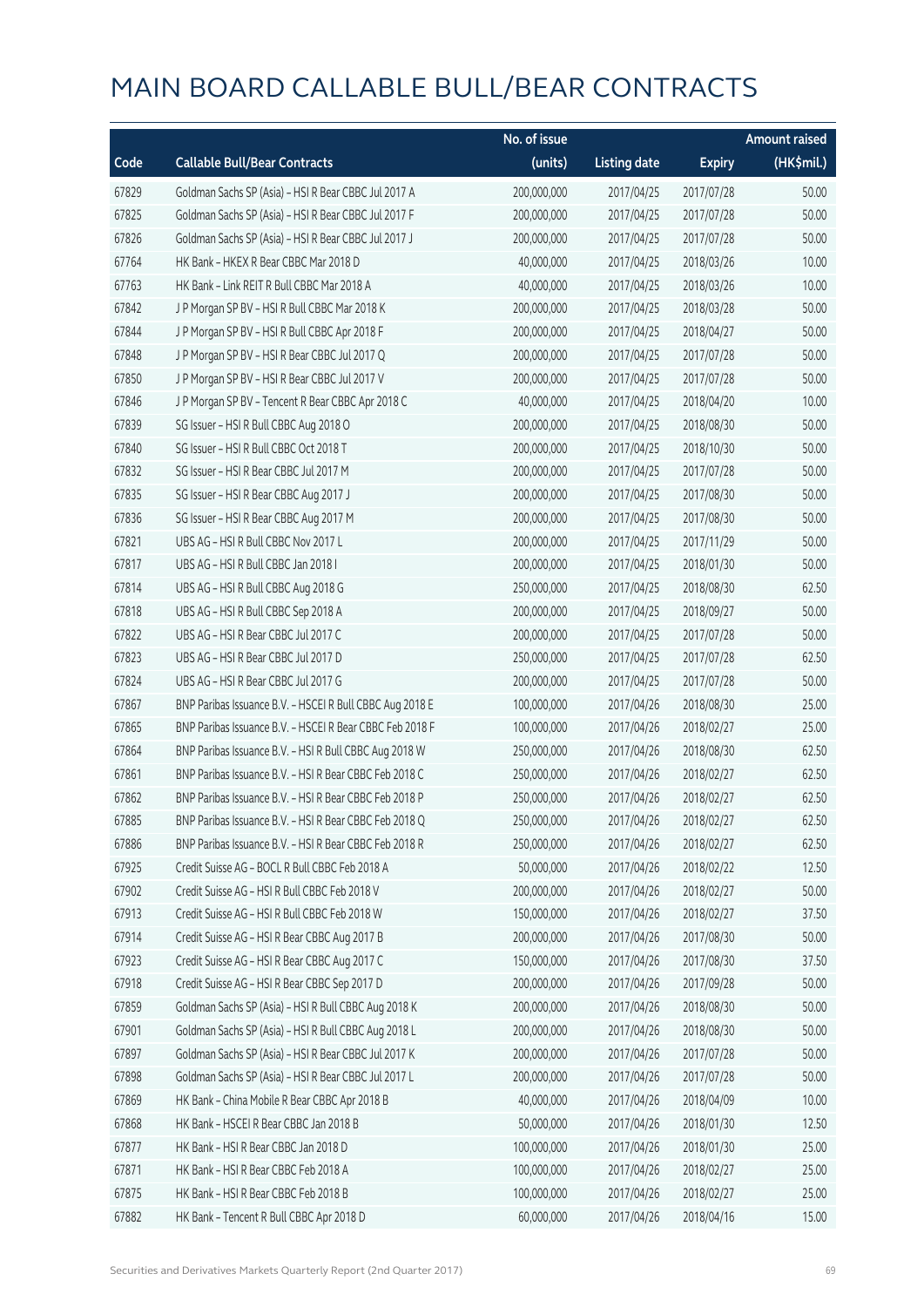# MAIN BOARD CALLABLE BULL/BEAR CONTRACTS

| Code | Callable Bull/Bear Contracts | No. of issue (units) | Listing date | Expiry | Amount raised (HK$mil.) |
|---|---|---|---|---|---|
| 67829 | Goldman Sachs SP (Asia) – HSI R Bear CBBC Jul 2017 A | 200,000,000 | 2017/04/25 | 2017/07/28 | 50.00 |
| 67825 | Goldman Sachs SP (Asia) – HSI R Bear CBBC Jul 2017 F | 200,000,000 | 2017/04/25 | 2017/07/28 | 50.00 |
| 67826 | Goldman Sachs SP (Asia) – HSI R Bear CBBC Jul 2017 J | 200,000,000 | 2017/04/25 | 2017/07/28 | 50.00 |
| 67764 | HK Bank – HKEX R Bear CBBC Mar 2018 D | 40,000,000 | 2017/04/25 | 2018/03/26 | 10.00 |
| 67763 | HK Bank – Link REIT R Bull CBBC Mar 2018 A | 40,000,000 | 2017/04/25 | 2018/03/26 | 10.00 |
| 67842 | J P Morgan SP BV – HSI R Bull CBBC Mar 2018 K | 200,000,000 | 2017/04/25 | 2018/03/28 | 50.00 |
| 67844 | J P Morgan SP BV – HSI R Bull CBBC Apr 2018 F | 200,000,000 | 2017/04/25 | 2018/04/27 | 50.00 |
| 67848 | J P Morgan SP BV – HSI R Bear CBBC Jul 2017 Q | 200,000,000 | 2017/04/25 | 2017/07/28 | 50.00 |
| 67850 | J P Morgan SP BV – HSI R Bear CBBC Jul 2017 V | 200,000,000 | 2017/04/25 | 2017/07/28 | 50.00 |
| 67846 | J P Morgan SP BV – Tencent R Bear CBBC Apr 2018 C | 40,000,000 | 2017/04/25 | 2018/04/20 | 10.00 |
| 67839 | SG Issuer – HSI R Bull CBBC Aug 2018 O | 200,000,000 | 2017/04/25 | 2018/08/30 | 50.00 |
| 67840 | SG Issuer – HSI R Bull CBBC Oct 2018 T | 200,000,000 | 2017/04/25 | 2018/10/30 | 50.00 |
| 67832 | SG Issuer – HSI R Bear CBBC Jul 2017 M | 200,000,000 | 2017/04/25 | 2017/07/28 | 50.00 |
| 67835 | SG Issuer – HSI R Bear CBBC Aug 2017 J | 200,000,000 | 2017/04/25 | 2017/08/30 | 50.00 |
| 67836 | SG Issuer – HSI R Bear CBBC Aug 2017 M | 200,000,000 | 2017/04/25 | 2017/08/30 | 50.00 |
| 67821 | UBS AG – HSI R Bull CBBC Nov 2017 L | 200,000,000 | 2017/04/25 | 2017/11/29 | 50.00 |
| 67817 | UBS AG – HSI R Bull CBBC Jan 2018 I | 200,000,000 | 2017/04/25 | 2018/01/30 | 50.00 |
| 67814 | UBS AG – HSI R Bull CBBC Aug 2018 G | 250,000,000 | 2017/04/25 | 2018/08/30 | 62.50 |
| 67818 | UBS AG – HSI R Bull CBBC Sep 2018 A | 200,000,000 | 2017/04/25 | 2018/09/27 | 50.00 |
| 67822 | UBS AG – HSI R Bear CBBC Jul 2017 C | 200,000,000 | 2017/04/25 | 2017/07/28 | 50.00 |
| 67823 | UBS AG – HSI R Bear CBBC Jul 2017 D | 250,000,000 | 2017/04/25 | 2017/07/28 | 62.50 |
| 67824 | UBS AG – HSI R Bear CBBC Jul 2017 G | 200,000,000 | 2017/04/25 | 2017/07/28 | 50.00 |
| 67867 | BNP Paribas Issuance B.V. – HSCEI R Bull CBBC Aug 2018 E | 100,000,000 | 2017/04/26 | 2018/08/30 | 25.00 |
| 67865 | BNP Paribas Issuance B.V. – HSCEI R Bear CBBC Feb 2018 F | 100,000,000 | 2017/04/26 | 2018/02/27 | 25.00 |
| 67864 | BNP Paribas Issuance B.V. – HSI R Bull CBBC Aug 2018 W | 250,000,000 | 2017/04/26 | 2018/08/30 | 62.50 |
| 67861 | BNP Paribas Issuance B.V. – HSI R Bear CBBC Feb 2018 C | 250,000,000 | 2017/04/26 | 2018/02/27 | 62.50 |
| 67862 | BNP Paribas Issuance B.V. – HSI R Bear CBBC Feb 2018 P | 250,000,000 | 2017/04/26 | 2018/02/27 | 62.50 |
| 67885 | BNP Paribas Issuance B.V. – HSI R Bear CBBC Feb 2018 Q | 250,000,000 | 2017/04/26 | 2018/02/27 | 62.50 |
| 67886 | BNP Paribas Issuance B.V. – HSI R Bear CBBC Feb 2018 R | 250,000,000 | 2017/04/26 | 2018/02/27 | 62.50 |
| 67925 | Credit Suisse AG – BOCL R Bull CBBC Feb 2018 A | 50,000,000 | 2017/04/26 | 2018/02/22 | 12.50 |
| 67902 | Credit Suisse AG – HSI R Bull CBBC Feb 2018 V | 200,000,000 | 2017/04/26 | 2018/02/27 | 50.00 |
| 67913 | Credit Suisse AG – HSI R Bull CBBC Feb 2018 W | 150,000,000 | 2017/04/26 | 2018/02/27 | 37.50 |
| 67914 | Credit Suisse AG – HSI R Bear CBBC Aug 2017 B | 200,000,000 | 2017/04/26 | 2017/08/30 | 50.00 |
| 67923 | Credit Suisse AG – HSI R Bear CBBC Aug 2017 C | 150,000,000 | 2017/04/26 | 2017/08/30 | 37.50 |
| 67918 | Credit Suisse AG – HSI R Bear CBBC Sep 2017 D | 200,000,000 | 2017/04/26 | 2017/09/28 | 50.00 |
| 67859 | Goldman Sachs SP (Asia) – HSI R Bull CBBC Aug 2018 K | 200,000,000 | 2017/04/26 | 2018/08/30 | 50.00 |
| 67901 | Goldman Sachs SP (Asia) – HSI R Bull CBBC Aug 2018 L | 200,000,000 | 2017/04/26 | 2018/08/30 | 50.00 |
| 67897 | Goldman Sachs SP (Asia) – HSI R Bear CBBC Jul 2017 K | 200,000,000 | 2017/04/26 | 2017/07/28 | 50.00 |
| 67898 | Goldman Sachs SP (Asia) – HSI R Bear CBBC Jul 2017 L | 200,000,000 | 2017/04/26 | 2017/07/28 | 50.00 |
| 67869 | HK Bank – China Mobile R Bear CBBC Apr 2018 B | 40,000,000 | 2017/04/26 | 2018/04/09 | 10.00 |
| 67868 | HK Bank – HSCEI R Bear CBBC Jan 2018 B | 50,000,000 | 2017/04/26 | 2018/01/30 | 12.50 |
| 67877 | HK Bank – HSI R Bear CBBC Jan 2018 D | 100,000,000 | 2017/04/26 | 2018/01/30 | 25.00 |
| 67871 | HK Bank – HSI R Bear CBBC Feb 2018 A | 100,000,000 | 2017/04/26 | 2018/02/27 | 25.00 |
| 67875 | HK Bank – HSI R Bear CBBC Feb 2018 B | 100,000,000 | 2017/04/26 | 2018/02/27 | 25.00 |
| 67882 | HK Bank – Tencent R Bull CBBC Apr 2018 D | 60,000,000 | 2017/04/26 | 2018/04/16 | 15.00 |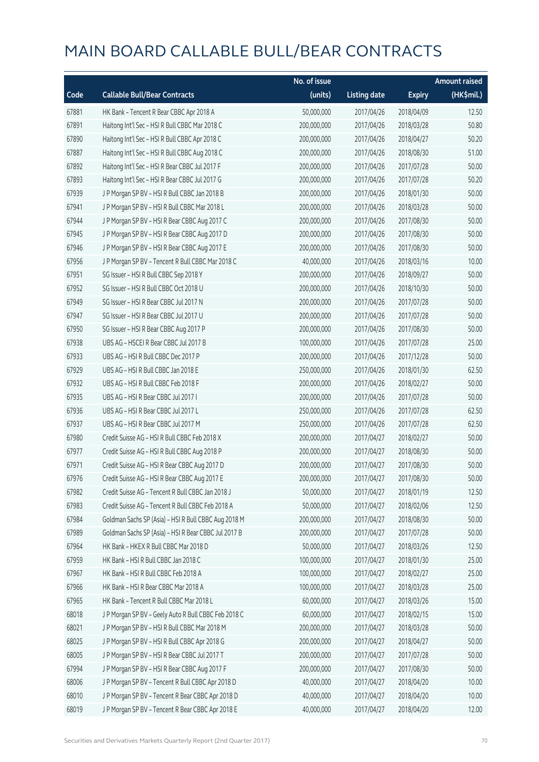# MAIN BOARD CALLABLE BULL/BEAR CONTRACTS

| Code | Callable Bull/Bear Contracts | No. of issue (units) | Listing date | Expiry | Amount raised (HK$mil.) |
|---|---|---|---|---|---|
| 67881 | HK Bank – Tencent R Bear CBBC Apr 2018 A | 50,000,000 | 2017/04/26 | 2018/04/09 | 12.50 |
| 67891 | Haitong Int'l Sec – HSI R Bull CBBC Mar 2018 C | 200,000,000 | 2017/04/26 | 2018/03/28 | 50.80 |
| 67890 | Haitong Int'l Sec – HSI R Bull CBBC Apr 2018 C | 200,000,000 | 2017/04/26 | 2018/04/27 | 50.20 |
| 67887 | Haitong Int'l Sec – HSI R Bull CBBC Aug 2018 C | 200,000,000 | 2017/04/26 | 2018/08/30 | 51.00 |
| 67892 | Haitong Int'l Sec – HSI R Bear CBBC Jul 2017 F | 200,000,000 | 2017/04/26 | 2017/07/28 | 50.00 |
| 67893 | Haitong Int'l Sec – HSI R Bear CBBC Jul 2017 G | 200,000,000 | 2017/04/26 | 2017/07/28 | 50.20 |
| 67939 | J P Morgan SP BV – HSI R Bull CBBC Jan 2018 B | 200,000,000 | 2017/04/26 | 2018/01/30 | 50.00 |
| 67941 | J P Morgan SP BV – HSI R Bull CBBC Mar 2018 L | 200,000,000 | 2017/04/26 | 2018/03/28 | 50.00 |
| 67944 | J P Morgan SP BV – HSI R Bear CBBC Aug 2017 C | 200,000,000 | 2017/04/26 | 2017/08/30 | 50.00 |
| 67945 | J P Morgan SP BV – HSI R Bear CBBC Aug 2017 D | 200,000,000 | 2017/04/26 | 2017/08/30 | 50.00 |
| 67946 | J P Morgan SP BV – HSI R Bear CBBC Aug 2017 E | 200,000,000 | 2017/04/26 | 2017/08/30 | 50.00 |
| 67956 | J P Morgan SP BV – Tencent R Bull CBBC Mar 2018 C | 40,000,000 | 2017/04/26 | 2018/03/16 | 10.00 |
| 67951 | SG Issuer – HSI R Bull CBBC Sep 2018 Y | 200,000,000 | 2017/04/26 | 2018/09/27 | 50.00 |
| 67952 | SG Issuer – HSI R Bull CBBC Oct 2018 U | 200,000,000 | 2017/04/26 | 2018/10/30 | 50.00 |
| 67949 | SG Issuer – HSI R Bear CBBC Jul 2017 N | 200,000,000 | 2017/04/26 | 2017/07/28 | 50.00 |
| 67947 | SG Issuer – HSI R Bear CBBC Jul 2017 U | 200,000,000 | 2017/04/26 | 2017/07/28 | 50.00 |
| 67950 | SG Issuer – HSI R Bear CBBC Aug 2017 P | 200,000,000 | 2017/04/26 | 2017/08/30 | 50.00 |
| 67938 | UBS AG – HSCEI R Bear CBBC Jul 2017 B | 100,000,000 | 2017/04/26 | 2017/07/28 | 25.00 |
| 67933 | UBS AG – HSI R Bull CBBC Dec 2017 P | 200,000,000 | 2017/04/26 | 2017/12/28 | 50.00 |
| 67929 | UBS AG – HSI R Bull CBBC Jan 2018 E | 250,000,000 | 2017/04/26 | 2018/01/30 | 62.50 |
| 67932 | UBS AG – HSI R Bull CBBC Feb 2018 F | 200,000,000 | 2017/04/26 | 2018/02/27 | 50.00 |
| 67935 | UBS AG – HSI R Bear CBBC Jul 2017 I | 200,000,000 | 2017/04/26 | 2017/07/28 | 50.00 |
| 67936 | UBS AG – HSI R Bear CBBC Jul 2017 L | 250,000,000 | 2017/04/26 | 2017/07/28 | 62.50 |
| 67937 | UBS AG – HSI R Bear CBBC Jul 2017 M | 250,000,000 | 2017/04/26 | 2017/07/28 | 62.50 |
| 67980 | Credit Suisse AG – HSI R Bull CBBC Feb 2018 X | 200,000,000 | 2017/04/27 | 2018/02/27 | 50.00 |
| 67977 | Credit Suisse AG – HSI R Bull CBBC Aug 2018 P | 200,000,000 | 2017/04/27 | 2018/08/30 | 50.00 |
| 67971 | Credit Suisse AG – HSI R Bear CBBC Aug 2017 D | 200,000,000 | 2017/04/27 | 2017/08/30 | 50.00 |
| 67976 | Credit Suisse AG – HSI R Bear CBBC Aug 2017 E | 200,000,000 | 2017/04/27 | 2017/08/30 | 50.00 |
| 67982 | Credit Suisse AG – Tencent R Bull CBBC Jan 2018 J | 50,000,000 | 2017/04/27 | 2018/01/19 | 12.50 |
| 67983 | Credit Suisse AG – Tencent R Bull CBBC Feb 2018 A | 50,000,000 | 2017/04/27 | 2018/02/06 | 12.50 |
| 67984 | Goldman Sachs SP (Asia) – HSI R Bull CBBC Aug 2018 M | 200,000,000 | 2017/04/27 | 2018/08/30 | 50.00 |
| 67989 | Goldman Sachs SP (Asia) – HSI R Bear CBBC Jul 2017 B | 200,000,000 | 2017/04/27 | 2017/07/28 | 50.00 |
| 67964 | HK Bank – HKEX R Bull CBBC Mar 2018 D | 50,000,000 | 2017/04/27 | 2018/03/26 | 12.50 |
| 67959 | HK Bank – HSI R Bull CBBC Jan 2018 C | 100,000,000 | 2017/04/27 | 2018/01/30 | 25.00 |
| 67967 | HK Bank – HSI R Bull CBBC Feb 2018 A | 100,000,000 | 2017/04/27 | 2018/02/27 | 25.00 |
| 67966 | HK Bank – HSI R Bear CBBC Mar 2018 A | 100,000,000 | 2017/04/27 | 2018/03/28 | 25.00 |
| 67965 | HK Bank – Tencent R Bull CBBC Mar 2018 L | 60,000,000 | 2017/04/27 | 2018/03/26 | 15.00 |
| 68018 | J P Morgan SP BV – Geely Auto R Bull CBBC Feb 2018 C | 60,000,000 | 2017/04/27 | 2018/02/15 | 15.00 |
| 68021 | J P Morgan SP BV – HSI R Bull CBBC Mar 2018 M | 200,000,000 | 2017/04/27 | 2018/03/28 | 50.00 |
| 68025 | J P Morgan SP BV – HSI R Bull CBBC Apr 2018 G | 200,000,000 | 2017/04/27 | 2018/04/27 | 50.00 |
| 68005 | J P Morgan SP BV – HSI R Bear CBBC Jul 2017 T | 200,000,000 | 2017/04/27 | 2017/07/28 | 50.00 |
| 67994 | J P Morgan SP BV – HSI R Bear CBBC Aug 2017 F | 200,000,000 | 2017/04/27 | 2017/08/30 | 50.00 |
| 68006 | J P Morgan SP BV – Tencent R Bull CBBC Apr 2018 D | 40,000,000 | 2017/04/27 | 2018/04/20 | 10.00 |
| 68010 | J P Morgan SP BV – Tencent R Bear CBBC Apr 2018 D | 40,000,000 | 2017/04/27 | 2018/04/20 | 10.00 |
| 68019 | J P Morgan SP BV – Tencent R Bear CBBC Apr 2018 E | 40,000,000 | 2017/04/27 | 2018/04/20 | 12.00 |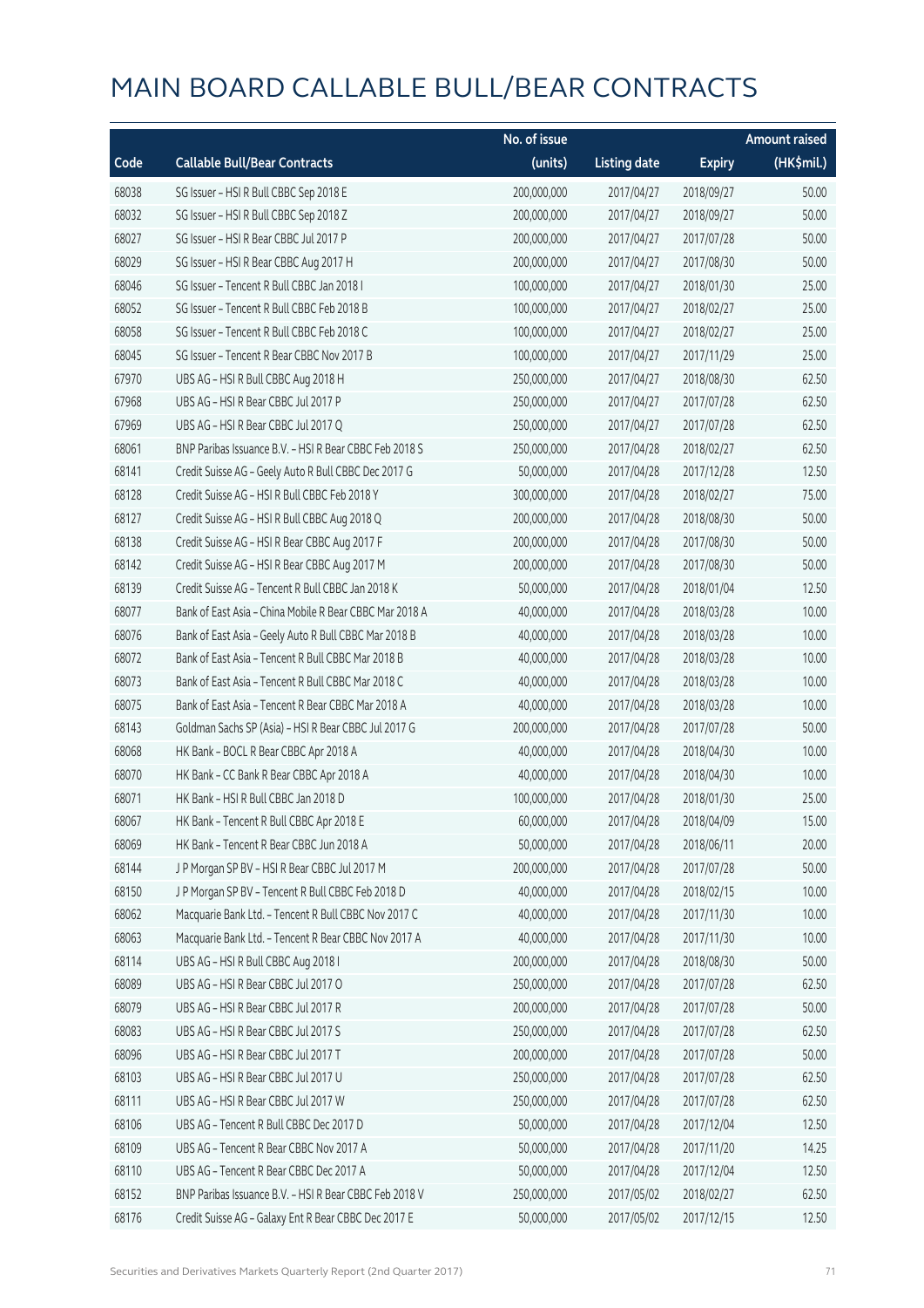# MAIN BOARD CALLABLE BULL/BEAR CONTRACTS

| Code | Callable Bull/Bear Contracts | No. of issue (units) | Listing date | Expiry | Amount raised (HK$mil.) |
|---|---|---|---|---|---|
| 68038 | SG Issuer – HSI R Bull CBBC Sep 2018 E | 200,000,000 | 2017/04/27 | 2018/09/27 | 50.00 |
| 68032 | SG Issuer – HSI R Bull CBBC Sep 2018 Z | 200,000,000 | 2017/04/27 | 2018/09/27 | 50.00 |
| 68027 | SG Issuer – HSI R Bear CBBC Jul 2017 P | 200,000,000 | 2017/04/27 | 2017/07/28 | 50.00 |
| 68029 | SG Issuer – HSI R Bear CBBC Aug 2017 H | 200,000,000 | 2017/04/27 | 2017/08/30 | 50.00 |
| 68046 | SG Issuer – Tencent R Bull CBBC Jan 2018 I | 100,000,000 | 2017/04/27 | 2018/01/30 | 25.00 |
| 68052 | SG Issuer – Tencent R Bull CBBC Feb 2018 B | 100,000,000 | 2017/04/27 | 2018/02/27 | 25.00 |
| 68058 | SG Issuer – Tencent R Bull CBBC Feb 2018 C | 100,000,000 | 2017/04/27 | 2018/02/27 | 25.00 |
| 68045 | SG Issuer – Tencent R Bear CBBC Nov 2017 B | 100,000,000 | 2017/04/27 | 2017/11/29 | 25.00 |
| 67970 | UBS AG – HSI R Bull CBBC Aug 2018 H | 250,000,000 | 2017/04/27 | 2018/08/30 | 62.50 |
| 67968 | UBS AG – HSI R Bear CBBC Jul 2017 P | 250,000,000 | 2017/04/27 | 2017/07/28 | 62.50 |
| 67969 | UBS AG – HSI R Bear CBBC Jul 2017 Q | 250,000,000 | 2017/04/27 | 2017/07/28 | 62.50 |
| 68061 | BNP Paribas Issuance B.V. – HSI R Bear CBBC Feb 2018 S | 250,000,000 | 2017/04/28 | 2018/02/27 | 62.50 |
| 68141 | Credit Suisse AG – Geely Auto R Bull CBBC Dec 2017 G | 50,000,000 | 2017/04/28 | 2017/12/28 | 12.50 |
| 68128 | Credit Suisse AG – HSI R Bull CBBC Feb 2018 Y | 300,000,000 | 2017/04/28 | 2018/02/27 | 75.00 |
| 68127 | Credit Suisse AG – HSI R Bull CBBC Aug 2018 Q | 200,000,000 | 2017/04/28 | 2018/08/30 | 50.00 |
| 68138 | Credit Suisse AG – HSI R Bear CBBC Aug 2017 F | 200,000,000 | 2017/04/28 | 2017/08/30 | 50.00 |
| 68142 | Credit Suisse AG – HSI R Bear CBBC Aug 2017 M | 200,000,000 | 2017/04/28 | 2017/08/30 | 50.00 |
| 68139 | Credit Suisse AG – Tencent R Bull CBBC Jan 2018 K | 50,000,000 | 2017/04/28 | 2018/01/04 | 12.50 |
| 68077 | Bank of East Asia – China Mobile R Bear CBBC Mar 2018 A | 40,000,000 | 2017/04/28 | 2018/03/28 | 10.00 |
| 68076 | Bank of East Asia – Geely Auto R Bull CBBC Mar 2018 B | 40,000,000 | 2017/04/28 | 2018/03/28 | 10.00 |
| 68072 | Bank of East Asia – Tencent R Bull CBBC Mar 2018 B | 40,000,000 | 2017/04/28 | 2018/03/28 | 10.00 |
| 68073 | Bank of East Asia – Tencent R Bull CBBC Mar 2018 C | 40,000,000 | 2017/04/28 | 2018/03/28 | 10.00 |
| 68075 | Bank of East Asia – Tencent R Bear CBBC Mar 2018 A | 40,000,000 | 2017/04/28 | 2018/03/28 | 10.00 |
| 68143 | Goldman Sachs SP (Asia) – HSI R Bear CBBC Jul 2017 G | 200,000,000 | 2017/04/28 | 2017/07/28 | 50.00 |
| 68068 | HK Bank – BOCL R Bear CBBC Apr 2018 A | 40,000,000 | 2017/04/28 | 2018/04/30 | 10.00 |
| 68070 | HK Bank – CC Bank R Bear CBBC Apr 2018 A | 40,000,000 | 2017/04/28 | 2018/04/30 | 10.00 |
| 68071 | HK Bank – HSI R Bull CBBC Jan 2018 D | 100,000,000 | 2017/04/28 | 2018/01/30 | 25.00 |
| 68067 | HK Bank – Tencent R Bull CBBC Apr 2018 E | 60,000,000 | 2017/04/28 | 2018/04/09 | 15.00 |
| 68069 | HK Bank – Tencent R Bear CBBC Jun 2018 A | 50,000,000 | 2017/04/28 | 2018/06/11 | 20.00 |
| 68144 | J P Morgan SP BV – HSI R Bear CBBC Jul 2017 M | 200,000,000 | 2017/04/28 | 2017/07/28 | 50.00 |
| 68150 | J P Morgan SP BV – Tencent R Bull CBBC Feb 2018 D | 40,000,000 | 2017/04/28 | 2018/02/15 | 10.00 |
| 68062 | Macquarie Bank Ltd. – Tencent R Bull CBBC Nov 2017 C | 40,000,000 | 2017/04/28 | 2017/11/30 | 10.00 |
| 68063 | Macquarie Bank Ltd. – Tencent R Bear CBBC Nov 2017 A | 40,000,000 | 2017/04/28 | 2017/11/30 | 10.00 |
| 68114 | UBS AG – HSI R Bull CBBC Aug 2018 I | 200,000,000 | 2017/04/28 | 2018/08/30 | 50.00 |
| 68089 | UBS AG – HSI R Bear CBBC Jul 2017 O | 250,000,000 | 2017/04/28 | 2017/07/28 | 62.50 |
| 68079 | UBS AG – HSI R Bear CBBC Jul 2017 R | 200,000,000 | 2017/04/28 | 2017/07/28 | 50.00 |
| 68083 | UBS AG – HSI R Bear CBBC Jul 2017 S | 250,000,000 | 2017/04/28 | 2017/07/28 | 62.50 |
| 68096 | UBS AG – HSI R Bear CBBC Jul 2017 T | 200,000,000 | 2017/04/28 | 2017/07/28 | 50.00 |
| 68103 | UBS AG – HSI R Bear CBBC Jul 2017 U | 250,000,000 | 2017/04/28 | 2017/07/28 | 62.50 |
| 68111 | UBS AG – HSI R Bear CBBC Jul 2017 W | 250,000,000 | 2017/04/28 | 2017/07/28 | 62.50 |
| 68106 | UBS AG – Tencent R Bull CBBC Dec 2017 D | 50,000,000 | 2017/04/28 | 2017/12/04 | 12.50 |
| 68109 | UBS AG – Tencent R Bear CBBC Nov 2017 A | 50,000,000 | 2017/04/28 | 2017/11/20 | 14.25 |
| 68110 | UBS AG – Tencent R Bear CBBC Dec 2017 A | 50,000,000 | 2017/04/28 | 2017/12/04 | 12.50 |
| 68152 | BNP Paribas Issuance B.V. – HSI R Bear CBBC Feb 2018 V | 250,000,000 | 2017/05/02 | 2018/02/27 | 62.50 |
| 68176 | Credit Suisse AG – Galaxy Ent R Bear CBBC Dec 2017 E | 50,000,000 | 2017/05/02 | 2017/12/15 | 12.50 |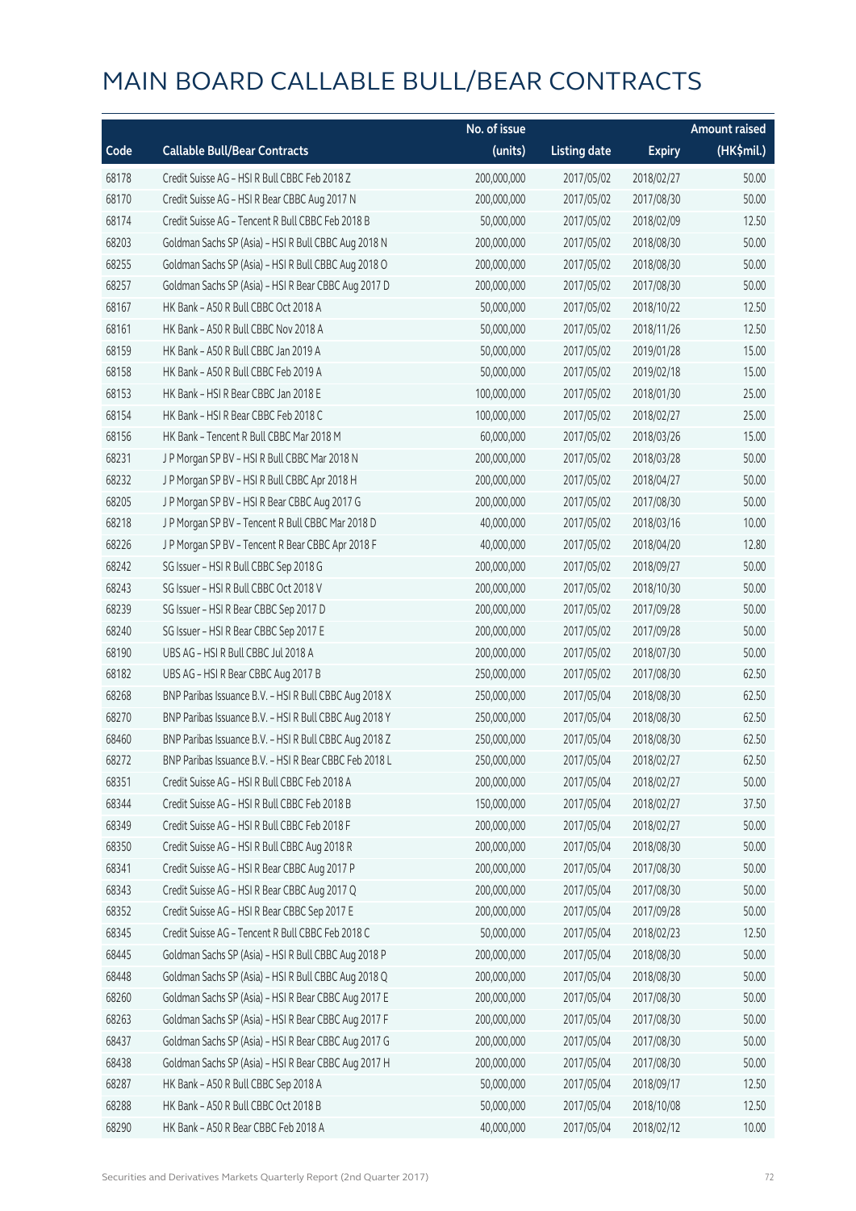# MAIN BOARD CALLABLE BULL/BEAR CONTRACTS

| Code | Callable Bull/Bear Contracts | No. of issue (units) | Listing date | Expiry | Amount raised (HK$mil.) |
|---|---|---|---|---|---|
| 68178 | Credit Suisse AG – HSI R Bull CBBC Feb 2018 Z | 200,000,000 | 2017/05/02 | 2018/02/27 | 50.00 |
| 68170 | Credit Suisse AG – HSI R Bear CBBC Aug 2017 N | 200,000,000 | 2017/05/02 | 2017/08/30 | 50.00 |
| 68174 | Credit Suisse AG – Tencent R Bull CBBC Feb 2018 B | 50,000,000 | 2017/05/02 | 2018/02/09 | 12.50 |
| 68203 | Goldman Sachs SP (Asia) – HSI R Bull CBBC Aug 2018 N | 200,000,000 | 2017/05/02 | 2018/08/30 | 50.00 |
| 68255 | Goldman Sachs SP (Asia) – HSI R Bull CBBC Aug 2018 O | 200,000,000 | 2017/05/02 | 2018/08/30 | 50.00 |
| 68257 | Goldman Sachs SP (Asia) – HSI R Bear CBBC Aug 2017 D | 200,000,000 | 2017/05/02 | 2017/08/30 | 50.00 |
| 68167 | HK Bank – A50 R Bull CBBC Oct 2018 A | 50,000,000 | 2017/05/02 | 2018/10/22 | 12.50 |
| 68161 | HK Bank – A50 R Bull CBBC Nov 2018 A | 50,000,000 | 2017/05/02 | 2018/11/26 | 12.50 |
| 68159 | HK Bank – A50 R Bull CBBC Jan 2019 A | 50,000,000 | 2017/05/02 | 2019/01/28 | 15.00 |
| 68158 | HK Bank – A50 R Bull CBBC Feb 2019 A | 50,000,000 | 2017/05/02 | 2019/02/18 | 15.00 |
| 68153 | HK Bank – HSI R Bear CBBC Jan 2018 E | 100,000,000 | 2017/05/02 | 2018/01/30 | 25.00 |
| 68154 | HK Bank – HSI R Bear CBBC Feb 2018 C | 100,000,000 | 2017/05/02 | 2018/02/27 | 25.00 |
| 68156 | HK Bank – Tencent R Bull CBBC Mar 2018 M | 60,000,000 | 2017/05/02 | 2018/03/26 | 15.00 |
| 68231 | J P Morgan SP BV – HSI R Bull CBBC Mar 2018 N | 200,000,000 | 2017/05/02 | 2018/03/28 | 50.00 |
| 68232 | J P Morgan SP BV – HSI R Bull CBBC Apr 2018 H | 200,000,000 | 2017/05/02 | 2018/04/27 | 50.00 |
| 68205 | J P Morgan SP BV – HSI R Bear CBBC Aug 2017 G | 200,000,000 | 2017/05/02 | 2017/08/30 | 50.00 |
| 68218 | J P Morgan SP BV – Tencent R Bull CBBC Mar 2018 D | 40,000,000 | 2017/05/02 | 2018/03/16 | 10.00 |
| 68226 | J P Morgan SP BV – Tencent R Bear CBBC Apr 2018 F | 40,000,000 | 2017/05/02 | 2018/04/20 | 12.80 |
| 68242 | SG Issuer – HSI R Bull CBBC Sep 2018 G | 200,000,000 | 2017/05/02 | 2018/09/27 | 50.00 |
| 68243 | SG Issuer – HSI R Bull CBBC Oct 2018 V | 200,000,000 | 2017/05/02 | 2018/10/30 | 50.00 |
| 68239 | SG Issuer – HSI R Bear CBBC Sep 2017 D | 200,000,000 | 2017/05/02 | 2017/09/28 | 50.00 |
| 68240 | SG Issuer – HSI R Bear CBBC Sep 2017 E | 200,000,000 | 2017/05/02 | 2017/09/28 | 50.00 |
| 68190 | UBS AG – HSI R Bull CBBC Jul 2018 A | 200,000,000 | 2017/05/02 | 2018/07/30 | 50.00 |
| 68182 | UBS AG – HSI R Bear CBBC Aug 2017 B | 250,000,000 | 2017/05/02 | 2017/08/30 | 62.50 |
| 68268 | BNP Paribas Issuance B.V. – HSI R Bull CBBC Aug 2018 X | 250,000,000 | 2017/05/04 | 2018/08/30 | 62.50 |
| 68270 | BNP Paribas Issuance B.V. – HSI R Bull CBBC Aug 2018 Y | 250,000,000 | 2017/05/04 | 2018/08/30 | 62.50 |
| 68460 | BNP Paribas Issuance B.V. – HSI R Bull CBBC Aug 2018 Z | 250,000,000 | 2017/05/04 | 2018/08/30 | 62.50 |
| 68272 | BNP Paribas Issuance B.V. – HSI R Bear CBBC Feb 2018 L | 250,000,000 | 2017/05/04 | 2018/02/27 | 62.50 |
| 68351 | Credit Suisse AG – HSI R Bull CBBC Feb 2018 A | 200,000,000 | 2017/05/04 | 2018/02/27 | 50.00 |
| 68344 | Credit Suisse AG – HSI R Bull CBBC Feb 2018 B | 150,000,000 | 2017/05/04 | 2018/02/27 | 37.50 |
| 68349 | Credit Suisse AG – HSI R Bull CBBC Feb 2018 F | 200,000,000 | 2017/05/04 | 2018/02/27 | 50.00 |
| 68350 | Credit Suisse AG – HSI R Bull CBBC Aug 2018 R | 200,000,000 | 2017/05/04 | 2018/08/30 | 50.00 |
| 68341 | Credit Suisse AG – HSI R Bear CBBC Aug 2017 P | 200,000,000 | 2017/05/04 | 2017/08/30 | 50.00 |
| 68343 | Credit Suisse AG – HSI R Bear CBBC Aug 2017 Q | 200,000,000 | 2017/05/04 | 2017/08/30 | 50.00 |
| 68352 | Credit Suisse AG – HSI R Bear CBBC Sep 2017 E | 200,000,000 | 2017/05/04 | 2017/09/28 | 50.00 |
| 68345 | Credit Suisse AG – Tencent R Bull CBBC Feb 2018 C | 50,000,000 | 2017/05/04 | 2018/02/23 | 12.50 |
| 68445 | Goldman Sachs SP (Asia) – HSI R Bull CBBC Aug 2018 P | 200,000,000 | 2017/05/04 | 2018/08/30 | 50.00 |
| 68448 | Goldman Sachs SP (Asia) – HSI R Bull CBBC Aug 2018 Q | 200,000,000 | 2017/05/04 | 2018/08/30 | 50.00 |
| 68260 | Goldman Sachs SP (Asia) – HSI R Bear CBBC Aug 2017 E | 200,000,000 | 2017/05/04 | 2017/08/30 | 50.00 |
| 68263 | Goldman Sachs SP (Asia) – HSI R Bear CBBC Aug 2017 F | 200,000,000 | 2017/05/04 | 2017/08/30 | 50.00 |
| 68437 | Goldman Sachs SP (Asia) – HSI R Bear CBBC Aug 2017 G | 200,000,000 | 2017/05/04 | 2017/08/30 | 50.00 |
| 68438 | Goldman Sachs SP (Asia) – HSI R Bear CBBC Aug 2017 H | 200,000,000 | 2017/05/04 | 2017/08/30 | 50.00 |
| 68287 | HK Bank – A50 R Bull CBBC Sep 2018 A | 50,000,000 | 2017/05/04 | 2018/09/17 | 12.50 |
| 68288 | HK Bank – A50 R Bull CBBC Oct 2018 B | 50,000,000 | 2017/05/04 | 2018/10/08 | 12.50 |
| 68290 | HK Bank – A50 R Bear CBBC Feb 2018 A | 40,000,000 | 2017/05/04 | 2018/02/12 | 10.00 |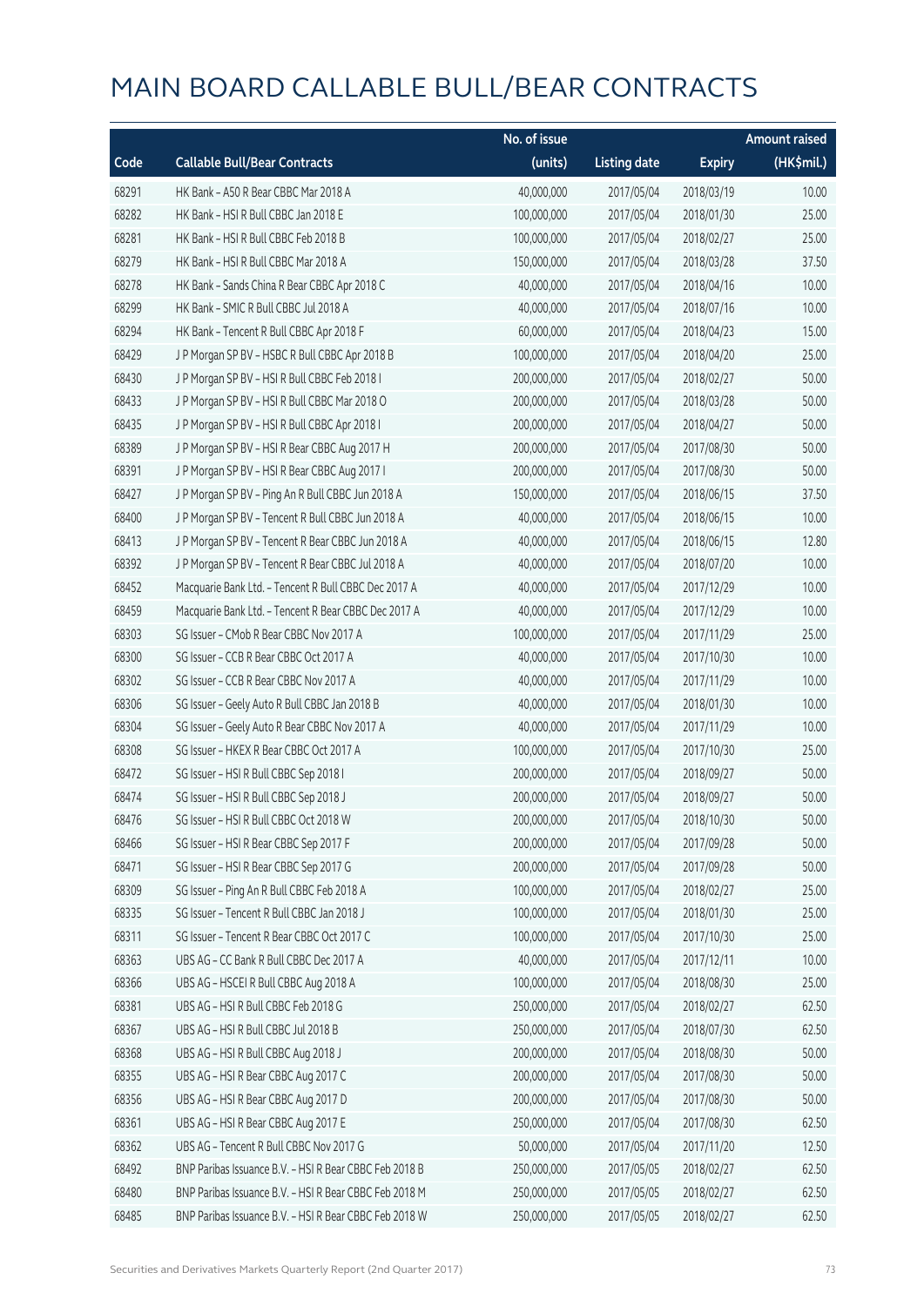# MAIN BOARD CALLABLE BULL/BEAR CONTRACTS

| Code | Callable Bull/Bear Contracts | No. of issue (units) | Listing date | Expiry | Amount raised (HK$mil.) |
|---|---|---|---|---|---|
| 68291 | HK Bank – A50 R Bear CBBC Mar 2018 A | 40,000,000 | 2017/05/04 | 2018/03/19 | 10.00 |
| 68282 | HK Bank – HSI R Bull CBBC Jan 2018 E | 100,000,000 | 2017/05/04 | 2018/01/30 | 25.00 |
| 68281 | HK Bank – HSI R Bull CBBC Feb 2018 B | 100,000,000 | 2017/05/04 | 2018/02/27 | 25.00 |
| 68279 | HK Bank – HSI R Bull CBBC Mar 2018 A | 150,000,000 | 2017/05/04 | 2018/03/28 | 37.50 |
| 68278 | HK Bank – Sands China R Bear CBBC Apr 2018 C | 40,000,000 | 2017/05/04 | 2018/04/16 | 10.00 |
| 68299 | HK Bank – SMIC R Bull CBBC Jul 2018 A | 40,000,000 | 2017/05/04 | 2018/07/16 | 10.00 |
| 68294 | HK Bank – Tencent R Bull CBBC Apr 2018 F | 60,000,000 | 2017/05/04 | 2018/04/23 | 15.00 |
| 68429 | J P Morgan SP BV – HSBC R Bull CBBC Apr 2018 B | 100,000,000 | 2017/05/04 | 2018/04/20 | 25.00 |
| 68430 | J P Morgan SP BV – HSI R Bull CBBC Feb 2018 I | 200,000,000 | 2017/05/04 | 2018/02/27 | 50.00 |
| 68433 | J P Morgan SP BV – HSI R Bull CBBC Mar 2018 O | 200,000,000 | 2017/05/04 | 2018/03/28 | 50.00 |
| 68435 | J P Morgan SP BV – HSI R Bull CBBC Apr 2018 I | 200,000,000 | 2017/05/04 | 2018/04/27 | 50.00 |
| 68389 | J P Morgan SP BV – HSI R Bear CBBC Aug 2017 H | 200,000,000 | 2017/05/04 | 2017/08/30 | 50.00 |
| 68391 | J P Morgan SP BV – HSI R Bear CBBC Aug 2017 I | 200,000,000 | 2017/05/04 | 2017/08/30 | 50.00 |
| 68427 | J P Morgan SP BV – Ping An R Bull CBBC Jun 2018 A | 150,000,000 | 2017/05/04 | 2018/06/15 | 37.50 |
| 68400 | J P Morgan SP BV – Tencent R Bull CBBC Jun 2018 A | 40,000,000 | 2017/05/04 | 2018/06/15 | 10.00 |
| 68413 | J P Morgan SP BV – Tencent R Bear CBBC Jun 2018 A | 40,000,000 | 2017/05/04 | 2018/06/15 | 12.80 |
| 68392 | J P Morgan SP BV – Tencent R Bear CBBC Jul 2018 A | 40,000,000 | 2017/05/04 | 2018/07/20 | 10.00 |
| 68452 | Macquarie Bank Ltd. – Tencent R Bull CBBC Dec 2017 A | 40,000,000 | 2017/05/04 | 2017/12/29 | 10.00 |
| 68459 | Macquarie Bank Ltd. – Tencent R Bear CBBC Dec 2017 A | 40,000,000 | 2017/05/04 | 2017/12/29 | 10.00 |
| 68303 | SG Issuer – CMob R Bear CBBC Nov 2017 A | 100,000,000 | 2017/05/04 | 2017/11/29 | 25.00 |
| 68300 | SG Issuer – CCB R Bear CBBC Oct 2017 A | 40,000,000 | 2017/05/04 | 2017/10/30 | 10.00 |
| 68302 | SG Issuer – CCB R Bear CBBC Nov 2017 A | 40,000,000 | 2017/05/04 | 2017/11/29 | 10.00 |
| 68306 | SG Issuer – Geely Auto R Bull CBBC Jan 2018 B | 40,000,000 | 2017/05/04 | 2018/01/30 | 10.00 |
| 68304 | SG Issuer – Geely Auto R Bear CBBC Nov 2017 A | 40,000,000 | 2017/05/04 | 2017/11/29 | 10.00 |
| 68308 | SG Issuer – HKEX R Bear CBBC Oct 2017 A | 100,000,000 | 2017/05/04 | 2017/10/30 | 25.00 |
| 68472 | SG Issuer – HSI R Bull CBBC Sep 2018 I | 200,000,000 | 2017/05/04 | 2018/09/27 | 50.00 |
| 68474 | SG Issuer – HSI R Bull CBBC Sep 2018 J | 200,000,000 | 2017/05/04 | 2018/09/27 | 50.00 |
| 68476 | SG Issuer – HSI R Bull CBBC Oct 2018 W | 200,000,000 | 2017/05/04 | 2018/10/30 | 50.00 |
| 68466 | SG Issuer – HSI R Bear CBBC Sep 2017 F | 200,000,000 | 2017/05/04 | 2017/09/28 | 50.00 |
| 68471 | SG Issuer – HSI R Bear CBBC Sep 2017 G | 200,000,000 | 2017/05/04 | 2017/09/28 | 50.00 |
| 68309 | SG Issuer – Ping An R Bull CBBC Feb 2018 A | 100,000,000 | 2017/05/04 | 2018/02/27 | 25.00 |
| 68335 | SG Issuer – Tencent R Bull CBBC Jan 2018 J | 100,000,000 | 2017/05/04 | 2018/01/30 | 25.00 |
| 68311 | SG Issuer – Tencent R Bear CBBC Oct 2017 C | 100,000,000 | 2017/05/04 | 2017/10/30 | 25.00 |
| 68363 | UBS AG – CC Bank R Bull CBBC Dec 2017 A | 40,000,000 | 2017/05/04 | 2017/12/11 | 10.00 |
| 68366 | UBS AG – HSCEI R Bull CBBC Aug 2018 A | 100,000,000 | 2017/05/04 | 2018/08/30 | 25.00 |
| 68381 | UBS AG – HSI R Bull CBBC Feb 2018 G | 250,000,000 | 2017/05/04 | 2018/02/27 | 62.50 |
| 68367 | UBS AG – HSI R Bull CBBC Jul 2018 B | 250,000,000 | 2017/05/04 | 2018/07/30 | 62.50 |
| 68368 | UBS AG – HSI R Bull CBBC Aug 2018 J | 200,000,000 | 2017/05/04 | 2018/08/30 | 50.00 |
| 68355 | UBS AG – HSI R Bear CBBC Aug 2017 C | 200,000,000 | 2017/05/04 | 2017/08/30 | 50.00 |
| 68356 | UBS AG – HSI R Bear CBBC Aug 2017 D | 200,000,000 | 2017/05/04 | 2017/08/30 | 50.00 |
| 68361 | UBS AG – HSI R Bear CBBC Aug 2017 E | 250,000,000 | 2017/05/04 | 2017/08/30 | 62.50 |
| 68362 | UBS AG – Tencent R Bull CBBC Nov 2017 G | 50,000,000 | 2017/05/04 | 2017/11/20 | 12.50 |
| 68492 | BNP Paribas Issuance B.V. – HSI R Bear CBBC Feb 2018 B | 250,000,000 | 2017/05/05 | 2018/02/27 | 62.50 |
| 68480 | BNP Paribas Issuance B.V. – HSI R Bear CBBC Feb 2018 M | 250,000,000 | 2017/05/05 | 2018/02/27 | 62.50 |
| 68485 | BNP Paribas Issuance B.V. – HSI R Bear CBBC Feb 2018 W | 250,000,000 | 2017/05/05 | 2018/02/27 | 62.50 |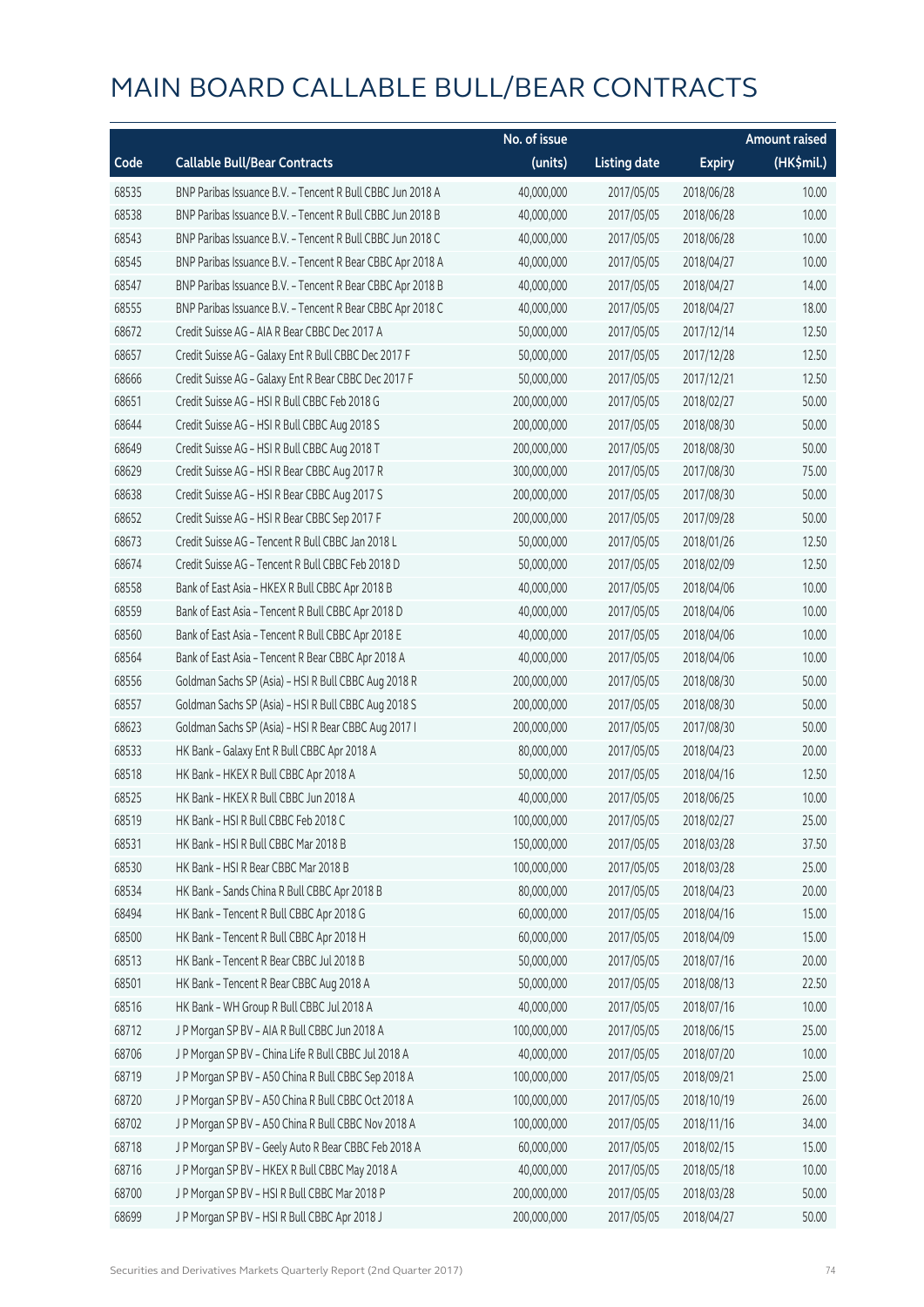# MAIN BOARD CALLABLE BULL/BEAR CONTRACTS

| Code | Callable Bull/Bear Contracts | No. of issue (units) | Listing date | Expiry | Amount raised (HK$mil.) |
|---|---|---|---|---|---|
| 68535 | BNP Paribas Issuance B.V. – Tencent R Bull CBBC Jun 2018 A | 40,000,000 | 2017/05/05 | 2018/06/28 | 10.00 |
| 68538 | BNP Paribas Issuance B.V. – Tencent R Bull CBBC Jun 2018 B | 40,000,000 | 2017/05/05 | 2018/06/28 | 10.00 |
| 68543 | BNP Paribas Issuance B.V. – Tencent R Bull CBBC Jun 2018 C | 40,000,000 | 2017/05/05 | 2018/06/28 | 10.00 |
| 68545 | BNP Paribas Issuance B.V. – Tencent R Bear CBBC Apr 2018 A | 40,000,000 | 2017/05/05 | 2018/04/27 | 10.00 |
| 68547 | BNP Paribas Issuance B.V. – Tencent R Bear CBBC Apr 2018 B | 40,000,000 | 2017/05/05 | 2018/04/27 | 14.00 |
| 68555 | BNP Paribas Issuance B.V. – Tencent R Bear CBBC Apr 2018 C | 40,000,000 | 2017/05/05 | 2018/04/27 | 18.00 |
| 68672 | Credit Suisse AG – AIA R Bear CBBC Dec 2017 A | 50,000,000 | 2017/05/05 | 2017/12/14 | 12.50 |
| 68657 | Credit Suisse AG – Galaxy Ent R Bull CBBC Dec 2017 F | 50,000,000 | 2017/05/05 | 2017/12/28 | 12.50 |
| 68666 | Credit Suisse AG – Galaxy Ent R Bear CBBC Dec 2017 F | 50,000,000 | 2017/05/05 | 2017/12/21 | 12.50 |
| 68651 | Credit Suisse AG – HSI R Bull CBBC Feb 2018 G | 200,000,000 | 2017/05/05 | 2018/02/27 | 50.00 |
| 68644 | Credit Suisse AG – HSI R Bull CBBC Aug 2018 S | 200,000,000 | 2017/05/05 | 2018/08/30 | 50.00 |
| 68649 | Credit Suisse AG – HSI R Bull CBBC Aug 2018 T | 200,000,000 | 2017/05/05 | 2018/08/30 | 50.00 |
| 68629 | Credit Suisse AG – HSI R Bear CBBC Aug 2017 R | 300,000,000 | 2017/05/05 | 2017/08/30 | 75.00 |
| 68638 | Credit Suisse AG – HSI R Bear CBBC Aug 2017 S | 200,000,000 | 2017/05/05 | 2017/08/30 | 50.00 |
| 68652 | Credit Suisse AG – HSI R Bear CBBC Sep 2017 F | 200,000,000 | 2017/05/05 | 2017/09/28 | 50.00 |
| 68673 | Credit Suisse AG – Tencent R Bull CBBC Jan 2018 L | 50,000,000 | 2017/05/05 | 2018/01/26 | 12.50 |
| 68674 | Credit Suisse AG – Tencent R Bull CBBC Feb 2018 D | 50,000,000 | 2017/05/05 | 2018/02/09 | 12.50 |
| 68558 | Bank of East Asia – HKEX R Bull CBBC Apr 2018 B | 40,000,000 | 2017/05/05 | 2018/04/06 | 10.00 |
| 68559 | Bank of East Asia – Tencent R Bull CBBC Apr 2018 D | 40,000,000 | 2017/05/05 | 2018/04/06 | 10.00 |
| 68560 | Bank of East Asia – Tencent R Bull CBBC Apr 2018 E | 40,000,000 | 2017/05/05 | 2018/04/06 | 10.00 |
| 68564 | Bank of East Asia – Tencent R Bear CBBC Apr 2018 A | 40,000,000 | 2017/05/05 | 2018/04/06 | 10.00 |
| 68556 | Goldman Sachs SP (Asia) – HSI R Bull CBBC Aug 2018 R | 200,000,000 | 2017/05/05 | 2018/08/30 | 50.00 |
| 68557 | Goldman Sachs SP (Asia) – HSI R Bull CBBC Aug 2018 S | 200,000,000 | 2017/05/05 | 2018/08/30 | 50.00 |
| 68623 | Goldman Sachs SP (Asia) – HSI R Bear CBBC Aug 2017 I | 200,000,000 | 2017/05/05 | 2017/08/30 | 50.00 |
| 68533 | HK Bank – Galaxy Ent R Bull CBBC Apr 2018 A | 80,000,000 | 2017/05/05 | 2018/04/23 | 20.00 |
| 68518 | HK Bank – HKEX R Bull CBBC Apr 2018 A | 50,000,000 | 2017/05/05 | 2018/04/16 | 12.50 |
| 68525 | HK Bank – HKEX R Bull CBBC Jun 2018 A | 40,000,000 | 2017/05/05 | 2018/06/25 | 10.00 |
| 68519 | HK Bank – HSI R Bull CBBC Feb 2018 C | 100,000,000 | 2017/05/05 | 2018/02/27 | 25.00 |
| 68531 | HK Bank – HSI R Bull CBBC Mar 2018 B | 150,000,000 | 2017/05/05 | 2018/03/28 | 37.50 |
| 68530 | HK Bank – HSI R Bear CBBC Mar 2018 B | 100,000,000 | 2017/05/05 | 2018/03/28 | 25.00 |
| 68534 | HK Bank – Sands China R Bull CBBC Apr 2018 B | 80,000,000 | 2017/05/05 | 2018/04/23 | 20.00 |
| 68494 | HK Bank – Tencent R Bull CBBC Apr 2018 G | 60,000,000 | 2017/05/05 | 2018/04/16 | 15.00 |
| 68500 | HK Bank – Tencent R Bull CBBC Apr 2018 H | 60,000,000 | 2017/05/05 | 2018/04/09 | 15.00 |
| 68513 | HK Bank – Tencent R Bear CBBC Jul 2018 B | 50,000,000 | 2017/05/05 | 2018/07/16 | 20.00 |
| 68501 | HK Bank – Tencent R Bear CBBC Aug 2018 A | 50,000,000 | 2017/05/05 | 2018/08/13 | 22.50 |
| 68516 | HK Bank – WH Group R Bull CBBC Jul 2018 A | 40,000,000 | 2017/05/05 | 2018/07/16 | 10.00 |
| 68712 | J P Morgan SP BV – AIA R Bull CBBC Jun 2018 A | 100,000,000 | 2017/05/05 | 2018/06/15 | 25.00 |
| 68706 | J P Morgan SP BV – China Life R Bull CBBC Jul 2018 A | 40,000,000 | 2017/05/05 | 2018/07/20 | 10.00 |
| 68719 | J P Morgan SP BV – A50 China R Bull CBBC Sep 2018 A | 100,000,000 | 2017/05/05 | 2018/09/21 | 25.00 |
| 68720 | J P Morgan SP BV – A50 China R Bull CBBC Oct 2018 A | 100,000,000 | 2017/05/05 | 2018/10/19 | 26.00 |
| 68702 | J P Morgan SP BV – A50 China R Bull CBBC Nov 2018 A | 100,000,000 | 2017/05/05 | 2018/11/16 | 34.00 |
| 68718 | J P Morgan SP BV – Geely Auto R Bear CBBC Feb 2018 A | 60,000,000 | 2017/05/05 | 2018/02/15 | 15.00 |
| 68716 | J P Morgan SP BV – HKEX R Bull CBBC May 2018 A | 40,000,000 | 2017/05/05 | 2018/05/18 | 10.00 |
| 68700 | J P Morgan SP BV – HSI R Bull CBBC Mar 2018 P | 200,000,000 | 2017/05/05 | 2018/03/28 | 50.00 |
| 68699 | J P Morgan SP BV – HSI R Bull CBBC Apr 2018 J | 200,000,000 | 2017/05/05 | 2018/04/27 | 50.00 |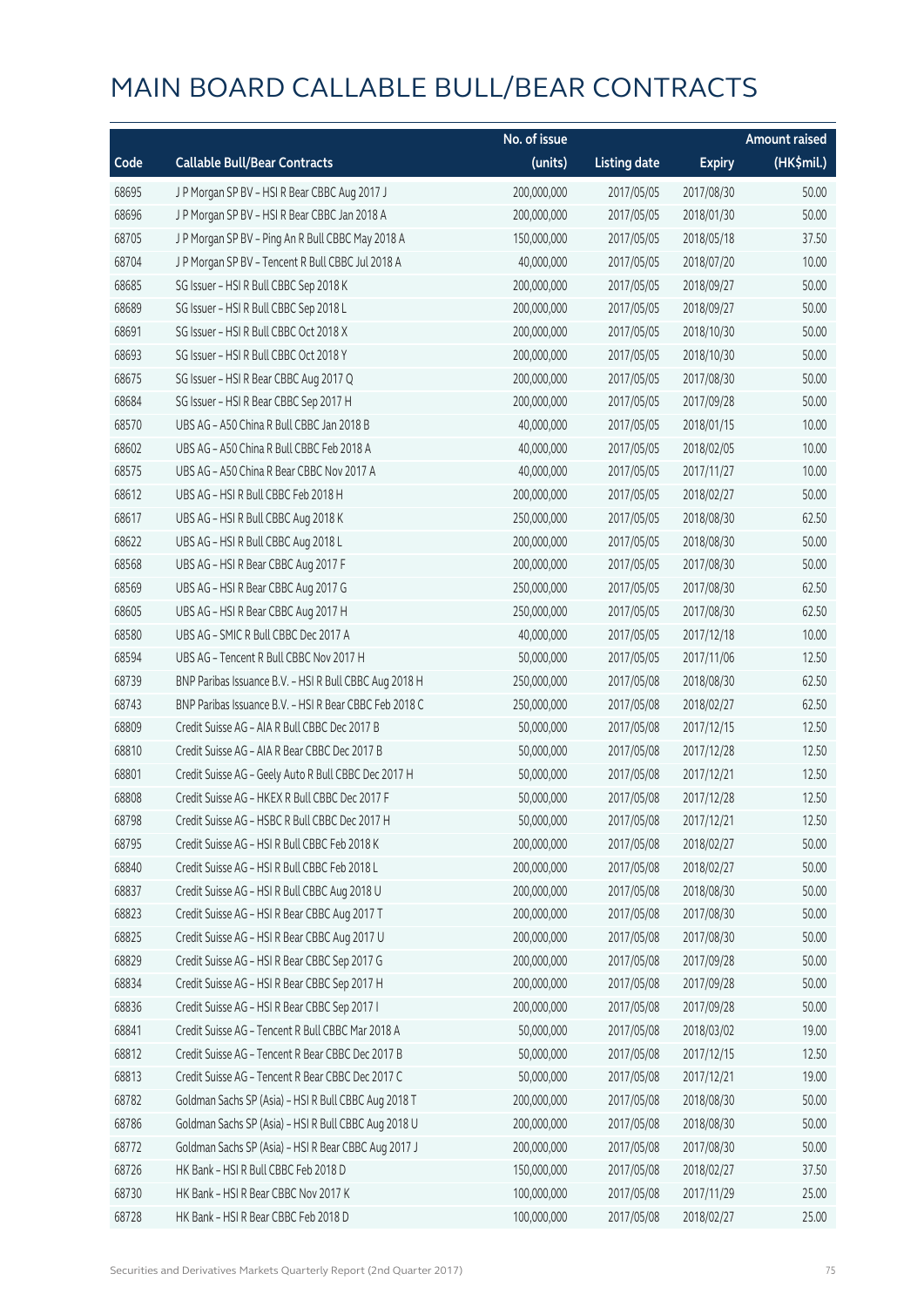# MAIN BOARD CALLABLE BULL/BEAR CONTRACTS

| Code | Callable Bull/Bear Contracts | No. of issue (units) | Listing date | Expiry | Amount raised (HK$mil.) |
|---|---|---|---|---|---|
| 68695 | J P Morgan SP BV – HSI R Bear CBBC Aug 2017 J | 200,000,000 | 2017/05/05 | 2017/08/30 | 50.00 |
| 68696 | J P Morgan SP BV – HSI R Bear CBBC Jan 2018 A | 200,000,000 | 2017/05/05 | 2018/01/30 | 50.00 |
| 68705 | J P Morgan SP BV – Ping An R Bull CBBC May 2018 A | 150,000,000 | 2017/05/05 | 2018/05/18 | 37.50 |
| 68704 | J P Morgan SP BV – Tencent R Bull CBBC Jul 2018 A | 40,000,000 | 2017/05/05 | 2018/07/20 | 10.00 |
| 68685 | SG Issuer – HSI R Bull CBBC Sep 2018 K | 200,000,000 | 2017/05/05 | 2018/09/27 | 50.00 |
| 68689 | SG Issuer – HSI R Bull CBBC Sep 2018 L | 200,000,000 | 2017/05/05 | 2018/09/27 | 50.00 |
| 68691 | SG Issuer – HSI R Bull CBBC Oct 2018 X | 200,000,000 | 2017/05/05 | 2018/10/30 | 50.00 |
| 68693 | SG Issuer – HSI R Bull CBBC Oct 2018 Y | 200,000,000 | 2017/05/05 | 2018/10/30 | 50.00 |
| 68675 | SG Issuer – HSI R Bear CBBC Aug 2017 Q | 200,000,000 | 2017/05/05 | 2017/08/30 | 50.00 |
| 68684 | SG Issuer – HSI R Bear CBBC Sep 2017 H | 200,000,000 | 2017/05/05 | 2017/09/28 | 50.00 |
| 68570 | UBS AG – A50 China R Bull CBBC Jan 2018 B | 40,000,000 | 2017/05/05 | 2018/01/15 | 10.00 |
| 68602 | UBS AG – A50 China R Bull CBBC Feb 2018 A | 40,000,000 | 2017/05/05 | 2018/02/05 | 10.00 |
| 68575 | UBS AG – A50 China R Bear CBBC Nov 2017 A | 40,000,000 | 2017/05/05 | 2017/11/27 | 10.00 |
| 68612 | UBS AG – HSI R Bull CBBC Feb 2018 H | 200,000,000 | 2017/05/05 | 2018/02/27 | 50.00 |
| 68617 | UBS AG – HSI R Bull CBBC Aug 2018 K | 250,000,000 | 2017/05/05 | 2018/08/30 | 62.50 |
| 68622 | UBS AG – HSI R Bull CBBC Aug 2018 L | 200,000,000 | 2017/05/05 | 2018/08/30 | 50.00 |
| 68568 | UBS AG – HSI R Bear CBBC Aug 2017 F | 200,000,000 | 2017/05/05 | 2017/08/30 | 50.00 |
| 68569 | UBS AG – HSI R Bear CBBC Aug 2017 G | 250,000,000 | 2017/05/05 | 2017/08/30 | 62.50 |
| 68605 | UBS AG – HSI R Bear CBBC Aug 2017 H | 250,000,000 | 2017/05/05 | 2017/08/30 | 62.50 |
| 68580 | UBS AG – SMIC R Bull CBBC Dec 2017 A | 40,000,000 | 2017/05/05 | 2017/12/18 | 10.00 |
| 68594 | UBS AG – Tencent R Bull CBBC Nov 2017 H | 50,000,000 | 2017/05/05 | 2017/11/06 | 12.50 |
| 68739 | BNP Paribas Issuance B.V. – HSI R Bull CBBC Aug 2018 H | 250,000,000 | 2017/05/08 | 2018/08/30 | 62.50 |
| 68743 | BNP Paribas Issuance B.V. – HSI R Bear CBBC Feb 2018 C | 250,000,000 | 2017/05/08 | 2018/02/27 | 62.50 |
| 68809 | Credit Suisse AG – AIA R Bull CBBC Dec 2017 B | 50,000,000 | 2017/05/08 | 2017/12/15 | 12.50 |
| 68810 | Credit Suisse AG – AIA R Bear CBBC Dec 2017 B | 50,000,000 | 2017/05/08 | 2017/12/28 | 12.50 |
| 68801 | Credit Suisse AG – Geely Auto R Bull CBBC Dec 2017 H | 50,000,000 | 2017/05/08 | 2017/12/21 | 12.50 |
| 68808 | Credit Suisse AG – HKEX R Bull CBBC Dec 2017 F | 50,000,000 | 2017/05/08 | 2017/12/28 | 12.50 |
| 68798 | Credit Suisse AG – HSBC R Bull CBBC Dec 2017 H | 50,000,000 | 2017/05/08 | 2017/12/21 | 12.50 |
| 68795 | Credit Suisse AG – HSI R Bull CBBC Feb 2018 K | 200,000,000 | 2017/05/08 | 2018/02/27 | 50.00 |
| 68840 | Credit Suisse AG – HSI R Bull CBBC Feb 2018 L | 200,000,000 | 2017/05/08 | 2018/02/27 | 50.00 |
| 68837 | Credit Suisse AG – HSI R Bull CBBC Aug 2018 U | 200,000,000 | 2017/05/08 | 2018/08/30 | 50.00 |
| 68823 | Credit Suisse AG – HSI R Bear CBBC Aug 2017 T | 200,000,000 | 2017/05/08 | 2017/08/30 | 50.00 |
| 68825 | Credit Suisse AG – HSI R Bear CBBC Aug 2017 U | 200,000,000 | 2017/05/08 | 2017/08/30 | 50.00 |
| 68829 | Credit Suisse AG – HSI R Bear CBBC Sep 2017 G | 200,000,000 | 2017/05/08 | 2017/09/28 | 50.00 |
| 68834 | Credit Suisse AG – HSI R Bear CBBC Sep 2017 H | 200,000,000 | 2017/05/08 | 2017/09/28 | 50.00 |
| 68836 | Credit Suisse AG – HSI R Bear CBBC Sep 2017 I | 200,000,000 | 2017/05/08 | 2017/09/28 | 50.00 |
| 68841 | Credit Suisse AG – Tencent R Bull CBBC Mar 2018 A | 50,000,000 | 2017/05/08 | 2018/03/02 | 19.00 |
| 68812 | Credit Suisse AG – Tencent R Bear CBBC Dec 2017 B | 50,000,000 | 2017/05/08 | 2017/12/15 | 12.50 |
| 68813 | Credit Suisse AG – Tencent R Bear CBBC Dec 2017 C | 50,000,000 | 2017/05/08 | 2017/12/21 | 19.00 |
| 68782 | Goldman Sachs SP (Asia) – HSI R Bull CBBC Aug 2018 T | 200,000,000 | 2017/05/08 | 2018/08/30 | 50.00 |
| 68786 | Goldman Sachs SP (Asia) – HSI R Bull CBBC Aug 2018 U | 200,000,000 | 2017/05/08 | 2018/08/30 | 50.00 |
| 68772 | Goldman Sachs SP (Asia) – HSI R Bear CBBC Aug 2017 J | 200,000,000 | 2017/05/08 | 2017/08/30 | 50.00 |
| 68726 | HK Bank – HSI R Bull CBBC Feb 2018 D | 150,000,000 | 2017/05/08 | 2018/02/27 | 37.50 |
| 68730 | HK Bank – HSI R Bear CBBC Nov 2017 K | 100,000,000 | 2017/05/08 | 2017/11/29 | 25.00 |
| 68728 | HK Bank – HSI R Bear CBBC Feb 2018 D | 100,000,000 | 2017/05/08 | 2018/02/27 | 25.00 |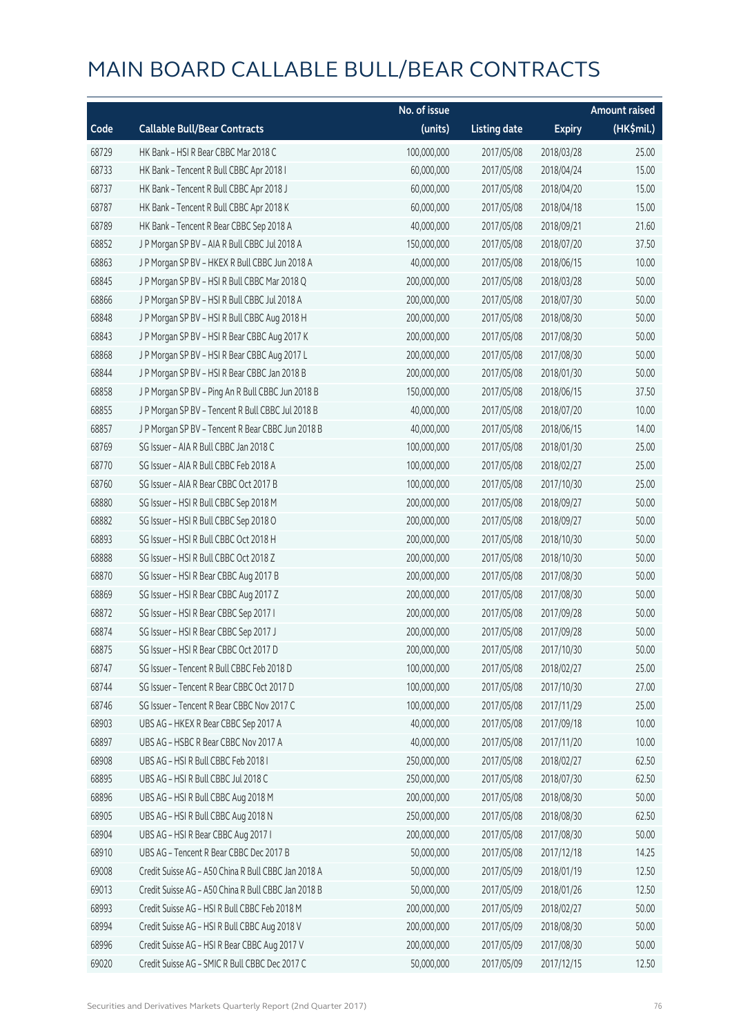# MAIN BOARD CALLABLE BULL/BEAR CONTRACTS

| Code | Callable Bull/Bear Contracts | No. of issue (units) | Listing date | Expiry | Amount raised (HK$mil.) |
|---|---|---|---|---|---|
| 68729 | HK Bank – HSI R Bear CBBC Mar 2018 C | 100,000,000 | 2017/05/08 | 2018/03/28 | 25.00 |
| 68733 | HK Bank – Tencent R Bull CBBC Apr 2018 I | 60,000,000 | 2017/05/08 | 2018/04/24 | 15.00 |
| 68737 | HK Bank – Tencent R Bull CBBC Apr 2018 J | 60,000,000 | 2017/05/08 | 2018/04/20 | 15.00 |
| 68787 | HK Bank – Tencent R Bull CBBC Apr 2018 K | 60,000,000 | 2017/05/08 | 2018/04/18 | 15.00 |
| 68789 | HK Bank – Tencent R Bear CBBC Sep 2018 A | 40,000,000 | 2017/05/08 | 2018/09/21 | 21.60 |
| 68852 | J P Morgan SP BV – AIA R Bull CBBC Jul 2018 A | 150,000,000 | 2017/05/08 | 2018/07/20 | 37.50 |
| 68863 | J P Morgan SP BV – HKEX R Bull CBBC Jun 2018 A | 40,000,000 | 2017/05/08 | 2018/06/15 | 10.00 |
| 68845 | J P Morgan SP BV – HSI R Bull CBBC Mar 2018 Q | 200,000,000 | 2017/05/08 | 2018/03/28 | 50.00 |
| 68866 | J P Morgan SP BV – HSI R Bull CBBC Jul 2018 A | 200,000,000 | 2017/05/08 | 2018/07/30 | 50.00 |
| 68848 | J P Morgan SP BV – HSI R Bull CBBC Aug 2018 H | 200,000,000 | 2017/05/08 | 2018/08/30 | 50.00 |
| 68843 | J P Morgan SP BV – HSI R Bear CBBC Aug 2017 K | 200,000,000 | 2017/05/08 | 2017/08/30 | 50.00 |
| 68868 | J P Morgan SP BV – HSI R Bear CBBC Aug 2017 L | 200,000,000 | 2017/05/08 | 2017/08/30 | 50.00 |
| 68844 | J P Morgan SP BV – HSI R Bear CBBC Jan 2018 B | 200,000,000 | 2017/05/08 | 2018/01/30 | 50.00 |
| 68858 | J P Morgan SP BV – Ping An R Bull CBBC Jun 2018 B | 150,000,000 | 2017/05/08 | 2018/06/15 | 37.50 |
| 68855 | J P Morgan SP BV – Tencent R Bull CBBC Jul 2018 B | 40,000,000 | 2017/05/08 | 2018/07/20 | 10.00 |
| 68857 | J P Morgan SP BV – Tencent R Bear CBBC Jun 2018 B | 40,000,000 | 2017/05/08 | 2018/06/15 | 14.00 |
| 68769 | SG Issuer – AIA R Bull CBBC Jan 2018 C | 100,000,000 | 2017/05/08 | 2018/01/30 | 25.00 |
| 68770 | SG Issuer – AIA R Bull CBBC Feb 2018 A | 100,000,000 | 2017/05/08 | 2018/02/27 | 25.00 |
| 68760 | SG Issuer – AIA R Bear CBBC Oct 2017 B | 100,000,000 | 2017/05/08 | 2017/10/30 | 25.00 |
| 68880 | SG Issuer – HSI R Bull CBBC Sep 2018 M | 200,000,000 | 2017/05/08 | 2018/09/27 | 50.00 |
| 68882 | SG Issuer – HSI R Bull CBBC Sep 2018 O | 200,000,000 | 2017/05/08 | 2018/09/27 | 50.00 |
| 68893 | SG Issuer – HSI R Bull CBBC Oct 2018 H | 200,000,000 | 2017/05/08 | 2018/10/30 | 50.00 |
| 68888 | SG Issuer – HSI R Bull CBBC Oct 2018 Z | 200,000,000 | 2017/05/08 | 2018/10/30 | 50.00 |
| 68870 | SG Issuer – HSI R Bear CBBC Aug 2017 B | 200,000,000 | 2017/05/08 | 2017/08/30 | 50.00 |
| 68869 | SG Issuer – HSI R Bear CBBC Aug 2017 Z | 200,000,000 | 2017/05/08 | 2017/08/30 | 50.00 |
| 68872 | SG Issuer – HSI R Bear CBBC Sep 2017 I | 200,000,000 | 2017/05/08 | 2017/09/28 | 50.00 |
| 68874 | SG Issuer – HSI R Bear CBBC Sep 2017 J | 200,000,000 | 2017/05/08 | 2017/09/28 | 50.00 |
| 68875 | SG Issuer – HSI R Bear CBBC Oct 2017 D | 200,000,000 | 2017/05/08 | 2017/10/30 | 50.00 |
| 68747 | SG Issuer – Tencent R Bull CBBC Feb 2018 D | 100,000,000 | 2017/05/08 | 2018/02/27 | 25.00 |
| 68744 | SG Issuer – Tencent R Bear CBBC Oct 2017 D | 100,000,000 | 2017/05/08 | 2017/10/30 | 27.00 |
| 68746 | SG Issuer – Tencent R Bear CBBC Nov 2017 C | 100,000,000 | 2017/05/08 | 2017/11/29 | 25.00 |
| 68903 | UBS AG – HKEX R Bear CBBC Sep 2017 A | 40,000,000 | 2017/05/08 | 2017/09/18 | 10.00 |
| 68897 | UBS AG – HSBC R Bear CBBC Nov 2017 A | 40,000,000 | 2017/05/08 | 2017/11/20 | 10.00 |
| 68908 | UBS AG – HSI R Bull CBBC Feb 2018 I | 250,000,000 | 2017/05/08 | 2018/02/27 | 62.50 |
| 68895 | UBS AG – HSI R Bull CBBC Jul 2018 C | 250,000,000 | 2017/05/08 | 2018/07/30 | 62.50 |
| 68896 | UBS AG – HSI R Bull CBBC Aug 2018 M | 200,000,000 | 2017/05/08 | 2018/08/30 | 50.00 |
| 68905 | UBS AG – HSI R Bull CBBC Aug 2018 N | 250,000,000 | 2017/05/08 | 2018/08/30 | 62.50 |
| 68904 | UBS AG – HSI R Bear CBBC Aug 2017 I | 200,000,000 | 2017/05/08 | 2017/08/30 | 50.00 |
| 68910 | UBS AG – Tencent R Bear CBBC Dec 2017 B | 50,000,000 | 2017/05/08 | 2017/12/18 | 14.25 |
| 69008 | Credit Suisse AG – A50 China R Bull CBBC Jan 2018 A | 50,000,000 | 2017/05/09 | 2018/01/19 | 12.50 |
| 69013 | Credit Suisse AG – A50 China R Bull CBBC Jan 2018 B | 50,000,000 | 2017/05/09 | 2018/01/26 | 12.50 |
| 68993 | Credit Suisse AG – HSI R Bull CBBC Feb 2018 M | 200,000,000 | 2017/05/09 | 2018/02/27 | 50.00 |
| 68994 | Credit Suisse AG – HSI R Bull CBBC Aug 2018 V | 200,000,000 | 2017/05/09 | 2018/08/30 | 50.00 |
| 68996 | Credit Suisse AG – HSI R Bear CBBC Aug 2017 V | 200,000,000 | 2017/05/09 | 2017/08/30 | 50.00 |
| 69020 | Credit Suisse AG – SMIC R Bull CBBC Dec 2017 C | 50,000,000 | 2017/05/09 | 2017/12/15 | 12.50 |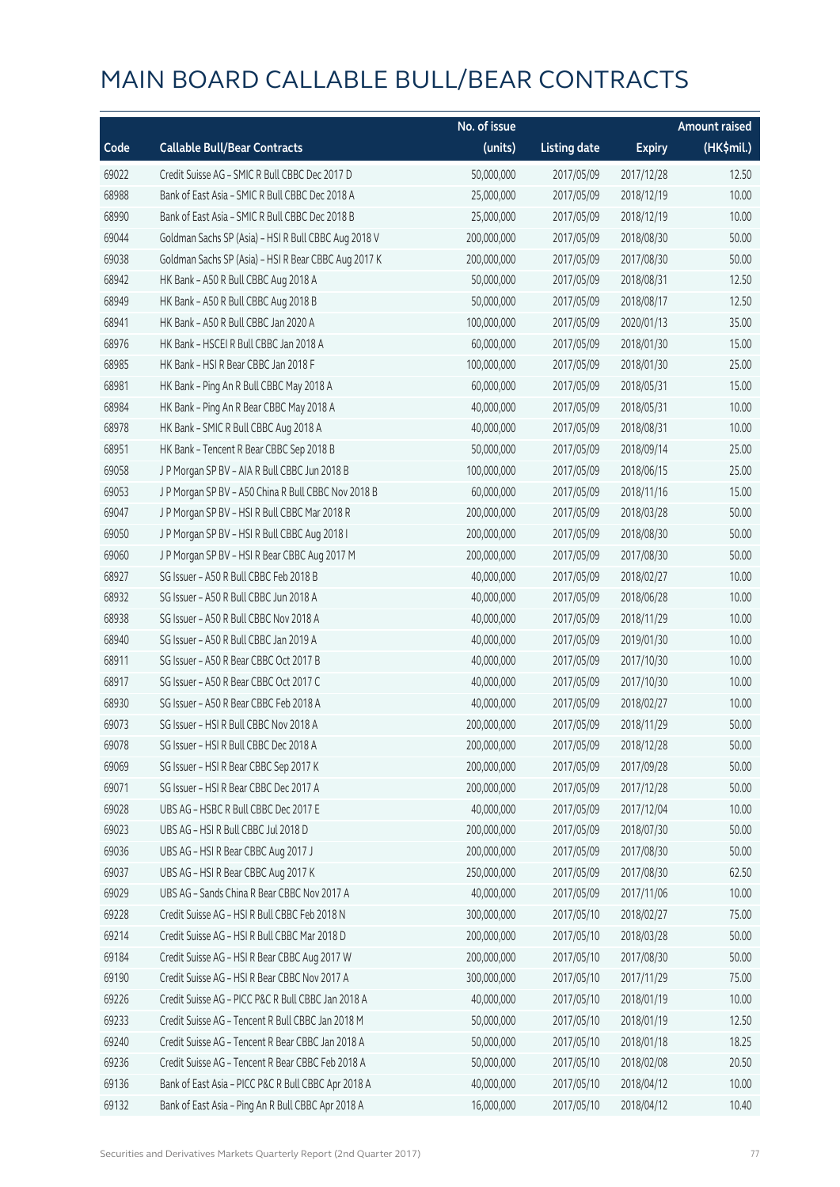# MAIN BOARD CALLABLE BULL/BEAR CONTRACTS

| Code | Callable Bull/Bear Contracts | No. of issue (units) | Listing date | Expiry | Amount raised (HK$mil.) |
|---|---|---|---|---|---|
| 69022 | Credit Suisse AG – SMIC R Bull CBBC Dec 2017 D | 50,000,000 | 2017/05/09 | 2017/12/28 | 12.50 |
| 68988 | Bank of East Asia – SMIC R Bull CBBC Dec 2018 A | 25,000,000 | 2017/05/09 | 2018/12/19 | 10.00 |
| 68990 | Bank of East Asia – SMIC R Bull CBBC Dec 2018 B | 25,000,000 | 2017/05/09 | 2018/12/19 | 10.00 |
| 69044 | Goldman Sachs SP (Asia) – HSI R Bull CBBC Aug 2018 V | 200,000,000 | 2017/05/09 | 2018/08/30 | 50.00 |
| 69038 | Goldman Sachs SP (Asia) – HSI R Bear CBBC Aug 2017 K | 200,000,000 | 2017/05/09 | 2017/08/30 | 50.00 |
| 68942 | HK Bank – A50 R Bull CBBC Aug 2018 A | 50,000,000 | 2017/05/09 | 2018/08/31 | 12.50 |
| 68949 | HK Bank – A50 R Bull CBBC Aug 2018 B | 50,000,000 | 2017/05/09 | 2018/08/17 | 12.50 |
| 68941 | HK Bank – A50 R Bull CBBC Jan 2020 A | 100,000,000 | 2017/05/09 | 2020/01/13 | 35.00 |
| 68976 | HK Bank – HSCEI R Bull CBBC Jan 2018 A | 60,000,000 | 2017/05/09 | 2018/01/30 | 15.00 |
| 68985 | HK Bank – HSI R Bear CBBC Jan 2018 F | 100,000,000 | 2017/05/09 | 2018/01/30 | 25.00 |
| 68981 | HK Bank – Ping An R Bull CBBC May 2018 A | 60,000,000 | 2017/05/09 | 2018/05/31 | 15.00 |
| 68984 | HK Bank – Ping An R Bear CBBC May 2018 A | 40,000,000 | 2017/05/09 | 2018/05/31 | 10.00 |
| 68978 | HK Bank – SMIC R Bull CBBC Aug 2018 A | 40,000,000 | 2017/05/09 | 2018/08/31 | 10.00 |
| 68951 | HK Bank – Tencent R Bear CBBC Sep 2018 B | 50,000,000 | 2017/05/09 | 2018/09/14 | 25.00 |
| 69058 | J P Morgan SP BV – AIA R Bull CBBC Jun 2018 B | 100,000,000 | 2017/05/09 | 2018/06/15 | 25.00 |
| 69053 | J P Morgan SP BV – A50 China R Bull CBBC Nov 2018 B | 60,000,000 | 2017/05/09 | 2018/11/16 | 15.00 |
| 69047 | J P Morgan SP BV – HSI R Bull CBBC Mar 2018 R | 200,000,000 | 2017/05/09 | 2018/03/28 | 50.00 |
| 69050 | J P Morgan SP BV – HSI R Bull CBBC Aug 2018 I | 200,000,000 | 2017/05/09 | 2018/08/30 | 50.00 |
| 69060 | J P Morgan SP BV – HSI R Bear CBBC Aug 2017 M | 200,000,000 | 2017/05/09 | 2017/08/30 | 50.00 |
| 68927 | SG Issuer – A50 R Bull CBBC Feb 2018 B | 40,000,000 | 2017/05/09 | 2018/02/27 | 10.00 |
| 68932 | SG Issuer – A50 R Bull CBBC Jun 2018 A | 40,000,000 | 2017/05/09 | 2018/06/28 | 10.00 |
| 68938 | SG Issuer – A50 R Bull CBBC Nov 2018 A | 40,000,000 | 2017/05/09 | 2018/11/29 | 10.00 |
| 68940 | SG Issuer – A50 R Bull CBBC Jan 2019 A | 40,000,000 | 2017/05/09 | 2019/01/30 | 10.00 |
| 68911 | SG Issuer – A50 R Bear CBBC Oct 2017 B | 40,000,000 | 2017/05/09 | 2017/10/30 | 10.00 |
| 68917 | SG Issuer – A50 R Bear CBBC Oct 2017 C | 40,000,000 | 2017/05/09 | 2017/10/30 | 10.00 |
| 68930 | SG Issuer – A50 R Bear CBBC Feb 2018 A | 40,000,000 | 2017/05/09 | 2018/02/27 | 10.00 |
| 69073 | SG Issuer – HSI R Bull CBBC Nov 2018 A | 200,000,000 | 2017/05/09 | 2018/11/29 | 50.00 |
| 69078 | SG Issuer – HSI R Bull CBBC Dec 2018 A | 200,000,000 | 2017/05/09 | 2018/12/28 | 50.00 |
| 69069 | SG Issuer – HSI R Bear CBBC Sep 2017 K | 200,000,000 | 2017/05/09 | 2017/09/28 | 50.00 |
| 69071 | SG Issuer – HSI R Bear CBBC Dec 2017 A | 200,000,000 | 2017/05/09 | 2017/12/28 | 50.00 |
| 69028 | UBS AG – HSBC R Bull CBBC Dec 2017 E | 40,000,000 | 2017/05/09 | 2017/12/04 | 10.00 |
| 69023 | UBS AG – HSI R Bull CBBC Jul 2018 D | 200,000,000 | 2017/05/09 | 2018/07/30 | 50.00 |
| 69036 | UBS AG – HSI R Bear CBBC Aug 2017 J | 200,000,000 | 2017/05/09 | 2017/08/30 | 50.00 |
| 69037 | UBS AG – HSI R Bear CBBC Aug 2017 K | 250,000,000 | 2017/05/09 | 2017/08/30 | 62.50 |
| 69029 | UBS AG – Sands China R Bear CBBC Nov 2017 A | 40,000,000 | 2017/05/09 | 2017/11/06 | 10.00 |
| 69228 | Credit Suisse AG – HSI R Bull CBBC Feb 2018 N | 300,000,000 | 2017/05/10 | 2018/02/27 | 75.00 |
| 69214 | Credit Suisse AG – HSI R Bull CBBC Mar 2018 D | 200,000,000 | 2017/05/10 | 2018/03/28 | 50.00 |
| 69184 | Credit Suisse AG – HSI R Bear CBBC Aug 2017 W | 200,000,000 | 2017/05/10 | 2017/08/30 | 50.00 |
| 69190 | Credit Suisse AG – HSI R Bear CBBC Nov 2017 A | 300,000,000 | 2017/05/10 | 2017/11/29 | 75.00 |
| 69226 | Credit Suisse AG – PICC P&C R Bull CBBC Jan 2018 A | 40,000,000 | 2017/05/10 | 2018/01/19 | 10.00 |
| 69233 | Credit Suisse AG – Tencent R Bull CBBC Jan 2018 M | 50,000,000 | 2017/05/10 | 2018/01/19 | 12.50 |
| 69240 | Credit Suisse AG – Tencent R Bear CBBC Jan 2018 A | 50,000,000 | 2017/05/10 | 2018/01/18 | 18.25 |
| 69236 | Credit Suisse AG – Tencent R Bear CBBC Feb 2018 A | 50,000,000 | 2017/05/10 | 2018/02/08 | 20.50 |
| 69136 | Bank of East Asia – PICC P&C R Bull CBBC Apr 2018 A | 40,000,000 | 2017/05/10 | 2018/04/12 | 10.00 |
| 69132 | Bank of East Asia – Ping An R Bull CBBC Apr 2018 A | 16,000,000 | 2017/05/10 | 2018/04/12 | 10.40 |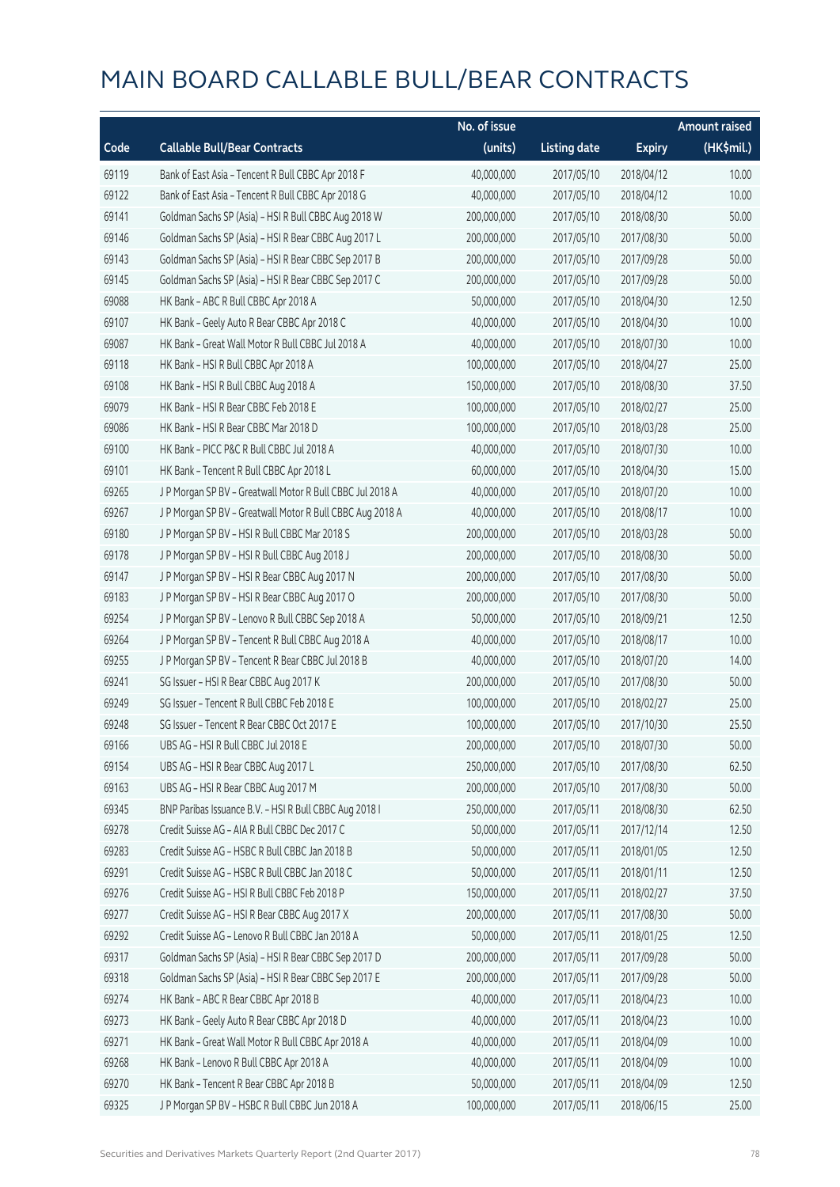# MAIN BOARD CALLABLE BULL/BEAR CONTRACTS

| Code | Callable Bull/Bear Contracts | No. of issue (units) | Listing date | Expiry | Amount raised (HK$mil.) |
|---|---|---|---|---|---|
| 69119 | Bank of East Asia - Tencent R Bull CBBC Apr 2018 F | 40,000,000 | 2017/05/10 | 2018/04/12 | 10.00 |
| 69122 | Bank of East Asia - Tencent R Bull CBBC Apr 2018 G | 40,000,000 | 2017/05/10 | 2018/04/12 | 10.00 |
| 69141 | Goldman Sachs SP (Asia) - HSI R Bull CBBC Aug 2018 W | 200,000,000 | 2017/05/10 | 2018/08/30 | 50.00 |
| 69146 | Goldman Sachs SP (Asia) - HSI R Bear CBBC Aug 2017 L | 200,000,000 | 2017/05/10 | 2017/08/30 | 50.00 |
| 69143 | Goldman Sachs SP (Asia) - HSI R Bear CBBC Sep 2017 B | 200,000,000 | 2017/05/10 | 2017/09/28 | 50.00 |
| 69145 | Goldman Sachs SP (Asia) - HSI R Bear CBBC Sep 2017 C | 200,000,000 | 2017/05/10 | 2017/09/28 | 50.00 |
| 69088 | HK Bank - ABC R Bull CBBC Apr 2018 A | 50,000,000 | 2017/05/10 | 2018/04/30 | 12.50 |
| 69107 | HK Bank - Geely Auto R Bear CBBC Apr 2018 C | 40,000,000 | 2017/05/10 | 2018/04/30 | 10.00 |
| 69087 | HK Bank - Great Wall Motor R Bull CBBC Jul 2018 A | 40,000,000 | 2017/05/10 | 2018/07/30 | 10.00 |
| 69118 | HK Bank - HSI R Bull CBBC Apr 2018 A | 100,000,000 | 2017/05/10 | 2018/04/27 | 25.00 |
| 69108 | HK Bank - HSI R Bull CBBC Aug 2018 A | 150,000,000 | 2017/05/10 | 2018/08/30 | 37.50 |
| 69079 | HK Bank - HSI R Bear CBBC Feb 2018 E | 100,000,000 | 2017/05/10 | 2018/02/27 | 25.00 |
| 69086 | HK Bank - HSI R Bear CBBC Mar 2018 D | 100,000,000 | 2017/05/10 | 2018/03/28 | 25.00 |
| 69100 | HK Bank - PICC P&C R Bull CBBC Jul 2018 A | 40,000,000 | 2017/05/10 | 2018/07/30 | 10.00 |
| 69101 | HK Bank - Tencent R Bull CBBC Apr 2018 L | 60,000,000 | 2017/05/10 | 2018/04/30 | 15.00 |
| 69265 | J P Morgan SP BV - Greatwall Motor R Bull CBBC Jul 2018 A | 40,000,000 | 2017/05/10 | 2018/07/20 | 10.00 |
| 69267 | J P Morgan SP BV - Greatwall Motor R Bull CBBC Aug 2018 A | 40,000,000 | 2017/05/10 | 2018/08/17 | 10.00 |
| 69180 | J P Morgan SP BV - HSI R Bull CBBC Mar 2018 S | 200,000,000 | 2017/05/10 | 2018/03/28 | 50.00 |
| 69178 | J P Morgan SP BV - HSI R Bull CBBC Aug 2018 J | 200,000,000 | 2017/05/10 | 2018/08/30 | 50.00 |
| 69147 | J P Morgan SP BV - HSI R Bear CBBC Aug 2017 N | 200,000,000 | 2017/05/10 | 2017/08/30 | 50.00 |
| 69183 | J P Morgan SP BV - HSI R Bear CBBC Aug 2017 O | 200,000,000 | 2017/05/10 | 2017/08/30 | 50.00 |
| 69254 | J P Morgan SP BV - Lenovo R Bull CBBC Sep 2018 A | 50,000,000 | 2017/05/10 | 2018/09/21 | 12.50 |
| 69264 | J P Morgan SP BV - Tencent R Bull CBBC Aug 2018 A | 40,000,000 | 2017/05/10 | 2018/08/17 | 10.00 |
| 69255 | J P Morgan SP BV - Tencent R Bear CBBC Jul 2018 B | 40,000,000 | 2017/05/10 | 2018/07/20 | 14.00 |
| 69241 | SG Issuer - HSI R Bear CBBC Aug 2017 K | 200,000,000 | 2017/05/10 | 2017/08/30 | 50.00 |
| 69249 | SG Issuer - Tencent R Bull CBBC Feb 2018 E | 100,000,000 | 2017/05/10 | 2018/02/27 | 25.00 |
| 69248 | SG Issuer - Tencent R Bear CBBC Oct 2017 E | 100,000,000 | 2017/05/10 | 2017/10/30 | 25.50 |
| 69166 | UBS AG - HSI R Bull CBBC Jul 2018 E | 200,000,000 | 2017/05/10 | 2018/07/30 | 50.00 |
| 69154 | UBS AG - HSI R Bear CBBC Aug 2017 L | 250,000,000 | 2017/05/10 | 2017/08/30 | 62.50 |
| 69163 | UBS AG - HSI R Bear CBBC Aug 2017 M | 200,000,000 | 2017/05/10 | 2017/08/30 | 50.00 |
| 69345 | BNP Paribas Issuance B.V. - HSI R Bull CBBC Aug 2018 I | 250,000,000 | 2017/05/11 | 2018/08/30 | 62.50 |
| 69278 | Credit Suisse AG - AIA R Bull CBBC Dec 2017 C | 50,000,000 | 2017/05/11 | 2017/12/14 | 12.50 |
| 69283 | Credit Suisse AG - HSBC R Bull CBBC Jan 2018 B | 50,000,000 | 2017/05/11 | 2018/01/05 | 12.50 |
| 69291 | Credit Suisse AG - HSBC R Bull CBBC Jan 2018 C | 50,000,000 | 2017/05/11 | 2018/01/11 | 12.50 |
| 69276 | Credit Suisse AG - HSI R Bull CBBC Feb 2018 P | 150,000,000 | 2017/05/11 | 2018/02/27 | 37.50 |
| 69277 | Credit Suisse AG - HSI R Bear CBBC Aug 2017 X | 200,000,000 | 2017/05/11 | 2017/08/30 | 50.00 |
| 69292 | Credit Suisse AG - Lenovo R Bull CBBC Jan 2018 A | 50,000,000 | 2017/05/11 | 2018/01/25 | 12.50 |
| 69317 | Goldman Sachs SP (Asia) - HSI R Bear CBBC Sep 2017 D | 200,000,000 | 2017/05/11 | 2017/09/28 | 50.00 |
| 69318 | Goldman Sachs SP (Asia) - HSI R Bear CBBC Sep 2017 E | 200,000,000 | 2017/05/11 | 2017/09/28 | 50.00 |
| 69274 | HK Bank - ABC R Bear CBBC Apr 2018 B | 40,000,000 | 2017/05/11 | 2018/04/23 | 10.00 |
| 69273 | HK Bank - Geely Auto R Bear CBBC Apr 2018 D | 40,000,000 | 2017/05/11 | 2018/04/23 | 10.00 |
| 69271 | HK Bank - Great Wall Motor R Bull CBBC Apr 2018 A | 40,000,000 | 2017/05/11 | 2018/04/09 | 10.00 |
| 69268 | HK Bank - Lenovo R Bull CBBC Apr 2018 A | 40,000,000 | 2017/05/11 | 2018/04/09 | 10.00 |
| 69270 | HK Bank - Tencent R Bear CBBC Apr 2018 B | 50,000,000 | 2017/05/11 | 2018/04/09 | 12.50 |
| 69325 | J P Morgan SP BV - HSBC R Bull CBBC Jun 2018 A | 100,000,000 | 2017/05/11 | 2018/06/15 | 25.00 |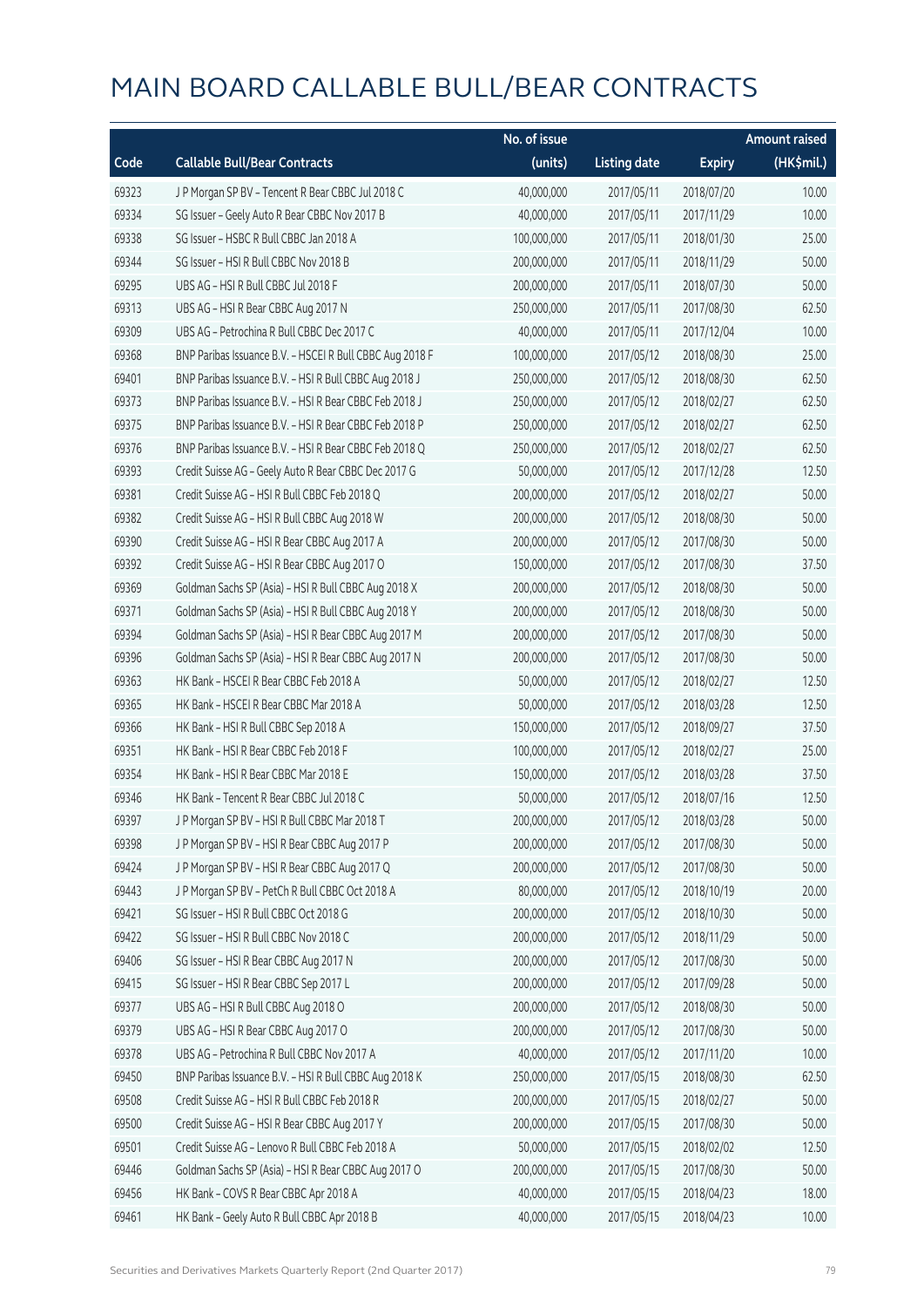# MAIN BOARD CALLABLE BULL/BEAR CONTRACTS

| Code | Callable Bull/Bear Contracts | No. of issue (units) | Listing date | Expiry | Amount raised (HK$mil.) |
|---|---|---|---|---|---|
| 69323 | J P Morgan SP BV – Tencent R Bear CBBC Jul 2018 C | 40,000,000 | 2017/05/11 | 2018/07/20 | 10.00 |
| 69334 | SG Issuer – Geely Auto R Bear CBBC Nov 2017 B | 40,000,000 | 2017/05/11 | 2017/11/29 | 10.00 |
| 69338 | SG Issuer – HSBC R Bull CBBC Jan 2018 A | 100,000,000 | 2017/05/11 | 2018/01/30 | 25.00 |
| 69344 | SG Issuer – HSI R Bull CBBC Nov 2018 B | 200,000,000 | 2017/05/11 | 2018/11/29 | 50.00 |
| 69295 | UBS AG – HSI R Bull CBBC Jul 2018 F | 200,000,000 | 2017/05/11 | 2018/07/30 | 50.00 |
| 69313 | UBS AG – HSI R Bear CBBC Aug 2017 N | 250,000,000 | 2017/05/11 | 2017/08/30 | 62.50 |
| 69309 | UBS AG – Petrochina R Bull CBBC Dec 2017 C | 40,000,000 | 2017/05/11 | 2017/12/04 | 10.00 |
| 69368 | BNP Paribas Issuance B.V. – HSCEI R Bull CBBC Aug 2018 F | 100,000,000 | 2017/05/12 | 2018/08/30 | 25.00 |
| 69401 | BNP Paribas Issuance B.V. – HSI R Bull CBBC Aug 2018 J | 250,000,000 | 2017/05/12 | 2018/08/30 | 62.50 |
| 69373 | BNP Paribas Issuance B.V. – HSI R Bear CBBC Feb 2018 J | 250,000,000 | 2017/05/12 | 2018/02/27 | 62.50 |
| 69375 | BNP Paribas Issuance B.V. – HSI R Bear CBBC Feb 2018 P | 250,000,000 | 2017/05/12 | 2018/02/27 | 62.50 |
| 69376 | BNP Paribas Issuance B.V. – HSI R Bear CBBC Feb 2018 Q | 250,000,000 | 2017/05/12 | 2018/02/27 | 62.50 |
| 69393 | Credit Suisse AG – Geely Auto R Bear CBBC Dec 2017 G | 50,000,000 | 2017/05/12 | 2017/12/28 | 12.50 |
| 69381 | Credit Suisse AG – HSI R Bull CBBC Feb 2018 Q | 200,000,000 | 2017/05/12 | 2018/02/27 | 50.00 |
| 69382 | Credit Suisse AG – HSI R Bull CBBC Aug 2018 W | 200,000,000 | 2017/05/12 | 2018/08/30 | 50.00 |
| 69390 | Credit Suisse AG – HSI R Bear CBBC Aug 2017 A | 200,000,000 | 2017/05/12 | 2017/08/30 | 50.00 |
| 69392 | Credit Suisse AG – HSI R Bear CBBC Aug 2017 O | 150,000,000 | 2017/05/12 | 2017/08/30 | 37.50 |
| 69369 | Goldman Sachs SP (Asia) – HSI R Bull CBBC Aug 2018 X | 200,000,000 | 2017/05/12 | 2018/08/30 | 50.00 |
| 69371 | Goldman Sachs SP (Asia) – HSI R Bull CBBC Aug 2018 Y | 200,000,000 | 2017/05/12 | 2018/08/30 | 50.00 |
| 69394 | Goldman Sachs SP (Asia) – HSI R Bear CBBC Aug 2017 M | 200,000,000 | 2017/05/12 | 2017/08/30 | 50.00 |
| 69396 | Goldman Sachs SP (Asia) – HSI R Bear CBBC Aug 2017 N | 200,000,000 | 2017/05/12 | 2017/08/30 | 50.00 |
| 69363 | HK Bank – HSCEI R Bear CBBC Feb 2018 A | 50,000,000 | 2017/05/12 | 2018/02/27 | 12.50 |
| 69365 | HK Bank – HSCEI R Bear CBBC Mar 2018 A | 50,000,000 | 2017/05/12 | 2018/03/28 | 12.50 |
| 69366 | HK Bank – HSI R Bull CBBC Sep 2018 A | 150,000,000 | 2017/05/12 | 2018/09/27 | 37.50 |
| 69351 | HK Bank – HSI R Bear CBBC Feb 2018 F | 100,000,000 | 2017/05/12 | 2018/02/27 | 25.00 |
| 69354 | HK Bank – HSI R Bear CBBC Mar 2018 E | 150,000,000 | 2017/05/12 | 2018/03/28 | 37.50 |
| 69346 | HK Bank – Tencent R Bear CBBC Jul 2018 C | 50,000,000 | 2017/05/12 | 2018/07/16 | 12.50 |
| 69397 | J P Morgan SP BV – HSI R Bull CBBC Mar 2018 T | 200,000,000 | 2017/05/12 | 2018/03/28 | 50.00 |
| 69398 | J P Morgan SP BV – HSI R Bear CBBC Aug 2017 P | 200,000,000 | 2017/05/12 | 2017/08/30 | 50.00 |
| 69424 | J P Morgan SP BV – HSI R Bear CBBC Aug 2017 Q | 200,000,000 | 2017/05/12 | 2017/08/30 | 50.00 |
| 69443 | J P Morgan SP BV – PetCh R Bull CBBC Oct 2018 A | 80,000,000 | 2017/05/12 | 2018/10/19 | 20.00 |
| 69421 | SG Issuer – HSI R Bull CBBC Oct 2018 G | 200,000,000 | 2017/05/12 | 2018/10/30 | 50.00 |
| 69422 | SG Issuer – HSI R Bull CBBC Nov 2018 C | 200,000,000 | 2017/05/12 | 2018/11/29 | 50.00 |
| 69406 | SG Issuer – HSI R Bear CBBC Aug 2017 N | 200,000,000 | 2017/05/12 | 2017/08/30 | 50.00 |
| 69415 | SG Issuer – HSI R Bear CBBC Sep 2017 L | 200,000,000 | 2017/05/12 | 2017/09/28 | 50.00 |
| 69377 | UBS AG – HSI R Bull CBBC Aug 2018 O | 200,000,000 | 2017/05/12 | 2018/08/30 | 50.00 |
| 69379 | UBS AG – HSI R Bear CBBC Aug 2017 O | 200,000,000 | 2017/05/12 | 2017/08/30 | 50.00 |
| 69378 | UBS AG – Petrochina R Bull CBBC Nov 2017 A | 40,000,000 | 2017/05/12 | 2017/11/20 | 10.00 |
| 69450 | BNP Paribas Issuance B.V. – HSI R Bull CBBC Aug 2018 K | 250,000,000 | 2017/05/15 | 2018/08/30 | 62.50 |
| 69508 | Credit Suisse AG – HSI R Bull CBBC Feb 2018 R | 200,000,000 | 2017/05/15 | 2018/02/27 | 50.00 |
| 69500 | Credit Suisse AG – HSI R Bear CBBC Aug 2017 Y | 200,000,000 | 2017/05/15 | 2017/08/30 | 50.00 |
| 69501 | Credit Suisse AG – Lenovo R Bull CBBC Feb 2018 A | 50,000,000 | 2017/05/15 | 2018/02/02 | 12.50 |
| 69446 | Goldman Sachs SP (Asia) – HSI R Bear CBBC Aug 2017 O | 200,000,000 | 2017/05/15 | 2017/08/30 | 50.00 |
| 69456 | HK Bank – COVS R Bear CBBC Apr 2018 A | 40,000,000 | 2017/05/15 | 2018/04/23 | 18.00 |
| 69461 | HK Bank – Geely Auto R Bull CBBC Apr 2018 B | 40,000,000 | 2017/05/15 | 2018/04/23 | 10.00 |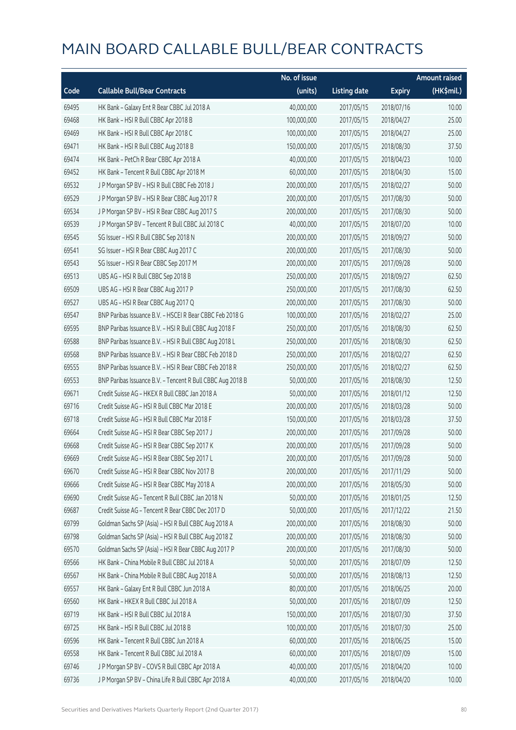# MAIN BOARD CALLABLE BULL/BEAR CONTRACTS

| Code | Callable Bull/Bear Contracts | No. of issue (units) | Listing date | Expiry | Amount raised (HK$mil.) |
|---|---|---|---|---|---|
| 69495 | HK Bank – Galaxy Ent R Bear CBBC Jul 2018 A | 40,000,000 | 2017/05/15 | 2018/07/16 | 10.00 |
| 69468 | HK Bank – HSI R Bull CBBC Apr 2018 B | 100,000,000 | 2017/05/15 | 2018/04/27 | 25.00 |
| 69469 | HK Bank – HSI R Bull CBBC Apr 2018 C | 100,000,000 | 2017/05/15 | 2018/04/27 | 25.00 |
| 69471 | HK Bank – HSI R Bull CBBC Aug 2018 B | 150,000,000 | 2017/05/15 | 2018/08/30 | 37.50 |
| 69474 | HK Bank – PetCh R Bear CBBC Apr 2018 A | 40,000,000 | 2017/05/15 | 2018/04/23 | 10.00 |
| 69452 | HK Bank – Tencent R Bull CBBC Apr 2018 M | 60,000,000 | 2017/05/15 | 2018/04/30 | 15.00 |
| 69532 | J P Morgan SP BV – HSI R Bull CBBC Feb 2018 J | 200,000,000 | 2017/05/15 | 2018/02/27 | 50.00 |
| 69529 | J P Morgan SP BV – HSI R Bear CBBC Aug 2017 R | 200,000,000 | 2017/05/15 | 2017/08/30 | 50.00 |
| 69534 | J P Morgan SP BV – HSI R Bear CBBC Aug 2017 S | 200,000,000 | 2017/05/15 | 2017/08/30 | 50.00 |
| 69539 | J P Morgan SP BV – Tencent R Bull CBBC Jul 2018 C | 40,000,000 | 2017/05/15 | 2018/07/20 | 10.00 |
| 69545 | SG Issuer – HSI R Bull CBBC Sep 2018 N | 200,000,000 | 2017/05/15 | 2018/09/27 | 50.00 |
| 69541 | SG Issuer – HSI R Bear CBBC Aug 2017 C | 200,000,000 | 2017/05/15 | 2017/08/30 | 50.00 |
| 69543 | SG Issuer – HSI R Bear CBBC Sep 2017 M | 200,000,000 | 2017/05/15 | 2017/09/28 | 50.00 |
| 69513 | UBS AG – HSI R Bull CBBC Sep 2018 B | 250,000,000 | 2017/05/15 | 2018/09/27 | 62.50 |
| 69509 | UBS AG – HSI R Bear CBBC Aug 2017 P | 250,000,000 | 2017/05/15 | 2017/08/30 | 62.50 |
| 69527 | UBS AG – HSI R Bear CBBC Aug 2017 Q | 200,000,000 | 2017/05/15 | 2017/08/30 | 50.00 |
| 69547 | BNP Paribas Issuance B.V. – HSCEI R Bear CBBC Feb 2018 G | 100,000,000 | 2017/05/16 | 2018/02/27 | 25.00 |
| 69595 | BNP Paribas Issuance B.V. – HSI R Bull CBBC Aug 2018 F | 250,000,000 | 2017/05/16 | 2018/08/30 | 62.50 |
| 69588 | BNP Paribas Issuance B.V. – HSI R Bull CBBC Aug 2018 L | 250,000,000 | 2017/05/16 | 2018/08/30 | 62.50 |
| 69568 | BNP Paribas Issuance B.V. – HSI R Bear CBBC Feb 2018 D | 250,000,000 | 2017/05/16 | 2018/02/27 | 62.50 |
| 69555 | BNP Paribas Issuance B.V. – HSI R Bear CBBC Feb 2018 R | 250,000,000 | 2017/05/16 | 2018/02/27 | 62.50 |
| 69553 | BNP Paribas Issuance B.V. – Tencent R Bull CBBC Aug 2018 B | 50,000,000 | 2017/05/16 | 2018/08/30 | 12.50 |
| 69671 | Credit Suisse AG – HKEX R Bull CBBC Jan 2018 A | 50,000,000 | 2017/05/16 | 2018/01/12 | 12.50 |
| 69716 | Credit Suisse AG – HSI R Bull CBBC Mar 2018 E | 200,000,000 | 2017/05/16 | 2018/03/28 | 50.00 |
| 69718 | Credit Suisse AG – HSI R Bull CBBC Mar 2018 F | 150,000,000 | 2017/05/16 | 2018/03/28 | 37.50 |
| 69664 | Credit Suisse AG – HSI R Bear CBBC Sep 2017 J | 200,000,000 | 2017/05/16 | 2017/09/28 | 50.00 |
| 69668 | Credit Suisse AG – HSI R Bear CBBC Sep 2017 K | 200,000,000 | 2017/05/16 | 2017/09/28 | 50.00 |
| 69669 | Credit Suisse AG – HSI R Bear CBBC Sep 2017 L | 200,000,000 | 2017/05/16 | 2017/09/28 | 50.00 |
| 69670 | Credit Suisse AG – HSI R Bear CBBC Nov 2017 B | 200,000,000 | 2017/05/16 | 2017/11/29 | 50.00 |
| 69666 | Credit Suisse AG – HSI R Bear CBBC May 2018 A | 200,000,000 | 2017/05/16 | 2018/05/30 | 50.00 |
| 69690 | Credit Suisse AG – Tencent R Bull CBBC Jan 2018 N | 50,000,000 | 2017/05/16 | 2018/01/25 | 12.50 |
| 69687 | Credit Suisse AG – Tencent R Bear CBBC Dec 2017 D | 50,000,000 | 2017/05/16 | 2017/12/22 | 21.50 |
| 69799 | Goldman Sachs SP (Asia) – HSI R Bull CBBC Aug 2018 A | 200,000,000 | 2017/05/16 | 2018/08/30 | 50.00 |
| 69798 | Goldman Sachs SP (Asia) – HSI R Bull CBBC Aug 2018 Z | 200,000,000 | 2017/05/16 | 2018/08/30 | 50.00 |
| 69570 | Goldman Sachs SP (Asia) – HSI R Bear CBBC Aug 2017 P | 200,000,000 | 2017/05/16 | 2017/08/30 | 50.00 |
| 69566 | HK Bank – China Mobile R Bull CBBC Jul 2018 A | 50,000,000 | 2017/05/16 | 2018/07/09 | 12.50 |
| 69567 | HK Bank – China Mobile R Bull CBBC Aug 2018 A | 50,000,000 | 2017/05/16 | 2018/08/13 | 12.50 |
| 69557 | HK Bank – Galaxy Ent R Bull CBBC Jun 2018 A | 80,000,000 | 2017/05/16 | 2018/06/25 | 20.00 |
| 69560 | HK Bank – HKEX R Bull CBBC Jul 2018 A | 50,000,000 | 2017/05/16 | 2018/07/09 | 12.50 |
| 69719 | HK Bank – HSI R Bull CBBC Jul 2018 A | 150,000,000 | 2017/05/16 | 2018/07/30 | 37.50 |
| 69725 | HK Bank – HSI R Bull CBBC Jul 2018 B | 100,000,000 | 2017/05/16 | 2018/07/30 | 25.00 |
| 69596 | HK Bank – Tencent R Bull CBBC Jun 2018 A | 60,000,000 | 2017/05/16 | 2018/06/25 | 15.00 |
| 69558 | HK Bank – Tencent R Bull CBBC Jul 2018 A | 60,000,000 | 2017/05/16 | 2018/07/09 | 15.00 |
| 69746 | J P Morgan SP BV – COVS R Bull CBBC Apr 2018 A | 40,000,000 | 2017/05/16 | 2018/04/20 | 10.00 |
| 69736 | J P Morgan SP BV – China Life R Bull CBBC Apr 2018 A | 40,000,000 | 2017/05/16 | 2018/04/20 | 10.00 |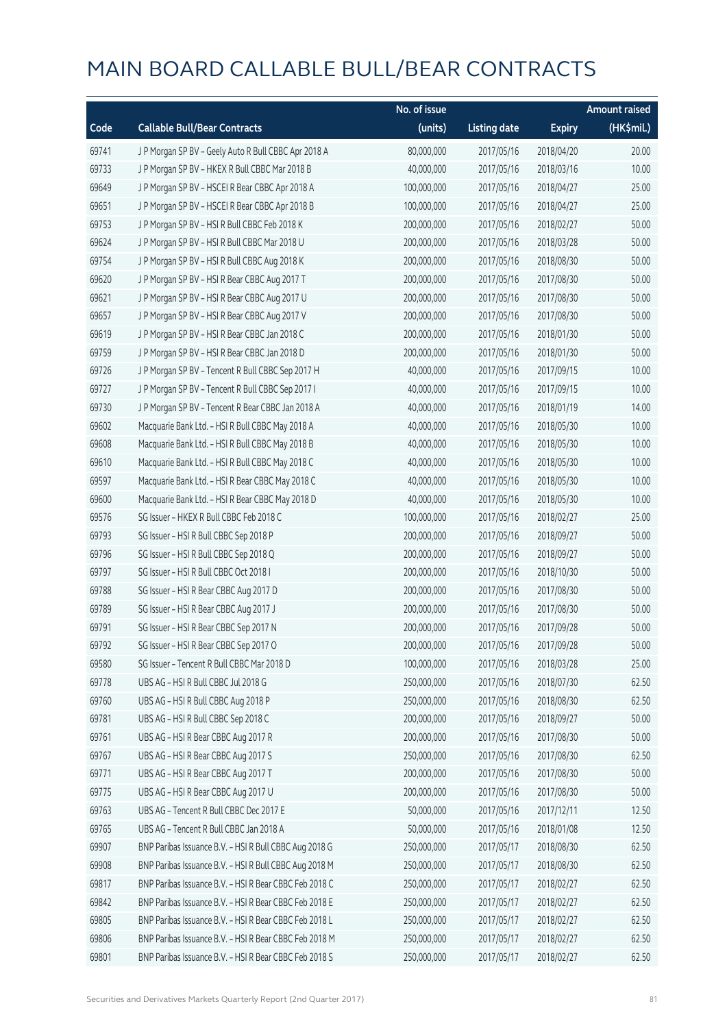# MAIN BOARD CALLABLE BULL/BEAR CONTRACTS

| Code | Callable Bull/Bear Contracts | No. of issue (units) | Listing date | Expiry | Amount raised (HK$mil.) |
|---|---|---|---|---|---|
| 69741 | J P Morgan SP BV – Geely Auto R Bull CBBC Apr 2018 A | 80,000,000 | 2017/05/16 | 2018/04/20 | 20.00 |
| 69733 | J P Morgan SP BV – HKEX R Bull CBBC Mar 2018 B | 40,000,000 | 2017/05/16 | 2018/03/16 | 10.00 |
| 69649 | J P Morgan SP BV – HSCEI R Bear CBBC Apr 2018 A | 100,000,000 | 2017/05/16 | 2018/04/27 | 25.00 |
| 69651 | J P Morgan SP BV – HSCEI R Bear CBBC Apr 2018 B | 100,000,000 | 2017/05/16 | 2018/04/27 | 25.00 |
| 69753 | J P Morgan SP BV – HSI R Bull CBBC Feb 2018 K | 200,000,000 | 2017/05/16 | 2018/02/27 | 50.00 |
| 69624 | J P Morgan SP BV – HSI R Bull CBBC Mar 2018 U | 200,000,000 | 2017/05/16 | 2018/03/28 | 50.00 |
| 69754 | J P Morgan SP BV – HSI R Bull CBBC Aug 2018 K | 200,000,000 | 2017/05/16 | 2018/08/30 | 50.00 |
| 69620 | J P Morgan SP BV – HSI R Bear CBBC Aug 2017 T | 200,000,000 | 2017/05/16 | 2017/08/30 | 50.00 |
| 69621 | J P Morgan SP BV – HSI R Bear CBBC Aug 2017 U | 200,000,000 | 2017/05/16 | 2017/08/30 | 50.00 |
| 69657 | J P Morgan SP BV – HSI R Bear CBBC Aug 2017 V | 200,000,000 | 2017/05/16 | 2017/08/30 | 50.00 |
| 69619 | J P Morgan SP BV – HSI R Bear CBBC Jan 2018 C | 200,000,000 | 2017/05/16 | 2018/01/30 | 50.00 |
| 69759 | J P Morgan SP BV – HSI R Bear CBBC Jan 2018 D | 200,000,000 | 2017/05/16 | 2018/01/30 | 50.00 |
| 69726 | J P Morgan SP BV – Tencent R Bull CBBC Sep 2017 H | 40,000,000 | 2017/05/16 | 2017/09/15 | 10.00 |
| 69727 | J P Morgan SP BV – Tencent R Bull CBBC Sep 2017 I | 40,000,000 | 2017/05/16 | 2017/09/15 | 10.00 |
| 69730 | J P Morgan SP BV – Tencent R Bear CBBC Jan 2018 A | 40,000,000 | 2017/05/16 | 2018/01/19 | 14.00 |
| 69602 | Macquarie Bank Ltd. – HSI R Bull CBBC May 2018 A | 40,000,000 | 2017/05/16 | 2018/05/30 | 10.00 |
| 69608 | Macquarie Bank Ltd. – HSI R Bull CBBC May 2018 B | 40,000,000 | 2017/05/16 | 2018/05/30 | 10.00 |
| 69610 | Macquarie Bank Ltd. – HSI R Bull CBBC May 2018 C | 40,000,000 | 2017/05/16 | 2018/05/30 | 10.00 |
| 69597 | Macquarie Bank Ltd. – HSI R Bear CBBC May 2018 C | 40,000,000 | 2017/05/16 | 2018/05/30 | 10.00 |
| 69600 | Macquarie Bank Ltd. – HSI R Bear CBBC May 2018 D | 40,000,000 | 2017/05/16 | 2018/05/30 | 10.00 |
| 69576 | SG Issuer – HKEX R Bull CBBC Feb 2018 C | 100,000,000 | 2017/05/16 | 2018/02/27 | 25.00 |
| 69793 | SG Issuer – HSI R Bull CBBC Sep 2018 P | 200,000,000 | 2017/05/16 | 2018/09/27 | 50.00 |
| 69796 | SG Issuer – HSI R Bull CBBC Sep 2018 Q | 200,000,000 | 2017/05/16 | 2018/09/27 | 50.00 |
| 69797 | SG Issuer – HSI R Bull CBBC Oct 2018 I | 200,000,000 | 2017/05/16 | 2018/10/30 | 50.00 |
| 69788 | SG Issuer – HSI R Bear CBBC Aug 2017 D | 200,000,000 | 2017/05/16 | 2017/08/30 | 50.00 |
| 69789 | SG Issuer – HSI R Bear CBBC Aug 2017 J | 200,000,000 | 2017/05/16 | 2017/08/30 | 50.00 |
| 69791 | SG Issuer – HSI R Bear CBBC Sep 2017 N | 200,000,000 | 2017/05/16 | 2017/09/28 | 50.00 |
| 69792 | SG Issuer – HSI R Bear CBBC Sep 2017 O | 200,000,000 | 2017/05/16 | 2017/09/28 | 50.00 |
| 69580 | SG Issuer – Tencent R Bull CBBC Mar 2018 D | 100,000,000 | 2017/05/16 | 2018/03/28 | 25.00 |
| 69778 | UBS AG – HSI R Bull CBBC Jul 2018 G | 250,000,000 | 2017/05/16 | 2018/07/30 | 62.50 |
| 69760 | UBS AG – HSI R Bull CBBC Aug 2018 P | 250,000,000 | 2017/05/16 | 2018/08/30 | 62.50 |
| 69781 | UBS AG – HSI R Bull CBBC Sep 2018 C | 200,000,000 | 2017/05/16 | 2018/09/27 | 50.00 |
| 69761 | UBS AG – HSI R Bear CBBC Aug 2017 R | 200,000,000 | 2017/05/16 | 2017/08/30 | 50.00 |
| 69767 | UBS AG – HSI R Bear CBBC Aug 2017 S | 250,000,000 | 2017/05/16 | 2017/08/30 | 62.50 |
| 69771 | UBS AG – HSI R Bear CBBC Aug 2017 T | 200,000,000 | 2017/05/16 | 2017/08/30 | 50.00 |
| 69775 | UBS AG – HSI R Bear CBBC Aug 2017 U | 200,000,000 | 2017/05/16 | 2017/08/30 | 50.00 |
| 69763 | UBS AG – Tencent R Bull CBBC Dec 2017 E | 50,000,000 | 2017/05/16 | 2017/12/11 | 12.50 |
| 69765 | UBS AG – Tencent R Bull CBBC Jan 2018 A | 50,000,000 | 2017/05/16 | 2018/01/08 | 12.50 |
| 69907 | BNP Paribas Issuance B.V. – HSI R Bull CBBC Aug 2018 G | 250,000,000 | 2017/05/17 | 2018/08/30 | 62.50 |
| 69908 | BNP Paribas Issuance B.V. – HSI R Bull CBBC Aug 2018 M | 250,000,000 | 2017/05/17 | 2018/08/30 | 62.50 |
| 69817 | BNP Paribas Issuance B.V. – HSI R Bear CBBC Feb 2018 C | 250,000,000 | 2017/05/17 | 2018/02/27 | 62.50 |
| 69842 | BNP Paribas Issuance B.V. – HSI R Bear CBBC Feb 2018 E | 250,000,000 | 2017/05/17 | 2018/02/27 | 62.50 |
| 69805 | BNP Paribas Issuance B.V. – HSI R Bear CBBC Feb 2018 L | 250,000,000 | 2017/05/17 | 2018/02/27 | 62.50 |
| 69806 | BNP Paribas Issuance B.V. – HSI R Bear CBBC Feb 2018 M | 250,000,000 | 2017/05/17 | 2018/02/27 | 62.50 |
| 69801 | BNP Paribas Issuance B.V. – HSI R Bear CBBC Feb 2018 S | 250,000,000 | 2017/05/17 | 2018/02/27 | 62.50 |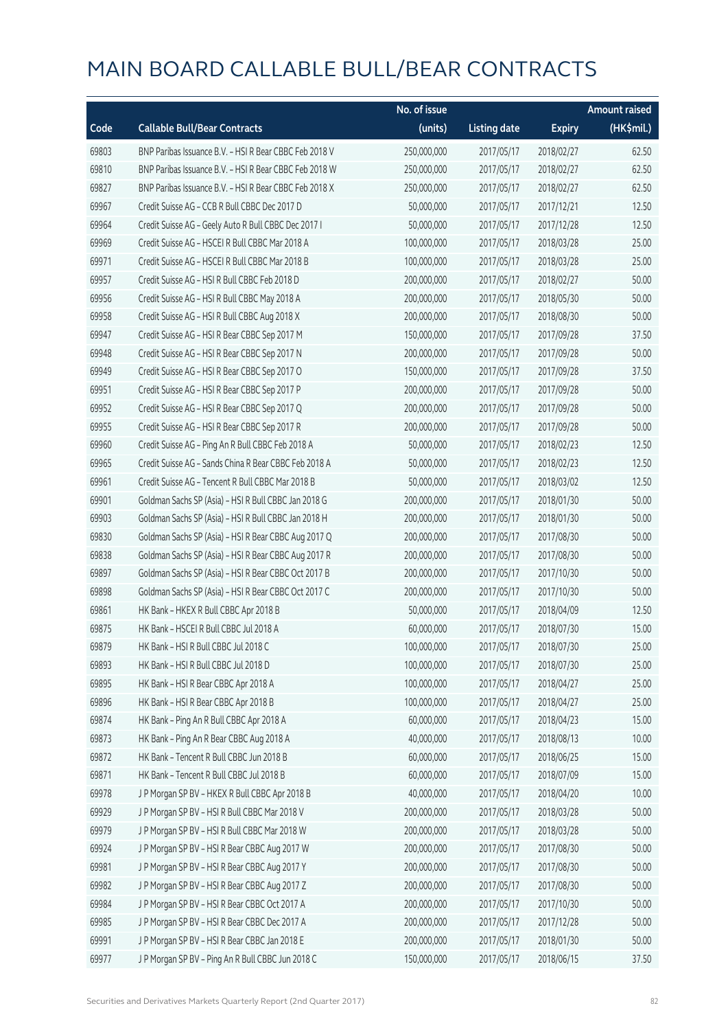# MAIN BOARD CALLABLE BULL/BEAR CONTRACTS

| Code | Callable Bull/Bear Contracts | No. of issue (units) | Listing date | Expiry | Amount raised (HK$mil.) |
|---|---|---|---|---|---|
| 69803 | BNP Paribas Issuance B.V. – HSI R Bear CBBC Feb 2018 V | 250,000,000 | 2017/05/17 | 2018/02/27 | 62.50 |
| 69810 | BNP Paribas Issuance B.V. – HSI R Bear CBBC Feb 2018 W | 250,000,000 | 2017/05/17 | 2018/02/27 | 62.50 |
| 69827 | BNP Paribas Issuance B.V. – HSI R Bear CBBC Feb 2018 X | 250,000,000 | 2017/05/17 | 2018/02/27 | 62.50 |
| 69967 | Credit Suisse AG – CCB R Bull CBBC Dec 2017 D | 50,000,000 | 2017/05/17 | 2017/12/21 | 12.50 |
| 69964 | Credit Suisse AG – Geely Auto R Bull CBBC Dec 2017 I | 50,000,000 | 2017/05/17 | 2017/12/28 | 12.50 |
| 69969 | Credit Suisse AG – HSCEI R Bull CBBC Mar 2018 A | 100,000,000 | 2017/05/17 | 2018/03/28 | 25.00 |
| 69971 | Credit Suisse AG – HSCEI R Bull CBBC Mar 2018 B | 100,000,000 | 2017/05/17 | 2018/03/28 | 25.00 |
| 69957 | Credit Suisse AG – HSI R Bull CBBC Feb 2018 D | 200,000,000 | 2017/05/17 | 2018/02/27 | 50.00 |
| 69956 | Credit Suisse AG – HSI R Bull CBBC May 2018 A | 200,000,000 | 2017/05/17 | 2018/05/30 | 50.00 |
| 69958 | Credit Suisse AG – HSI R Bull CBBC Aug 2018 X | 200,000,000 | 2017/05/17 | 2018/08/30 | 50.00 |
| 69947 | Credit Suisse AG – HSI R Bear CBBC Sep 2017 M | 150,000,000 | 2017/05/17 | 2017/09/28 | 37.50 |
| 69948 | Credit Suisse AG – HSI R Bear CBBC Sep 2017 N | 200,000,000 | 2017/05/17 | 2017/09/28 | 50.00 |
| 69949 | Credit Suisse AG – HSI R Bear CBBC Sep 2017 O | 150,000,000 | 2017/05/17 | 2017/09/28 | 37.50 |
| 69951 | Credit Suisse AG – HSI R Bear CBBC Sep 2017 P | 200,000,000 | 2017/05/17 | 2017/09/28 | 50.00 |
| 69952 | Credit Suisse AG – HSI R Bear CBBC Sep 2017 Q | 200,000,000 | 2017/05/17 | 2017/09/28 | 50.00 |
| 69955 | Credit Suisse AG – HSI R Bear CBBC Sep 2017 R | 200,000,000 | 2017/05/17 | 2017/09/28 | 50.00 |
| 69960 | Credit Suisse AG – Ping An R Bull CBBC Feb 2018 A | 50,000,000 | 2017/05/17 | 2018/02/23 | 12.50 |
| 69965 | Credit Suisse AG – Sands China R Bear CBBC Feb 2018 A | 50,000,000 | 2017/05/17 | 2018/02/23 | 12.50 |
| 69961 | Credit Suisse AG – Tencent R Bull CBBC Mar 2018 B | 50,000,000 | 2017/05/17 | 2018/03/02 | 12.50 |
| 69901 | Goldman Sachs SP (Asia) – HSI R Bull CBBC Jan 2018 G | 200,000,000 | 2017/05/17 | 2018/01/30 | 50.00 |
| 69903 | Goldman Sachs SP (Asia) – HSI R Bull CBBC Jan 2018 H | 200,000,000 | 2017/05/17 | 2018/01/30 | 50.00 |
| 69830 | Goldman Sachs SP (Asia) – HSI R Bear CBBC Aug 2017 Q | 200,000,000 | 2017/05/17 | 2017/08/30 | 50.00 |
| 69838 | Goldman Sachs SP (Asia) – HSI R Bear CBBC Aug 2017 R | 200,000,000 | 2017/05/17 | 2017/08/30 | 50.00 |
| 69897 | Goldman Sachs SP (Asia) – HSI R Bear CBBC Oct 2017 B | 200,000,000 | 2017/05/17 | 2017/10/30 | 50.00 |
| 69898 | Goldman Sachs SP (Asia) – HSI R Bear CBBC Oct 2017 C | 200,000,000 | 2017/05/17 | 2017/10/30 | 50.00 |
| 69861 | HK Bank – HKEX R Bull CBBC Apr 2018 B | 50,000,000 | 2017/05/17 | 2018/04/09 | 12.50 |
| 69875 | HK Bank – HSCEI R Bull CBBC Jul 2018 A | 60,000,000 | 2017/05/17 | 2018/07/30 | 15.00 |
| 69879 | HK Bank – HSI R Bull CBBC Jul 2018 C | 100,000,000 | 2017/05/17 | 2018/07/30 | 25.00 |
| 69893 | HK Bank – HSI R Bull CBBC Jul 2018 D | 100,000,000 | 2017/05/17 | 2018/07/30 | 25.00 |
| 69895 | HK Bank – HSI R Bear CBBC Apr 2018 A | 100,000,000 | 2017/05/17 | 2018/04/27 | 25.00 |
| 69896 | HK Bank – HSI R Bear CBBC Apr 2018 B | 100,000,000 | 2017/05/17 | 2018/04/27 | 25.00 |
| 69874 | HK Bank – Ping An R Bull CBBC Apr 2018 A | 60,000,000 | 2017/05/17 | 2018/04/23 | 15.00 |
| 69873 | HK Bank – Ping An R Bear CBBC Aug 2018 A | 40,000,000 | 2017/05/17 | 2018/08/13 | 10.00 |
| 69872 | HK Bank – Tencent R Bull CBBC Jun 2018 B | 60,000,000 | 2017/05/17 | 2018/06/25 | 15.00 |
| 69871 | HK Bank – Tencent R Bull CBBC Jul 2018 B | 60,000,000 | 2017/05/17 | 2018/07/09 | 15.00 |
| 69978 | J P Morgan SP BV – HKEX R Bull CBBC Apr 2018 B | 40,000,000 | 2017/05/17 | 2018/04/20 | 10.00 |
| 69929 | J P Morgan SP BV – HSI R Bull CBBC Mar 2018 V | 200,000,000 | 2017/05/17 | 2018/03/28 | 50.00 |
| 69979 | J P Morgan SP BV – HSI R Bull CBBC Mar 2018 W | 200,000,000 | 2017/05/17 | 2018/03/28 | 50.00 |
| 69924 | J P Morgan SP BV – HSI R Bear CBBC Aug 2017 W | 200,000,000 | 2017/05/17 | 2017/08/30 | 50.00 |
| 69981 | J P Morgan SP BV – HSI R Bear CBBC Aug 2017 Y | 200,000,000 | 2017/05/17 | 2017/08/30 | 50.00 |
| 69982 | J P Morgan SP BV – HSI R Bear CBBC Aug 2017 Z | 200,000,000 | 2017/05/17 | 2017/08/30 | 50.00 |
| 69984 | J P Morgan SP BV – HSI R Bear CBBC Oct 2017 A | 200,000,000 | 2017/05/17 | 2017/10/30 | 50.00 |
| 69985 | J P Morgan SP BV – HSI R Bear CBBC Dec 2017 A | 200,000,000 | 2017/05/17 | 2017/12/28 | 50.00 |
| 69991 | J P Morgan SP BV – HSI R Bear CBBC Jan 2018 E | 200,000,000 | 2017/05/17 | 2018/01/30 | 50.00 |
| 69977 | J P Morgan SP BV – Ping An R Bull CBBC Jun 2018 C | 150,000,000 | 2017/05/17 | 2018/06/15 | 37.50 |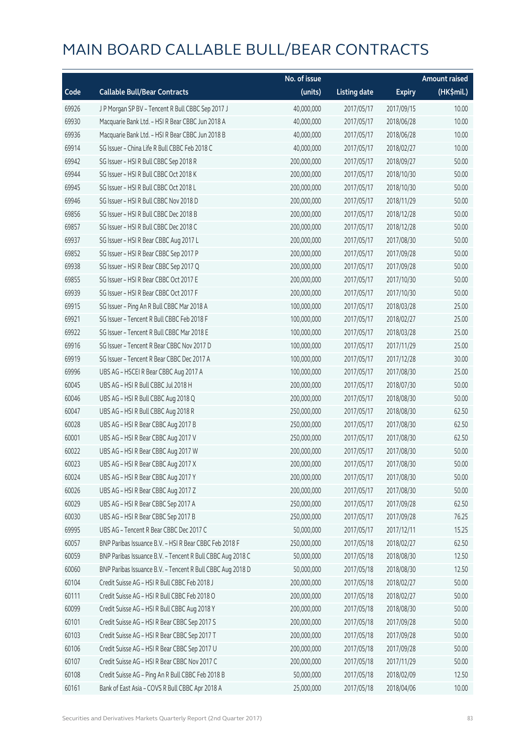# MAIN BOARD CALLABLE BULL/BEAR CONTRACTS

| Code | Callable Bull/Bear Contracts | No. of issue (units) | Listing date | Expiry | Amount raised (HK$mil.) |
|---|---|---|---|---|---|
| 69926 | J P Morgan SP BV – Tencent R Bull CBBC Sep 2017 J | 40,000,000 | 2017/05/17 | 2017/09/15 | 10.00 |
| 69930 | Macquarie Bank Ltd. – HSI R Bear CBBC Jun 2018 A | 40,000,000 | 2017/05/17 | 2018/06/28 | 10.00 |
| 69936 | Macquarie Bank Ltd. – HSI R Bear CBBC Jun 2018 B | 40,000,000 | 2017/05/17 | 2018/06/28 | 10.00 |
| 69914 | SG Issuer – China Life R Bull CBBC Feb 2018 C | 40,000,000 | 2017/05/17 | 2018/02/27 | 10.00 |
| 69942 | SG Issuer – HSI R Bull CBBC Sep 2018 R | 200,000,000 | 2017/05/17 | 2018/09/27 | 50.00 |
| 69944 | SG Issuer – HSI R Bull CBBC Oct 2018 K | 200,000,000 | 2017/05/17 | 2018/10/30 | 50.00 |
| 69945 | SG Issuer – HSI R Bull CBBC Oct 2018 L | 200,000,000 | 2017/05/17 | 2018/10/30 | 50.00 |
| 69946 | SG Issuer – HSI R Bull CBBC Nov 2018 D | 200,000,000 | 2017/05/17 | 2018/11/29 | 50.00 |
| 69856 | SG Issuer – HSI R Bull CBBC Dec 2018 B | 200,000,000 | 2017/05/17 | 2018/12/28 | 50.00 |
| 69857 | SG Issuer – HSI R Bull CBBC Dec 2018 C | 200,000,000 | 2017/05/17 | 2018/12/28 | 50.00 |
| 69937 | SG Issuer – HSI R Bear CBBC Aug 2017 L | 200,000,000 | 2017/05/17 | 2017/08/30 | 50.00 |
| 69852 | SG Issuer – HSI R Bear CBBC Sep 2017 P | 200,000,000 | 2017/05/17 | 2017/09/28 | 50.00 |
| 69938 | SG Issuer – HSI R Bear CBBC Sep 2017 Q | 200,000,000 | 2017/05/17 | 2017/09/28 | 50.00 |
| 69855 | SG Issuer – HSI R Bear CBBC Oct 2017 E | 200,000,000 | 2017/05/17 | 2017/10/30 | 50.00 |
| 69939 | SG Issuer – HSI R Bear CBBC Oct 2017 F | 200,000,000 | 2017/05/17 | 2017/10/30 | 50.00 |
| 69915 | SG Issuer – Ping An R Bull CBBC Mar 2018 A | 100,000,000 | 2017/05/17 | 2018/03/28 | 25.00 |
| 69921 | SG Issuer – Tencent R Bull CBBC Feb 2018 F | 100,000,000 | 2017/05/17 | 2018/02/27 | 25.00 |
| 69922 | SG Issuer – Tencent R Bull CBBC Mar 2018 E | 100,000,000 | 2017/05/17 | 2018/03/28 | 25.00 |
| 69916 | SG Issuer – Tencent R Bear CBBC Nov 2017 D | 100,000,000 | 2017/05/17 | 2017/11/29 | 25.00 |
| 69919 | SG Issuer – Tencent R Bear CBBC Dec 2017 A | 100,000,000 | 2017/05/17 | 2017/12/28 | 30.00 |
| 69996 | UBS AG – HSCEI R Bear CBBC Aug 2017 A | 100,000,000 | 2017/05/17 | 2017/08/30 | 25.00 |
| 60045 | UBS AG – HSI R Bull CBBC Jul 2018 H | 200,000,000 | 2017/05/17 | 2018/07/30 | 50.00 |
| 60046 | UBS AG – HSI R Bull CBBC Aug 2018 Q | 200,000,000 | 2017/05/17 | 2018/08/30 | 50.00 |
| 60047 | UBS AG – HSI R Bull CBBC Aug 2018 R | 250,000,000 | 2017/05/17 | 2018/08/30 | 62.50 |
| 60028 | UBS AG – HSI R Bear CBBC Aug 2017 B | 250,000,000 | 2017/05/17 | 2017/08/30 | 62.50 |
| 60001 | UBS AG – HSI R Bear CBBC Aug 2017 V | 250,000,000 | 2017/05/17 | 2017/08/30 | 62.50 |
| 60022 | UBS AG – HSI R Bear CBBC Aug 2017 W | 200,000,000 | 2017/05/17 | 2017/08/30 | 50.00 |
| 60023 | UBS AG – HSI R Bear CBBC Aug 2017 X | 200,000,000 | 2017/05/17 | 2017/08/30 | 50.00 |
| 60024 | UBS AG – HSI R Bear CBBC Aug 2017 Y | 200,000,000 | 2017/05/17 | 2017/08/30 | 50.00 |
| 60026 | UBS AG – HSI R Bear CBBC Aug 2017 Z | 200,000,000 | 2017/05/17 | 2017/08/30 | 50.00 |
| 60029 | UBS AG – HSI R Bear CBBC Sep 2017 A | 250,000,000 | 2017/05/17 | 2017/09/28 | 62.50 |
| 60030 | UBS AG – HSI R Bear CBBC Sep 2017 B | 250,000,000 | 2017/05/17 | 2017/09/28 | 76.25 |
| 69995 | UBS AG – Tencent R Bear CBBC Dec 2017 C | 50,000,000 | 2017/05/17 | 2017/12/11 | 15.25 |
| 60057 | BNP Paribas Issuance B.V. – HSI R Bear CBBC Feb 2018 F | 250,000,000 | 2017/05/18 | 2018/02/27 | 62.50 |
| 60059 | BNP Paribas Issuance B.V. – Tencent R Bull CBBC Aug 2018 C | 50,000,000 | 2017/05/18 | 2018/08/30 | 12.50 |
| 60060 | BNP Paribas Issuance B.V. – Tencent R Bull CBBC Aug 2018 D | 50,000,000 | 2017/05/18 | 2018/08/30 | 12.50 |
| 60104 | Credit Suisse AG – HSI R Bull CBBC Feb 2018 J | 200,000,000 | 2017/05/18 | 2018/02/27 | 50.00 |
| 60111 | Credit Suisse AG – HSI R Bull CBBC Feb 2018 O | 200,000,000 | 2017/05/18 | 2018/02/27 | 50.00 |
| 60099 | Credit Suisse AG – HSI R Bull CBBC Aug 2018 Y | 200,000,000 | 2017/05/18 | 2018/08/30 | 50.00 |
| 60101 | Credit Suisse AG – HSI R Bear CBBC Sep 2017 S | 200,000,000 | 2017/05/18 | 2017/09/28 | 50.00 |
| 60103 | Credit Suisse AG – HSI R Bear CBBC Sep 2017 T | 200,000,000 | 2017/05/18 | 2017/09/28 | 50.00 |
| 60106 | Credit Suisse AG – HSI R Bear CBBC Sep 2017 U | 200,000,000 | 2017/05/18 | 2017/09/28 | 50.00 |
| 60107 | Credit Suisse AG – HSI R Bear CBBC Nov 2017 C | 200,000,000 | 2017/05/18 | 2017/11/29 | 50.00 |
| 60108 | Credit Suisse AG – Ping An R Bull CBBC Feb 2018 B | 50,000,000 | 2017/05/18 | 2018/02/09 | 12.50 |
| 60161 | Bank of East Asia – COVS R Bull CBBC Apr 2018 A | 25,000,000 | 2017/05/18 | 2018/04/06 | 10.00 |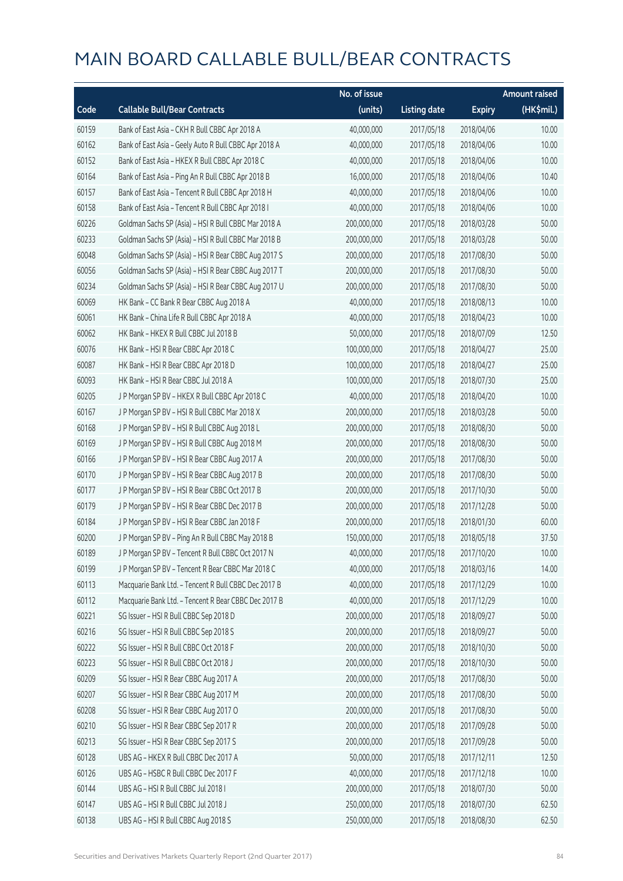# MAIN BOARD CALLABLE BULL/BEAR CONTRACTS

| Code | Callable Bull/Bear Contracts | No. of issue (units) | Listing date | Expiry | Amount raised (HK$mil.) |
|---|---|---|---|---|---|
| 60159 | Bank of East Asia – CKH R Bull CBBC Apr 2018 A | 40,000,000 | 2017/05/18 | 2018/04/06 | 10.00 |
| 60162 | Bank of East Asia – Geely Auto R Bull CBBC Apr 2018 A | 40,000,000 | 2017/05/18 | 2018/04/06 | 10.00 |
| 60152 | Bank of East Asia – HKEX R Bull CBBC Apr 2018 C | 40,000,000 | 2017/05/18 | 2018/04/06 | 10.00 |
| 60164 | Bank of East Asia – Ping An R Bull CBBC Apr 2018 B | 16,000,000 | 2017/05/18 | 2018/04/06 | 10.40 |
| 60157 | Bank of East Asia – Tencent R Bull CBBC Apr 2018 H | 40,000,000 | 2017/05/18 | 2018/04/06 | 10.00 |
| 60158 | Bank of East Asia – Tencent R Bull CBBC Apr 2018 I | 40,000,000 | 2017/05/18 | 2018/04/06 | 10.00 |
| 60226 | Goldman Sachs SP (Asia) – HSI R Bull CBBC Mar 2018 A | 200,000,000 | 2017/05/18 | 2018/03/28 | 50.00 |
| 60233 | Goldman Sachs SP (Asia) – HSI R Bull CBBC Mar 2018 B | 200,000,000 | 2017/05/18 | 2018/03/28 | 50.00 |
| 60048 | Goldman Sachs SP (Asia) – HSI R Bear CBBC Aug 2017 S | 200,000,000 | 2017/05/18 | 2017/08/30 | 50.00 |
| 60056 | Goldman Sachs SP (Asia) – HSI R Bear CBBC Aug 2017 T | 200,000,000 | 2017/05/18 | 2017/08/30 | 50.00 |
| 60234 | Goldman Sachs SP (Asia) – HSI R Bear CBBC Aug 2017 U | 200,000,000 | 2017/05/18 | 2017/08/30 | 50.00 |
| 60069 | HK Bank – CC Bank R Bear CBBC Aug 2018 A | 40,000,000 | 2017/05/18 | 2018/08/13 | 10.00 |
| 60061 | HK Bank – China Life R Bull CBBC Apr 2018 A | 40,000,000 | 2017/05/18 | 2018/04/23 | 10.00 |
| 60062 | HK Bank – HKEX R Bull CBBC Jul 2018 B | 50,000,000 | 2017/05/18 | 2018/07/09 | 12.50 |
| 60076 | HK Bank – HSI R Bear CBBC Apr 2018 C | 100,000,000 | 2017/05/18 | 2018/04/27 | 25.00 |
| 60087 | HK Bank – HSI R Bear CBBC Apr 2018 D | 100,000,000 | 2017/05/18 | 2018/04/27 | 25.00 |
| 60093 | HK Bank – HSI R Bear CBBC Jul 2018 A | 100,000,000 | 2017/05/18 | 2018/07/30 | 25.00 |
| 60205 | J P Morgan SP BV – HKEX R Bull CBBC Apr 2018 C | 40,000,000 | 2017/05/18 | 2018/04/20 | 10.00 |
| 60167 | J P Morgan SP BV – HSI R Bull CBBC Mar 2018 X | 200,000,000 | 2017/05/18 | 2018/03/28 | 50.00 |
| 60168 | J P Morgan SP BV – HSI R Bull CBBC Aug 2018 L | 200,000,000 | 2017/05/18 | 2018/08/30 | 50.00 |
| 60169 | J P Morgan SP BV – HSI R Bull CBBC Aug 2018 M | 200,000,000 | 2017/05/18 | 2018/08/30 | 50.00 |
| 60166 | J P Morgan SP BV – HSI R Bear CBBC Aug 2017 A | 200,000,000 | 2017/05/18 | 2017/08/30 | 50.00 |
| 60170 | J P Morgan SP BV – HSI R Bear CBBC Aug 2017 B | 200,000,000 | 2017/05/18 | 2017/08/30 | 50.00 |
| 60177 | J P Morgan SP BV – HSI R Bear CBBC Oct 2017 B | 200,000,000 | 2017/05/18 | 2017/10/30 | 50.00 |
| 60179 | J P Morgan SP BV – HSI R Bear CBBC Dec 2017 B | 200,000,000 | 2017/05/18 | 2017/12/28 | 50.00 |
| 60184 | J P Morgan SP BV – HSI R Bear CBBC Jan 2018 F | 200,000,000 | 2017/05/18 | 2018/01/30 | 60.00 |
| 60200 | J P Morgan SP BV – Ping An R Bull CBBC May 2018 B | 150,000,000 | 2017/05/18 | 2018/05/18 | 37.50 |
| 60189 | J P Morgan SP BV – Tencent R Bull CBBC Oct 2017 N | 40,000,000 | 2017/05/18 | 2017/10/20 | 10.00 |
| 60199 | J P Morgan SP BV – Tencent R Bear CBBC Mar 2018 C | 40,000,000 | 2017/05/18 | 2018/03/16 | 14.00 |
| 60113 | Macquarie Bank Ltd. – Tencent R Bull CBBC Dec 2017 B | 40,000,000 | 2017/05/18 | 2017/12/29 | 10.00 |
| 60112 | Macquarie Bank Ltd. – Tencent R Bear CBBC Dec 2017 B | 40,000,000 | 2017/05/18 | 2017/12/29 | 10.00 |
| 60221 | SG Issuer – HSI R Bull CBBC Sep 2018 D | 200,000,000 | 2017/05/18 | 2018/09/27 | 50.00 |
| 60216 | SG Issuer – HSI R Bull CBBC Sep 2018 S | 200,000,000 | 2017/05/18 | 2018/09/27 | 50.00 |
| 60222 | SG Issuer – HSI R Bull CBBC Oct 2018 F | 200,000,000 | 2017/05/18 | 2018/10/30 | 50.00 |
| 60223 | SG Issuer – HSI R Bull CBBC Oct 2018 J | 200,000,000 | 2017/05/18 | 2018/10/30 | 50.00 |
| 60209 | SG Issuer – HSI R Bear CBBC Aug 2017 A | 200,000,000 | 2017/05/18 | 2017/08/30 | 50.00 |
| 60207 | SG Issuer – HSI R Bear CBBC Aug 2017 M | 200,000,000 | 2017/05/18 | 2017/08/30 | 50.00 |
| 60208 | SG Issuer – HSI R Bear CBBC Aug 2017 O | 200,000,000 | 2017/05/18 | 2017/08/30 | 50.00 |
| 60210 | SG Issuer – HSI R Bear CBBC Sep 2017 R | 200,000,000 | 2017/05/18 | 2017/09/28 | 50.00 |
| 60213 | SG Issuer – HSI R Bear CBBC Sep 2017 S | 200,000,000 | 2017/05/18 | 2017/09/28 | 50.00 |
| 60128 | UBS AG – HKEX R Bull CBBC Dec 2017 A | 50,000,000 | 2017/05/18 | 2017/12/11 | 12.50 |
| 60126 | UBS AG – HSBC R Bull CBBC Dec 2017 F | 40,000,000 | 2017/05/18 | 2017/12/18 | 10.00 |
| 60144 | UBS AG – HSI R Bull CBBC Jul 2018 I | 200,000,000 | 2017/05/18 | 2018/07/30 | 50.00 |
| 60147 | UBS AG – HSI R Bull CBBC Jul 2018 J | 250,000,000 | 2017/05/18 | 2018/07/30 | 62.50 |
| 60138 | UBS AG – HSI R Bull CBBC Aug 2018 S | 250,000,000 | 2017/05/18 | 2018/08/30 | 62.50 |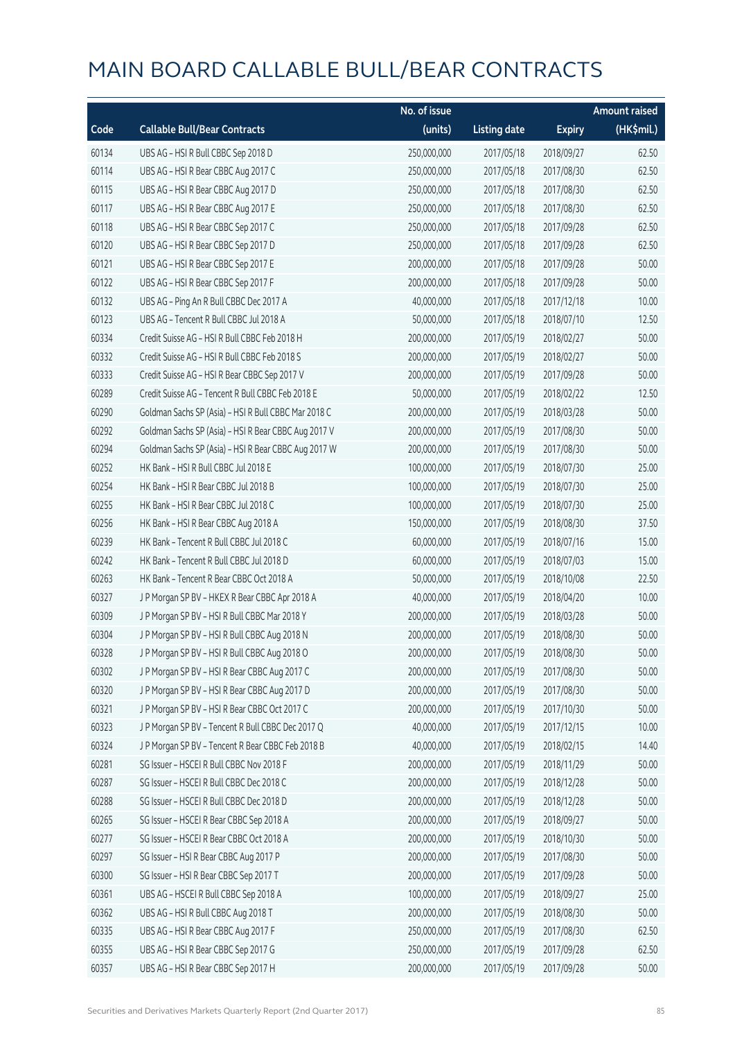# MAIN BOARD CALLABLE BULL/BEAR CONTRACTS

| Code | Callable Bull/Bear Contracts | No. of issue (units) | Listing date | Expiry | Amount raised (HK$mil.) |
|---|---|---|---|---|---|
| 60134 | UBS AG – HSI R Bull CBBC Sep 2018 D | 250,000,000 | 2017/05/18 | 2018/09/27 | 62.50 |
| 60114 | UBS AG – HSI R Bear CBBC Aug 2017 C | 250,000,000 | 2017/05/18 | 2017/08/30 | 62.50 |
| 60115 | UBS AG – HSI R Bear CBBC Aug 2017 D | 250,000,000 | 2017/05/18 | 2017/08/30 | 62.50 |
| 60117 | UBS AG – HSI R Bear CBBC Aug 2017 E | 250,000,000 | 2017/05/18 | 2017/08/30 | 62.50 |
| 60118 | UBS AG – HSI R Bear CBBC Sep 2017 C | 250,000,000 | 2017/05/18 | 2017/09/28 | 62.50 |
| 60120 | UBS AG – HSI R Bear CBBC Sep 2017 D | 250,000,000 | 2017/05/18 | 2017/09/28 | 62.50 |
| 60121 | UBS AG – HSI R Bear CBBC Sep 2017 E | 200,000,000 | 2017/05/18 | 2017/09/28 | 50.00 |
| 60122 | UBS AG – HSI R Bear CBBC Sep 2017 F | 200,000,000 | 2017/05/18 | 2017/09/28 | 50.00 |
| 60132 | UBS AG – Ping An R Bull CBBC Dec 2017 A | 40,000,000 | 2017/05/18 | 2017/12/18 | 10.00 |
| 60123 | UBS AG – Tencent R Bull CBBC Jul 2018 A | 50,000,000 | 2017/05/18 | 2018/07/10 | 12.50 |
| 60334 | Credit Suisse AG – HSI R Bull CBBC Feb 2018 H | 200,000,000 | 2017/05/19 | 2018/02/27 | 50.00 |
| 60332 | Credit Suisse AG – HSI R Bull CBBC Feb 2018 S | 200,000,000 | 2017/05/19 | 2018/02/27 | 50.00 |
| 60333 | Credit Suisse AG – HSI R Bear CBBC Sep 2017 V | 200,000,000 | 2017/05/19 | 2017/09/28 | 50.00 |
| 60289 | Credit Suisse AG – Tencent R Bull CBBC Feb 2018 E | 50,000,000 | 2017/05/19 | 2018/02/22 | 12.50 |
| 60290 | Goldman Sachs SP (Asia) – HSI R Bull CBBC Mar 2018 C | 200,000,000 | 2017/05/19 | 2018/03/28 | 50.00 |
| 60292 | Goldman Sachs SP (Asia) – HSI R Bear CBBC Aug 2017 V | 200,000,000 | 2017/05/19 | 2017/08/30 | 50.00 |
| 60294 | Goldman Sachs SP (Asia) – HSI R Bear CBBC Aug 2017 W | 200,000,000 | 2017/05/19 | 2017/08/30 | 50.00 |
| 60252 | HK Bank – HSI R Bull CBBC Jul 2018 E | 100,000,000 | 2017/05/19 | 2018/07/30 | 25.00 |
| 60254 | HK Bank – HSI R Bear CBBC Jul 2018 B | 100,000,000 | 2017/05/19 | 2018/07/30 | 25.00 |
| 60255 | HK Bank – HSI R Bear CBBC Jul 2018 C | 100,000,000 | 2017/05/19 | 2018/07/30 | 25.00 |
| 60256 | HK Bank – HSI R Bear CBBC Aug 2018 A | 150,000,000 | 2017/05/19 | 2018/08/30 | 37.50 |
| 60239 | HK Bank – Tencent R Bull CBBC Jul 2018 C | 60,000,000 | 2017/05/19 | 2018/07/16 | 15.00 |
| 60242 | HK Bank – Tencent R Bull CBBC Jul 2018 D | 60,000,000 | 2017/05/19 | 2018/07/03 | 15.00 |
| 60263 | HK Bank – Tencent R Bear CBBC Oct 2018 A | 50,000,000 | 2017/05/19 | 2018/10/08 | 22.50 |
| 60327 | J P Morgan SP BV – HKEX R Bear CBBC Apr 2018 A | 40,000,000 | 2017/05/19 | 2018/04/20 | 10.00 |
| 60309 | J P Morgan SP BV – HSI R Bull CBBC Mar 2018 Y | 200,000,000 | 2017/05/19 | 2018/03/28 | 50.00 |
| 60304 | J P Morgan SP BV – HSI R Bull CBBC Aug 2018 N | 200,000,000 | 2017/05/19 | 2018/08/30 | 50.00 |
| 60328 | J P Morgan SP BV – HSI R Bull CBBC Aug 2018 O | 200,000,000 | 2017/05/19 | 2018/08/30 | 50.00 |
| 60302 | J P Morgan SP BV – HSI R Bear CBBC Aug 2017 C | 200,000,000 | 2017/05/19 | 2017/08/30 | 50.00 |
| 60320 | J P Morgan SP BV – HSI R Bear CBBC Aug 2017 D | 200,000,000 | 2017/05/19 | 2017/08/30 | 50.00 |
| 60321 | J P Morgan SP BV – HSI R Bear CBBC Oct 2017 C | 200,000,000 | 2017/05/19 | 2017/10/30 | 50.00 |
| 60323 | J P Morgan SP BV – Tencent R Bull CBBC Dec 2017 Q | 40,000,000 | 2017/05/19 | 2017/12/15 | 10.00 |
| 60324 | J P Morgan SP BV – Tencent R Bear CBBC Feb 2018 B | 40,000,000 | 2017/05/19 | 2018/02/15 | 14.40 |
| 60281 | SG Issuer – HSCEI R Bull CBBC Nov 2018 F | 200,000,000 | 2017/05/19 | 2018/11/29 | 50.00 |
| 60287 | SG Issuer – HSCEI R Bull CBBC Dec 2018 C | 200,000,000 | 2017/05/19 | 2018/12/28 | 50.00 |
| 60288 | SG Issuer – HSCEI R Bull CBBC Dec 2018 D | 200,000,000 | 2017/05/19 | 2018/12/28 | 50.00 |
| 60265 | SG Issuer – HSCEI R Bear CBBC Sep 2018 A | 200,000,000 | 2017/05/19 | 2018/09/27 | 50.00 |
| 60277 | SG Issuer – HSCEI R Bear CBBC Oct 2018 A | 200,000,000 | 2017/05/19 | 2018/10/30 | 50.00 |
| 60297 | SG Issuer – HSI R Bear CBBC Aug 2017 P | 200,000,000 | 2017/05/19 | 2017/08/30 | 50.00 |
| 60300 | SG Issuer – HSI R Bear CBBC Sep 2017 T | 200,000,000 | 2017/05/19 | 2017/09/28 | 50.00 |
| 60361 | UBS AG – HSCEI R Bull CBBC Sep 2018 A | 100,000,000 | 2017/05/19 | 2018/09/27 | 25.00 |
| 60362 | UBS AG – HSI R Bull CBBC Aug 2018 T | 200,000,000 | 2017/05/19 | 2018/08/30 | 50.00 |
| 60335 | UBS AG – HSI R Bear CBBC Aug 2017 F | 250,000,000 | 2017/05/19 | 2017/08/30 | 62.50 |
| 60355 | UBS AG – HSI R Bear CBBC Sep 2017 G | 250,000,000 | 2017/05/19 | 2017/09/28 | 62.50 |
| 60357 | UBS AG – HSI R Bear CBBC Sep 2017 H | 200,000,000 | 2017/05/19 | 2017/09/28 | 50.00 |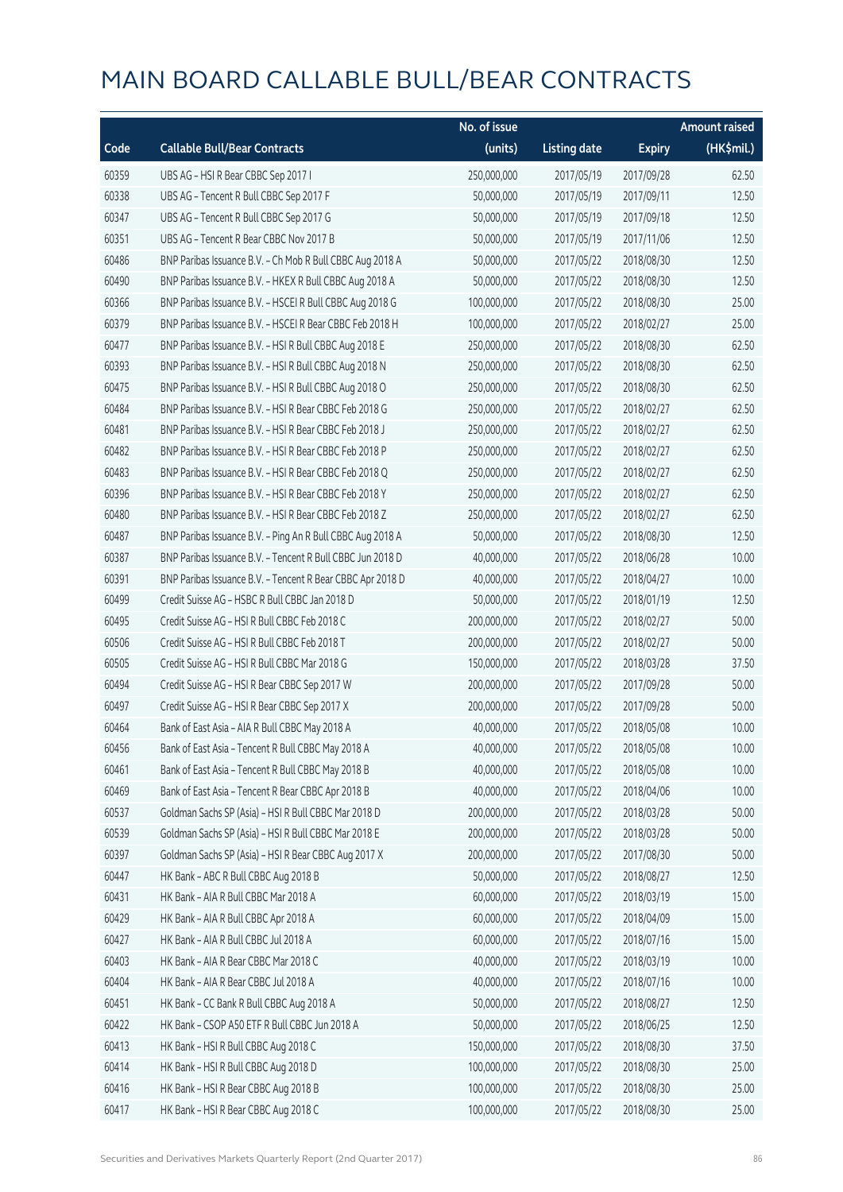# MAIN BOARD CALLABLE BULL/BEAR CONTRACTS

| Code | Callable Bull/Bear Contracts | No. of issue (units) | Listing date | Expiry | Amount raised (HK$mil.) |
|---|---|---|---|---|---|
| 60359 | UBS AG – HSI R Bear CBBC Sep 2017 I | 250,000,000 | 2017/05/19 | 2017/09/28 | 62.50 |
| 60338 | UBS AG – Tencent R Bull CBBC Sep 2017 F | 50,000,000 | 2017/05/19 | 2017/09/11 | 12.50 |
| 60347 | UBS AG – Tencent R Bull CBBC Sep 2017 G | 50,000,000 | 2017/05/19 | 2017/09/18 | 12.50 |
| 60351 | UBS AG – Tencent R Bear CBBC Nov 2017 B | 50,000,000 | 2017/05/19 | 2017/11/06 | 12.50 |
| 60486 | BNP Paribas Issuance B.V. – Ch Mob R Bull CBBC Aug 2018 A | 50,000,000 | 2017/05/22 | 2018/08/30 | 12.50 |
| 60490 | BNP Paribas Issuance B.V. – HKEX R Bull CBBC Aug 2018 A | 50,000,000 | 2017/05/22 | 2018/08/30 | 12.50 |
| 60366 | BNP Paribas Issuance B.V. – HSCEI R Bull CBBC Aug 2018 G | 100,000,000 | 2017/05/22 | 2018/08/30 | 25.00 |
| 60379 | BNP Paribas Issuance B.V. – HSCEI R Bear CBBC Feb 2018 H | 100,000,000 | 2017/05/22 | 2018/02/27 | 25.00 |
| 60477 | BNP Paribas Issuance B.V. – HSI R Bull CBBC Aug 2018 E | 250,000,000 | 2017/05/22 | 2018/08/30 | 62.50 |
| 60393 | BNP Paribas Issuance B.V. – HSI R Bull CBBC Aug 2018 N | 250,000,000 | 2017/05/22 | 2018/08/30 | 62.50 |
| 60475 | BNP Paribas Issuance B.V. – HSI R Bull CBBC Aug 2018 O | 250,000,000 | 2017/05/22 | 2018/08/30 | 62.50 |
| 60484 | BNP Paribas Issuance B.V. – HSI R Bear CBBC Feb 2018 G | 250,000,000 | 2017/05/22 | 2018/02/27 | 62.50 |
| 60481 | BNP Paribas Issuance B.V. – HSI R Bear CBBC Feb 2018 J | 250,000,000 | 2017/05/22 | 2018/02/27 | 62.50 |
| 60482 | BNP Paribas Issuance B.V. – HSI R Bear CBBC Feb 2018 P | 250,000,000 | 2017/05/22 | 2018/02/27 | 62.50 |
| 60483 | BNP Paribas Issuance B.V. – HSI R Bear CBBC Feb 2018 Q | 250,000,000 | 2017/05/22 | 2018/02/27 | 62.50 |
| 60396 | BNP Paribas Issuance B.V. – HSI R Bear CBBC Feb 2018 Y | 250,000,000 | 2017/05/22 | 2018/02/27 | 62.50 |
| 60480 | BNP Paribas Issuance B.V. – HSI R Bear CBBC Feb 2018 Z | 250,000,000 | 2017/05/22 | 2018/02/27 | 62.50 |
| 60487 | BNP Paribas Issuance B.V. – Ping An R Bull CBBC Aug 2018 A | 50,000,000 | 2017/05/22 | 2018/08/30 | 12.50 |
| 60387 | BNP Paribas Issuance B.V. – Tencent R Bull CBBC Jun 2018 D | 40,000,000 | 2017/05/22 | 2018/06/28 | 10.00 |
| 60391 | BNP Paribas Issuance B.V. – Tencent R Bear CBBC Apr 2018 D | 40,000,000 | 2017/05/22 | 2018/04/27 | 10.00 |
| 60499 | Credit Suisse AG – HSBC R Bull CBBC Jan 2018 D | 50,000,000 | 2017/05/22 | 2018/01/19 | 12.50 |
| 60495 | Credit Suisse AG – HSI R Bull CBBC Feb 2018 C | 200,000,000 | 2017/05/22 | 2018/02/27 | 50.00 |
| 60506 | Credit Suisse AG – HSI R Bull CBBC Feb 2018 T | 200,000,000 | 2017/05/22 | 2018/02/27 | 50.00 |
| 60505 | Credit Suisse AG – HSI R Bull CBBC Mar 2018 G | 150,000,000 | 2017/05/22 | 2018/03/28 | 37.50 |
| 60494 | Credit Suisse AG – HSI R Bear CBBC Sep 2017 W | 200,000,000 | 2017/05/22 | 2017/09/28 | 50.00 |
| 60497 | Credit Suisse AG – HSI R Bear CBBC Sep 2017 X | 200,000,000 | 2017/05/22 | 2017/09/28 | 50.00 |
| 60464 | Bank of East Asia – AIA R Bull CBBC May 2018 A | 40,000,000 | 2017/05/22 | 2018/05/08 | 10.00 |
| 60456 | Bank of East Asia – Tencent R Bull CBBC May 2018 A | 40,000,000 | 2017/05/22 | 2018/05/08 | 10.00 |
| 60461 | Bank of East Asia – Tencent R Bull CBBC May 2018 B | 40,000,000 | 2017/05/22 | 2018/05/08 | 10.00 |
| 60469 | Bank of East Asia – Tencent R Bear CBBC Apr 2018 B | 40,000,000 | 2017/05/22 | 2018/04/06 | 10.00 |
| 60537 | Goldman Sachs SP (Asia) – HSI R Bull CBBC Mar 2018 D | 200,000,000 | 2017/05/22 | 2018/03/28 | 50.00 |
| 60539 | Goldman Sachs SP (Asia) – HSI R Bull CBBC Mar 2018 E | 200,000,000 | 2017/05/22 | 2018/03/28 | 50.00 |
| 60397 | Goldman Sachs SP (Asia) – HSI R Bear CBBC Aug 2017 X | 200,000,000 | 2017/05/22 | 2017/08/30 | 50.00 |
| 60447 | HK Bank – ABC R Bull CBBC Aug 2018 B | 50,000,000 | 2017/05/22 | 2018/08/27 | 12.50 |
| 60431 | HK Bank – AIA R Bull CBBC Mar 2018 A | 60,000,000 | 2017/05/22 | 2018/03/19 | 15.00 |
| 60429 | HK Bank – AIA R Bull CBBC Apr 2018 A | 60,000,000 | 2017/05/22 | 2018/04/09 | 15.00 |
| 60427 | HK Bank – AIA R Bull CBBC Jul 2018 A | 60,000,000 | 2017/05/22 | 2018/07/16 | 15.00 |
| 60403 | HK Bank – AIA R Bear CBBC Mar 2018 C | 40,000,000 | 2017/05/22 | 2018/03/19 | 10.00 |
| 60404 | HK Bank – AIA R Bear CBBC Jul 2018 A | 40,000,000 | 2017/05/22 | 2018/07/16 | 10.00 |
| 60451 | HK Bank – CC Bank R Bull CBBC Aug 2018 A | 50,000,000 | 2017/05/22 | 2018/08/27 | 12.50 |
| 60422 | HK Bank – CSOP A50 ETF R Bull CBBC Jun 2018 A | 50,000,000 | 2017/05/22 | 2018/06/25 | 12.50 |
| 60413 | HK Bank – HSI R Bull CBBC Aug 2018 C | 150,000,000 | 2017/05/22 | 2018/08/30 | 37.50 |
| 60414 | HK Bank – HSI R Bull CBBC Aug 2018 D | 100,000,000 | 2017/05/22 | 2018/08/30 | 25.00 |
| 60416 | HK Bank – HSI R Bear CBBC Aug 2018 B | 100,000,000 | 2017/05/22 | 2018/08/30 | 25.00 |
| 60417 | HK Bank – HSI R Bear CBBC Aug 2018 C | 100,000,000 | 2017/05/22 | 2018/08/30 | 25.00 |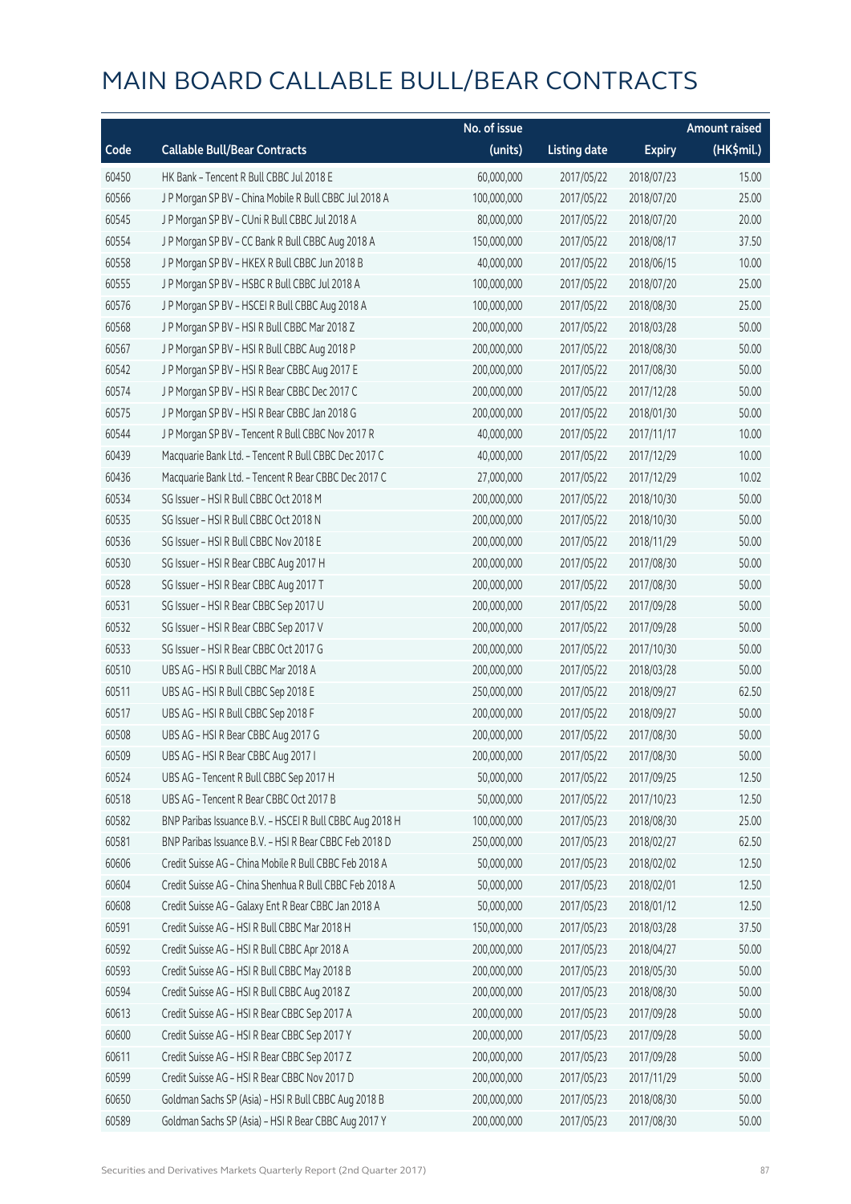# MAIN BOARD CALLABLE BULL/BEAR CONTRACTS

| Code | Callable Bull/Bear Contracts | No. of issue (units) | Listing date | Expiry | Amount raised (HK$mil.) |
|---|---|---|---|---|---|
| 60450 | HK Bank – Tencent R Bull CBBC Jul 2018 E | 60,000,000 | 2017/05/22 | 2018/07/23 | 15.00 |
| 60566 | J P Morgan SP BV – China Mobile R Bull CBBC Jul 2018 A | 100,000,000 | 2017/05/22 | 2018/07/20 | 25.00 |
| 60545 | J P Morgan SP BV – CUni R Bull CBBC Jul 2018 A | 80,000,000 | 2017/05/22 | 2018/07/20 | 20.00 |
| 60554 | J P Morgan SP BV – CC Bank R Bull CBBC Aug 2018 A | 150,000,000 | 2017/05/22 | 2018/08/17 | 37.50 |
| 60558 | J P Morgan SP BV – HKEX R Bull CBBC Jun 2018 B | 40,000,000 | 2017/05/22 | 2018/06/15 | 10.00 |
| 60555 | J P Morgan SP BV – HSBC R Bull CBBC Jul 2018 A | 100,000,000 | 2017/05/22 | 2018/07/20 | 25.00 |
| 60576 | J P Morgan SP BV – HSCEI R Bull CBBC Aug 2018 A | 100,000,000 | 2017/05/22 | 2018/08/30 | 25.00 |
| 60568 | J P Morgan SP BV – HSI R Bull CBBC Mar 2018 Z | 200,000,000 | 2017/05/22 | 2018/03/28 | 50.00 |
| 60567 | J P Morgan SP BV – HSI R Bull CBBC Aug 2018 P | 200,000,000 | 2017/05/22 | 2018/08/30 | 50.00 |
| 60542 | J P Morgan SP BV – HSI R Bear CBBC Aug 2017 E | 200,000,000 | 2017/05/22 | 2017/08/30 | 50.00 |
| 60574 | J P Morgan SP BV – HSI R Bear CBBC Dec 2017 C | 200,000,000 | 2017/05/22 | 2017/12/28 | 50.00 |
| 60575 | J P Morgan SP BV – HSI R Bear CBBC Jan 2018 G | 200,000,000 | 2017/05/22 | 2018/01/30 | 50.00 |
| 60544 | J P Morgan SP BV – Tencent R Bull CBBC Nov 2017 R | 40,000,000 | 2017/05/22 | 2017/11/17 | 10.00 |
| 60439 | Macquarie Bank Ltd. – Tencent R Bull CBBC Dec 2017 C | 40,000,000 | 2017/05/22 | 2017/12/29 | 10.00 |
| 60436 | Macquarie Bank Ltd. – Tencent R Bear CBBC Dec 2017 C | 27,000,000 | 2017/05/22 | 2017/12/29 | 10.02 |
| 60534 | SG Issuer – HSI R Bull CBBC Oct 2018 M | 200,000,000 | 2017/05/22 | 2018/10/30 | 50.00 |
| 60535 | SG Issuer – HSI R Bull CBBC Oct 2018 N | 200,000,000 | 2017/05/22 | 2018/10/30 | 50.00 |
| 60536 | SG Issuer – HSI R Bull CBBC Nov 2018 E | 200,000,000 | 2017/05/22 | 2018/11/29 | 50.00 |
| 60530 | SG Issuer – HSI R Bear CBBC Aug 2017 H | 200,000,000 | 2017/05/22 | 2017/08/30 | 50.00 |
| 60528 | SG Issuer – HSI R Bear CBBC Aug 2017 T | 200,000,000 | 2017/05/22 | 2017/08/30 | 50.00 |
| 60531 | SG Issuer – HSI R Bear CBBC Sep 2017 U | 200,000,000 | 2017/05/22 | 2017/09/28 | 50.00 |
| 60532 | SG Issuer – HSI R Bear CBBC Sep 2017 V | 200,000,000 | 2017/05/22 | 2017/09/28 | 50.00 |
| 60533 | SG Issuer – HSI R Bear CBBC Oct 2017 G | 200,000,000 | 2017/05/22 | 2017/10/30 | 50.00 |
| 60510 | UBS AG – HSI R Bull CBBC Mar 2018 A | 200,000,000 | 2017/05/22 | 2018/03/28 | 50.00 |
| 60511 | UBS AG – HSI R Bull CBBC Sep 2018 E | 250,000,000 | 2017/05/22 | 2018/09/27 | 62.50 |
| 60517 | UBS AG – HSI R Bull CBBC Sep 2018 F | 200,000,000 | 2017/05/22 | 2018/09/27 | 50.00 |
| 60508 | UBS AG – HSI R Bear CBBC Aug 2017 G | 200,000,000 | 2017/05/22 | 2017/08/30 | 50.00 |
| 60509 | UBS AG – HSI R Bear CBBC Aug 2017 I | 200,000,000 | 2017/05/22 | 2017/08/30 | 50.00 |
| 60524 | UBS AG – Tencent R Bull CBBC Sep 2017 H | 50,000,000 | 2017/05/22 | 2017/09/25 | 12.50 |
| 60518 | UBS AG – Tencent R Bear CBBC Oct 2017 B | 50,000,000 | 2017/05/22 | 2017/10/23 | 12.50 |
| 60582 | BNP Paribas Issuance B.V. – HSCEI R Bull CBBC Aug 2018 H | 100,000,000 | 2017/05/23 | 2018/08/30 | 25.00 |
| 60581 | BNP Paribas Issuance B.V. – HSI R Bear CBBC Feb 2018 D | 250,000,000 | 2017/05/23 | 2018/02/27 | 62.50 |
| 60606 | Credit Suisse AG – China Mobile R Bull CBBC Feb 2018 A | 50,000,000 | 2017/05/23 | 2018/02/02 | 12.50 |
| 60604 | Credit Suisse AG – China Shenhua R Bull CBBC Feb 2018 A | 50,000,000 | 2017/05/23 | 2018/02/01 | 12.50 |
| 60608 | Credit Suisse AG – Galaxy Ent R Bear CBBC Jan 2018 A | 50,000,000 | 2017/05/23 | 2018/01/12 | 12.50 |
| 60591 | Credit Suisse AG – HSI R Bull CBBC Mar 2018 H | 150,000,000 | 2017/05/23 | 2018/03/28 | 37.50 |
| 60592 | Credit Suisse AG – HSI R Bull CBBC Apr 2018 A | 200,000,000 | 2017/05/23 | 2018/04/27 | 50.00 |
| 60593 | Credit Suisse AG – HSI R Bull CBBC May 2018 B | 200,000,000 | 2017/05/23 | 2018/05/30 | 50.00 |
| 60594 | Credit Suisse AG – HSI R Bull CBBC Aug 2018 Z | 200,000,000 | 2017/05/23 | 2018/08/30 | 50.00 |
| 60613 | Credit Suisse AG – HSI R Bear CBBC Sep 2017 A | 200,000,000 | 2017/05/23 | 2017/09/28 | 50.00 |
| 60600 | Credit Suisse AG – HSI R Bear CBBC Sep 2017 Y | 200,000,000 | 2017/05/23 | 2017/09/28 | 50.00 |
| 60611 | Credit Suisse AG – HSI R Bear CBBC Sep 2017 Z | 200,000,000 | 2017/05/23 | 2017/09/28 | 50.00 |
| 60599 | Credit Suisse AG – HSI R Bear CBBC Nov 2017 D | 200,000,000 | 2017/05/23 | 2017/11/29 | 50.00 |
| 60650 | Goldman Sachs SP (Asia) – HSI R Bull CBBC Aug 2018 B | 200,000,000 | 2017/05/23 | 2018/08/30 | 50.00 |
| 60589 | Goldman Sachs SP (Asia) – HSI R Bear CBBC Aug 2017 Y | 200,000,000 | 2017/05/23 | 2017/08/30 | 50.00 |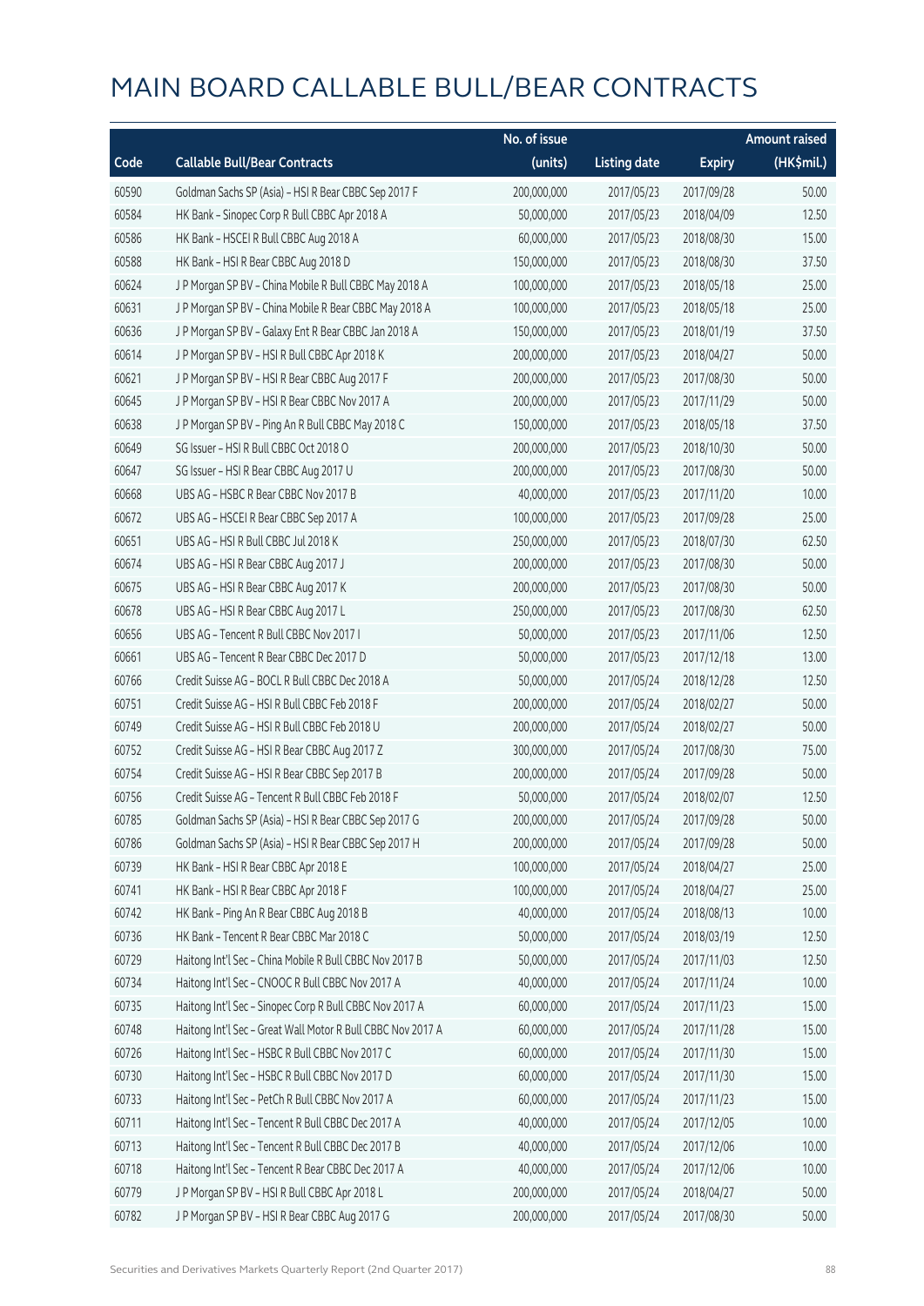# MAIN BOARD CALLABLE BULL/BEAR CONTRACTS

| Code | Callable Bull/Bear Contracts | No. of issue (units) | Listing date | Expiry | Amount raised (HK$mil.) |
|---|---|---|---|---|---|
| 60590 | Goldman Sachs SP (Asia) – HSI R Bear CBBC Sep 2017 F | 200,000,000 | 2017/05/23 | 2017/09/28 | 50.00 |
| 60584 | HK Bank – Sinopec Corp R Bull CBBC Apr 2018 A | 50,000,000 | 2017/05/23 | 2018/04/09 | 12.50 |
| 60586 | HK Bank – HSCEI R Bull CBBC Aug 2018 A | 60,000,000 | 2017/05/23 | 2018/08/30 | 15.00 |
| 60588 | HK Bank – HSI R Bear CBBC Aug 2018 D | 150,000,000 | 2017/05/23 | 2018/08/30 | 37.50 |
| 60624 | J P Morgan SP BV – China Mobile R Bull CBBC May 2018 A | 100,000,000 | 2017/05/23 | 2018/05/18 | 25.00 |
| 60631 | J P Morgan SP BV – China Mobile R Bear CBBC May 2018 A | 100,000,000 | 2017/05/23 | 2018/05/18 | 25.00 |
| 60636 | J P Morgan SP BV – Galaxy Ent R Bear CBBC Jan 2018 A | 150,000,000 | 2017/05/23 | 2018/01/19 | 37.50 |
| 60614 | J P Morgan SP BV – HSI R Bull CBBC Apr 2018 K | 200,000,000 | 2017/05/23 | 2018/04/27 | 50.00 |
| 60621 | J P Morgan SP BV – HSI R Bear CBBC Aug 2017 F | 200,000,000 | 2017/05/23 | 2017/08/30 | 50.00 |
| 60645 | J P Morgan SP BV – HSI R Bear CBBC Nov 2017 A | 200,000,000 | 2017/05/23 | 2017/11/29 | 50.00 |
| 60638 | J P Morgan SP BV – Ping An R Bull CBBC May 2018 C | 150,000,000 | 2017/05/23 | 2018/05/18 | 37.50 |
| 60649 | SG Issuer – HSI R Bull CBBC Oct 2018 O | 200,000,000 | 2017/05/23 | 2018/10/30 | 50.00 |
| 60647 | SG Issuer – HSI R Bear CBBC Aug 2017 U | 200,000,000 | 2017/05/23 | 2017/08/30 | 50.00 |
| 60668 | UBS AG – HSBC R Bear CBBC Nov 2017 B | 40,000,000 | 2017/05/23 | 2017/11/20 | 10.00 |
| 60672 | UBS AG – HSCEI R Bear CBBC Sep 2017 A | 100,000,000 | 2017/05/23 | 2017/09/28 | 25.00 |
| 60651 | UBS AG – HSI R Bull CBBC Jul 2018 K | 250,000,000 | 2017/05/23 | 2018/07/30 | 62.50 |
| 60674 | UBS AG – HSI R Bear CBBC Aug 2017 J | 200,000,000 | 2017/05/23 | 2017/08/30 | 50.00 |
| 60675 | UBS AG – HSI R Bear CBBC Aug 2017 K | 200,000,000 | 2017/05/23 | 2017/08/30 | 50.00 |
| 60678 | UBS AG – HSI R Bear CBBC Aug 2017 L | 250,000,000 | 2017/05/23 | 2017/08/30 | 62.50 |
| 60656 | UBS AG – Tencent R Bull CBBC Nov 2017 I | 50,000,000 | 2017/05/23 | 2017/11/06 | 12.50 |
| 60661 | UBS AG – Tencent R Bear CBBC Dec 2017 D | 50,000,000 | 2017/05/23 | 2017/12/18 | 13.00 |
| 60766 | Credit Suisse AG – BOCL R Bull CBBC Dec 2018 A | 50,000,000 | 2017/05/24 | 2018/12/28 | 12.50 |
| 60751 | Credit Suisse AG – HSI R Bull CBBC Feb 2018 F | 200,000,000 | 2017/05/24 | 2018/02/27 | 50.00 |
| 60749 | Credit Suisse AG – HSI R Bull CBBC Feb 2018 U | 200,000,000 | 2017/05/24 | 2018/02/27 | 50.00 |
| 60752 | Credit Suisse AG – HSI R Bear CBBC Aug 2017 Z | 300,000,000 | 2017/05/24 | 2017/08/30 | 75.00 |
| 60754 | Credit Suisse AG – HSI R Bear CBBC Sep 2017 B | 200,000,000 | 2017/05/24 | 2017/09/28 | 50.00 |
| 60756 | Credit Suisse AG – Tencent R Bull CBBC Feb 2018 F | 50,000,000 | 2017/05/24 | 2018/02/07 | 12.50 |
| 60785 | Goldman Sachs SP (Asia) – HSI R Bear CBBC Sep 2017 G | 200,000,000 | 2017/05/24 | 2017/09/28 | 50.00 |
| 60786 | Goldman Sachs SP (Asia) – HSI R Bear CBBC Sep 2017 H | 200,000,000 | 2017/05/24 | 2017/09/28 | 50.00 |
| 60739 | HK Bank – HSI R Bear CBBC Apr 2018 E | 100,000,000 | 2017/05/24 | 2018/04/27 | 25.00 |
| 60741 | HK Bank – HSI R Bear CBBC Apr 2018 F | 100,000,000 | 2017/05/24 | 2018/04/27 | 25.00 |
| 60742 | HK Bank – Ping An R Bear CBBC Aug 2018 B | 40,000,000 | 2017/05/24 | 2018/08/13 | 10.00 |
| 60736 | HK Bank – Tencent R Bear CBBC Mar 2018 C | 50,000,000 | 2017/05/24 | 2018/03/19 | 12.50 |
| 60729 | Haitong Int'l Sec – China Mobile R Bull CBBC Nov 2017 B | 50,000,000 | 2017/05/24 | 2017/11/03 | 12.50 |
| 60734 | Haitong Int'l Sec – CNOOC R Bull CBBC Nov 2017 A | 40,000,000 | 2017/05/24 | 2017/11/24 | 10.00 |
| 60735 | Haitong Int'l Sec – Sinopec Corp R Bull CBBC Nov 2017 A | 60,000,000 | 2017/05/24 | 2017/11/23 | 15.00 |
| 60748 | Haitong Int'l Sec – Great Wall Motor R Bull CBBC Nov 2017 A | 60,000,000 | 2017/05/24 | 2017/11/28 | 15.00 |
| 60726 | Haitong Int'l Sec – HSBC R Bull CBBC Nov 2017 C | 60,000,000 | 2017/05/24 | 2017/11/30 | 15.00 |
| 60730 | Haitong Int'l Sec – HSBC R Bull CBBC Nov 2017 D | 60,000,000 | 2017/05/24 | 2017/11/30 | 15.00 |
| 60733 | Haitong Int'l Sec – PetCh R Bull CBBC Nov 2017 A | 60,000,000 | 2017/05/24 | 2017/11/23 | 15.00 |
| 60711 | Haitong Int'l Sec – Tencent R Bull CBBC Dec 2017 A | 40,000,000 | 2017/05/24 | 2017/12/05 | 10.00 |
| 60713 | Haitong Int'l Sec – Tencent R Bull CBBC Dec 2017 B | 40,000,000 | 2017/05/24 | 2017/12/06 | 10.00 |
| 60718 | Haitong Int'l Sec – Tencent R Bear CBBC Dec 2017 A | 40,000,000 | 2017/05/24 | 2017/12/06 | 10.00 |
| 60779 | J P Morgan SP BV – HSI R Bull CBBC Apr 2018 L | 200,000,000 | 2017/05/24 | 2018/04/27 | 50.00 |
| 60782 | J P Morgan SP BV – HSI R Bear CBBC Aug 2017 G | 200,000,000 | 2017/05/24 | 2017/08/30 | 50.00 |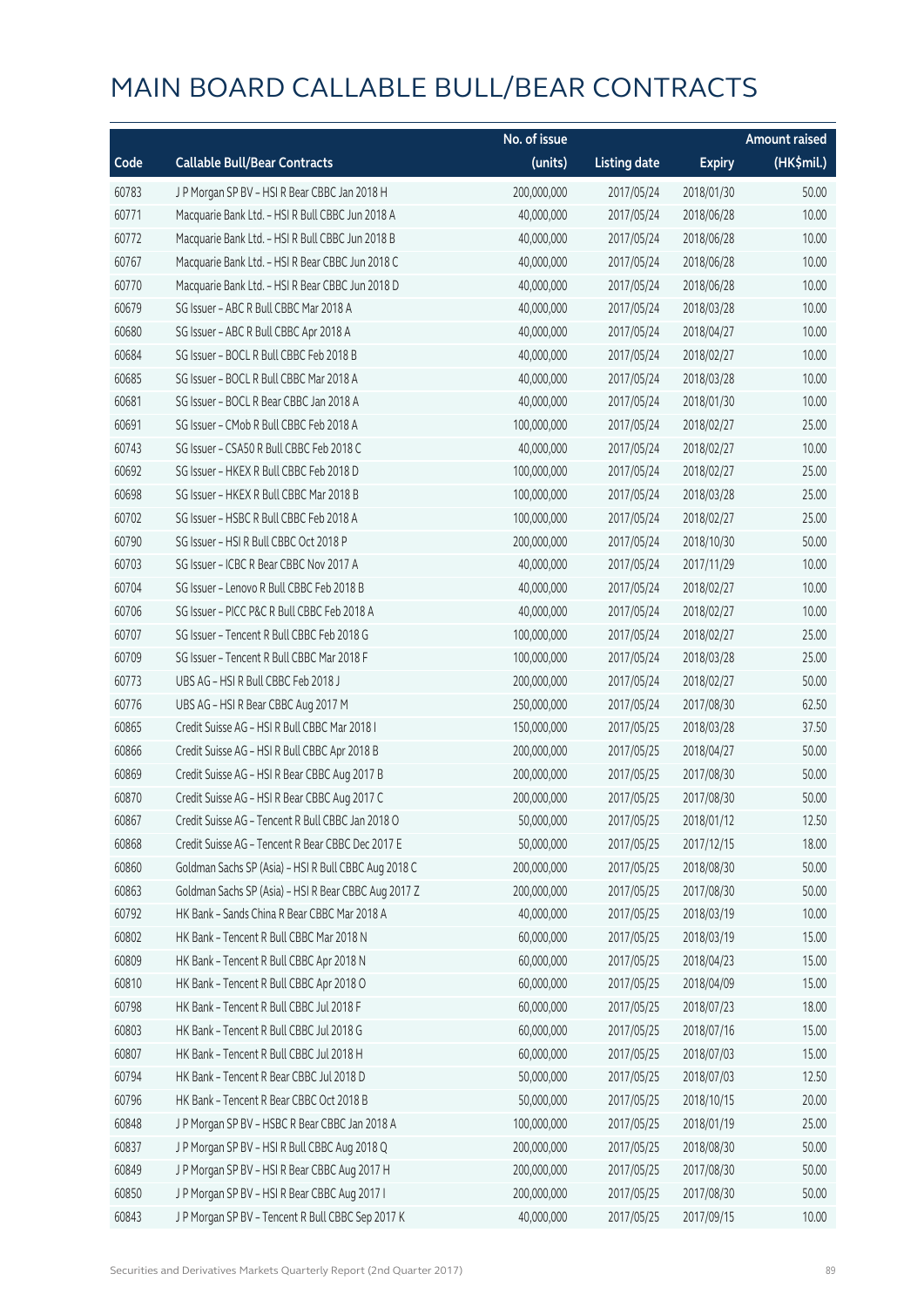# MAIN BOARD CALLABLE BULL/BEAR CONTRACTS

| Code | Callable Bull/Bear Contracts | No. of issue (units) | Listing date | Expiry | Amount raised (HK$mil.) |
|---|---|---|---|---|---|
| 60783 | J P Morgan SP BV – HSI R Bear CBBC Jan 2018 H | 200,000,000 | 2017/05/24 | 2018/01/30 | 50.00 |
| 60771 | Macquarie Bank Ltd. – HSI R Bull CBBC Jun 2018 A | 40,000,000 | 2017/05/24 | 2018/06/28 | 10.00 |
| 60772 | Macquarie Bank Ltd. – HSI R Bull CBBC Jun 2018 B | 40,000,000 | 2017/05/24 | 2018/06/28 | 10.00 |
| 60767 | Macquarie Bank Ltd. – HSI R Bear CBBC Jun 2018 C | 40,000,000 | 2017/05/24 | 2018/06/28 | 10.00 |
| 60770 | Macquarie Bank Ltd. – HSI R Bear CBBC Jun 2018 D | 40,000,000 | 2017/05/24 | 2018/06/28 | 10.00 |
| 60679 | SG Issuer – ABC R Bull CBBC Mar 2018 A | 40,000,000 | 2017/05/24 | 2018/03/28 | 10.00 |
| 60680 | SG Issuer – ABC R Bull CBBC Apr 2018 A | 40,000,000 | 2017/05/24 | 2018/04/27 | 10.00 |
| 60684 | SG Issuer – BOCL R Bull CBBC Feb 2018 B | 40,000,000 | 2017/05/24 | 2018/02/27 | 10.00 |
| 60685 | SG Issuer – BOCL R Bull CBBC Mar 2018 A | 40,000,000 | 2017/05/24 | 2018/03/28 | 10.00 |
| 60681 | SG Issuer – BOCL R Bear CBBC Jan 2018 A | 40,000,000 | 2017/05/24 | 2018/01/30 | 10.00 |
| 60691 | SG Issuer – CMob R Bull CBBC Feb 2018 A | 100,000,000 | 2017/05/24 | 2018/02/27 | 25.00 |
| 60743 | SG Issuer – CSA50 R Bull CBBC Feb 2018 C | 40,000,000 | 2017/05/24 | 2018/02/27 | 10.00 |
| 60692 | SG Issuer – HKEX R Bull CBBC Feb 2018 D | 100,000,000 | 2017/05/24 | 2018/02/27 | 25.00 |
| 60698 | SG Issuer – HKEX R Bull CBBC Mar 2018 B | 100,000,000 | 2017/05/24 | 2018/03/28 | 25.00 |
| 60702 | SG Issuer – HSBC R Bull CBBC Feb 2018 A | 100,000,000 | 2017/05/24 | 2018/02/27 | 25.00 |
| 60790 | SG Issuer – HSI R Bull CBBC Oct 2018 P | 200,000,000 | 2017/05/24 | 2018/10/30 | 50.00 |
| 60703 | SG Issuer – ICBC R Bear CBBC Nov 2017 A | 40,000,000 | 2017/05/24 | 2017/11/29 | 10.00 |
| 60704 | SG Issuer – Lenovo R Bull CBBC Feb 2018 B | 40,000,000 | 2017/05/24 | 2018/02/27 | 10.00 |
| 60706 | SG Issuer – PICC P&C R Bull CBBC Feb 2018 A | 40,000,000 | 2017/05/24 | 2018/02/27 | 10.00 |
| 60707 | SG Issuer – Tencent R Bull CBBC Feb 2018 G | 100,000,000 | 2017/05/24 | 2018/02/27 | 25.00 |
| 60709 | SG Issuer – Tencent R Bull CBBC Mar 2018 F | 100,000,000 | 2017/05/24 | 2018/03/28 | 25.00 |
| 60773 | UBS AG – HSI R Bull CBBC Feb 2018 J | 200,000,000 | 2017/05/24 | 2018/02/27 | 50.00 |
| 60776 | UBS AG – HSI R Bear CBBC Aug 2017 M | 250,000,000 | 2017/05/24 | 2017/08/30 | 62.50 |
| 60865 | Credit Suisse AG – HSI R Bull CBBC Mar 2018 I | 150,000,000 | 2017/05/25 | 2018/03/28 | 37.50 |
| 60866 | Credit Suisse AG – HSI R Bull CBBC Apr 2018 B | 200,000,000 | 2017/05/25 | 2018/04/27 | 50.00 |
| 60869 | Credit Suisse AG – HSI R Bear CBBC Aug 2017 B | 200,000,000 | 2017/05/25 | 2017/08/30 | 50.00 |
| 60870 | Credit Suisse AG – HSI R Bear CBBC Aug 2017 C | 200,000,000 | 2017/05/25 | 2017/08/30 | 50.00 |
| 60867 | Credit Suisse AG – Tencent R Bull CBBC Jan 2018 O | 50,000,000 | 2017/05/25 | 2018/01/12 | 12.50 |
| 60868 | Credit Suisse AG – Tencent R Bear CBBC Dec 2017 E | 50,000,000 | 2017/05/25 | 2017/12/15 | 18.00 |
| 60860 | Goldman Sachs SP (Asia) – HSI R Bull CBBC Aug 2018 C | 200,000,000 | 2017/05/25 | 2018/08/30 | 50.00 |
| 60863 | Goldman Sachs SP (Asia) – HSI R Bear CBBC Aug 2017 Z | 200,000,000 | 2017/05/25 | 2017/08/30 | 50.00 |
| 60792 | HK Bank – Sands China R Bear CBBC Mar 2018 A | 40,000,000 | 2017/05/25 | 2018/03/19 | 10.00 |
| 60802 | HK Bank – Tencent R Bull CBBC Mar 2018 N | 60,000,000 | 2017/05/25 | 2018/03/19 | 15.00 |
| 60809 | HK Bank – Tencent R Bull CBBC Apr 2018 N | 60,000,000 | 2017/05/25 | 2018/04/23 | 15.00 |
| 60810 | HK Bank – Tencent R Bull CBBC Apr 2018 O | 60,000,000 | 2017/05/25 | 2018/04/09 | 15.00 |
| 60798 | HK Bank – Tencent R Bull CBBC Jul 2018 F | 60,000,000 | 2017/05/25 | 2018/07/23 | 18.00 |
| 60803 | HK Bank – Tencent R Bull CBBC Jul 2018 G | 60,000,000 | 2017/05/25 | 2018/07/16 | 15.00 |
| 60807 | HK Bank – Tencent R Bull CBBC Jul 2018 H | 60,000,000 | 2017/05/25 | 2018/07/03 | 15.00 |
| 60794 | HK Bank – Tencent R Bear CBBC Jul 2018 D | 50,000,000 | 2017/05/25 | 2018/07/03 | 12.50 |
| 60796 | HK Bank – Tencent R Bear CBBC Oct 2018 B | 50,000,000 | 2017/05/25 | 2018/10/15 | 20.00 |
| 60848 | J P Morgan SP BV – HSBC R Bear CBBC Jan 2018 A | 100,000,000 | 2017/05/25 | 2018/01/19 | 25.00 |
| 60837 | J P Morgan SP BV – HSI R Bull CBBC Aug 2018 Q | 200,000,000 | 2017/05/25 | 2018/08/30 | 50.00 |
| 60849 | J P Morgan SP BV – HSI R Bear CBBC Aug 2017 H | 200,000,000 | 2017/05/25 | 2017/08/30 | 50.00 |
| 60850 | J P Morgan SP BV – HSI R Bear CBBC Aug 2017 I | 200,000,000 | 2017/05/25 | 2017/08/30 | 50.00 |
| 60843 | J P Morgan SP BV – Tencent R Bull CBBC Sep 2017 K | 40,000,000 | 2017/05/25 | 2017/09/15 | 10.00 |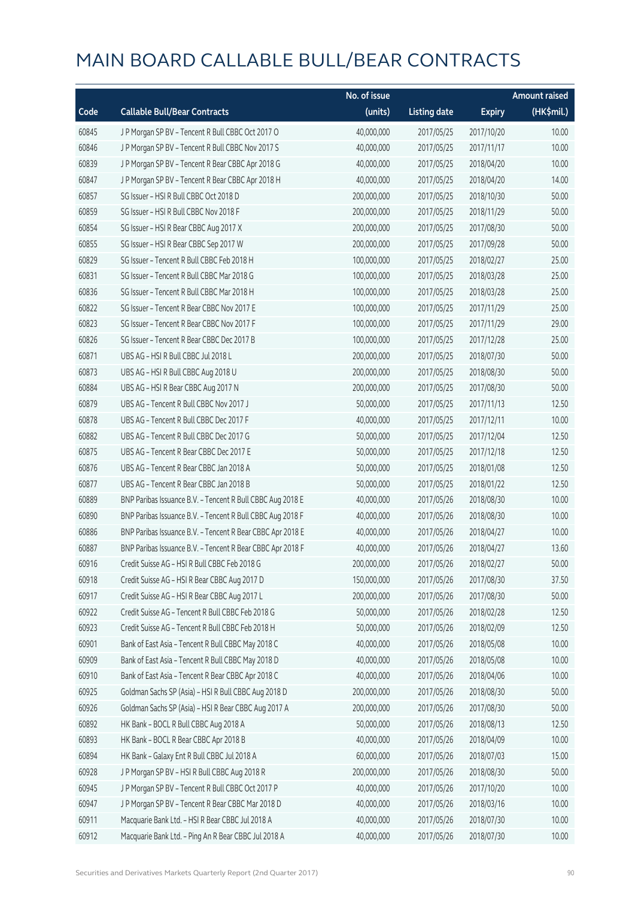# MAIN BOARD CALLABLE BULL/BEAR CONTRACTS

| Code | Callable Bull/Bear Contracts | No. of issue (units) | Listing date | Expiry | Amount raised (HK$mil.) |
|---|---|---|---|---|---|
| 60845 | J P Morgan SP BV – Tencent R Bull CBBC Oct 2017 O | 40,000,000 | 2017/05/25 | 2017/10/20 | 10.00 |
| 60846 | J P Morgan SP BV – Tencent R Bull CBBC Nov 2017 S | 40,000,000 | 2017/05/25 | 2017/11/17 | 10.00 |
| 60839 | J P Morgan SP BV – Tencent R Bear CBBC Apr 2018 G | 40,000,000 | 2017/05/25 | 2018/04/20 | 10.00 |
| 60847 | J P Morgan SP BV – Tencent R Bear CBBC Apr 2018 H | 40,000,000 | 2017/05/25 | 2018/04/20 | 14.00 |
| 60857 | SG Issuer – HSI R Bull CBBC Oct 2018 D | 200,000,000 | 2017/05/25 | 2018/10/30 | 50.00 |
| 60859 | SG Issuer – HSI R Bull CBBC Nov 2018 F | 200,000,000 | 2017/05/25 | 2018/11/29 | 50.00 |
| 60854 | SG Issuer – HSI R Bear CBBC Aug 2017 X | 200,000,000 | 2017/05/25 | 2017/08/30 | 50.00 |
| 60855 | SG Issuer – HSI R Bear CBBC Sep 2017 W | 200,000,000 | 2017/05/25 | 2017/09/28 | 50.00 |
| 60829 | SG Issuer – Tencent R Bull CBBC Feb 2018 H | 100,000,000 | 2017/05/25 | 2018/02/27 | 25.00 |
| 60831 | SG Issuer – Tencent R Bull CBBC Mar 2018 G | 100,000,000 | 2017/05/25 | 2018/03/28 | 25.00 |
| 60836 | SG Issuer – Tencent R Bull CBBC Mar 2018 H | 100,000,000 | 2017/05/25 | 2018/03/28 | 25.00 |
| 60822 | SG Issuer – Tencent R Bear CBBC Nov 2017 E | 100,000,000 | 2017/05/25 | 2017/11/29 | 25.00 |
| 60823 | SG Issuer – Tencent R Bear CBBC Nov 2017 F | 100,000,000 | 2017/05/25 | 2017/11/29 | 29.00 |
| 60826 | SG Issuer – Tencent R Bear CBBC Dec 2017 B | 100,000,000 | 2017/05/25 | 2017/12/28 | 25.00 |
| 60871 | UBS AG – HSI R Bull CBBC Jul 2018 L | 200,000,000 | 2017/05/25 | 2018/07/30 | 50.00 |
| 60873 | UBS AG – HSI R Bull CBBC Aug 2018 U | 200,000,000 | 2017/05/25 | 2018/08/30 | 50.00 |
| 60884 | UBS AG – HSI R Bear CBBC Aug 2017 N | 200,000,000 | 2017/05/25 | 2017/08/30 | 50.00 |
| 60879 | UBS AG – Tencent R Bull CBBC Nov 2017 J | 50,000,000 | 2017/05/25 | 2017/11/13 | 12.50 |
| 60878 | UBS AG – Tencent R Bull CBBC Dec 2017 F | 40,000,000 | 2017/05/25 | 2017/12/11 | 10.00 |
| 60882 | UBS AG – Tencent R Bull CBBC Dec 2017 G | 50,000,000 | 2017/05/25 | 2017/12/04 | 12.50 |
| 60875 | UBS AG – Tencent R Bear CBBC Dec 2017 E | 50,000,000 | 2017/05/25 | 2017/12/18 | 12.50 |
| 60876 | UBS AG – Tencent R Bear CBBC Jan 2018 A | 50,000,000 | 2017/05/25 | 2018/01/08 | 12.50 |
| 60877 | UBS AG – Tencent R Bear CBBC Jan 2018 B | 50,000,000 | 2017/05/25 | 2018/01/22 | 12.50 |
| 60889 | BNP Paribas Issuance B.V. – Tencent R Bull CBBC Aug 2018 E | 40,000,000 | 2017/05/26 | 2018/08/30 | 10.00 |
| 60890 | BNP Paribas Issuance B.V. – Tencent R Bull CBBC Aug 2018 F | 40,000,000 | 2017/05/26 | 2018/08/30 | 10.00 |
| 60886 | BNP Paribas Issuance B.V. – Tencent R Bear CBBC Apr 2018 E | 40,000,000 | 2017/05/26 | 2018/04/27 | 10.00 |
| 60887 | BNP Paribas Issuance B.V. – Tencent R Bear CBBC Apr 2018 F | 40,000,000 | 2017/05/26 | 2018/04/27 | 13.60 |
| 60916 | Credit Suisse AG – HSI R Bull CBBC Feb 2018 G | 200,000,000 | 2017/05/26 | 2018/02/27 | 50.00 |
| 60918 | Credit Suisse AG – HSI R Bear CBBC Aug 2017 D | 150,000,000 | 2017/05/26 | 2017/08/30 | 37.50 |
| 60917 | Credit Suisse AG – HSI R Bear CBBC Aug 2017 L | 200,000,000 | 2017/05/26 | 2017/08/30 | 50.00 |
| 60922 | Credit Suisse AG – Tencent R Bull CBBC Feb 2018 G | 50,000,000 | 2017/05/26 | 2018/02/28 | 12.50 |
| 60923 | Credit Suisse AG – Tencent R Bull CBBC Feb 2018 H | 50,000,000 | 2017/05/26 | 2018/02/09 | 12.50 |
| 60901 | Bank of East Asia – Tencent R Bull CBBC May 2018 C | 40,000,000 | 2017/05/26 | 2018/05/08 | 10.00 |
| 60909 | Bank of East Asia – Tencent R Bull CBBC May 2018 D | 40,000,000 | 2017/05/26 | 2018/05/08 | 10.00 |
| 60910 | Bank of East Asia – Tencent R Bear CBBC Apr 2018 C | 40,000,000 | 2017/05/26 | 2018/04/06 | 10.00 |
| 60925 | Goldman Sachs SP (Asia) – HSI R Bull CBBC Aug 2018 D | 200,000,000 | 2017/05/26 | 2018/08/30 | 50.00 |
| 60926 | Goldman Sachs SP (Asia) – HSI R Bear CBBC Aug 2017 A | 200,000,000 | 2017/05/26 | 2017/08/30 | 50.00 |
| 60892 | HK Bank – BOCL R Bull CBBC Aug 2018 A | 50,000,000 | 2017/05/26 | 2018/08/13 | 12.50 |
| 60893 | HK Bank – BOCL R Bear CBBC Apr 2018 B | 40,000,000 | 2017/05/26 | 2018/04/09 | 10.00 |
| 60894 | HK Bank – Galaxy Ent R Bull CBBC Jul 2018 A | 60,000,000 | 2017/05/26 | 2018/07/03 | 15.00 |
| 60928 | J P Morgan SP BV – HSI R Bull CBBC Aug 2018 R | 200,000,000 | 2017/05/26 | 2018/08/30 | 50.00 |
| 60945 | J P Morgan SP BV – Tencent R Bull CBBC Oct 2017 P | 40,000,000 | 2017/05/26 | 2017/10/20 | 10.00 |
| 60947 | J P Morgan SP BV – Tencent R Bear CBBC Mar 2018 D | 40,000,000 | 2017/05/26 | 2018/03/16 | 10.00 |
| 60911 | Macquarie Bank Ltd. – HSI R Bear CBBC Jul 2018 A | 40,000,000 | 2017/05/26 | 2018/07/30 | 10.00 |
| 60912 | Macquarie Bank Ltd. – Ping An R Bear CBBC Jul 2018 A | 40,000,000 | 2017/05/26 | 2018/07/30 | 10.00 |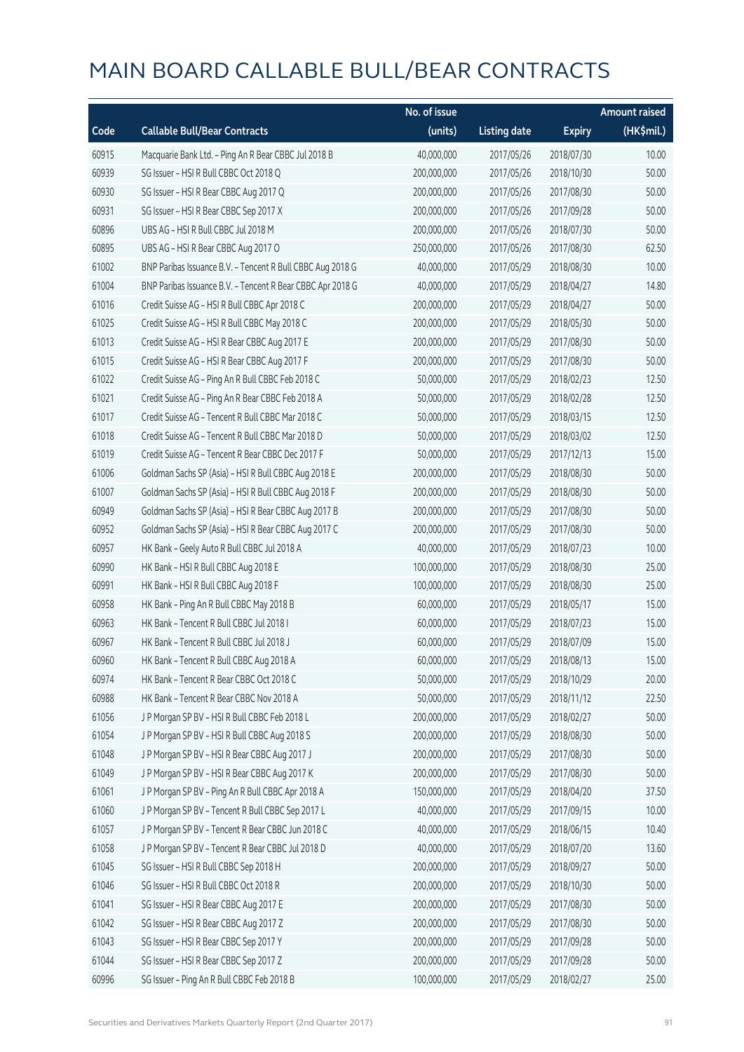# MAIN BOARD CALLABLE BULL/BEAR CONTRACTS

| Code | Callable Bull/Bear Contracts | No. of issue (units) | Listing date | Expiry | Amount raised (HK$mil.) |
|---|---|---|---|---|---|
| 60915 | Macquarie Bank Ltd. - Ping An R Bear CBBC Jul 2018 B | 40,000,000 | 2017/05/26 | 2018/07/30 | 10.00 |
| 60939 | SG Issuer - HSI R Bull CBBC Oct 2018 Q | 200,000,000 | 2017/05/26 | 2018/10/30 | 50.00 |
| 60930 | SG Issuer - HSI R Bear CBBC Aug 2017 Q | 200,000,000 | 2017/05/26 | 2017/08/30 | 50.00 |
| 60931 | SG Issuer - HSI R Bear CBBC Sep 2017 X | 200,000,000 | 2017/05/26 | 2017/09/28 | 50.00 |
| 60896 | UBS AG - HSI R Bull CBBC Jul 2018 M | 200,000,000 | 2017/05/26 | 2018/07/30 | 50.00 |
| 60895 | UBS AG - HSI R Bear CBBC Aug 2017 O | 250,000,000 | 2017/05/26 | 2017/08/30 | 62.50 |
| 61002 | BNP Paribas Issuance B.V. - Tencent R Bull CBBC Aug 2018 G | 40,000,000 | 2017/05/29 | 2018/08/30 | 10.00 |
| 61004 | BNP Paribas Issuance B.V. - Tencent R Bear CBBC Apr 2018 G | 40,000,000 | 2017/05/29 | 2018/04/27 | 14.80 |
| 61016 | Credit Suisse AG - HSI R Bull CBBC Apr 2018 C | 200,000,000 | 2017/05/29 | 2018/04/27 | 50.00 |
| 61025 | Credit Suisse AG - HSI R Bull CBBC May 2018 C | 200,000,000 | 2017/05/29 | 2018/05/30 | 50.00 |
| 61013 | Credit Suisse AG - HSI R Bear CBBC Aug 2017 E | 200,000,000 | 2017/05/29 | 2017/08/30 | 50.00 |
| 61015 | Credit Suisse AG - HSI R Bear CBBC Aug 2017 F | 200,000,000 | 2017/05/29 | 2017/08/30 | 50.00 |
| 61022 | Credit Suisse AG - Ping An R Bull CBBC Feb 2018 C | 50,000,000 | 2017/05/29 | 2018/02/23 | 12.50 |
| 61021 | Credit Suisse AG - Ping An R Bear CBBC Feb 2018 A | 50,000,000 | 2017/05/29 | 2018/02/28 | 12.50 |
| 61017 | Credit Suisse AG - Tencent R Bull CBBC Mar 2018 C | 50,000,000 | 2017/05/29 | 2018/03/15 | 12.50 |
| 61018 | Credit Suisse AG - Tencent R Bull CBBC Mar 2018 D | 50,000,000 | 2017/05/29 | 2018/03/02 | 12.50 |
| 61019 | Credit Suisse AG - Tencent R Bear CBBC Dec 2017 F | 50,000,000 | 2017/05/29 | 2017/12/13 | 15.00 |
| 61006 | Goldman Sachs SP (Asia) - HSI R Bull CBBC Aug 2018 E | 200,000,000 | 2017/05/29 | 2018/08/30 | 50.00 |
| 61007 | Goldman Sachs SP (Asia) - HSI R Bull CBBC Aug 2018 F | 200,000,000 | 2017/05/29 | 2018/08/30 | 50.00 |
| 60949 | Goldman Sachs SP (Asia) - HSI R Bear CBBC Aug 2017 B | 200,000,000 | 2017/05/29 | 2017/08/30 | 50.00 |
| 60952 | Goldman Sachs SP (Asia) - HSI R Bear CBBC Aug 2017 C | 200,000,000 | 2017/05/29 | 2017/08/30 | 50.00 |
| 60957 | HK Bank - Geely Auto R Bull CBBC Jul 2018 A | 40,000,000 | 2017/05/29 | 2018/07/23 | 10.00 |
| 60990 | HK Bank - HSI R Bull CBBC Aug 2018 E | 100,000,000 | 2017/05/29 | 2018/08/30 | 25.00 |
| 60991 | HK Bank - HSI R Bull CBBC Aug 2018 F | 100,000,000 | 2017/05/29 | 2018/08/30 | 25.00 |
| 60958 | HK Bank - Ping An R Bull CBBC May 2018 B | 60,000,000 | 2017/05/29 | 2018/05/17 | 15.00 |
| 60963 | HK Bank - Tencent R Bull CBBC Jul 2018 I | 60,000,000 | 2017/05/29 | 2018/07/23 | 15.00 |
| 60967 | HK Bank - Tencent R Bull CBBC Jul 2018 J | 60,000,000 | 2017/05/29 | 2018/07/09 | 15.00 |
| 60960 | HK Bank - Tencent R Bull CBBC Aug 2018 A | 60,000,000 | 2017/05/29 | 2018/08/13 | 15.00 |
| 60974 | HK Bank - Tencent R Bear CBBC Oct 2018 C | 50,000,000 | 2017/05/29 | 2018/10/29 | 20.00 |
| 60988 | HK Bank - Tencent R Bear CBBC Nov 2018 A | 50,000,000 | 2017/05/29 | 2018/11/12 | 22.50 |
| 61056 | J P Morgan SP BV - HSI R Bull CBBC Feb 2018 L | 200,000,000 | 2017/05/29 | 2018/02/27 | 50.00 |
| 61054 | J P Morgan SP BV - HSI R Bull CBBC Aug 2018 S | 200,000,000 | 2017/05/29 | 2018/08/30 | 50.00 |
| 61048 | J P Morgan SP BV - HSI R Bear CBBC Aug 2017 J | 200,000,000 | 2017/05/29 | 2017/08/30 | 50.00 |
| 61049 | J P Morgan SP BV - HSI R Bear CBBC Aug 2017 K | 200,000,000 | 2017/05/29 | 2017/08/30 | 50.00 |
| 61061 | J P Morgan SP BV - Ping An R Bull CBBC Apr 2018 A | 150,000,000 | 2017/05/29 | 2018/04/20 | 37.50 |
| 61060 | J P Morgan SP BV - Tencent R Bull CBBC Sep 2017 L | 40,000,000 | 2017/05/29 | 2017/09/15 | 10.00 |
| 61057 | J P Morgan SP BV - Tencent R Bear CBBC Jun 2018 C | 40,000,000 | 2017/05/29 | 2018/06/15 | 10.40 |
| 61058 | J P Morgan SP BV - Tencent R Bear CBBC Jul 2018 D | 40,000,000 | 2017/05/29 | 2018/07/20 | 13.60 |
| 61045 | SG Issuer - HSI R Bull CBBC Sep 2018 H | 200,000,000 | 2017/05/29 | 2018/09/27 | 50.00 |
| 61046 | SG Issuer - HSI R Bull CBBC Oct 2018 R | 200,000,000 | 2017/05/29 | 2018/10/30 | 50.00 |
| 61041 | SG Issuer - HSI R Bear CBBC Aug 2017 E | 200,000,000 | 2017/05/29 | 2017/08/30 | 50.00 |
| 61042 | SG Issuer - HSI R Bear CBBC Aug 2017 Z | 200,000,000 | 2017/05/29 | 2017/08/30 | 50.00 |
| 61043 | SG Issuer - HSI R Bear CBBC Sep 2017 Y | 200,000,000 | 2017/05/29 | 2017/09/28 | 50.00 |
| 61044 | SG Issuer - HSI R Bear CBBC Sep 2017 Z | 200,000,000 | 2017/05/29 | 2017/09/28 | 50.00 |
| 60996 | SG Issuer - Ping An R Bull CBBC Feb 2018 B | 100,000,000 | 2017/05/29 | 2018/02/27 | 25.00 |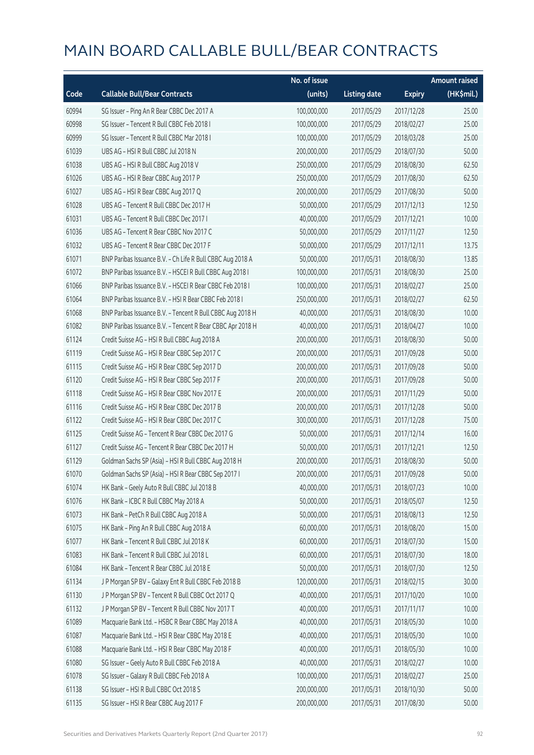# MAIN BOARD CALLABLE BULL/BEAR CONTRACTS

| Code | Callable Bull/Bear Contracts | No. of issue (units) | Listing date | Expiry | Amount raised (HK$mil.) |
|---|---|---|---|---|---|
| 60994 | SG Issuer – Ping An R Bear CBBC Dec 2017 A | 100,000,000 | 2017/05/29 | 2017/12/28 | 25.00 |
| 60998 | SG Issuer – Tencent R Bull CBBC Feb 2018 I | 100,000,000 | 2017/05/29 | 2018/02/27 | 25.00 |
| 60999 | SG Issuer – Tencent R Bull CBBC Mar 2018 I | 100,000,000 | 2017/05/29 | 2018/03/28 | 25.00 |
| 61039 | UBS AG – HSI R Bull CBBC Jul 2018 N | 200,000,000 | 2017/05/29 | 2018/07/30 | 50.00 |
| 61038 | UBS AG – HSI R Bull CBBC Aug 2018 V | 250,000,000 | 2017/05/29 | 2018/08/30 | 62.50 |
| 61026 | UBS AG – HSI R Bear CBBC Aug 2017 P | 250,000,000 | 2017/05/29 | 2017/08/30 | 62.50 |
| 61027 | UBS AG – HSI R Bear CBBC Aug 2017 Q | 200,000,000 | 2017/05/29 | 2017/08/30 | 50.00 |
| 61028 | UBS AG – Tencent R Bull CBBC Dec 2017 H | 50,000,000 | 2017/05/29 | 2017/12/13 | 12.50 |
| 61031 | UBS AG – Tencent R Bull CBBC Dec 2017 I | 40,000,000 | 2017/05/29 | 2017/12/21 | 10.00 |
| 61036 | UBS AG – Tencent R Bear CBBC Nov 2017 C | 50,000,000 | 2017/05/29 | 2017/11/27 | 12.50 |
| 61032 | UBS AG – Tencent R Bear CBBC Dec 2017 F | 50,000,000 | 2017/05/29 | 2017/12/11 | 13.75 |
| 61071 | BNP Paribas Issuance B.V. – Ch Life R Bull CBBC Aug 2018 A | 50,000,000 | 2017/05/31 | 2018/08/30 | 13.85 |
| 61072 | BNP Paribas Issuance B.V. – HSCEI R Bull CBBC Aug 2018 I | 100,000,000 | 2017/05/31 | 2018/08/30 | 25.00 |
| 61066 | BNP Paribas Issuance B.V. – HSCEI R Bear CBBC Feb 2018 I | 100,000,000 | 2017/05/31 | 2018/02/27 | 25.00 |
| 61064 | BNP Paribas Issuance B.V. – HSI R Bear CBBC Feb 2018 I | 250,000,000 | 2017/05/31 | 2018/02/27 | 62.50 |
| 61068 | BNP Paribas Issuance B.V. – Tencent R Bull CBBC Aug 2018 H | 40,000,000 | 2017/05/31 | 2018/08/30 | 10.00 |
| 61082 | BNP Paribas Issuance B.V. – Tencent R Bear CBBC Apr 2018 H | 40,000,000 | 2017/05/31 | 2018/04/27 | 10.00 |
| 61124 | Credit Suisse AG – HSI R Bull CBBC Aug 2018 A | 200,000,000 | 2017/05/31 | 2018/08/30 | 50.00 |
| 61119 | Credit Suisse AG – HSI R Bear CBBC Sep 2017 C | 200,000,000 | 2017/05/31 | 2017/09/28 | 50.00 |
| 61115 | Credit Suisse AG – HSI R Bear CBBC Sep 2017 D | 200,000,000 | 2017/05/31 | 2017/09/28 | 50.00 |
| 61120 | Credit Suisse AG – HSI R Bear CBBC Sep 2017 F | 200,000,000 | 2017/05/31 | 2017/09/28 | 50.00 |
| 61118 | Credit Suisse AG – HSI R Bear CBBC Nov 2017 E | 200,000,000 | 2017/05/31 | 2017/11/29 | 50.00 |
| 61116 | Credit Suisse AG – HSI R Bear CBBC Dec 2017 B | 200,000,000 | 2017/05/31 | 2017/12/28 | 50.00 |
| 61122 | Credit Suisse AG – HSI R Bear CBBC Dec 2017 C | 300,000,000 | 2017/05/31 | 2017/12/28 | 75.00 |
| 61125 | Credit Suisse AG – Tencent R Bear CBBC Dec 2017 G | 50,000,000 | 2017/05/31 | 2017/12/14 | 16.00 |
| 61127 | Credit Suisse AG – Tencent R Bear CBBC Dec 2017 H | 50,000,000 | 2017/05/31 | 2017/12/21 | 12.50 |
| 61129 | Goldman Sachs SP (Asia) – HSI R Bull CBBC Aug 2018 H | 200,000,000 | 2017/05/31 | 2018/08/30 | 50.00 |
| 61070 | Goldman Sachs SP (Asia) – HSI R Bear CBBC Sep 2017 I | 200,000,000 | 2017/05/31 | 2017/09/28 | 50.00 |
| 61074 | HK Bank – Geely Auto R Bull CBBC Jul 2018 B | 40,000,000 | 2017/05/31 | 2018/07/23 | 10.00 |
| 61076 | HK Bank – ICBC R Bull CBBC May 2018 A | 50,000,000 | 2017/05/31 | 2018/05/07 | 12.50 |
| 61073 | HK Bank – PetCh R Bull CBBC Aug 2018 A | 50,000,000 | 2017/05/31 | 2018/08/13 | 12.50 |
| 61075 | HK Bank – Ping An R Bull CBBC Aug 2018 A | 60,000,000 | 2017/05/31 | 2018/08/20 | 15.00 |
| 61077 | HK Bank – Tencent R Bull CBBC Jul 2018 K | 60,000,000 | 2017/05/31 | 2018/07/30 | 15.00 |
| 61083 | HK Bank – Tencent R Bull CBBC Jul 2018 L | 60,000,000 | 2017/05/31 | 2018/07/30 | 18.00 |
| 61084 | HK Bank – Tencent R Bear CBBC Jul 2018 E | 50,000,000 | 2017/05/31 | 2018/07/30 | 12.50 |
| 61134 | J P Morgan SP BV – Galaxy Ent R Bull CBBC Feb 2018 B | 120,000,000 | 2017/05/31 | 2018/02/15 | 30.00 |
| 61130 | J P Morgan SP BV – Tencent R Bull CBBC Oct 2017 Q | 40,000,000 | 2017/05/31 | 2017/10/20 | 10.00 |
| 61132 | J P Morgan SP BV – Tencent R Bull CBBC Nov 2017 T | 40,000,000 | 2017/05/31 | 2017/11/17 | 10.00 |
| 61089 | Macquarie Bank Ltd. – HSBC R Bear CBBC May 2018 A | 40,000,000 | 2017/05/31 | 2018/05/30 | 10.00 |
| 61087 | Macquarie Bank Ltd. – HSI R Bear CBBC May 2018 E | 40,000,000 | 2017/05/31 | 2018/05/30 | 10.00 |
| 61088 | Macquarie Bank Ltd. – HSI R Bear CBBC May 2018 F | 40,000,000 | 2017/05/31 | 2018/05/30 | 10.00 |
| 61080 | SG Issuer – Geely Auto R Bull CBBC Feb 2018 A | 40,000,000 | 2017/05/31 | 2018/02/27 | 10.00 |
| 61078 | SG Issuer – Galaxy R Bull CBBC Feb 2018 A | 100,000,000 | 2017/05/31 | 2018/02/27 | 25.00 |
| 61138 | SG Issuer – HSI R Bull CBBC Oct 2018 S | 200,000,000 | 2017/05/31 | 2018/10/30 | 50.00 |
| 61135 | SG Issuer – HSI R Bear CBBC Aug 2017 F | 200,000,000 | 2017/05/31 | 2017/08/30 | 50.00 |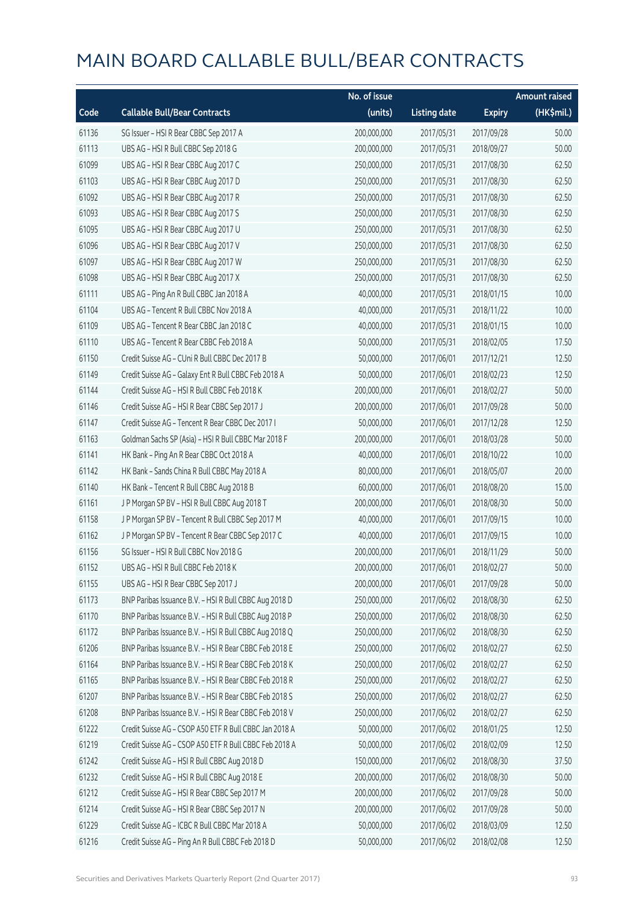# MAIN BOARD CALLABLE BULL/BEAR CONTRACTS

| Code | Callable Bull/Bear Contracts | No. of issue (units) | Listing date | Expiry | Amount raised (HK$mil.) |
|---|---|---|---|---|---|
| 61136 | SG Issuer – HSI R Bear CBBC Sep 2017 A | 200,000,000 | 2017/05/31 | 2017/09/28 | 50.00 |
| 61113 | UBS AG – HSI R Bull CBBC Sep 2018 G | 200,000,000 | 2017/05/31 | 2018/09/27 | 50.00 |
| 61099 | UBS AG – HSI R Bear CBBC Aug 2017 C | 250,000,000 | 2017/05/31 | 2017/08/30 | 62.50 |
| 61103 | UBS AG – HSI R Bear CBBC Aug 2017 D | 250,000,000 | 2017/05/31 | 2017/08/30 | 62.50 |
| 61092 | UBS AG – HSI R Bear CBBC Aug 2017 R | 250,000,000 | 2017/05/31 | 2017/08/30 | 62.50 |
| 61093 | UBS AG – HSI R Bear CBBC Aug 2017 S | 250,000,000 | 2017/05/31 | 2017/08/30 | 62.50 |
| 61095 | UBS AG – HSI R Bear CBBC Aug 2017 U | 250,000,000 | 2017/05/31 | 2017/08/30 | 62.50 |
| 61096 | UBS AG – HSI R Bear CBBC Aug 2017 V | 250,000,000 | 2017/05/31 | 2017/08/30 | 62.50 |
| 61097 | UBS AG – HSI R Bear CBBC Aug 2017 W | 250,000,000 | 2017/05/31 | 2017/08/30 | 62.50 |
| 61098 | UBS AG – HSI R Bear CBBC Aug 2017 X | 250,000,000 | 2017/05/31 | 2017/08/30 | 62.50 |
| 61111 | UBS AG – Ping An R Bull CBBC Jan 2018 A | 40,000,000 | 2017/05/31 | 2018/01/15 | 10.00 |
| 61104 | UBS AG – Tencent R Bull CBBC Nov 2018 A | 40,000,000 | 2017/05/31 | 2018/11/22 | 10.00 |
| 61109 | UBS AG – Tencent R Bear CBBC Jan 2018 C | 40,000,000 | 2017/05/31 | 2018/01/15 | 10.00 |
| 61110 | UBS AG – Tencent R Bear CBBC Feb 2018 A | 50,000,000 | 2017/05/31 | 2018/02/05 | 17.50 |
| 61150 | Credit Suisse AG – CUni R Bull CBBC Dec 2017 B | 50,000,000 | 2017/06/01 | 2017/12/21 | 12.50 |
| 61149 | Credit Suisse AG – Galaxy Ent R Bull CBBC Feb 2018 A | 50,000,000 | 2017/06/01 | 2018/02/23 | 12.50 |
| 61144 | Credit Suisse AG – HSI R Bull CBBC Feb 2018 K | 200,000,000 | 2017/06/01 | 2018/02/27 | 50.00 |
| 61146 | Credit Suisse AG – HSI R Bear CBBC Sep 2017 J | 200,000,000 | 2017/06/01 | 2017/09/28 | 50.00 |
| 61147 | Credit Suisse AG – Tencent R Bear CBBC Dec 2017 I | 50,000,000 | 2017/06/01 | 2017/12/28 | 12.50 |
| 61163 | Goldman Sachs SP (Asia) – HSI R Bull CBBC Mar 2018 F | 200,000,000 | 2017/06/01 | 2018/03/28 | 50.00 |
| 61141 | HK Bank – Ping An R Bear CBBC Oct 2018 A | 40,000,000 | 2017/06/01 | 2018/10/22 | 10.00 |
| 61142 | HK Bank – Sands China R Bull CBBC May 2018 A | 80,000,000 | 2017/06/01 | 2018/05/07 | 20.00 |
| 61140 | HK Bank – Tencent R Bull CBBC Aug 2018 B | 60,000,000 | 2017/06/01 | 2018/08/20 | 15.00 |
| 61161 | J P Morgan SP BV – HSI R Bull CBBC Aug 2018 T | 200,000,000 | 2017/06/01 | 2018/08/30 | 50.00 |
| 61158 | J P Morgan SP BV – Tencent R Bull CBBC Sep 2017 M | 40,000,000 | 2017/06/01 | 2017/09/15 | 10.00 |
| 61162 | J P Morgan SP BV – Tencent R Bear CBBC Sep 2017 C | 40,000,000 | 2017/06/01 | 2017/09/15 | 10.00 |
| 61156 | SG Issuer – HSI R Bull CBBC Nov 2018 G | 200,000,000 | 2017/06/01 | 2018/11/29 | 50.00 |
| 61152 | UBS AG – HSI R Bull CBBC Feb 2018 K | 200,000,000 | 2017/06/01 | 2018/02/27 | 50.00 |
| 61155 | UBS AG – HSI R Bear CBBC Sep 2017 J | 200,000,000 | 2017/06/01 | 2017/09/28 | 50.00 |
| 61173 | BNP Paribas Issuance B.V. – HSI R Bull CBBC Aug 2018 D | 250,000,000 | 2017/06/02 | 2018/08/30 | 62.50 |
| 61170 | BNP Paribas Issuance B.V. – HSI R Bull CBBC Aug 2018 P | 250,000,000 | 2017/06/02 | 2018/08/30 | 62.50 |
| 61172 | BNP Paribas Issuance B.V. – HSI R Bull CBBC Aug 2018 Q | 250,000,000 | 2017/06/02 | 2018/08/30 | 62.50 |
| 61206 | BNP Paribas Issuance B.V. – HSI R Bear CBBC Feb 2018 E | 250,000,000 | 2017/06/02 | 2018/02/27 | 62.50 |
| 61164 | BNP Paribas Issuance B.V. – HSI R Bear CBBC Feb 2018 K | 250,000,000 | 2017/06/02 | 2018/02/27 | 62.50 |
| 61165 | BNP Paribas Issuance B.V. – HSI R Bear CBBC Feb 2018 R | 250,000,000 | 2017/06/02 | 2018/02/27 | 62.50 |
| 61207 | BNP Paribas Issuance B.V. – HSI R Bear CBBC Feb 2018 S | 250,000,000 | 2017/06/02 | 2018/02/27 | 62.50 |
| 61208 | BNP Paribas Issuance B.V. – HSI R Bear CBBC Feb 2018 V | 250,000,000 | 2017/06/02 | 2018/02/27 | 62.50 |
| 61222 | Credit Suisse AG – CSOP A50 ETF R Bull CBBC Jan 2018 A | 50,000,000 | 2017/06/02 | 2018/01/25 | 12.50 |
| 61219 | Credit Suisse AG – CSOP A50 ETF R Bull CBBC Feb 2018 A | 50,000,000 | 2017/06/02 | 2018/02/09 | 12.50 |
| 61242 | Credit Suisse AG – HSI R Bull CBBC Aug 2018 D | 150,000,000 | 2017/06/02 | 2018/08/30 | 37.50 |
| 61232 | Credit Suisse AG – HSI R Bull CBBC Aug 2018 E | 200,000,000 | 2017/06/02 | 2018/08/30 | 50.00 |
| 61212 | Credit Suisse AG – HSI R Bear CBBC Sep 2017 M | 200,000,000 | 2017/06/02 | 2017/09/28 | 50.00 |
| 61214 | Credit Suisse AG – HSI R Bear CBBC Sep 2017 N | 200,000,000 | 2017/06/02 | 2017/09/28 | 50.00 |
| 61229 | Credit Suisse AG – ICBC R Bull CBBC Mar 2018 A | 50,000,000 | 2017/06/02 | 2018/03/09 | 12.50 |
| 61216 | Credit Suisse AG – Ping An R Bull CBBC Feb 2018 D | 50,000,000 | 2017/06/02 | 2018/02/08 | 12.50 |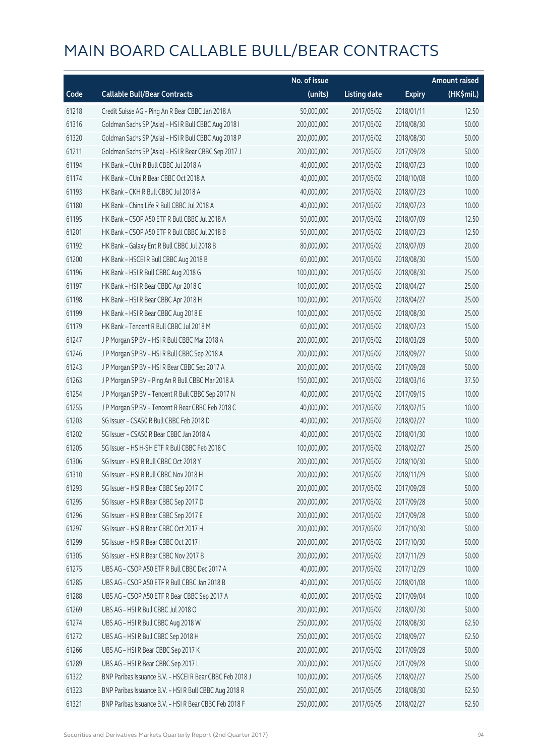# MAIN BOARD CALLABLE BULL/BEAR CONTRACTS

| Code | Callable Bull/Bear Contracts | No. of issue (units) | Listing date | Expiry | Amount raised (HK$mil.) |
|---|---|---|---|---|---|
| 61218 | Credit Suisse AG – Ping An R Bear CBBC Jan 2018 A | 50,000,000 | 2017/06/02 | 2018/01/11 | 12.50 |
| 61316 | Goldman Sachs SP (Asia) – HSI R Bull CBBC Aug 2018 I | 200,000,000 | 2017/06/02 | 2018/08/30 | 50.00 |
| 61320 | Goldman Sachs SP (Asia) – HSI R Bull CBBC Aug 2018 P | 200,000,000 | 2017/06/02 | 2018/08/30 | 50.00 |
| 61211 | Goldman Sachs SP (Asia) – HSI R Bear CBBC Sep 2017 J | 200,000,000 | 2017/06/02 | 2017/09/28 | 50.00 |
| 61194 | HK Bank – CUni R Bull CBBC Jul 2018 A | 40,000,000 | 2017/06/02 | 2018/07/23 | 10.00 |
| 61174 | HK Bank – CUni R Bear CBBC Oct 2018 A | 40,000,000 | 2017/06/02 | 2018/10/08 | 10.00 |
| 61193 | HK Bank – CKH R Bull CBBC Jul 2018 A | 40,000,000 | 2017/06/02 | 2018/07/23 | 10.00 |
| 61180 | HK Bank – China Life R Bull CBBC Jul 2018 A | 40,000,000 | 2017/06/02 | 2018/07/23 | 10.00 |
| 61195 | HK Bank – CSOP A50 ETF R Bull CBBC Jul 2018 A | 50,000,000 | 2017/06/02 | 2018/07/09 | 12.50 |
| 61201 | HK Bank – CSOP A50 ETF R Bull CBBC Jul 2018 B | 50,000,000 | 2017/06/02 | 2018/07/23 | 12.50 |
| 61192 | HK Bank – Galaxy Ent R Bull CBBC Jul 2018 B | 80,000,000 | 2017/06/02 | 2018/07/09 | 20.00 |
| 61200 | HK Bank – HSCEI R Bull CBBC Aug 2018 B | 60,000,000 | 2017/06/02 | 2018/08/30 | 15.00 |
| 61196 | HK Bank – HSI R Bull CBBC Aug 2018 G | 100,000,000 | 2017/06/02 | 2018/08/30 | 25.00 |
| 61197 | HK Bank – HSI R Bear CBBC Apr 2018 G | 100,000,000 | 2017/06/02 | 2018/04/27 | 25.00 |
| 61198 | HK Bank – HSI R Bear CBBC Apr 2018 H | 100,000,000 | 2017/06/02 | 2018/04/27 | 25.00 |
| 61199 | HK Bank – HSI R Bear CBBC Aug 2018 E | 100,000,000 | 2017/06/02 | 2018/08/30 | 25.00 |
| 61179 | HK Bank – Tencent R Bull CBBC Jul 2018 M | 60,000,000 | 2017/06/02 | 2018/07/23 | 15.00 |
| 61247 | J P Morgan SP BV – HSI R Bull CBBC Mar 2018 A | 200,000,000 | 2017/06/02 | 2018/03/28 | 50.00 |
| 61246 | J P Morgan SP BV – HSI R Bull CBBC Sep 2018 A | 200,000,000 | 2017/06/02 | 2018/09/27 | 50.00 |
| 61243 | J P Morgan SP BV – HSI R Bear CBBC Sep 2017 A | 200,000,000 | 2017/06/02 | 2017/09/28 | 50.00 |
| 61263 | J P Morgan SP BV – Ping An R Bull CBBC Mar 2018 A | 150,000,000 | 2017/06/02 | 2018/03/16 | 37.50 |
| 61254 | J P Morgan SP BV – Tencent R Bull CBBC Sep 2017 N | 40,000,000 | 2017/06/02 | 2017/09/15 | 10.00 |
| 61255 | J P Morgan SP BV – Tencent R Bear CBBC Feb 2018 C | 40,000,000 | 2017/06/02 | 2018/02/15 | 10.00 |
| 61203 | SG Issuer – CSA50 R Bull CBBC Feb 2018 D | 40,000,000 | 2017/06/02 | 2018/02/27 | 10.00 |
| 61202 | SG Issuer – CSA50 R Bear CBBC Jan 2018 A | 40,000,000 | 2017/06/02 | 2018/01/30 | 10.00 |
| 61205 | SG Issuer – HS H-SH ETF R Bull CBBC Feb 2018 C | 100,000,000 | 2017/06/02 | 2018/02/27 | 25.00 |
| 61306 | SG Issuer – HSI R Bull CBBC Oct 2018 Y | 200,000,000 | 2017/06/02 | 2018/10/30 | 50.00 |
| 61310 | SG Issuer – HSI R Bull CBBC Nov 2018 H | 200,000,000 | 2017/06/02 | 2018/11/29 | 50.00 |
| 61293 | SG Issuer – HSI R Bear CBBC Sep 2017 C | 200,000,000 | 2017/06/02 | 2017/09/28 | 50.00 |
| 61295 | SG Issuer – HSI R Bear CBBC Sep 2017 D | 200,000,000 | 2017/06/02 | 2017/09/28 | 50.00 |
| 61296 | SG Issuer – HSI R Bear CBBC Sep 2017 E | 200,000,000 | 2017/06/02 | 2017/09/28 | 50.00 |
| 61297 | SG Issuer – HSI R Bear CBBC Oct 2017 H | 200,000,000 | 2017/06/02 | 2017/10/30 | 50.00 |
| 61299 | SG Issuer – HSI R Bear CBBC Oct 2017 I | 200,000,000 | 2017/06/02 | 2017/10/30 | 50.00 |
| 61305 | SG Issuer – HSI R Bear CBBC Nov 2017 B | 200,000,000 | 2017/06/02 | 2017/11/29 | 50.00 |
| 61275 | UBS AG – CSOP A50 ETF R Bull CBBC Dec 2017 A | 40,000,000 | 2017/06/02 | 2017/12/29 | 10.00 |
| 61285 | UBS AG – CSOP A50 ETF R Bull CBBC Jan 2018 B | 40,000,000 | 2017/06/02 | 2018/01/08 | 10.00 |
| 61288 | UBS AG – CSOP A50 ETF R Bear CBBC Sep 2017 A | 40,000,000 | 2017/06/02 | 2017/09/04 | 10.00 |
| 61269 | UBS AG – HSI R Bull CBBC Jul 2018 O | 200,000,000 | 2017/06/02 | 2018/07/30 | 50.00 |
| 61274 | UBS AG – HSI R Bull CBBC Aug 2018 W | 250,000,000 | 2017/06/02 | 2018/08/30 | 62.50 |
| 61272 | UBS AG – HSI R Bull CBBC Sep 2018 H | 250,000,000 | 2017/06/02 | 2018/09/27 | 62.50 |
| 61266 | UBS AG – HSI R Bear CBBC Sep 2017 K | 200,000,000 | 2017/06/02 | 2017/09/28 | 50.00 |
| 61289 | UBS AG – HSI R Bear CBBC Sep 2017 L | 200,000,000 | 2017/06/02 | 2017/09/28 | 50.00 |
| 61322 | BNP Paribas Issuance B.V. – HSCEI R Bear CBBC Feb 2018 J | 100,000,000 | 2017/06/05 | 2018/02/27 | 25.00 |
| 61323 | BNP Paribas Issuance B.V. – HSI R Bull CBBC Aug 2018 R | 250,000,000 | 2017/06/05 | 2018/08/30 | 62.50 |
| 61321 | BNP Paribas Issuance B.V. – HSI R Bear CBBC Feb 2018 F | 250,000,000 | 2017/06/05 | 2018/02/27 | 62.50 |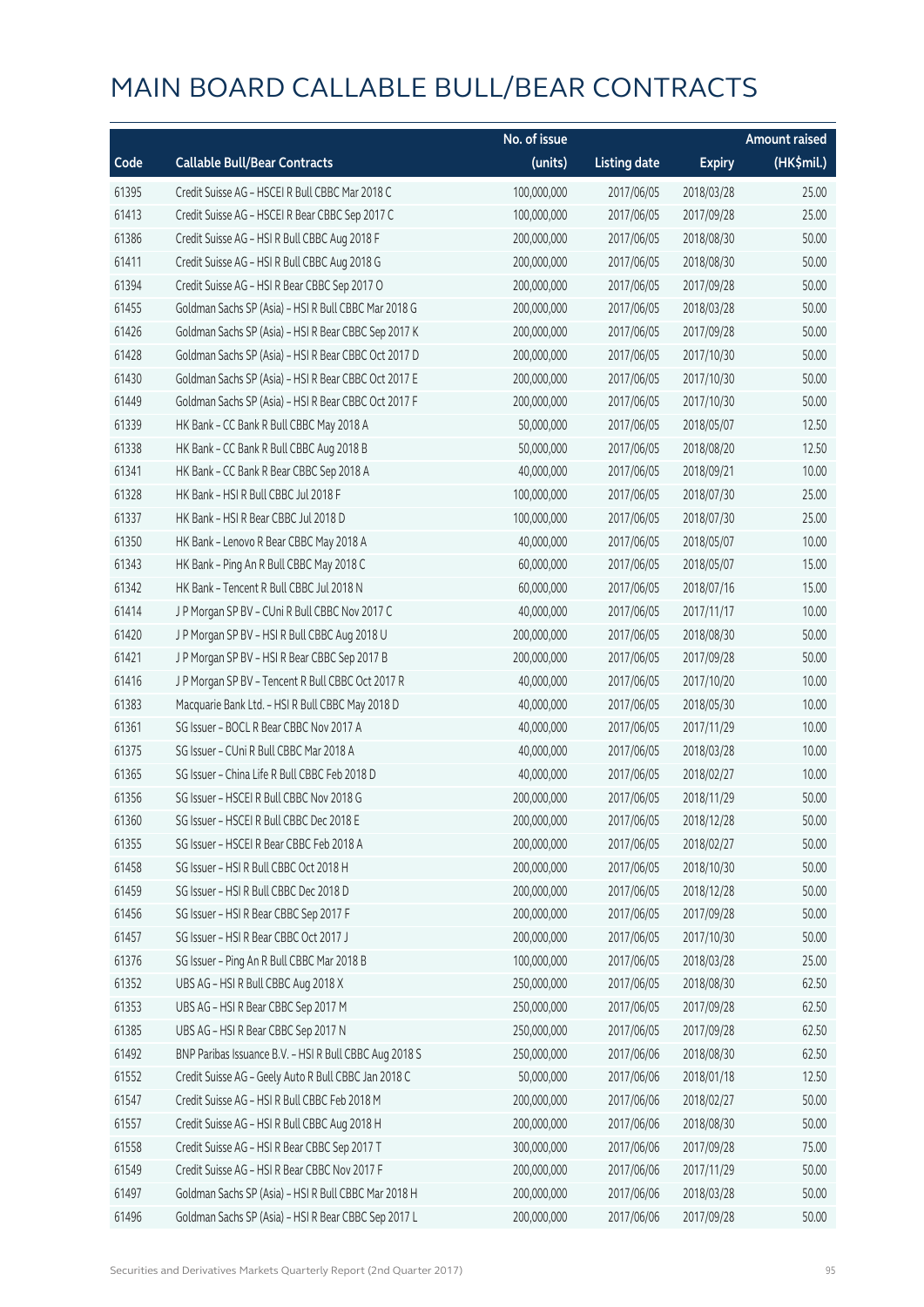# MAIN BOARD CALLABLE BULL/BEAR CONTRACTS

| Code | Callable Bull/Bear Contracts | No. of issue (units) | Listing date | Expiry | Amount raised (HK$mil.) |
|---|---|---|---|---|---|
| 61395 | Credit Suisse AG – HSCEI R Bull CBBC Mar 2018 C | 100,000,000 | 2017/06/05 | 2018/03/28 | 25.00 |
| 61413 | Credit Suisse AG – HSCEI R Bear CBBC Sep 2017 C | 100,000,000 | 2017/06/05 | 2017/09/28 | 25.00 |
| 61386 | Credit Suisse AG – HSI R Bull CBBC Aug 2018 F | 200,000,000 | 2017/06/05 | 2018/08/30 | 50.00 |
| 61411 | Credit Suisse AG – HSI R Bull CBBC Aug 2018 G | 200,000,000 | 2017/06/05 | 2018/08/30 | 50.00 |
| 61394 | Credit Suisse AG – HSI R Bear CBBC Sep 2017 O | 200,000,000 | 2017/06/05 | 2017/09/28 | 50.00 |
| 61455 | Goldman Sachs SP (Asia) – HSI R Bull CBBC Mar 2018 G | 200,000,000 | 2017/06/05 | 2018/03/28 | 50.00 |
| 61426 | Goldman Sachs SP (Asia) – HSI R Bear CBBC Sep 2017 K | 200,000,000 | 2017/06/05 | 2017/09/28 | 50.00 |
| 61428 | Goldman Sachs SP (Asia) – HSI R Bear CBBC Oct 2017 D | 200,000,000 | 2017/06/05 | 2017/10/30 | 50.00 |
| 61430 | Goldman Sachs SP (Asia) – HSI R Bear CBBC Oct 2017 E | 200,000,000 | 2017/06/05 | 2017/10/30 | 50.00 |
| 61449 | Goldman Sachs SP (Asia) – HSI R Bear CBBC Oct 2017 F | 200,000,000 | 2017/06/05 | 2017/10/30 | 50.00 |
| 61339 | HK Bank – CC Bank R Bull CBBC May 2018 A | 50,000,000 | 2017/06/05 | 2018/05/07 | 12.50 |
| 61338 | HK Bank – CC Bank R Bull CBBC Aug 2018 B | 50,000,000 | 2017/06/05 | 2018/08/20 | 12.50 |
| 61341 | HK Bank – CC Bank R Bear CBBC Sep 2018 A | 40,000,000 | 2017/06/05 | 2018/09/21 | 10.00 |
| 61328 | HK Bank – HSI R Bull CBBC Jul 2018 F | 100,000,000 | 2017/06/05 | 2018/07/30 | 25.00 |
| 61337 | HK Bank – HSI R Bear CBBC Jul 2018 D | 100,000,000 | 2017/06/05 | 2018/07/30 | 25.00 |
| 61350 | HK Bank – Lenovo R Bear CBBC May 2018 A | 40,000,000 | 2017/06/05 | 2018/05/07 | 10.00 |
| 61343 | HK Bank – Ping An R Bull CBBC May 2018 C | 60,000,000 | 2017/06/05 | 2018/05/07 | 15.00 |
| 61342 | HK Bank – Tencent R Bull CBBC Jul 2018 N | 60,000,000 | 2017/06/05 | 2018/07/16 | 15.00 |
| 61414 | J P Morgan SP BV – CUni R Bull CBBC Nov 2017 C | 40,000,000 | 2017/06/05 | 2017/11/17 | 10.00 |
| 61420 | J P Morgan SP BV – HSI R Bull CBBC Aug 2018 U | 200,000,000 | 2017/06/05 | 2018/08/30 | 50.00 |
| 61421 | J P Morgan SP BV – HSI R Bear CBBC Sep 2017 B | 200,000,000 | 2017/06/05 | 2017/09/28 | 50.00 |
| 61416 | J P Morgan SP BV – Tencent R Bull CBBC Oct 2017 R | 40,000,000 | 2017/06/05 | 2017/10/20 | 10.00 |
| 61383 | Macquarie Bank Ltd. – HSI R Bull CBBC May 2018 D | 40,000,000 | 2017/06/05 | 2018/05/30 | 10.00 |
| 61361 | SG Issuer – BOCL R Bear CBBC Nov 2017 A | 40,000,000 | 2017/06/05 | 2017/11/29 | 10.00 |
| 61375 | SG Issuer – CUni R Bull CBBC Mar 2018 A | 40,000,000 | 2017/06/05 | 2018/03/28 | 10.00 |
| 61365 | SG Issuer – China Life R Bull CBBC Feb 2018 D | 40,000,000 | 2017/06/05 | 2018/02/27 | 10.00 |
| 61356 | SG Issuer – HSCEI R Bull CBBC Nov 2018 G | 200,000,000 | 2017/06/05 | 2018/11/29 | 50.00 |
| 61360 | SG Issuer – HSCEI R Bull CBBC Dec 2018 E | 200,000,000 | 2017/06/05 | 2018/12/28 | 50.00 |
| 61355 | SG Issuer – HSCEI R Bear CBBC Feb 2018 A | 200,000,000 | 2017/06/05 | 2018/02/27 | 50.00 |
| 61458 | SG Issuer – HSI R Bull CBBC Oct 2018 H | 200,000,000 | 2017/06/05 | 2018/10/30 | 50.00 |
| 61459 | SG Issuer – HSI R Bull CBBC Dec 2018 D | 200,000,000 | 2017/06/05 | 2018/12/28 | 50.00 |
| 61456 | SG Issuer – HSI R Bear CBBC Sep 2017 F | 200,000,000 | 2017/06/05 | 2017/09/28 | 50.00 |
| 61457 | SG Issuer – HSI R Bear CBBC Oct 2017 J | 200,000,000 | 2017/06/05 | 2017/10/30 | 50.00 |
| 61376 | SG Issuer – Ping An R Bull CBBC Mar 2018 B | 100,000,000 | 2017/06/05 | 2018/03/28 | 25.00 |
| 61352 | UBS AG – HSI R Bull CBBC Aug 2018 X | 250,000,000 | 2017/06/05 | 2018/08/30 | 62.50 |
| 61353 | UBS AG – HSI R Bear CBBC Sep 2017 M | 250,000,000 | 2017/06/05 | 2017/09/28 | 62.50 |
| 61385 | UBS AG – HSI R Bear CBBC Sep 2017 N | 250,000,000 | 2017/06/05 | 2017/09/28 | 62.50 |
| 61492 | BNP Paribas Issuance B.V. – HSI R Bull CBBC Aug 2018 S | 250,000,000 | 2017/06/06 | 2018/08/30 | 62.50 |
| 61552 | Credit Suisse AG – Geely Auto R Bull CBBC Jan 2018 C | 50,000,000 | 2017/06/06 | 2018/01/18 | 12.50 |
| 61547 | Credit Suisse AG – HSI R Bull CBBC Feb 2018 M | 200,000,000 | 2017/06/06 | 2018/02/27 | 50.00 |
| 61557 | Credit Suisse AG – HSI R Bull CBBC Aug 2018 H | 200,000,000 | 2017/06/06 | 2018/08/30 | 50.00 |
| 61558 | Credit Suisse AG – HSI R Bear CBBC Sep 2017 T | 300,000,000 | 2017/06/06 | 2017/09/28 | 75.00 |
| 61549 | Credit Suisse AG – HSI R Bear CBBC Nov 2017 F | 200,000,000 | 2017/06/06 | 2017/11/29 | 50.00 |
| 61497 | Goldman Sachs SP (Asia) – HSI R Bull CBBC Mar 2018 H | 200,000,000 | 2017/06/06 | 2018/03/28 | 50.00 |
| 61496 | Goldman Sachs SP (Asia) – HSI R Bear CBBC Sep 2017 L | 200,000,000 | 2017/06/06 | 2017/09/28 | 50.00 |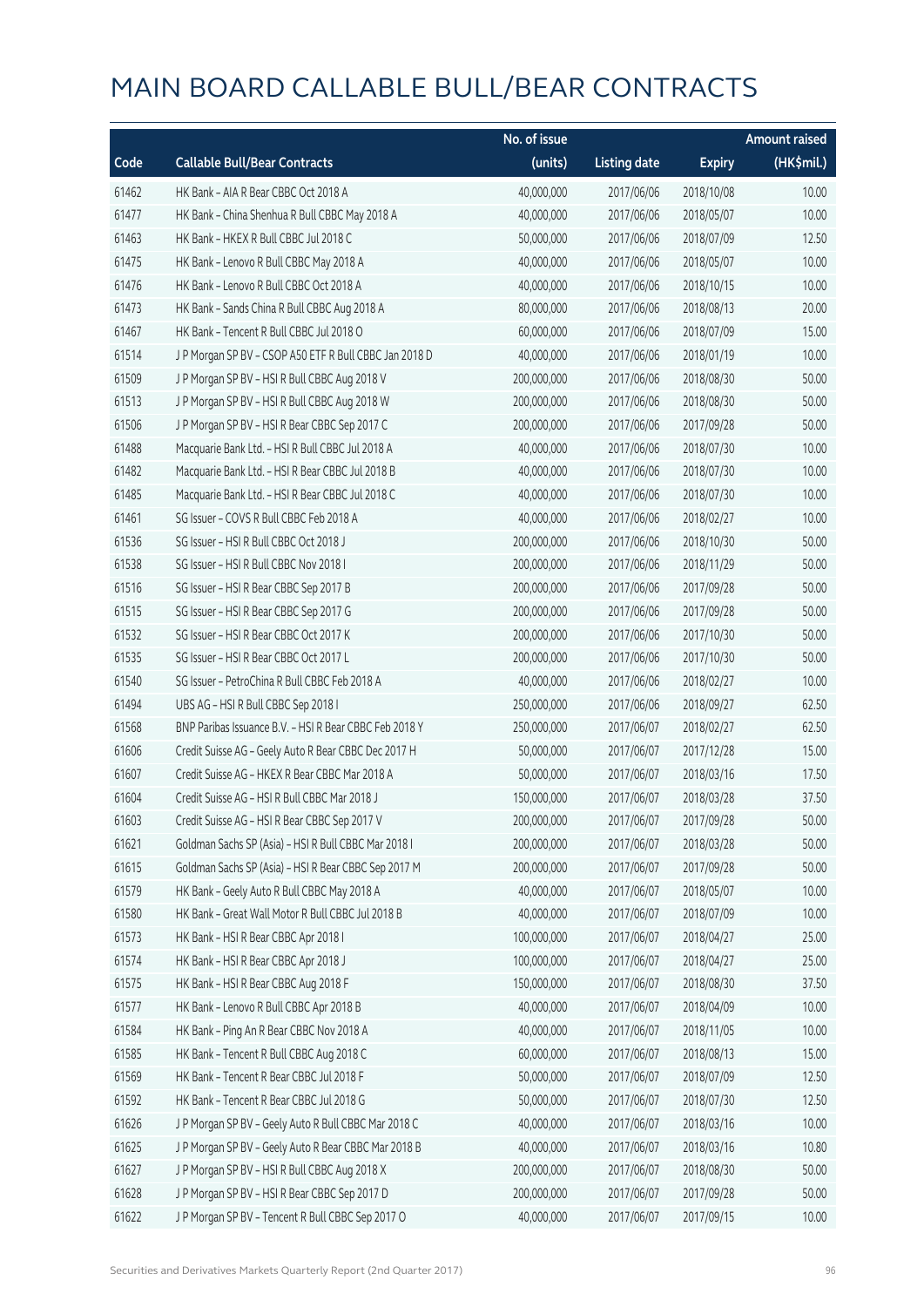# MAIN BOARD CALLABLE BULL/BEAR CONTRACTS

| Code | Callable Bull/Bear Contracts | No. of issue (units) | Listing date | Expiry | Amount raised (HK$mil.) |
|---|---|---|---|---|---|
| 61462 | HK Bank – AIA R Bear CBBC Oct 2018 A | 40,000,000 | 2017/06/06 | 2018/10/08 | 10.00 |
| 61477 | HK Bank – China Shenhua R Bull CBBC May 2018 A | 40,000,000 | 2017/06/06 | 2018/05/07 | 10.00 |
| 61463 | HK Bank – HKEX R Bull CBBC Jul 2018 C | 50,000,000 | 2017/06/06 | 2018/07/09 | 12.50 |
| 61475 | HK Bank – Lenovo R Bull CBBC May 2018 A | 40,000,000 | 2017/06/06 | 2018/05/07 | 10.00 |
| 61476 | HK Bank – Lenovo R Bull CBBC Oct 2018 A | 40,000,000 | 2017/06/06 | 2018/10/15 | 10.00 |
| 61473 | HK Bank – Sands China R Bull CBBC Aug 2018 A | 80,000,000 | 2017/06/06 | 2018/08/13 | 20.00 |
| 61467 | HK Bank – Tencent R Bull CBBC Jul 2018 O | 60,000,000 | 2017/06/06 | 2018/07/09 | 15.00 |
| 61514 | J P Morgan SP BV – CSOP A50 ETF R Bull CBBC Jan 2018 D | 40,000,000 | 2017/06/06 | 2018/01/19 | 10.00 |
| 61509 | J P Morgan SP BV – HSI R Bull CBBC Aug 2018 V | 200,000,000 | 2017/06/06 | 2018/08/30 | 50.00 |
| 61513 | J P Morgan SP BV – HSI R Bull CBBC Aug 2018 W | 200,000,000 | 2017/06/06 | 2018/08/30 | 50.00 |
| 61506 | J P Morgan SP BV – HSI R Bear CBBC Sep 2017 C | 200,000,000 | 2017/06/06 | 2017/09/28 | 50.00 |
| 61488 | Macquarie Bank Ltd. – HSI R Bull CBBC Jul 2018 A | 40,000,000 | 2017/06/06 | 2018/07/30 | 10.00 |
| 61482 | Macquarie Bank Ltd. – HSI R Bear CBBC Jul 2018 B | 40,000,000 | 2017/06/06 | 2018/07/30 | 10.00 |
| 61485 | Macquarie Bank Ltd. – HSI R Bear CBBC Jul 2018 C | 40,000,000 | 2017/06/06 | 2018/07/30 | 10.00 |
| 61461 | SG Issuer – COVS R Bull CBBC Feb 2018 A | 40,000,000 | 2017/06/06 | 2018/02/27 | 10.00 |
| 61536 | SG Issuer – HSI R Bull CBBC Oct 2018 J | 200,000,000 | 2017/06/06 | 2018/10/30 | 50.00 |
| 61538 | SG Issuer – HSI R Bull CBBC Nov 2018 I | 200,000,000 | 2017/06/06 | 2018/11/29 | 50.00 |
| 61516 | SG Issuer – HSI R Bear CBBC Sep 2017 B | 200,000,000 | 2017/06/06 | 2017/09/28 | 50.00 |
| 61515 | SG Issuer – HSI R Bear CBBC Sep 2017 G | 200,000,000 | 2017/06/06 | 2017/09/28 | 50.00 |
| 61532 | SG Issuer – HSI R Bear CBBC Oct 2017 K | 200,000,000 | 2017/06/06 | 2017/10/30 | 50.00 |
| 61535 | SG Issuer – HSI R Bear CBBC Oct 2017 L | 200,000,000 | 2017/06/06 | 2017/10/30 | 50.00 |
| 61540 | SG Issuer – PetroChina R Bull CBBC Feb 2018 A | 40,000,000 | 2017/06/06 | 2018/02/27 | 10.00 |
| 61494 | UBS AG – HSI R Bull CBBC Sep 2018 I | 250,000,000 | 2017/06/06 | 2018/09/27 | 62.50 |
| 61568 | BNP Paribas Issuance B.V. – HSI R Bear CBBC Feb 2018 Y | 250,000,000 | 2017/06/07 | 2018/02/27 | 62.50 |
| 61606 | Credit Suisse AG – Geely Auto R Bear CBBC Dec 2017 H | 50,000,000 | 2017/06/07 | 2017/12/28 | 15.00 |
| 61607 | Credit Suisse AG – HKEX R Bear CBBC Mar 2018 A | 50,000,000 | 2017/06/07 | 2018/03/16 | 17.50 |
| 61604 | Credit Suisse AG – HSI R Bull CBBC Mar 2018 J | 150,000,000 | 2017/06/07 | 2018/03/28 | 37.50 |
| 61603 | Credit Suisse AG – HSI R Bear CBBC Sep 2017 V | 200,000,000 | 2017/06/07 | 2017/09/28 | 50.00 |
| 61621 | Goldman Sachs SP (Asia) – HSI R Bull CBBC Mar 2018 I | 200,000,000 | 2017/06/07 | 2018/03/28 | 50.00 |
| 61615 | Goldman Sachs SP (Asia) – HSI R Bear CBBC Sep 2017 M | 200,000,000 | 2017/06/07 | 2017/09/28 | 50.00 |
| 61579 | HK Bank – Geely Auto R Bull CBBC May 2018 A | 40,000,000 | 2017/06/07 | 2018/05/07 | 10.00 |
| 61580 | HK Bank – Great Wall Motor R Bull CBBC Jul 2018 B | 40,000,000 | 2017/06/07 | 2018/07/09 | 10.00 |
| 61573 | HK Bank – HSI R Bear CBBC Apr 2018 I | 100,000,000 | 2017/06/07 | 2018/04/27 | 25.00 |
| 61574 | HK Bank – HSI R Bear CBBC Apr 2018 J | 100,000,000 | 2017/06/07 | 2018/04/27 | 25.00 |
| 61575 | HK Bank – HSI R Bear CBBC Aug 2018 F | 150,000,000 | 2017/06/07 | 2018/08/30 | 37.50 |
| 61577 | HK Bank – Lenovo R Bull CBBC Apr 2018 B | 40,000,000 | 2017/06/07 | 2018/04/09 | 10.00 |
| 61584 | HK Bank – Ping An R Bear CBBC Nov 2018 A | 40,000,000 | 2017/06/07 | 2018/11/05 | 10.00 |
| 61585 | HK Bank – Tencent R Bull CBBC Aug 2018 C | 60,000,000 | 2017/06/07 | 2018/08/13 | 15.00 |
| 61569 | HK Bank – Tencent R Bear CBBC Jul 2018 F | 50,000,000 | 2017/06/07 | 2018/07/09 | 12.50 |
| 61592 | HK Bank – Tencent R Bear CBBC Jul 2018 G | 50,000,000 | 2017/06/07 | 2018/07/30 | 12.50 |
| 61626 | J P Morgan SP BV – Geely Auto R Bull CBBC Mar 2018 C | 40,000,000 | 2017/06/07 | 2018/03/16 | 10.00 |
| 61625 | J P Morgan SP BV – Geely Auto R Bear CBBC Mar 2018 B | 40,000,000 | 2017/06/07 | 2018/03/16 | 10.80 |
| 61627 | J P Morgan SP BV – HSI R Bull CBBC Aug 2018 X | 200,000,000 | 2017/06/07 | 2018/08/30 | 50.00 |
| 61628 | J P Morgan SP BV – HSI R Bear CBBC Sep 2017 D | 200,000,000 | 2017/06/07 | 2017/09/28 | 50.00 |
| 61622 | J P Morgan SP BV – Tencent R Bull CBBC Sep 2017 O | 40,000,000 | 2017/06/07 | 2017/09/15 | 10.00 |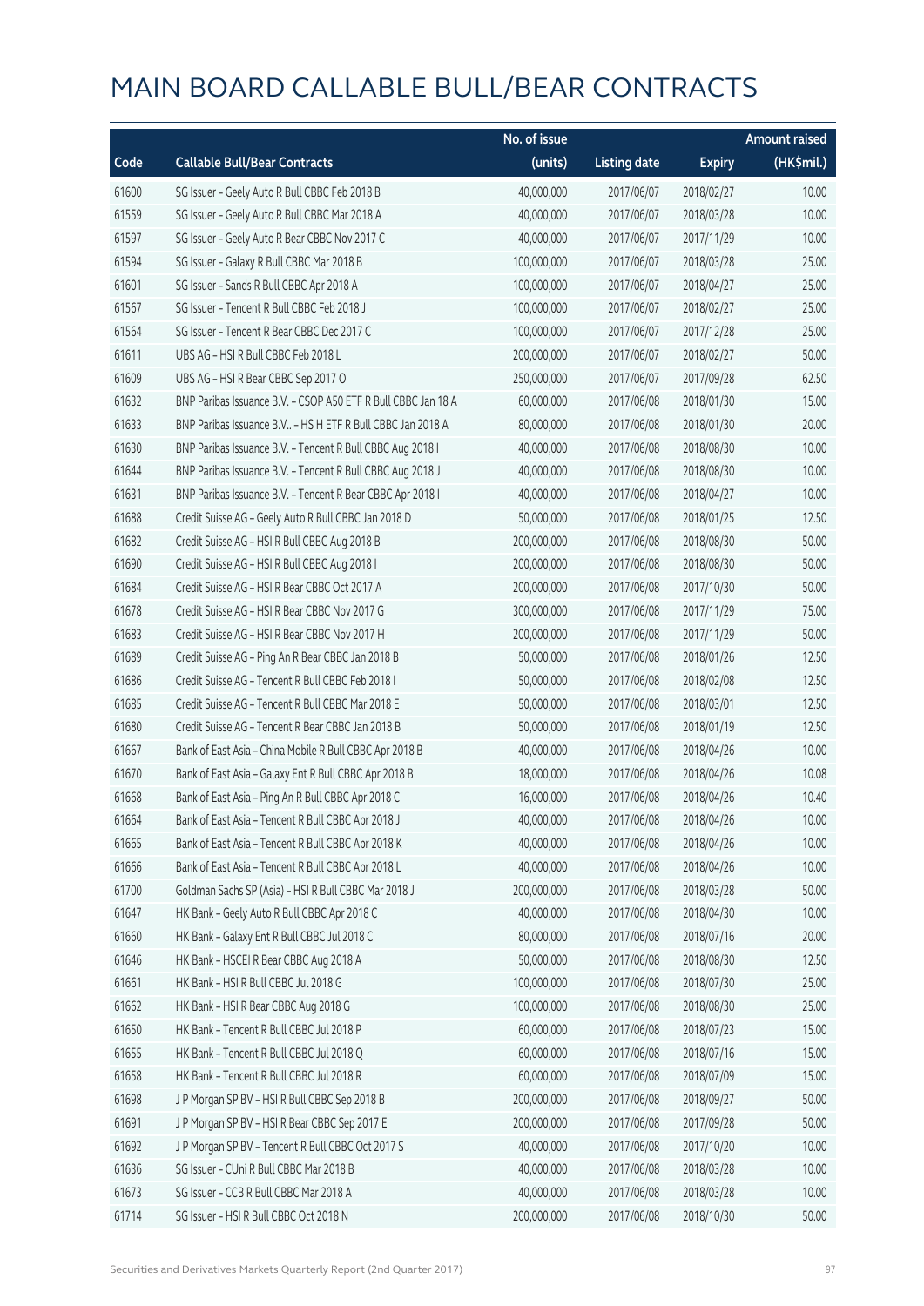# MAIN BOARD CALLABLE BULL/BEAR CONTRACTS

| Code | Callable Bull/Bear Contracts | No. of issue (units) | Listing date | Expiry | Amount raised (HK$mil.) |
|---|---|---|---|---|---|
| 61600 | SG Issuer – Geely Auto R Bull CBBC Feb 2018 B | 40,000,000 | 2017/06/07 | 2018/02/27 | 10.00 |
| 61559 | SG Issuer – Geely Auto R Bull CBBC Mar 2018 A | 40,000,000 | 2017/06/07 | 2018/03/28 | 10.00 |
| 61597 | SG Issuer – Geely Auto R Bear CBBC Nov 2017 C | 40,000,000 | 2017/06/07 | 2017/11/29 | 10.00 |
| 61594 | SG Issuer – Galaxy R Bull CBBC Mar 2018 B | 100,000,000 | 2017/06/07 | 2018/03/28 | 25.00 |
| 61601 | SG Issuer – Sands R Bull CBBC Apr 2018 A | 100,000,000 | 2017/06/07 | 2018/04/27 | 25.00 |
| 61567 | SG Issuer – Tencent R Bull CBBC Feb 2018 J | 100,000,000 | 2017/06/07 | 2018/02/27 | 25.00 |
| 61564 | SG Issuer – Tencent R Bear CBBC Dec 2017 C | 100,000,000 | 2017/06/07 | 2017/12/28 | 25.00 |
| 61611 | UBS AG – HSI R Bull CBBC Feb 2018 L | 200,000,000 | 2017/06/07 | 2018/02/27 | 50.00 |
| 61609 | UBS AG – HSI R Bear CBBC Sep 2017 O | 250,000,000 | 2017/06/07 | 2017/09/28 | 62.50 |
| 61632 | BNP Paribas Issuance B.V. – CSOP A50 ETF R Bull CBBC Jan 18 A | 60,000,000 | 2017/06/08 | 2018/01/30 | 15.00 |
| 61633 | BNP Paribas Issuance B.V.. – HS H ETF R Bull CBBC Jan 2018 A | 80,000,000 | 2017/06/08 | 2018/01/30 | 20.00 |
| 61630 | BNP Paribas Issuance B.V. – Tencent R Bull CBBC Aug 2018 I | 40,000,000 | 2017/06/08 | 2018/08/30 | 10.00 |
| 61644 | BNP Paribas Issuance B.V. – Tencent R Bull CBBC Aug 2018 J | 40,000,000 | 2017/06/08 | 2018/08/30 | 10.00 |
| 61631 | BNP Paribas Issuance B.V. – Tencent R Bear CBBC Apr 2018 I | 40,000,000 | 2017/06/08 | 2018/04/27 | 10.00 |
| 61688 | Credit Suisse AG – Geely Auto R Bull CBBC Jan 2018 D | 50,000,000 | 2017/06/08 | 2018/01/25 | 12.50 |
| 61682 | Credit Suisse AG – HSI R Bull CBBC Aug 2018 B | 200,000,000 | 2017/06/08 | 2018/08/30 | 50.00 |
| 61690 | Credit Suisse AG – HSI R Bull CBBC Aug 2018 I | 200,000,000 | 2017/06/08 | 2018/08/30 | 50.00 |
| 61684 | Credit Suisse AG – HSI R Bear CBBC Oct 2017 A | 200,000,000 | 2017/06/08 | 2017/10/30 | 50.00 |
| 61678 | Credit Suisse AG – HSI R Bear CBBC Nov 2017 G | 300,000,000 | 2017/06/08 | 2017/11/29 | 75.00 |
| 61683 | Credit Suisse AG – HSI R Bear CBBC Nov 2017 H | 200,000,000 | 2017/06/08 | 2017/11/29 | 50.00 |
| 61689 | Credit Suisse AG – Ping An R Bear CBBC Jan 2018 B | 50,000,000 | 2017/06/08 | 2018/01/26 | 12.50 |
| 61686 | Credit Suisse AG – Tencent R Bull CBBC Feb 2018 I | 50,000,000 | 2017/06/08 | 2018/02/08 | 12.50 |
| 61685 | Credit Suisse AG – Tencent R Bull CBBC Mar 2018 E | 50,000,000 | 2017/06/08 | 2018/03/01 | 12.50 |
| 61680 | Credit Suisse AG – Tencent R Bear CBBC Jan 2018 B | 50,000,000 | 2017/06/08 | 2018/01/19 | 12.50 |
| 61667 | Bank of East Asia – China Mobile R Bull CBBC Apr 2018 B | 40,000,000 | 2017/06/08 | 2018/04/26 | 10.00 |
| 61670 | Bank of East Asia – Galaxy Ent R Bull CBBC Apr 2018 B | 18,000,000 | 2017/06/08 | 2018/04/26 | 10.08 |
| 61668 | Bank of East Asia – Ping An R Bull CBBC Apr 2018 C | 16,000,000 | 2017/06/08 | 2018/04/26 | 10.40 |
| 61664 | Bank of East Asia – Tencent R Bull CBBC Apr 2018 J | 40,000,000 | 2017/06/08 | 2018/04/26 | 10.00 |
| 61665 | Bank of East Asia – Tencent R Bull CBBC Apr 2018 K | 40,000,000 | 2017/06/08 | 2018/04/26 | 10.00 |
| 61666 | Bank of East Asia – Tencent R Bull CBBC Apr 2018 L | 40,000,000 | 2017/06/08 | 2018/04/26 | 10.00 |
| 61700 | Goldman Sachs SP (Asia) – HSI R Bull CBBC Mar 2018 J | 200,000,000 | 2017/06/08 | 2018/03/28 | 50.00 |
| 61647 | HK Bank – Geely Auto R Bull CBBC Apr 2018 C | 40,000,000 | 2017/06/08 | 2018/04/30 | 10.00 |
| 61660 | HK Bank – Galaxy Ent R Bull CBBC Jul 2018 C | 80,000,000 | 2017/06/08 | 2018/07/16 | 20.00 |
| 61646 | HK Bank – HSCEI R Bear CBBC Aug 2018 A | 50,000,000 | 2017/06/08 | 2018/08/30 | 12.50 |
| 61661 | HK Bank – HSI R Bull CBBC Jul 2018 G | 100,000,000 | 2017/06/08 | 2018/07/30 | 25.00 |
| 61662 | HK Bank – HSI R Bear CBBC Aug 2018 G | 100,000,000 | 2017/06/08 | 2018/08/30 | 25.00 |
| 61650 | HK Bank – Tencent R Bull CBBC Jul 2018 P | 60,000,000 | 2017/06/08 | 2018/07/23 | 15.00 |
| 61655 | HK Bank – Tencent R Bull CBBC Jul 2018 Q | 60,000,000 | 2017/06/08 | 2018/07/16 | 15.00 |
| 61658 | HK Bank – Tencent R Bull CBBC Jul 2018 R | 60,000,000 | 2017/06/08 | 2018/07/09 | 15.00 |
| 61698 | J P Morgan SP BV – HSI R Bull CBBC Sep 2018 B | 200,000,000 | 2017/06/08 | 2018/09/27 | 50.00 |
| 61691 | J P Morgan SP BV – HSI R Bear CBBC Sep 2017 E | 200,000,000 | 2017/06/08 | 2017/09/28 | 50.00 |
| 61692 | J P Morgan SP BV – Tencent R Bull CBBC Oct 2017 S | 40,000,000 | 2017/06/08 | 2017/10/20 | 10.00 |
| 61636 | SG Issuer – CUni R Bull CBBC Mar 2018 B | 40,000,000 | 2017/06/08 | 2018/03/28 | 10.00 |
| 61673 | SG Issuer – CCB R Bull CBBC Mar 2018 A | 40,000,000 | 2017/06/08 | 2018/03/28 | 10.00 |
| 61714 | SG Issuer – HSI R Bull CBBC Oct 2018 N | 200,000,000 | 2017/06/08 | 2018/10/30 | 50.00 |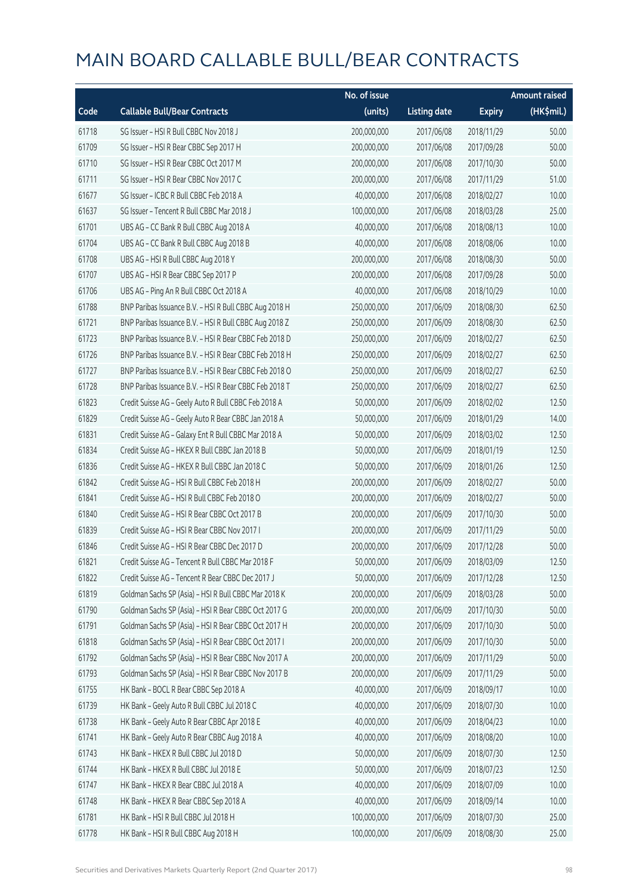# MAIN BOARD CALLABLE BULL/BEAR CONTRACTS

| Code | Callable Bull/Bear Contracts | No. of issue (units) | Listing date | Expiry | Amount raised (HK$mil.) |
|---|---|---|---|---|---|
| 61718 | SG Issuer – HSI R Bull CBBC Nov 2018 J | 200,000,000 | 2017/06/08 | 2018/11/29 | 50.00 |
| 61709 | SG Issuer – HSI R Bear CBBC Sep 2017 H | 200,000,000 | 2017/06/08 | 2017/09/28 | 50.00 |
| 61710 | SG Issuer – HSI R Bear CBBC Oct 2017 M | 200,000,000 | 2017/06/08 | 2017/10/30 | 50.00 |
| 61711 | SG Issuer – HSI R Bear CBBC Nov 2017 C | 200,000,000 | 2017/06/08 | 2017/11/29 | 51.00 |
| 61677 | SG Issuer – ICBC R Bull CBBC Feb 2018 A | 40,000,000 | 2017/06/08 | 2018/02/27 | 10.00 |
| 61637 | SG Issuer – Tencent R Bull CBBC Mar 2018 J | 100,000,000 | 2017/06/08 | 2018/03/28 | 25.00 |
| 61701 | UBS AG – CC Bank R Bull CBBC Aug 2018 A | 40,000,000 | 2017/06/08 | 2018/08/13 | 10.00 |
| 61704 | UBS AG – CC Bank R Bull CBBC Aug 2018 B | 40,000,000 | 2017/06/08 | 2018/08/06 | 10.00 |
| 61708 | UBS AG – HSI R Bull CBBC Aug 2018 Y | 200,000,000 | 2017/06/08 | 2018/08/30 | 50.00 |
| 61707 | UBS AG – HSI R Bear CBBC Sep 2017 P | 200,000,000 | 2017/06/08 | 2017/09/28 | 50.00 |
| 61706 | UBS AG – Ping An R Bull CBBC Oct 2018 A | 40,000,000 | 2017/06/08 | 2018/10/29 | 10.00 |
| 61788 | BNP Paribas Issuance B.V. – HSI R Bull CBBC Aug 2018 H | 250,000,000 | 2017/06/09 | 2018/08/30 | 62.50 |
| 61721 | BNP Paribas Issuance B.V. – HSI R Bull CBBC Aug 2018 Z | 250,000,000 | 2017/06/09 | 2018/08/30 | 62.50 |
| 61723 | BNP Paribas Issuance B.V. – HSI R Bear CBBC Feb 2018 D | 250,000,000 | 2017/06/09 | 2018/02/27 | 62.50 |
| 61726 | BNP Paribas Issuance B.V. – HSI R Bear CBBC Feb 2018 H | 250,000,000 | 2017/06/09 | 2018/02/27 | 62.50 |
| 61727 | BNP Paribas Issuance B.V. – HSI R Bear CBBC Feb 2018 O | 250,000,000 | 2017/06/09 | 2018/02/27 | 62.50 |
| 61728 | BNP Paribas Issuance B.V. – HSI R Bear CBBC Feb 2018 T | 250,000,000 | 2017/06/09 | 2018/02/27 | 62.50 |
| 61823 | Credit Suisse AG – Geely Auto R Bull CBBC Feb 2018 A | 50,000,000 | 2017/06/09 | 2018/02/02 | 12.50 |
| 61829 | Credit Suisse AG – Geely Auto R Bear CBBC Jan 2018 A | 50,000,000 | 2017/06/09 | 2018/01/29 | 14.00 |
| 61831 | Credit Suisse AG – Galaxy Ent R Bull CBBC Mar 2018 A | 50,000,000 | 2017/06/09 | 2018/03/02 | 12.50 |
| 61834 | Credit Suisse AG – HKEX R Bull CBBC Jan 2018 B | 50,000,000 | 2017/06/09 | 2018/01/19 | 12.50 |
| 61836 | Credit Suisse AG – HKEX R Bull CBBC Jan 2018 C | 50,000,000 | 2017/06/09 | 2018/01/26 | 12.50 |
| 61842 | Credit Suisse AG – HSI R Bull CBBC Feb 2018 H | 200,000,000 | 2017/06/09 | 2018/02/27 | 50.00 |
| 61841 | Credit Suisse AG – HSI R Bull CBBC Feb 2018 O | 200,000,000 | 2017/06/09 | 2018/02/27 | 50.00 |
| 61840 | Credit Suisse AG – HSI R Bear CBBC Oct 2017 B | 200,000,000 | 2017/06/09 | 2017/10/30 | 50.00 |
| 61839 | Credit Suisse AG – HSI R Bear CBBC Nov 2017 I | 200,000,000 | 2017/06/09 | 2017/11/29 | 50.00 |
| 61846 | Credit Suisse AG – HSI R Bear CBBC Dec 2017 D | 200,000,000 | 2017/06/09 | 2017/12/28 | 50.00 |
| 61821 | Credit Suisse AG – Tencent R Bull CBBC Mar 2018 F | 50,000,000 | 2017/06/09 | 2018/03/09 | 12.50 |
| 61822 | Credit Suisse AG – Tencent R Bear CBBC Dec 2017 J | 50,000,000 | 2017/06/09 | 2017/12/28 | 12.50 |
| 61819 | Goldman Sachs SP (Asia) – HSI R Bull CBBC Mar 2018 K | 200,000,000 | 2017/06/09 | 2018/03/28 | 50.00 |
| 61790 | Goldman Sachs SP (Asia) – HSI R Bear CBBC Oct 2017 G | 200,000,000 | 2017/06/09 | 2017/10/30 | 50.00 |
| 61791 | Goldman Sachs SP (Asia) – HSI R Bear CBBC Oct 2017 H | 200,000,000 | 2017/06/09 | 2017/10/30 | 50.00 |
| 61818 | Goldman Sachs SP (Asia) – HSI R Bear CBBC Oct 2017 I | 200,000,000 | 2017/06/09 | 2017/10/30 | 50.00 |
| 61792 | Goldman Sachs SP (Asia) – HSI R Bear CBBC Nov 2017 A | 200,000,000 | 2017/06/09 | 2017/11/29 | 50.00 |
| 61793 | Goldman Sachs SP (Asia) – HSI R Bear CBBC Nov 2017 B | 200,000,000 | 2017/06/09 | 2017/11/29 | 50.00 |
| 61755 | HK Bank – BOCL R Bear CBBC Sep 2018 A | 40,000,000 | 2017/06/09 | 2018/09/17 | 10.00 |
| 61739 | HK Bank – Geely Auto R Bull CBBC Jul 2018 C | 40,000,000 | 2017/06/09 | 2018/07/30 | 10.00 |
| 61738 | HK Bank – Geely Auto R Bear CBBC Apr 2018 E | 40,000,000 | 2017/06/09 | 2018/04/23 | 10.00 |
| 61741 | HK Bank – Geely Auto R Bear CBBC Aug 2018 A | 40,000,000 | 2017/06/09 | 2018/08/20 | 10.00 |
| 61743 | HK Bank – HKEX R Bull CBBC Jul 2018 D | 50,000,000 | 2017/06/09 | 2018/07/30 | 12.50 |
| 61744 | HK Bank – HKEX R Bull CBBC Jul 2018 E | 50,000,000 | 2017/06/09 | 2018/07/23 | 12.50 |
| 61747 | HK Bank – HKEX R Bear CBBC Jul 2018 A | 40,000,000 | 2017/06/09 | 2018/07/09 | 10.00 |
| 61748 | HK Bank – HKEX R Bear CBBC Sep 2018 A | 40,000,000 | 2017/06/09 | 2018/09/14 | 10.00 |
| 61781 | HK Bank – HSI R Bull CBBC Jul 2018 H | 100,000,000 | 2017/06/09 | 2018/07/30 | 25.00 |
| 61778 | HK Bank – HSI R Bull CBBC Aug 2018 H | 100,000,000 | 2017/06/09 | 2018/08/30 | 25.00 |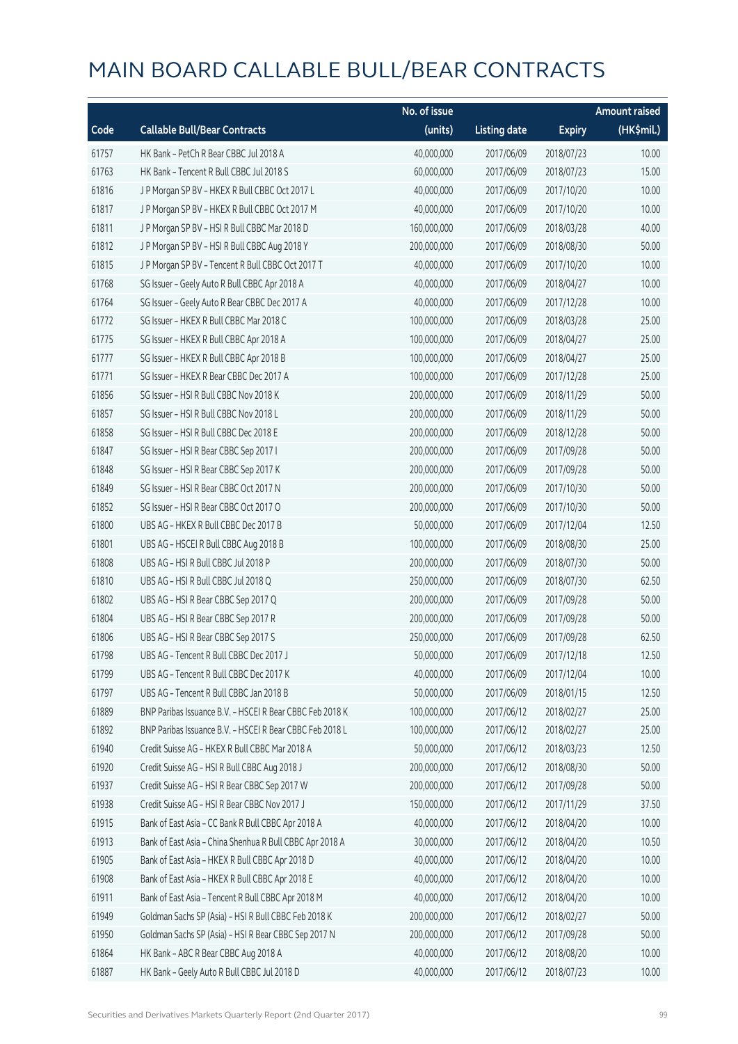# MAIN BOARD CALLABLE BULL/BEAR CONTRACTS

| Code | Callable Bull/Bear Contracts | No. of issue (units) | Listing date | Expiry | Amount raised (HK$mil.) |
|---|---|---|---|---|---|
| 61757 | HK Bank – PetCh R Bear CBBC Jul 2018 A | 40,000,000 | 2017/06/09 | 2018/07/23 | 10.00 |
| 61763 | HK Bank – Tencent R Bull CBBC Jul 2018 S | 60,000,000 | 2017/06/09 | 2018/07/23 | 15.00 |
| 61816 | J P Morgan SP BV – HKEX R Bull CBBC Oct 2017 L | 40,000,000 | 2017/06/09 | 2017/10/20 | 10.00 |
| 61817 | J P Morgan SP BV – HKEX R Bull CBBC Oct 2017 M | 40,000,000 | 2017/06/09 | 2017/10/20 | 10.00 |
| 61811 | J P Morgan SP BV – HSI R Bull CBBC Mar 2018 D | 160,000,000 | 2017/06/09 | 2018/03/28 | 40.00 |
| 61812 | J P Morgan SP BV – HSI R Bull CBBC Aug 2018 Y | 200,000,000 | 2017/06/09 | 2018/08/30 | 50.00 |
| 61815 | J P Morgan SP BV – Tencent R Bull CBBC Oct 2017 T | 40,000,000 | 2017/06/09 | 2017/10/20 | 10.00 |
| 61768 | SG Issuer – Geely Auto R Bull CBBC Apr 2018 A | 40,000,000 | 2017/06/09 | 2018/04/27 | 10.00 |
| 61764 | SG Issuer – Geely Auto R Bear CBBC Dec 2017 A | 40,000,000 | 2017/06/09 | 2017/12/28 | 10.00 |
| 61772 | SG Issuer – HKEX R Bull CBBC Mar 2018 C | 100,000,000 | 2017/06/09 | 2018/03/28 | 25.00 |
| 61775 | SG Issuer – HKEX R Bull CBBC Apr 2018 A | 100,000,000 | 2017/06/09 | 2018/04/27 | 25.00 |
| 61777 | SG Issuer – HKEX R Bull CBBC Apr 2018 B | 100,000,000 | 2017/06/09 | 2018/04/27 | 25.00 |
| 61771 | SG Issuer – HKEX R Bear CBBC Dec 2017 A | 100,000,000 | 2017/06/09 | 2017/12/28 | 25.00 |
| 61856 | SG Issuer – HSI R Bull CBBC Nov 2018 K | 200,000,000 | 2017/06/09 | 2018/11/29 | 50.00 |
| 61857 | SG Issuer – HSI R Bull CBBC Nov 2018 L | 200,000,000 | 2017/06/09 | 2018/11/29 | 50.00 |
| 61858 | SG Issuer – HSI R Bull CBBC Dec 2018 E | 200,000,000 | 2017/06/09 | 2018/12/28 | 50.00 |
| 61847 | SG Issuer – HSI R Bear CBBC Sep 2017 I | 200,000,000 | 2017/06/09 | 2017/09/28 | 50.00 |
| 61848 | SG Issuer – HSI R Bear CBBC Sep 2017 K | 200,000,000 | 2017/06/09 | 2017/09/28 | 50.00 |
| 61849 | SG Issuer – HSI R Bear CBBC Oct 2017 N | 200,000,000 | 2017/06/09 | 2017/10/30 | 50.00 |
| 61852 | SG Issuer – HSI R Bear CBBC Oct 2017 O | 200,000,000 | 2017/06/09 | 2017/10/30 | 50.00 |
| 61800 | UBS AG – HKEX R Bull CBBC Dec 2017 B | 50,000,000 | 2017/06/09 | 2017/12/04 | 12.50 |
| 61801 | UBS AG – HSCEI R Bull CBBC Aug 2018 B | 100,000,000 | 2017/06/09 | 2018/08/30 | 25.00 |
| 61808 | UBS AG – HSI R Bull CBBC Jul 2018 P | 200,000,000 | 2017/06/09 | 2018/07/30 | 50.00 |
| 61810 | UBS AG – HSI R Bull CBBC Jul 2018 Q | 250,000,000 | 2017/06/09 | 2018/07/30 | 62.50 |
| 61802 | UBS AG – HSI R Bear CBBC Sep 2017 Q | 200,000,000 | 2017/06/09 | 2017/09/28 | 50.00 |
| 61804 | UBS AG – HSI R Bear CBBC Sep 2017 R | 200,000,000 | 2017/06/09 | 2017/09/28 | 50.00 |
| 61806 | UBS AG – HSI R Bear CBBC Sep 2017 S | 250,000,000 | 2017/06/09 | 2017/09/28 | 62.50 |
| 61798 | UBS AG – Tencent R Bull CBBC Dec 2017 J | 50,000,000 | 2017/06/09 | 2017/12/18 | 12.50 |
| 61799 | UBS AG – Tencent R Bull CBBC Dec 2017 K | 40,000,000 | 2017/06/09 | 2017/12/04 | 10.00 |
| 61797 | UBS AG – Tencent R Bull CBBC Jan 2018 B | 50,000,000 | 2017/06/09 | 2018/01/15 | 12.50 |
| 61889 | BNP Paribas Issuance B.V. – HSCEI R Bear CBBC Feb 2018 K | 100,000,000 | 2017/06/12 | 2018/02/27 | 25.00 |
| 61892 | BNP Paribas Issuance B.V. – HSCEI R Bear CBBC Feb 2018 L | 100,000,000 | 2017/06/12 | 2018/02/27 | 25.00 |
| 61940 | Credit Suisse AG – HKEX R Bull CBBC Mar 2018 A | 50,000,000 | 2017/06/12 | 2018/03/23 | 12.50 |
| 61920 | Credit Suisse AG – HSI R Bull CBBC Aug 2018 J | 200,000,000 | 2017/06/12 | 2018/08/30 | 50.00 |
| 61937 | Credit Suisse AG – HSI R Bear CBBC Sep 2017 W | 200,000,000 | 2017/06/12 | 2017/09/28 | 50.00 |
| 61938 | Credit Suisse AG – HSI R Bear CBBC Nov 2017 J | 150,000,000 | 2017/06/12 | 2017/11/29 | 37.50 |
| 61915 | Bank of East Asia – CC Bank R Bull CBBC Apr 2018 A | 40,000,000 | 2017/06/12 | 2018/04/20 | 10.00 |
| 61913 | Bank of East Asia – China Shenhua R Bull CBBC Apr 2018 A | 30,000,000 | 2017/06/12 | 2018/04/20 | 10.50 |
| 61905 | Bank of East Asia – HKEX R Bull CBBC Apr 2018 D | 40,000,000 | 2017/06/12 | 2018/04/20 | 10.00 |
| 61908 | Bank of East Asia – HKEX R Bull CBBC Apr 2018 E | 40,000,000 | 2017/06/12 | 2018/04/20 | 10.00 |
| 61911 | Bank of East Asia – Tencent R Bull CBBC Apr 2018 M | 40,000,000 | 2017/06/12 | 2018/04/20 | 10.00 |
| 61949 | Goldman Sachs SP (Asia) – HSI R Bull CBBC Feb 2018 K | 200,000,000 | 2017/06/12 | 2018/02/27 | 50.00 |
| 61950 | Goldman Sachs SP (Asia) – HSI R Bear CBBC Sep 2017 N | 200,000,000 | 2017/06/12 | 2017/09/28 | 50.00 |
| 61864 | HK Bank – ABC R Bear CBBC Aug 2018 A | 40,000,000 | 2017/06/12 | 2018/08/20 | 10.00 |
| 61887 | HK Bank – Geely Auto R Bull CBBC Jul 2018 D | 40,000,000 | 2017/06/12 | 2018/07/23 | 10.00 |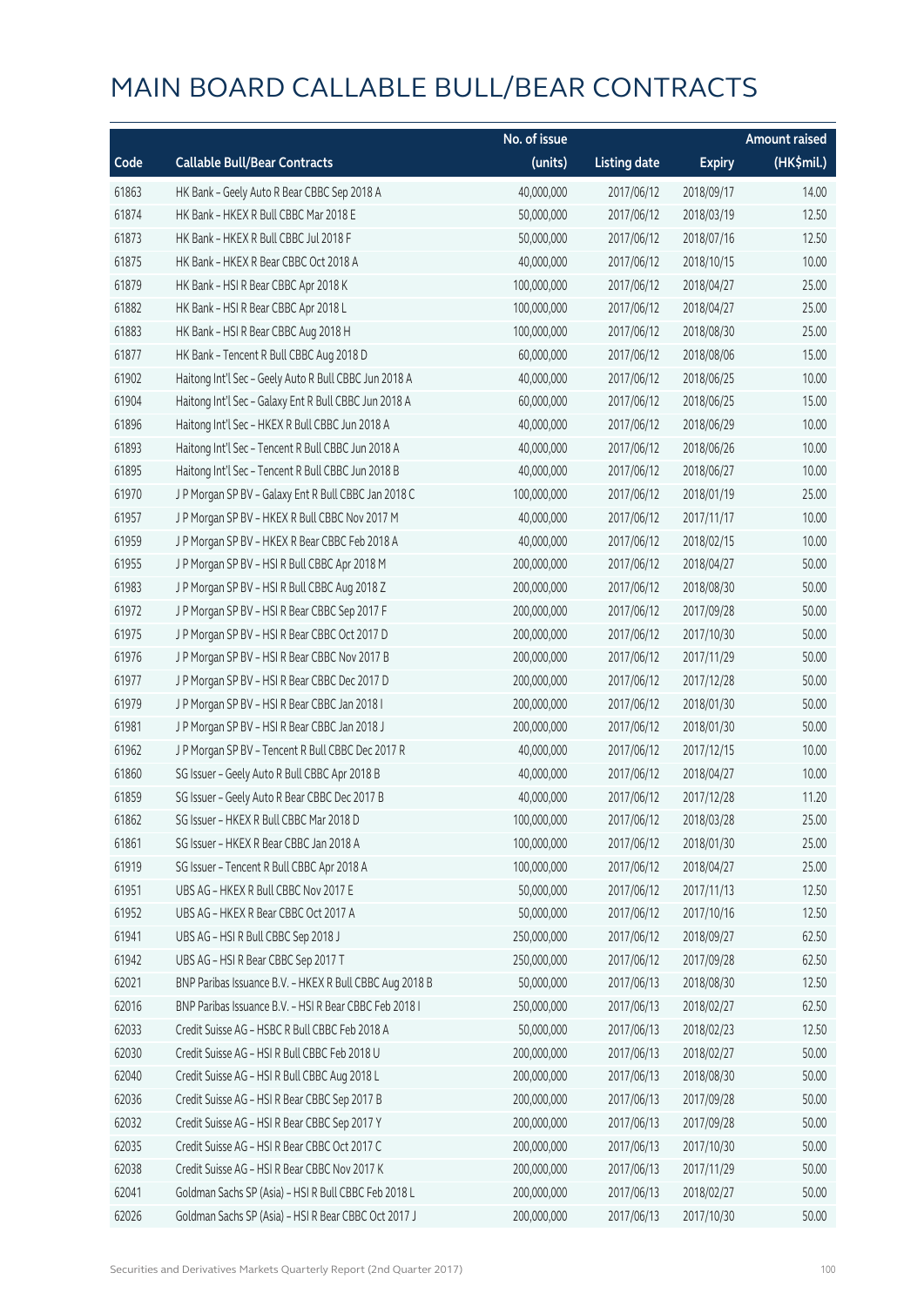# MAIN BOARD CALLABLE BULL/BEAR CONTRACTS

| Code | Callable Bull/Bear Contracts | No. of issue (units) | Listing date | Expiry | Amount raised (HK$mil.) |
|---|---|---|---|---|---|
| 61863 | HK Bank – Geely Auto R Bear CBBC Sep 2018 A | 40,000,000 | 2017/06/12 | 2018/09/17 | 14.00 |
| 61874 | HK Bank – HKEX R Bull CBBC Mar 2018 E | 50,000,000 | 2017/06/12 | 2018/03/19 | 12.50 |
| 61873 | HK Bank – HKEX R Bull CBBC Jul 2018 F | 50,000,000 | 2017/06/12 | 2018/07/16 | 12.50 |
| 61875 | HK Bank – HKEX R Bear CBBC Oct 2018 A | 40,000,000 | 2017/06/12 | 2018/10/15 | 10.00 |
| 61879 | HK Bank – HSI R Bear CBBC Apr 2018 K | 100,000,000 | 2017/06/12 | 2018/04/27 | 25.00 |
| 61882 | HK Bank – HSI R Bear CBBC Apr 2018 L | 100,000,000 | 2017/06/12 | 2018/04/27 | 25.00 |
| 61883 | HK Bank – HSI R Bear CBBC Aug 2018 H | 100,000,000 | 2017/06/12 | 2018/08/30 | 25.00 |
| 61877 | HK Bank – Tencent R Bull CBBC Aug 2018 D | 60,000,000 | 2017/06/12 | 2018/08/06 | 15.00 |
| 61902 | Haitong Int'l Sec – Geely Auto R Bull CBBC Jun 2018 A | 40,000,000 | 2017/06/12 | 2018/06/25 | 10.00 |
| 61904 | Haitong Int'l Sec – Galaxy Ent R Bull CBBC Jun 2018 A | 60,000,000 | 2017/06/12 | 2018/06/25 | 15.00 |
| 61896 | Haitong Int'l Sec – HKEX R Bull CBBC Jun 2018 A | 40,000,000 | 2017/06/12 | 2018/06/29 | 10.00 |
| 61893 | Haitong Int'l Sec – Tencent R Bull CBBC Jun 2018 A | 40,000,000 | 2017/06/12 | 2018/06/26 | 10.00 |
| 61895 | Haitong Int'l Sec – Tencent R Bull CBBC Jun 2018 B | 40,000,000 | 2017/06/12 | 2018/06/27 | 10.00 |
| 61970 | J P Morgan SP BV – Galaxy Ent R Bull CBBC Jan 2018 C | 100,000,000 | 2017/06/12 | 2018/01/19 | 25.00 |
| 61957 | J P Morgan SP BV – HKEX R Bull CBBC Nov 2017 M | 40,000,000 | 2017/06/12 | 2017/11/17 | 10.00 |
| 61959 | J P Morgan SP BV – HKEX R Bear CBBC Feb 2018 A | 40,000,000 | 2017/06/12 | 2018/02/15 | 10.00 |
| 61955 | J P Morgan SP BV – HSI R Bull CBBC Apr 2018 M | 200,000,000 | 2017/06/12 | 2018/04/27 | 50.00 |
| 61983 | J P Morgan SP BV – HSI R Bull CBBC Aug 2018 Z | 200,000,000 | 2017/06/12 | 2018/08/30 | 50.00 |
| 61972 | J P Morgan SP BV – HSI R Bear CBBC Sep 2017 F | 200,000,000 | 2017/06/12 | 2017/09/28 | 50.00 |
| 61975 | J P Morgan SP BV – HSI R Bear CBBC Oct 2017 D | 200,000,000 | 2017/06/12 | 2017/10/30 | 50.00 |
| 61976 | J P Morgan SP BV – HSI R Bear CBBC Nov 2017 B | 200,000,000 | 2017/06/12 | 2017/11/29 | 50.00 |
| 61977 | J P Morgan SP BV – HSI R Bear CBBC Dec 2017 D | 200,000,000 | 2017/06/12 | 2017/12/28 | 50.00 |
| 61979 | J P Morgan SP BV – HSI R Bear CBBC Jan 2018 I | 200,000,000 | 2017/06/12 | 2018/01/30 | 50.00 |
| 61981 | J P Morgan SP BV – HSI R Bear CBBC Jan 2018 J | 200,000,000 | 2017/06/12 | 2018/01/30 | 50.00 |
| 61962 | J P Morgan SP BV – Tencent R Bull CBBC Dec 2017 R | 40,000,000 | 2017/06/12 | 2017/12/15 | 10.00 |
| 61860 | SG Issuer – Geely Auto R Bull CBBC Apr 2018 B | 40,000,000 | 2017/06/12 | 2018/04/27 | 10.00 |
| 61859 | SG Issuer – Geely Auto R Bear CBBC Dec 2017 B | 40,000,000 | 2017/06/12 | 2017/12/28 | 11.20 |
| 61862 | SG Issuer – HKEX R Bull CBBC Mar 2018 D | 100,000,000 | 2017/06/12 | 2018/03/28 | 25.00 |
| 61861 | SG Issuer – HKEX R Bear CBBC Jan 2018 A | 100,000,000 | 2017/06/12 | 2018/01/30 | 25.00 |
| 61919 | SG Issuer – Tencent R Bull CBBC Apr 2018 A | 100,000,000 | 2017/06/12 | 2018/04/27 | 25.00 |
| 61951 | UBS AG – HKEX R Bull CBBC Nov 2017 E | 50,000,000 | 2017/06/12 | 2017/11/13 | 12.50 |
| 61952 | UBS AG – HKEX R Bear CBBC Oct 2017 A | 50,000,000 | 2017/06/12 | 2017/10/16 | 12.50 |
| 61941 | UBS AG – HSI R Bull CBBC Sep 2018 J | 250,000,000 | 2017/06/12 | 2018/09/27 | 62.50 |
| 61942 | UBS AG – HSI R Bear CBBC Sep 2017 T | 250,000,000 | 2017/06/12 | 2017/09/28 | 62.50 |
| 62021 | BNP Paribas Issuance B.V. – HKEX R Bull CBBC Aug 2018 B | 50,000,000 | 2017/06/13 | 2018/08/30 | 12.50 |
| 62016 | BNP Paribas Issuance B.V. – HSI R Bear CBBC Feb 2018 I | 250,000,000 | 2017/06/13 | 2018/02/27 | 62.50 |
| 62033 | Credit Suisse AG – HSBC R Bull CBBC Feb 2018 A | 50,000,000 | 2017/06/13 | 2018/02/23 | 12.50 |
| 62030 | Credit Suisse AG – HSI R Bull CBBC Feb 2018 U | 200,000,000 | 2017/06/13 | 2018/02/27 | 50.00 |
| 62040 | Credit Suisse AG – HSI R Bull CBBC Aug 2018 L | 200,000,000 | 2017/06/13 | 2018/08/30 | 50.00 |
| 62036 | Credit Suisse AG – HSI R Bear CBBC Sep 2017 B | 200,000,000 | 2017/06/13 | 2017/09/28 | 50.00 |
| 62032 | Credit Suisse AG – HSI R Bear CBBC Sep 2017 Y | 200,000,000 | 2017/06/13 | 2017/09/28 | 50.00 |
| 62035 | Credit Suisse AG – HSI R Bear CBBC Oct 2017 C | 200,000,000 | 2017/06/13 | 2017/10/30 | 50.00 |
| 62038 | Credit Suisse AG – HSI R Bear CBBC Nov 2017 K | 200,000,000 | 2017/06/13 | 2017/11/29 | 50.00 |
| 62041 | Goldman Sachs SP (Asia) – HSI R Bull CBBC Feb 2018 L | 200,000,000 | 2017/06/13 | 2018/02/27 | 50.00 |
| 62026 | Goldman Sachs SP (Asia) – HSI R Bear CBBC Oct 2017 J | 200,000,000 | 2017/06/13 | 2017/10/30 | 50.00 |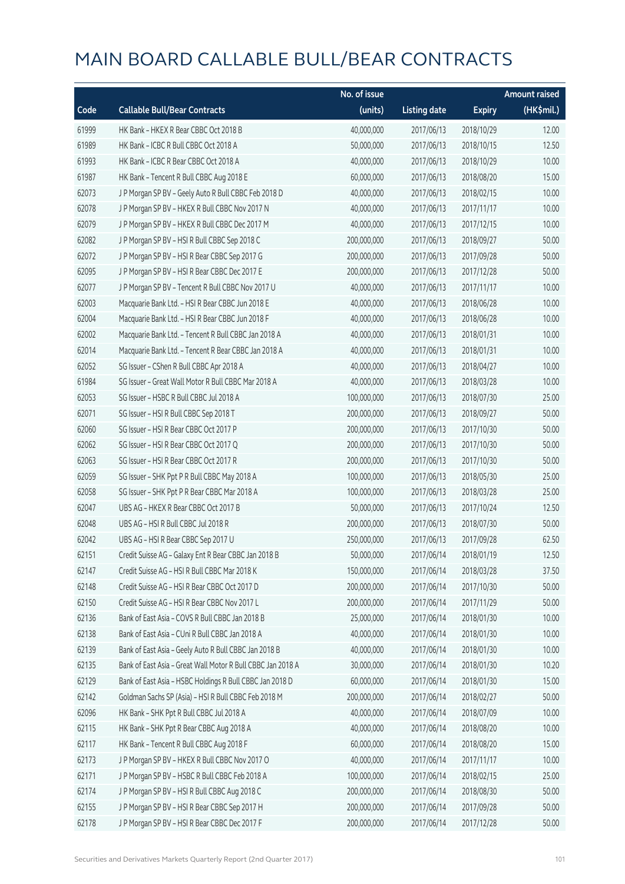# MAIN BOARD CALLABLE BULL/BEAR CONTRACTS

| Code | Callable Bull/Bear Contracts | No. of issue (units) | Listing date | Expiry | Amount raised (HK$mil.) |
|---|---|---|---|---|---|
| 61999 | HK Bank – HKEX R Bear CBBC Oct 2018 B | 40,000,000 | 2017/06/13 | 2018/10/29 | 12.00 |
| 61989 | HK Bank – ICBC R Bull CBBC Oct 2018 A | 50,000,000 | 2017/06/13 | 2018/10/15 | 12.50 |
| 61993 | HK Bank – ICBC R Bear CBBC Oct 2018 A | 40,000,000 | 2017/06/13 | 2018/10/29 | 10.00 |
| 61987 | HK Bank – Tencent R Bull CBBC Aug 2018 E | 60,000,000 | 2017/06/13 | 2018/08/20 | 15.00 |
| 62073 | J P Morgan SP BV – Geely Auto R Bull CBBC Feb 2018 D | 40,000,000 | 2017/06/13 | 2018/02/15 | 10.00 |
| 62078 | J P Morgan SP BV – HKEX R Bull CBBC Nov 2017 N | 40,000,000 | 2017/06/13 | 2017/11/17 | 10.00 |
| 62079 | J P Morgan SP BV – HKEX R Bull CBBC Dec 2017 M | 40,000,000 | 2017/06/13 | 2017/12/15 | 10.00 |
| 62082 | J P Morgan SP BV – HSI R Bull CBBC Sep 2018 C | 200,000,000 | 2017/06/13 | 2018/09/27 | 50.00 |
| 62072 | J P Morgan SP BV – HSI R Bear CBBC Sep 2017 G | 200,000,000 | 2017/06/13 | 2017/09/28 | 50.00 |
| 62095 | J P Morgan SP BV – HSI R Bear CBBC Dec 2017 E | 200,000,000 | 2017/06/13 | 2017/12/28 | 50.00 |
| 62077 | J P Morgan SP BV – Tencent R Bull CBBC Nov 2017 U | 40,000,000 | 2017/06/13 | 2017/11/17 | 10.00 |
| 62003 | Macquarie Bank Ltd. – HSI R Bear CBBC Jun 2018 E | 40,000,000 | 2017/06/13 | 2018/06/28 | 10.00 |
| 62004 | Macquarie Bank Ltd. – HSI R Bear CBBC Jun 2018 F | 40,000,000 | 2017/06/13 | 2018/06/28 | 10.00 |
| 62002 | Macquarie Bank Ltd. – Tencent R Bull CBBC Jan 2018 A | 40,000,000 | 2017/06/13 | 2018/01/31 | 10.00 |
| 62014 | Macquarie Bank Ltd. – Tencent R Bear CBBC Jan 2018 A | 40,000,000 | 2017/06/13 | 2018/01/31 | 10.00 |
| 62052 | SG Issuer – CShen R Bull CBBC Apr 2018 A | 40,000,000 | 2017/06/13 | 2018/04/27 | 10.00 |
| 61984 | SG Issuer – Great Wall Motor R Bull CBBC Mar 2018 A | 40,000,000 | 2017/06/13 | 2018/03/28 | 10.00 |
| 62053 | SG Issuer – HSBC R Bull CBBC Jul 2018 A | 100,000,000 | 2017/06/13 | 2018/07/30 | 25.00 |
| 62071 | SG Issuer – HSI R Bull CBBC Sep 2018 T | 200,000,000 | 2017/06/13 | 2018/09/27 | 50.00 |
| 62060 | SG Issuer – HSI R Bear CBBC Oct 2017 P | 200,000,000 | 2017/06/13 | 2017/10/30 | 50.00 |
| 62062 | SG Issuer – HSI R Bear CBBC Oct 2017 Q | 200,000,000 | 2017/06/13 | 2017/10/30 | 50.00 |
| 62063 | SG Issuer – HSI R Bear CBBC Oct 2017 R | 200,000,000 | 2017/06/13 | 2017/10/30 | 50.00 |
| 62059 | SG Issuer – SHK Ppt P R Bull CBBC May 2018 A | 100,000,000 | 2017/06/13 | 2018/05/30 | 25.00 |
| 62058 | SG Issuer – SHK Ppt P R Bear CBBC Mar 2018 A | 100,000,000 | 2017/06/13 | 2018/03/28 | 25.00 |
| 62047 | UBS AG – HKEX R Bear CBBC Oct 2017 B | 50,000,000 | 2017/06/13 | 2017/10/24 | 12.50 |
| 62048 | UBS AG – HSI R Bull CBBC Jul 2018 R | 200,000,000 | 2017/06/13 | 2018/07/30 | 50.00 |
| 62042 | UBS AG – HSI R Bear CBBC Sep 2017 U | 250,000,000 | 2017/06/13 | 2017/09/28 | 62.50 |
| 62151 | Credit Suisse AG – Galaxy Ent R Bear CBBC Jan 2018 B | 50,000,000 | 2017/06/14 | 2018/01/19 | 12.50 |
| 62147 | Credit Suisse AG – HSI R Bull CBBC Mar 2018 K | 150,000,000 | 2017/06/14 | 2018/03/28 | 37.50 |
| 62148 | Credit Suisse AG – HSI R Bear CBBC Oct 2017 D | 200,000,000 | 2017/06/14 | 2017/10/30 | 50.00 |
| 62150 | Credit Suisse AG – HSI R Bear CBBC Nov 2017 L | 200,000,000 | 2017/06/14 | 2017/11/29 | 50.00 |
| 62136 | Bank of East Asia – COVS R Bull CBBC Jan 2018 B | 25,000,000 | 2017/06/14 | 2018/01/30 | 10.00 |
| 62138 | Bank of East Asia – CUni R Bull CBBC Jan 2018 A | 40,000,000 | 2017/06/14 | 2018/01/30 | 10.00 |
| 62139 | Bank of East Asia – Geely Auto R Bull CBBC Jan 2018 B | 40,000,000 | 2017/06/14 | 2018/01/30 | 10.00 |
| 62135 | Bank of East Asia – Great Wall Motor R Bull CBBC Jan 2018 A | 30,000,000 | 2017/06/14 | 2018/01/30 | 10.20 |
| 62129 | Bank of East Asia – HSBC Holdings R Bull CBBC Jan 2018 D | 60,000,000 | 2017/06/14 | 2018/01/30 | 15.00 |
| 62142 | Goldman Sachs SP (Asia) – HSI R Bull CBBC Feb 2018 M | 200,000,000 | 2017/06/14 | 2018/02/27 | 50.00 |
| 62096 | HK Bank – SHK Ppt R Bull CBBC Jul 2018 A | 40,000,000 | 2017/06/14 | 2018/07/09 | 10.00 |
| 62115 | HK Bank – SHK Ppt R Bear CBBC Aug 2018 A | 40,000,000 | 2017/06/14 | 2018/08/20 | 10.00 |
| 62117 | HK Bank – Tencent R Bull CBBC Aug 2018 F | 60,000,000 | 2017/06/14 | 2018/08/20 | 15.00 |
| 62173 | J P Morgan SP BV – HKEX R Bull CBBC Nov 2017 O | 40,000,000 | 2017/06/14 | 2017/11/17 | 10.00 |
| 62171 | J P Morgan SP BV – HSBC R Bull CBBC Feb 2018 A | 100,000,000 | 2017/06/14 | 2018/02/15 | 25.00 |
| 62174 | J P Morgan SP BV – HSI R Bull CBBC Aug 2018 C | 200,000,000 | 2017/06/14 | 2018/08/30 | 50.00 |
| 62155 | J P Morgan SP BV – HSI R Bear CBBC Sep 2017 H | 200,000,000 | 2017/06/14 | 2017/09/28 | 50.00 |
| 62178 | J P Morgan SP BV – HSI R Bear CBBC Dec 2017 F | 200,000,000 | 2017/06/14 | 2017/12/28 | 50.00 |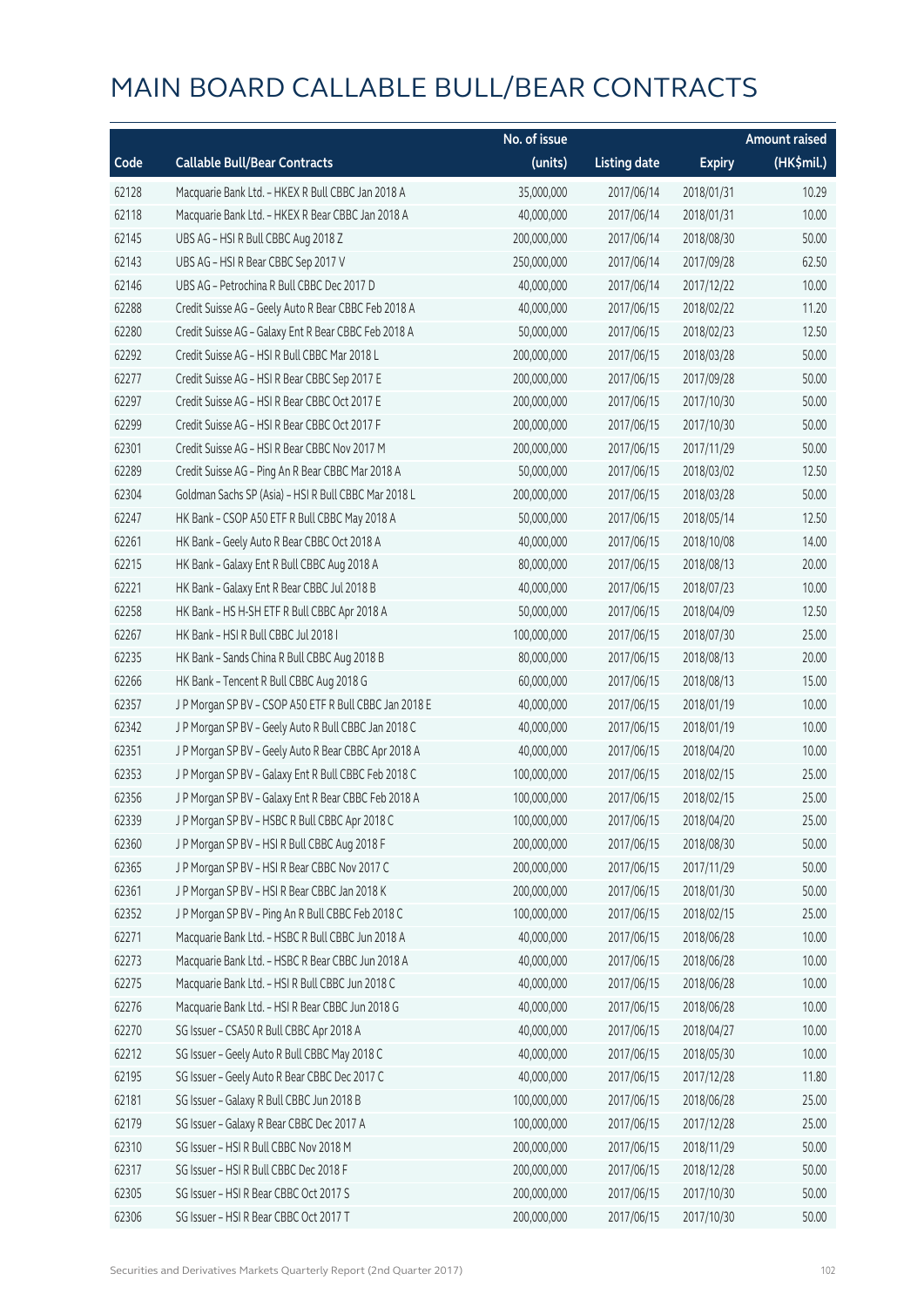# MAIN BOARD CALLABLE BULL/BEAR CONTRACTS

| Code | Callable Bull/Bear Contracts | No. of issue (units) | Listing date | Expiry | Amount raised (HK$mil.) |
|---|---|---|---|---|---|
| 62128 | Macquarie Bank Ltd. - HKEX R Bull CBBC Jan 2018 A | 35,000,000 | 2017/06/14 | 2018/01/31 | 10.29 |
| 62118 | Macquarie Bank Ltd. - HKEX R Bear CBBC Jan 2018 A | 40,000,000 | 2017/06/14 | 2018/01/31 | 10.00 |
| 62145 | UBS AG - HSI R Bull CBBC Aug 2018 Z | 200,000,000 | 2017/06/14 | 2018/08/30 | 50.00 |
| 62143 | UBS AG - HSI R Bear CBBC Sep 2017 V | 250,000,000 | 2017/06/14 | 2017/09/28 | 62.50 |
| 62146 | UBS AG - Petrochina R Bull CBBC Dec 2017 D | 40,000,000 | 2017/06/14 | 2017/12/22 | 10.00 |
| 62288 | Credit Suisse AG - Geely Auto R Bear CBBC Feb 2018 A | 40,000,000 | 2017/06/15 | 2018/02/22 | 11.20 |
| 62280 | Credit Suisse AG - Galaxy Ent R Bear CBBC Feb 2018 A | 50,000,000 | 2017/06/15 | 2018/02/23 | 12.50 |
| 62292 | Credit Suisse AG - HSI R Bull CBBC Mar 2018 L | 200,000,000 | 2017/06/15 | 2018/03/28 | 50.00 |
| 62277 | Credit Suisse AG - HSI R Bear CBBC Sep 2017 E | 200,000,000 | 2017/06/15 | 2017/09/28 | 50.00 |
| 62297 | Credit Suisse AG - HSI R Bear CBBC Oct 2017 E | 200,000,000 | 2017/06/15 | 2017/10/30 | 50.00 |
| 62299 | Credit Suisse AG - HSI R Bear CBBC Oct 2017 F | 200,000,000 | 2017/06/15 | 2017/10/30 | 50.00 |
| 62301 | Credit Suisse AG - HSI R Bear CBBC Nov 2017 M | 200,000,000 | 2017/06/15 | 2017/11/29 | 50.00 |
| 62289 | Credit Suisse AG - Ping An R Bear CBBC Mar 2018 A | 50,000,000 | 2017/06/15 | 2018/03/02 | 12.50 |
| 62304 | Goldman Sachs SP (Asia) - HSI R Bull CBBC Mar 2018 L | 200,000,000 | 2017/06/15 | 2018/03/28 | 50.00 |
| 62247 | HK Bank - CSOP A50 ETF R Bull CBBC May 2018 A | 50,000,000 | 2017/06/15 | 2018/05/14 | 12.50 |
| 62261 | HK Bank - Geely Auto R Bear CBBC Oct 2018 A | 40,000,000 | 2017/06/15 | 2018/10/08 | 14.00 |
| 62215 | HK Bank - Galaxy Ent R Bull CBBC Aug 2018 A | 80,000,000 | 2017/06/15 | 2018/08/13 | 20.00 |
| 62221 | HK Bank - Galaxy Ent R Bear CBBC Jul 2018 B | 40,000,000 | 2017/06/15 | 2018/07/23 | 10.00 |
| 62258 | HK Bank - HS H-SH ETF R Bull CBBC Apr 2018 A | 50,000,000 | 2017/06/15 | 2018/04/09 | 12.50 |
| 62267 | HK Bank - HSI R Bull CBBC Jul 2018 I | 100,000,000 | 2017/06/15 | 2018/07/30 | 25.00 |
| 62235 | HK Bank - Sands China R Bull CBBC Aug 2018 B | 80,000,000 | 2017/06/15 | 2018/08/13 | 20.00 |
| 62266 | HK Bank - Tencent R Bull CBBC Aug 2018 G | 60,000,000 | 2017/06/15 | 2018/08/13 | 15.00 |
| 62357 | J P Morgan SP BV - CSOP A50 ETF R Bull CBBC Jan 2018 E | 40,000,000 | 2017/06/15 | 2018/01/19 | 10.00 |
| 62342 | J P Morgan SP BV - Geely Auto R Bull CBBC Jan 2018 C | 40,000,000 | 2017/06/15 | 2018/01/19 | 10.00 |
| 62351 | J P Morgan SP BV - Geely Auto R Bear CBBC Apr 2018 A | 40,000,000 | 2017/06/15 | 2018/04/20 | 10.00 |
| 62353 | J P Morgan SP BV - Galaxy Ent R Bull CBBC Feb 2018 C | 100,000,000 | 2017/06/15 | 2018/02/15 | 25.00 |
| 62356 | J P Morgan SP BV - Galaxy Ent R Bear CBBC Feb 2018 A | 100,000,000 | 2017/06/15 | 2018/02/15 | 25.00 |
| 62339 | J P Morgan SP BV - HSBC R Bull CBBC Apr 2018 C | 100,000,000 | 2017/06/15 | 2018/04/20 | 25.00 |
| 62360 | J P Morgan SP BV - HSI R Bull CBBC Aug 2018 F | 200,000,000 | 2017/06/15 | 2018/08/30 | 50.00 |
| 62365 | J P Morgan SP BV - HSI R Bear CBBC Nov 2017 C | 200,000,000 | 2017/06/15 | 2017/11/29 | 50.00 |
| 62361 | J P Morgan SP BV - HSI R Bear CBBC Jan 2018 K | 200,000,000 | 2017/06/15 | 2018/01/30 | 50.00 |
| 62352 | J P Morgan SP BV - Ping An R Bull CBBC Feb 2018 C | 100,000,000 | 2017/06/15 | 2018/02/15 | 25.00 |
| 62271 | Macquarie Bank Ltd. - HSBC R Bull CBBC Jun 2018 A | 40,000,000 | 2017/06/15 | 2018/06/28 | 10.00 |
| 62273 | Macquarie Bank Ltd. - HSBC R Bear CBBC Jun 2018 A | 40,000,000 | 2017/06/15 | 2018/06/28 | 10.00 |
| 62275 | Macquarie Bank Ltd. - HSI R Bull CBBC Jun 2018 C | 40,000,000 | 2017/06/15 | 2018/06/28 | 10.00 |
| 62276 | Macquarie Bank Ltd. - HSI R Bear CBBC Jun 2018 G | 40,000,000 | 2017/06/15 | 2018/06/28 | 10.00 |
| 62270 | SG Issuer - CSA50 R Bull CBBC Apr 2018 A | 40,000,000 | 2017/06/15 | 2018/04/27 | 10.00 |
| 62212 | SG Issuer - Geely Auto R Bull CBBC May 2018 C | 40,000,000 | 2017/06/15 | 2018/05/30 | 10.00 |
| 62195 | SG Issuer - Geely Auto R Bear CBBC Dec 2017 C | 40,000,000 | 2017/06/15 | 2017/12/28 | 11.80 |
| 62181 | SG Issuer - Galaxy R Bull CBBC Jun 2018 B | 100,000,000 | 2017/06/15 | 2018/06/28 | 25.00 |
| 62179 | SG Issuer - Galaxy R Bear CBBC Dec 2017 A | 100,000,000 | 2017/06/15 | 2017/12/28 | 25.00 |
| 62310 | SG Issuer - HSI R Bull CBBC Nov 2018 M | 200,000,000 | 2017/06/15 | 2018/11/29 | 50.00 |
| 62317 | SG Issuer - HSI R Bull CBBC Dec 2018 F | 200,000,000 | 2017/06/15 | 2018/12/28 | 50.00 |
| 62305 | SG Issuer - HSI R Bear CBBC Oct 2017 S | 200,000,000 | 2017/06/15 | 2017/10/30 | 50.00 |
| 62306 | SG Issuer - HSI R Bear CBBC Oct 2017 T | 200,000,000 | 2017/06/15 | 2017/10/30 | 50.00 |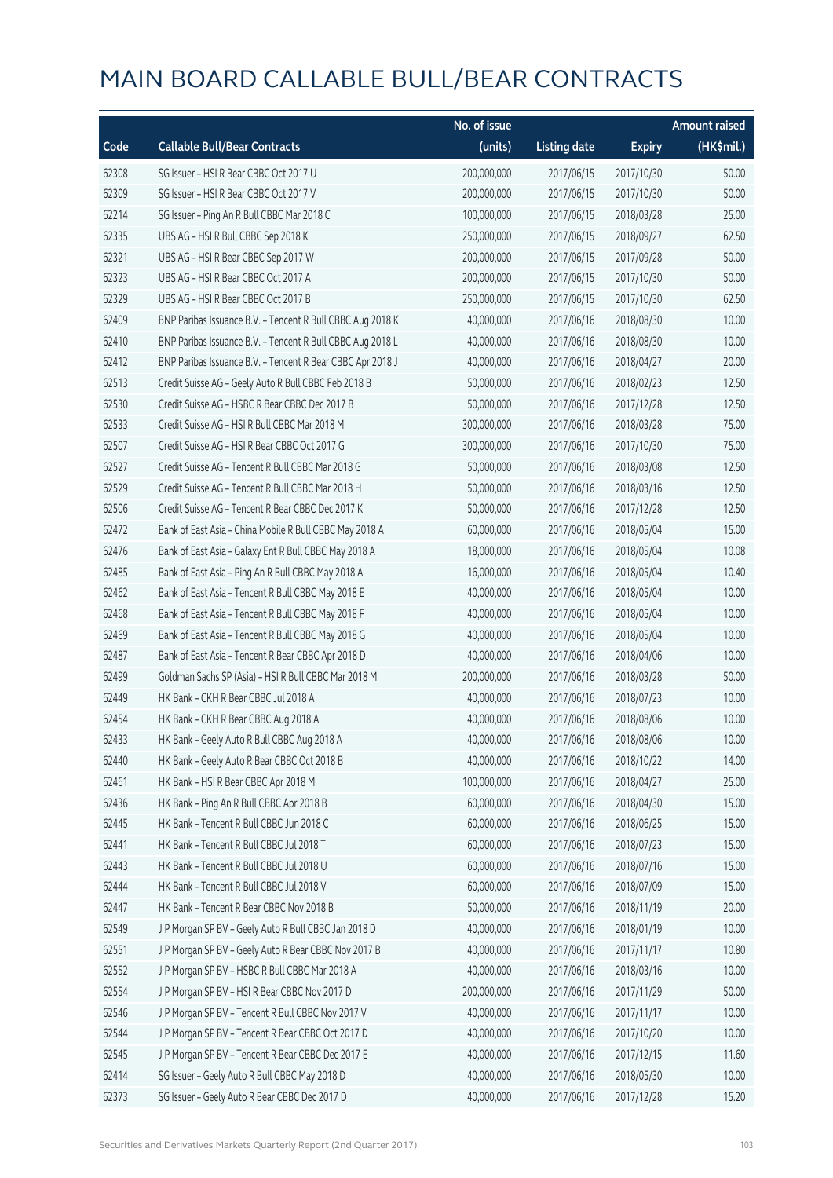# MAIN BOARD CALLABLE BULL/BEAR CONTRACTS

| Code | Callable Bull/Bear Contracts | No. of issue (units) | Listing date | Expiry | Amount raised (HK$mil.) |
|---|---|---|---|---|---|
| 62308 | SG Issuer – HSI R Bear CBBC Oct 2017 U | 200,000,000 | 2017/06/15 | 2017/10/30 | 50.00 |
| 62309 | SG Issuer – HSI R Bear CBBC Oct 2017 V | 200,000,000 | 2017/06/15 | 2017/10/30 | 50.00 |
| 62214 | SG Issuer – Ping An R Bull CBBC Mar 2018 C | 100,000,000 | 2017/06/15 | 2018/03/28 | 25.00 |
| 62335 | UBS AG – HSI R Bull CBBC Sep 2018 K | 250,000,000 | 2017/06/15 | 2018/09/27 | 62.50 |
| 62321 | UBS AG – HSI R Bear CBBC Sep 2017 W | 200,000,000 | 2017/06/15 | 2017/09/28 | 50.00 |
| 62323 | UBS AG – HSI R Bear CBBC Oct 2017 A | 200,000,000 | 2017/06/15 | 2017/10/30 | 50.00 |
| 62329 | UBS AG – HSI R Bear CBBC Oct 2017 B | 250,000,000 | 2017/06/15 | 2017/10/30 | 62.50 |
| 62409 | BNP Paribas Issuance B.V. – Tencent R Bull CBBC Aug 2018 K | 40,000,000 | 2017/06/16 | 2018/08/30 | 10.00 |
| 62410 | BNP Paribas Issuance B.V. – Tencent R Bull CBBC Aug 2018 L | 40,000,000 | 2017/06/16 | 2018/08/30 | 10.00 |
| 62412 | BNP Paribas Issuance B.V. – Tencent R Bear CBBC Apr 2018 J | 40,000,000 | 2017/06/16 | 2018/04/27 | 20.00 |
| 62513 | Credit Suisse AG – Geely Auto R Bull CBBC Feb 2018 B | 50,000,000 | 2017/06/16 | 2018/02/23 | 12.50 |
| 62530 | Credit Suisse AG – HSBC R Bear CBBC Dec 2017 B | 50,000,000 | 2017/06/16 | 2017/12/28 | 12.50 |
| 62533 | Credit Suisse AG – HSI R Bull CBBC Mar 2018 M | 300,000,000 | 2017/06/16 | 2018/03/28 | 75.00 |
| 62507 | Credit Suisse AG – HSI R Bear CBBC Oct 2017 G | 300,000,000 | 2017/06/16 | 2017/10/30 | 75.00 |
| 62527 | Credit Suisse AG – Tencent R Bull CBBC Mar 2018 G | 50,000,000 | 2017/06/16 | 2018/03/08 | 12.50 |
| 62529 | Credit Suisse AG – Tencent R Bull CBBC Mar 2018 H | 50,000,000 | 2017/06/16 | 2018/03/16 | 12.50 |
| 62506 | Credit Suisse AG – Tencent R Bear CBBC Dec 2017 K | 50,000,000 | 2017/06/16 | 2017/12/28 | 12.50 |
| 62472 | Bank of East Asia – China Mobile R Bull CBBC May 2018 A | 60,000,000 | 2017/06/16 | 2018/05/04 | 15.00 |
| 62476 | Bank of East Asia – Galaxy Ent R Bull CBBC May 2018 A | 18,000,000 | 2017/06/16 | 2018/05/04 | 10.08 |
| 62485 | Bank of East Asia – Ping An R Bull CBBC May 2018 A | 16,000,000 | 2017/06/16 | 2018/05/04 | 10.40 |
| 62462 | Bank of East Asia – Tencent R Bull CBBC May 2018 E | 40,000,000 | 2017/06/16 | 2018/05/04 | 10.00 |
| 62468 | Bank of East Asia – Tencent R Bull CBBC May 2018 F | 40,000,000 | 2017/06/16 | 2018/05/04 | 10.00 |
| 62469 | Bank of East Asia – Tencent R Bull CBBC May 2018 G | 40,000,000 | 2017/06/16 | 2018/05/04 | 10.00 |
| 62487 | Bank of East Asia – Tencent R Bear CBBC Apr 2018 D | 40,000,000 | 2017/06/16 | 2018/04/06 | 10.00 |
| 62499 | Goldman Sachs SP (Asia) – HSI R Bull CBBC Mar 2018 M | 200,000,000 | 2017/06/16 | 2018/03/28 | 50.00 |
| 62449 | HK Bank – CKH R Bear CBBC Jul 2018 A | 40,000,000 | 2017/06/16 | 2018/07/23 | 10.00 |
| 62454 | HK Bank – CKH R Bear CBBC Aug 2018 A | 40,000,000 | 2017/06/16 | 2018/08/06 | 10.00 |
| 62433 | HK Bank – Geely Auto R Bull CBBC Aug 2018 A | 40,000,000 | 2017/06/16 | 2018/08/06 | 10.00 |
| 62440 | HK Bank – Geely Auto R Bear CBBC Oct 2018 B | 40,000,000 | 2017/06/16 | 2018/10/22 | 14.00 |
| 62461 | HK Bank – HSI R Bear CBBC Apr 2018 M | 100,000,000 | 2017/06/16 | 2018/04/27 | 25.00 |
| 62436 | HK Bank – Ping An R Bull CBBC Apr 2018 B | 60,000,000 | 2017/06/16 | 2018/04/30 | 15.00 |
| 62445 | HK Bank – Tencent R Bull CBBC Jun 2018 C | 60,000,000 | 2017/06/16 | 2018/06/25 | 15.00 |
| 62441 | HK Bank – Tencent R Bull CBBC Jul 2018 T | 60,000,000 | 2017/06/16 | 2018/07/23 | 15.00 |
| 62443 | HK Bank – Tencent R Bull CBBC Jul 2018 U | 60,000,000 | 2017/06/16 | 2018/07/16 | 15.00 |
| 62444 | HK Bank – Tencent R Bull CBBC Jul 2018 V | 60,000,000 | 2017/06/16 | 2018/07/09 | 15.00 |
| 62447 | HK Bank – Tencent R Bear CBBC Nov 2018 B | 50,000,000 | 2017/06/16 | 2018/11/19 | 20.00 |
| 62549 | J P Morgan SP BV – Geely Auto R Bull CBBC Jan 2018 D | 40,000,000 | 2017/06/16 | 2018/01/19 | 10.00 |
| 62551 | J P Morgan SP BV – Geely Auto R Bear CBBC Nov 2017 B | 40,000,000 | 2017/06/16 | 2017/11/17 | 10.80 |
| 62552 | J P Morgan SP BV – HSBC R Bull CBBC Mar 2018 A | 40,000,000 | 2017/06/16 | 2018/03/16 | 10.00 |
| 62554 | J P Morgan SP BV – HSI R Bear CBBC Nov 2017 D | 200,000,000 | 2017/06/16 | 2017/11/29 | 50.00 |
| 62546 | J P Morgan SP BV – Tencent R Bull CBBC Nov 2017 V | 40,000,000 | 2017/06/16 | 2017/11/17 | 10.00 |
| 62544 | J P Morgan SP BV – Tencent R Bear CBBC Oct 2017 D | 40,000,000 | 2017/06/16 | 2017/10/20 | 10.00 |
| 62545 | J P Morgan SP BV – Tencent R Bear CBBC Dec 2017 E | 40,000,000 | 2017/06/16 | 2017/12/15 | 11.60 |
| 62414 | SG Issuer – Geely Auto R Bull CBBC May 2018 D | 40,000,000 | 2017/06/16 | 2018/05/30 | 10.00 |
| 62373 | SG Issuer – Geely Auto R Bear CBBC Dec 2017 D | 40,000,000 | 2017/06/16 | 2017/12/28 | 15.20 |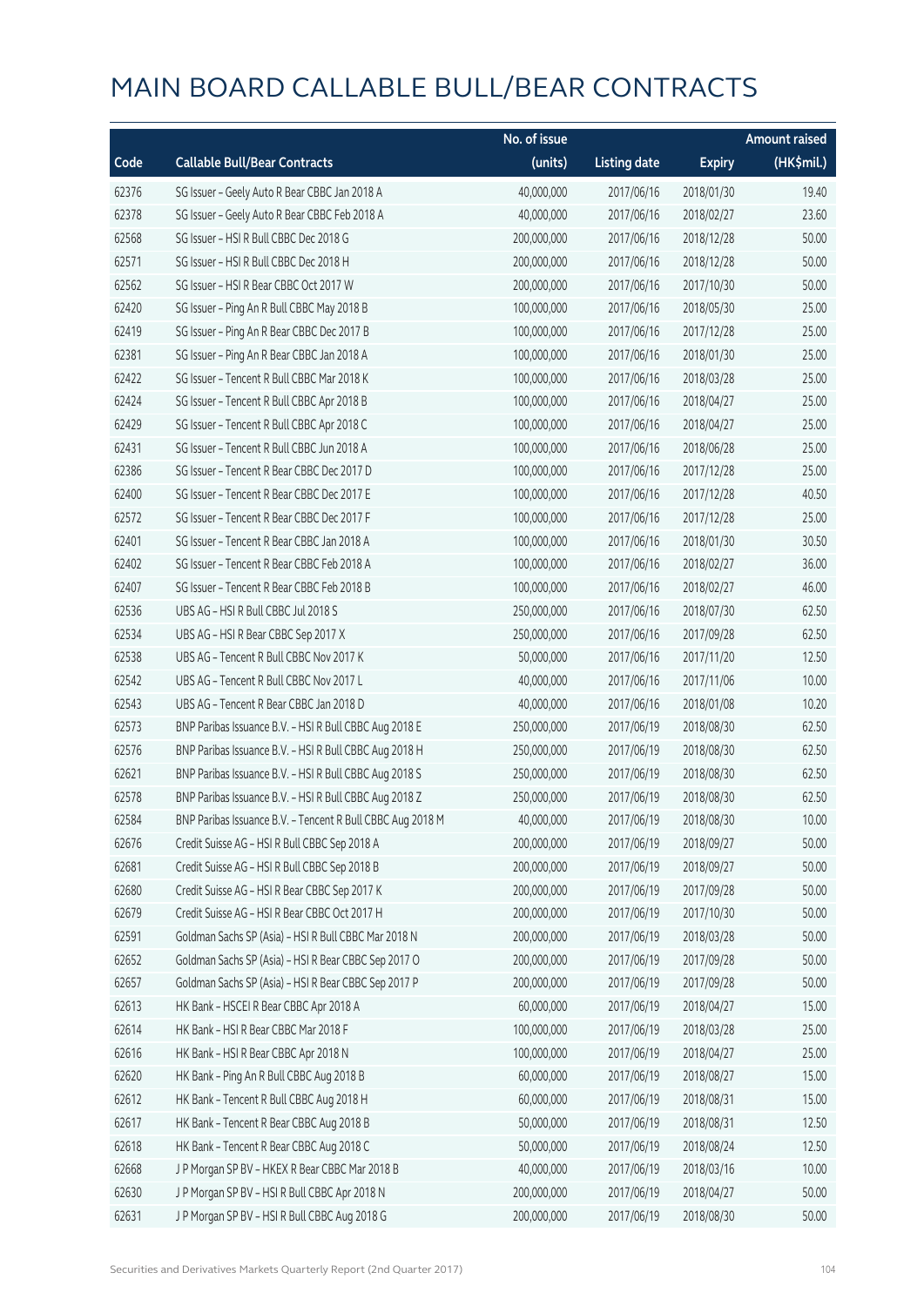# MAIN BOARD CALLABLE BULL/BEAR CONTRACTS

| Code | Callable Bull/Bear Contracts | No. of issue (units) | Listing date | Expiry | Amount raised (HK$mil.) |
|---|---|---|---|---|---|
| 62376 | SG Issuer – Geely Auto R Bear CBBC Jan 2018 A | 40,000,000 | 2017/06/16 | 2018/01/30 | 19.40 |
| 62378 | SG Issuer – Geely Auto R Bear CBBC Feb 2018 A | 40,000,000 | 2017/06/16 | 2018/02/27 | 23.60 |
| 62568 | SG Issuer – HSI R Bull CBBC Dec 2018 G | 200,000,000 | 2017/06/16 | 2018/12/28 | 50.00 |
| 62571 | SG Issuer – HSI R Bull CBBC Dec 2018 H | 200,000,000 | 2017/06/16 | 2018/12/28 | 50.00 |
| 62562 | SG Issuer – HSI R Bear CBBC Oct 2017 W | 200,000,000 | 2017/06/16 | 2017/10/30 | 50.00 |
| 62420 | SG Issuer – Ping An R Bull CBBC May 2018 B | 100,000,000 | 2017/06/16 | 2018/05/30 | 25.00 |
| 62419 | SG Issuer – Ping An R Bear CBBC Dec 2017 B | 100,000,000 | 2017/06/16 | 2017/12/28 | 25.00 |
| 62381 | SG Issuer – Ping An R Bear CBBC Jan 2018 A | 100,000,000 | 2017/06/16 | 2018/01/30 | 25.00 |
| 62422 | SG Issuer – Tencent R Bull CBBC Mar 2018 K | 100,000,000 | 2017/06/16 | 2018/03/28 | 25.00 |
| 62424 | SG Issuer – Tencent R Bull CBBC Apr 2018 B | 100,000,000 | 2017/06/16 | 2018/04/27 | 25.00 |
| 62429 | SG Issuer – Tencent R Bull CBBC Apr 2018 C | 100,000,000 | 2017/06/16 | 2018/04/27 | 25.00 |
| 62431 | SG Issuer – Tencent R Bull CBBC Jun 2018 A | 100,000,000 | 2017/06/16 | 2018/06/28 | 25.00 |
| 62386 | SG Issuer – Tencent R Bear CBBC Dec 2017 D | 100,000,000 | 2017/06/16 | 2017/12/28 | 25.00 |
| 62400 | SG Issuer – Tencent R Bear CBBC Dec 2017 E | 100,000,000 | 2017/06/16 | 2017/12/28 | 40.50 |
| 62572 | SG Issuer – Tencent R Bear CBBC Dec 2017 F | 100,000,000 | 2017/06/16 | 2017/12/28 | 25.00 |
| 62401 | SG Issuer – Tencent R Bear CBBC Jan 2018 A | 100,000,000 | 2017/06/16 | 2018/01/30 | 30.50 |
| 62402 | SG Issuer – Tencent R Bear CBBC Feb 2018 A | 100,000,000 | 2017/06/16 | 2018/02/27 | 36.00 |
| 62407 | SG Issuer – Tencent R Bear CBBC Feb 2018 B | 100,000,000 | 2017/06/16 | 2018/02/27 | 46.00 |
| 62536 | UBS AG – HSI R Bull CBBC Jul 2018 S | 250,000,000 | 2017/06/16 | 2018/07/30 | 62.50 |
| 62534 | UBS AG – HSI R Bear CBBC Sep 2017 X | 250,000,000 | 2017/06/16 | 2017/09/28 | 62.50 |
| 62538 | UBS AG – Tencent R Bull CBBC Nov 2017 K | 50,000,000 | 2017/06/16 | 2017/11/20 | 12.50 |
| 62542 | UBS AG – Tencent R Bull CBBC Nov 2017 L | 40,000,000 | 2017/06/16 | 2017/11/06 | 10.00 |
| 62543 | UBS AG – Tencent R Bear CBBC Jan 2018 D | 40,000,000 | 2017/06/16 | 2018/01/08 | 10.20 |
| 62573 | BNP Paribas Issuance B.V. – HSI R Bull CBBC Aug 2018 E | 250,000,000 | 2017/06/19 | 2018/08/30 | 62.50 |
| 62576 | BNP Paribas Issuance B.V. – HSI R Bull CBBC Aug 2018 H | 250,000,000 | 2017/06/19 | 2018/08/30 | 62.50 |
| 62621 | BNP Paribas Issuance B.V. – HSI R Bull CBBC Aug 2018 S | 250,000,000 | 2017/06/19 | 2018/08/30 | 62.50 |
| 62578 | BNP Paribas Issuance B.V. – HSI R Bull CBBC Aug 2018 Z | 250,000,000 | 2017/06/19 | 2018/08/30 | 62.50 |
| 62584 | BNP Paribas Issuance B.V. – Tencent R Bull CBBC Aug 2018 M | 40,000,000 | 2017/06/19 | 2018/08/30 | 10.00 |
| 62676 | Credit Suisse AG – HSI R Bull CBBC Sep 2018 A | 200,000,000 | 2017/06/19 | 2018/09/27 | 50.00 |
| 62681 | Credit Suisse AG – HSI R Bull CBBC Sep 2018 B | 200,000,000 | 2017/06/19 | 2018/09/27 | 50.00 |
| 62680 | Credit Suisse AG – HSI R Bear CBBC Sep 2017 K | 200,000,000 | 2017/06/19 | 2017/09/28 | 50.00 |
| 62679 | Credit Suisse AG – HSI R Bear CBBC Oct 2017 H | 200,000,000 | 2017/06/19 | 2017/10/30 | 50.00 |
| 62591 | Goldman Sachs SP (Asia) – HSI R Bull CBBC Mar 2018 N | 200,000,000 | 2017/06/19 | 2018/03/28 | 50.00 |
| 62652 | Goldman Sachs SP (Asia) – HSI R Bear CBBC Sep 2017 O | 200,000,000 | 2017/06/19 | 2017/09/28 | 50.00 |
| 62657 | Goldman Sachs SP (Asia) – HSI R Bear CBBC Sep 2017 P | 200,000,000 | 2017/06/19 | 2017/09/28 | 50.00 |
| 62613 | HK Bank – HSCEI R Bear CBBC Apr 2018 A | 60,000,000 | 2017/06/19 | 2018/04/27 | 15.00 |
| 62614 | HK Bank – HSI R Bear CBBC Mar 2018 F | 100,000,000 | 2017/06/19 | 2018/03/28 | 25.00 |
| 62616 | HK Bank – HSI R Bear CBBC Apr 2018 N | 100,000,000 | 2017/06/19 | 2018/04/27 | 25.00 |
| 62620 | HK Bank – Ping An R Bull CBBC Aug 2018 B | 60,000,000 | 2017/06/19 | 2018/08/27 | 15.00 |
| 62612 | HK Bank – Tencent R Bull CBBC Aug 2018 H | 60,000,000 | 2017/06/19 | 2018/08/31 | 15.00 |
| 62617 | HK Bank – Tencent R Bear CBBC Aug 2018 B | 50,000,000 | 2017/06/19 | 2018/08/31 | 12.50 |
| 62618 | HK Bank – Tencent R Bear CBBC Aug 2018 C | 50,000,000 | 2017/06/19 | 2018/08/24 | 12.50 |
| 62668 | J P Morgan SP BV – HKEX R Bear CBBC Mar 2018 B | 40,000,000 | 2017/06/19 | 2018/03/16 | 10.00 |
| 62630 | J P Morgan SP BV – HSI R Bull CBBC Apr 2018 N | 200,000,000 | 2017/06/19 | 2018/04/27 | 50.00 |
| 62631 | J P Morgan SP BV – HSI R Bull CBBC Aug 2018 G | 200,000,000 | 2017/06/19 | 2018/08/30 | 50.00 |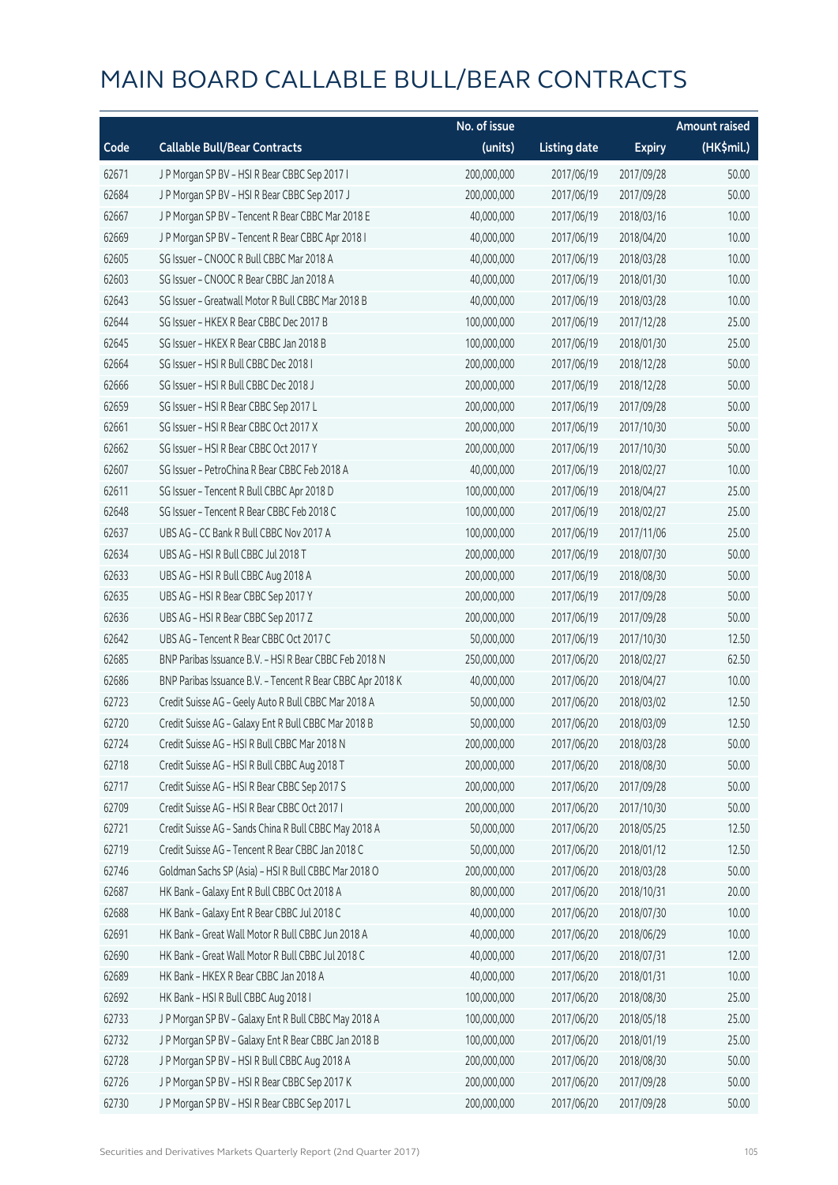# MAIN BOARD CALLABLE BULL/BEAR CONTRACTS

| Code | Callable Bull/Bear Contracts | No. of issue (units) | Listing date | Expiry | Amount raised (HK$mil.) |
|---|---|---|---|---|---|
| 62671 | J P Morgan SP BV – HSI R Bear CBBC Sep 2017 I | 200,000,000 | 2017/06/19 | 2017/09/28 | 50.00 |
| 62684 | J P Morgan SP BV – HSI R Bear CBBC Sep 2017 J | 200,000,000 | 2017/06/19 | 2017/09/28 | 50.00 |
| 62667 | J P Morgan SP BV – Tencent R Bear CBBC Mar 2018 E | 40,000,000 | 2017/06/19 | 2018/03/16 | 10.00 |
| 62669 | J P Morgan SP BV – Tencent R Bear CBBC Apr 2018 I | 40,000,000 | 2017/06/19 | 2018/04/20 | 10.00 |
| 62605 | SG Issuer – CNOOC R Bull CBBC Mar 2018 A | 40,000,000 | 2017/06/19 | 2018/03/28 | 10.00 |
| 62603 | SG Issuer – CNOOC R Bear CBBC Jan 2018 A | 40,000,000 | 2017/06/19 | 2018/01/30 | 10.00 |
| 62643 | SG Issuer – Greatwall Motor R Bull CBBC Mar 2018 B | 40,000,000 | 2017/06/19 | 2018/03/28 | 10.00 |
| 62644 | SG Issuer – HKEX R Bear CBBC Dec 2017 B | 100,000,000 | 2017/06/19 | 2017/12/28 | 25.00 |
| 62645 | SG Issuer – HKEX R Bear CBBC Jan 2018 B | 100,000,000 | 2017/06/19 | 2018/01/30 | 25.00 |
| 62664 | SG Issuer – HSI R Bull CBBC Dec 2018 I | 200,000,000 | 2017/06/19 | 2018/12/28 | 50.00 |
| 62666 | SG Issuer – HSI R Bull CBBC Dec 2018 J | 200,000,000 | 2017/06/19 | 2018/12/28 | 50.00 |
| 62659 | SG Issuer – HSI R Bear CBBC Sep 2017 L | 200,000,000 | 2017/06/19 | 2017/09/28 | 50.00 |
| 62661 | SG Issuer – HSI R Bear CBBC Oct 2017 X | 200,000,000 | 2017/06/19 | 2017/10/30 | 50.00 |
| 62662 | SG Issuer – HSI R Bear CBBC Oct 2017 Y | 200,000,000 | 2017/06/19 | 2017/10/30 | 50.00 |
| 62607 | SG Issuer – PetroChina R Bear CBBC Feb 2018 A | 40,000,000 | 2017/06/19 | 2018/02/27 | 10.00 |
| 62611 | SG Issuer – Tencent R Bull CBBC Apr 2018 D | 100,000,000 | 2017/06/19 | 2018/04/27 | 25.00 |
| 62648 | SG Issuer – Tencent R Bear CBBC Feb 2018 C | 100,000,000 | 2017/06/19 | 2018/02/27 | 25.00 |
| 62637 | UBS AG – CC Bank R Bull CBBC Nov 2017 A | 100,000,000 | 2017/06/19 | 2017/11/06 | 25.00 |
| 62634 | UBS AG – HSI R Bull CBBC Jul 2018 T | 200,000,000 | 2017/06/19 | 2018/07/30 | 50.00 |
| 62633 | UBS AG – HSI R Bull CBBC Aug 2018 A | 200,000,000 | 2017/06/19 | 2018/08/30 | 50.00 |
| 62635 | UBS AG – HSI R Bear CBBC Sep 2017 Y | 200,000,000 | 2017/06/19 | 2017/09/28 | 50.00 |
| 62636 | UBS AG – HSI R Bear CBBC Sep 2017 Z | 200,000,000 | 2017/06/19 | 2017/09/28 | 50.00 |
| 62642 | UBS AG – Tencent R Bear CBBC Oct 2017 C | 50,000,000 | 2017/06/19 | 2017/10/30 | 12.50 |
| 62685 | BNP Paribas Issuance B.V. – HSI R Bear CBBC Feb 2018 N | 250,000,000 | 2017/06/20 | 2018/02/27 | 62.50 |
| 62686 | BNP Paribas Issuance B.V. – Tencent R Bear CBBC Apr 2018 K | 40,000,000 | 2017/06/20 | 2018/04/27 | 10.00 |
| 62723 | Credit Suisse AG – Geely Auto R Bull CBBC Mar 2018 A | 50,000,000 | 2017/06/20 | 2018/03/02 | 12.50 |
| 62720 | Credit Suisse AG – Galaxy Ent R Bull CBBC Mar 2018 B | 50,000,000 | 2017/06/20 | 2018/03/09 | 12.50 |
| 62724 | Credit Suisse AG – HSI R Bull CBBC Mar 2018 N | 200,000,000 | 2017/06/20 | 2018/03/28 | 50.00 |
| 62718 | Credit Suisse AG – HSI R Bull CBBC Aug 2018 T | 200,000,000 | 2017/06/20 | 2018/08/30 | 50.00 |
| 62717 | Credit Suisse AG – HSI R Bear CBBC Sep 2017 S | 200,000,000 | 2017/06/20 | 2017/09/28 | 50.00 |
| 62709 | Credit Suisse AG – HSI R Bear CBBC Oct 2017 I | 200,000,000 | 2017/06/20 | 2017/10/30 | 50.00 |
| 62721 | Credit Suisse AG – Sands China R Bull CBBC May 2018 A | 50,000,000 | 2017/06/20 | 2018/05/25 | 12.50 |
| 62719 | Credit Suisse AG – Tencent R Bear CBBC Jan 2018 C | 50,000,000 | 2017/06/20 | 2018/01/12 | 12.50 |
| 62746 | Goldman Sachs SP (Asia) – HSI R Bull CBBC Mar 2018 O | 200,000,000 | 2017/06/20 | 2018/03/28 | 50.00 |
| 62687 | HK Bank – Galaxy Ent R Bull CBBC Oct 2018 A | 80,000,000 | 2017/06/20 | 2018/10/31 | 20.00 |
| 62688 | HK Bank – Galaxy Ent R Bear CBBC Jul 2018 C | 40,000,000 | 2017/06/20 | 2018/07/30 | 10.00 |
| 62691 | HK Bank – Great Wall Motor R Bull CBBC Jun 2018 A | 40,000,000 | 2017/06/20 | 2018/06/29 | 10.00 |
| 62690 | HK Bank – Great Wall Motor R Bull CBBC Jul 2018 C | 40,000,000 | 2017/06/20 | 2018/07/31 | 12.00 |
| 62689 | HK Bank – HKEX R Bear CBBC Jan 2018 A | 40,000,000 | 2017/06/20 | 2018/01/31 | 10.00 |
| 62692 | HK Bank – HSI R Bull CBBC Aug 2018 I | 100,000,000 | 2017/06/20 | 2018/08/30 | 25.00 |
| 62733 | J P Morgan SP BV – Galaxy Ent R Bull CBBC May 2018 A | 100,000,000 | 2017/06/20 | 2018/05/18 | 25.00 |
| 62732 | J P Morgan SP BV – Galaxy Ent R Bear CBBC Jan 2018 B | 100,000,000 | 2017/06/20 | 2018/01/19 | 25.00 |
| 62728 | J P Morgan SP BV – HSI R Bull CBBC Aug 2018 A | 200,000,000 | 2017/06/20 | 2018/08/30 | 50.00 |
| 62726 | J P Morgan SP BV – HSI R Bear CBBC Sep 2017 K | 200,000,000 | 2017/06/20 | 2017/09/28 | 50.00 |
| 62730 | J P Morgan SP BV – HSI R Bear CBBC Sep 2017 L | 200,000,000 | 2017/06/20 | 2017/09/28 | 50.00 |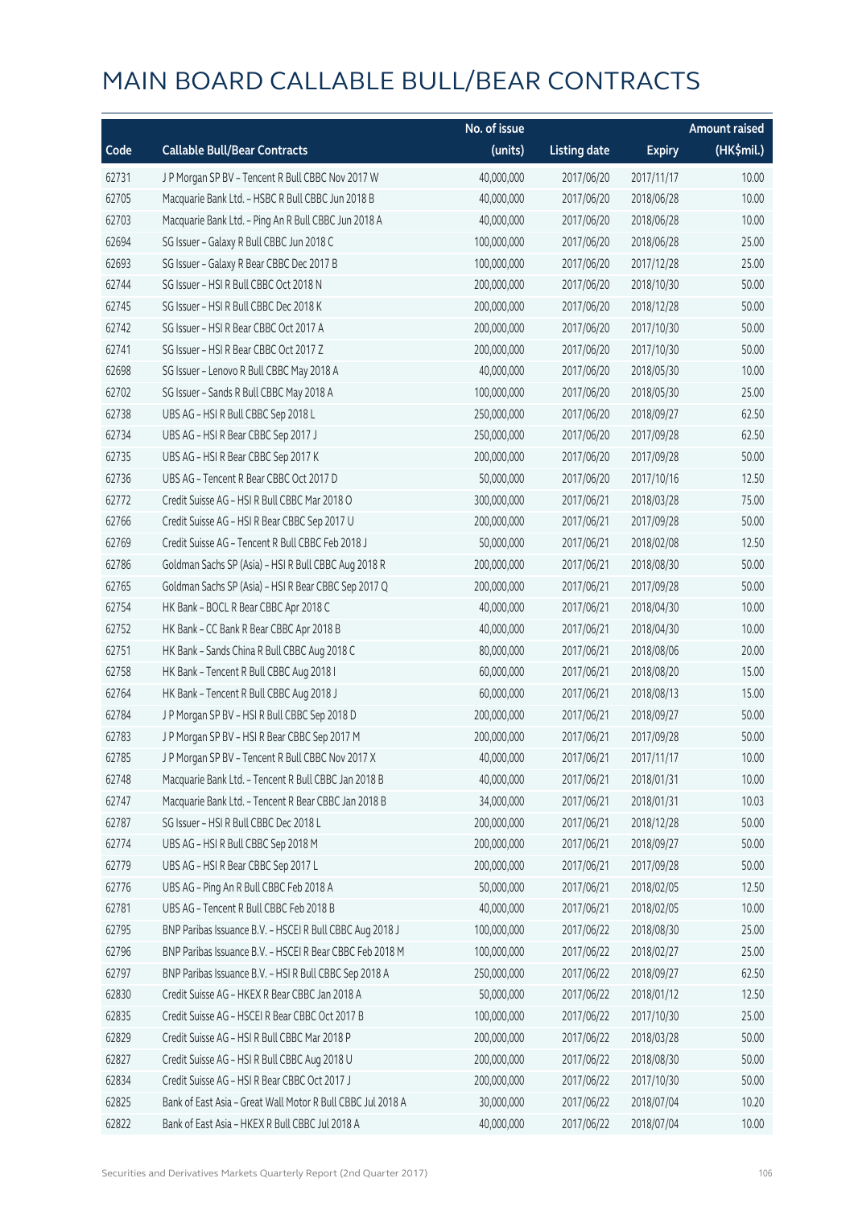# MAIN BOARD CALLABLE BULL/BEAR CONTRACTS

| Code | Callable Bull/Bear Contracts | No. of issue (units) | Listing date | Expiry | Amount raised (HK$mil.) |
|---|---|---|---|---|---|
| 62731 | J P Morgan SP BV – Tencent R Bull CBBC Nov 2017 W | 40,000,000 | 2017/06/20 | 2017/11/17 | 10.00 |
| 62705 | Macquarie Bank Ltd. – HSBC R Bull CBBC Jun 2018 B | 40,000,000 | 2017/06/20 | 2018/06/28 | 10.00 |
| 62703 | Macquarie Bank Ltd. – Ping An R Bull CBBC Jun 2018 A | 40,000,000 | 2017/06/20 | 2018/06/28 | 10.00 |
| 62694 | SG Issuer – Galaxy R Bull CBBC Jun 2018 C | 100,000,000 | 2017/06/20 | 2018/06/28 | 25.00 |
| 62693 | SG Issuer – Galaxy R Bear CBBC Dec 2017 B | 100,000,000 | 2017/06/20 | 2017/12/28 | 25.00 |
| 62744 | SG Issuer – HSI R Bull CBBC Oct 2018 N | 200,000,000 | 2017/06/20 | 2018/10/30 | 50.00 |
| 62745 | SG Issuer – HSI R Bull CBBC Dec 2018 K | 200,000,000 | 2017/06/20 | 2018/12/28 | 50.00 |
| 62742 | SG Issuer – HSI R Bear CBBC Oct 2017 A | 200,000,000 | 2017/06/20 | 2017/10/30 | 50.00 |
| 62741 | SG Issuer – HSI R Bear CBBC Oct 2017 Z | 200,000,000 | 2017/06/20 | 2017/10/30 | 50.00 |
| 62698 | SG Issuer – Lenovo R Bull CBBC May 2018 A | 40,000,000 | 2017/06/20 | 2018/05/30 | 10.00 |
| 62702 | SG Issuer – Sands R Bull CBBC May 2018 A | 100,000,000 | 2017/06/20 | 2018/05/30 | 25.00 |
| 62738 | UBS AG – HSI R Bull CBBC Sep 2018 L | 250,000,000 | 2017/06/20 | 2018/09/27 | 62.50 |
| 62734 | UBS AG – HSI R Bear CBBC Sep 2017 J | 250,000,000 | 2017/06/20 | 2017/09/28 | 62.50 |
| 62735 | UBS AG – HSI R Bear CBBC Sep 2017 K | 200,000,000 | 2017/06/20 | 2017/09/28 | 50.00 |
| 62736 | UBS AG – Tencent R Bear CBBC Oct 2017 D | 50,000,000 | 2017/06/20 | 2017/10/16 | 12.50 |
| 62772 | Credit Suisse AG – HSI R Bull CBBC Mar 2018 O | 300,000,000 | 2017/06/21 | 2018/03/28 | 75.00 |
| 62766 | Credit Suisse AG – HSI R Bear CBBC Sep 2017 U | 200,000,000 | 2017/06/21 | 2017/09/28 | 50.00 |
| 62769 | Credit Suisse AG – Tencent R Bull CBBC Feb 2018 J | 50,000,000 | 2017/06/21 | 2018/02/08 | 12.50 |
| 62786 | Goldman Sachs SP (Asia) – HSI R Bull CBBC Aug 2018 R | 200,000,000 | 2017/06/21 | 2018/08/30 | 50.00 |
| 62765 | Goldman Sachs SP (Asia) – HSI R Bear CBBC Sep 2017 Q | 200,000,000 | 2017/06/21 | 2017/09/28 | 50.00 |
| 62754 | HK Bank – BOCL R Bear CBBC Apr 2018 C | 40,000,000 | 2017/06/21 | 2018/04/30 | 10.00 |
| 62752 | HK Bank – CC Bank R Bear CBBC Apr 2018 B | 40,000,000 | 2017/06/21 | 2018/04/30 | 10.00 |
| 62751 | HK Bank – Sands China R Bull CBBC Aug 2018 C | 80,000,000 | 2017/06/21 | 2018/08/06 | 20.00 |
| 62758 | HK Bank – Tencent R Bull CBBC Aug 2018 I | 60,000,000 | 2017/06/21 | 2018/08/20 | 15.00 |
| 62764 | HK Bank – Tencent R Bull CBBC Aug 2018 J | 60,000,000 | 2017/06/21 | 2018/08/13 | 15.00 |
| 62784 | J P Morgan SP BV – HSI R Bull CBBC Sep 2018 D | 200,000,000 | 2017/06/21 | 2018/09/27 | 50.00 |
| 62783 | J P Morgan SP BV – HSI R Bear CBBC Sep 2017 M | 200,000,000 | 2017/06/21 | 2017/09/28 | 50.00 |
| 62785 | J P Morgan SP BV – Tencent R Bull CBBC Nov 2017 X | 40,000,000 | 2017/06/21 | 2017/11/17 | 10.00 |
| 62748 | Macquarie Bank Ltd. – Tencent R Bull CBBC Jan 2018 B | 40,000,000 | 2017/06/21 | 2018/01/31 | 10.00 |
| 62747 | Macquarie Bank Ltd. – Tencent R Bear CBBC Jan 2018 B | 34,000,000 | 2017/06/21 | 2018/01/31 | 10.03 |
| 62787 | SG Issuer – HSI R Bull CBBC Dec 2018 L | 200,000,000 | 2017/06/21 | 2018/12/28 | 50.00 |
| 62774 | UBS AG – HSI R Bull CBBC Sep 2018 M | 200,000,000 | 2017/06/21 | 2018/09/27 | 50.00 |
| 62779 | UBS AG – HSI R Bear CBBC Sep 2017 L | 200,000,000 | 2017/06/21 | 2017/09/28 | 50.00 |
| 62776 | UBS AG – Ping An R Bull CBBC Feb 2018 A | 50,000,000 | 2017/06/21 | 2018/02/05 | 12.50 |
| 62781 | UBS AG – Tencent R Bull CBBC Feb 2018 B | 40,000,000 | 2017/06/21 | 2018/02/05 | 10.00 |
| 62795 | BNP Paribas Issuance B.V. – HSCEI R Bull CBBC Aug 2018 J | 100,000,000 | 2017/06/22 | 2018/08/30 | 25.00 |
| 62796 | BNP Paribas Issuance B.V. – HSCEI R Bear CBBC Feb 2018 M | 100,000,000 | 2017/06/22 | 2018/02/27 | 25.00 |
| 62797 | BNP Paribas Issuance B.V. – HSI R Bull CBBC Sep 2018 A | 250,000,000 | 2017/06/22 | 2018/09/27 | 62.50 |
| 62830 | Credit Suisse AG – HKEX R Bear CBBC Jan 2018 A | 50,000,000 | 2017/06/22 | 2018/01/12 | 12.50 |
| 62835 | Credit Suisse AG – HSCEI R Bear CBBC Oct 2017 B | 100,000,000 | 2017/06/22 | 2017/10/30 | 25.00 |
| 62829 | Credit Suisse AG – HSI R Bull CBBC Mar 2018 P | 200,000,000 | 2017/06/22 | 2018/03/28 | 50.00 |
| 62827 | Credit Suisse AG – HSI R Bull CBBC Aug 2018 U | 200,000,000 | 2017/06/22 | 2018/08/30 | 50.00 |
| 62834 | Credit Suisse AG – HSI R Bear CBBC Oct 2017 J | 200,000,000 | 2017/06/22 | 2017/10/30 | 50.00 |
| 62825 | Bank of East Asia – Great Wall Motor R Bull CBBC Jul 2018 A | 30,000,000 | 2017/06/22 | 2018/07/04 | 10.20 |
| 62822 | Bank of East Asia – HKEX R Bull CBBC Jul 2018 A | 40,000,000 | 2017/06/22 | 2018/07/04 | 10.00 |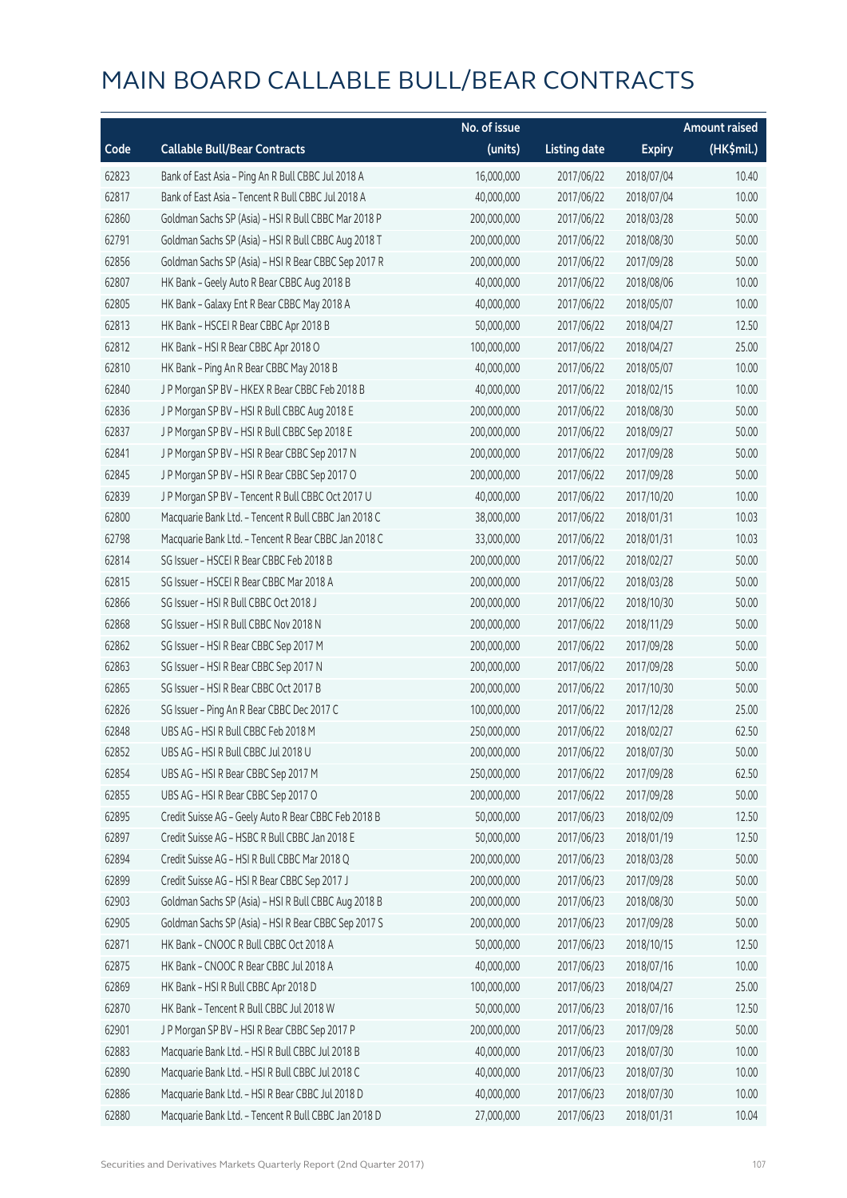# MAIN BOARD CALLABLE BULL/BEAR CONTRACTS

| Code | Callable Bull/Bear Contracts | No. of issue (units) | Listing date | Expiry | Amount raised (HK$mil.) |
|---|---|---|---|---|---|
| 62823 | Bank of East Asia - Ping An R Bull CBBC Jul 2018 A | 16,000,000 | 2017/06/22 | 2018/07/04 | 10.40 |
| 62817 | Bank of East Asia - Tencent R Bull CBBC Jul 2018 A | 40,000,000 | 2017/06/22 | 2018/07/04 | 10.00 |
| 62860 | Goldman Sachs SP (Asia) - HSI R Bull CBBC Mar 2018 P | 200,000,000 | 2017/06/22 | 2018/03/28 | 50.00 |
| 62791 | Goldman Sachs SP (Asia) - HSI R Bull CBBC Aug 2018 T | 200,000,000 | 2017/06/22 | 2018/08/30 | 50.00 |
| 62856 | Goldman Sachs SP (Asia) - HSI R Bear CBBC Sep 2017 R | 200,000,000 | 2017/06/22 | 2017/09/28 | 50.00 |
| 62807 | HK Bank - Geely Auto R Bear CBBC Aug 2018 B | 40,000,000 | 2017/06/22 | 2018/08/06 | 10.00 |
| 62805 | HK Bank - Galaxy Ent R Bear CBBC May 2018 A | 40,000,000 | 2017/06/22 | 2018/05/07 | 10.00 |
| 62813 | HK Bank - HSCEI R Bear CBBC Apr 2018 B | 50,000,000 | 2017/06/22 | 2018/04/27 | 12.50 |
| 62812 | HK Bank - HSI R Bear CBBC Apr 2018 O | 100,000,000 | 2017/06/22 | 2018/04/27 | 25.00 |
| 62810 | HK Bank - Ping An R Bear CBBC May 2018 B | 40,000,000 | 2017/06/22 | 2018/05/07 | 10.00 |
| 62840 | J P Morgan SP BV - HKEX R Bear CBBC Feb 2018 B | 40,000,000 | 2017/06/22 | 2018/02/15 | 10.00 |
| 62836 | J P Morgan SP BV - HSI R Bull CBBC Aug 2018 E | 200,000,000 | 2017/06/22 | 2018/08/30 | 50.00 |
| 62837 | J P Morgan SP BV - HSI R Bull CBBC Sep 2018 E | 200,000,000 | 2017/06/22 | 2018/09/27 | 50.00 |
| 62841 | J P Morgan SP BV - HSI R Bear CBBC Sep 2017 N | 200,000,000 | 2017/06/22 | 2017/09/28 | 50.00 |
| 62845 | J P Morgan SP BV - HSI R Bear CBBC Sep 2017 O | 200,000,000 | 2017/06/22 | 2017/09/28 | 50.00 |
| 62839 | J P Morgan SP BV - Tencent R Bull CBBC Oct 2017 U | 40,000,000 | 2017/06/22 | 2017/10/20 | 10.00 |
| 62800 | Macquarie Bank Ltd. - Tencent R Bull CBBC Jan 2018 C | 38,000,000 | 2017/06/22 | 2018/01/31 | 10.03 |
| 62798 | Macquarie Bank Ltd. - Tencent R Bear CBBC Jan 2018 C | 33,000,000 | 2017/06/22 | 2018/01/31 | 10.03 |
| 62814 | SG Issuer - HSCEI R Bear CBBC Feb 2018 B | 200,000,000 | 2017/06/22 | 2018/02/27 | 50.00 |
| 62815 | SG Issuer - HSCEI R Bear CBBC Mar 2018 A | 200,000,000 | 2017/06/22 | 2018/03/28 | 50.00 |
| 62866 | SG Issuer - HSI R Bull CBBC Oct 2018 J | 200,000,000 | 2017/06/22 | 2018/10/30 | 50.00 |
| 62868 | SG Issuer - HSI R Bull CBBC Nov 2018 N | 200,000,000 | 2017/06/22 | 2018/11/29 | 50.00 |
| 62862 | SG Issuer - HSI R Bear CBBC Sep 2017 M | 200,000,000 | 2017/06/22 | 2017/09/28 | 50.00 |
| 62863 | SG Issuer - HSI R Bear CBBC Sep 2017 N | 200,000,000 | 2017/06/22 | 2017/09/28 | 50.00 |
| 62865 | SG Issuer - HSI R Bear CBBC Oct 2017 B | 200,000,000 | 2017/06/22 | 2017/10/30 | 50.00 |
| 62826 | SG Issuer - Ping An R Bear CBBC Dec 2017 C | 100,000,000 | 2017/06/22 | 2017/12/28 | 25.00 |
| 62848 | UBS AG - HSI R Bull CBBC Feb 2018 M | 250,000,000 | 2017/06/22 | 2018/02/27 | 62.50 |
| 62852 | UBS AG - HSI R Bull CBBC Jul 2018 U | 200,000,000 | 2017/06/22 | 2018/07/30 | 50.00 |
| 62854 | UBS AG - HSI R Bear CBBC Sep 2017 M | 250,000,000 | 2017/06/22 | 2017/09/28 | 62.50 |
| 62855 | UBS AG - HSI R Bear CBBC Sep 2017 O | 200,000,000 | 2017/06/22 | 2017/09/28 | 50.00 |
| 62895 | Credit Suisse AG - Geely Auto R Bear CBBC Feb 2018 B | 50,000,000 | 2017/06/23 | 2018/02/09 | 12.50 |
| 62897 | Credit Suisse AG - HSBC R Bull CBBC Jan 2018 E | 50,000,000 | 2017/06/23 | 2018/01/19 | 12.50 |
| 62894 | Credit Suisse AG - HSI R Bull CBBC Mar 2018 Q | 200,000,000 | 2017/06/23 | 2018/03/28 | 50.00 |
| 62899 | Credit Suisse AG - HSI R Bear CBBC Sep 2017 J | 200,000,000 | 2017/06/23 | 2017/09/28 | 50.00 |
| 62903 | Goldman Sachs SP (Asia) - HSI R Bull CBBC Aug 2018 B | 200,000,000 | 2017/06/23 | 2018/08/30 | 50.00 |
| 62905 | Goldman Sachs SP (Asia) - HSI R Bear CBBC Sep 2017 S | 200,000,000 | 2017/06/23 | 2017/09/28 | 50.00 |
| 62871 | HK Bank - CNOOC R Bull CBBC Oct 2018 A | 50,000,000 | 2017/06/23 | 2018/10/15 | 12.50 |
| 62875 | HK Bank - CNOOC R Bear CBBC Jul 2018 A | 40,000,000 | 2017/06/23 | 2018/07/16 | 10.00 |
| 62869 | HK Bank - HSI R Bull CBBC Apr 2018 D | 100,000,000 | 2017/06/23 | 2018/04/27 | 25.00 |
| 62870 | HK Bank - Tencent R Bull CBBC Jul 2018 W | 50,000,000 | 2017/06/23 | 2018/07/16 | 12.50 |
| 62901 | J P Morgan SP BV - HSI R Bear CBBC Sep 2017 P | 200,000,000 | 2017/06/23 | 2017/09/28 | 50.00 |
| 62883 | Macquarie Bank Ltd. - HSI R Bull CBBC Jul 2018 B | 40,000,000 | 2017/06/23 | 2018/07/30 | 10.00 |
| 62890 | Macquarie Bank Ltd. - HSI R Bull CBBC Jul 2018 C | 40,000,000 | 2017/06/23 | 2018/07/30 | 10.00 |
| 62886 | Macquarie Bank Ltd. - HSI R Bear CBBC Jul 2018 D | 40,000,000 | 2017/06/23 | 2018/07/30 | 10.00 |
| 62880 | Macquarie Bank Ltd. - Tencent R Bull CBBC Jan 2018 D | 27,000,000 | 2017/06/23 | 2018/01/31 | 10.04 |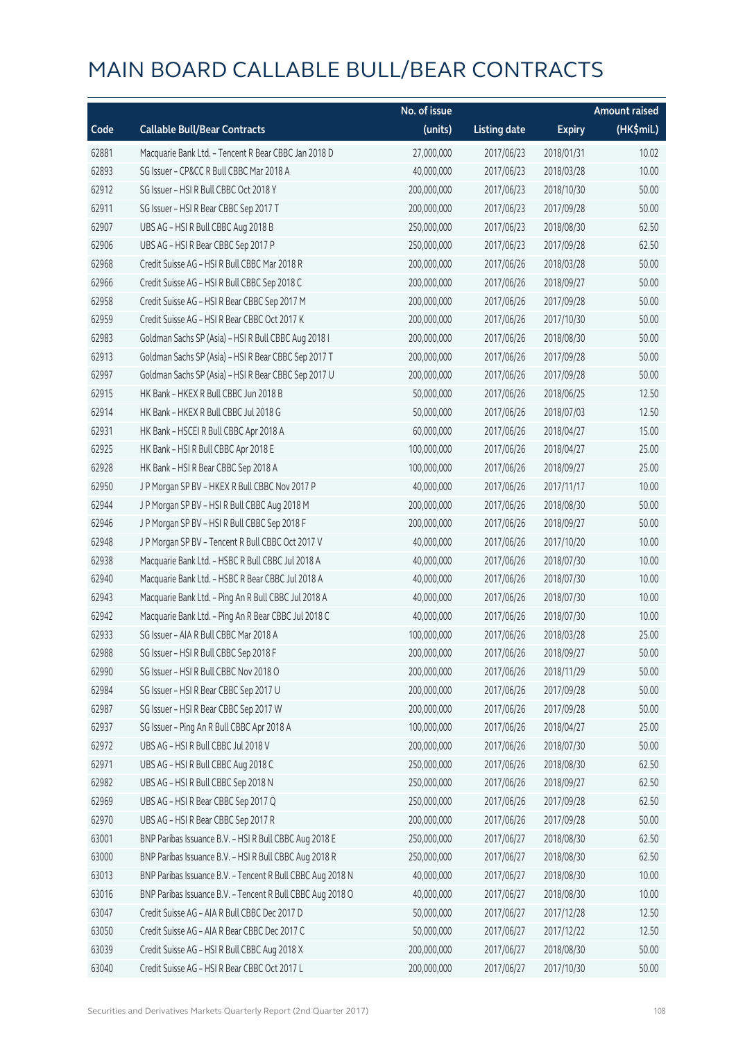# MAIN BOARD CALLABLE BULL/BEAR CONTRACTS

| Code | Callable Bull/Bear Contracts | No. of issue (units) | Listing date | Expiry | Amount raised (HK$mil.) |
|---|---|---|---|---|---|
| 62881 | Macquarie Bank Ltd. – Tencent R Bear CBBC Jan 2018 D | 27,000,000 | 2017/06/23 | 2018/01/31 | 10.02 |
| 62893 | SG Issuer – CP&CC R Bull CBBC Mar 2018 A | 40,000,000 | 2017/06/23 | 2018/03/28 | 10.00 |
| 62912 | SG Issuer – HSI R Bull CBBC Oct 2018 Y | 200,000,000 | 2017/06/23 | 2018/10/30 | 50.00 |
| 62911 | SG Issuer – HSI R Bear CBBC Sep 2017 T | 200,000,000 | 2017/06/23 | 2017/09/28 | 50.00 |
| 62907 | UBS AG – HSI R Bull CBBC Aug 2018 B | 250,000,000 | 2017/06/23 | 2018/08/30 | 62.50 |
| 62906 | UBS AG – HSI R Bear CBBC Sep 2017 P | 250,000,000 | 2017/06/23 | 2017/09/28 | 62.50 |
| 62968 | Credit Suisse AG – HSI R Bull CBBC Mar 2018 R | 200,000,000 | 2017/06/26 | 2018/03/28 | 50.00 |
| 62966 | Credit Suisse AG – HSI R Bull CBBC Sep 2018 C | 200,000,000 | 2017/06/26 | 2018/09/27 | 50.00 |
| 62958 | Credit Suisse AG – HSI R Bear CBBC Sep 2017 M | 200,000,000 | 2017/06/26 | 2017/09/28 | 50.00 |
| 62959 | Credit Suisse AG – HSI R Bear CBBC Oct 2017 K | 200,000,000 | 2017/06/26 | 2017/10/30 | 50.00 |
| 62983 | Goldman Sachs SP (Asia) – HSI R Bull CBBC Aug 2018 I | 200,000,000 | 2017/06/26 | 2018/08/30 | 50.00 |
| 62913 | Goldman Sachs SP (Asia) – HSI R Bear CBBC Sep 2017 T | 200,000,000 | 2017/06/26 | 2017/09/28 | 50.00 |
| 62997 | Goldman Sachs SP (Asia) – HSI R Bear CBBC Sep 2017 U | 200,000,000 | 2017/06/26 | 2017/09/28 | 50.00 |
| 62915 | HK Bank – HKEX R Bull CBBC Jun 2018 B | 50,000,000 | 2017/06/26 | 2018/06/25 | 12.50 |
| 62914 | HK Bank – HKEX R Bull CBBC Jul 2018 G | 50,000,000 | 2017/06/26 | 2018/07/03 | 12.50 |
| 62931 | HK Bank – HSCEI R Bull CBBC Apr 2018 A | 60,000,000 | 2017/06/26 | 2018/04/27 | 15.00 |
| 62925 | HK Bank – HSI R Bull CBBC Apr 2018 E | 100,000,000 | 2017/06/26 | 2018/04/27 | 25.00 |
| 62928 | HK Bank – HSI R Bear CBBC Sep 2018 A | 100,000,000 | 2017/06/26 | 2018/09/27 | 25.00 |
| 62950 | J P Morgan SP BV – HKEX R Bull CBBC Nov 2017 P | 40,000,000 | 2017/06/26 | 2017/11/17 | 10.00 |
| 62944 | J P Morgan SP BV – HSI R Bull CBBC Aug 2018 M | 200,000,000 | 2017/06/26 | 2018/08/30 | 50.00 |
| 62946 | J P Morgan SP BV – HSI R Bull CBBC Sep 2018 F | 200,000,000 | 2017/06/26 | 2018/09/27 | 50.00 |
| 62948 | J P Morgan SP BV – Tencent R Bull CBBC Oct 2017 V | 40,000,000 | 2017/06/26 | 2017/10/20 | 10.00 |
| 62938 | Macquarie Bank Ltd. – HSBC R Bull CBBC Jul 2018 A | 40,000,000 | 2017/06/26 | 2018/07/30 | 10.00 |
| 62940 | Macquarie Bank Ltd. – HSBC R Bear CBBC Jul 2018 A | 40,000,000 | 2017/06/26 | 2018/07/30 | 10.00 |
| 62943 | Macquarie Bank Ltd. – Ping An R Bull CBBC Jul 2018 A | 40,000,000 | 2017/06/26 | 2018/07/30 | 10.00 |
| 62942 | Macquarie Bank Ltd. – Ping An R Bear CBBC Jul 2018 C | 40,000,000 | 2017/06/26 | 2018/07/30 | 10.00 |
| 62933 | SG Issuer – AIA R Bull CBBC Mar 2018 A | 100,000,000 | 2017/06/26 | 2018/03/28 | 25.00 |
| 62988 | SG Issuer – HSI R Bull CBBC Sep 2018 F | 200,000,000 | 2017/06/26 | 2018/09/27 | 50.00 |
| 62990 | SG Issuer – HSI R Bull CBBC Nov 2018 O | 200,000,000 | 2017/06/26 | 2018/11/29 | 50.00 |
| 62984 | SG Issuer – HSI R Bear CBBC Sep 2017 U | 200,000,000 | 2017/06/26 | 2017/09/28 | 50.00 |
| 62987 | SG Issuer – HSI R Bear CBBC Sep 2017 W | 200,000,000 | 2017/06/26 | 2017/09/28 | 50.00 |
| 62937 | SG Issuer – Ping An R Bull CBBC Apr 2018 A | 100,000,000 | 2017/06/26 | 2018/04/27 | 25.00 |
| 62972 | UBS AG – HSI R Bull CBBC Jul 2018 V | 200,000,000 | 2017/06/26 | 2018/07/30 | 50.00 |
| 62971 | UBS AG – HSI R Bull CBBC Aug 2018 C | 250,000,000 | 2017/06/26 | 2018/08/30 | 62.50 |
| 62982 | UBS AG – HSI R Bull CBBC Sep 2018 N | 250,000,000 | 2017/06/26 | 2018/09/27 | 62.50 |
| 62969 | UBS AG – HSI R Bear CBBC Sep 2017 Q | 250,000,000 | 2017/06/26 | 2017/09/28 | 62.50 |
| 62970 | UBS AG – HSI R Bear CBBC Sep 2017 R | 200,000,000 | 2017/06/26 | 2017/09/28 | 50.00 |
| 63001 | BNP Paribas Issuance B.V. – HSI R Bull CBBC Aug 2018 E | 250,000,000 | 2017/06/27 | 2018/08/30 | 62.50 |
| 63000 | BNP Paribas Issuance B.V. – HSI R Bull CBBC Aug 2018 R | 250,000,000 | 2017/06/27 | 2018/08/30 | 62.50 |
| 63013 | BNP Paribas Issuance B.V. – Tencent R Bull CBBC Aug 2018 N | 40,000,000 | 2017/06/27 | 2018/08/30 | 10.00 |
| 63016 | BNP Paribas Issuance B.V. – Tencent R Bull CBBC Aug 2018 O | 40,000,000 | 2017/06/27 | 2018/08/30 | 10.00 |
| 63047 | Credit Suisse AG – AIA R Bull CBBC Dec 2017 D | 50,000,000 | 2017/06/27 | 2017/12/28 | 12.50 |
| 63050 | Credit Suisse AG – AIA R Bear CBBC Dec 2017 C | 50,000,000 | 2017/06/27 | 2017/12/22 | 12.50 |
| 63039 | Credit Suisse AG – HSI R Bull CBBC Aug 2018 X | 200,000,000 | 2017/06/27 | 2018/08/30 | 50.00 |
| 63040 | Credit Suisse AG – HSI R Bear CBBC Oct 2017 L | 200,000,000 | 2017/06/27 | 2017/10/30 | 50.00 |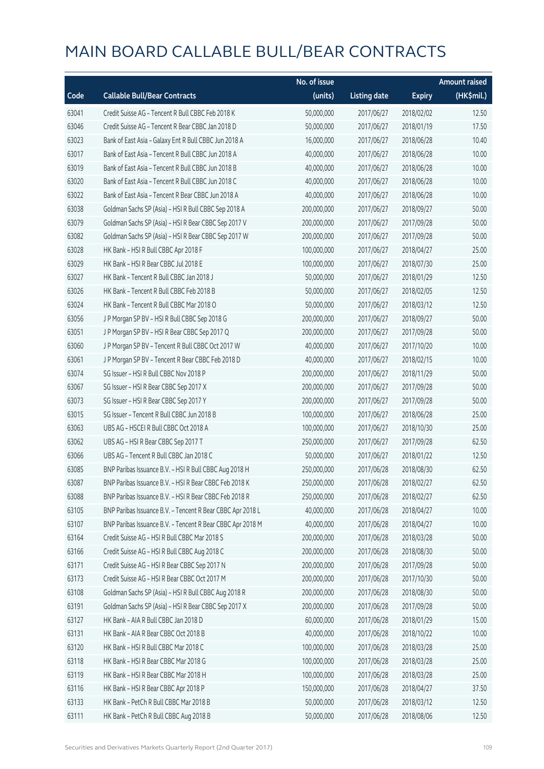# MAIN BOARD CALLABLE BULL/BEAR CONTRACTS

| Code | Callable Bull/Bear Contracts | No. of issue (units) | Listing date | Expiry | Amount raised (HK$mil.) |
|---|---|---|---|---|---|
| 63041 | Credit Suisse AG – Tencent R Bull CBBC Feb 2018 K | 50,000,000 | 2017/06/27 | 2018/02/02 | 12.50 |
| 63046 | Credit Suisse AG – Tencent R Bear CBBC Jan 2018 D | 50,000,000 | 2017/06/27 | 2018/01/19 | 17.50 |
| 63023 | Bank of East Asia – Galaxy Ent R Bull CBBC Jun 2018 A | 16,000,000 | 2017/06/27 | 2018/06/28 | 10.40 |
| 63017 | Bank of East Asia – Tencent R Bull CBBC Jun 2018 A | 40,000,000 | 2017/06/27 | 2018/06/28 | 10.00 |
| 63019 | Bank of East Asia – Tencent R Bull CBBC Jun 2018 B | 40,000,000 | 2017/06/27 | 2018/06/28 | 10.00 |
| 63020 | Bank of East Asia – Tencent R Bull CBBC Jun 2018 C | 40,000,000 | 2017/06/27 | 2018/06/28 | 10.00 |
| 63022 | Bank of East Asia – Tencent R Bear CBBC Jun 2018 A | 40,000,000 | 2017/06/27 | 2018/06/28 | 10.00 |
| 63038 | Goldman Sachs SP (Asia) – HSI R Bull CBBC Sep 2018 A | 200,000,000 | 2017/06/27 | 2018/09/27 | 50.00 |
| 63079 | Goldman Sachs SP (Asia) – HSI R Bear CBBC Sep 2017 V | 200,000,000 | 2017/06/27 | 2017/09/28 | 50.00 |
| 63082 | Goldman Sachs SP (Asia) – HSI R Bear CBBC Sep 2017 W | 200,000,000 | 2017/06/27 | 2017/09/28 | 50.00 |
| 63028 | HK Bank – HSI R Bull CBBC Apr 2018 F | 100,000,000 | 2017/06/27 | 2018/04/27 | 25.00 |
| 63029 | HK Bank – HSI R Bear CBBC Jul 2018 E | 100,000,000 | 2017/06/27 | 2018/07/30 | 25.00 |
| 63027 | HK Bank – Tencent R Bull CBBC Jan 2018 J | 50,000,000 | 2017/06/27 | 2018/01/29 | 12.50 |
| 63026 | HK Bank – Tencent R Bull CBBC Feb 2018 B | 50,000,000 | 2017/06/27 | 2018/02/05 | 12.50 |
| 63024 | HK Bank – Tencent R Bull CBBC Mar 2018 O | 50,000,000 | 2017/06/27 | 2018/03/12 | 12.50 |
| 63056 | J P Morgan SP BV – HSI R Bull CBBC Sep 2018 G | 200,000,000 | 2017/06/27 | 2018/09/27 | 50.00 |
| 63051 | J P Morgan SP BV – HSI R Bear CBBC Sep 2017 Q | 200,000,000 | 2017/06/27 | 2017/09/28 | 50.00 |
| 63060 | J P Morgan SP BV – Tencent R Bull CBBC Oct 2017 W | 40,000,000 | 2017/06/27 | 2017/10/20 | 10.00 |
| 63061 | J P Morgan SP BV – Tencent R Bear CBBC Feb 2018 D | 40,000,000 | 2017/06/27 | 2018/02/15 | 10.00 |
| 63074 | SG Issuer – HSI R Bull CBBC Nov 2018 P | 200,000,000 | 2017/06/27 | 2018/11/29 | 50.00 |
| 63067 | SG Issuer – HSI R Bear CBBC Sep 2017 X | 200,000,000 | 2017/06/27 | 2017/09/28 | 50.00 |
| 63073 | SG Issuer – HSI R Bear CBBC Sep 2017 Y | 200,000,000 | 2017/06/27 | 2017/09/28 | 50.00 |
| 63015 | SG Issuer – Tencent R Bull CBBC Jun 2018 B | 100,000,000 | 2017/06/27 | 2018/06/28 | 25.00 |
| 63063 | UBS AG – HSCEI R Bull CBBC Oct 2018 A | 100,000,000 | 2017/06/27 | 2018/10/30 | 25.00 |
| 63062 | UBS AG – HSI R Bear CBBC Sep 2017 T | 250,000,000 | 2017/06/27 | 2017/09/28 | 62.50 |
| 63066 | UBS AG – Tencent R Bull CBBC Jan 2018 C | 50,000,000 | 2017/06/27 | 2018/01/22 | 12.50 |
| 63085 | BNP Paribas Issuance B.V. – HSI R Bull CBBC Aug 2018 H | 250,000,000 | 2017/06/28 | 2018/08/30 | 62.50 |
| 63087 | BNP Paribas Issuance B.V. – HSI R Bear CBBC Feb 2018 K | 250,000,000 | 2017/06/28 | 2018/02/27 | 62.50 |
| 63088 | BNP Paribas Issuance B.V. – HSI R Bear CBBC Feb 2018 R | 250,000,000 | 2017/06/28 | 2018/02/27 | 62.50 |
| 63105 | BNP Paribas Issuance B.V. – Tencent R Bear CBBC Apr 2018 L | 40,000,000 | 2017/06/28 | 2018/04/27 | 10.00 |
| 63107 | BNP Paribas Issuance B.V. – Tencent R Bear CBBC Apr 2018 M | 40,000,000 | 2017/06/28 | 2018/04/27 | 10.00 |
| 63164 | Credit Suisse AG – HSI R Bull CBBC Mar 2018 S | 200,000,000 | 2017/06/28 | 2018/03/28 | 50.00 |
| 63166 | Credit Suisse AG – HSI R Bull CBBC Aug 2018 C | 200,000,000 | 2017/06/28 | 2018/08/30 | 50.00 |
| 63171 | Credit Suisse AG – HSI R Bear CBBC Sep 2017 N | 200,000,000 | 2017/06/28 | 2017/09/28 | 50.00 |
| 63173 | Credit Suisse AG – HSI R Bear CBBC Oct 2017 M | 200,000,000 | 2017/06/28 | 2017/10/30 | 50.00 |
| 63108 | Goldman Sachs SP (Asia) – HSI R Bull CBBC Aug 2018 R | 200,000,000 | 2017/06/28 | 2018/08/30 | 50.00 |
| 63191 | Goldman Sachs SP (Asia) – HSI R Bear CBBC Sep 2017 X | 200,000,000 | 2017/06/28 | 2017/09/28 | 50.00 |
| 63127 | HK Bank – AIA R Bull CBBC Jan 2018 D | 60,000,000 | 2017/06/28 | 2018/01/29 | 15.00 |
| 63131 | HK Bank – AIA R Bear CBBC Oct 2018 B | 40,000,000 | 2017/06/28 | 2018/10/22 | 10.00 |
| 63120 | HK Bank – HSI R Bull CBBC Mar 2018 C | 100,000,000 | 2017/06/28 | 2018/03/28 | 25.00 |
| 63118 | HK Bank – HSI R Bear CBBC Mar 2018 G | 100,000,000 | 2017/06/28 | 2018/03/28 | 25.00 |
| 63119 | HK Bank – HSI R Bear CBBC Mar 2018 H | 100,000,000 | 2017/06/28 | 2018/03/28 | 25.00 |
| 63116 | HK Bank – HSI R Bear CBBC Apr 2018 P | 150,000,000 | 2017/06/28 | 2018/04/27 | 37.50 |
| 63133 | HK Bank – PetCh R Bull CBBC Mar 2018 B | 50,000,000 | 2017/06/28 | 2018/03/12 | 12.50 |
| 63111 | HK Bank – PetCh R Bull CBBC Aug 2018 B | 50,000,000 | 2017/06/28 | 2018/08/06 | 12.50 |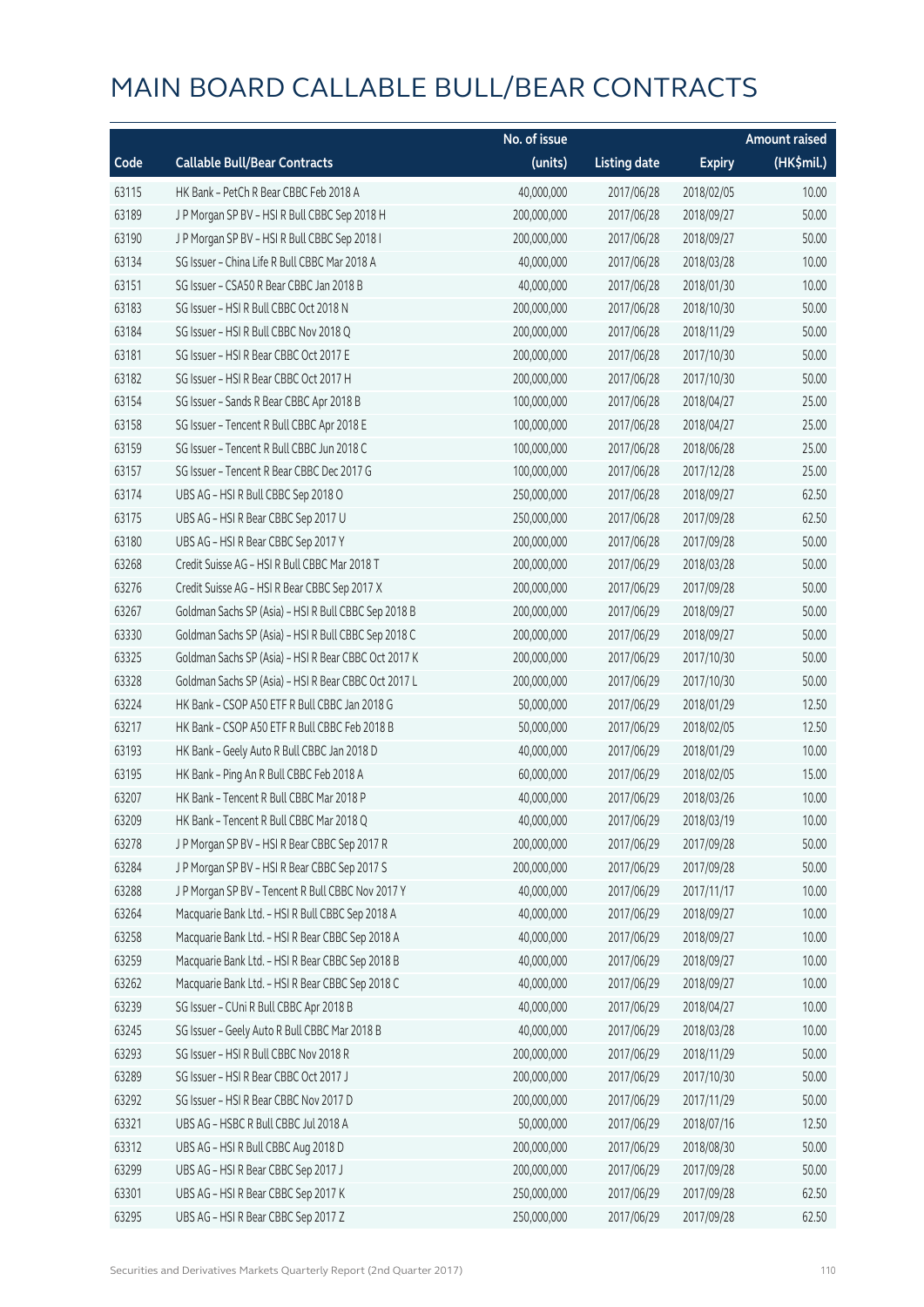# MAIN BOARD CALLABLE BULL/BEAR CONTRACTS

| Code | Callable Bull/Bear Contracts | No. of issue (units) | Listing date | Expiry | Amount raised (HK$mil.) |
|---|---|---|---|---|---|
| 63115 | HK Bank – PetCh R Bear CBBC Feb 2018 A | 40,000,000 | 2017/06/28 | 2018/02/05 | 10.00 |
| 63189 | J P Morgan SP BV – HSI R Bull CBBC Sep 2018 H | 200,000,000 | 2017/06/28 | 2018/09/27 | 50.00 |
| 63190 | J P Morgan SP BV – HSI R Bull CBBC Sep 2018 I | 200,000,000 | 2017/06/28 | 2018/09/27 | 50.00 |
| 63134 | SG Issuer – China Life R Bull CBBC Mar 2018 A | 40,000,000 | 2017/06/28 | 2018/03/28 | 10.00 |
| 63151 | SG Issuer – CSA50 R Bear CBBC Jan 2018 B | 40,000,000 | 2017/06/28 | 2018/01/30 | 10.00 |
| 63183 | SG Issuer – HSI R Bull CBBC Oct 2018 N | 200,000,000 | 2017/06/28 | 2018/10/30 | 50.00 |
| 63184 | SG Issuer – HSI R Bull CBBC Nov 2018 Q | 200,000,000 | 2017/06/28 | 2018/11/29 | 50.00 |
| 63181 | SG Issuer – HSI R Bear CBBC Oct 2017 E | 200,000,000 | 2017/06/28 | 2017/10/30 | 50.00 |
| 63182 | SG Issuer – HSI R Bear CBBC Oct 2017 H | 200,000,000 | 2017/06/28 | 2017/10/30 | 50.00 |
| 63154 | SG Issuer – Sands R Bear CBBC Apr 2018 B | 100,000,000 | 2017/06/28 | 2018/04/27 | 25.00 |
| 63158 | SG Issuer – Tencent R Bull CBBC Apr 2018 E | 100,000,000 | 2017/06/28 | 2018/04/27 | 25.00 |
| 63159 | SG Issuer – Tencent R Bull CBBC Jun 2018 C | 100,000,000 | 2017/06/28 | 2018/06/28 | 25.00 |
| 63157 | SG Issuer – Tencent R Bear CBBC Dec 2017 G | 100,000,000 | 2017/06/28 | 2017/12/28 | 25.00 |
| 63174 | UBS AG – HSI R Bull CBBC Sep 2018 O | 250,000,000 | 2017/06/28 | 2018/09/27 | 62.50 |
| 63175 | UBS AG – HSI R Bear CBBC Sep 2017 U | 250,000,000 | 2017/06/28 | 2017/09/28 | 62.50 |
| 63180 | UBS AG – HSI R Bear CBBC Sep 2017 Y | 200,000,000 | 2017/06/28 | 2017/09/28 | 50.00 |
| 63268 | Credit Suisse AG – HSI R Bull CBBC Mar 2018 T | 200,000,000 | 2017/06/29 | 2018/03/28 | 50.00 |
| 63276 | Credit Suisse AG – HSI R Bear CBBC Sep 2017 X | 200,000,000 | 2017/06/29 | 2017/09/28 | 50.00 |
| 63267 | Goldman Sachs SP (Asia) – HSI R Bull CBBC Sep 2018 B | 200,000,000 | 2017/06/29 | 2018/09/27 | 50.00 |
| 63330 | Goldman Sachs SP (Asia) – HSI R Bull CBBC Sep 2018 C | 200,000,000 | 2017/06/29 | 2018/09/27 | 50.00 |
| 63325 | Goldman Sachs SP (Asia) – HSI R Bear CBBC Oct 2017 K | 200,000,000 | 2017/06/29 | 2017/10/30 | 50.00 |
| 63328 | Goldman Sachs SP (Asia) – HSI R Bear CBBC Oct 2017 L | 200,000,000 | 2017/06/29 | 2017/10/30 | 50.00 |
| 63224 | HK Bank – CSOP A50 ETF R Bull CBBC Jan 2018 G | 50,000,000 | 2017/06/29 | 2018/01/29 | 12.50 |
| 63217 | HK Bank – CSOP A50 ETF R Bull CBBC Feb 2018 B | 50,000,000 | 2017/06/29 | 2018/02/05 | 12.50 |
| 63193 | HK Bank – Geely Auto R Bull CBBC Jan 2018 D | 40,000,000 | 2017/06/29 | 2018/01/29 | 10.00 |
| 63195 | HK Bank – Ping An R Bull CBBC Feb 2018 A | 60,000,000 | 2017/06/29 | 2018/02/05 | 15.00 |
| 63207 | HK Bank – Tencent R Bull CBBC Mar 2018 P | 40,000,000 | 2017/06/29 | 2018/03/26 | 10.00 |
| 63209 | HK Bank – Tencent R Bull CBBC Mar 2018 Q | 40,000,000 | 2017/06/29 | 2018/03/19 | 10.00 |
| 63278 | J P Morgan SP BV – HSI R Bear CBBC Sep 2017 R | 200,000,000 | 2017/06/29 | 2017/09/28 | 50.00 |
| 63284 | J P Morgan SP BV – HSI R Bear CBBC Sep 2017 S | 200,000,000 | 2017/06/29 | 2017/09/28 | 50.00 |
| 63288 | J P Morgan SP BV – Tencent R Bull CBBC Nov 2017 Y | 40,000,000 | 2017/06/29 | 2017/11/17 | 10.00 |
| 63264 | Macquarie Bank Ltd. – HSI R Bull CBBC Sep 2018 A | 40,000,000 | 2017/06/29 | 2018/09/27 | 10.00 |
| 63258 | Macquarie Bank Ltd. – HSI R Bear CBBC Sep 2018 A | 40,000,000 | 2017/06/29 | 2018/09/27 | 10.00 |
| 63259 | Macquarie Bank Ltd. – HSI R Bear CBBC Sep 2018 B | 40,000,000 | 2017/06/29 | 2018/09/27 | 10.00 |
| 63262 | Macquarie Bank Ltd. – HSI R Bear CBBC Sep 2018 C | 40,000,000 | 2017/06/29 | 2018/09/27 | 10.00 |
| 63239 | SG Issuer – CUni R Bull CBBC Apr 2018 B | 40,000,000 | 2017/06/29 | 2018/04/27 | 10.00 |
| 63245 | SG Issuer – Geely Auto R Bull CBBC Mar 2018 B | 40,000,000 | 2017/06/29 | 2018/03/28 | 10.00 |
| 63293 | SG Issuer – HSI R Bull CBBC Nov 2018 R | 200,000,000 | 2017/06/29 | 2018/11/29 | 50.00 |
| 63289 | SG Issuer – HSI R Bear CBBC Oct 2017 J | 200,000,000 | 2017/06/29 | 2017/10/30 | 50.00 |
| 63292 | SG Issuer – HSI R Bear CBBC Nov 2017 D | 200,000,000 | 2017/06/29 | 2017/11/29 | 50.00 |
| 63321 | UBS AG – HSBC R Bull CBBC Jul 2018 A | 50,000,000 | 2017/06/29 | 2018/07/16 | 12.50 |
| 63312 | UBS AG – HSI R Bull CBBC Aug 2018 D | 200,000,000 | 2017/06/29 | 2018/08/30 | 50.00 |
| 63299 | UBS AG – HSI R Bear CBBC Sep 2017 J | 200,000,000 | 2017/06/29 | 2017/09/28 | 50.00 |
| 63301 | UBS AG – HSI R Bear CBBC Sep 2017 K | 250,000,000 | 2017/06/29 | 2017/09/28 | 62.50 |
| 63295 | UBS AG – HSI R Bear CBBC Sep 2017 Z | 250,000,000 | 2017/06/29 | 2017/09/28 | 62.50 |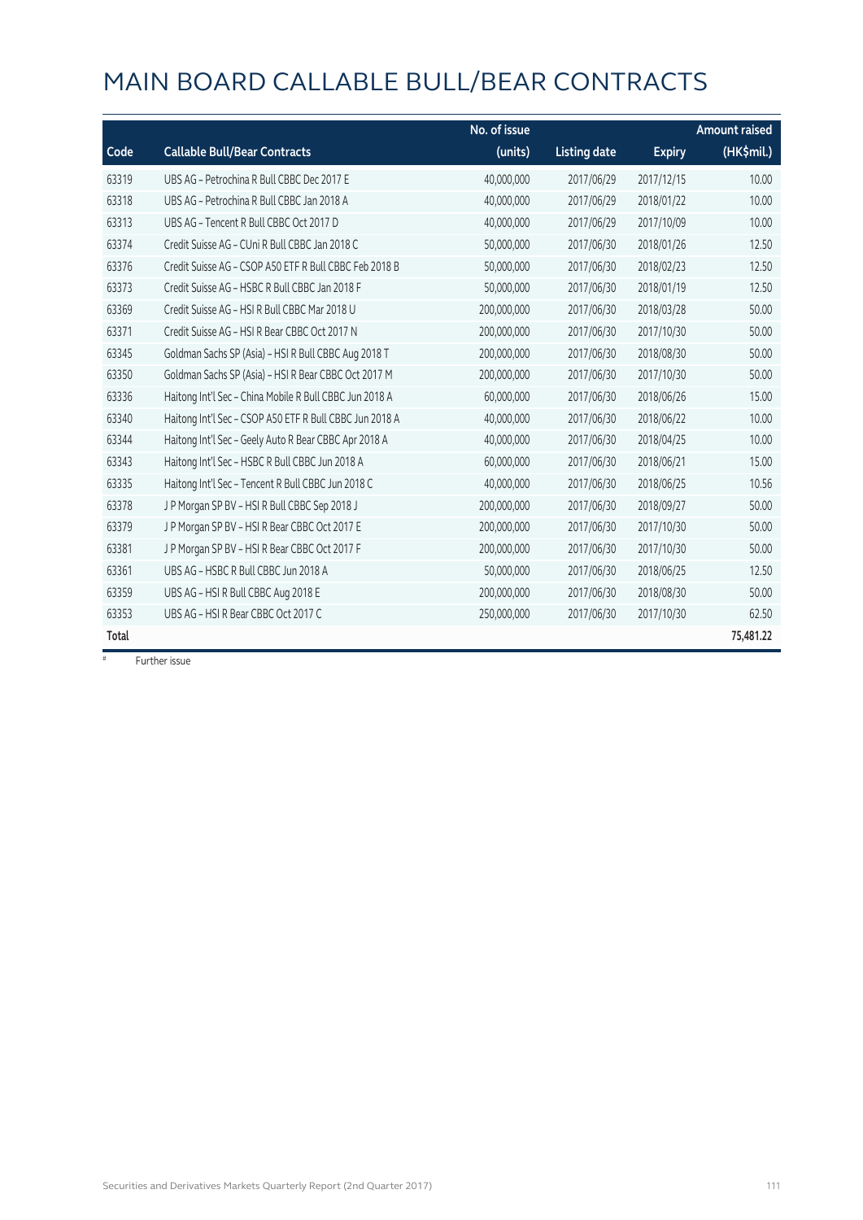# MAIN BOARD CALLABLE BULL/BEAR CONTRACTS

| Code | Callable Bull/Bear Contracts | No. of issue (units) | Listing date | Expiry | Amount raised (HK$mil.) |
|---|---|---|---|---|---|
| 63319 | UBS AG - Petrochina R Bull CBBC Dec 2017 E | 40,000,000 | 2017/06/29 | 2017/12/15 | 10.00 |
| 63318 | UBS AG - Petrochina R Bull CBBC Jan 2018 A | 40,000,000 | 2017/06/29 | 2018/01/22 | 10.00 |
| 63313 | UBS AG - Tencent R Bull CBBC Oct 2017 D | 40,000,000 | 2017/06/29 | 2017/10/09 | 10.00 |
| 63374 | Credit Suisse AG - CUni R Bull CBBC Jan 2018 C | 50,000,000 | 2017/06/30 | 2018/01/26 | 12.50 |
| 63376 | Credit Suisse AG - CSOP A50 ETF R Bull CBBC Feb 2018 B | 50,000,000 | 2017/06/30 | 2018/02/23 | 12.50 |
| 63373 | Credit Suisse AG - HSBC R Bull CBBC Jan 2018 F | 50,000,000 | 2017/06/30 | 2018/01/19 | 12.50 |
| 63369 | Credit Suisse AG - HSI R Bull CBBC Mar 2018 U | 200,000,000 | 2017/06/30 | 2018/03/28 | 50.00 |
| 63371 | Credit Suisse AG - HSI R Bear CBBC Oct 2017 N | 200,000,000 | 2017/06/30 | 2017/10/30 | 50.00 |
| 63345 | Goldman Sachs SP (Asia) - HSI R Bull CBBC Aug 2018 T | 200,000,000 | 2017/06/30 | 2018/08/30 | 50.00 |
| 63350 | Goldman Sachs SP (Asia) - HSI R Bear CBBC Oct 2017 M | 200,000,000 | 2017/06/30 | 2017/10/30 | 50.00 |
| 63336 | Haitong Int'l Sec - China Mobile R Bull CBBC Jun 2018 A | 60,000,000 | 2017/06/30 | 2018/06/26 | 15.00 |
| 63340 | Haitong Int'l Sec - CSOP A50 ETF R Bull CBBC Jun 2018 A | 40,000,000 | 2017/06/30 | 2018/06/22 | 10.00 |
| 63344 | Haitong Int'l Sec - Geely Auto R Bear CBBC Apr 2018 A | 40,000,000 | 2017/06/30 | 2018/04/25 | 10.00 |
| 63343 | Haitong Int'l Sec - HSBC R Bull CBBC Jun 2018 A | 60,000,000 | 2017/06/30 | 2018/06/21 | 15.00 |
| 63335 | Haitong Int'l Sec - Tencent R Bull CBBC Jun 2018 C | 40,000,000 | 2017/06/30 | 2018/06/25 | 10.56 |
| 63378 | J P Morgan SP BV - HSI R Bull CBBC Sep 2018 J | 200,000,000 | 2017/06/30 | 2018/09/27 | 50.00 |
| 63379 | J P Morgan SP BV - HSI R Bear CBBC Oct 2017 E | 200,000,000 | 2017/06/30 | 2017/10/30 | 50.00 |
| 63381 | J P Morgan SP BV - HSI R Bear CBBC Oct 2017 F | 200,000,000 | 2017/06/30 | 2017/10/30 | 50.00 |
| 63361 | UBS AG - HSBC R Bull CBBC Jun 2018 A | 50,000,000 | 2017/06/30 | 2018/06/25 | 12.50 |
| 63359 | UBS AG - HSI R Bull CBBC Aug 2018 E | 200,000,000 | 2017/06/30 | 2018/08/30 | 50.00 |
| 63353 | UBS AG - HSI R Bear CBBC Oct 2017 C | 250,000,000 | 2017/06/30 | 2017/10/30 | 62.50 |
| **Total** | | | | | **75,481.22** |

# Further issue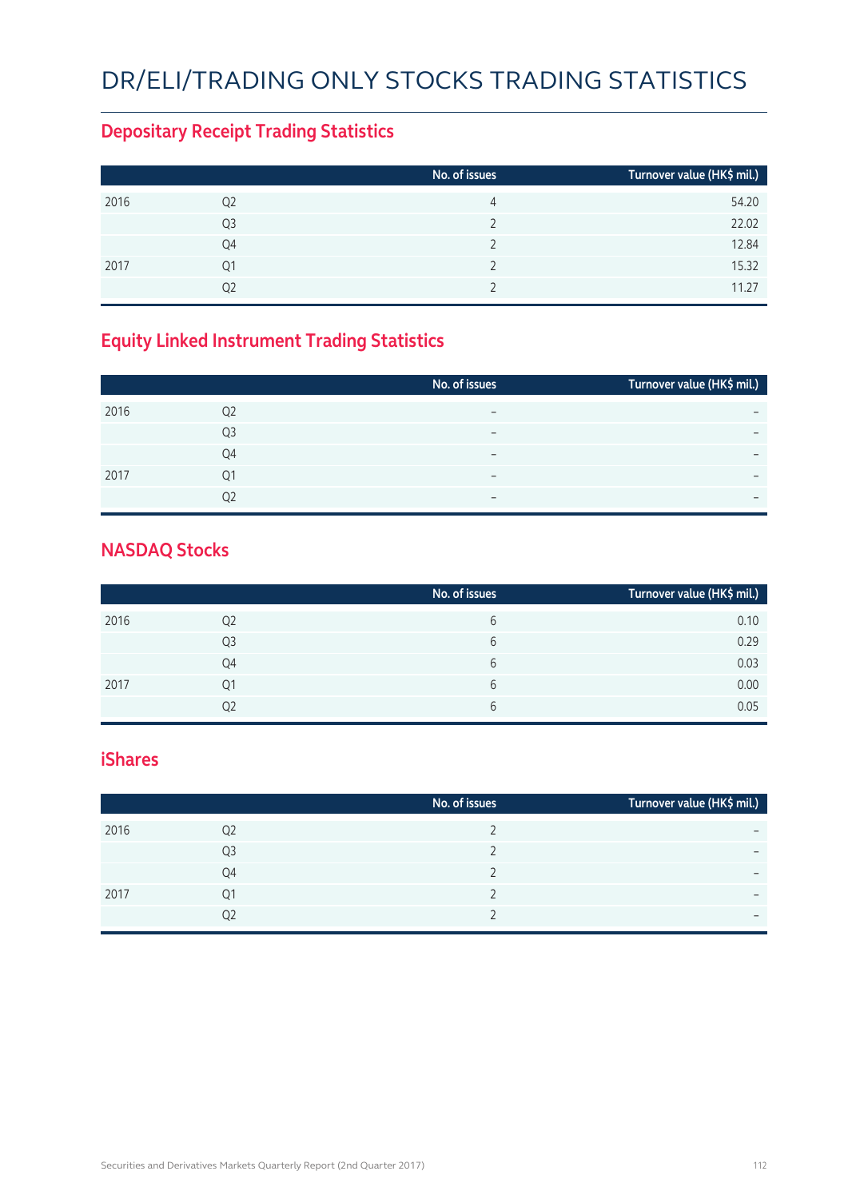# DR/ELI/TRADING ONLY STOCKS TRADING STATISTICS

## Depositary Receipt Trading Statistics

| | | No. of issues | Turnover value (HK$ mil.) |
|---|---|---|---|
| 2016 | Q2 | 4 | 54.20 |
| | Q3 | 2 | 22.02 |
| | Q4 | 2 | 12.84 |
| 2017 | Q1 | 2 | 15.32 |
| | Q2 | 2 | 11.27 |

## Equity Linked Instrument Trading Statistics

| | | No. of issues | Turnover value (HK$ mil.) |
|---|---|---|---|
| 2016 | Q2 | – | – |
| | Q3 | – | – |
| | Q4 | – | – |
| 2017 | Q1 | – | – |
| | Q2 | – | – |

## NASDAQ Stocks

| | | No. of issues | Turnover value (HK$ mil.) |
|---|---|---|---|
| 2016 | Q2 | 6 | 0.10 |
| | Q3 | 6 | 0.29 |
| | Q4 | 6 | 0.03 |
| 2017 | Q1 | 6 | 0.00 |
| | Q2 | 6 | 0.05 |

## iShares

| | | No. of issues | Turnover value (HK$ mil.) |
|---|---|---|---|
| 2016 | Q2 | 2 | – |
| | Q3 | 2 | – |
| | Q4 | 2 | – |
| 2017 | Q1 | 2 | – |
| | Q2 | 2 | – |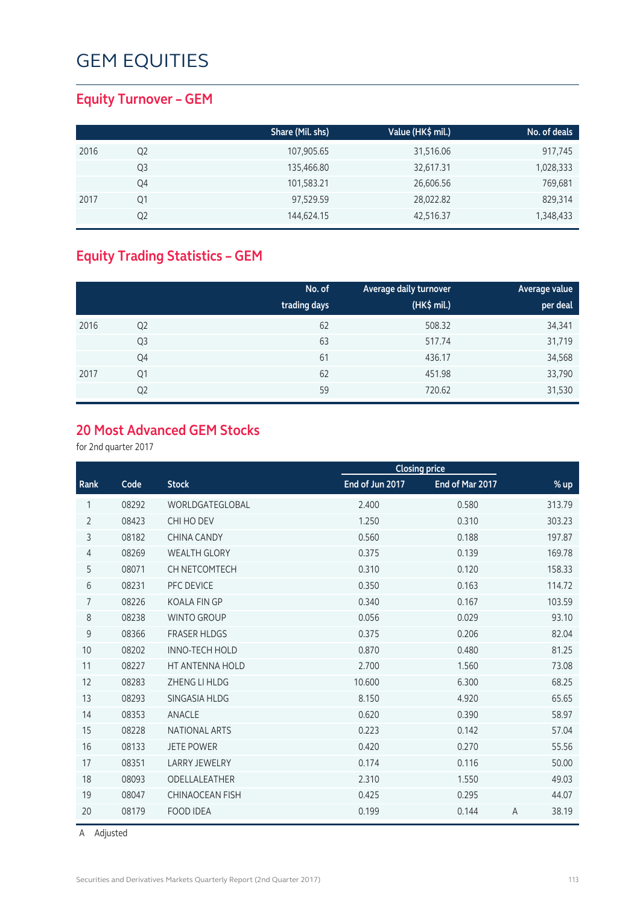# GEM EQUITIES

## Equity Turnover – GEM

| | | Share (Mil. shs) | Value (HK$ mil.) | No. of deals |
|---|---|---|---|---|
| 2016 | Q2 | 107,905.65 | 31,516.06 | 917,745 |
| | Q3 | 135,466.80 | 32,617.31 | 1,028,333 |
| | Q4 | 101,583.21 | 26,606.56 | 769,681 |
| 2017 | Q1 | 97,529.59 | 28,022.82 | 829,314 |
| | Q2 | 144,624.15 | 42,516.37 | 1,348,433 |

## Equity Trading Statistics – GEM

| | | No. of trading days | Average daily turnover (HK$ mil.) | Average value per deal |
|---|---|---|---|---|
| 2016 | Q2 | 62 | 508.32 | 34,341 |
| | Q3 | 63 | 517.74 | 31,719 |
| | Q4 | 61 | 436.17 | 34,568 |
| 2017 | Q1 | 62 | 451.98 | 33,790 |
| | Q2 | 59 | 720.62 | 31,530 |

## 20 Most Advanced GEM Stocks

for 2nd quarter 2017

| | | | Closing price | | | |
|---|---|---|---|---|---|---|
| Rank | Code | Stock | End of Jun 2017 | End of Mar 2017 | | % up |
| 1 | 08292 | WORLDGATEGLOBAL | 2.400 | 0.580 | | 313.79 |
| 2 | 08423 | CHI HO DEV | 1.250 | 0.310 | | 303.23 |
| 3 | 08182 | CHINA CANDY | 0.560 | 0.188 | | 197.87 |
| 4 | 08269 | WEALTH GLORY | 0.375 | 0.139 | | 169.78 |
| 5 | 08071 | CH NETCOMTECH | 0.310 | 0.120 | | 158.33 |
| 6 | 08231 | PFC DEVICE | 0.350 | 0.163 | | 114.72 |
| 7 | 08226 | KOALA FIN GP | 0.340 | 0.167 | | 103.59 |
| 8 | 08238 | WINTO GROUP | 0.056 | 0.029 | | 93.10 |
| 9 | 08366 | FRASER HLDGS | 0.375 | 0.206 | | 82.04 |
| 10 | 08202 | INNO-TECH HOLD | 0.870 | 0.480 | | 81.25 |
| 11 | 08227 | HT ANTENNA HOLD | 2.700 | 1.560 | | 73.08 |
| 12 | 08283 | ZHENG LI HLDG | 10.600 | 6.300 | | 68.25 |
| 13 | 08293 | SINGASIA HLDG | 8.150 | 4.920 | | 65.65 |
| 14 | 08353 | ANACLE | 0.620 | 0.390 | | 58.97 |
| 15 | 08228 | NATIONAL ARTS | 0.223 | 0.142 | | 57.04 |
| 16 | 08133 | JETE POWER | 0.420 | 0.270 | | 55.56 |
| 17 | 08351 | LARRY JEWELRY | 0.174 | 0.116 | | 50.00 |
| 18 | 08093 | ODELLALEATHER | 2.310 | 1.550 | | 49.03 |
| 19 | 08047 | CHINAOCEAN FISH | 0.425 | 0.295 | | 44.07 |
| 20 | 08179 | FOOD IDEA | 0.199 | 0.144 | A | 38.19 |

A Adjusted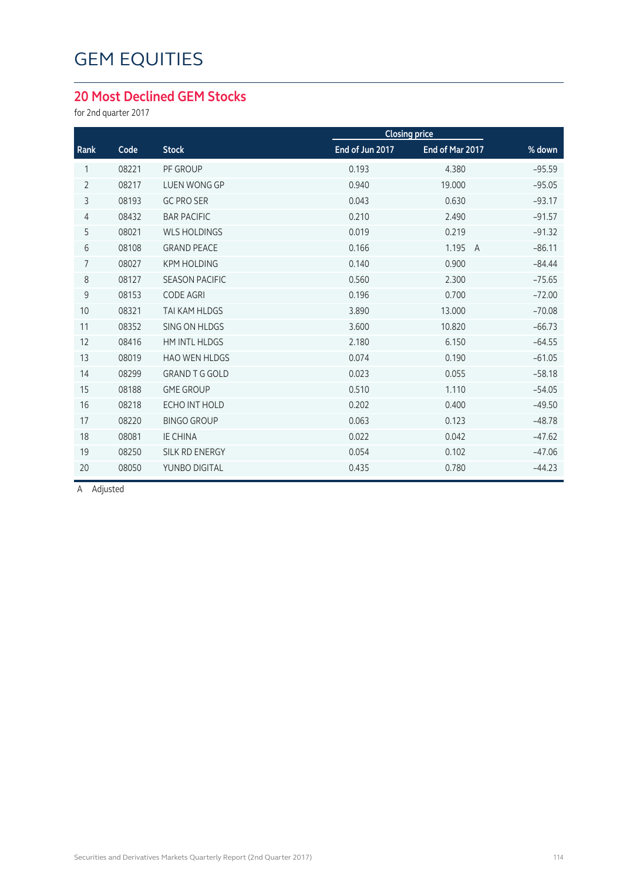# GEM EQUITIES

## 20 Most Declined GEM Stocks

for 2nd quarter 2017

| Rank | Code | Stock | Closing price | | % down |
|---|---|---|---|---|---|
| | | | End of Jun 2017 | End of Mar 2017 | |
| 1 | 08221 | PF GROUP | 0.193 | 4.380 | -95.59 |
| 2 | 08217 | LUEN WONG GP | 0.940 | 19.000 | -95.05 |
| 3 | 08193 | GC PRO SER | 0.043 | 0.630 | -93.17 |
| 4 | 08432 | BAR PACIFIC | 0.210 | 2.490 | -91.57 |
| 5 | 08021 | WLS HOLDINGS | 0.019 | 0.219 | -91.32 |
| 6 | 08108 | GRAND PEACE | 0.166 | 1.195 A | -86.11 |
| 7 | 08027 | KPM HOLDING | 0.140 | 0.900 | -84.44 |
| 8 | 08127 | SEASON PACIFIC | 0.560 | 2.300 | -75.65 |
| 9 | 08153 | CODE AGRI | 0.196 | 0.700 | -72.00 |
| 10 | 08321 | TAI KAM HLDGS | 3.890 | 13.000 | -70.08 |
| 11 | 08352 | SING ON HLDGS | 3.600 | 10.820 | -66.73 |
| 12 | 08416 | HM INTL HLDGS | 2.180 | 6.150 | -64.55 |
| 13 | 08019 | HAO WEN HLDGS | 0.074 | 0.190 | -61.05 |
| 14 | 08299 | GRAND T G GOLD | 0.023 | 0.055 | -58.18 |
| 15 | 08188 | GME GROUP | 0.510 | 1.110 | -54.05 |
| 16 | 08218 | ECHO INT HOLD | 0.202 | 0.400 | -49.50 |
| 17 | 08220 | BINGO GROUP | 0.063 | 0.123 | -48.78 |
| 18 | 08081 | IE CHINA | 0.022 | 0.042 | -47.62 |
| 19 | 08250 | SILK RD ENERGY | 0.054 | 0.102 | -47.06 |
| 20 | 08050 | YUNBO DIGITAL | 0.435 | 0.780 | -44.23 |

A Adjusted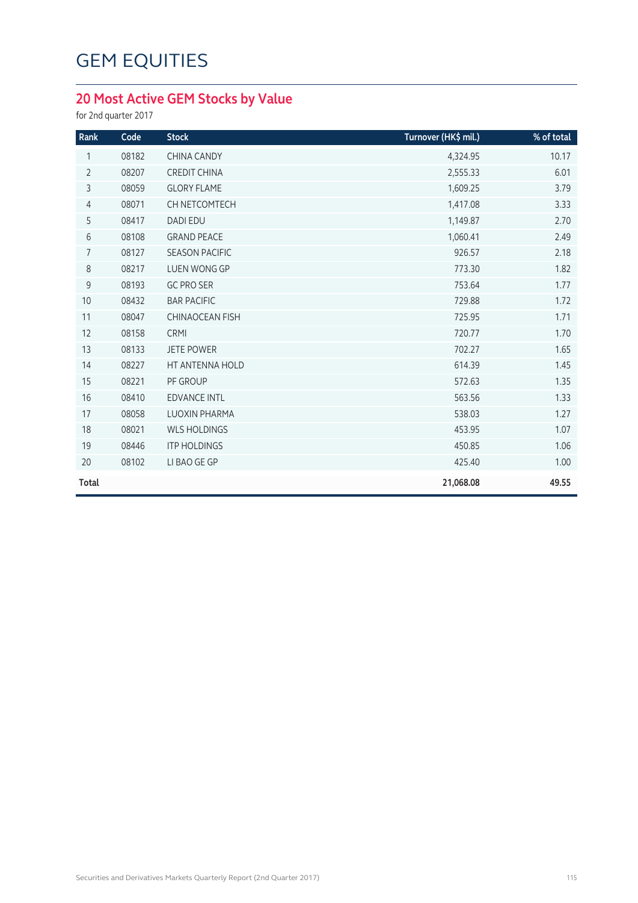# GEM EQUITIES

## 20 Most Active GEM Stocks by Value

for 2nd quarter 2017

| Rank | Code | Stock | Turnover (HK$ mil.) | % of total |
|---|---|---|---|---|
| 1 | 08182 | CHINA CANDY | 4,324.95 | 10.17 |
| 2 | 08207 | CREDIT CHINA | 2,555.33 | 6.01 |
| 3 | 08059 | GLORY FLAME | 1,609.25 | 3.79 |
| 4 | 08071 | CH NETCOMTECH | 1,417.08 | 3.33 |
| 5 | 08417 | DADI EDU | 1,149.87 | 2.70 |
| 6 | 08108 | GRAND PEACE | 1,060.41 | 2.49 |
| 7 | 08127 | SEASON PACIFIC | 926.57 | 2.18 |
| 8 | 08217 | LUEN WONG GP | 773.30 | 1.82 |
| 9 | 08193 | GC PRO SER | 753.64 | 1.77 |
| 10 | 08432 | BAR PACIFIC | 729.88 | 1.72 |
| 11 | 08047 | CHINAOCEAN FISH | 725.95 | 1.71 |
| 12 | 08158 | CRMI | 720.77 | 1.70 |
| 13 | 08133 | JETE POWER | 702.27 | 1.65 |
| 14 | 08227 | HT ANTENNA HOLD | 614.39 | 1.45 |
| 15 | 08221 | PF GROUP | 572.63 | 1.35 |
| 16 | 08410 | EDVANCE INTL | 563.56 | 1.33 |
| 17 | 08058 | LUOXIN PHARMA | 538.03 | 1.27 |
| 18 | 08021 | WLS HOLDINGS | 453.95 | 1.07 |
| 19 | 08446 | ITP HOLDINGS | 450.85 | 1.06 |
| 20 | 08102 | LI BAO GE GP | 425.40 | 1.00 |
| **Total** | | | **21,068.08** | **49.55** |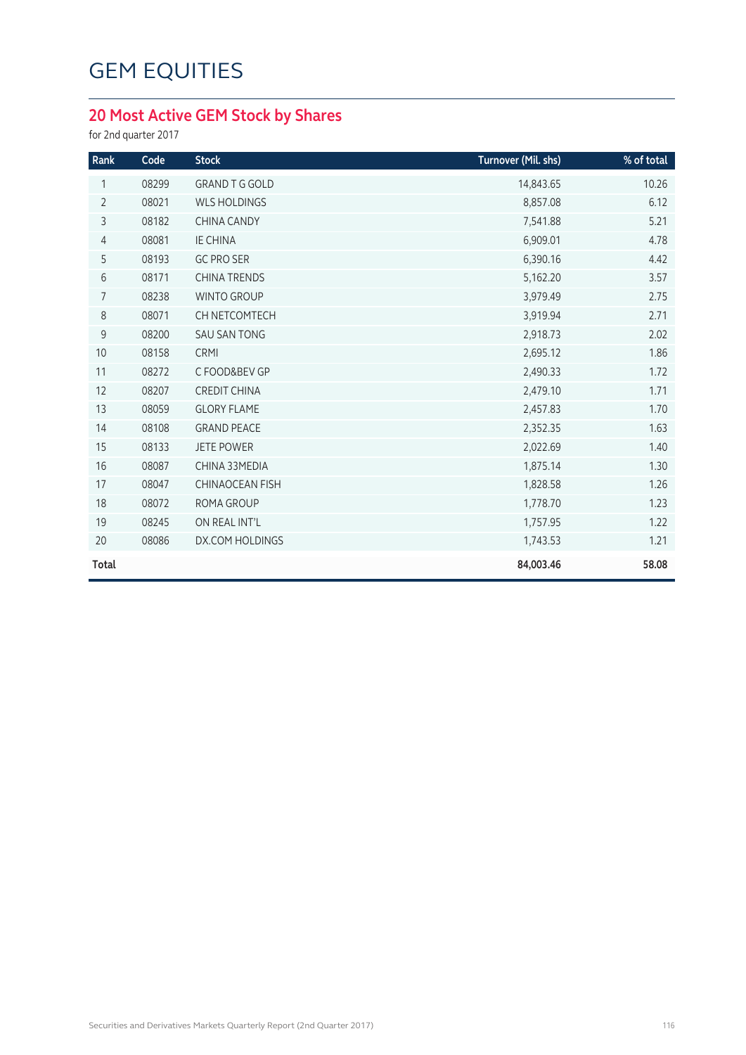# GEM EQUITIES

## 20 Most Active GEM Stock by Shares

for 2nd quarter 2017

| Rank | Code | Stock | Turnover (Mil. shs) | % of total |
|---|---|---|---|---|
| 1 | 08299 | GRAND T G GOLD | 14,843.65 | 10.26 |
| 2 | 08021 | WLS HOLDINGS | 8,857.08 | 6.12 |
| 3 | 08182 | CHINA CANDY | 7,541.88 | 5.21 |
| 4 | 08081 | IE CHINA | 6,909.01 | 4.78 |
| 5 | 08193 | GC PRO SER | 6,390.16 | 4.42 |
| 6 | 08171 | CHINA TRENDS | 5,162.20 | 3.57 |
| 7 | 08238 | WINTO GROUP | 3,979.49 | 2.75 |
| 8 | 08071 | CH NETCOMTECH | 3,919.94 | 2.71 |
| 9 | 08200 | SAU SAN TONG | 2,918.73 | 2.02 |
| 10 | 08158 | CRMI | 2,695.12 | 1.86 |
| 11 | 08272 | C FOOD&BEV GP | 2,490.33 | 1.72 |
| 12 | 08207 | CREDIT CHINA | 2,479.10 | 1.71 |
| 13 | 08059 | GLORY FLAME | 2,457.83 | 1.70 |
| 14 | 08108 | GRAND PEACE | 2,352.35 | 1.63 |
| 15 | 08133 | JETE POWER | 2,022.69 | 1.40 |
| 16 | 08087 | CHINA 33MEDIA | 1,875.14 | 1.30 |
| 17 | 08047 | CHINAOCEAN FISH | 1,828.58 | 1.26 |
| 18 | 08072 | ROMA GROUP | 1,778.70 | 1.23 |
| 19 | 08245 | ON REAL INT'L | 1,757.95 | 1.22 |
| 20 | 08086 | DX.COM HOLDINGS | 1,743.53 | 1.21 |
| **Total** | | | **84,003.46** | **58.08** |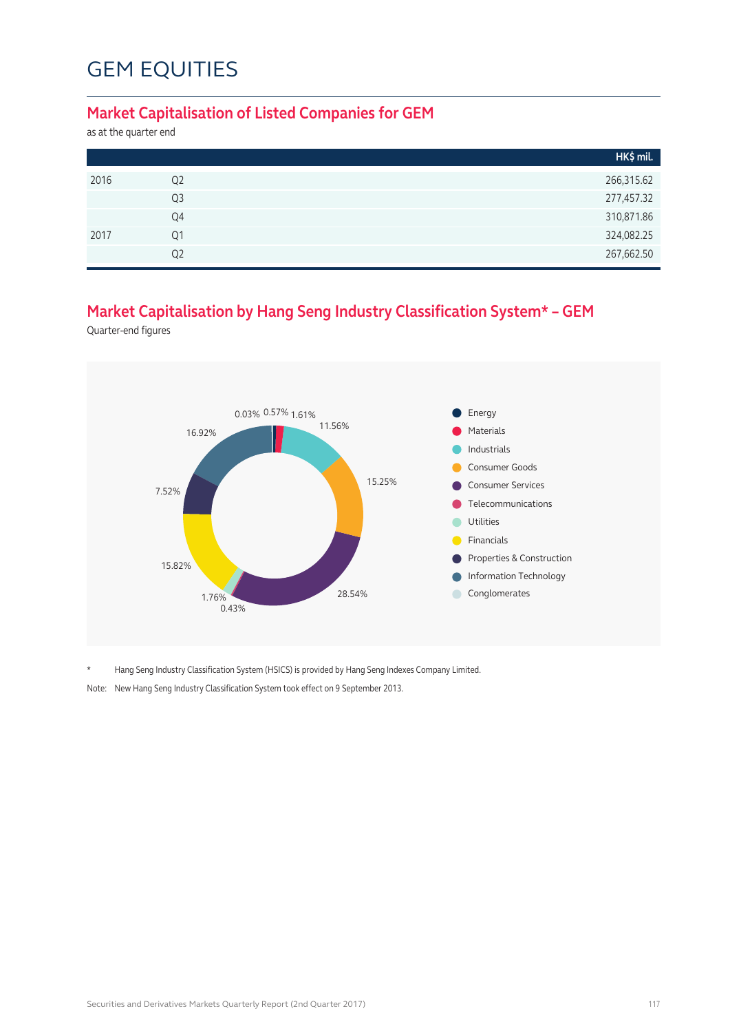# GEM EQUITIES

## Market Capitalisation of Listed Companies for GEM

as at the quarter end

| | | HK$ mil. |
|---|---|---|
| 2016 | Q2 | 266,315.62 |
| | Q3 | 277,457.32 |
| | Q4 | 310,871.86 |
| 2017 | Q1 | 324,082.25 |
| | Q2 | 267,662.50 |

## Market Capitalisation by Hang Seng Industry Classification System* – GEM

Quarter-end figures

| Industry | % |
|---|---|
| Energy | 0.57% |
| Materials | 1.61% |
| Industrials | 11.56% |
| Consumer Goods | 15.25% |
| Consumer Services | 28.54% |
| Telecommunications | 0.43% |
| Utilities | 1.76% |
| Financials | 15.82% |
| Properties & Construction | 7.52% |
| Information Technology | 16.92% |
| Conglomerates | 0.03% |

\* Hang Seng Industry Classification System (HSICS) is provided by Hang Seng Indexes Company Limited.

Note: New Hang Seng Industry Classification System took effect on 9 September 2013.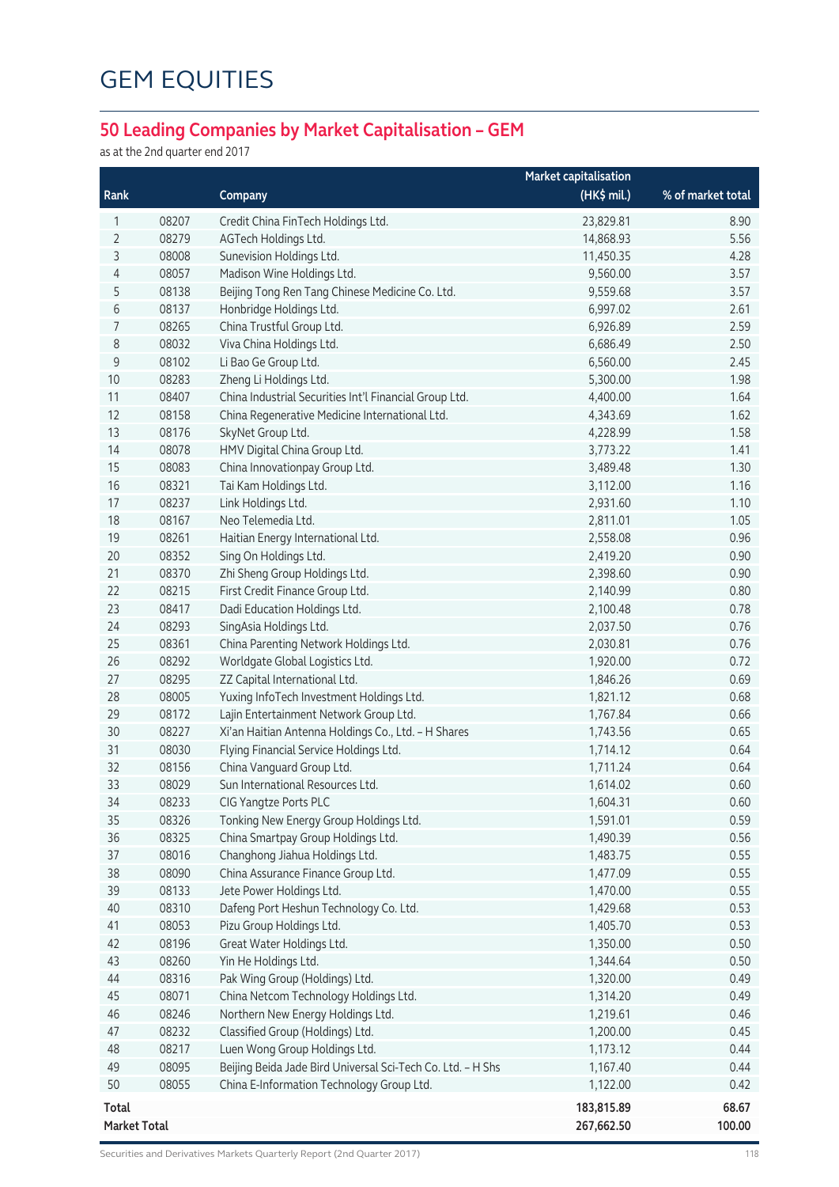# GEM EQUITIES

## 50 Leading Companies by Market Capitalisation – GEM

as at the 2nd quarter end 2017

| Rank | | Company | Market capitalisation (HK$ mil.) | % of market total |
|---|---|---|---|---|
| 1 | 08207 | Credit China FinTech Holdings Ltd. | 23,829.81 | 8.90 |
| 2 | 08279 | AGTech Holdings Ltd. | 14,868.93 | 5.56 |
| 3 | 08008 | Sunevision Holdings Ltd. | 11,450.35 | 4.28 |
| 4 | 08057 | Madison Wine Holdings Ltd. | 9,560.00 | 3.57 |
| 5 | 08138 | Beijing Tong Ren Tang Chinese Medicine Co. Ltd. | 9,559.68 | 3.57 |
| 6 | 08137 | Honbridge Holdings Ltd. | 6,997.02 | 2.61 |
| 7 | 08265 | China Trustful Group Ltd. | 6,926.89 | 2.59 |
| 8 | 08032 | Viva China Holdings Ltd. | 6,686.49 | 2.50 |
| 9 | 08102 | Li Bao Ge Group Ltd. | 6,560.00 | 2.45 |
| 10 | 08283 | Zheng Li Holdings Ltd. | 5,300.00 | 1.98 |
| 11 | 08407 | China Industrial Securities Int'l Financial Group Ltd. | 4,400.00 | 1.64 |
| 12 | 08158 | China Regenerative Medicine International Ltd. | 4,343.69 | 1.62 |
| 13 | 08176 | SkyNet Group Ltd. | 4,228.99 | 1.58 |
| 14 | 08078 | HMV Digital China Group Ltd. | 3,773.22 | 1.41 |
| 15 | 08083 | China Innovationpay Group Ltd. | 3,489.48 | 1.30 |
| 16 | 08321 | Tai Kam Holdings Ltd. | 3,112.00 | 1.16 |
| 17 | 08237 | Link Holdings Ltd. | 2,931.60 | 1.10 |
| 18 | 08167 | Neo Telemedia Ltd. | 2,811.01 | 1.05 |
| 19 | 08261 | Haitian Energy International Ltd. | 2,558.08 | 0.96 |
| 20 | 08352 | Sing On Holdings Ltd. | 2,419.20 | 0.90 |
| 21 | 08370 | Zhi Sheng Group Holdings Ltd. | 2,398.60 | 0.90 |
| 22 | 08215 | First Credit Finance Group Ltd. | 2,140.99 | 0.80 |
| 23 | 08417 | Dadi Education Holdings Ltd. | 2,100.48 | 0.78 |
| 24 | 08293 | SingAsia Holdings Ltd. | 2,037.50 | 0.76 |
| 25 | 08361 | China Parenting Network Holdings Ltd. | 2,030.81 | 0.76 |
| 26 | 08292 | Worldgate Global Logistics Ltd. | 1,920.00 | 0.72 |
| 27 | 08295 | ZZ Capital International Ltd. | 1,846.26 | 0.69 |
| 28 | 08005 | Yuxing InfoTech Investment Holdings Ltd. | 1,821.12 | 0.68 |
| 29 | 08172 | Lajin Entertainment Network Group Ltd. | 1,767.84 | 0.66 |
| 30 | 08227 | Xi'an Haitian Antenna Holdings Co., Ltd. - H Shares | 1,743.56 | 0.65 |
| 31 | 08030 | Flying Financial Service Holdings Ltd. | 1,714.12 | 0.64 |
| 32 | 08156 | China Vanguard Group Ltd. | 1,711.24 | 0.64 |
| 33 | 08029 | Sun International Resources Ltd. | 1,614.02 | 0.60 |
| 34 | 08233 | CIG Yangtze Ports PLC | 1,604.31 | 0.60 |
| 35 | 08326 | Tonking New Energy Group Holdings Ltd. | 1,591.01 | 0.59 |
| 36 | 08325 | China Smartpay Group Holdings Ltd. | 1,490.39 | 0.56 |
| 37 | 08016 | Changhong Jiahua Holdings Ltd. | 1,483.75 | 0.55 |
| 38 | 08090 | China Assurance Finance Group Ltd. | 1,477.09 | 0.55 |
| 39 | 08133 | Jete Power Holdings Ltd. | 1,470.00 | 0.55 |
| 40 | 08310 | Dafeng Port Heshun Technology Co. Ltd. | 1,429.68 | 0.53 |
| 41 | 08053 | Pizu Group Holdings Ltd. | 1,405.70 | 0.53 |
| 42 | 08196 | Great Water Holdings Ltd. | 1,350.00 | 0.50 |
| 43 | 08260 | Yin He Holdings Ltd. | 1,344.64 | 0.50 |
| 44 | 08316 | Pak Wing Group (Holdings) Ltd. | 1,320.00 | 0.49 |
| 45 | 08071 | China Netcom Technology Holdings Ltd. | 1,314.20 | 0.49 |
| 46 | 08246 | Northern New Energy Holdings Ltd. | 1,219.61 | 0.46 |
| 47 | 08232 | Classified Group (Holdings) Ltd. | 1,200.00 | 0.45 |
| 48 | 08217 | Luen Wong Group Holdings Ltd. | 1,173.12 | 0.44 |
| 49 | 08095 | Beijing Beida Jade Bird Universal Sci-Tech Co. Ltd. - H Shs | 1,167.40 | 0.44 |
| 50 | 08055 | China E-Information Technology Group Ltd. | 1,122.00 | 0.42 |
| **Total** | | | **183,815.89** | **68.67** |
| **Market Total** | | | **267,662.50** | **100.00** |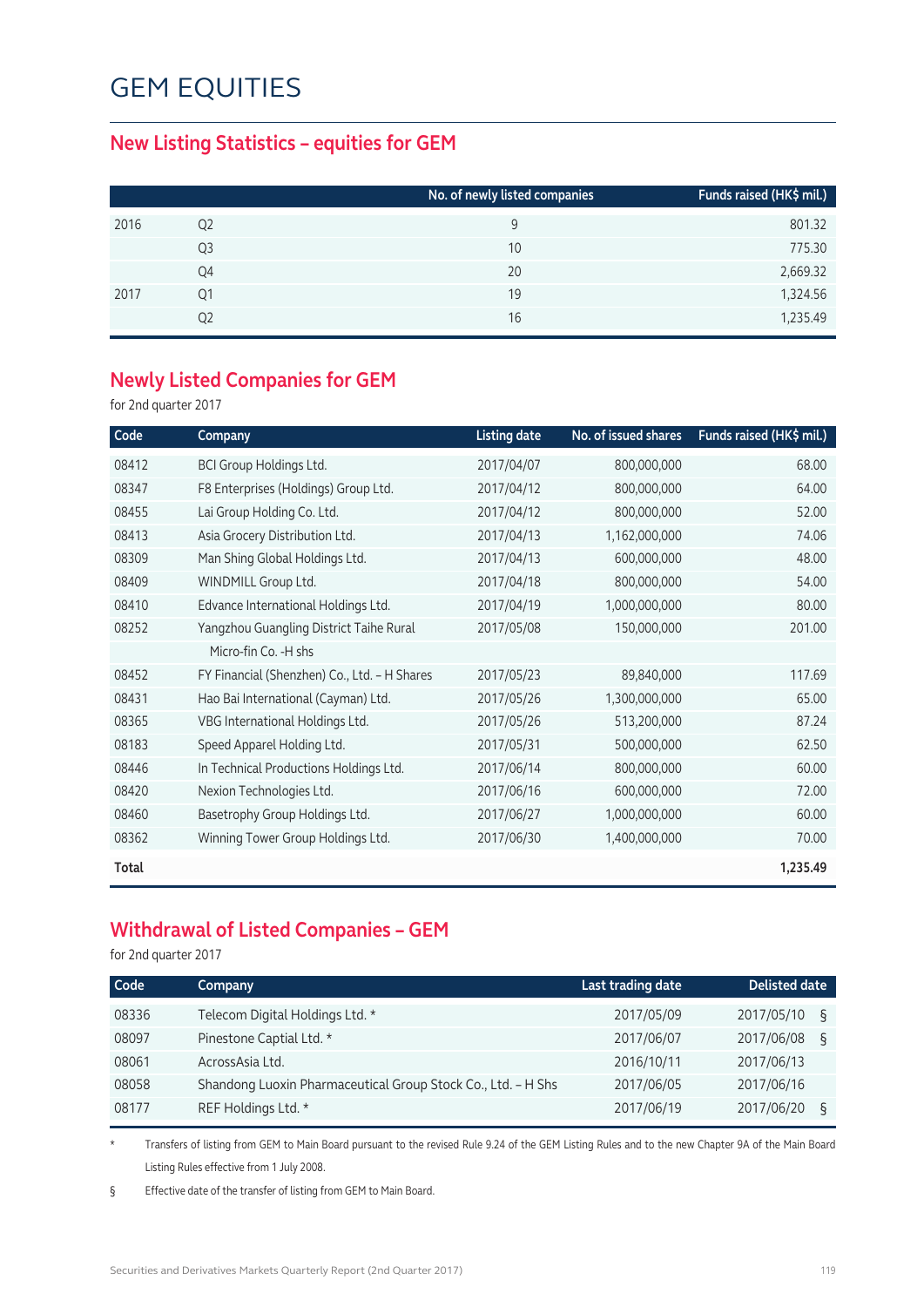# GEM EQUITIES

## New Listing Statistics – equities for GEM

| | | No. of newly listed companies | Funds raised (HK$ mil.) |
|---|---|---|---|
| 2016 | Q2 | 9 | 801.32 |
| | Q3 | 10 | 775.30 |
| | Q4 | 20 | 2,669.32 |
| 2017 | Q1 | 19 | 1,324.56 |
| | Q2 | 16 | 1,235.49 |

## Newly Listed Companies for GEM

for 2nd quarter 2017

| Code | Company | Listing date | No. of issued shares | Funds raised (HK$ mil.) |
|---|---|---|---|---|
| 08412 | BCI Group Holdings Ltd. | 2017/04/07 | 800,000,000 | 68.00 |
| 08347 | F8 Enterprises (Holdings) Group Ltd. | 2017/04/12 | 800,000,000 | 64.00 |
| 08455 | Lai Group Holding Co. Ltd. | 2017/04/12 | 800,000,000 | 52.00 |
| 08413 | Asia Grocery Distribution Ltd. | 2017/04/13 | 1,162,000,000 | 74.06 |
| 08309 | Man Shing Global Holdings Ltd. | 2017/04/13 | 600,000,000 | 48.00 |
| 08409 | WINDMILL Group Ltd. | 2017/04/18 | 800,000,000 | 54.00 |
| 08410 | Edvance International Holdings Ltd. | 2017/04/19 | 1,000,000,000 | 80.00 |
| 08252 | Yangzhou Guangling District Taihe Rural Micro-fin Co. -H shs | 2017/05/08 | 150,000,000 | 201.00 |
| 08452 | FY Financial (Shenzhen) Co., Ltd. – H Shares | 2017/05/23 | 89,840,000 | 117.69 |
| 08431 | Hao Bai International (Cayman) Ltd. | 2017/05/26 | 1,300,000,000 | 65.00 |
| 08365 | VBG International Holdings Ltd. | 2017/05/26 | 513,200,000 | 87.24 |
| 08183 | Speed Apparel Holding Ltd. | 2017/05/31 | 500,000,000 | 62.50 |
| 08446 | In Technical Productions Holdings Ltd. | 2017/06/14 | 800,000,000 | 60.00 |
| 08420 | Nexion Technologies Ltd. | 2017/06/16 | 600,000,000 | 72.00 |
| 08460 | Basetrophy Group Holdings Ltd. | 2017/06/27 | 1,000,000,000 | 60.00 |
| 08362 | Winning Tower Group Holdings Ltd. | 2017/06/30 | 1,400,000,000 | 70.00 |
| **Total** | | | | **1,235.49** |

## Withdrawal of Listed Companies – GEM

for 2nd quarter 2017

| Code | Company | Last trading date | Delisted date |
|---|---|---|---|
| 08336 | Telecom Digital Holdings Ltd. * | 2017/05/09 | 2017/05/10 § |
| 08097 | Pinestone Captial Ltd. * | 2017/06/07 | 2017/06/08 § |
| 08061 | AcrossAsia Ltd. | 2016/10/11 | 2017/06/13 |
| 08058 | Shandong Luoxin Pharmaceutical Group Stock Co., Ltd. – H Shs | 2017/06/05 | 2017/06/16 |
| 08177 | REF Holdings Ltd. * | 2017/06/19 | 2017/06/20 § |

\* Transfers of listing from GEM to Main Board pursuant to the revised Rule 9.24 of the GEM Listing Rules and to the new Chapter 9A of the Main Board Listing Rules effective from 1 July 2008.

§ Effective date of the transfer of listing from GEM to Main Board.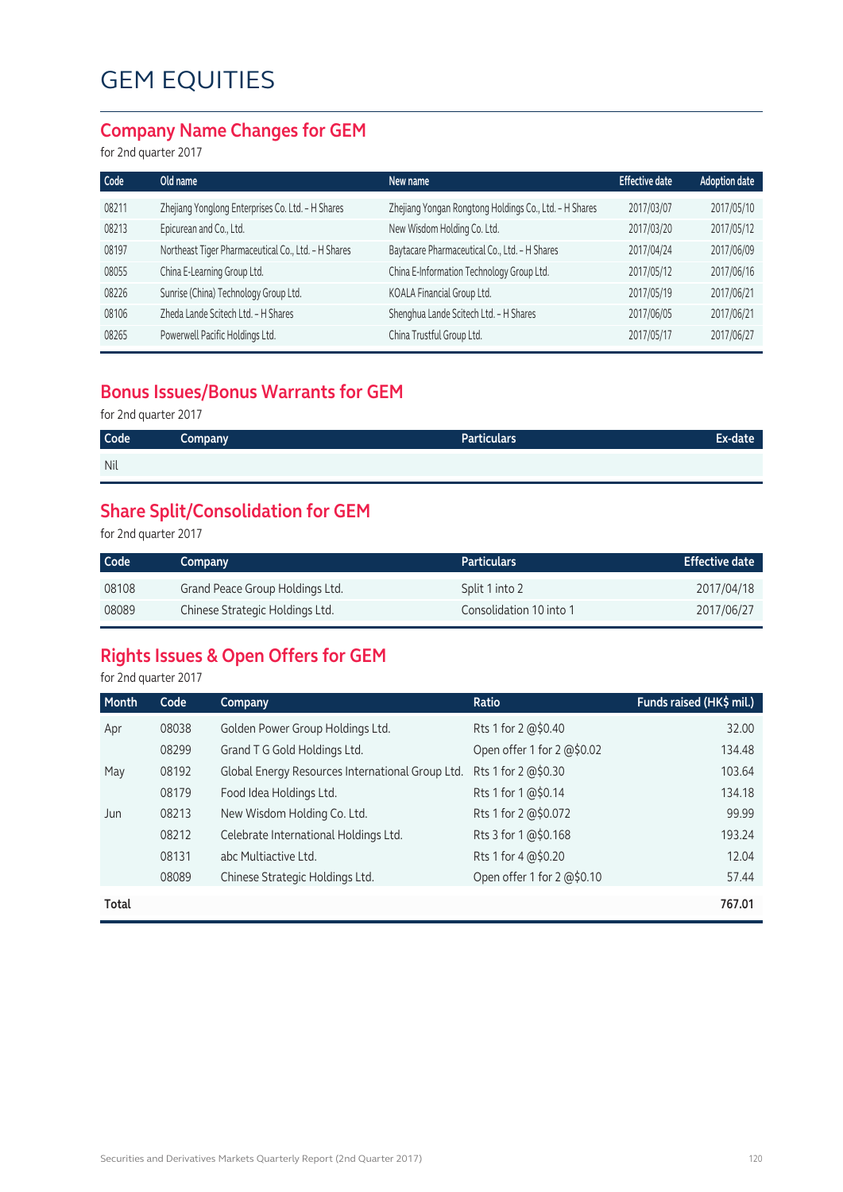# GEM EQUITIES

## Company Name Changes for GEM

for 2nd quarter 2017

| Code | Old name | New name | Effective date | Adoption date |
|---|---|---|---|---|
| 08211 | Zhejiang Yonglong Enterprises Co. Ltd. - H Shares | Zhejiang Yongan Rongtong Holdings Co., Ltd. - H Shares | 2017/03/07 | 2017/05/10 |
| 08213 | Epicurean and Co., Ltd. | New Wisdom Holding Co. Ltd. | 2017/03/20 | 2017/05/12 |
| 08197 | Northeast Tiger Pharmaceutical Co., Ltd. - H Shares | Baytacare Pharmaceutical Co., Ltd. - H Shares | 2017/04/24 | 2017/06/09 |
| 08055 | China E-Learning Group Ltd. | China E-Information Technology Group Ltd. | 2017/05/12 | 2017/06/16 |
| 08226 | Sunrise (China) Technology Group Ltd. | KOALA Financial Group Ltd. | 2017/05/19 | 2017/06/21 |
| 08106 | Zheda Lande Scitech Ltd. - H Shares | Shenghua Lande Scitech Ltd. - H Shares | 2017/06/05 | 2017/06/21 |
| 08265 | Powerwell Pacific Holdings Ltd. | China Trustful Group Ltd. | 2017/05/17 | 2017/06/27 |

## Bonus Issues/Bonus Warrants for GEM

for 2nd quarter 2017

| Code | Company | Particulars | Ex-date |
|---|---|---|---|
| Nil | | | |

## Share Split/Consolidation for GEM

for 2nd quarter 2017

| Code | Company | Particulars | Effective date |
|---|---|---|---|
| 08108 | Grand Peace Group Holdings Ltd. | Split 1 into 2 | 2017/04/18 |
| 08089 | Chinese Strategic Holdings Ltd. | Consolidation 10 into 1 | 2017/06/27 |

## Rights Issues & Open Offers for GEM

for 2nd quarter 2017

| Month | Code | Company | Ratio | Funds raised (HK$ mil.) |
|---|---|---|---|---|
| Apr | 08038 | Golden Power Group Holdings Ltd. | Rts 1 for 2 @$0.40 | 32.00 |
| | 08299 | Grand T G Gold Holdings Ltd. | Open offer 1 for 2 @$0.02 | 134.48 |
| May | 08192 | Global Energy Resources International Group Ltd. | Rts 1 for 2 @$0.30 | 103.64 |
| | 08179 | Food Idea Holdings Ltd. | Rts 1 for 1 @$0.14 | 134.18 |
| Jun | 08213 | New Wisdom Holding Co. Ltd. | Rts 1 for 2 @$0.072 | 99.99 |
| | 08212 | Celebrate International Holdings Ltd. | Rts 3 for 1 @$0.168 | 193.24 |
| | 08131 | abc Multiactive Ltd. | Rts 1 for 4 @$0.20 | 12.04 |
| | 08089 | Chinese Strategic Holdings Ltd. | Open offer 1 for 2 @$0.10 | 57.44 |
| **Total** | | | | **767.01** |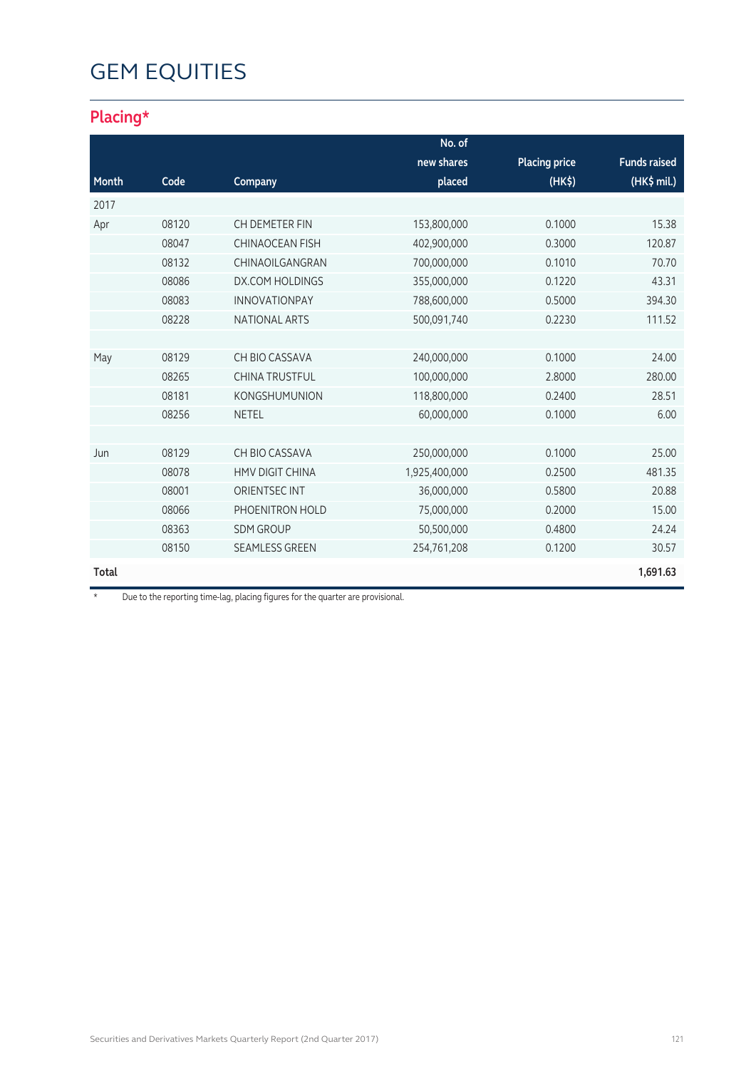# GEM EQUITIES

## Placing*

| Month | Code | Company | No. of new shares placed | Placing price (HK$) | Funds raised (HK$ mil.) |
|---|---|---|---|---|---|
| 2017 | | | | | |
| Apr | 08120 | CH DEMETER FIN | 153,800,000 | 0.1000 | 15.38 |
| | 08047 | CHINAOCEAN FISH | 402,900,000 | 0.3000 | 120.87 |
| | 08132 | CHINAOILGANGRAN | 700,000,000 | 0.1010 | 70.70 |
| | 08086 | DX.COM HOLDINGS | 355,000,000 | 0.1220 | 43.31 |
| | 08083 | INNOVATIONPAY | 788,600,000 | 0.5000 | 394.30 |
| | 08228 | NATIONAL ARTS | 500,091,740 | 0.2230 | 111.52 |
| | | | | | |
| May | 08129 | CH BIO CASSAVA | 240,000,000 | 0.1000 | 24.00 |
| | 08265 | CHINA TRUSTFUL | 100,000,000 | 2.8000 | 280.00 |
| | 08181 | KONGSHUMUNION | 118,800,000 | 0.2400 | 28.51 |
| | 08256 | NETEL | 60,000,000 | 0.1000 | 6.00 |
| | | | | | |
| Jun | 08129 | CH BIO CASSAVA | 250,000,000 | 0.1000 | 25.00 |
| | 08078 | HMV DIGIT CHINA | 1,925,400,000 | 0.2500 | 481.35 |
| | 08001 | ORIENTSEC INT | 36,000,000 | 0.5800 | 20.88 |
| | 08066 | PHOENITRON HOLD | 75,000,000 | 0.2000 | 15.00 |
| | 08363 | SDM GROUP | 50,500,000 | 0.4800 | 24.24 |
| | 08150 | SEAMLESS GREEN | 254,761,208 | 0.1200 | 30.57 |
| **Total** | | | | | **1,691.63** |

* Due to the reporting time-lag, placing figures for the quarter are provisional.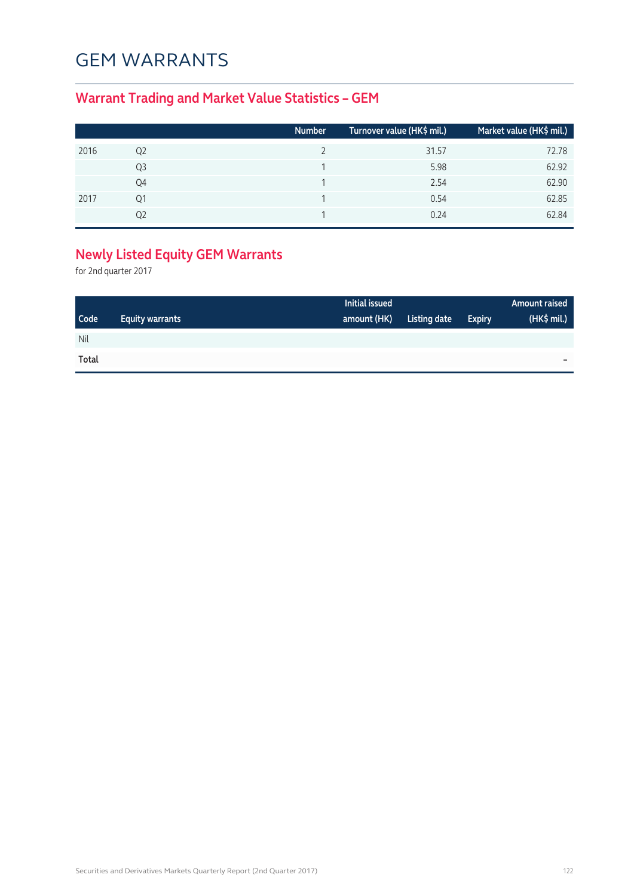# GEM WARRANTS

## Warrant Trading and Market Value Statistics – GEM

| | | Number | Turnover value (HK$ mil.) | Market value (HK$ mil.) |
|---|---|---|---|---|
| 2016 | Q2 | 2 | 31.57 | 72.78 |
| | Q3 | 1 | 5.98 | 62.92 |
| | Q4 | 1 | 2.54 | 62.90 |
| 2017 | Q1 | 1 | 0.54 | 62.85 |
| | Q2 | 1 | 0.24 | 62.84 |

## Newly Listed Equity GEM Warrants

for 2nd quarter 2017

| Code | Equity warrants | Initial issued amount (HK) | Listing date | Expiry | Amount raised (HK$ mil.) |
|---|---|---|---|---|---|
| Nil | | | | | |
| **Total** | | | | | – |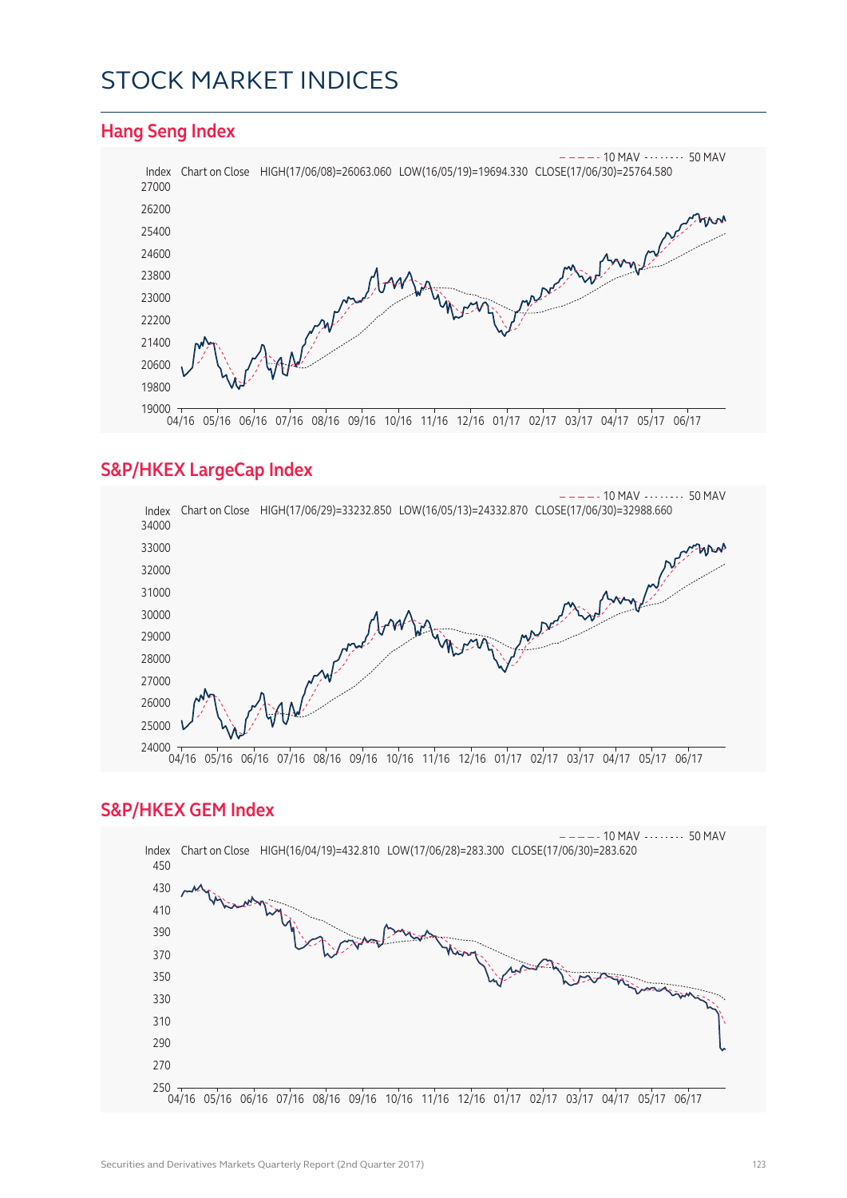# STOCK MARKET INDICES

## Hang Seng Index

10 MAV    50 MAV

Index  Chart on Close  HIGH(17/06/08)=26063.060  LOW(16/05/19)=19694.330  CLOSE(17/06/30)=25764.580

27000
26200
25400
24600
23800
23000
22200
21400
20600
19800
19000

04/16 05/16 06/16 07/16 08/16 09/16 10/16 11/16 12/16 01/17 02/17 03/17 04/17 05/17 06/17

## S&P/HKEX LargeCap Index

10 MAV    50 MAV

Index  Chart on Close  HIGH(17/06/29)=33232.850  LOW(16/05/13)=24332.870  CLOSE(17/06/30)=32988.660

34000
33000
32000
31000
30000
29000
28000
27000
26000
25000
24000

04/16 05/16 06/16 07/16 08/16 09/16 10/16 11/16 12/16 01/17 02/17 03/17 04/17 05/17 06/17

## S&P/HKEX GEM Index

10 MAV    50 MAV

Index  Chart on Close  HIGH(16/04/19)=432.810  LOW(17/06/28)=283.300  CLOSE(17/06/30)=283.620

450
430
410
390
370
350
330
310
290
270
250

04/16 05/16 06/16 07/16 08/16 09/16 10/16 11/16 12/16 01/17 02/17 03/17 04/17 05/17 06/17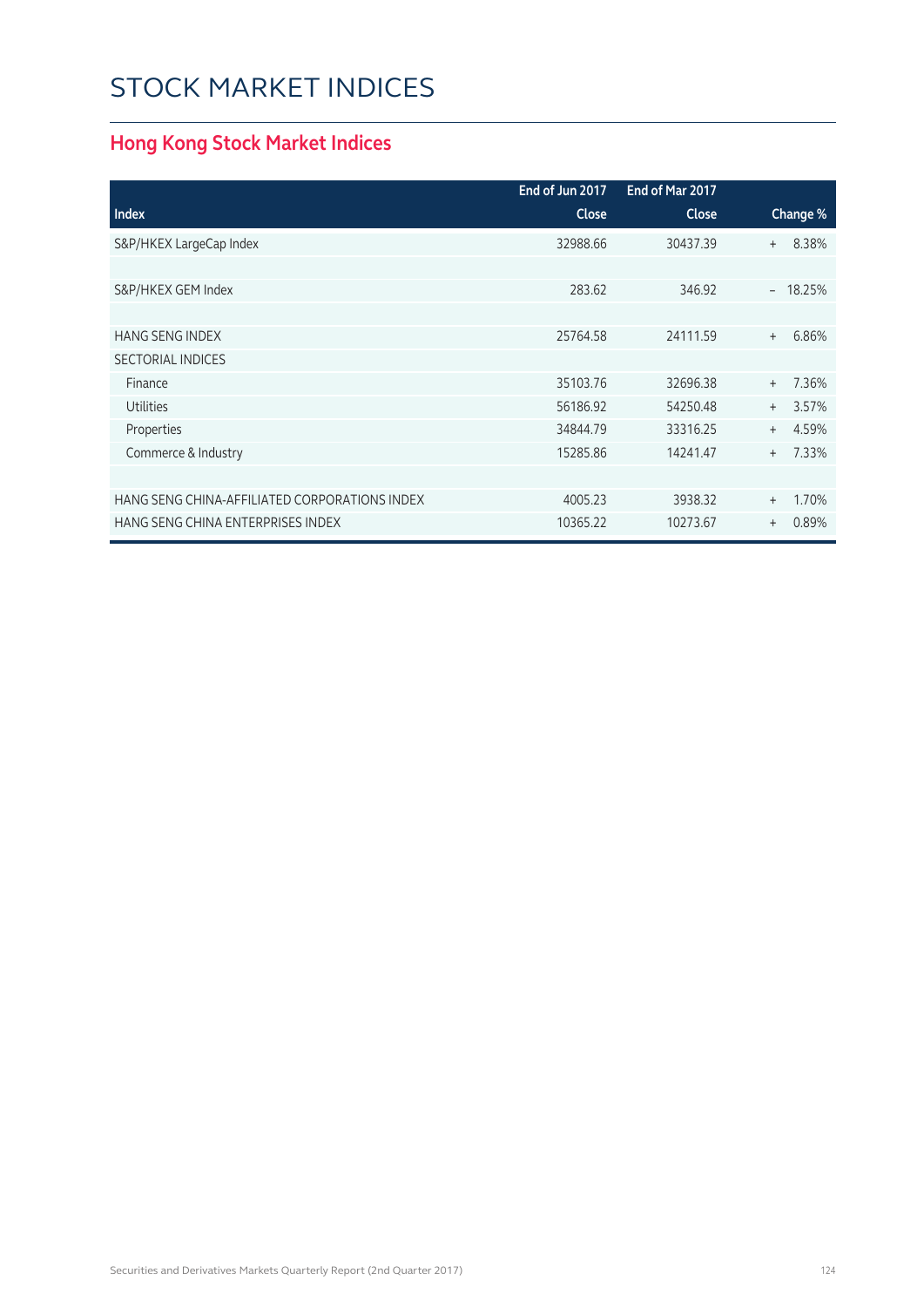# STOCK MARKET INDICES

## Hong Kong Stock Market Indices

| Index | End of Jun 2017 Close | End of Mar 2017 Close | Change % |
|---|---|---|---|
| S&P/HKEX LargeCap Index | 32988.66 | 30437.39 | + 8.38% |
| | | | |
| S&P/HKEX GEM Index | 283.62 | 346.92 | – 18.25% |
| | | | |
| HANG SENG INDEX | 25764.58 | 24111.59 | + 6.86% |
| SECTORIAL INDICES | | | |
| Finance | 35103.76 | 32696.38 | + 7.36% |
| Utilities | 56186.92 | 54250.48 | + 3.57% |
| Properties | 34844.79 | 33316.25 | + 4.59% |
| Commerce & Industry | 15285.86 | 14241.47 | + 7.33% |
| | | | |
| HANG SENG CHINA-AFFILIATED CORPORATIONS INDEX | 4005.23 | 3938.32 | + 1.70% |
| HANG SENG CHINA ENTERPRISES INDEX | 10365.22 | 10273.67 | + 0.89% |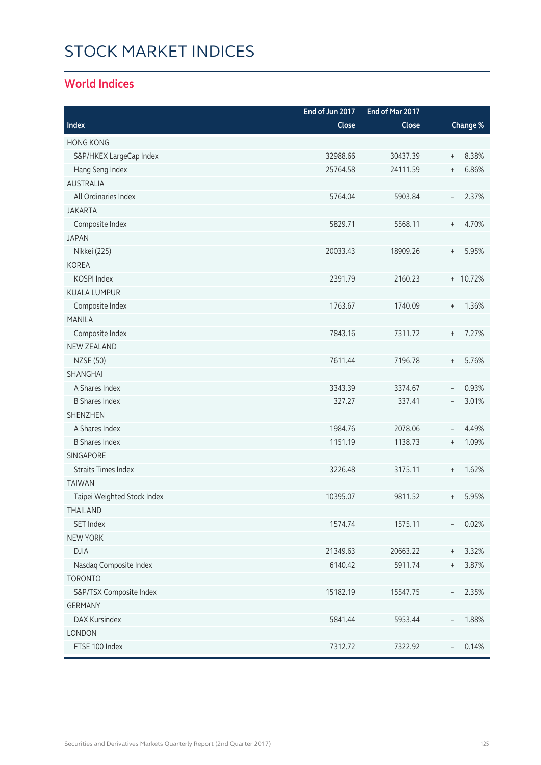# STOCK MARKET INDICES

## World Indices

| Index | End of Jun 2017 Close | End of Mar 2017 Close | Change % |
|---|---|---|---|
| HONG KONG | | | |
| S&P/HKEX LargeCap Index | 32988.66 | 30437.39 | + 8.38% |
| Hang Seng Index | 25764.58 | 24111.59 | + 6.86% |
| AUSTRALIA | | | |
| All Ordinaries Index | 5764.04 | 5903.84 | – 2.37% |
| JAKARTA | | | |
| Composite Index | 5829.71 | 5568.11 | + 4.70% |
| JAPAN | | | |
| Nikkei (225) | 20033.43 | 18909.26 | + 5.95% |
| KOREA | | | |
| KOSPI Index | 2391.79 | 2160.23 | + 10.72% |
| KUALA LUMPUR | | | |
| Composite Index | 1763.67 | 1740.09 | + 1.36% |
| MANILA | | | |
| Composite Index | 7843.16 | 7311.72 | + 7.27% |
| NEW ZEALAND | | | |
| NZSE (50) | 7611.44 | 7196.78 | + 5.76% |
| SHANGHAI | | | |
| A Shares Index | 3343.39 | 3374.67 | – 0.93% |
| B Shares Index | 327.27 | 337.41 | – 3.01% |
| SHENZHEN | | | |
| A Shares Index | 1984.76 | 2078.06 | – 4.49% |
| B Shares Index | 1151.19 | 1138.73 | + 1.09% |
| SINGAPORE | | | |
| Straits Times Index | 3226.48 | 3175.11 | + 1.62% |
| TAIWAN | | | |
| Taipei Weighted Stock Index | 10395.07 | 9811.52 | + 5.95% |
| THAILAND | | | |
| SET Index | 1574.74 | 1575.11 | – 0.02% |
| NEW YORK | | | |
| DJIA | 21349.63 | 20663.22 | + 3.32% |
| Nasdaq Composite Index | 6140.42 | 5911.74 | + 3.87% |
| TORONTO | | | |
| S&P/TSX Composite Index | 15182.19 | 15547.75 | – 2.35% |
| GERMANY | | | |
| DAX Kursindex | 5841.44 | 5953.44 | – 1.88% |
| LONDON | | | |
| FTSE 100 Index | 7312.72 | 7322.92 | – 0.14% |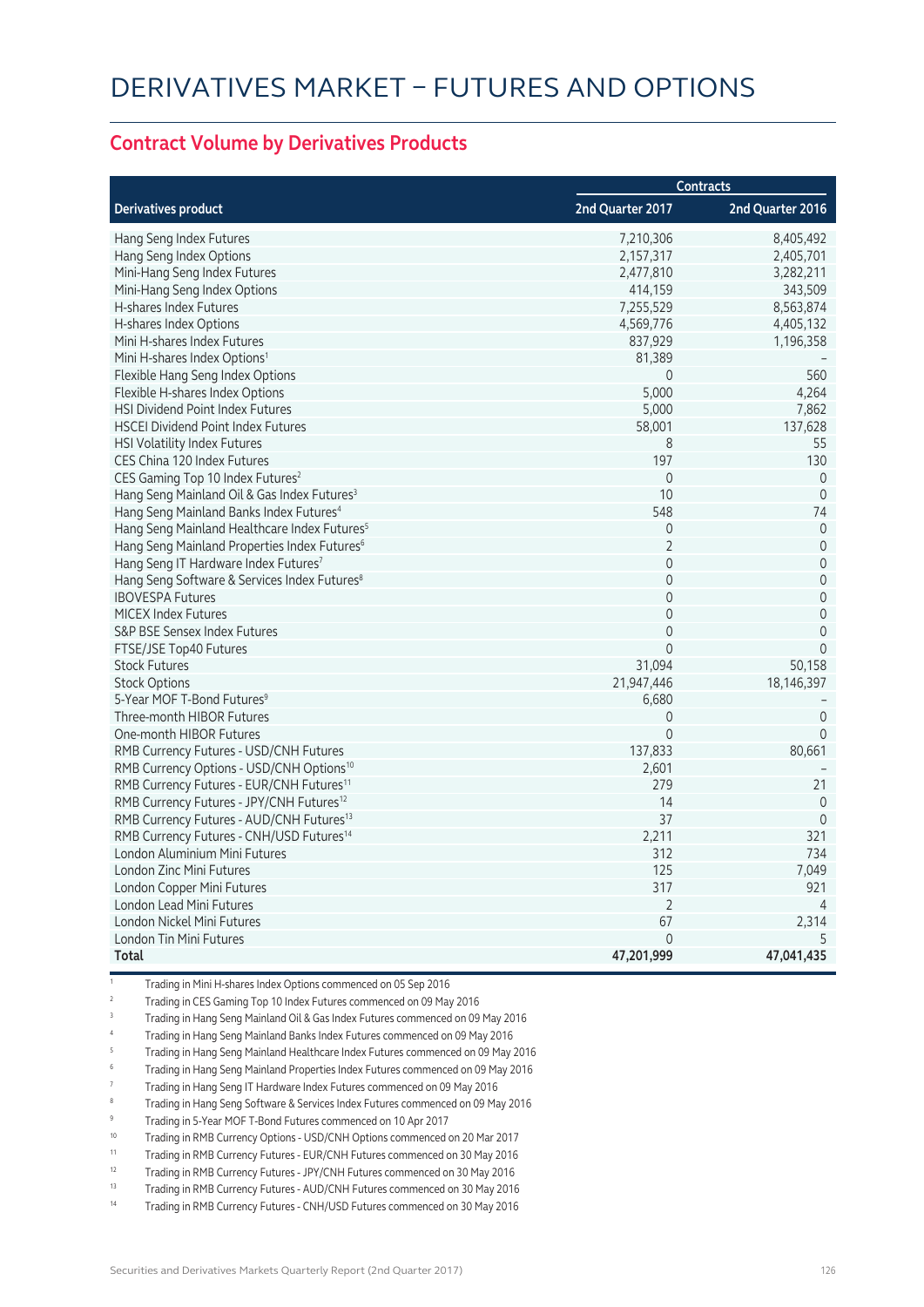# DERIVATIVES MARKET – FUTURES AND OPTIONS

## Contract Volume by Derivatives Products

| Derivatives product | Contracts | |
|---|---|---|
| | 2nd Quarter 2017 | 2nd Quarter 2016 |
| Hang Seng Index Futures | 7,210,306 | 8,405,492 |
| Hang Seng Index Options | 2,157,317 | 2,405,701 |
| Mini-Hang Seng Index Futures | 2,477,810 | 3,282,211 |
| Mini-Hang Seng Index Options | 414,159 | 343,509 |
| H-shares Index Futures | 7,255,529 | 8,563,874 |
| H-shares Index Options | 4,569,776 | 4,405,132 |
| Mini H-shares Index Futures | 837,929 | 1,196,358 |
| Mini H-shares Index Options[1] | 81,389 | – |
| Flexible Hang Seng Index Options | 0 | 560 |
| Flexible H-shares Index Options | 5,000 | 4,264 |
| HSI Dividend Point Index Futures | 5,000 | 7,862 |
| HSCEI Dividend Point Index Futures | 58,001 | 137,628 |
| HSI Volatility Index Futures | 8 | 55 |
| CES China 120 Index Futures | 197 | 130 |
| CES Gaming Top 10 Index Futures[2] | 0 | 0 |
| Hang Seng Mainland Oil & Gas Index Futures[3] | 10 | 0 |
| Hang Seng Mainland Banks Index Futures[4] | 548 | 74 |
| Hang Seng Mainland Healthcare Index Futures[5] | 0 | 0 |
| Hang Seng Mainland Properties Index Futures[6] | 2 | 0 |
| Hang Seng IT Hardware Index Futures[7] | 0 | 0 |
| Hang Seng Software & Services Index Futures[8] | 0 | 0 |
| IBOVESPA Futures | 0 | 0 |
| MICEX Index Futures | 0 | 0 |
| S&P BSE Sensex Index Futures | 0 | 0 |
| FTSE/JSE Top40 Futures | 0 | 0 |
| Stock Futures | 31,094 | 50,158 |
| Stock Options | 21,947,446 | 18,146,397 |
| 5-Year MOF T-Bond Futures[9] | 6,680 | – |
| Three-month HIBOR Futures | 0 | 0 |
| One-month HIBOR Futures | 0 | 0 |
| RMB Currency Futures - USD/CNH Futures | 137,833 | 80,661 |
| RMB Currency Options - USD/CNH Options[10] | 2,601 | – |
| RMB Currency Futures - EUR/CNH Futures[11] | 279 | 21 |
| RMB Currency Futures - JPY/CNH Futures[12] | 14 | 0 |
| RMB Currency Futures - AUD/CNH Futures[13] | 37 | 0 |
| RMB Currency Futures - CNH/USD Futures[14] | 2,211 | 321 |
| London Aluminium Mini Futures | 312 | 734 |
| London Zinc Mini Futures | 125 | 7,049 |
| London Copper Mini Futures | 317 | 921 |
| London Lead Mini Futures | 2 | 4 |
| London Nickel Mini Futures | 67 | 2,314 |
| London Tin Mini Futures | 0 | 5 |
| **Total** | **47,201,999** | **47,041,435** |

1. Trading in Mini H-shares Index Options commenced on 05 Sep 2016
2. Trading in CES Gaming Top 10 Index Futures commenced on 09 May 2016
3. Trading in Hang Seng Mainland Oil & Gas Index Futures commenced on 09 May 2016
4. Trading in Hang Seng Mainland Banks Index Futures commenced on 09 May 2016
5. Trading in Hang Seng Mainland Healthcare Index Futures commenced on 09 May 2016
6. Trading in Hang Seng Mainland Properties Index Futures commenced on 09 May 2016
7. Trading in Hang Seng IT Hardware Index Futures commenced on 09 May 2016
8. Trading in Hang Seng Software & Services Index Futures commenced on 09 May 2016
9. Trading in 5-Year MOF T-Bond Futures commenced on 10 Apr 2017
10. Trading in RMB Currency Options - USD/CNH Options commenced on 20 Mar 2017
11. Trading in RMB Currency Futures - EUR/CNH Futures commenced on 30 May 2016
12. Trading in RMB Currency Futures - JPY/CNH Futures commenced on 30 May 2016
13. Trading in RMB Currency Futures - AUD/CNH Futures commenced on 30 May 2016
14. Trading in RMB Currency Futures - CNH/USD Futures commenced on 30 May 2016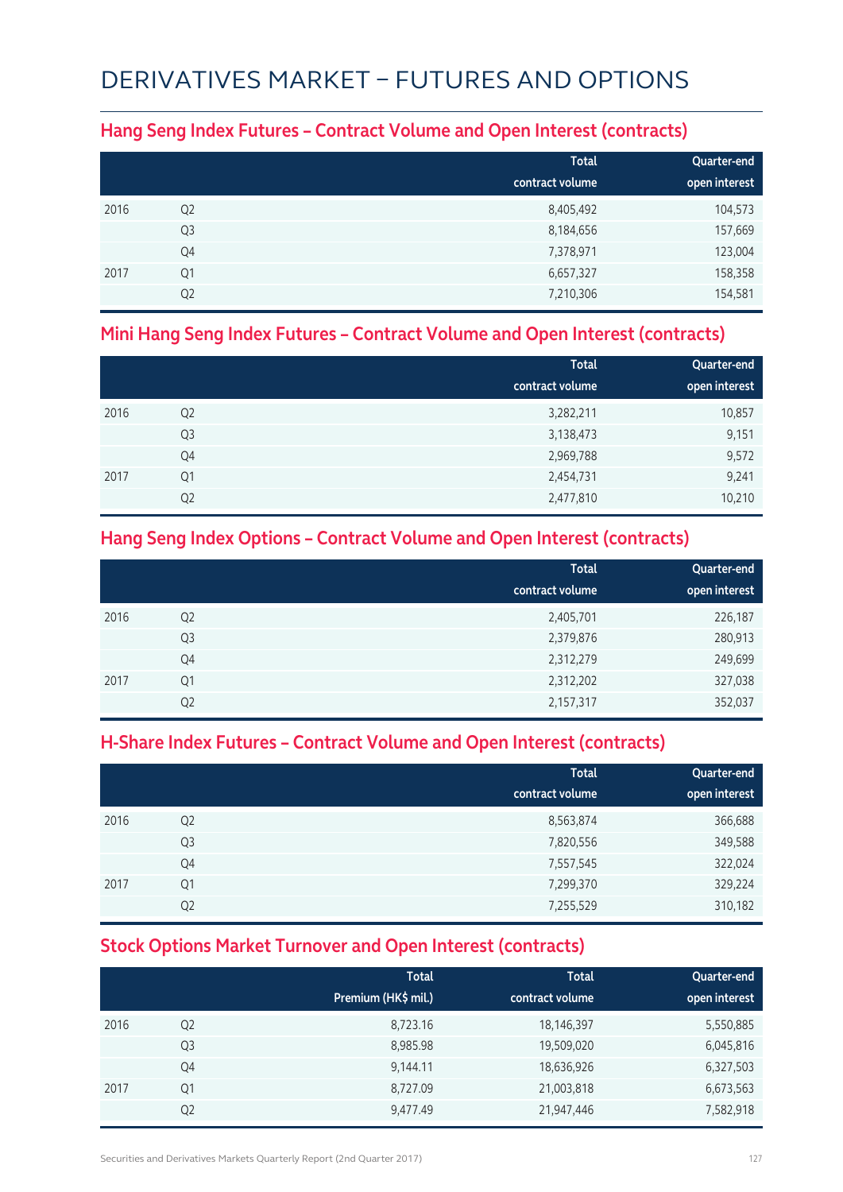# DERIVATIVES MARKET – FUTURES AND OPTIONS

## Hang Seng Index Futures – Contract Volume and Open Interest (contracts)

| | | Total contract volume | Quarter-end open interest |
|---|---|---|---|
| 2016 | Q2 | 8,405,492 | 104,573 |
| | Q3 | 8,184,656 | 157,669 |
| | Q4 | 7,378,971 | 123,004 |
| 2017 | Q1 | 6,657,327 | 158,358 |
| | Q2 | 7,210,306 | 154,581 |

## Mini Hang Seng Index Futures – Contract Volume and Open Interest (contracts)

| | | Total contract volume | Quarter-end open interest |
|---|---|---|---|
| 2016 | Q2 | 3,282,211 | 10,857 |
| | Q3 | 3,138,473 | 9,151 |
| | Q4 | 2,969,788 | 9,572 |
| 2017 | Q1 | 2,454,731 | 9,241 |
| | Q2 | 2,477,810 | 10,210 |

## Hang Seng Index Options – Contract Volume and Open Interest (contracts)

| | | Total contract volume | Quarter-end open interest |
|---|---|---|---|
| 2016 | Q2 | 2,405,701 | 226,187 |
| | Q3 | 2,379,876 | 280,913 |
| | Q4 | 2,312,279 | 249,699 |
| 2017 | Q1 | 2,312,202 | 327,038 |
| | Q2 | 2,157,317 | 352,037 |

## H-Share Index Futures – Contract Volume and Open Interest (contracts)

| | | Total contract volume | Quarter-end open interest |
|---|---|---|---|
| 2016 | Q2 | 8,563,874 | 366,688 |
| | Q3 | 7,820,556 | 349,588 |
| | Q4 | 7,557,545 | 322,024 |
| 2017 | Q1 | 7,299,370 | 329,224 |
| | Q2 | 7,255,529 | 310,182 |

## Stock Options Market Turnover and Open Interest (contracts)

| | | Total Premium (HK$ mil.) | Total contract volume | Quarter-end open interest |
|---|---|---|---|---|
| 2016 | Q2 | 8,723.16 | 18,146,397 | 5,550,885 |
| | Q3 | 8,985.98 | 19,509,020 | 6,045,816 |
| | Q4 | 9,144.11 | 18,636,926 | 6,327,503 |
| 2017 | Q1 | 8,727.09 | 21,003,818 | 6,673,563 |
| | Q2 | 9,477.49 | 21,947,446 | 7,582,918 |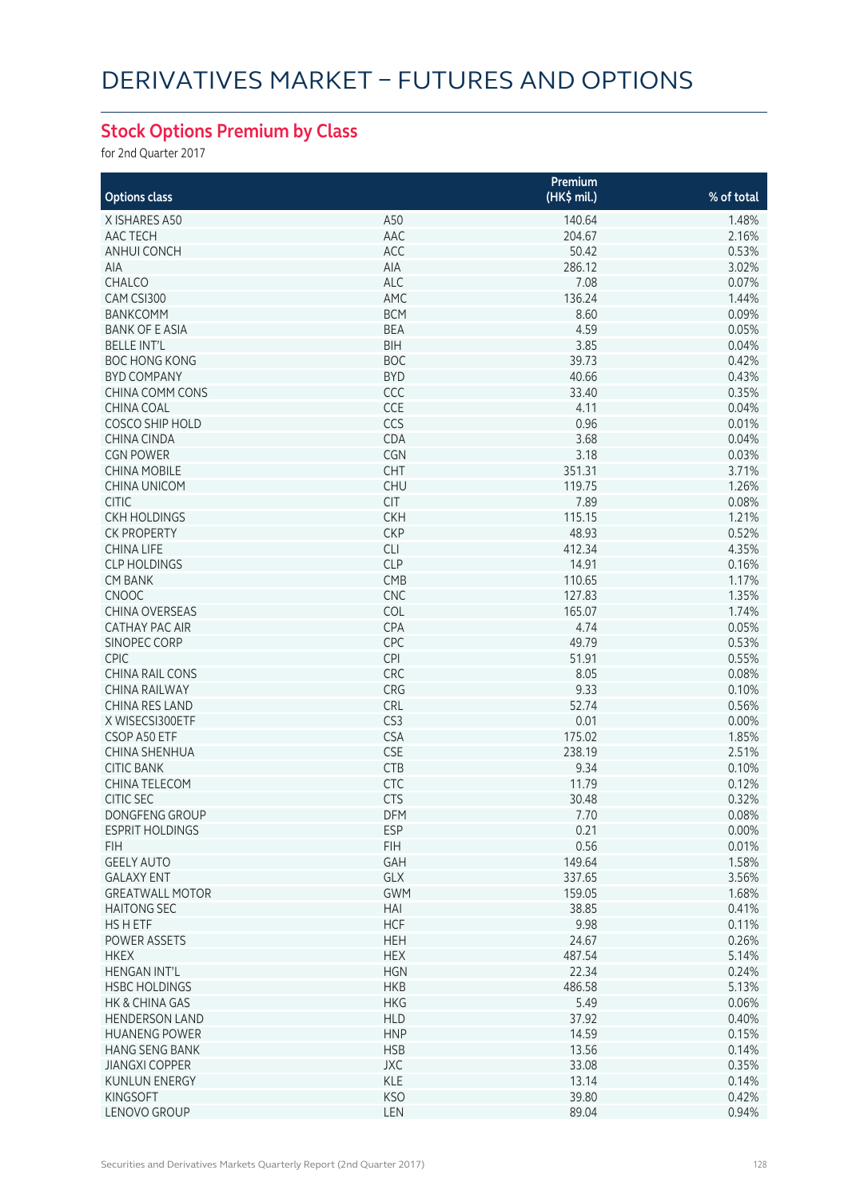# DERIVATIVES MARKET – FUTURES AND OPTIONS

## Stock Options Premium by Class

for 2nd Quarter 2017

| Options class | | Premium (HK$ mil.) | % of total |
|---|---|---|---|
| X ISHARES A50 | A50 | 140.64 | 1.48% |
| AAC TECH | AAC | 204.67 | 2.16% |
| ANHUI CONCH | ACC | 50.42 | 0.53% |
| AIA | AIA | 286.12 | 3.02% |
| CHALCO | ALC | 7.08 | 0.07% |
| CAM CSI300 | AMC | 136.24 | 1.44% |
| BANKCOMM | BCM | 8.60 | 0.09% |
| BANK OF E ASIA | BEA | 4.59 | 0.05% |
| BELLE INT'L | BIH | 3.85 | 0.04% |
| BOC HONG KONG | BOC | 39.73 | 0.42% |
| BYD COMPANY | BYD | 40.66 | 0.43% |
| CHINA COMM CONS | CCC | 33.40 | 0.35% |
| CHINA COAL | CCE | 4.11 | 0.04% |
| COSCO SHIP HOLD | CCS | 0.96 | 0.01% |
| CHINA CINDA | CDA | 3.68 | 0.04% |
| CGN POWER | CGN | 3.18 | 0.03% |
| CHINA MOBILE | CHT | 351.31 | 3.71% |
| CHINA UNICOM | CHU | 119.75 | 1.26% |
| CITIC | CIT | 7.89 | 0.08% |
| CKH HOLDINGS | CKH | 115.15 | 1.21% |
| CK PROPERTY | CKP | 48.93 | 0.52% |
| CHINA LIFE | CLI | 412.34 | 4.35% |
| CLP HOLDINGS | CLP | 14.91 | 0.16% |
| CM BANK | CMB | 110.65 | 1.17% |
| CNOOC | CNC | 127.83 | 1.35% |
| CHINA OVERSEAS | COL | 165.07 | 1.74% |
| CATHAY PAC AIR | CPA | 4.74 | 0.05% |
| SINOPEC CORP | CPC | 49.79 | 0.53% |
| CPIC | CPI | 51.91 | 0.55% |
| CHINA RAIL CONS | CRC | 8.05 | 0.08% |
| CHINA RAILWAY | CRG | 9.33 | 0.10% |
| CHINA RES LAND | CRL | 52.74 | 0.56% |
| X WISECSI300ETF | CS3 | 0.01 | 0.00% |
| CSOP A50 ETF | CSA | 175.02 | 1.85% |
| CHINA SHENHUA | CSE | 238.19 | 2.51% |
| CITIC BANK | CTB | 9.34 | 0.10% |
| CHINA TELECOM | CTC | 11.79 | 0.12% |
| CITIC SEC | CTS | 30.48 | 0.32% |
| DONGFENG GROUP | DFM | 7.70 | 0.08% |
| ESPRIT HOLDINGS | ESP | 0.21 | 0.00% |
| FIH | FIH | 0.56 | 0.01% |
| GEELY AUTO | GAH | 149.64 | 1.58% |
| GALAXY ENT | GLX | 337.65 | 3.56% |
| GREATWALL MOTOR | GWM | 159.05 | 1.68% |
| HAITONG SEC | HAI | 38.85 | 0.41% |
| HS H ETF | HCF | 9.98 | 0.11% |
| POWER ASSETS | HEH | 24.67 | 0.26% |
| HKEX | HEX | 487.54 | 5.14% |
| HENGAN INT'L | HGN | 22.34 | 0.24% |
| HSBC HOLDINGS | HKB | 486.58 | 5.13% |
| HK & CHINA GAS | HKG | 5.49 | 0.06% |
| HENDERSON LAND | HLD | 37.92 | 0.40% |
| HUANENG POWER | HNP | 14.59 | 0.15% |
| HANG SENG BANK | HSB | 13.56 | 0.14% |
| JIANGXI COPPER | JXC | 33.08 | 0.35% |
| KUNLUN ENERGY | KLE | 13.14 | 0.14% |
| KINGSOFT | KSO | 39.80 | 0.42% |
| LENOVO GROUP | LEN | 89.04 | 0.94% |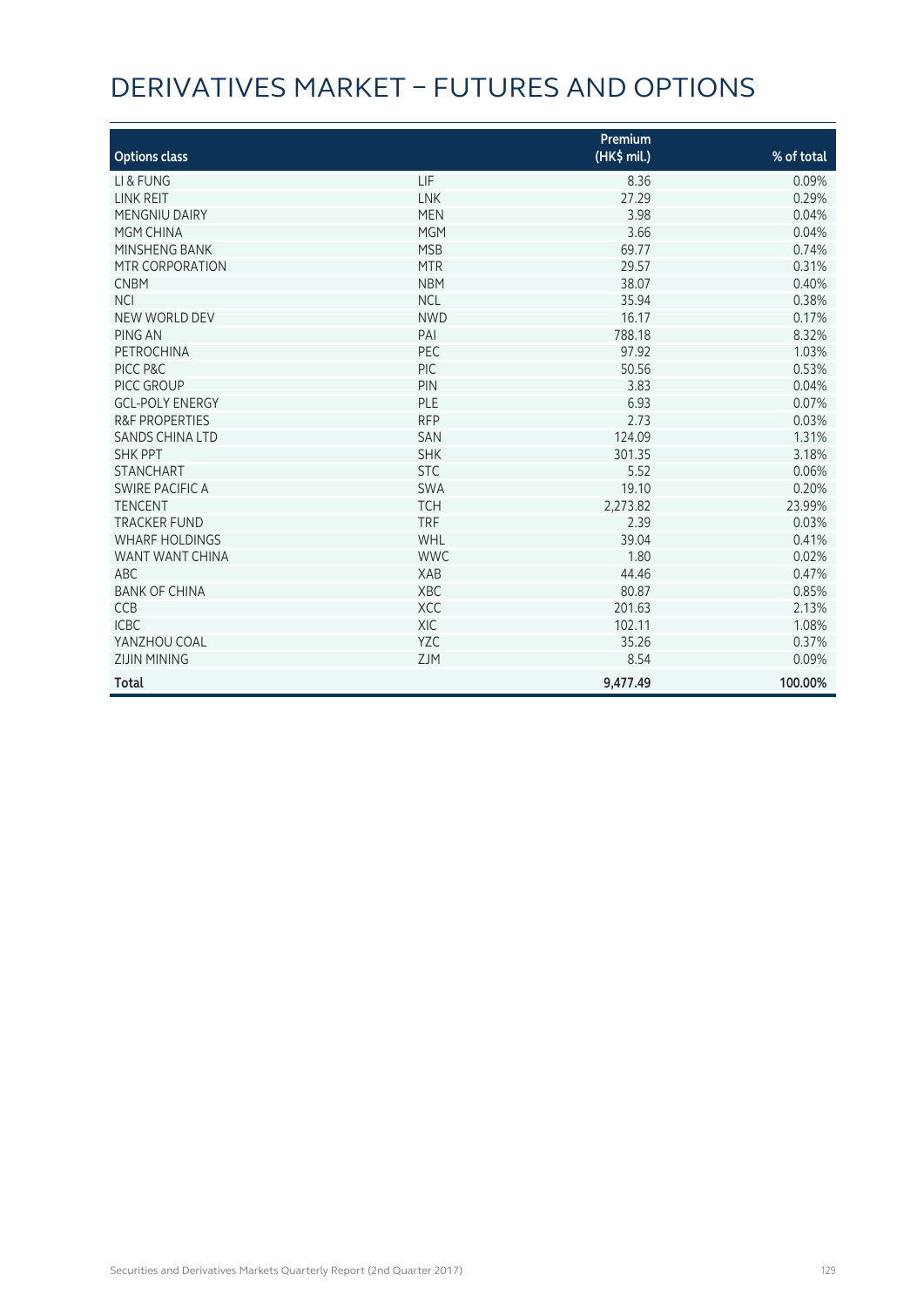# DERIVATIVES MARKET – FUTURES AND OPTIONS

| Options class | | Premium (HK$ mil.) | % of total |
|---|---|---|---|
| LI & FUNG | LIF | 8.36 | 0.09% |
| LINK REIT | LNK | 27.29 | 0.29% |
| MENGNIU DAIRY | MEN | 3.98 | 0.04% |
| MGM CHINA | MGM | 3.66 | 0.04% |
| MINSHENG BANK | MSB | 69.77 | 0.74% |
| MTR CORPORATION | MTR | 29.57 | 0.31% |
| CNBM | NBM | 38.07 | 0.40% |
| NCI | NCL | 35.94 | 0.38% |
| NEW WORLD DEV | NWD | 16.17 | 0.17% |
| PING AN | PAI | 788.18 | 8.32% |
| PETROCHINA | PEC | 97.92 | 1.03% |
| PICC P&C | PIC | 50.56 | 0.53% |
| PICC GROUP | PIN | 3.83 | 0.04% |
| GCL-POLY ENERGY | PLE | 6.93 | 0.07% |
| R&F PROPERTIES | RFP | 2.73 | 0.03% |
| SANDS CHINA LTD | SAN | 124.09 | 1.31% |
| SHK PPT | SHK | 301.35 | 3.18% |
| STANCHART | STC | 5.52 | 0.06% |
| SWIRE PACIFIC A | SWA | 19.10 | 0.20% |
| TENCENT | TCH | 2,273.82 | 23.99% |
| TRACKER FUND | TRF | 2.39 | 0.03% |
| WHARF HOLDINGS | WHL | 39.04 | 0.41% |
| WANT WANT CHINA | WWC | 1.80 | 0.02% |
| ABC | XAB | 44.46 | 0.47% |
| BANK OF CHINA | XBC | 80.87 | 0.85% |
| CCB | XCC | 201.63 | 2.13% |
| ICBC | XIC | 102.11 | 1.08% |
| YANZHOU COAL | YZC | 35.26 | 0.37% |
| ZIJIN MINING | ZJM | 8.54 | 0.09% |
| **Total** | | **9,477.49** | **100.00%** |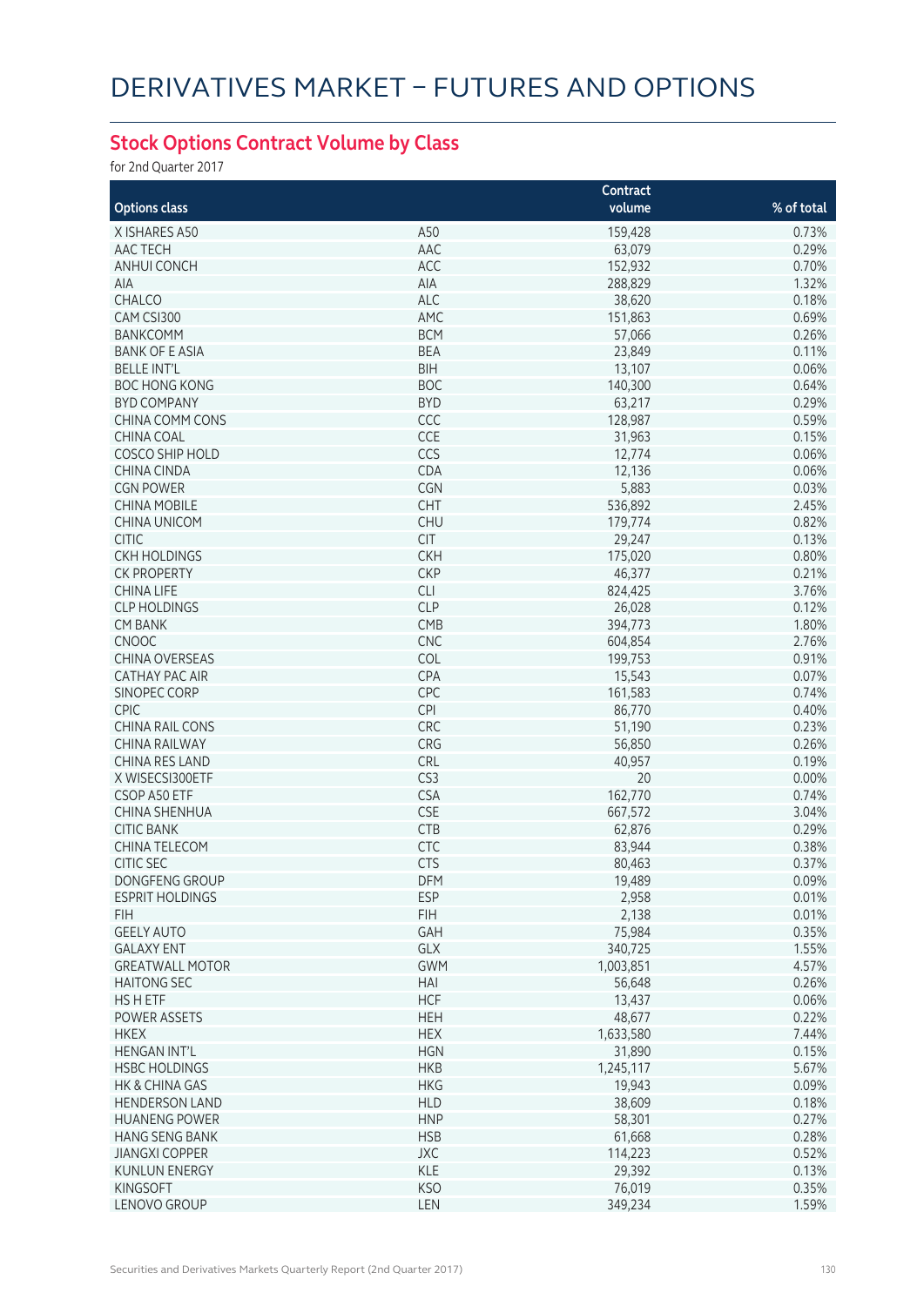# DERIVATIVES MARKET – FUTURES AND OPTIONS

## Stock Options Contract Volume by Class

for 2nd Quarter 2017

| Options class | | Contract volume | % of total |
|---|---|---|---|
| X ISHARES A50 | A50 | 159,428 | 0.73% |
| AAC TECH | AAC | 63,079 | 0.29% |
| ANHUI CONCH | ACC | 152,932 | 0.70% |
| AIA | AIA | 288,829 | 1.32% |
| CHALCO | ALC | 38,620 | 0.18% |
| CAM CSI300 | AMC | 151,863 | 0.69% |
| BANKCOMM | BCM | 57,066 | 0.26% |
| BANK OF E ASIA | BEA | 23,849 | 0.11% |
| BELLE INT'L | BIH | 13,107 | 0.06% |
| BOC HONG KONG | BOC | 140,300 | 0.64% |
| BYD COMPANY | BYD | 63,217 | 0.29% |
| CHINA COMM CONS | CCC | 128,987 | 0.59% |
| CHINA COAL | CCE | 31,963 | 0.15% |
| COSCO SHIP HOLD | CCS | 12,774 | 0.06% |
| CHINA CINDA | CDA | 12,136 | 0.06% |
| CGN POWER | CGN | 5,883 | 0.03% |
| CHINA MOBILE | CHT | 536,892 | 2.45% |
| CHINA UNICOM | CHU | 179,774 | 0.82% |
| CITIC | CIT | 29,247 | 0.13% |
| CKH HOLDINGS | CKH | 175,020 | 0.80% |
| CK PROPERTY | CKP | 46,377 | 0.21% |
| CHINA LIFE | CLI | 824,425 | 3.76% |
| CLP HOLDINGS | CLP | 26,028 | 0.12% |
| CM BANK | CMB | 394,773 | 1.80% |
| CNOOC | CNC | 604,854 | 2.76% |
| CHINA OVERSEAS | COL | 199,753 | 0.91% |
| CATHAY PAC AIR | CPA | 15,543 | 0.07% |
| SINOPEC CORP | CPC | 161,583 | 0.74% |
| CPIC | CPI | 86,770 | 0.40% |
| CHINA RAIL CONS | CRC | 51,190 | 0.23% |
| CHINA RAILWAY | CRG | 56,850 | 0.26% |
| CHINA RES LAND | CRL | 40,957 | 0.19% |
| X WISECSI300ETF | CS3 | 20 | 0.00% |
| CSOP A50 ETF | CSA | 162,770 | 0.74% |
| CHINA SHENHUA | CSE | 667,572 | 3.04% |
| CITIC BANK | CTB | 62,876 | 0.29% |
| CHINA TELECOM | CTC | 83,944 | 0.38% |
| CITIC SEC | CTS | 80,463 | 0.37% |
| DONGFENG GROUP | DFM | 19,489 | 0.09% |
| ESPRIT HOLDINGS | ESP | 2,958 | 0.01% |
| FIH | FIH | 2,138 | 0.01% |
| GEELY AUTO | GAH | 75,984 | 0.35% |
| GALAXY ENT | GLX | 340,725 | 1.55% |
| GREATWALL MOTOR | GWM | 1,003,851 | 4.57% |
| HAITONG SEC | HAI | 56,648 | 0.26% |
| HS H ETF | HCF | 13,437 | 0.06% |
| POWER ASSETS | HEH | 48,677 | 0.22% |
| HKEX | HEX | 1,633,580 | 7.44% |
| HENGAN INT'L | HGN | 31,890 | 0.15% |
| HSBC HOLDINGS | HKB | 1,245,117 | 5.67% |
| HK & CHINA GAS | HKG | 19,943 | 0.09% |
| HENDERSON LAND | HLD | 38,609 | 0.18% |
| HUANENG POWER | HNP | 58,301 | 0.27% |
| HANG SENG BANK | HSB | 61,668 | 0.28% |
| JIANGXI COPPER | JXC | 114,223 | 0.52% |
| KUNLUN ENERGY | KLE | 29,392 | 0.13% |
| KINGSOFT | KSO | 76,019 | 0.35% |
| LENOVO GROUP | LEN | 349,234 | 1.59% |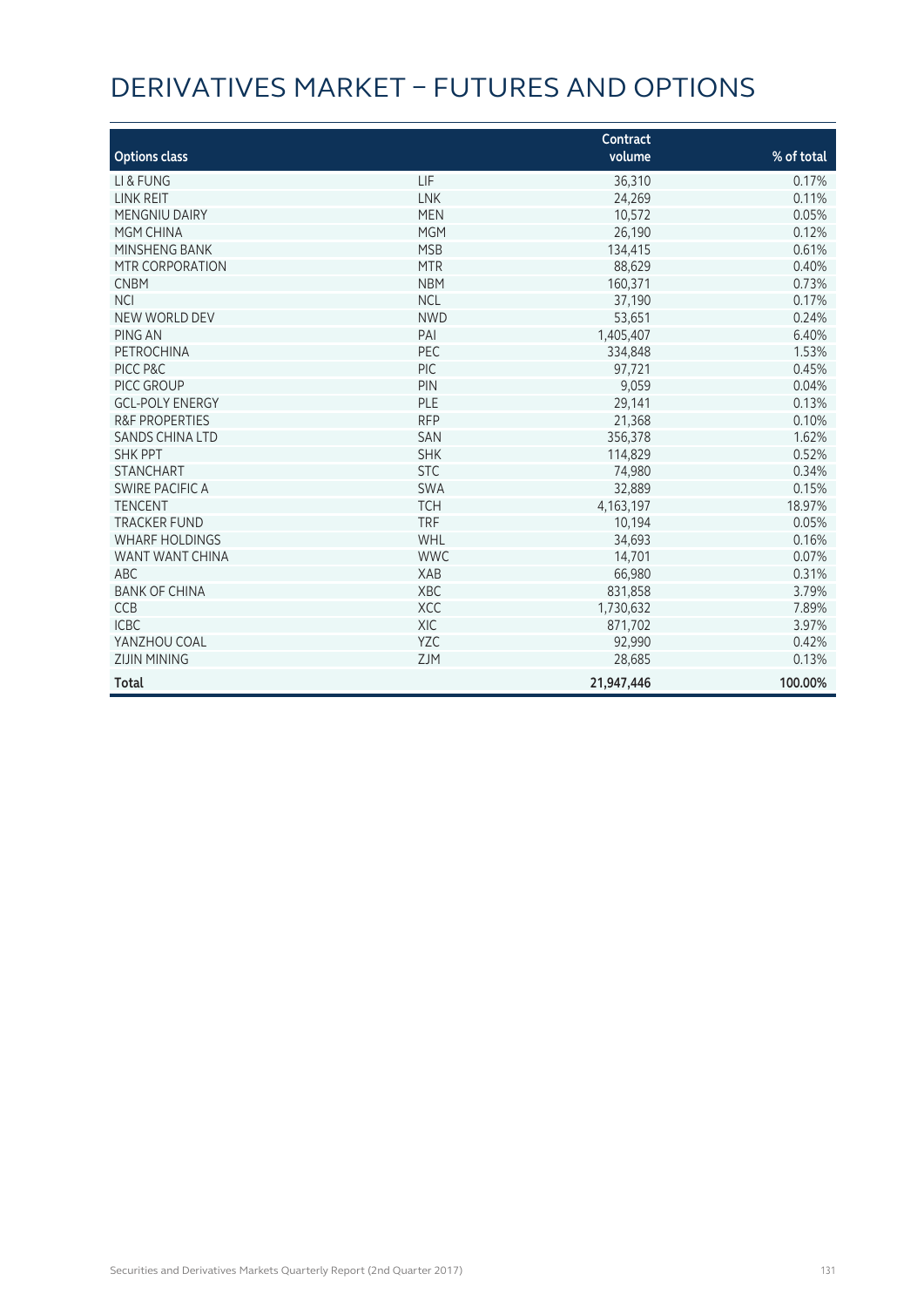# DERIVATIVES MARKET – FUTURES AND OPTIONS

| Options class | | Contract volume | % of total |
|---|---|---|---|
| LI & FUNG | LIF | 36,310 | 0.17% |
| LINK REIT | LNK | 24,269 | 0.11% |
| MENGNIU DAIRY | MEN | 10,572 | 0.05% |
| MGM CHINA | MGM | 26,190 | 0.12% |
| MINSHENG BANK | MSB | 134,415 | 0.61% |
| MTR CORPORATION | MTR | 88,629 | 0.40% |
| CNBM | NBM | 160,371 | 0.73% |
| NCI | NCL | 37,190 | 0.17% |
| NEW WORLD DEV | NWD | 53,651 | 0.24% |
| PING AN | PAI | 1,405,407 | 6.40% |
| PETROCHINA | PEC | 334,848 | 1.53% |
| PICC P&C | PIC | 97,721 | 0.45% |
| PICC GROUP | PIN | 9,059 | 0.04% |
| GCL-POLY ENERGY | PLE | 29,141 | 0.13% |
| R&F PROPERTIES | RFP | 21,368 | 0.10% |
| SANDS CHINA LTD | SAN | 356,378 | 1.62% |
| SHK PPT | SHK | 114,829 | 0.52% |
| STANCHART | STC | 74,980 | 0.34% |
| SWIRE PACIFIC A | SWA | 32,889 | 0.15% |
| TENCENT | TCH | 4,163,197 | 18.97% |
| TRACKER FUND | TRF | 10,194 | 0.05% |
| WHARF HOLDINGS | WHL | 34,693 | 0.16% |
| WANT WANT CHINA | WWC | 14,701 | 0.07% |
| ABC | XAB | 66,980 | 0.31% |
| BANK OF CHINA | XBC | 831,858 | 3.79% |
| CCB | XCC | 1,730,632 | 7.89% |
| ICBC | XIC | 871,702 | 3.97% |
| YANZHOU COAL | YZC | 92,990 | 0.42% |
| ZIJIN MINING | ZJM | 28,685 | 0.13% |
| **Total** | | **21,947,446** | **100.00%** |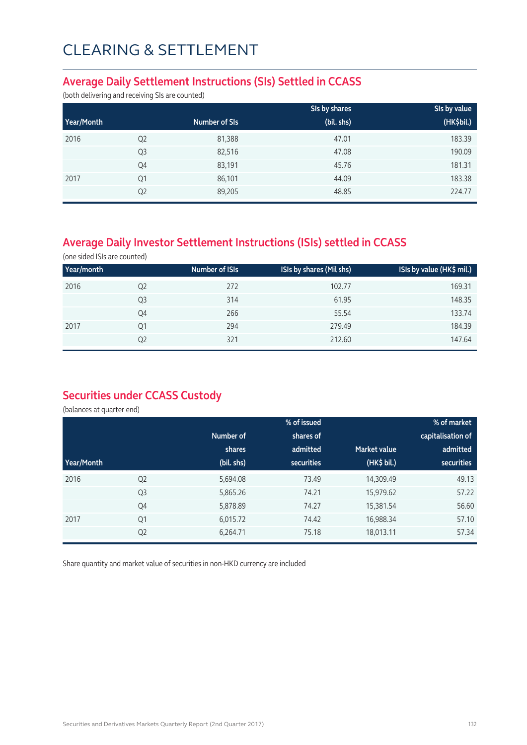# CLEARING & SETTLEMENT

## Average Daily Settlement Instructions (SIs) Settled in CCASS

(both delivering and receiving SIs are counted)

| Year/Month | | Number of SIs | SIs by shares (bil. shs) | SIs by value (HK$bil.) |
|---|---|---|---|---|
| 2016 | Q2 | 81,388 | 47.01 | 183.39 |
| | Q3 | 82,516 | 47.08 | 190.09 |
| | Q4 | 83,191 | 45.76 | 181.31 |
| 2017 | Q1 | 86,101 | 44.09 | 183.38 |
| | Q2 | 89,205 | 48.85 | 224.77 |

## Average Daily Investor Settlement Instructions (ISIs) settled in CCASS

(one sided ISIs are counted)

| Year/month | | Number of ISIs | ISIs by shares (Mil shs) | ISIs by value (HK$ mil.) |
|---|---|---|---|---|
| 2016 | Q2 | 272 | 102.77 | 169.31 |
| | Q3 | 314 | 61.95 | 148.35 |
| | Q4 | 266 | 55.54 | 133.74 |
| 2017 | Q1 | 294 | 279.49 | 184.39 |
| | Q2 | 321 | 212.60 | 147.64 |

## Securities under CCASS Custody

(balances at quarter end)

| Year/Month | | Number of shares (bil. shs) | % of issued shares of admitted securities | Market value (HK$ bil.) | % of market capitalisation of admitted securities |
|---|---|---|---|---|---|
| 2016 | Q2 | 5,694.08 | 73.49 | 14,309.49 | 49.13 |
| | Q3 | 5,865.26 | 74.21 | 15,979.62 | 57.22 |
| | Q4 | 5,878.89 | 74.27 | 15,381.54 | 56.60 |
| 2017 | Q1 | 6,015.72 | 74.42 | 16,988.34 | 57.10 |
| | Q2 | 6,264.71 | 75.18 | 18,013.11 | 57.34 |

Share quantity and market value of securities in non-HKD currency are included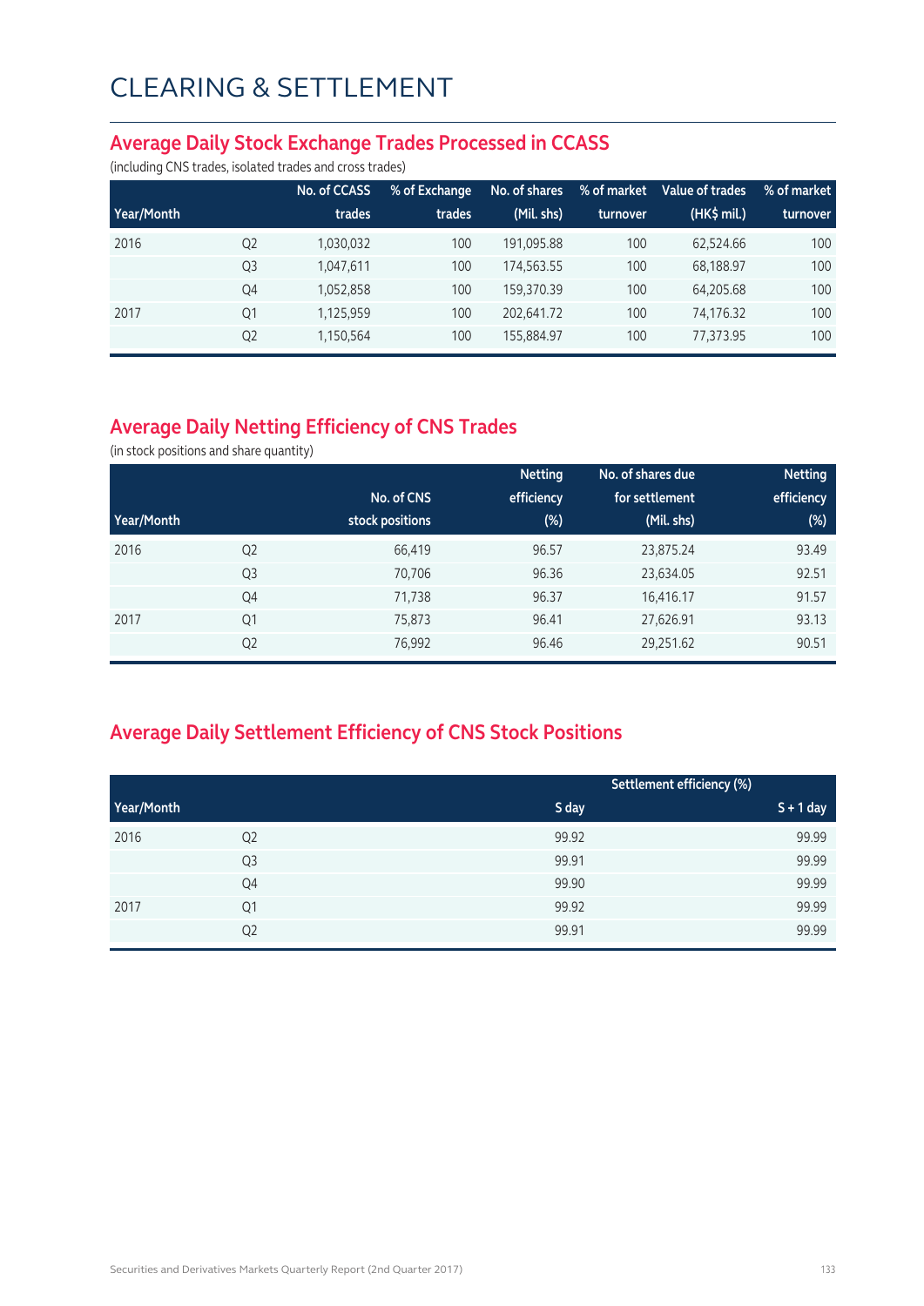# CLEARING & SETTLEMENT

## Average Daily Stock Exchange Trades Processed in CCASS

(including CNS trades, isolated trades and cross trades)

| Year/Month | | No. of CCASS trades | % of Exchange trades | No. of shares (Mil. shs) | % of market turnover | Value of trades (HK$ mil.) | % of market turnover |
|---|---|---|---|---|---|---|---|
| 2016 | Q2 | 1,030,032 | 100 | 191,095.88 | 100 | 62,524.66 | 100 |
| | Q3 | 1,047,611 | 100 | 174,563.55 | 100 | 68,188.97 | 100 |
| | Q4 | 1,052,858 | 100 | 159,370.39 | 100 | 64,205.68 | 100 |
| 2017 | Q1 | 1,125,959 | 100 | 202,641.72 | 100 | 74,176.32 | 100 |
| | Q2 | 1,150,564 | 100 | 155,884.97 | 100 | 77,373.95 | 100 |

## Average Daily Netting Efficiency of CNS Trades

(in stock positions and share quantity)

| Year/Month | | No. of CNS stock positions | Netting efficiency (%) | No. of shares due for settlement (Mil. shs) | Netting efficiency (%) |
|---|---|---|---|---|---|
| 2016 | Q2 | 66,419 | 96.57 | 23,875.24 | 93.49 |
| | Q3 | 70,706 | 96.36 | 23,634.05 | 92.51 |
| | Q4 | 71,738 | 96.37 | 16,416.17 | 91.57 |
| 2017 | Q1 | 75,873 | 96.41 | 27,626.91 | 93.13 |
| | Q2 | 76,992 | 96.46 | 29,251.62 | 90.51 |

## Average Daily Settlement Efficiency of CNS Stock Positions

| Year/Month | | Settlement efficiency (%) | |
|---|---|---|---|
| | | S day | S + 1 day |
| 2016 | Q2 | 99.92 | 99.99 |
| | Q3 | 99.91 | 99.99 |
| | Q4 | 99.90 | 99.99 |
| 2017 | Q1 | 99.92 | 99.99 |
| | Q2 | 99.91 | 99.99 |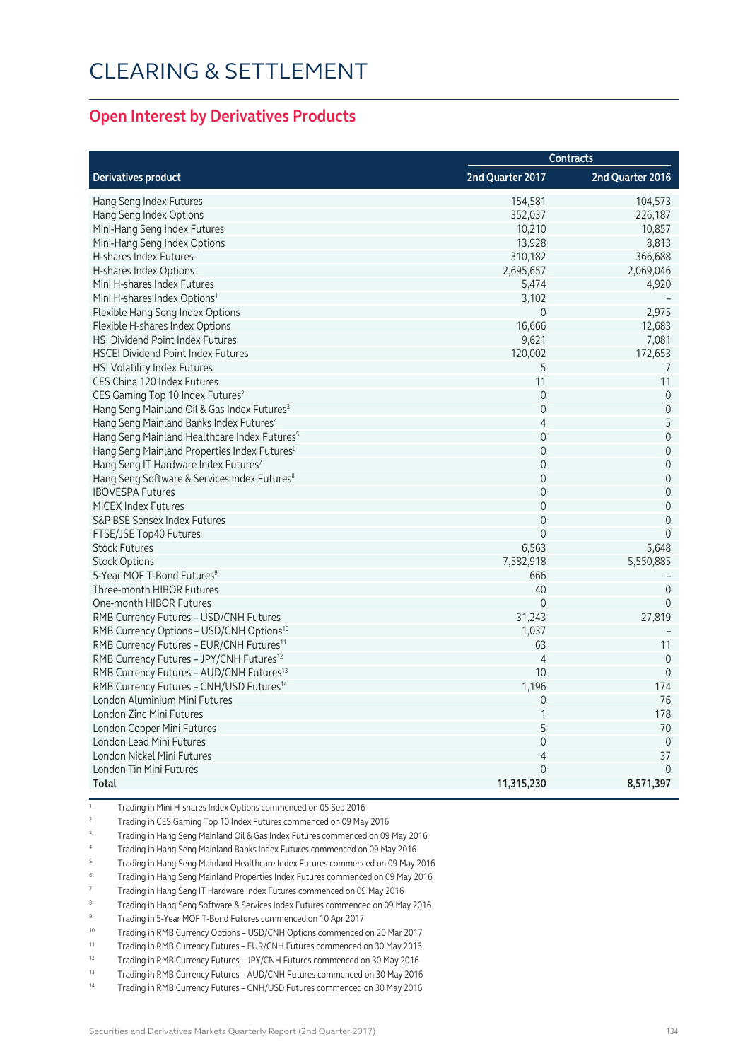# CLEARING & SETTLEMENT

## Open Interest by Derivatives Products

| Derivatives product | Contracts | |
|---|---|---|
| | 2nd Quarter 2017 | 2nd Quarter 2016 |
| Hang Seng Index Futures | 154,581 | 104,573 |
| Hang Seng Index Options | 352,037 | 226,187 |
| Mini-Hang Seng Index Futures | 10,210 | 10,857 |
| Mini-Hang Seng Index Options | 13,928 | 8,813 |
| H-shares Index Futures | 310,182 | 366,688 |
| H-shares Index Options | 2,695,657 | 2,069,046 |
| Mini H-shares Index Futures | 5,474 | 4,920 |
| Mini H-shares Index Options[1] | 3,102 | – |
| Flexible Hang Seng Index Options | 0 | 2,975 |
| Flexible H-shares Index Options | 16,666 | 12,683 |
| HSI Dividend Point Index Futures | 9,621 | 7,081 |
| HSCEI Dividend Point Index Futures | 120,002 | 172,653 |
| HSI Volatility Index Futures | 5 | 7 |
| CES China 120 Index Futures | 11 | 11 |
| CES Gaming Top 10 Index Futures[2] | 0 | 0 |
| Hang Seng Mainland Oil & Gas Index Futures[3] | 0 | 0 |
| Hang Seng Mainland Banks Index Futures[4] | 4 | 5 |
| Hang Seng Mainland Healthcare Index Futures[5] | 0 | 0 |
| Hang Seng Mainland Properties Index Futures[6] | 0 | 0 |
| Hang Seng IT Hardware Index Futures[7] | 0 | 0 |
| Hang Seng Software & Services Index Futures[8] | 0 | 0 |
| IBOVESPA Futures | 0 | 0 |
| MICEX Index Futures | 0 | 0 |
| S&P BSE Sensex Index Futures | 0 | 0 |
| FTSE/JSE Top40 Futures | 0 | 0 |
| Stock Futures | 6,563 | 5,648 |
| Stock Options | 7,582,918 | 5,550,885 |
| 5-Year MOF T-Bond Futures[9] | 666 | – |
| Three-month HIBOR Futures | 40 | 0 |
| One-month HIBOR Futures | 0 | 0 |
| RMB Currency Futures – USD/CNH Futures | 31,243 | 27,819 |
| RMB Currency Options – USD/CNH Options[10] | 1,037 | – |
| RMB Currency Futures – EUR/CNH Futures[11] | 63 | 11 |
| RMB Currency Futures – JPY/CNH Futures[12] | 4 | 0 |
| RMB Currency Futures – AUD/CNH Futures[13] | 10 | 0 |
| RMB Currency Futures – CNH/USD Futures[14] | 1,196 | 174 |
| London Aluminium Mini Futures | 0 | 76 |
| London Zinc Mini Futures | 1 | 178 |
| London Copper Mini Futures | 5 | 70 |
| London Lead Mini Futures | 0 | 0 |
| London Nickel Mini Futures | 4 | 37 |
| London Tin Mini Futures | 0 | 0 |
| **Total** | **11,315,230** | **8,571,397** |

1 Trading in Mini H-shares Index Options commenced on 05 Sep 2016

2 Trading in CES Gaming Top 10 Index Futures commenced on 09 May 2016

3 Trading in Hang Seng Mainland Oil & Gas Index Futures commenced on 09 May 2016

4 Trading in Hang Seng Mainland Banks Index Futures commenced on 09 May 2016

5 Trading in Hang Seng Mainland Healthcare Index Futures commenced on 09 May 2016

6 Trading in Hang Seng Mainland Properties Index Futures commenced on 09 May 2016

7 Trading in Hang Seng IT Hardware Index Futures commenced on 09 May 2016

8 Trading in Hang Seng Software & Services Index Futures commenced on 09 May 2016

9 Trading in 5-Year MOF T-Bond Futures commenced on 10 Apr 2017

10 Trading in RMB Currency Options – USD/CNH Options commenced on 20 Mar 2017

11 Trading in RMB Currency Futures – EUR/CNH Futures commenced on 30 May 2016

12 Trading in RMB Currency Futures – JPY/CNH Futures commenced on 30 May 2016

13 Trading in RMB Currency Futures – AUD/CNH Futures commenced on 30 May 2016

14 Trading in RMB Currency Futures – CNH/USD Futures commenced on 30 May 2016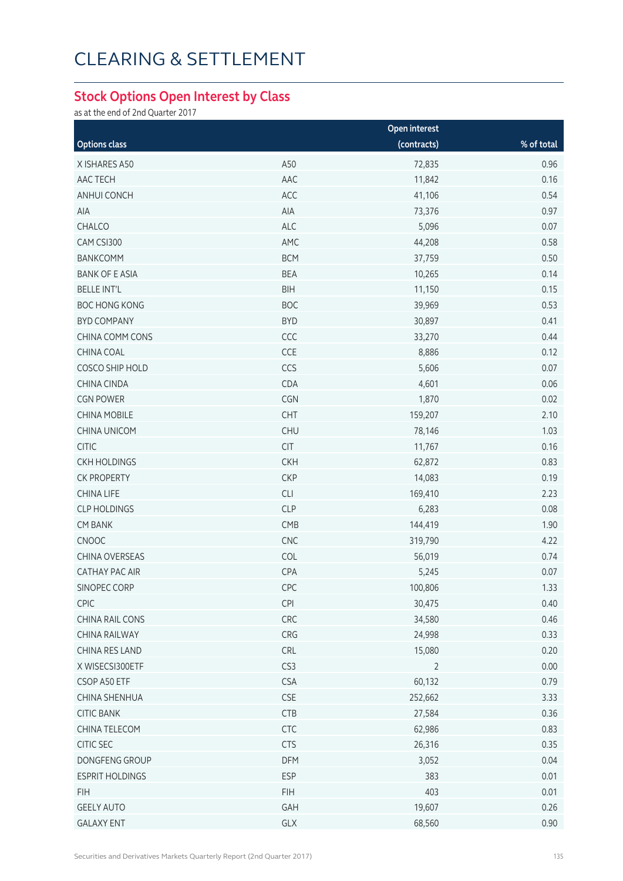# CLEARING & SETTLEMENT

## Stock Options Open Interest by Class

as at the end of 2nd Quarter 2017

| Options class | | Open interest (contracts) | % of total |
|---|---|---|---|
| X ISHARES A50 | A50 | 72,835 | 0.96 |
| AAC TECH | AAC | 11,842 | 0.16 |
| ANHUI CONCH | ACC | 41,106 | 0.54 |
| AIA | AIA | 73,376 | 0.97 |
| CHALCO | ALC | 5,096 | 0.07 |
| CAM CSI300 | AMC | 44,208 | 0.58 |
| BANKCOMM | BCM | 37,759 | 0.50 |
| BANK OF E ASIA | BEA | 10,265 | 0.14 |
| BELLE INT'L | BIH | 11,150 | 0.15 |
| BOC HONG KONG | BOC | 39,969 | 0.53 |
| BYD COMPANY | BYD | 30,897 | 0.41 |
| CHINA COMM CONS | CCC | 33,270 | 0.44 |
| CHINA COAL | CCE | 8,886 | 0.12 |
| COSCO SHIP HOLD | CCS | 5,606 | 0.07 |
| CHINA CINDA | CDA | 4,601 | 0.06 |
| CGN POWER | CGN | 1,870 | 0.02 |
| CHINA MOBILE | CHT | 159,207 | 2.10 |
| CHINA UNICOM | CHU | 78,146 | 1.03 |
| CITIC | CIT | 11,767 | 0.16 |
| CKH HOLDINGS | CKH | 62,872 | 0.83 |
| CK PROPERTY | CKP | 14,083 | 0.19 |
| CHINA LIFE | CLI | 169,410 | 2.23 |
| CLP HOLDINGS | CLP | 6,283 | 0.08 |
| CM BANK | CMB | 144,419 | 1.90 |
| CNOOC | CNC | 319,790 | 4.22 |
| CHINA OVERSEAS | COL | 56,019 | 0.74 |
| CATHAY PAC AIR | CPA | 5,245 | 0.07 |
| SINOPEC CORP | CPC | 100,806 | 1.33 |
| CPIC | CPI | 30,475 | 0.40 |
| CHINA RAIL CONS | CRC | 34,580 | 0.46 |
| CHINA RAILWAY | CRG | 24,998 | 0.33 |
| CHINA RES LAND | CRL | 15,080 | 0.20 |
| X WISECSI300ETF | CS3 | 2 | 0.00 |
| CSOP A50 ETF | CSA | 60,132 | 0.79 |
| CHINA SHENHUA | CSE | 252,662 | 3.33 |
| CITIC BANK | CTB | 27,584 | 0.36 |
| CHINA TELECOM | CTC | 62,986 | 0.83 |
| CITIC SEC | CTS | 26,316 | 0.35 |
| DONGFENG GROUP | DFM | 3,052 | 0.04 |
| ESPRIT HOLDINGS | ESP | 383 | 0.01 |
| FIH | FIH | 403 | 0.01 |
| GEELY AUTO | GAH | 19,607 | 0.26 |
| GALAXY ENT | GLX | 68,560 | 0.90 |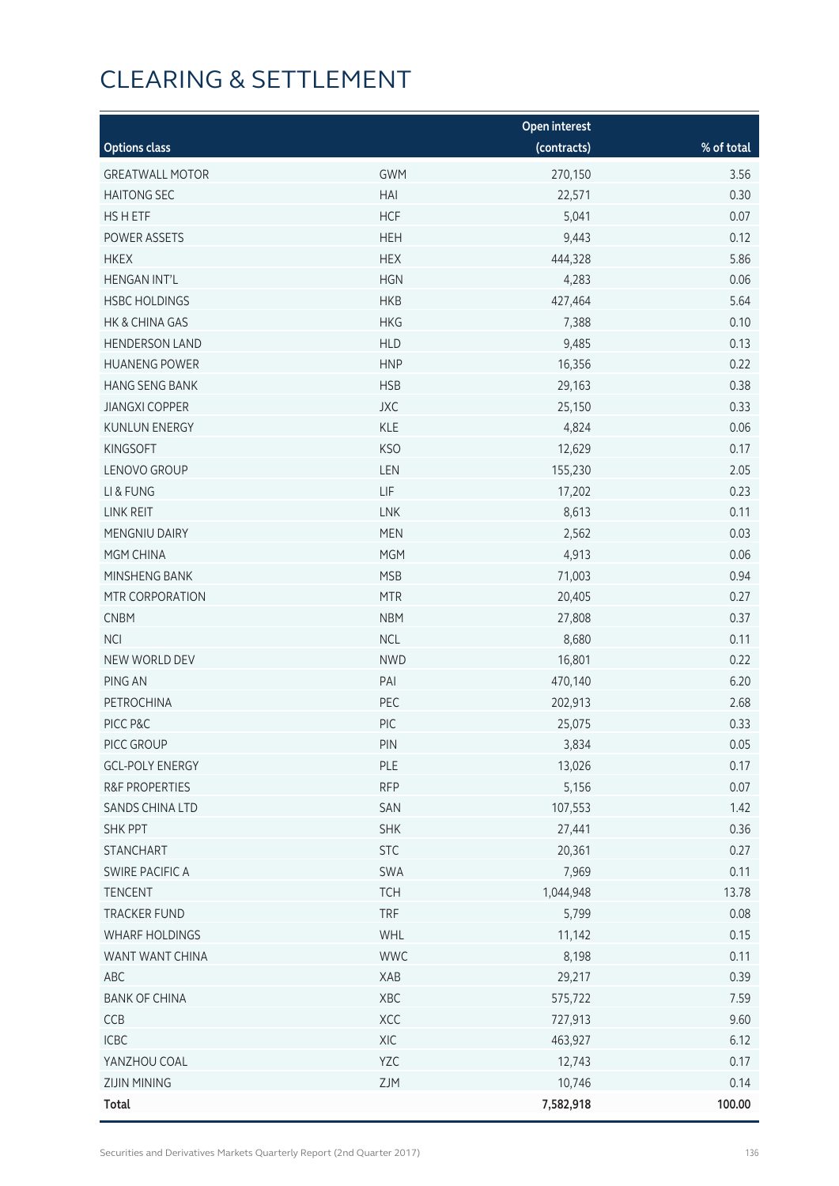# CLEARING & SETTLEMENT

| Options class | | Open interest (contracts) | % of total |
|---|---|---|---|
| GREATWALL MOTOR | GWM | 270,150 | 3.56 |
| HAITONG SEC | HAI | 22,571 | 0.30 |
| HS H ETF | HCF | 5,041 | 0.07 |
| POWER ASSETS | HEH | 9,443 | 0.12 |
| HKEX | HEX | 444,328 | 5.86 |
| HENGAN INT'L | HGN | 4,283 | 0.06 |
| HSBC HOLDINGS | HKB | 427,464 | 5.64 |
| HK & CHINA GAS | HKG | 7,388 | 0.10 |
| HENDERSON LAND | HLD | 9,485 | 0.13 |
| HUANENG POWER | HNP | 16,356 | 0.22 |
| HANG SENG BANK | HSB | 29,163 | 0.38 |
| JIANGXI COPPER | JXC | 25,150 | 0.33 |
| KUNLUN ENERGY | KLE | 4,824 | 0.06 |
| KINGSOFT | KSO | 12,629 | 0.17 |
| LENOVO GROUP | LEN | 155,230 | 2.05 |
| LI & FUNG | LIF | 17,202 | 0.23 |
| LINK REIT | LNK | 8,613 | 0.11 |
| MENGNIU DAIRY | MEN | 2,562 | 0.03 |
| MGM CHINA | MGM | 4,913 | 0.06 |
| MINSHENG BANK | MSB | 71,003 | 0.94 |
| MTR CORPORATION | MTR | 20,405 | 0.27 |
| CNBM | NBM | 27,808 | 0.37 |
| NCI | NCL | 8,680 | 0.11 |
| NEW WORLD DEV | NWD | 16,801 | 0.22 |
| PING AN | PAI | 470,140 | 6.20 |
| PETROCHINA | PEC | 202,913 | 2.68 |
| PICC P&C | PIC | 25,075 | 0.33 |
| PICC GROUP | PIN | 3,834 | 0.05 |
| GCL-POLY ENERGY | PLE | 13,026 | 0.17 |
| R&F PROPERTIES | RFP | 5,156 | 0.07 |
| SANDS CHINA LTD | SAN | 107,553 | 1.42 |
| SHK PPT | SHK | 27,441 | 0.36 |
| STANCHART | STC | 20,361 | 0.27 |
| SWIRE PACIFIC A | SWA | 7,969 | 0.11 |
| TENCENT | TCH | 1,044,948 | 13.78 |
| TRACKER FUND | TRF | 5,799 | 0.08 |
| WHARF HOLDINGS | WHL | 11,142 | 0.15 |
| WANT WANT CHINA | WWC | 8,198 | 0.11 |
| ABC | XAB | 29,217 | 0.39 |
| BANK OF CHINA | XBC | 575,722 | 7.59 |
| CCB | XCC | 727,913 | 9.60 |
| ICBC | XIC | 463,927 | 6.12 |
| YANZHOU COAL | YZC | 12,743 | 0.17 |
| ZIJIN MINING | ZJM | 10,746 | 0.14 |
| **Total** | | **7,582,918** | **100.00** |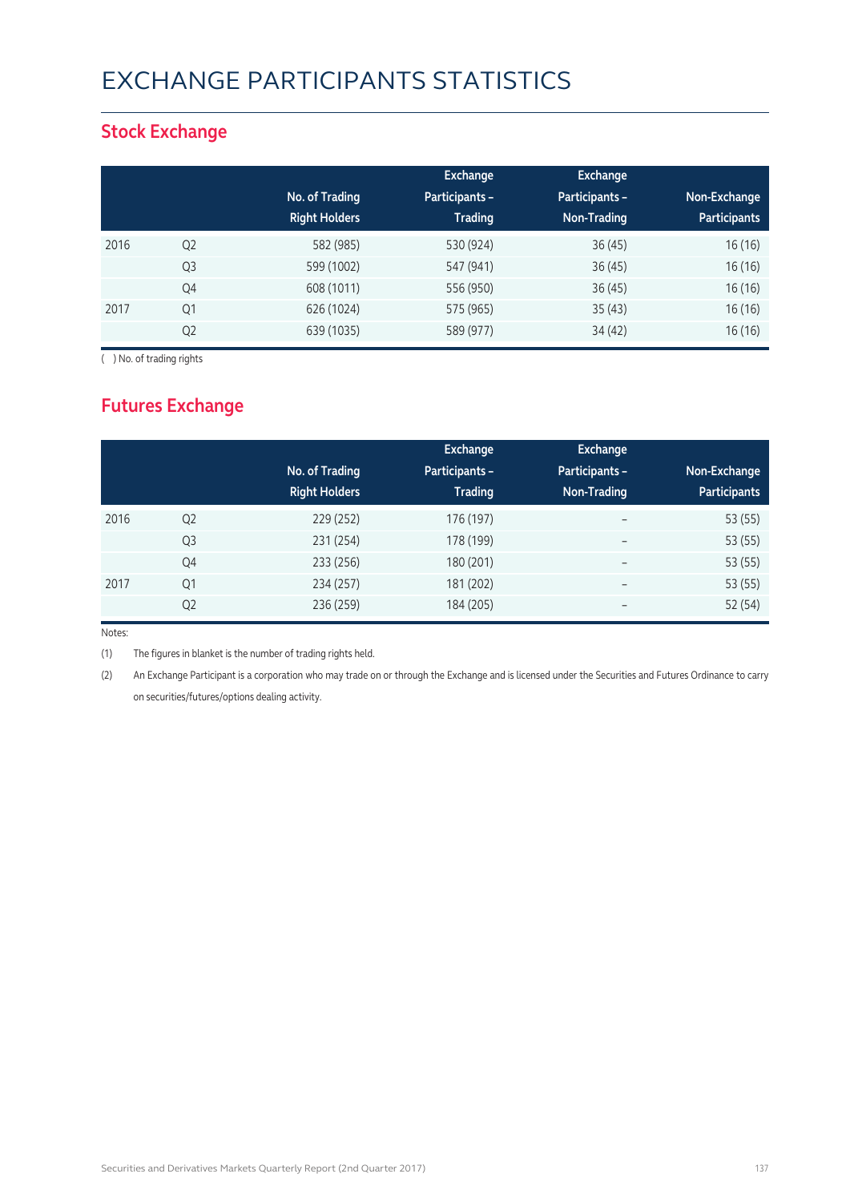# EXCHANGE PARTICIPANTS STATISTICS

## Stock Exchange

| | | No. of Trading Right Holders | Exchange Participants – Trading | Exchange Participants – Non-Trading | Non-Exchange Participants |
|---|---|---|---|---|---|
| 2016 | Q2 | 582 (985) | 530 (924) | 36 (45) | 16 (16) |
| | Q3 | 599 (1002) | 547 (941) | 36 (45) | 16 (16) |
| | Q4 | 608 (1011) | 556 (950) | 36 (45) | 16 (16) |
| 2017 | Q1 | 626 (1024) | 575 (965) | 35 (43) | 16 (16) |
| | Q2 | 639 (1035) | 589 (977) | 34 (42) | 16 (16) |

( ) No. of trading rights

## Futures Exchange

| | | No. of Trading Right Holders | Exchange Participants – Trading | Exchange Participants – Non-Trading | Non-Exchange Participants |
|---|---|---|---|---|---|
| 2016 | Q2 | 229 (252) | 176 (197) | – | 53 (55) |
| | Q3 | 231 (254) | 178 (199) | – | 53 (55) |
| | Q4 | 233 (256) | 180 (201) | – | 53 (55) |
| 2017 | Q1 | 234 (257) | 181 (202) | – | 53 (55) |
| | Q2 | 236 (259) | 184 (205) | – | 52 (54) |

Notes:

(1) The figures in blanket is the number of trading rights held.

(2) An Exchange Participant is a corporation who may trade on or through the Exchange and is licensed under the Securities and Futures Ordinance to carry on securities/futures/options dealing activity.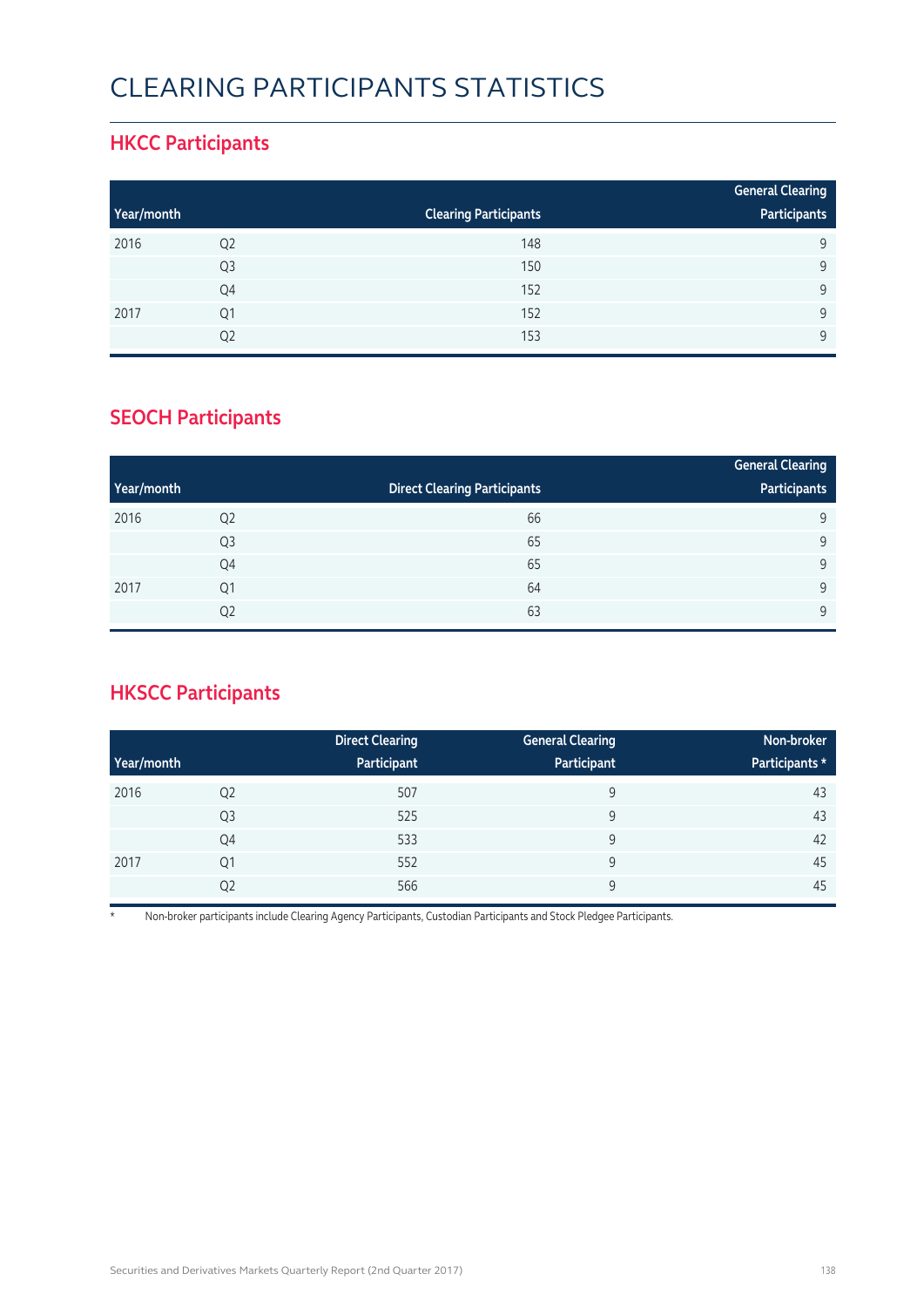# CLEARING PARTICIPANTS STATISTICS

## HKCC Participants

| Year/month | | Clearing Participants | General Clearing Participants |
|---|---|---|---|
| 2016 | Q2 | 148 | 9 |
| | Q3 | 150 | 9 |
| | Q4 | 152 | 9 |
| 2017 | Q1 | 152 | 9 |
| | Q2 | 153 | 9 |

## SEOCH Participants

| Year/month | | Direct Clearing Participants | General Clearing Participants |
|---|---|---|---|
| 2016 | Q2 | 66 | 9 |
| | Q3 | 65 | 9 |
| | Q4 | 65 | 9 |
| 2017 | Q1 | 64 | 9 |
| | Q2 | 63 | 9 |

## HKSCC Participants

| Year/month | | Direct Clearing Participant | General Clearing Participant | Non-broker Participants * |
|---|---|---|---|---|
| 2016 | Q2 | 507 | 9 | 43 |
| | Q3 | 525 | 9 | 43 |
| | Q4 | 533 | 9 | 42 |
| 2017 | Q1 | 552 | 9 | 45 |
| | Q2 | 566 | 9 | 45 |

* Non-broker participants include Clearing Agency Participants, Custodian Participants and Stock Pledgee Participants.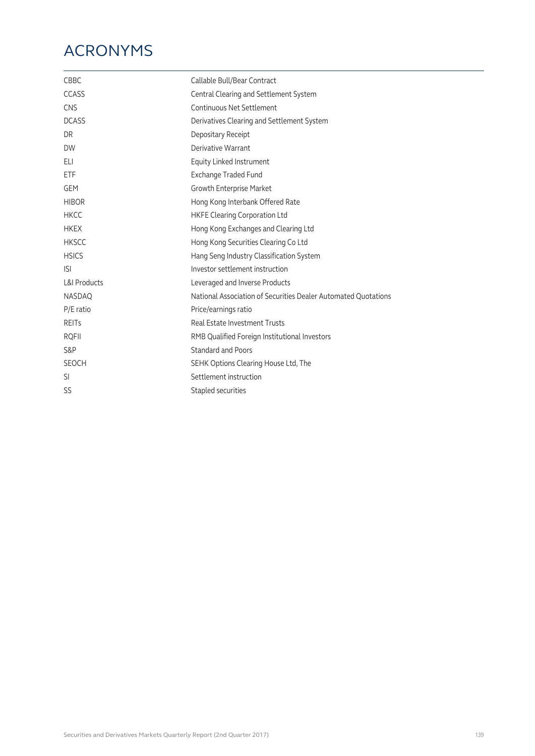# ACRONYMS

| | |
|---|---|
| CBBC | Callable Bull/Bear Contract |
| CCASS | Central Clearing and Settlement System |
| CNS | Continuous Net Settlement |
| DCASS | Derivatives Clearing and Settlement System |
| DR | Depositary Receipt |
| DW | Derivative Warrant |
| ELI | Equity Linked Instrument |
| ETF | Exchange Traded Fund |
| GEM | Growth Enterprise Market |
| HIBOR | Hong Kong Interbank Offered Rate |
| HKCC | HKFE Clearing Corporation Ltd |
| HKEX | Hong Kong Exchanges and Clearing Ltd |
| HKSCC | Hong Kong Securities Clearing Co Ltd |
| HSICS | Hang Seng Industry Classification System |
| ISI | Investor settlement instruction |
| L&I Products | Leveraged and Inverse Products |
| NASDAQ | National Association of Securities Dealer Automated Quotations |
| P/E ratio | Price/earnings ratio |
| REITs | Real Estate Investment Trusts |
| RQFII | RMB Qualified Foreign Institutional Investors |
| S&P | Standard and Poors |
| SEOCH | SEHK Options Clearing House Ltd, The |
| SI | Settlement instruction |
| SS | Stapled securities |